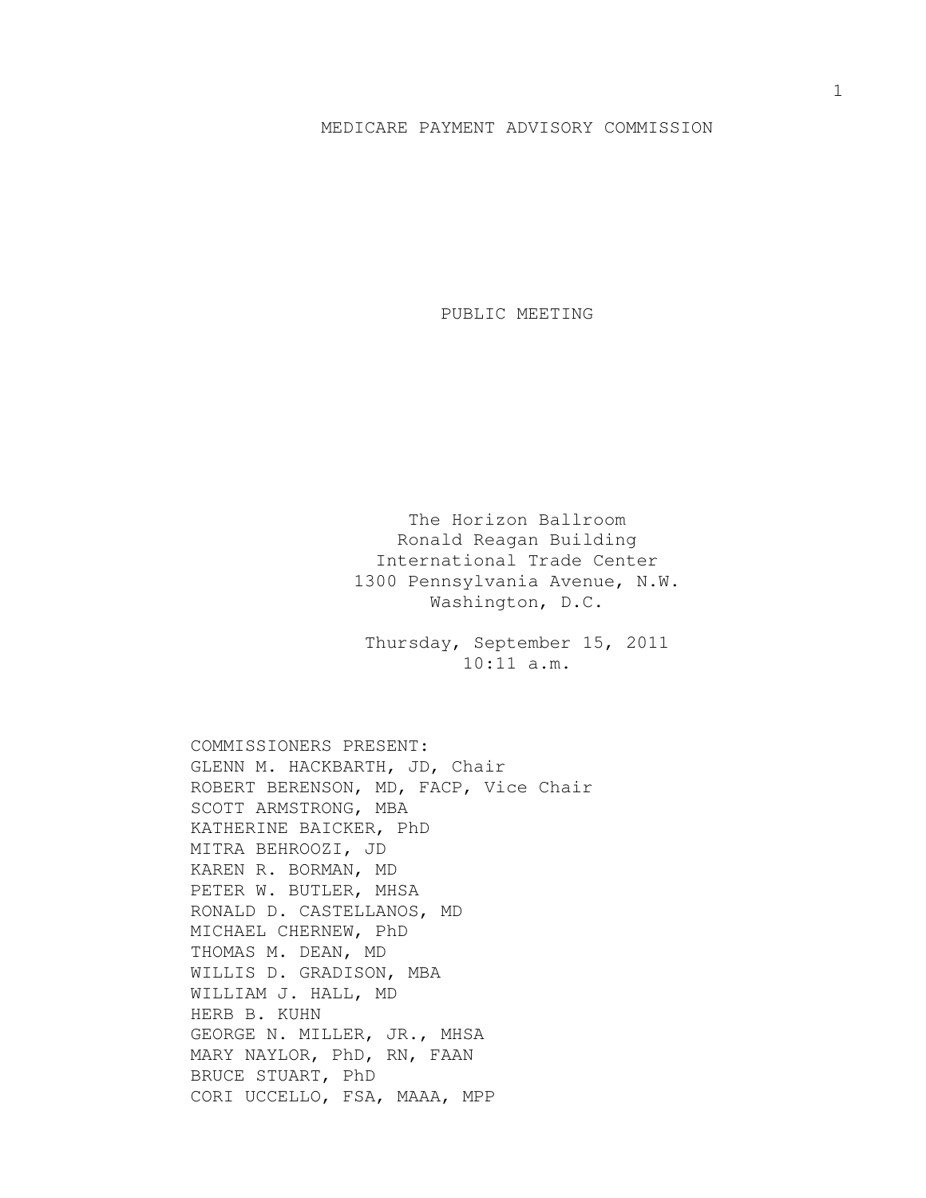# MEDICARE PAYMENT ADVISORY COMMISSION

## PUBLIC MEETING

The Horizon Ballroom
Ronald Reagan Building
International Trade Center
1300 Pennsylvania Avenue, N.W.
Washington, D.C.

Thursday, September 15, 2011
10:11 a.m.

COMMISSIONERS PRESENT:
GLENN M. HACKBARTH, JD, Chair
ROBERT BERENSON, MD, FACP, Vice Chair
SCOTT ARMSTRONG, MBA
KATHERINE BAICKER, PhD
MITRA BEHROOZI, JD
KAREN R. BORMAN, MD
PETER W. BUTLER, MHSA
RONALD D. CASTELLANOS, MD
MICHAEL CHERNEW, PhD
THOMAS M. DEAN, MD
WILLIS D. GRADISON, MBA
WILLIAM J. HALL, MD
HERB B. KUHN
GEORGE N. MILLER, JR., MHSA
MARY NAYLOR, PhD, RN, FAAN
BRUCE STUART, PhD
CORI UCCELLO, FSA, MAAA, MPP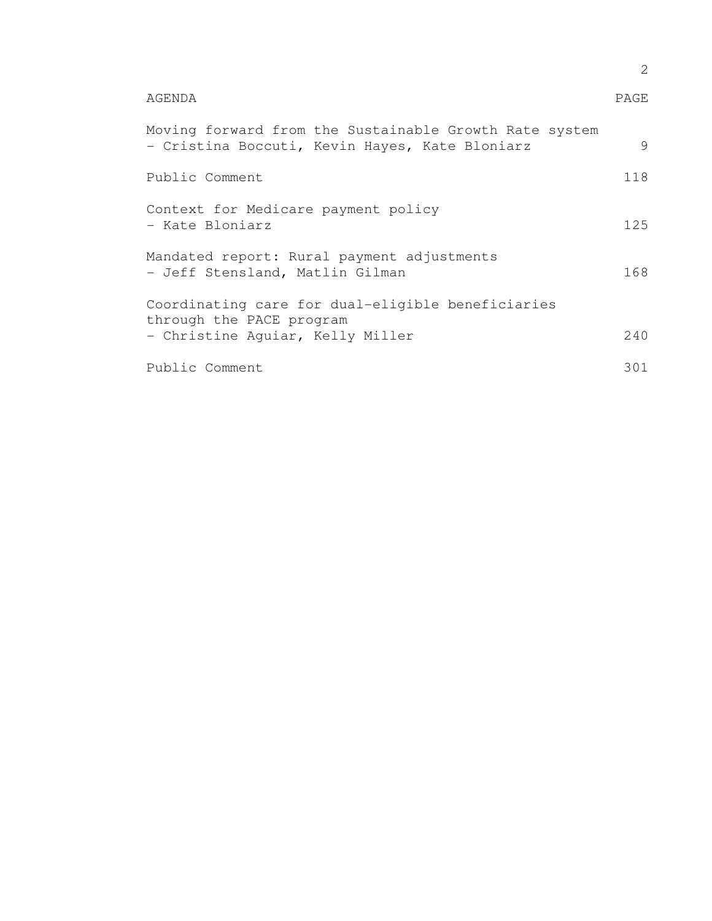| AGENDA | PAGE |
| --- | --- |
| Moving forward from the Sustainable Growth Rate system<br>- Cristina Boccuti, Kevin Hayes, Kate Bloniarz | 9 |
| Public Comment | 118 |
| Context for Medicare payment policy<br>- Kate Bloniarz | 125 |
| Mandated report: Rural payment adjustments<br>- Jeff Stensland, Matlin Gilman | 168 |
| Coordinating care for dual-eligible beneficiaries through the PACE program<br>- Christine Aguiar, Kelly Miller | 240 |
| Public Comment | 301 |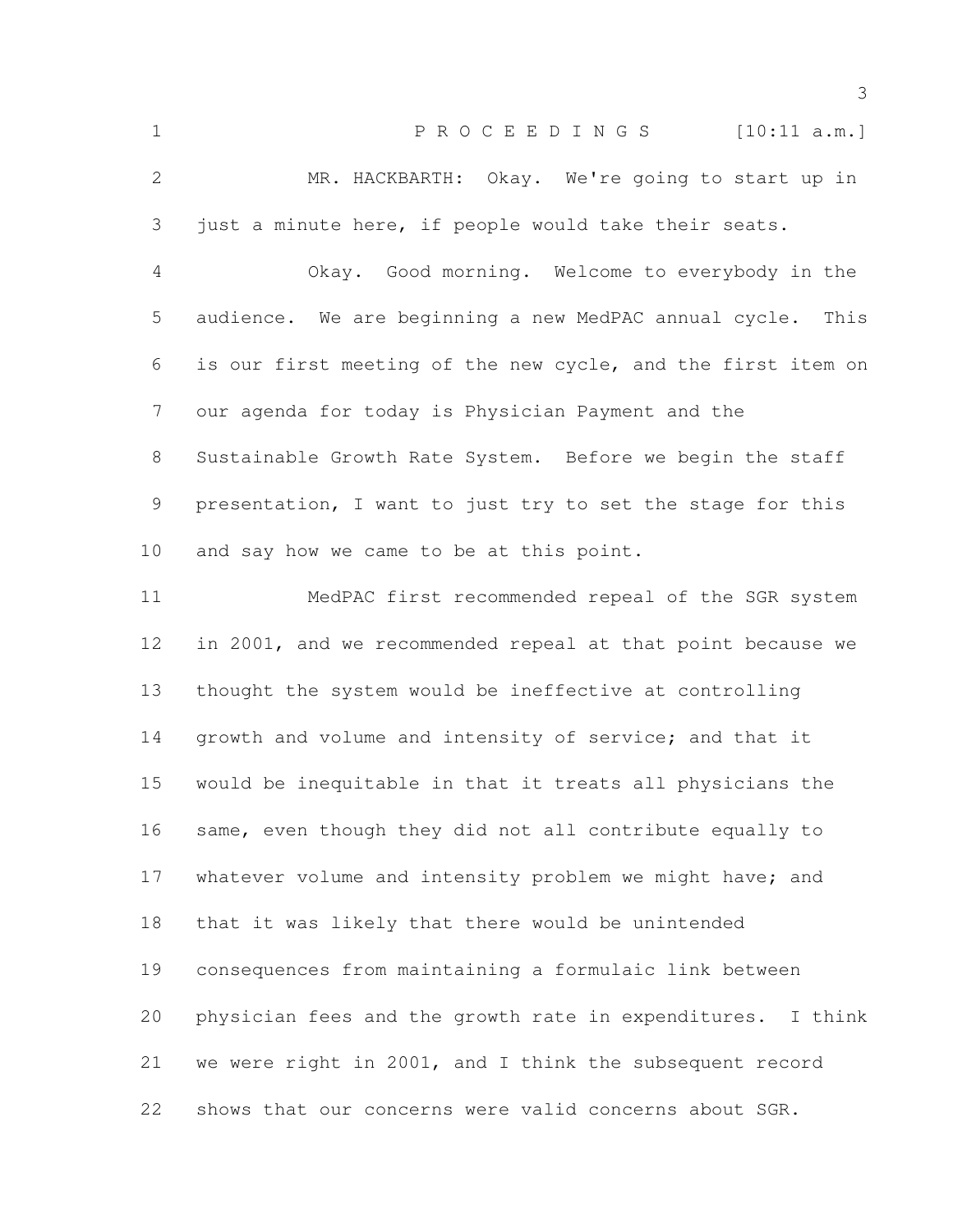P R O C E E D I N G S [10:11 a.m.]

MR. HACKBARTH: Okay. We're going to start up in just a minute here, if people would take their seats.

Okay. Good morning. Welcome to everybody in the audience. We are beginning a new MedPAC annual cycle. This is our first meeting of the new cycle, and the first item on our agenda for today is Physician Payment and the Sustainable Growth Rate System. Before we begin the staff presentation, I want to just try to set the stage for this and say how we came to be at this point.

MedPAC first recommended repeal of the SGR system in 2001, and we recommended repeal at that point because we thought the system would be ineffective at controlling growth and volume and intensity of service; and that it would be inequitable in that it treats all physicians the same, even though they did not all contribute equally to whatever volume and intensity problem we might have; and that it was likely that there would be unintended consequences from maintaining a formulaic link between physician fees and the growth rate in expenditures. I think we were right in 2001, and I think the subsequent record shows that our concerns were valid concerns about SGR.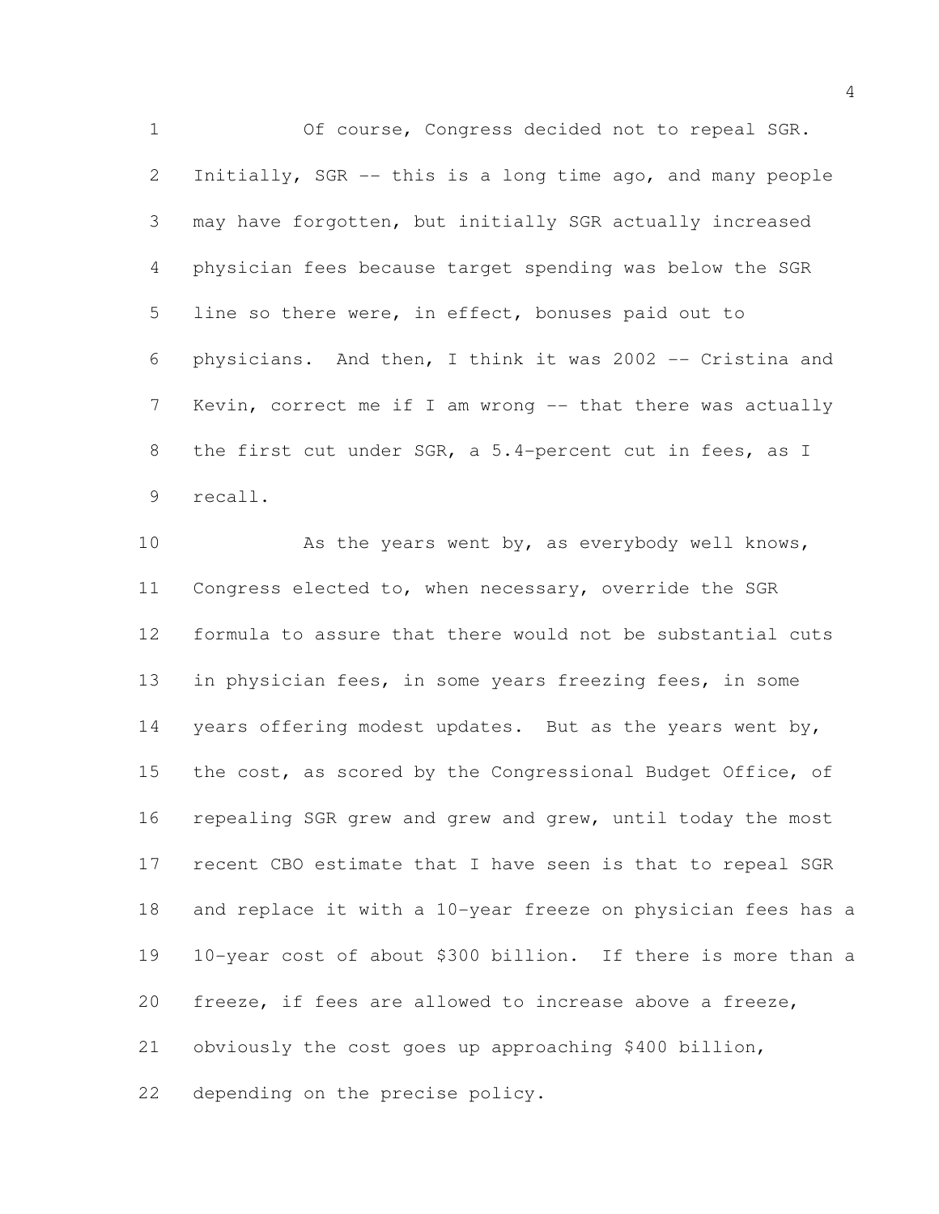Of course, Congress decided not to repeal SGR. Initially, SGR -- this is a long time ago, and many people may have forgotten, but initially SGR actually increased physician fees because target spending was below the SGR line so there were, in effect, bonuses paid out to physicians. And then, I think it was 2002 -- Cristina and Kevin, correct me if I am wrong -- that there was actually the first cut under SGR, a 5.4-percent cut in fees, as I recall.

As the years went by, as everybody well knows, Congress elected to, when necessary, override the SGR formula to assure that there would not be substantial cuts in physician fees, in some years freezing fees, in some years offering modest updates. But as the years went by, the cost, as scored by the Congressional Budget Office, of repealing SGR grew and grew and grew, until today the most recent CBO estimate that I have seen is that to repeal SGR and replace it with a 10-year freeze on physician fees has a 10-year cost of about $300 billion. If there is more than a freeze, if fees are allowed to increase above a freeze, obviously the cost goes up approaching $400 billion, depending on the precise policy.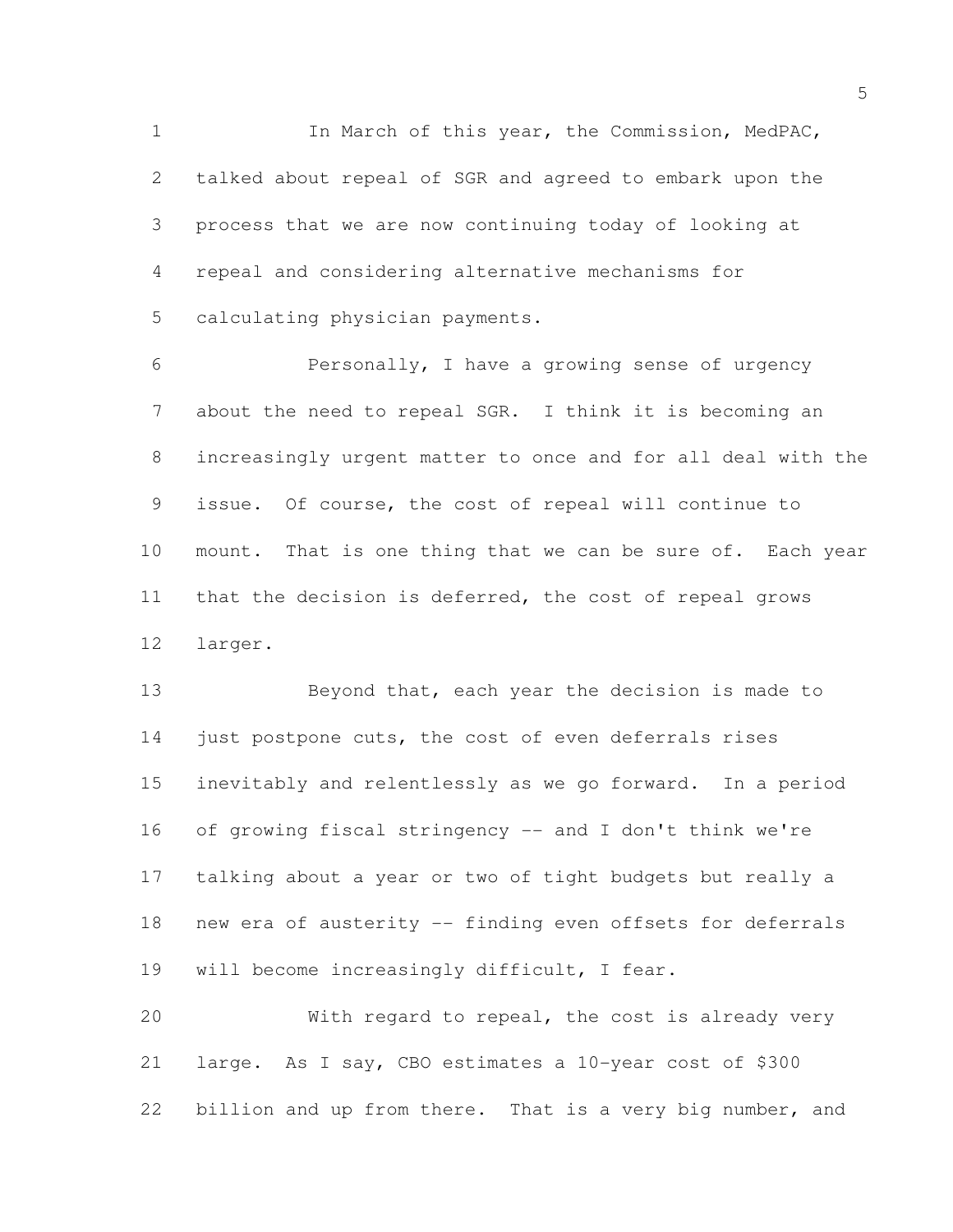In March of this year, the Commission, MedPAC, talked about repeal of SGR and agreed to embark upon the process that we are now continuing today of looking at repeal and considering alternative mechanisms for calculating physician payments.

Personally, I have a growing sense of urgency about the need to repeal SGR. I think it is becoming an increasingly urgent matter to once and for all deal with the issue. Of course, the cost of repeal will continue to mount. That is one thing that we can be sure of. Each year that the decision is deferred, the cost of repeal grows larger.

Beyond that, each year the decision is made to just postpone cuts, the cost of even deferrals rises inevitably and relentlessly as we go forward. In a period of growing fiscal stringency -- and I don't think we're talking about a year or two of tight budgets but really a new era of austerity -- finding even offsets for deferrals will become increasingly difficult, I fear.

With regard to repeal, the cost is already very large. As I say, CBO estimates a 10-year cost of $300 billion and up from there. That is a very big number, and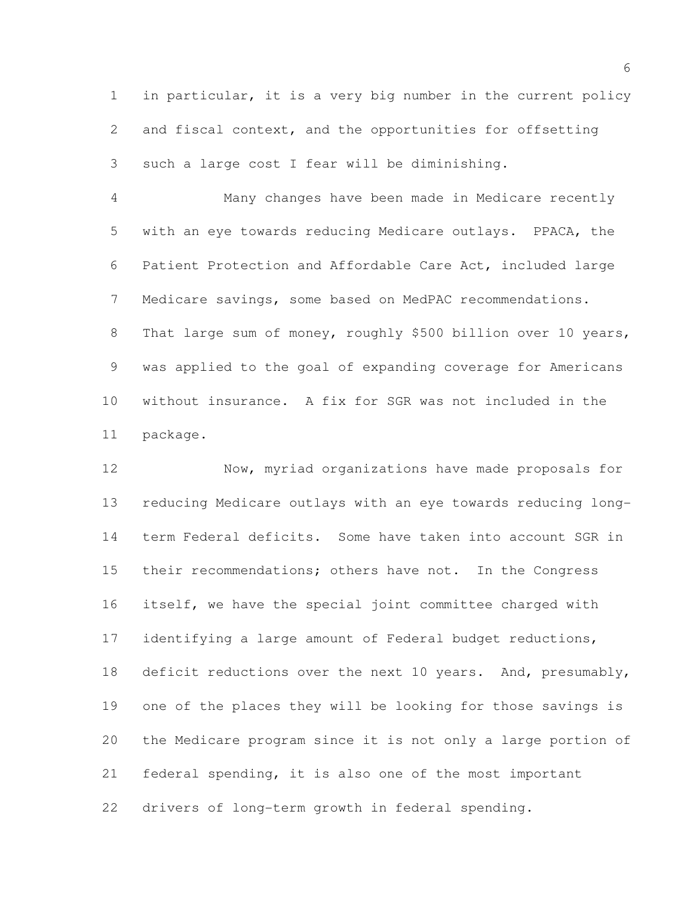in particular, it is a very big number in the current policy and fiscal context, and the opportunities for offsetting such a large cost I fear will be diminishing.

Many changes have been made in Medicare recently with an eye towards reducing Medicare outlays. PPACA, the Patient Protection and Affordable Care Act, included large Medicare savings, some based on MedPAC recommendations. That large sum of money, roughly $500 billion over 10 years, was applied to the goal of expanding coverage for Americans without insurance. A fix for SGR was not included in the package.

Now, myriad organizations have made proposals for reducing Medicare outlays with an eye towards reducing long-term Federal deficits. Some have taken into account SGR in their recommendations; others have not. In the Congress itself, we have the special joint committee charged with identifying a large amount of Federal budget reductions, deficit reductions over the next 10 years. And, presumably, one of the places they will be looking for those savings is the Medicare program since it is not only a large portion of federal spending, it is also one of the most important drivers of long-term growth in federal spending.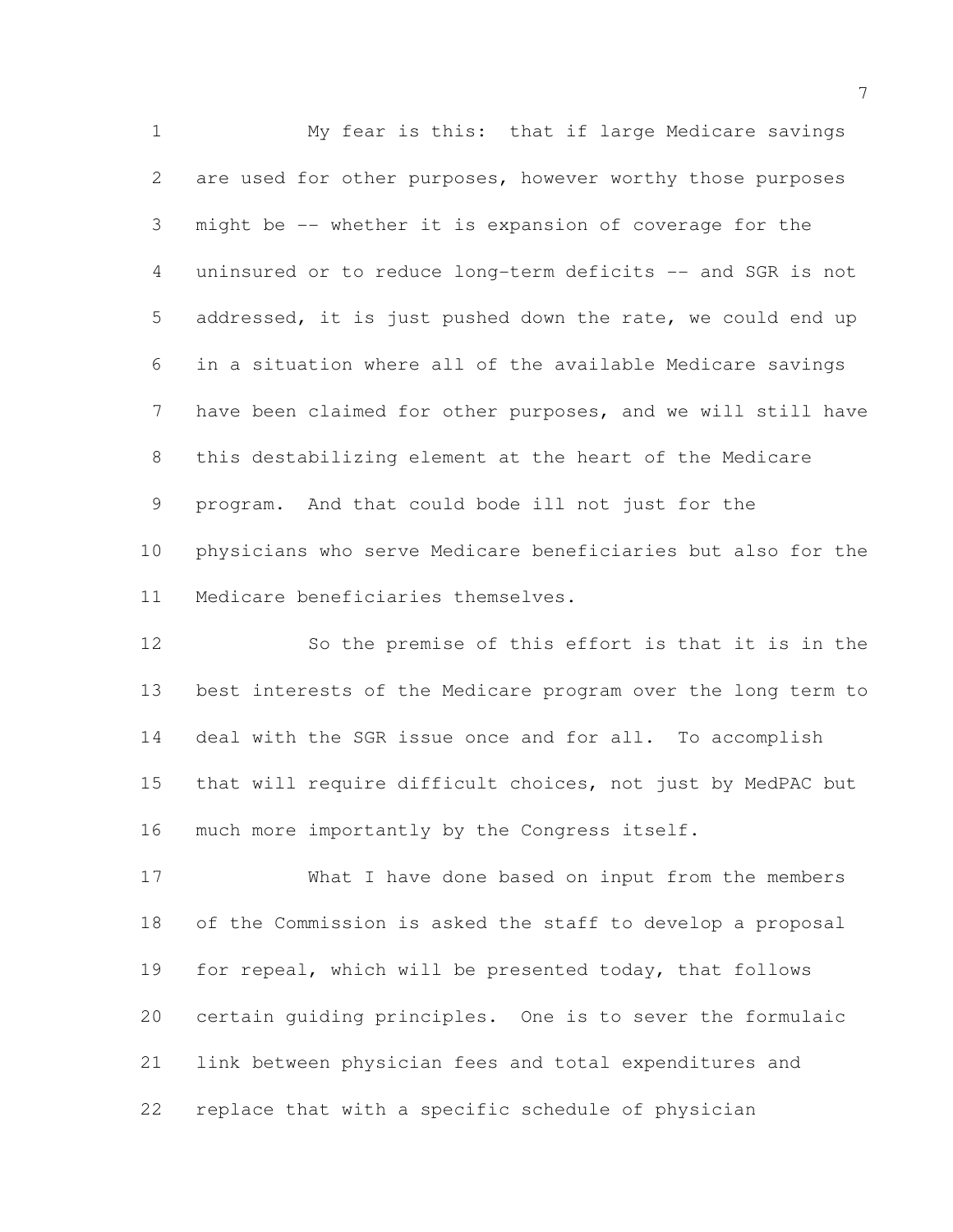My fear is this: that if large Medicare savings are used for other purposes, however worthy those purposes might be -- whether it is expansion of coverage for the uninsured or to reduce long-term deficits -- and SGR is not addressed, it is just pushed down the rate, we could end up in a situation where all of the available Medicare savings have been claimed for other purposes, and we will still have this destabilizing element at the heart of the Medicare program. And that could bode ill not just for the physicians who serve Medicare beneficiaries but also for the Medicare beneficiaries themselves.

So the premise of this effort is that it is in the best interests of the Medicare program over the long term to deal with the SGR issue once and for all. To accomplish that will require difficult choices, not just by MedPAC but much more importantly by the Congress itself.

What I have done based on input from the members of the Commission is asked the staff to develop a proposal for repeal, which will be presented today, that follows certain guiding principles. One is to sever the formulaic link between physician fees and total expenditures and replace that with a specific schedule of physician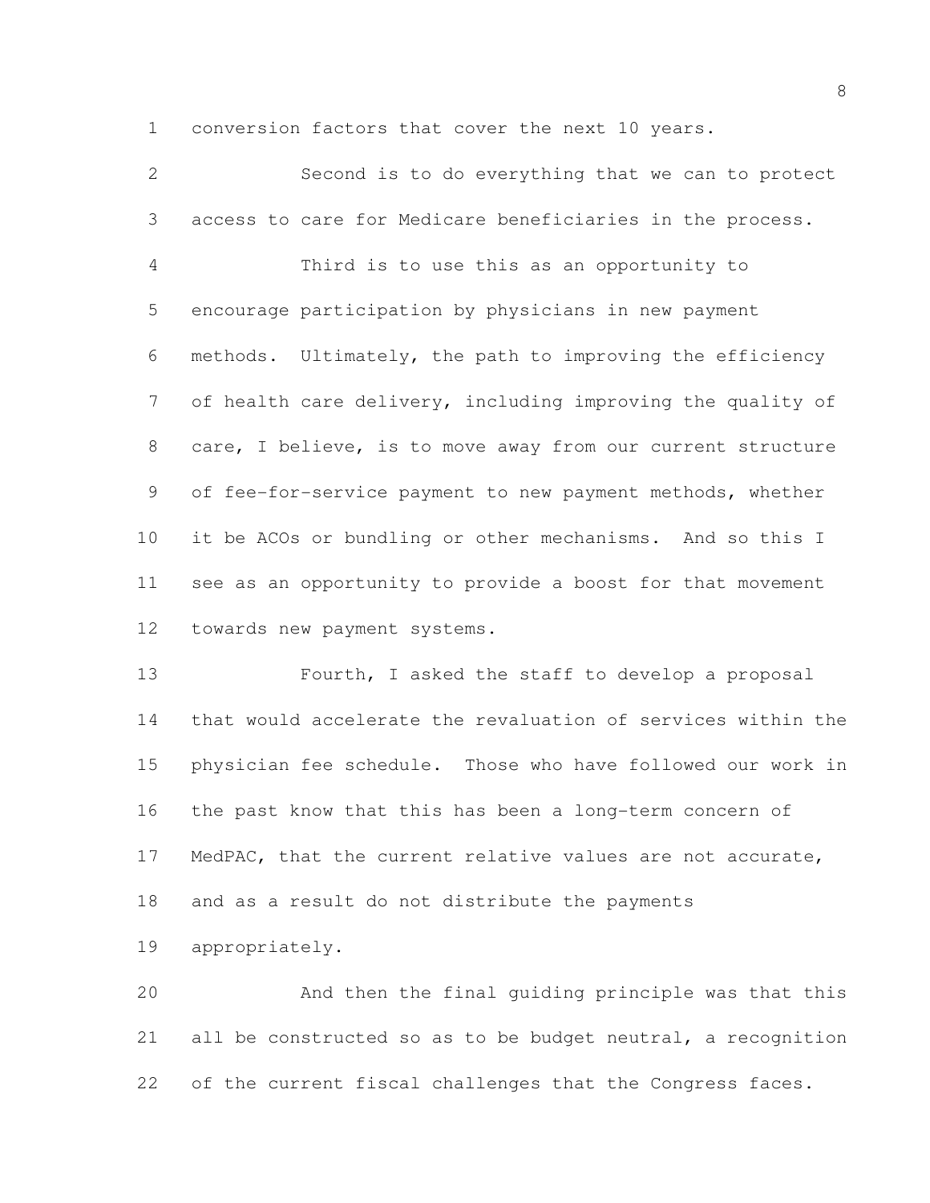conversion factors that cover the next 10 years.

Second is to do everything that we can to protect access to care for Medicare beneficiaries in the process.

Third is to use this as an opportunity to encourage participation by physicians in new payment methods. Ultimately, the path to improving the efficiency of health care delivery, including improving the quality of care, I believe, is to move away from our current structure of fee-for-service payment to new payment methods, whether it be ACOs or bundling or other mechanisms. And so this I see as an opportunity to provide a boost for that movement towards new payment systems.

Fourth, I asked the staff to develop a proposal that would accelerate the revaluation of services within the physician fee schedule. Those who have followed our work in the past know that this has been a long-term concern of MedPAC, that the current relative values are not accurate, and as a result do not distribute the payments appropriately.

And then the final guiding principle was that this all be constructed so as to be budget neutral, a recognition of the current fiscal challenges that the Congress faces.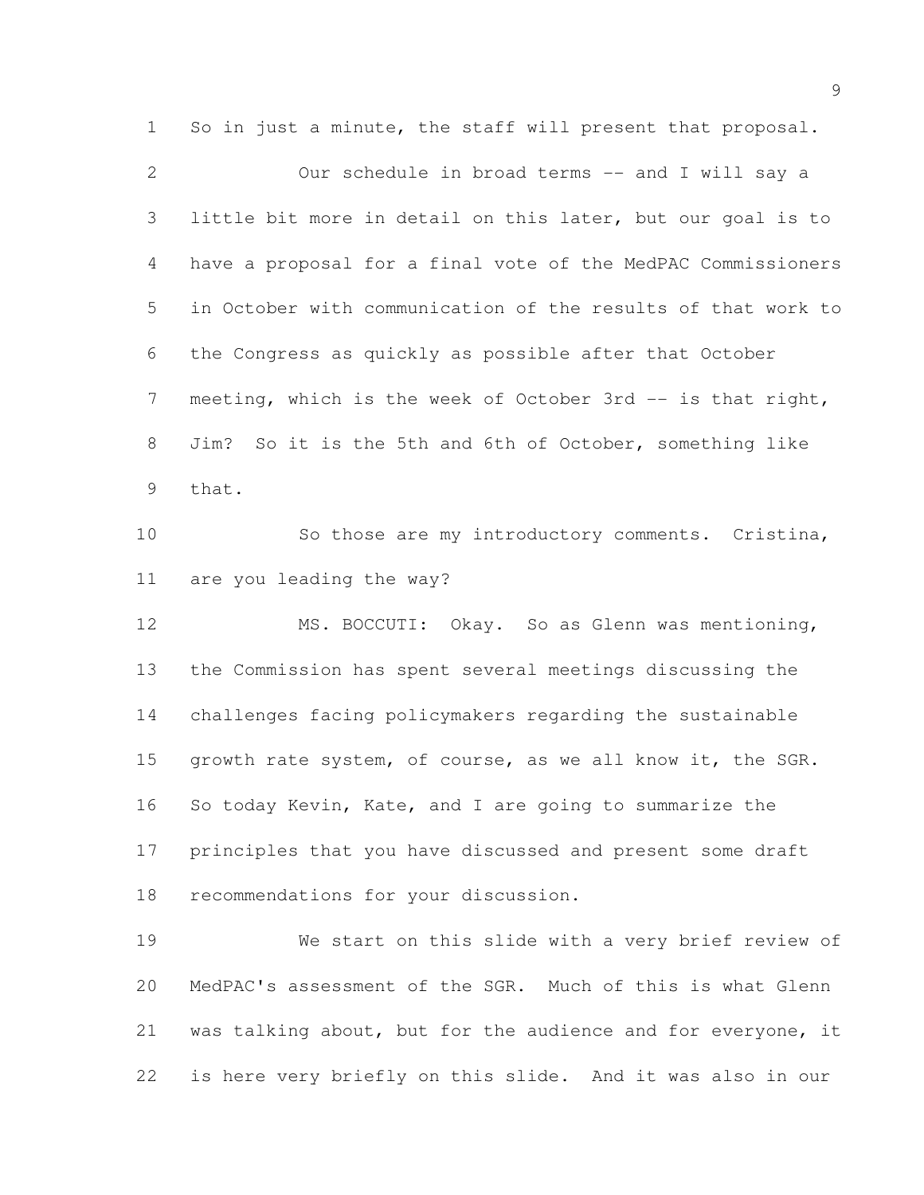So in just a minute, the staff will present that proposal.

Our schedule in broad terms -- and I will say a little bit more in detail on this later, but our goal is to have a proposal for a final vote of the MedPAC Commissioners in October with communication of the results of that work to the Congress as quickly as possible after that October meeting, which is the week of October 3rd -- is that right, Jim? So it is the 5th and 6th of October, something like that.

So those are my introductory comments. Cristina, are you leading the way?

MS. BOCCUTI: Okay. So as Glenn was mentioning, the Commission has spent several meetings discussing the challenges facing policymakers regarding the sustainable growth rate system, of course, as we all know it, the SGR. So today Kevin, Kate, and I are going to summarize the principles that you have discussed and present some draft recommendations for your discussion.

We start on this slide with a very brief review of MedPAC's assessment of the SGR. Much of this is what Glenn was talking about, but for the audience and for everyone, it is here very briefly on this slide. And it was also in our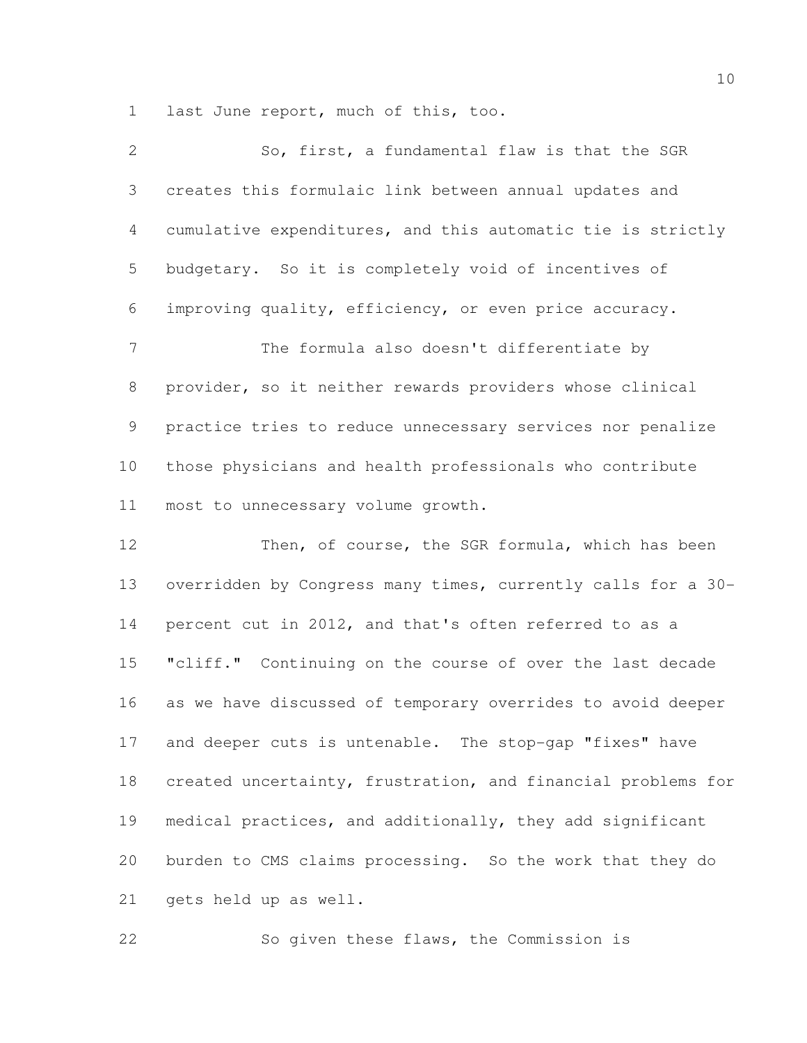last June report, much of this, too.

So, first, a fundamental flaw is that the SGR creates this formulaic link between annual updates and cumulative expenditures, and this automatic tie is strictly budgetary. So it is completely void of incentives of improving quality, efficiency, or even price accuracy.

The formula also doesn't differentiate by provider, so it neither rewards providers whose clinical practice tries to reduce unnecessary services nor penalize those physicians and health professionals who contribute most to unnecessary volume growth.

Then, of course, the SGR formula, which has been overridden by Congress many times, currently calls for a 30-percent cut in 2012, and that's often referred to as a "cliff." Continuing on the course of over the last decade as we have discussed of temporary overrides to avoid deeper and deeper cuts is untenable. The stop-gap "fixes" have created uncertainty, frustration, and financial problems for medical practices, and additionally, they add significant burden to CMS claims processing. So the work that they do gets held up as well.

So given these flaws, the Commission is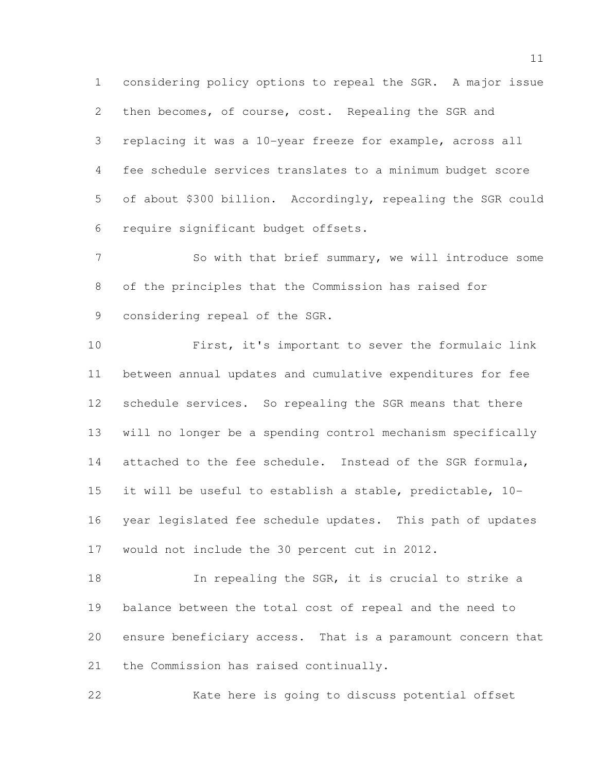considering policy options to repeal the SGR. A major issue then becomes, of course, cost. Repealing the SGR and replacing it was a 10-year freeze for example, across all fee schedule services translates to a minimum budget score of about $300 billion. Accordingly, repealing the SGR could require significant budget offsets.

So with that brief summary, we will introduce some of the principles that the Commission has raised for considering repeal of the SGR.

First, it's important to sever the formulaic link between annual updates and cumulative expenditures for fee schedule services. So repealing the SGR means that there will no longer be a spending control mechanism specifically attached to the fee schedule. Instead of the SGR formula, it will be useful to establish a stable, predictable, 10-year legislated fee schedule updates. This path of updates would not include the 30 percent cut in 2012.

In repealing the SGR, it is crucial to strike a balance between the total cost of repeal and the need to ensure beneficiary access. That is a paramount concern that the Commission has raised continually.

Kate here is going to discuss potential offset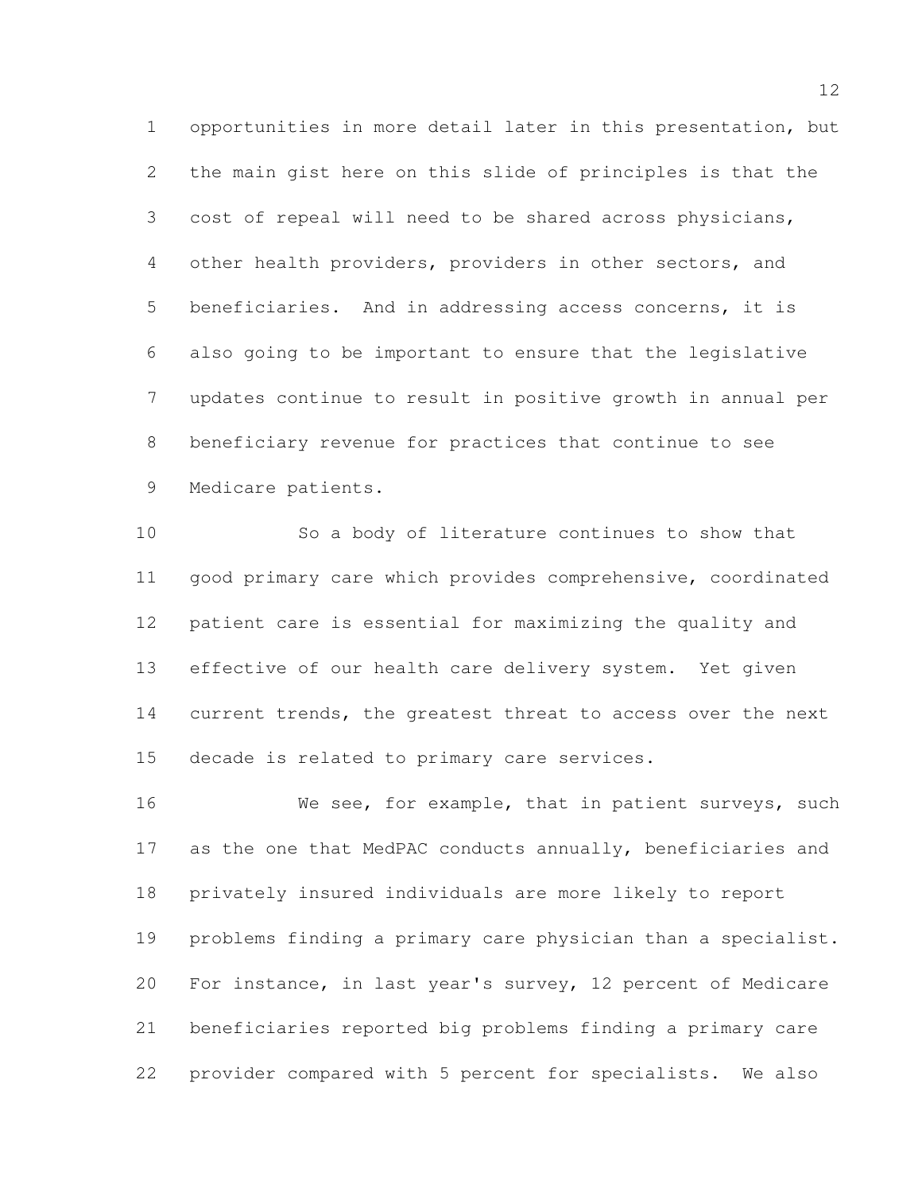opportunities in more detail later in this presentation, but the main gist here on this slide of principles is that the cost of repeal will need to be shared across physicians, other health providers, providers in other sectors, and beneficiaries. And in addressing access concerns, it is also going to be important to ensure that the legislative updates continue to result in positive growth in annual per beneficiary revenue for practices that continue to see Medicare patients.

So a body of literature continues to show that good primary care which provides comprehensive, coordinated patient care is essential for maximizing the quality and effective of our health care delivery system. Yet given current trends, the greatest threat to access over the next decade is related to primary care services.

We see, for example, that in patient surveys, such as the one that MedPAC conducts annually, beneficiaries and privately insured individuals are more likely to report problems finding a primary care physician than a specialist. For instance, in last year's survey, 12 percent of Medicare beneficiaries reported big problems finding a primary care provider compared with 5 percent for specialists. We also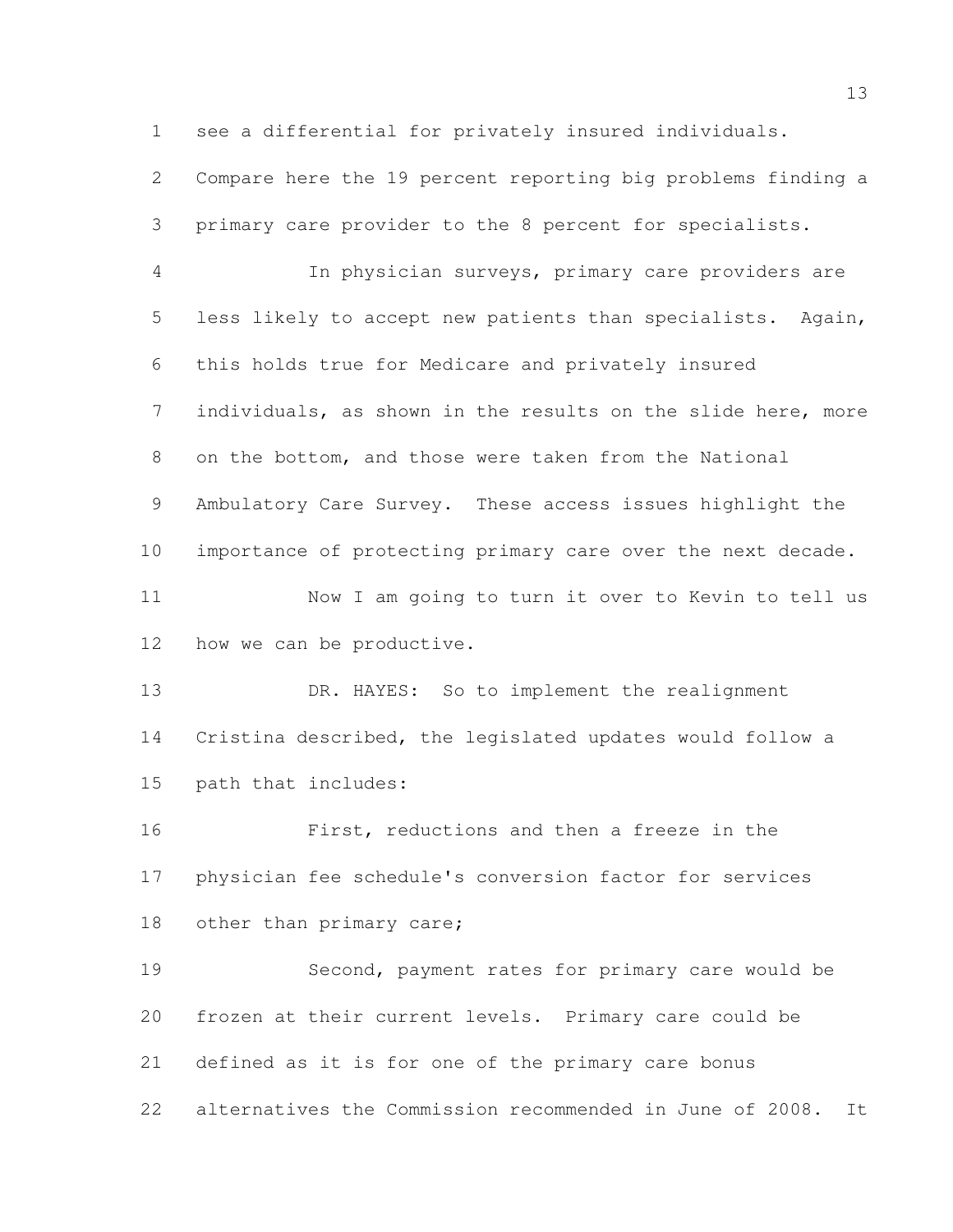see a differential for privately insured individuals. Compare here the 19 percent reporting big problems finding a primary care provider to the 8 percent for specialists.

In physician surveys, primary care providers are less likely to accept new patients than specialists. Again, this holds true for Medicare and privately insured individuals, as shown in the results on the slide here, more on the bottom, and those were taken from the National Ambulatory Care Survey. These access issues highlight the importance of protecting primary care over the next decade.

Now I am going to turn it over to Kevin to tell us how we can be productive.

DR. HAYES: So to implement the realignment Cristina described, the legislated updates would follow a path that includes:

First, reductions and then a freeze in the physician fee schedule's conversion factor for services other than primary care;

Second, payment rates for primary care would be frozen at their current levels. Primary care could be defined as it is for one of the primary care bonus alternatives the Commission recommended in June of 2008. It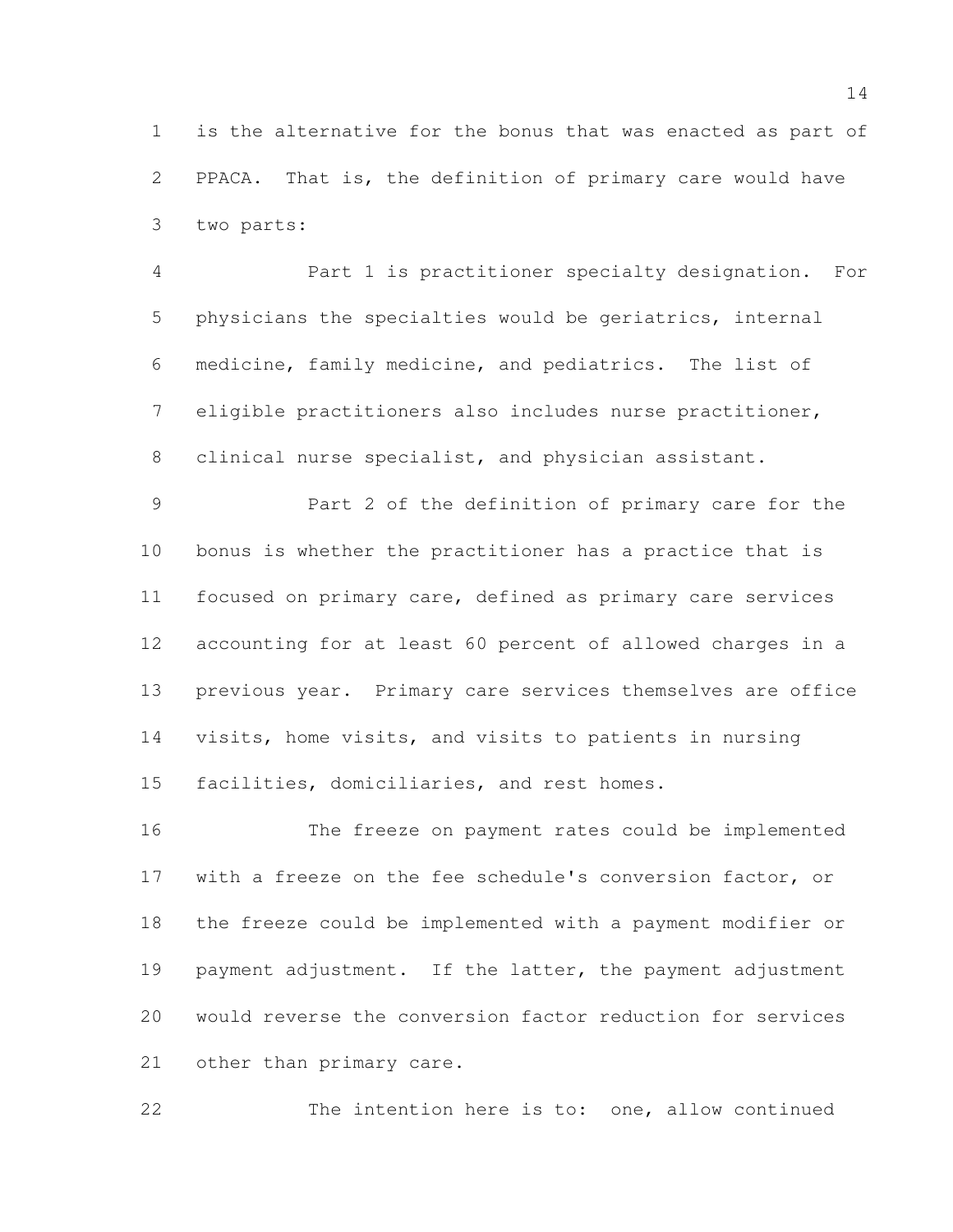is the alternative for the bonus that was enacted as part of PPACA. That is, the definition of primary care would have two parts:

Part 1 is practitioner specialty designation. For physicians the specialties would be geriatrics, internal medicine, family medicine, and pediatrics. The list of eligible practitioners also includes nurse practitioner, clinical nurse specialist, and physician assistant.

Part 2 of the definition of primary care for the bonus is whether the practitioner has a practice that is focused on primary care, defined as primary care services accounting for at least 60 percent of allowed charges in a previous year. Primary care services themselves are office visits, home visits, and visits to patients in nursing facilities, domiciliaries, and rest homes.

The freeze on payment rates could be implemented with a freeze on the fee schedule's conversion factor, or the freeze could be implemented with a payment modifier or payment adjustment. If the latter, the payment adjustment would reverse the conversion factor reduction for services other than primary care.

The intention here is to: one, allow continued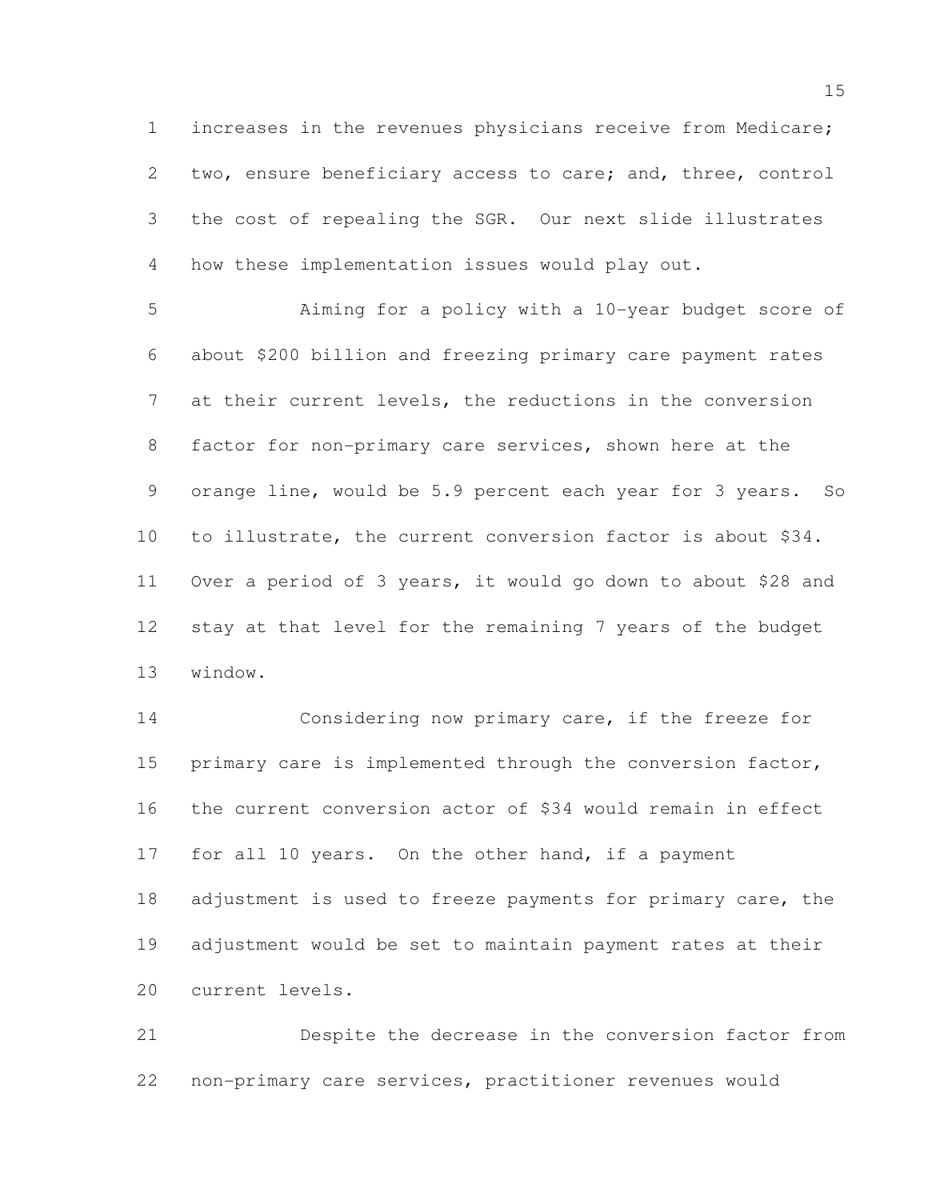increases in the revenues physicians receive from Medicare; two, ensure beneficiary access to care; and, three, control the cost of repealing the SGR. Our next slide illustrates how these implementation issues would play out.

Aiming for a policy with a 10-year budget score of about $200 billion and freezing primary care payment rates at their current levels, the reductions in the conversion factor for non-primary care services, shown here at the orange line, would be 5.9 percent each year for 3 years. So to illustrate, the current conversion factor is about $34. Over a period of 3 years, it would go down to about $28 and stay at that level for the remaining 7 years of the budget window.

Considering now primary care, if the freeze for primary care is implemented through the conversion factor, the current conversion actor of $34 would remain in effect for all 10 years. On the other hand, if a payment adjustment is used to freeze payments for primary care, the adjustment would be set to maintain payment rates at their current levels.

Despite the decrease in the conversion factor from non-primary care services, practitioner revenues would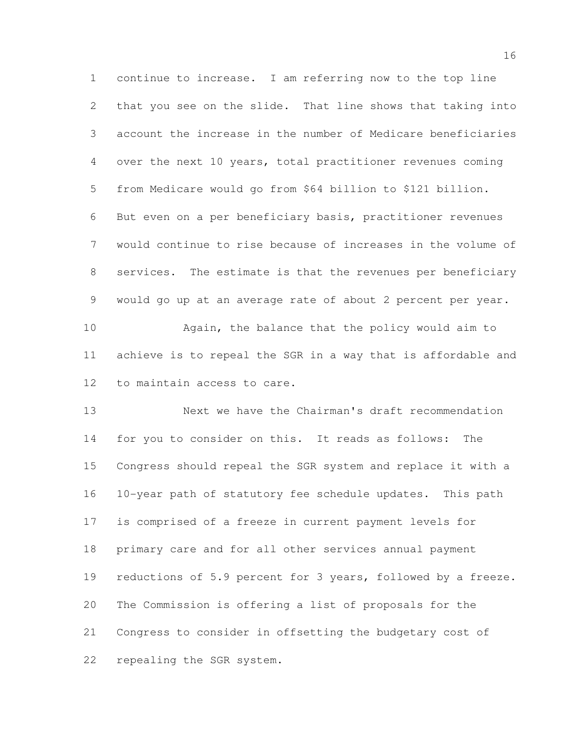continue to increase. I am referring now to the top line that you see on the slide. That line shows that taking into account the increase in the number of Medicare beneficiaries over the next 10 years, total practitioner revenues coming from Medicare would go from $64 billion to $121 billion. But even on a per beneficiary basis, practitioner revenues would continue to rise because of increases in the volume of services. The estimate is that the revenues per beneficiary would go up at an average rate of about 2 percent per year.

Again, the balance that the policy would aim to achieve is to repeal the SGR in a way that is affordable and to maintain access to care.

Next we have the Chairman's draft recommendation for you to consider on this. It reads as follows: The Congress should repeal the SGR system and replace it with a 10-year path of statutory fee schedule updates. This path is comprised of a freeze in current payment levels for primary care and for all other services annual payment reductions of 5.9 percent for 3 years, followed by a freeze. The Commission is offering a list of proposals for the Congress to consider in offsetting the budgetary cost of repealing the SGR system.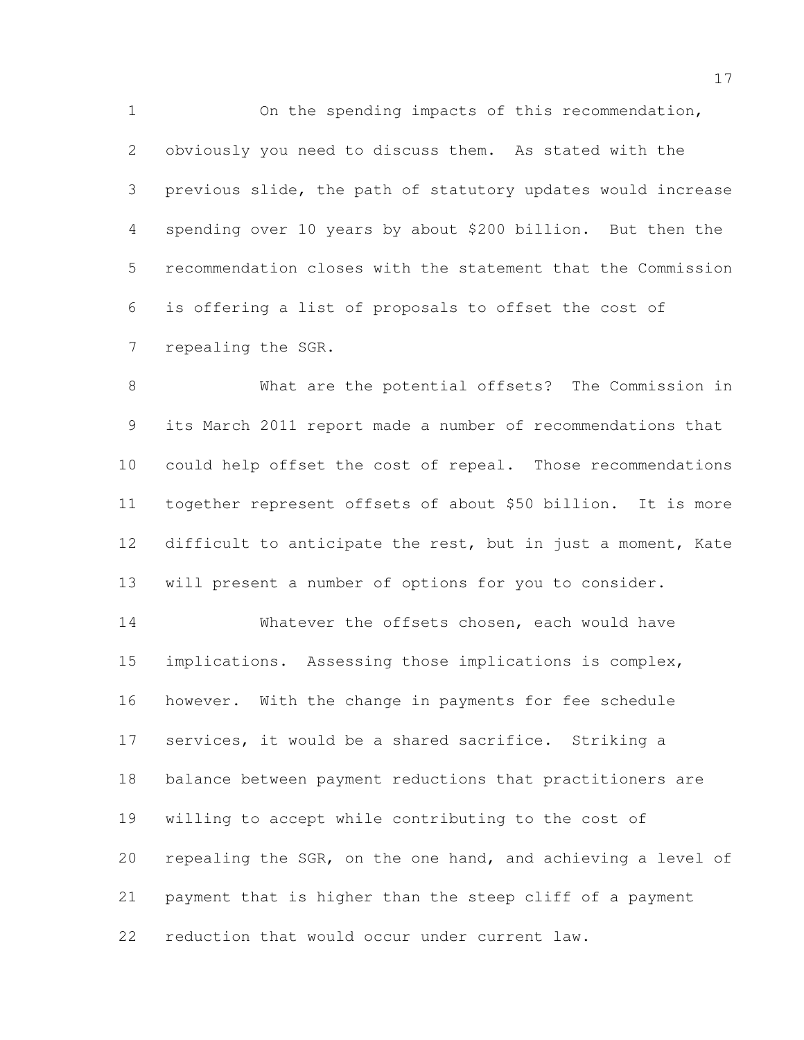On the spending impacts of this recommendation, obviously you need to discuss them. As stated with the previous slide, the path of statutory updates would increase spending over 10 years by about $200 billion. But then the recommendation closes with the statement that the Commission is offering a list of proposals to offset the cost of repealing the SGR.

What are the potential offsets? The Commission in its March 2011 report made a number of recommendations that could help offset the cost of repeal. Those recommendations together represent offsets of about $50 billion. It is more difficult to anticipate the rest, but in just a moment, Kate will present a number of options for you to consider.

Whatever the offsets chosen, each would have implications. Assessing those implications is complex, however. With the change in payments for fee schedule services, it would be a shared sacrifice. Striking a balance between payment reductions that practitioners are willing to accept while contributing to the cost of repealing the SGR, on the one hand, and achieving a level of payment that is higher than the steep cliff of a payment reduction that would occur under current law.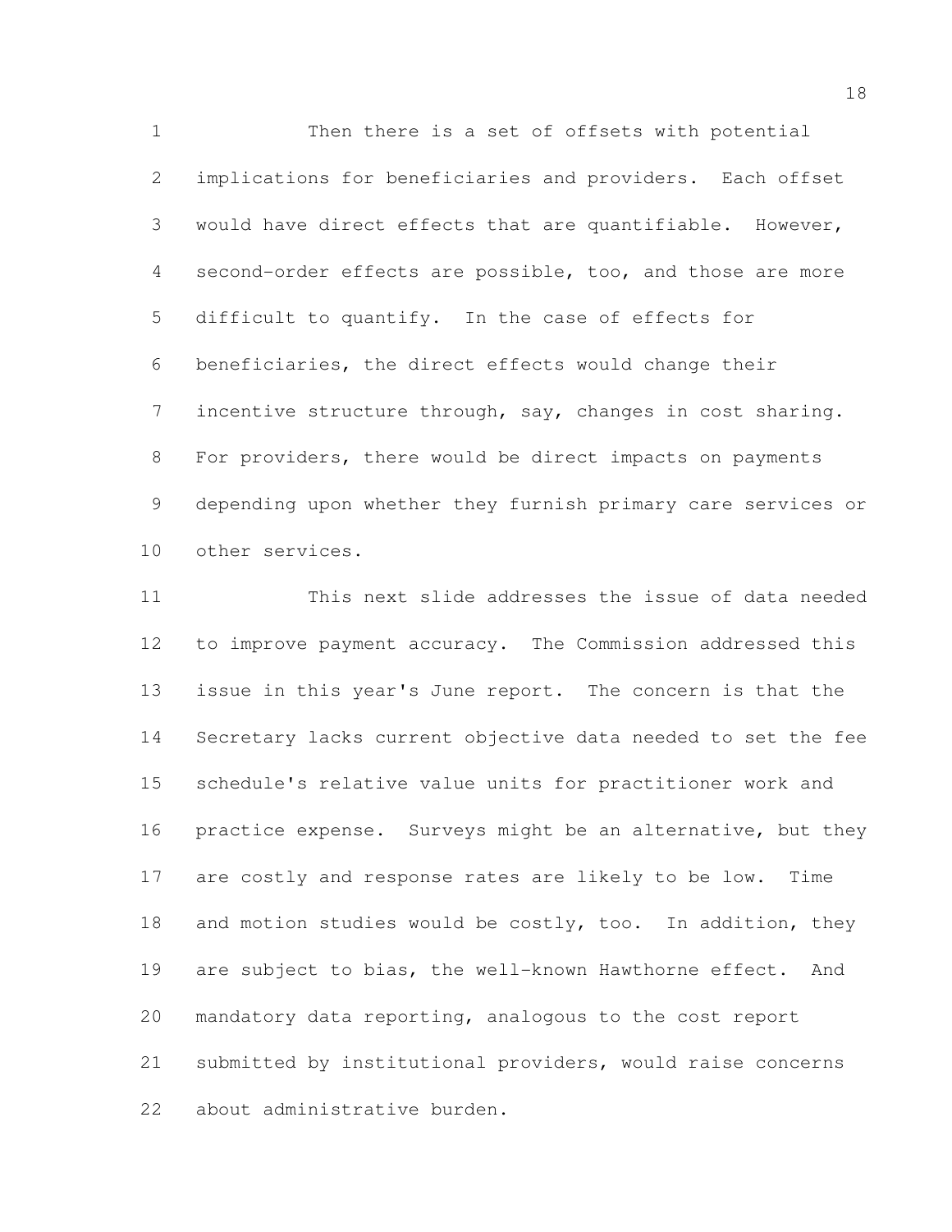Then there is a set of offsets with potential implications for beneficiaries and providers. Each offset would have direct effects that are quantifiable. However, second-order effects are possible, too, and those are more difficult to quantify. In the case of effects for beneficiaries, the direct effects would change their incentive structure through, say, changes in cost sharing. For providers, there would be direct impacts on payments depending upon whether they furnish primary care services or other services.

This next slide addresses the issue of data needed to improve payment accuracy. The Commission addressed this issue in this year's June report. The concern is that the Secretary lacks current objective data needed to set the fee schedule's relative value units for practitioner work and practice expense. Surveys might be an alternative, but they are costly and response rates are likely to be low. Time and motion studies would be costly, too. In addition, they are subject to bias, the well-known Hawthorne effect. And mandatory data reporting, analogous to the cost report submitted by institutional providers, would raise concerns about administrative burden.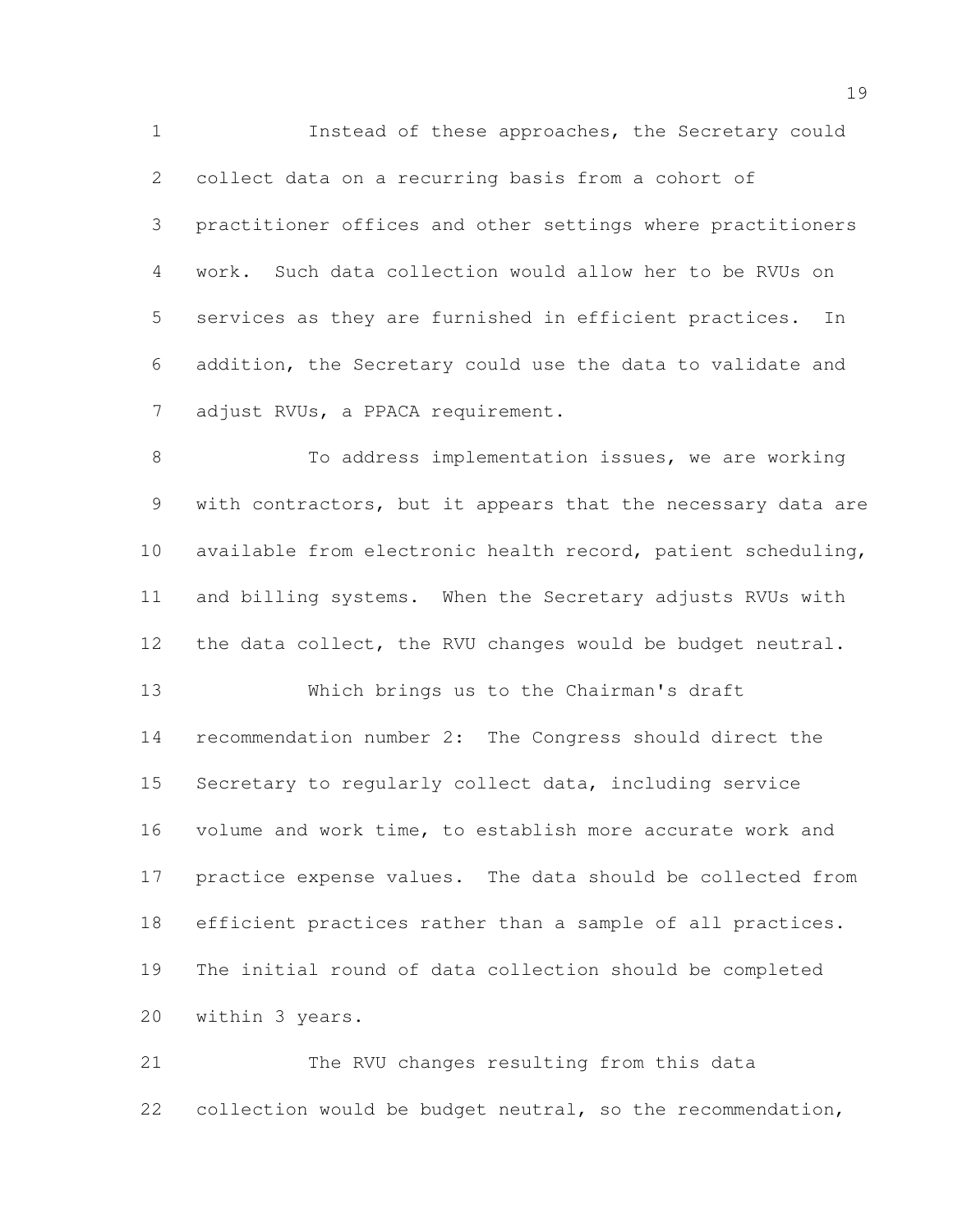Instead of these approaches, the Secretary could collect data on a recurring basis from a cohort of practitioner offices and other settings where practitioners work. Such data collection would allow her to be RVUs on services as they are furnished in efficient practices. In addition, the Secretary could use the data to validate and adjust RVUs, a PPACA requirement.

To address implementation issues, we are working with contractors, but it appears that the necessary data are available from electronic health record, patient scheduling, and billing systems. When the Secretary adjusts RVUs with the data collect, the RVU changes would be budget neutral.

Which brings us to the Chairman's draft recommendation number 2: The Congress should direct the Secretary to regularly collect data, including service volume and work time, to establish more accurate work and practice expense values. The data should be collected from efficient practices rather than a sample of all practices. The initial round of data collection should be completed within 3 years.

The RVU changes resulting from this data collection would be budget neutral, so the recommendation,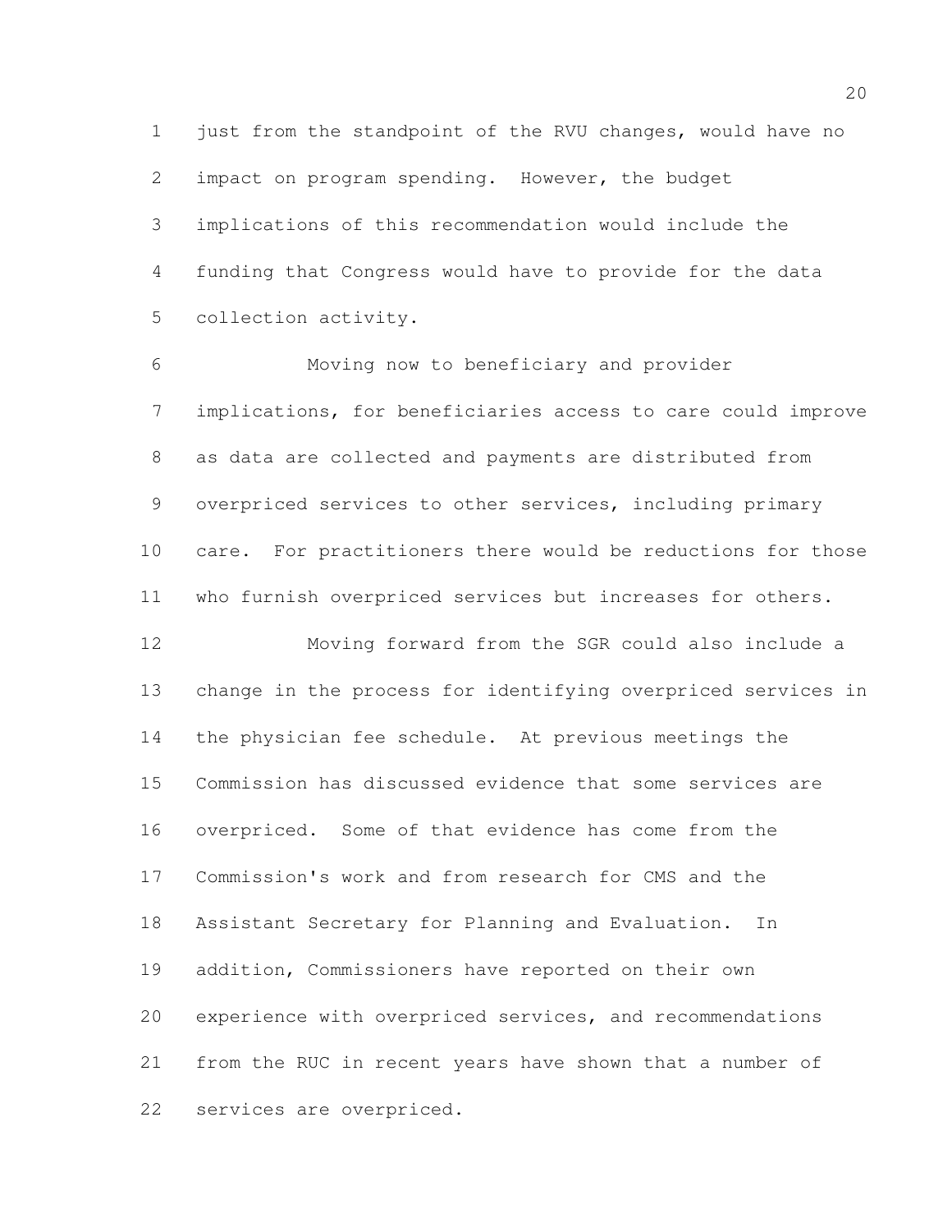just from the standpoint of the RVU changes, would have no impact on program spending. However, the budget implications of this recommendation would include the funding that Congress would have to provide for the data collection activity.

Moving now to beneficiary and provider implications, for beneficiaries access to care could improve as data are collected and payments are distributed from overpriced services to other services, including primary care. For practitioners there would be reductions for those who furnish overpriced services but increases for others.

Moving forward from the SGR could also include a change in the process for identifying overpriced services in the physician fee schedule. At previous meetings the Commission has discussed evidence that some services are overpriced. Some of that evidence has come from the Commission's work and from research for CMS and the Assistant Secretary for Planning and Evaluation. In addition, Commissioners have reported on their own experience with overpriced services, and recommendations from the RUC in recent years have shown that a number of services are overpriced.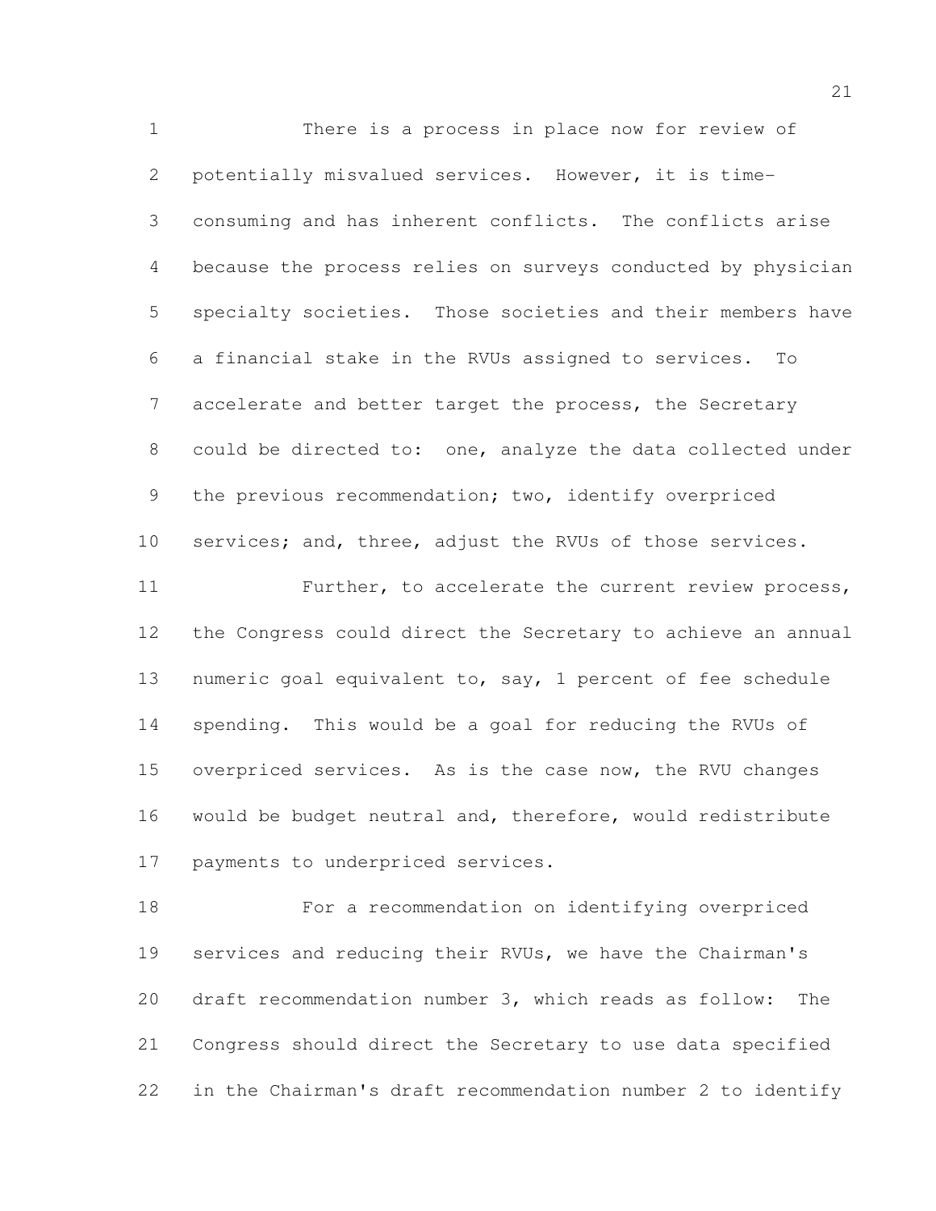There is a process in place now for review of potentially misvalued services. However, it is time-consuming and has inherent conflicts. The conflicts arise because the process relies on surveys conducted by physician specialty societies. Those societies and their members have a financial stake in the RVUs assigned to services. To accelerate and better target the process, the Secretary could be directed to: one, analyze the data collected under the previous recommendation; two, identify overpriced services; and, three, adjust the RVUs of those services.

Further, to accelerate the current review process, the Congress could direct the Secretary to achieve an annual numeric goal equivalent to, say, 1 percent of fee schedule spending. This would be a goal for reducing the RVUs of overpriced services. As is the case now, the RVU changes would be budget neutral and, therefore, would redistribute payments to underpriced services.

For a recommendation on identifying overpriced services and reducing their RVUs, we have the Chairman's draft recommendation number 3, which reads as follow: The Congress should direct the Secretary to use data specified in the Chairman's draft recommendation number 2 to identify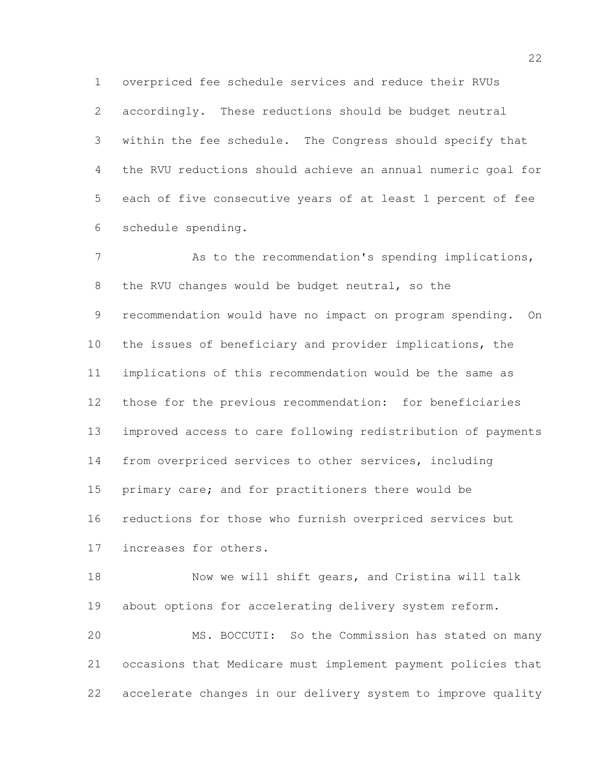overpriced fee schedule services and reduce their RVUs accordingly. These reductions should be budget neutral within the fee schedule. The Congress should specify that the RVU reductions should achieve an annual numeric goal for each of five consecutive years of at least 1 percent of fee schedule spending.

As to the recommendation's spending implications, the RVU changes would be budget neutral, so the recommendation would have no impact on program spending. On the issues of beneficiary and provider implications, the implications of this recommendation would be the same as those for the previous recommendation: for beneficiaries improved access to care following redistribution of payments from overpriced services to other services, including primary care; and for practitioners there would be reductions for those who furnish overpriced services but increases for others.

Now we will shift gears, and Cristina will talk about options for accelerating delivery system reform.

MS. BOCCUTI: So the Commission has stated on many occasions that Medicare must implement payment policies that accelerate changes in our delivery system to improve quality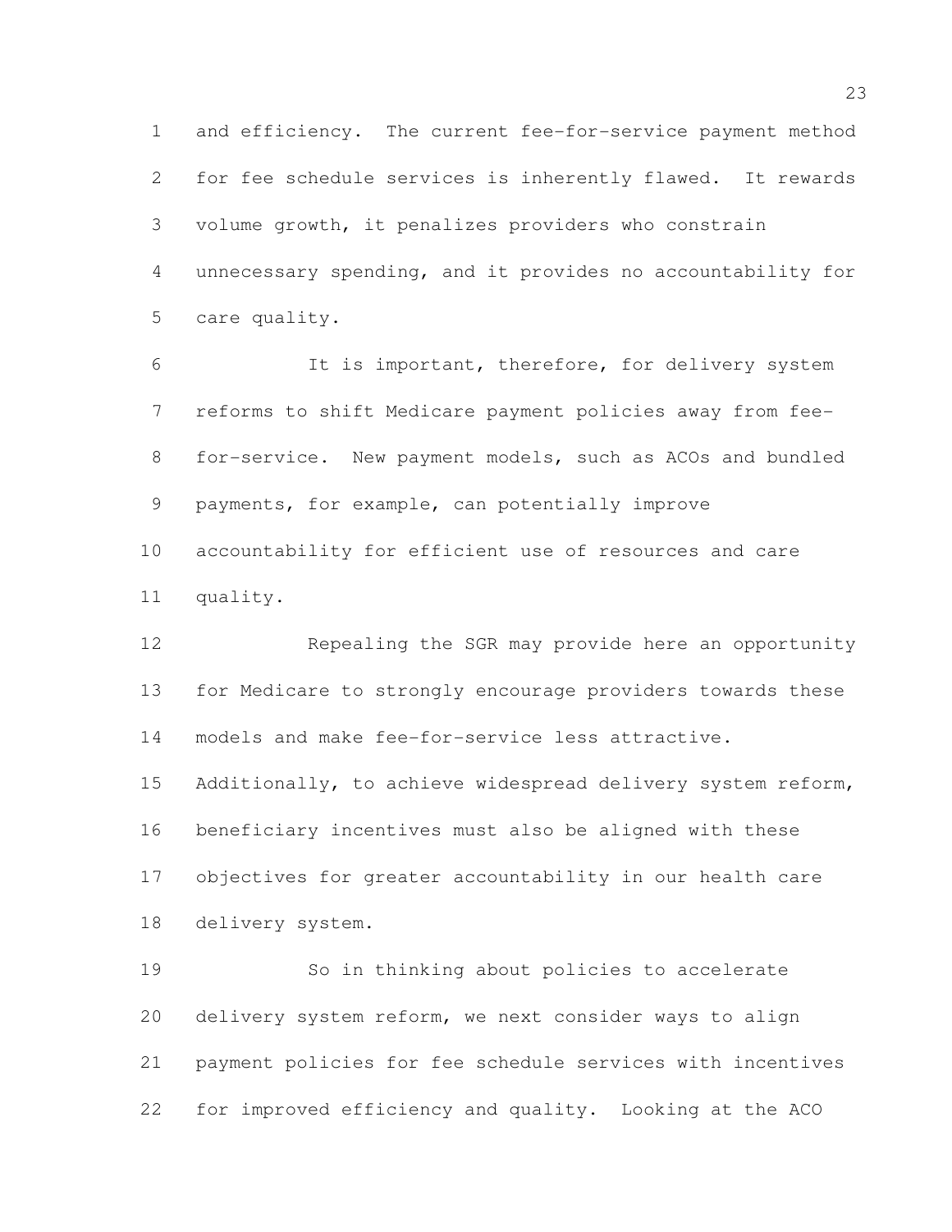and efficiency. The current fee-for-service payment method for fee schedule services is inherently flawed. It rewards volume growth, it penalizes providers who constrain unnecessary spending, and it provides no accountability for care quality.

It is important, therefore, for delivery system reforms to shift Medicare payment policies away from fee-for-service. New payment models, such as ACOs and bundled payments, for example, can potentially improve accountability for efficient use of resources and care quality.

Repealing the SGR may provide here an opportunity for Medicare to strongly encourage providers towards these models and make fee-for-service less attractive. Additionally, to achieve widespread delivery system reform, beneficiary incentives must also be aligned with these objectives for greater accountability in our health care delivery system.

So in thinking about policies to accelerate delivery system reform, we next consider ways to align payment policies for fee schedule services with incentives for improved efficiency and quality. Looking at the ACO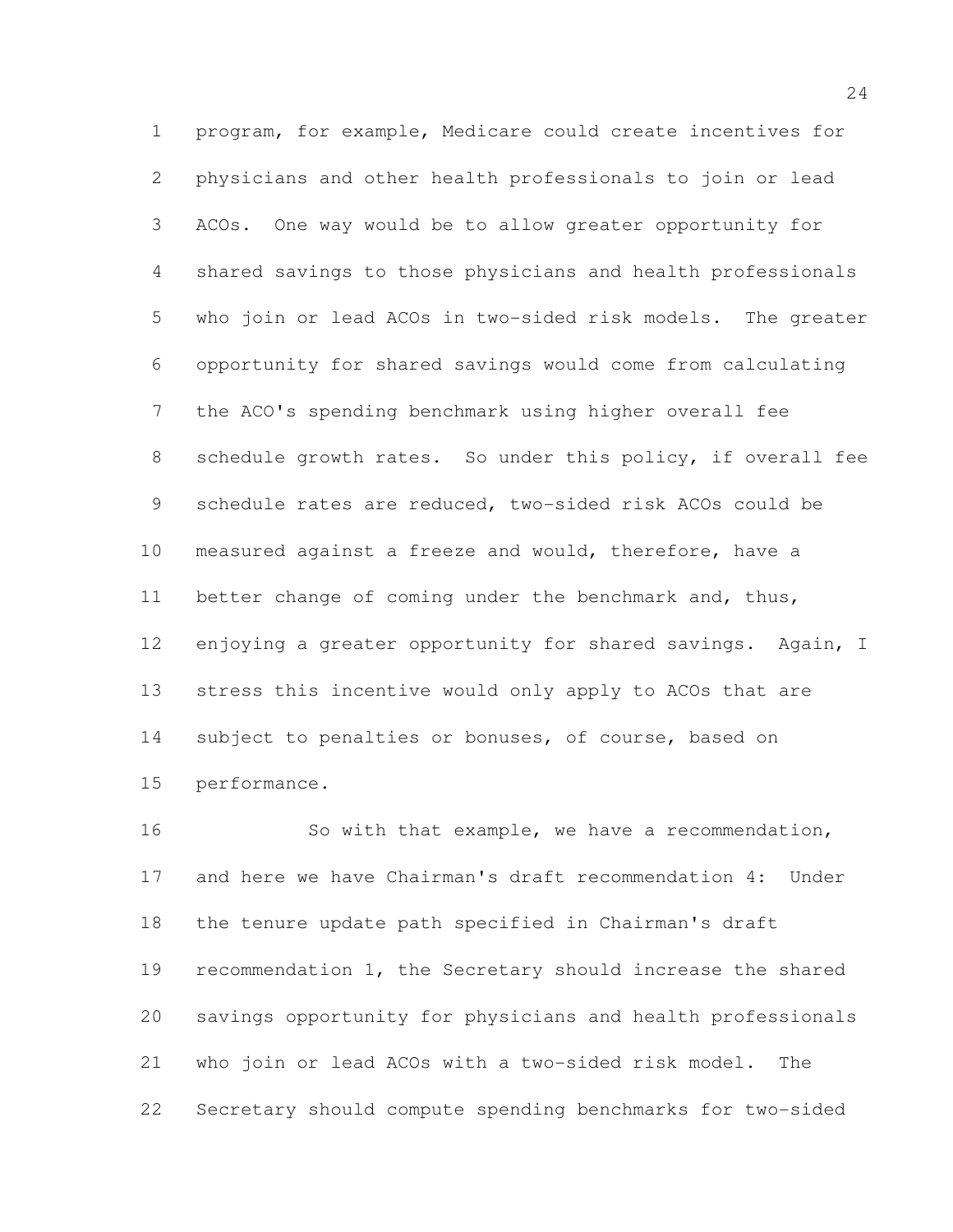program, for example, Medicare could create incentives for physicians and other health professionals to join or lead ACOs. One way would be to allow greater opportunity for shared savings to those physicians and health professionals who join or lead ACOs in two-sided risk models. The greater opportunity for shared savings would come from calculating the ACO's spending benchmark using higher overall fee schedule growth rates. So under this policy, if overall fee schedule rates are reduced, two-sided risk ACOs could be measured against a freeze and would, therefore, have a better change of coming under the benchmark and, thus, enjoying a greater opportunity for shared savings. Again, I stress this incentive would only apply to ACOs that are subject to penalties or bonuses, of course, based on performance.

So with that example, we have a recommendation, and here we have Chairman's draft recommendation 4: Under the tenure update path specified in Chairman's draft recommendation 1, the Secretary should increase the shared savings opportunity for physicians and health professionals who join or lead ACOs with a two-sided risk model. The Secretary should compute spending benchmarks for two-sided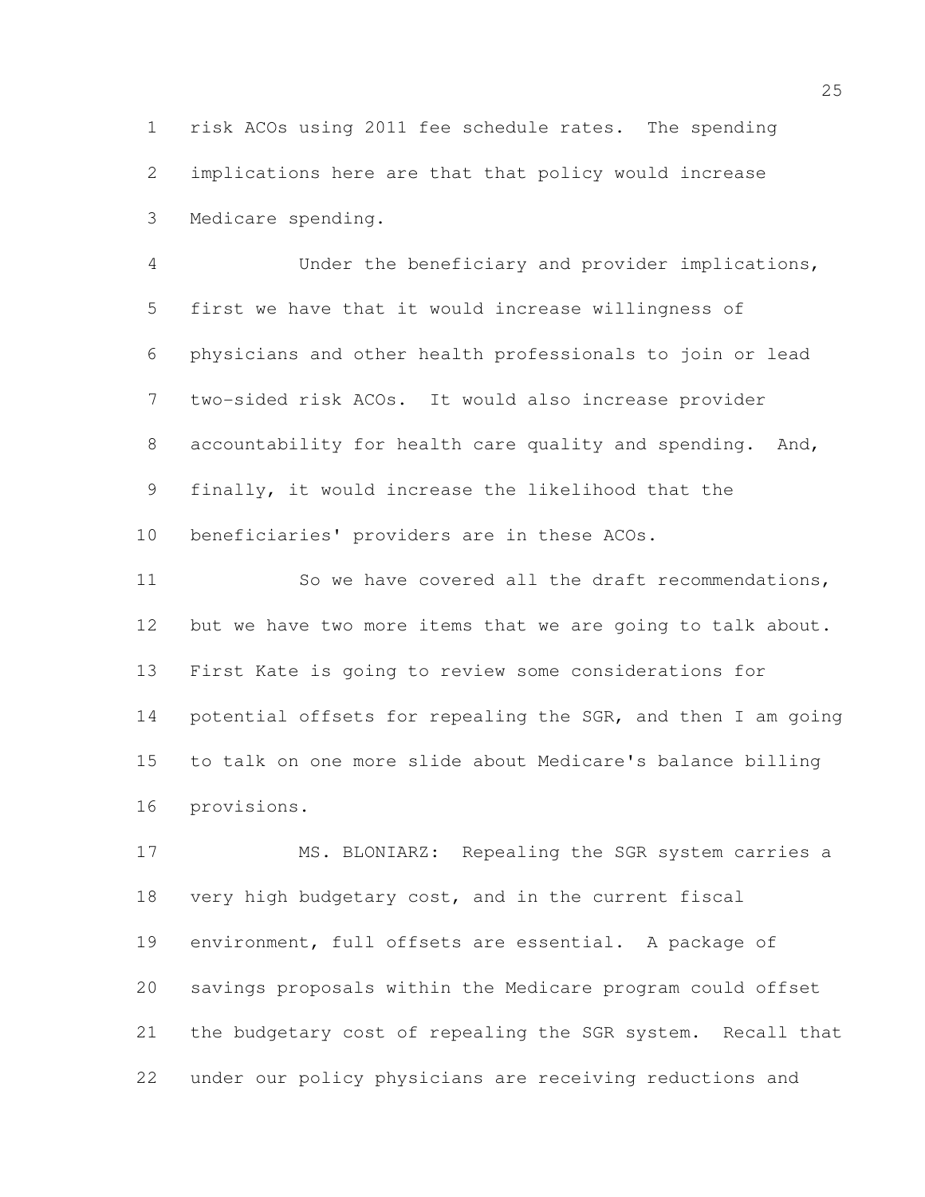risk ACOs using 2011 fee schedule rates. The spending implications here are that that policy would increase Medicare spending.

Under the beneficiary and provider implications, first we have that it would increase willingness of physicians and other health professionals to join or lead two-sided risk ACOs. It would also increase provider accountability for health care quality and spending. And, finally, it would increase the likelihood that the beneficiaries' providers are in these ACOs.

So we have covered all the draft recommendations, but we have two more items that we are going to talk about. First Kate is going to review some considerations for potential offsets for repealing the SGR, and then I am going to talk on one more slide about Medicare's balance billing provisions.

MS. BLONIARZ: Repealing the SGR system carries a very high budgetary cost, and in the current fiscal environment, full offsets are essential. A package of savings proposals within the Medicare program could offset the budgetary cost of repealing the SGR system. Recall that under our policy physicians are receiving reductions and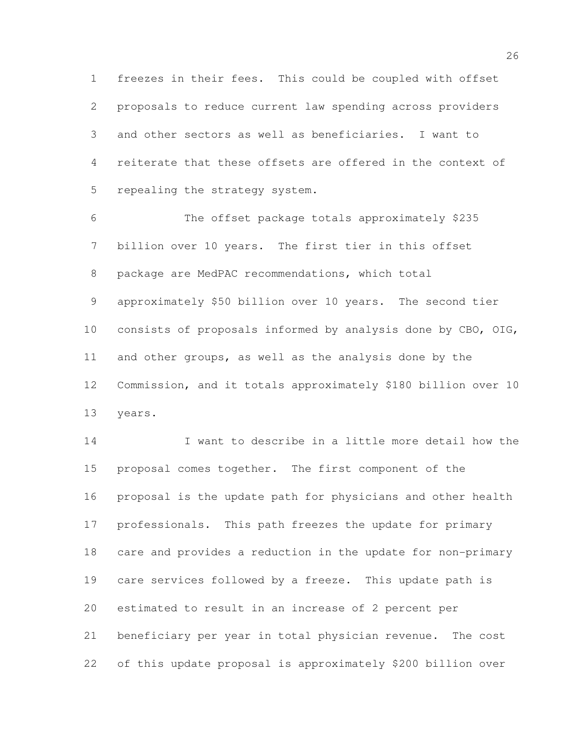freezes in their fees. This could be coupled with offset proposals to reduce current law spending across providers and other sectors as well as beneficiaries. I want to reiterate that these offsets are offered in the context of repealing the strategy system.

The offset package totals approximately $235 billion over 10 years. The first tier in this offset package are MedPAC recommendations, which total approximately $50 billion over 10 years. The second tier consists of proposals informed by analysis done by CBO, OIG, and other groups, as well as the analysis done by the Commission, and it totals approximately $180 billion over 10 years.

I want to describe in a little more detail how the proposal comes together. The first component of the proposal is the update path for physicians and other health professionals. This path freezes the update for primary care and provides a reduction in the update for non-primary care services followed by a freeze. This update path is estimated to result in an increase of 2 percent per beneficiary per year in total physician revenue. The cost of this update proposal is approximately $200 billion over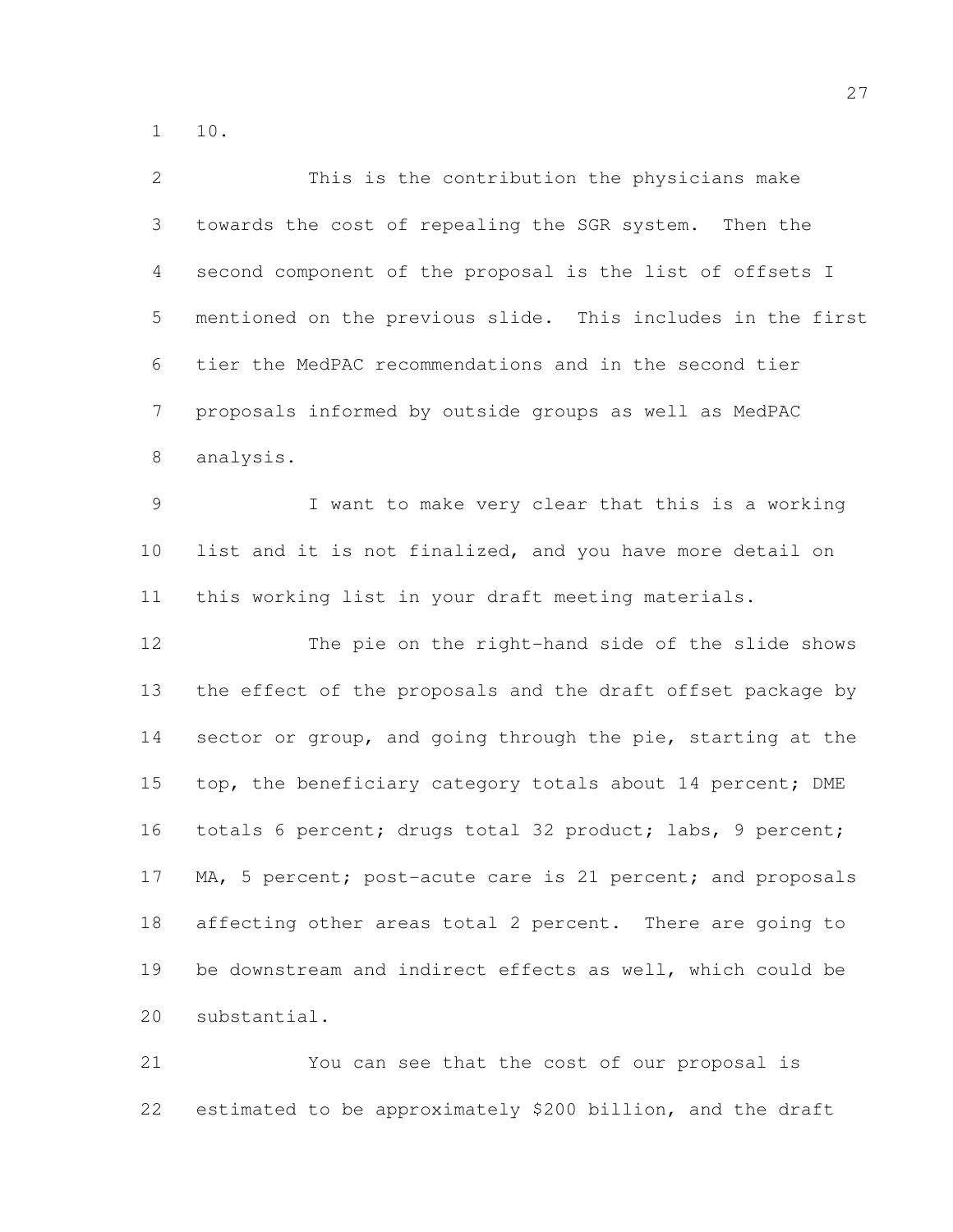10.

This is the contribution the physicians make towards the cost of repealing the SGR system. Then the second component of the proposal is the list of offsets I mentioned on the previous slide. This includes in the first tier the MedPAC recommendations and in the second tier proposals informed by outside groups as well as MedPAC analysis.

I want to make very clear that this is a working list and it is not finalized, and you have more detail on this working list in your draft meeting materials.

The pie on the right-hand side of the slide shows the effect of the proposals and the draft offset package by sector or group, and going through the pie, starting at the top, the beneficiary category totals about 14 percent; DME totals 6 percent; drugs total 32 product; labs, 9 percent; MA, 5 percent; post-acute care is 21 percent; and proposals affecting other areas total 2 percent. There are going to be downstream and indirect effects as well, which could be substantial.

You can see that the cost of our proposal is estimated to be approximately $200 billion, and the draft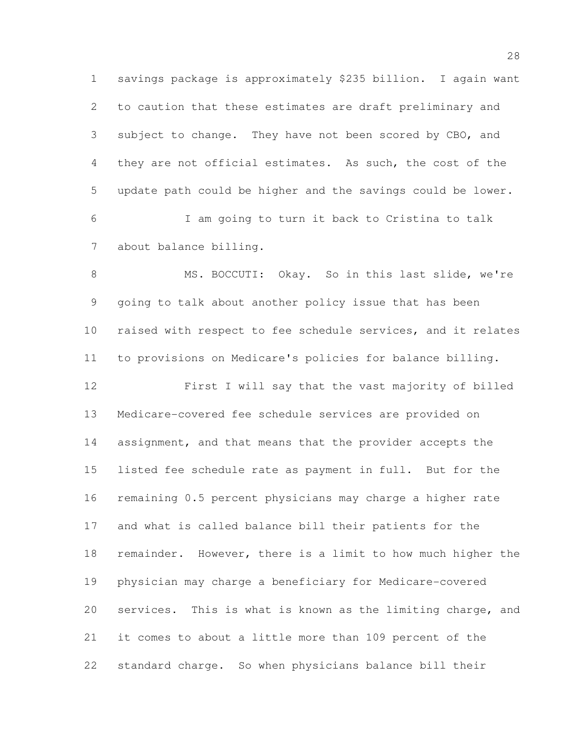savings package is approximately $235 billion. I again want to caution that these estimates are draft preliminary and subject to change. They have not been scored by CBO, and they are not official estimates. As such, the cost of the update path could be higher and the savings could be lower.

I am going to turn it back to Cristina to talk about balance billing.

MS. BOCCUTI: Okay. So in this last slide, we're going to talk about another policy issue that has been raised with respect to fee schedule services, and it relates to provisions on Medicare's policies for balance billing.

First I will say that the vast majority of billed Medicare-covered fee schedule services are provided on assignment, and that means that the provider accepts the listed fee schedule rate as payment in full. But for the remaining 0.5 percent physicians may charge a higher rate and what is called balance bill their patients for the remainder. However, there is a limit to how much higher the physician may charge a beneficiary for Medicare-covered services. This is what is known as the limiting charge, and it comes to about a little more than 109 percent of the standard charge. So when physicians balance bill their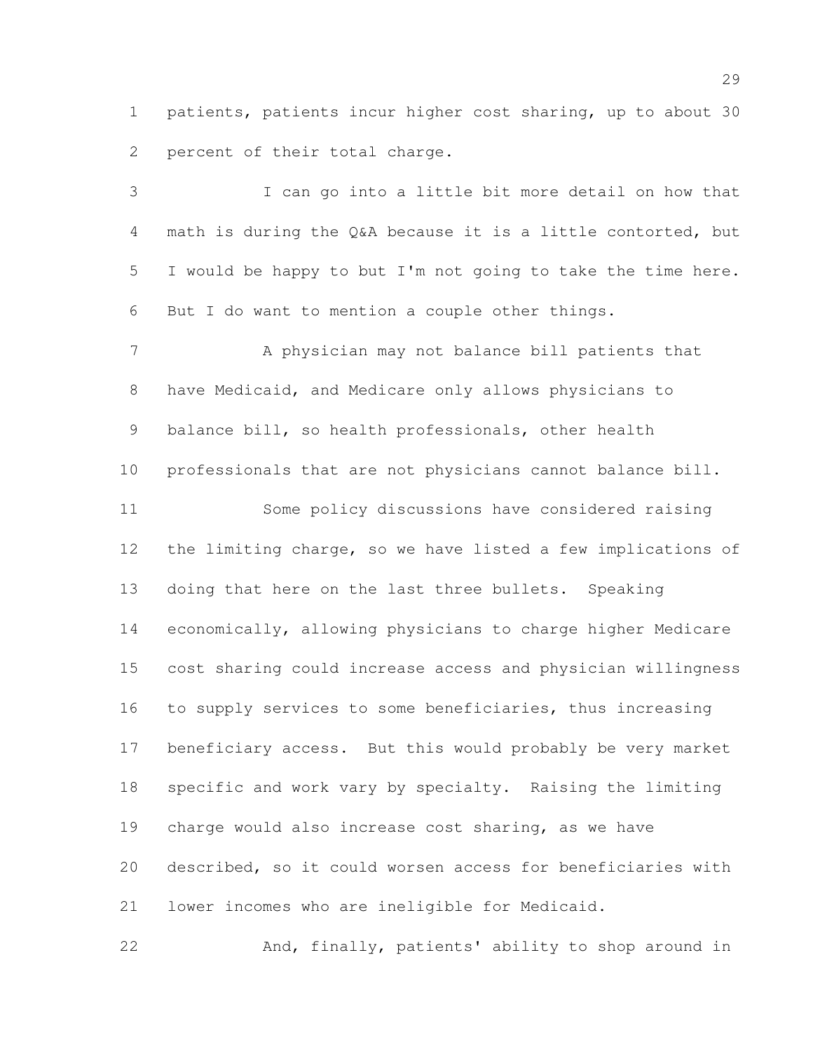patients, patients incur higher cost sharing, up to about 30 percent of their total charge.

I can go into a little bit more detail on how that math is during the Q&A because it is a little contorted, but I would be happy to but I'm not going to take the time here. But I do want to mention a couple other things.

A physician may not balance bill patients that have Medicaid, and Medicare only allows physicians to balance bill, so health professionals, other health professionals that are not physicians cannot balance bill.

Some policy discussions have considered raising the limiting charge, so we have listed a few implications of doing that here on the last three bullets. Speaking economically, allowing physicians to charge higher Medicare cost sharing could increase access and physician willingness to supply services to some beneficiaries, thus increasing beneficiary access. But this would probably be very market specific and work vary by specialty. Raising the limiting charge would also increase cost sharing, as we have described, so it could worsen access for beneficiaries with lower incomes who are ineligible for Medicaid.

And, finally, patients' ability to shop around in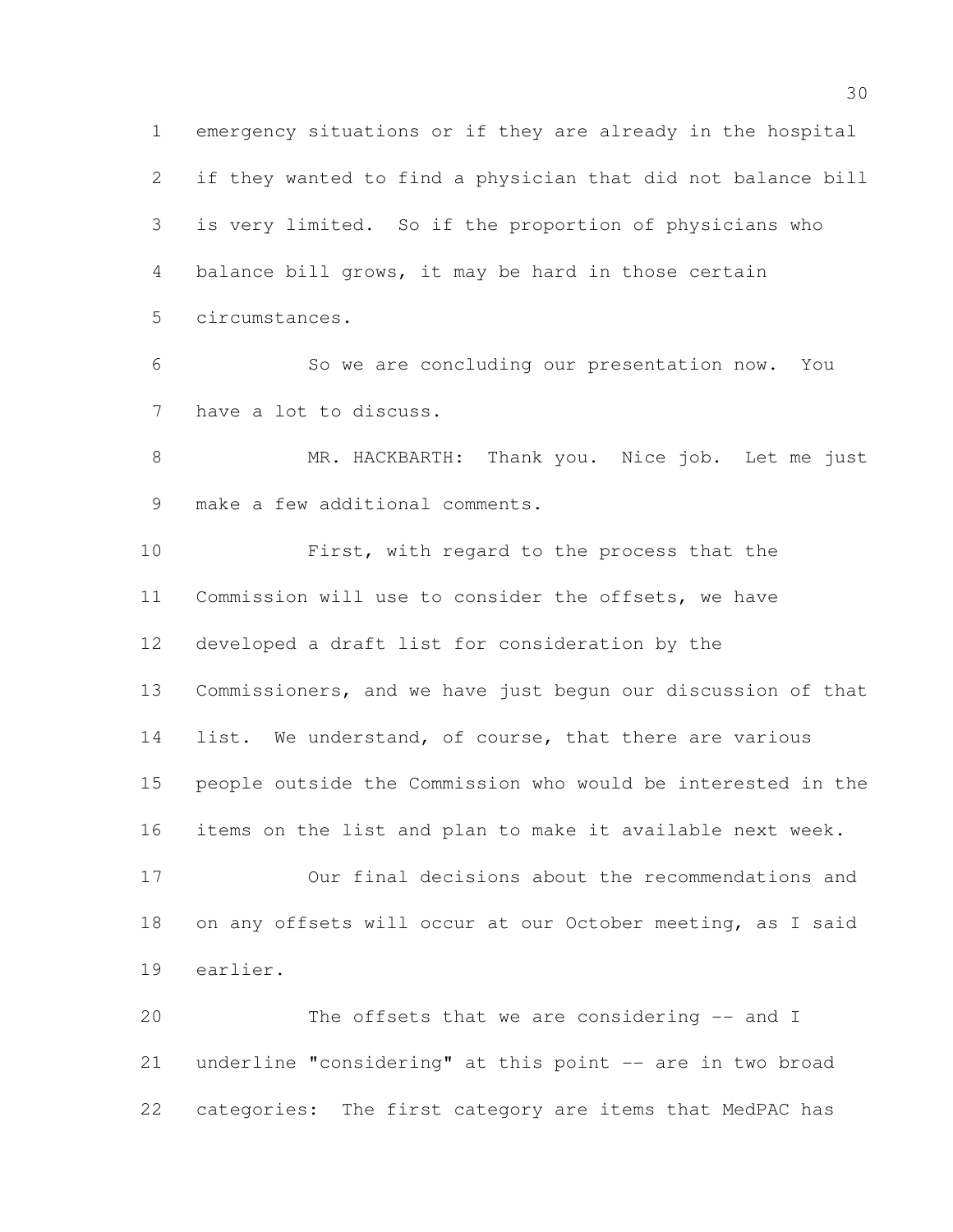emergency situations or if they are already in the hospital if they wanted to find a physician that did not balance bill is very limited. So if the proportion of physicians who balance bill grows, it may be hard in those certain circumstances.

So we are concluding our presentation now. You have a lot to discuss.

MR. HACKBARTH: Thank you. Nice job. Let me just make a few additional comments.

First, with regard to the process that the Commission will use to consider the offsets, we have developed a draft list for consideration by the Commissioners, and we have just begun our discussion of that list. We understand, of course, that there are various people outside the Commission who would be interested in the items on the list and plan to make it available next week.

Our final decisions about the recommendations and on any offsets will occur at our October meeting, as I said earlier.

The offsets that we are considering -- and I underline "considering" at this point -- are in two broad categories: The first category are items that MedPAC has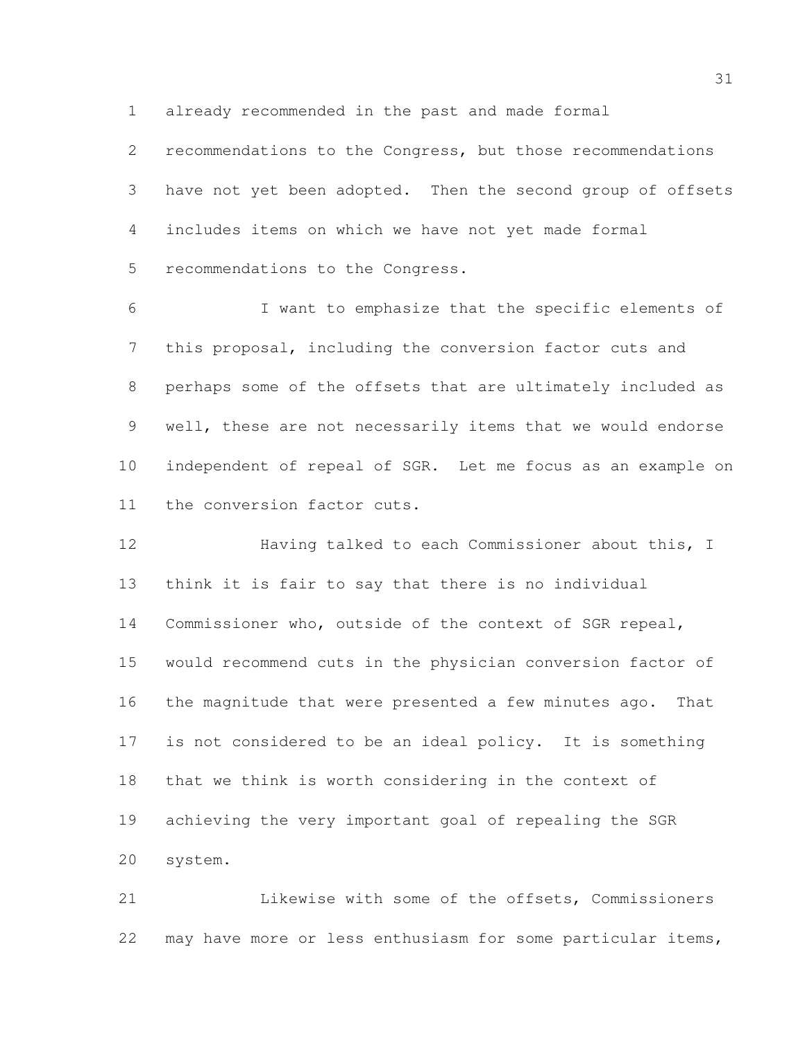already recommended in the past and made formal recommendations to the Congress, but those recommendations have not yet been adopted. Then the second group of offsets includes items on which we have not yet made formal recommendations to the Congress.

I want to emphasize that the specific elements of this proposal, including the conversion factor cuts and perhaps some of the offsets that are ultimately included as well, these are not necessarily items that we would endorse independent of repeal of SGR. Let me focus as an example on the conversion factor cuts.

Having talked to each Commissioner about this, I think it is fair to say that there is no individual Commissioner who, outside of the context of SGR repeal, would recommend cuts in the physician conversion factor of the magnitude that were presented a few minutes ago. That is not considered to be an ideal policy. It is something that we think is worth considering in the context of achieving the very important goal of repealing the SGR system.

Likewise with some of the offsets, Commissioners may have more or less enthusiasm for some particular items,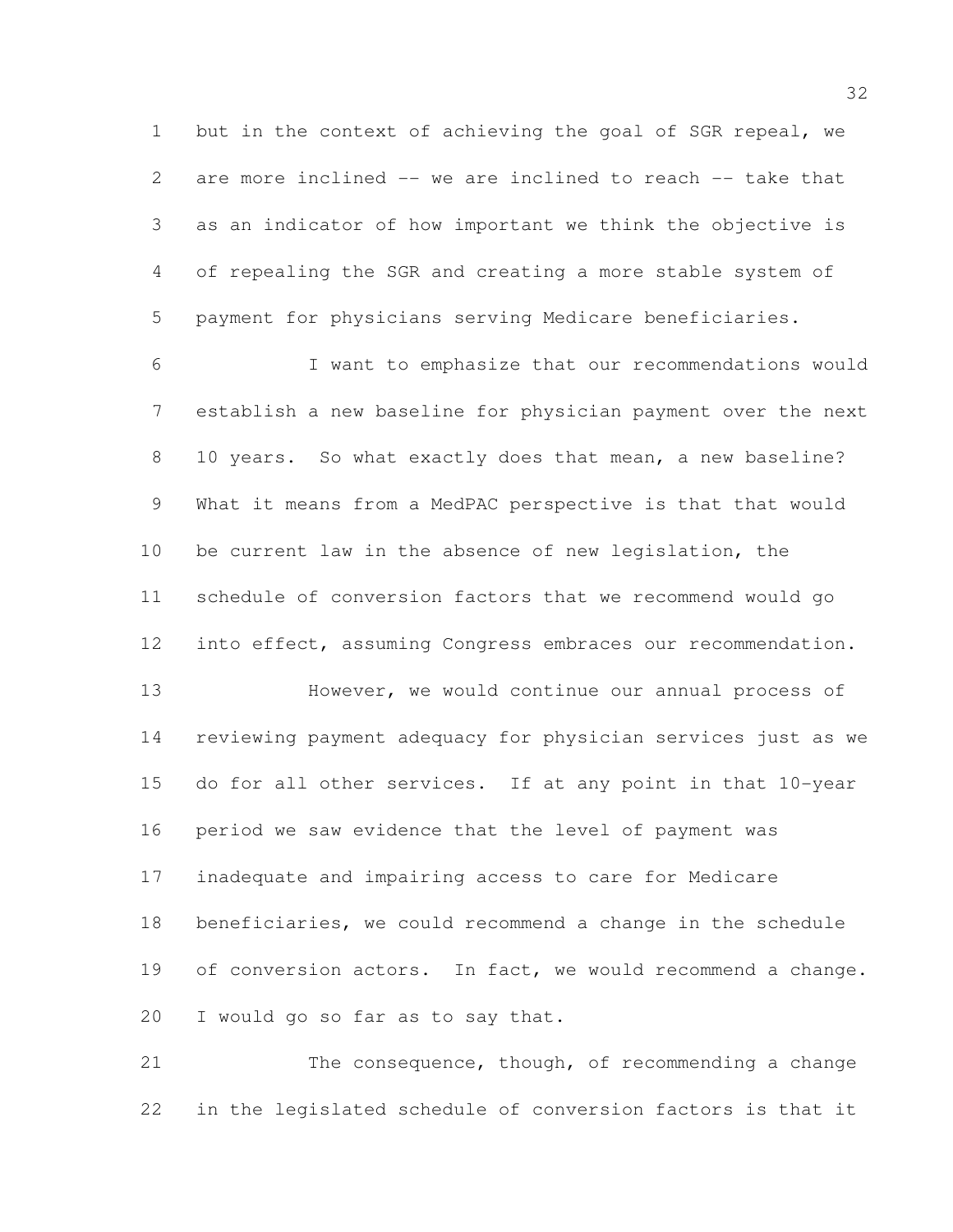but in the context of achieving the goal of SGR repeal, we are more inclined -- we are inclined to reach -- take that as an indicator of how important we think the objective is of repealing the SGR and creating a more stable system of payment for physicians serving Medicare beneficiaries.

I want to emphasize that our recommendations would establish a new baseline for physician payment over the next 10 years. So what exactly does that mean, a new baseline? What it means from a MedPAC perspective is that that would be current law in the absence of new legislation, the schedule of conversion factors that we recommend would go into effect, assuming Congress embraces our recommendation.

However, we would continue our annual process of reviewing payment adequacy for physician services just as we do for all other services. If at any point in that 10-year period we saw evidence that the level of payment was inadequate and impairing access to care for Medicare beneficiaries, we could recommend a change in the schedule of conversion actors. In fact, we would recommend a change. I would go so far as to say that.

The consequence, though, of recommending a change in the legislated schedule of conversion factors is that it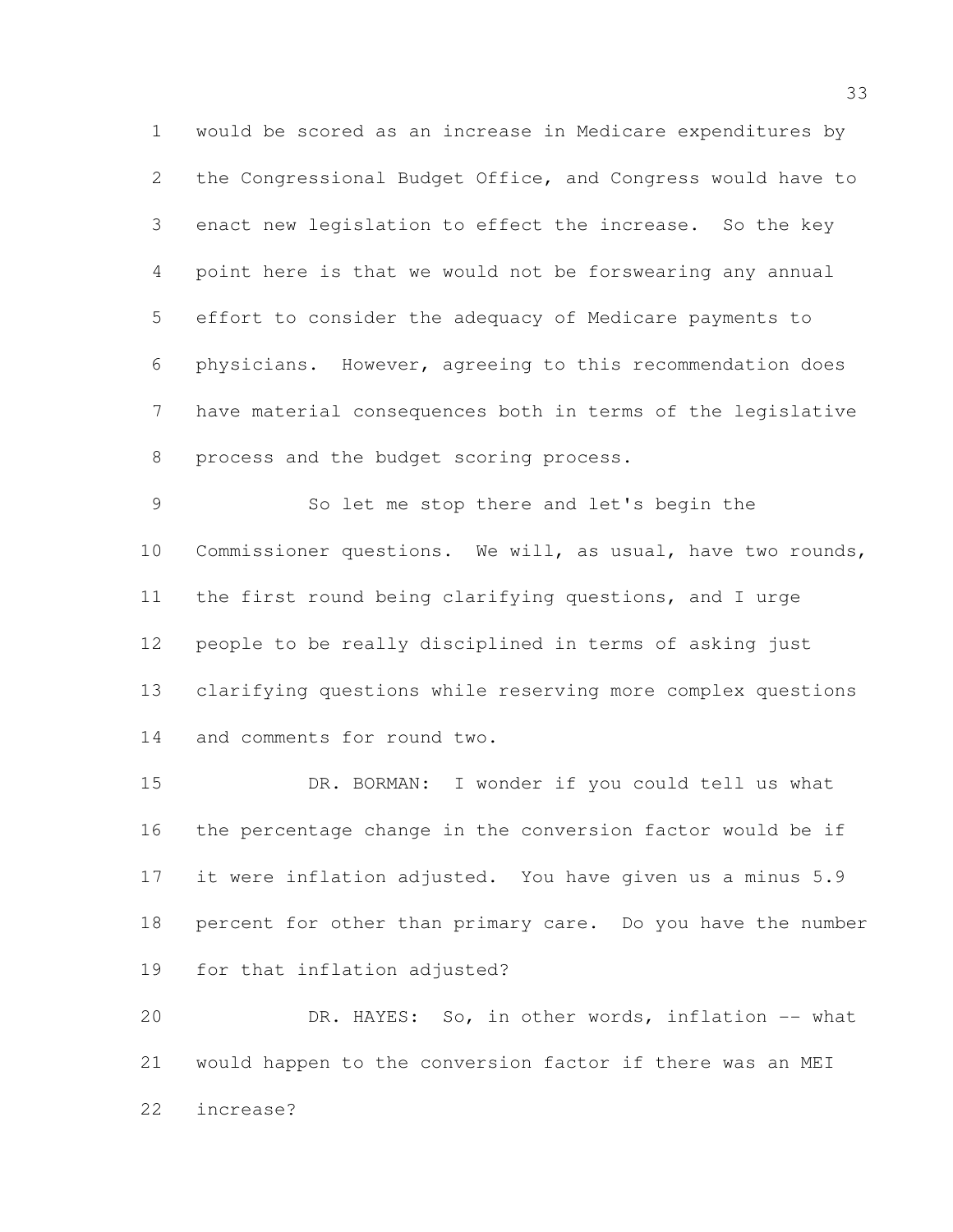would be scored as an increase in Medicare expenditures by the Congressional Budget Office, and Congress would have to enact new legislation to effect the increase. So the key point here is that we would not be forswearing any annual effort to consider the adequacy of Medicare payments to physicians. However, agreeing to this recommendation does have material consequences both in terms of the legislative process and the budget scoring process.

So let me stop there and let's begin the Commissioner questions. We will, as usual, have two rounds, the first round being clarifying questions, and I urge people to be really disciplined in terms of asking just clarifying questions while reserving more complex questions and comments for round two.

DR. BORMAN: I wonder if you could tell us what the percentage change in the conversion factor would be if it were inflation adjusted. You have given us a minus 5.9 percent for other than primary care. Do you have the number for that inflation adjusted?

DR. HAYES: So, in other words, inflation -- what would happen to the conversion factor if there was an MEI increase?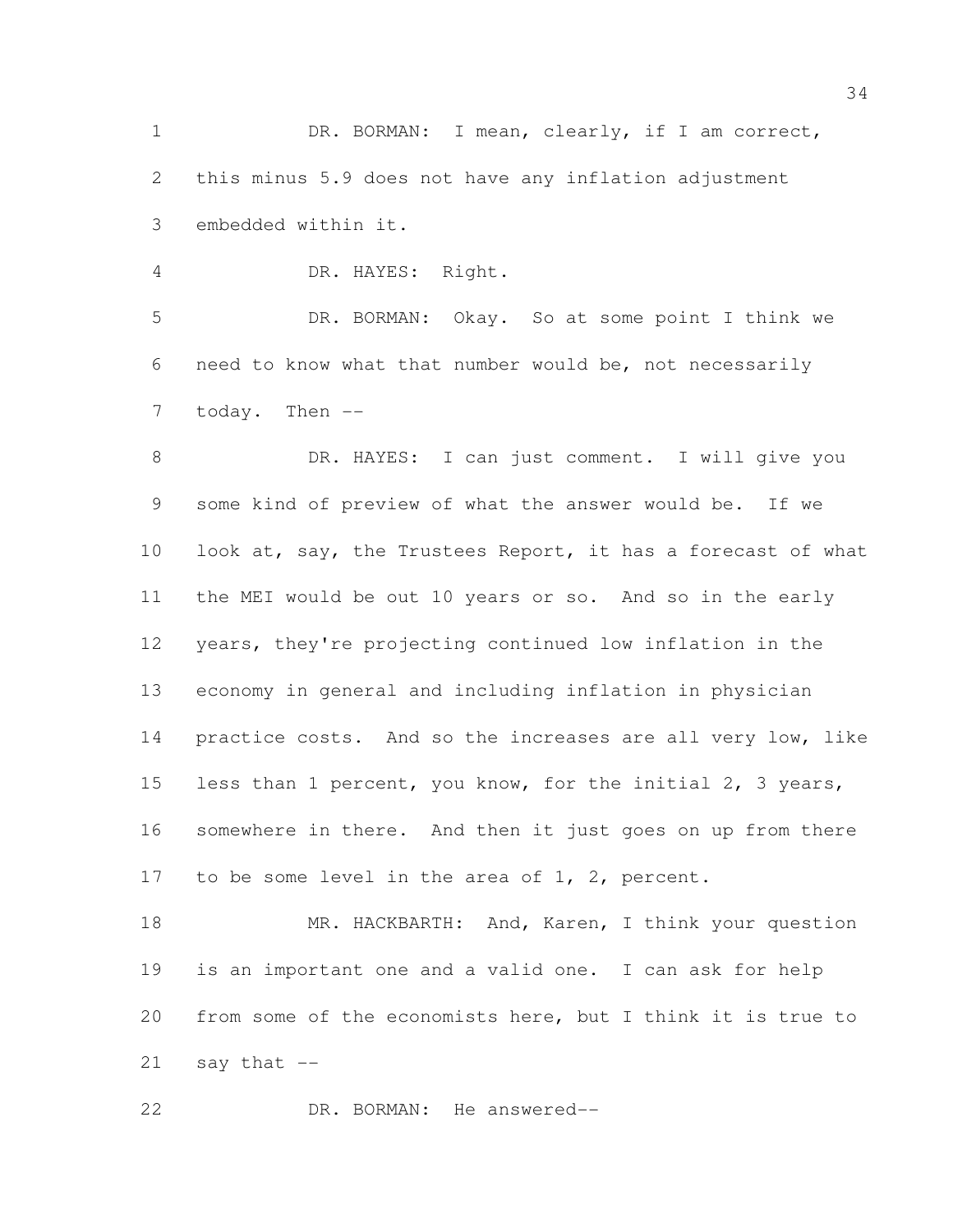DR. BORMAN: I mean, clearly, if I am correct, this minus 5.9 does not have any inflation adjustment embedded within it.

DR. HAYES: Right.

DR. BORMAN: Okay. So at some point I think we need to know what that number would be, not necessarily today. Then --

DR. HAYES: I can just comment. I will give you some kind of preview of what the answer would be. If we look at, say, the Trustees Report, it has a forecast of what the MEI would be out 10 years or so. And so in the early years, they're projecting continued low inflation in the economy in general and including inflation in physician practice costs. And so the increases are all very low, like less than 1 percent, you know, for the initial 2, 3 years, somewhere in there. And then it just goes on up from there to be some level in the area of 1, 2, percent.

MR. HACKBARTH: And, Karen, I think your question is an important one and a valid one. I can ask for help from some of the economists here, but I think it is true to say that --

DR. BORMAN: He answered--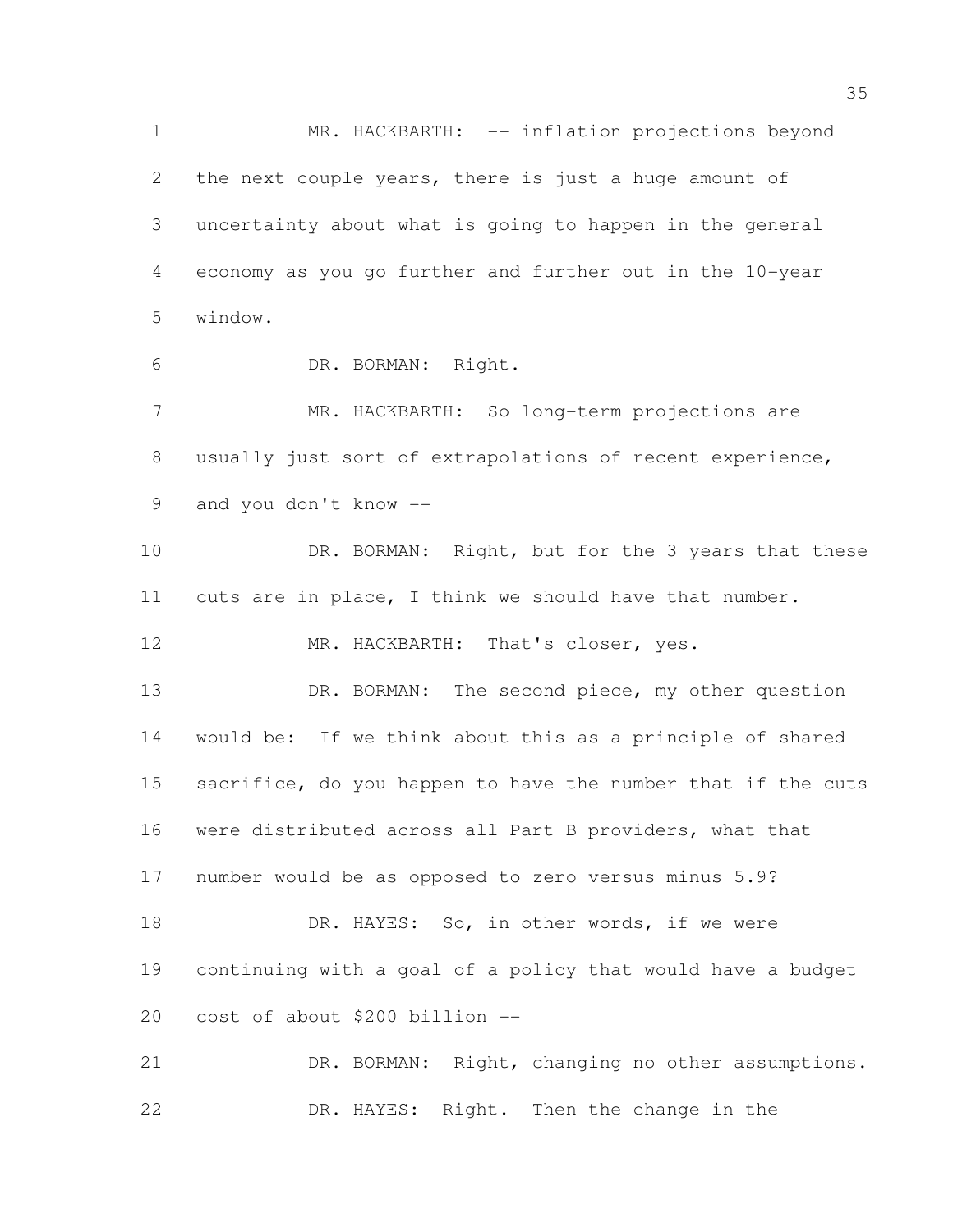MR. HACKBARTH: -- inflation projections beyond the next couple years, there is just a huge amount of uncertainty about what is going to happen in the general economy as you go further and further out in the 10-year window.

DR. BORMAN: Right.

MR. HACKBARTH: So long-term projections are usually just sort of extrapolations of recent experience, and you don't know --

DR. BORMAN: Right, but for the 3 years that these cuts are in place, I think we should have that number.

MR. HACKBARTH: That's closer, yes.

DR. BORMAN: The second piece, my other question would be: If we think about this as a principle of shared sacrifice, do you happen to have the number that if the cuts were distributed across all Part B providers, what that number would be as opposed to zero versus minus 5.9?

DR. HAYES: So, in other words, if we were continuing with a goal of a policy that would have a budget cost of about $200 billion --

DR. BORMAN: Right, changing no other assumptions.

DR. HAYES: Right. Then the change in the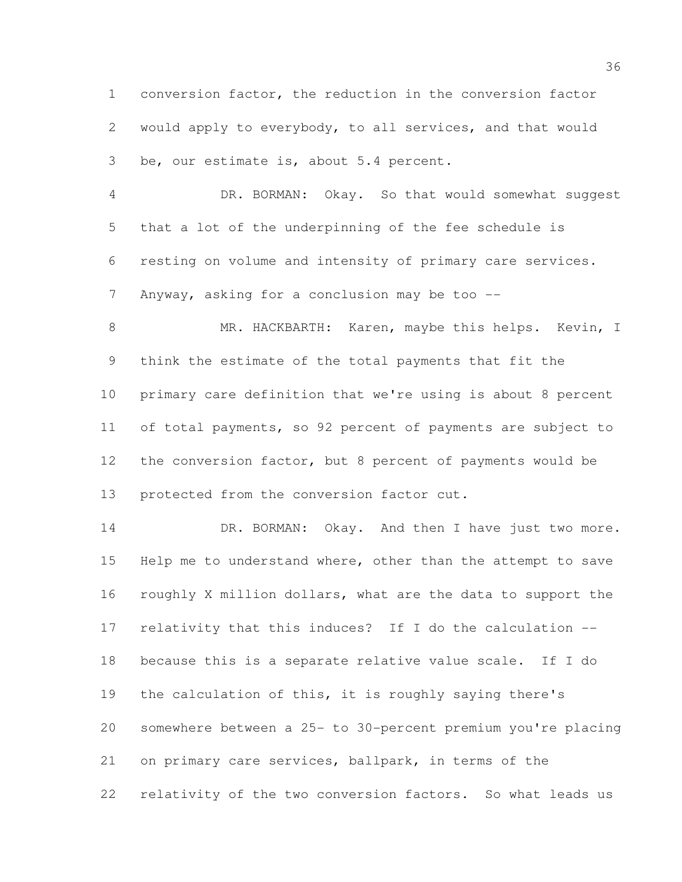conversion factor, the reduction in the conversion factor would apply to everybody, to all services, and that would be, our estimate is, about 5.4 percent.

DR. BORMAN: Okay. So that would somewhat suggest that a lot of the underpinning of the fee schedule is resting on volume and intensity of primary care services. Anyway, asking for a conclusion may be too --

MR. HACKBARTH: Karen, maybe this helps. Kevin, I think the estimate of the total payments that fit the primary care definition that we're using is about 8 percent of total payments, so 92 percent of payments are subject to the conversion factor, but 8 percent of payments would be protected from the conversion factor cut.

DR. BORMAN: Okay. And then I have just two more. Help me to understand where, other than the attempt to save roughly X million dollars, what are the data to support the relativity that this induces? If I do the calculation -- because this is a separate relative value scale. If I do the calculation of this, it is roughly saying there's somewhere between a 25- to 30-percent premium you're placing on primary care services, ballpark, in terms of the relativity of the two conversion factors. So what leads us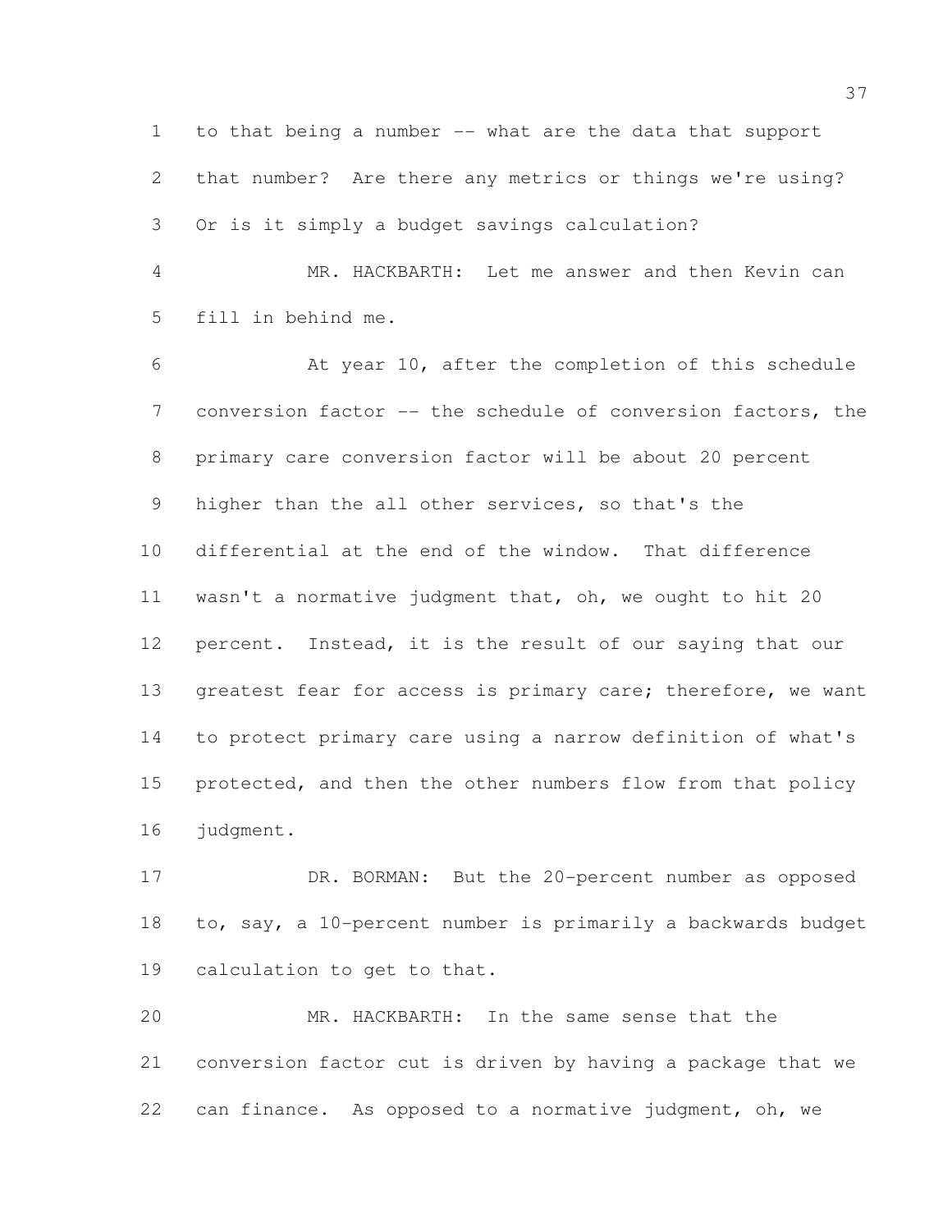to that being a number -- what are the data that support that number? Are there any metrics or things we're using? Or is it simply a budget savings calculation?

MR. HACKBARTH: Let me answer and then Kevin can fill in behind me.

At year 10, after the completion of this schedule conversion factor -- the schedule of conversion factors, the primary care conversion factor will be about 20 percent higher than the all other services, so that's the differential at the end of the window. That difference wasn't a normative judgment that, oh, we ought to hit 20 percent. Instead, it is the result of our saying that our greatest fear for access is primary care; therefore, we want to protect primary care using a narrow definition of what's protected, and then the other numbers flow from that policy judgment.

DR. BORMAN: But the 20-percent number as opposed to, say, a 10-percent number is primarily a backwards budget calculation to get to that.

MR. HACKBARTH: In the same sense that the conversion factor cut is driven by having a package that we can finance. As opposed to a normative judgment, oh, we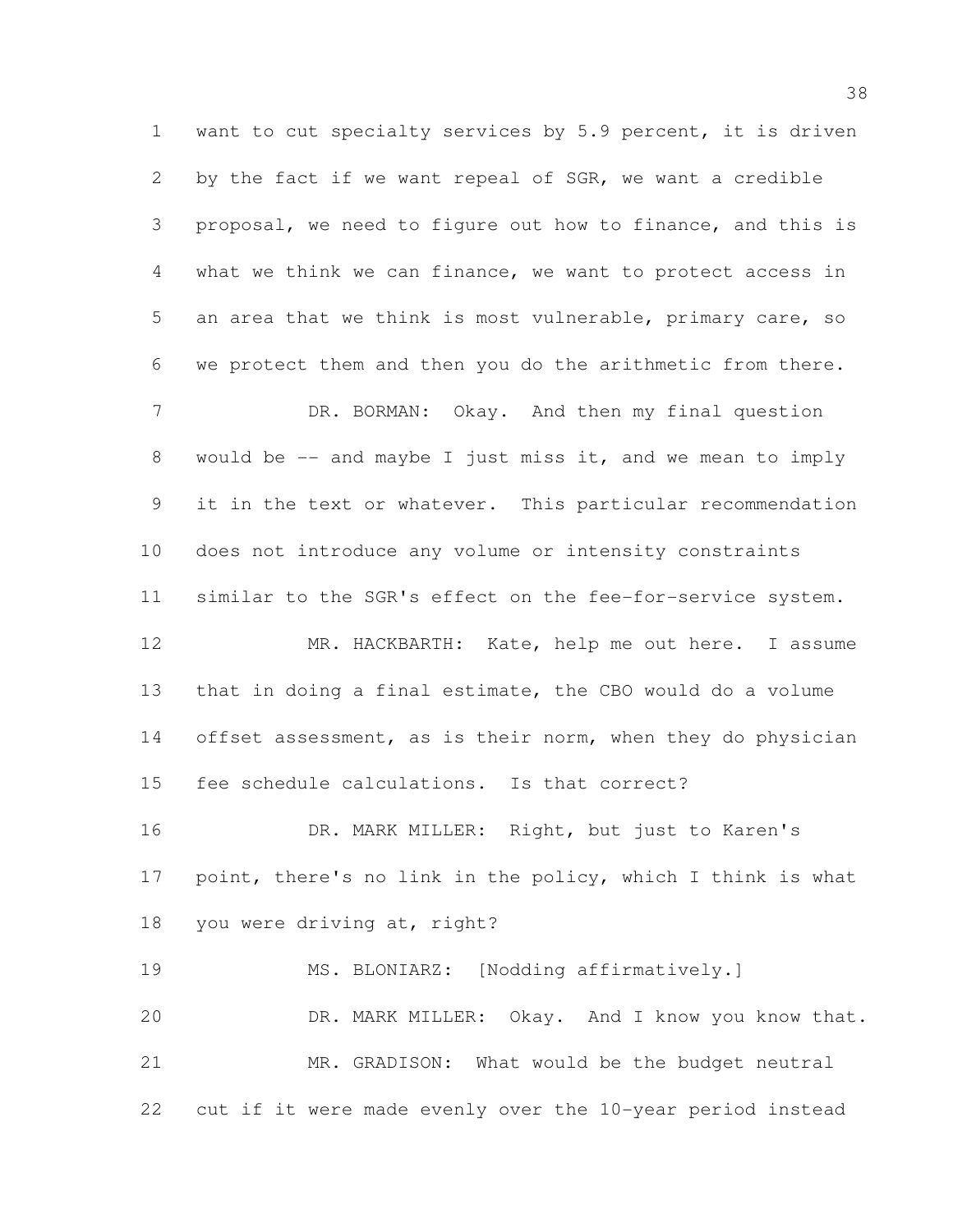want to cut specialty services by 5.9 percent, it is driven by the fact if we want repeal of SGR, we want a credible proposal, we need to figure out how to finance, and this is what we think we can finance, we want to protect access in an area that we think is most vulnerable, primary care, so we protect them and then you do the arithmetic from there.

DR. BORMAN: Okay. And then my final question would be -- and maybe I just miss it, and we mean to imply it in the text or whatever. This particular recommendation does not introduce any volume or intensity constraints similar to the SGR's effect on the fee-for-service system.

MR. HACKBARTH: Kate, help me out here. I assume that in doing a final estimate, the CBO would do a volume offset assessment, as is their norm, when they do physician fee schedule calculations. Is that correct?

DR. MARK MILLER: Right, but just to Karen's point, there's no link in the policy, which I think is what you were driving at, right?

MS. BLONIARZ: [Nodding affirmatively.]

DR. MARK MILLER: Okay. And I know you know that.

MR. GRADISON: What would be the budget neutral cut if it were made evenly over the 10-year period instead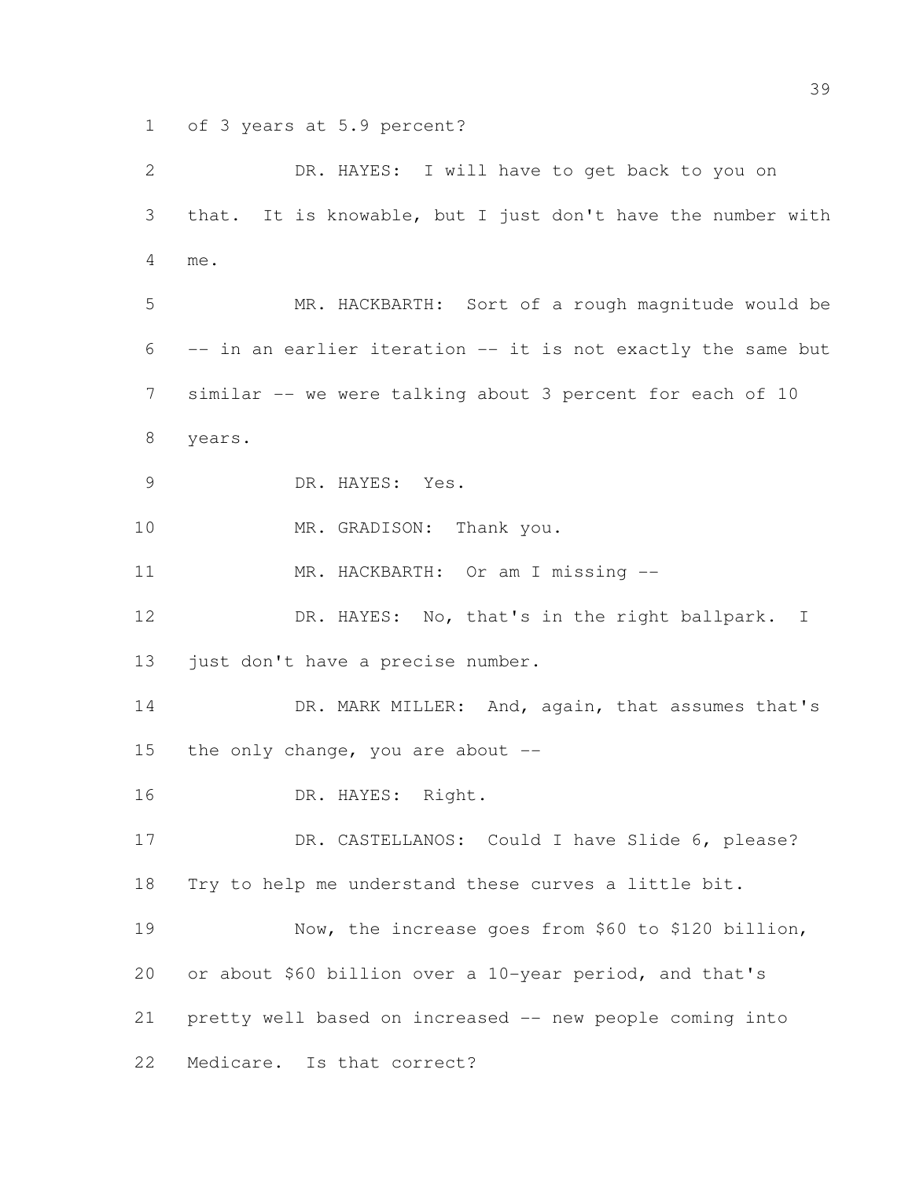of 3 years at 5.9 percent?

DR. HAYES: I will have to get back to you on that. It is knowable, but I just don't have the number with me.

MR. HACKBARTH: Sort of a rough magnitude would be -- in an earlier iteration -- it is not exactly the same but similar -- we were talking about 3 percent for each of 10 years.

DR. HAYES: Yes.

MR. GRADISON: Thank you.

MR. HACKBARTH: Or am I missing --

DR. HAYES: No, that's in the right ballpark. I just don't have a precise number.

DR. MARK MILLER: And, again, that assumes that's the only change, you are about --

DR. HAYES: Right.

DR. CASTELLANOS: Could I have Slide 6, please? Try to help me understand these curves a little bit.

Now, the increase goes from $60 to $120 billion, or about $60 billion over a 10-year period, and that's pretty well based on increased -- new people coming into Medicare. Is that correct?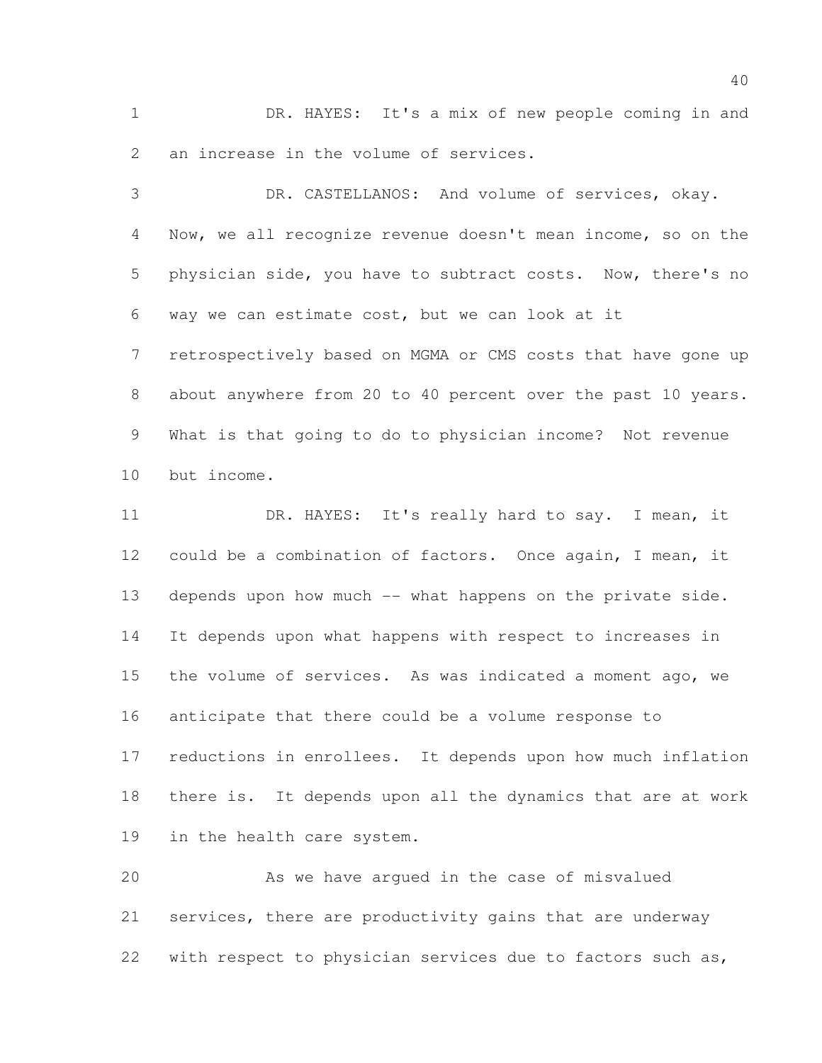DR. HAYES: It's a mix of new people coming in and an increase in the volume of services.

DR. CASTELLANOS: And volume of services, okay. Now, we all recognize revenue doesn't mean income, so on the physician side, you have to subtract costs. Now, there's no way we can estimate cost, but we can look at it retrospectively based on MGMA or CMS costs that have gone up about anywhere from 20 to 40 percent over the past 10 years. What is that going to do to physician income? Not revenue but income.

DR. HAYES: It's really hard to say. I mean, it could be a combination of factors. Once again, I mean, it depends upon how much -- what happens on the private side. It depends upon what happens with respect to increases in the volume of services. As was indicated a moment ago, we anticipate that there could be a volume response to reductions in enrollees. It depends upon how much inflation there is. It depends upon all the dynamics that are at work in the health care system.

As we have argued in the case of misvalued services, there are productivity gains that are underway with respect to physician services due to factors such as,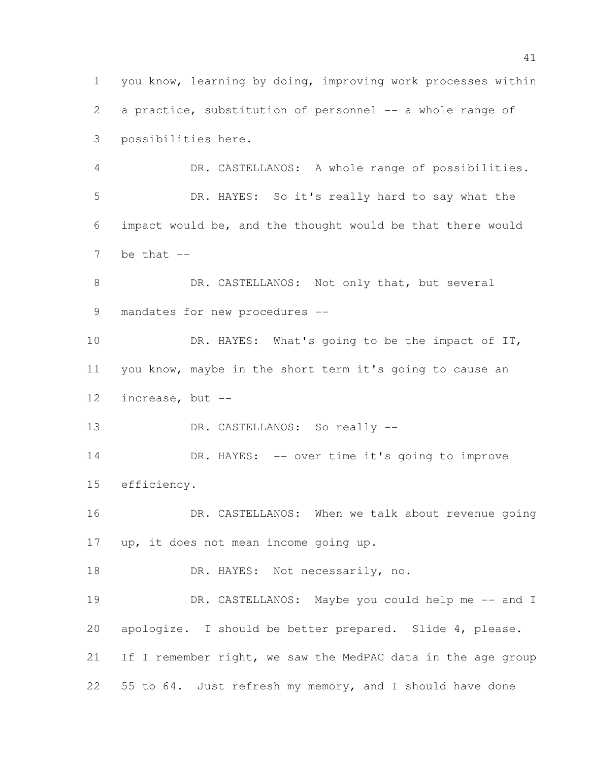you know, learning by doing, improving work processes within a practice, substitution of personnel -- a whole range of possibilities here.

DR. CASTELLANOS: A whole range of possibilities.

DR. HAYES: So it's really hard to say what the impact would be, and the thought would be that there would be that --

DR. CASTELLANOS: Not only that, but several mandates for new procedures --

DR. HAYES: What's going to be the impact of IT, you know, maybe in the short term it's going to cause an increase, but --

DR. CASTELLANOS: So really --

DR. HAYES: -- over time it's going to improve efficiency.

DR. CASTELLANOS: When we talk about revenue going up, it does not mean income going up.

DR. HAYES: Not necessarily, no.

DR. CASTELLANOS: Maybe you could help me -- and I apologize. I should be better prepared. Slide 4, please. If I remember right, we saw the MedPAC data in the age group 55 to 64. Just refresh my memory, and I should have done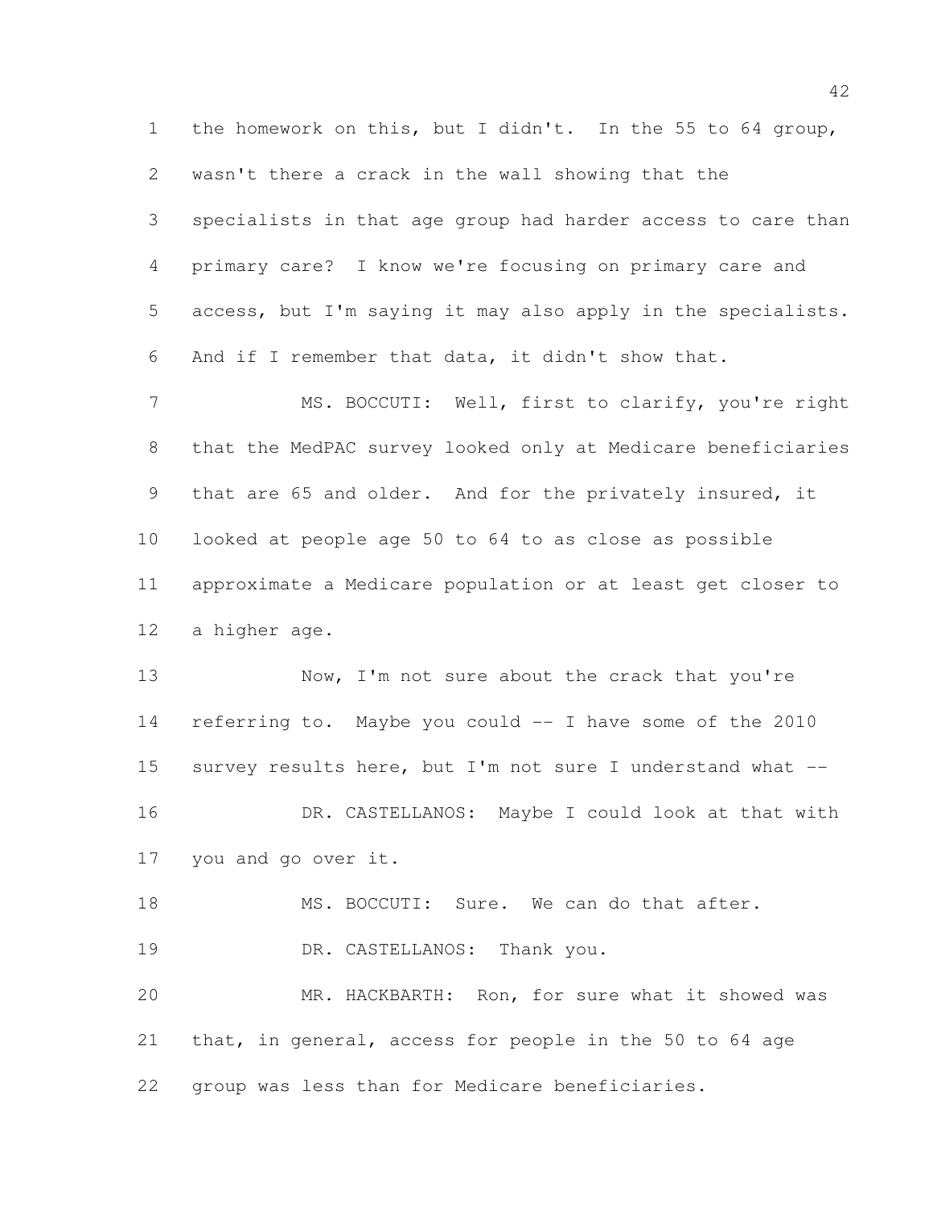the homework on this, but I didn't. In the 55 to 64 group, wasn't there a crack in the wall showing that the specialists in that age group had harder access to care than primary care? I know we're focusing on primary care and access, but I'm saying it may also apply in the specialists. And if I remember that data, it didn't show that.

MS. BOCCUTI: Well, first to clarify, you're right that the MedPAC survey looked only at Medicare beneficiaries that are 65 and older. And for the privately insured, it looked at people age 50 to 64 to as close as possible approximate a Medicare population or at least get closer to a higher age.

Now, I'm not sure about the crack that you're referring to. Maybe you could -- I have some of the 2010 survey results here, but I'm not sure I understand what --

DR. CASTELLANOS: Maybe I could look at that with you and go over it.

MS. BOCCUTI: Sure. We can do that after.

DR. CASTELLANOS: Thank you.

MR. HACKBARTH: Ron, for sure what it showed was that, in general, access for people in the 50 to 64 age group was less than for Medicare beneficiaries.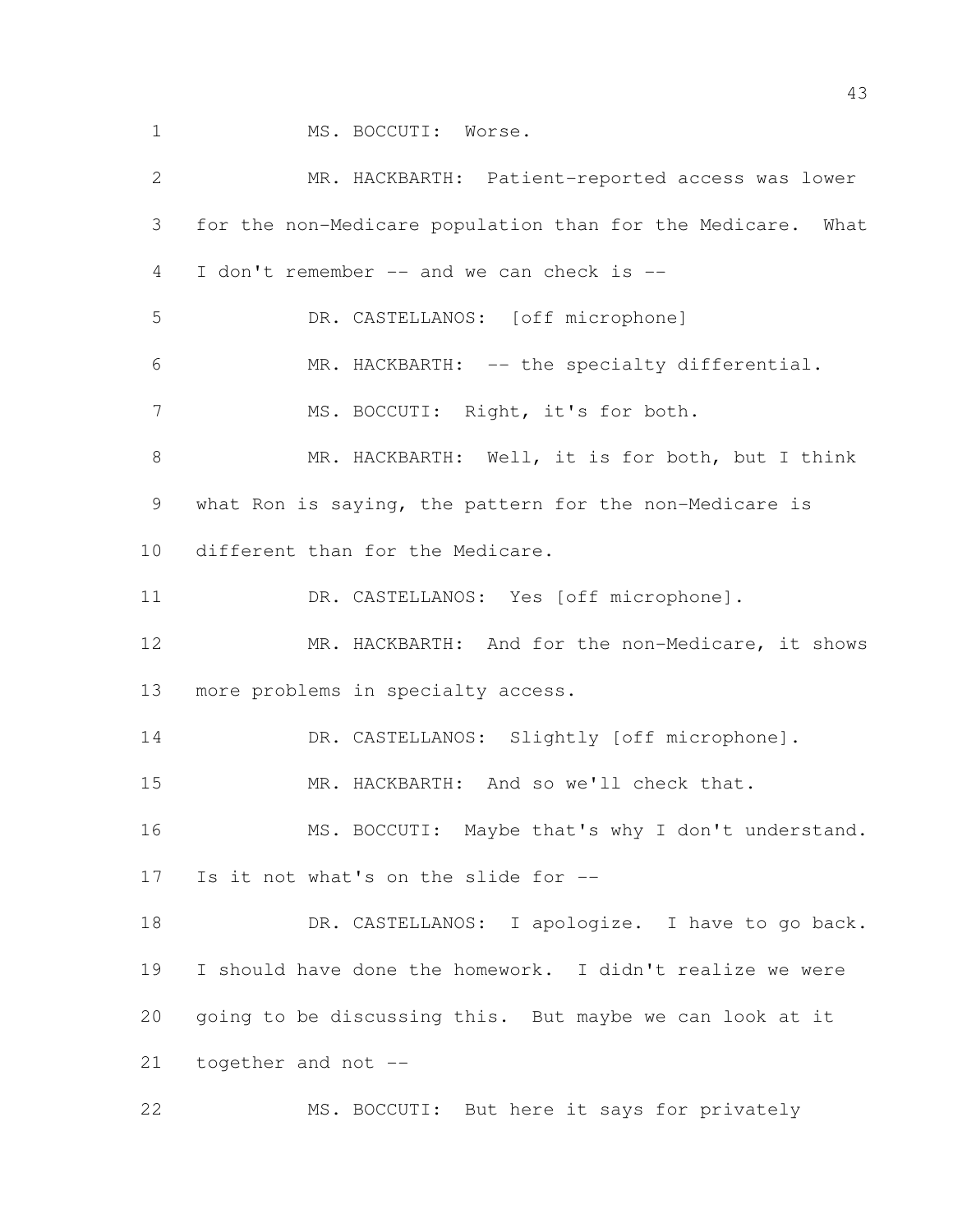MS. BOCCUTI: Worse.

MR. HACKBARTH: Patient-reported access was lower for the non-Medicare population than for the Medicare. What I don't remember -- and we can check is --

DR. CASTELLANOS: [off microphone]

MR. HACKBARTH: -- the specialty differential.

MS. BOCCUTI: Right, it's for both.

MR. HACKBARTH: Well, it is for both, but I think what Ron is saying, the pattern for the non-Medicare is different than for the Medicare.

DR. CASTELLANOS: Yes [off microphone].

MR. HACKBARTH: And for the non-Medicare, it shows more problems in specialty access.

DR. CASTELLANOS: Slightly [off microphone].

MR. HACKBARTH: And so we'll check that.

MS. BOCCUTI: Maybe that's why I don't understand. Is it not what's on the slide for --

DR. CASTELLANOS: I apologize. I have to go back. I should have done the homework. I didn't realize we were going to be discussing this. But maybe we can look at it together and not --

MS. BOCCUTI: But here it says for privately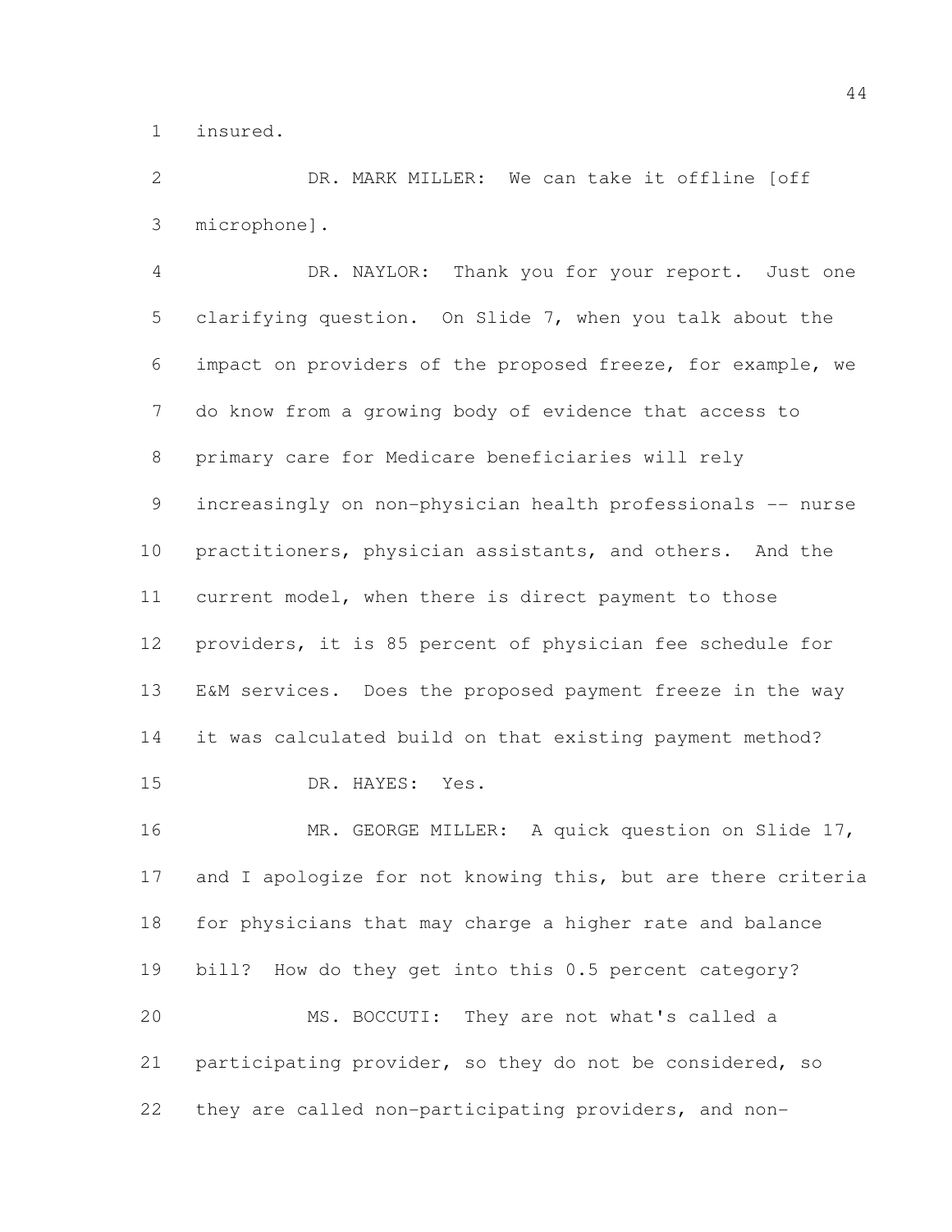insured.

DR. MARK MILLER: We can take it offline [off microphone].

DR. NAYLOR: Thank you for your report. Just one clarifying question. On Slide 7, when you talk about the impact on providers of the proposed freeze, for example, we do know from a growing body of evidence that access to primary care for Medicare beneficiaries will rely increasingly on non-physician health professionals -- nurse practitioners, physician assistants, and others. And the current model, when there is direct payment to those providers, it is 85 percent of physician fee schedule for E&M services. Does the proposed payment freeze in the way it was calculated build on that existing payment method?

DR. HAYES: Yes.

MR. GEORGE MILLER: A quick question on Slide 17, and I apologize for not knowing this, but are there criteria for physicians that may charge a higher rate and balance bill? How do they get into this 0.5 percent category?

MS. BOCCUTI: They are not what's called a participating provider, so they do not be considered, so they are called non-participating providers, and non-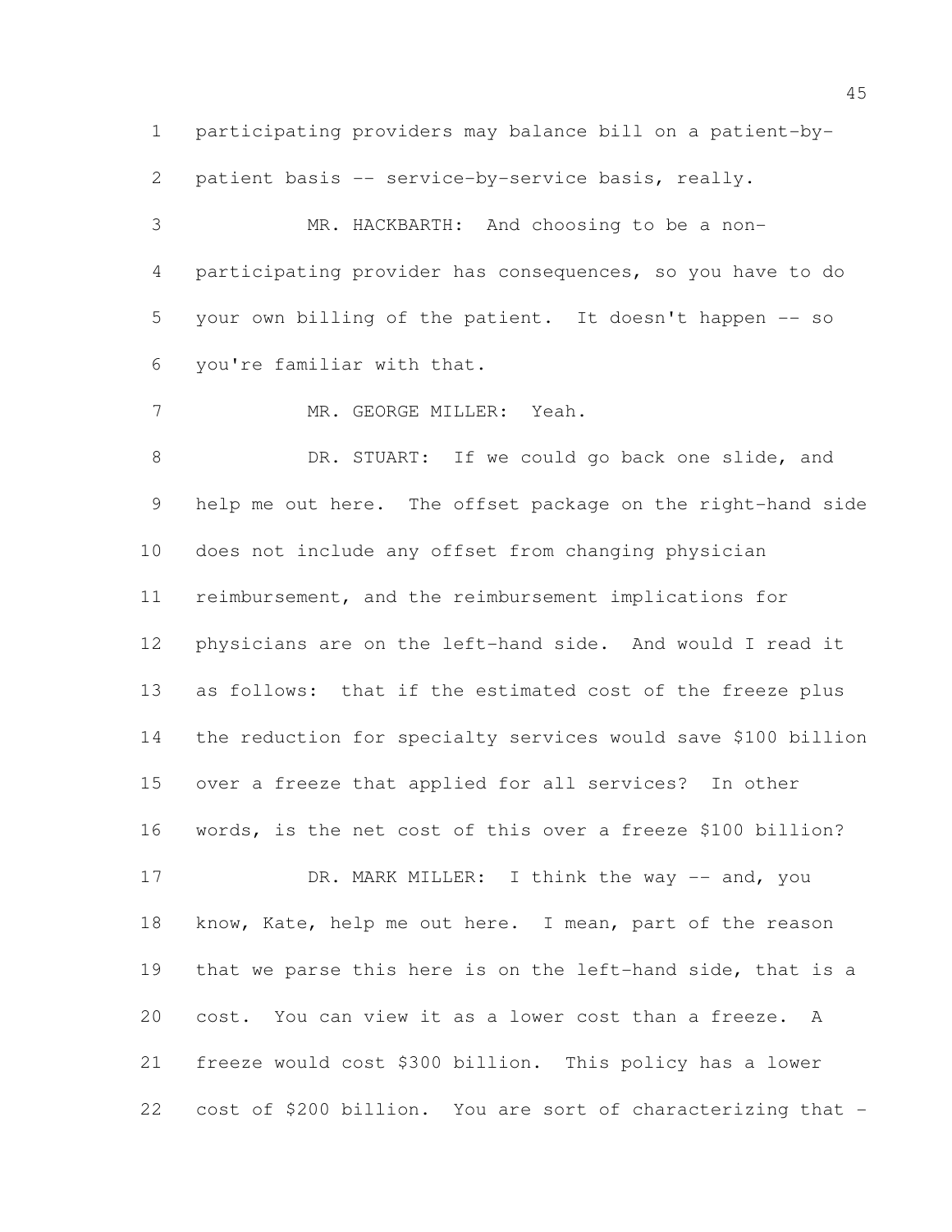participating providers may balance bill on a patient-by-patient basis -- service-by-service basis, really.

MR. HACKBARTH: And choosing to be a non-participating provider has consequences, so you have to do your own billing of the patient. It doesn't happen -- so you're familiar with that.

MR. GEORGE MILLER: Yeah.

DR. STUART: If we could go back one slide, and help me out here. The offset package on the right-hand side does not include any offset from changing physician reimbursement, and the reimbursement implications for physicians are on the left-hand side. And would I read it as follows: that if the estimated cost of the freeze plus the reduction for specialty services would save $100 billion over a freeze that applied for all services? In other words, is the net cost of this over a freeze $100 billion?

DR. MARK MILLER: I think the way -- and, you know, Kate, help me out here. I mean, part of the reason that we parse this here is on the left-hand side, that is a cost. You can view it as a lower cost than a freeze. A freeze would cost $300 billion. This policy has a lower cost of $200 billion. You are sort of characterizing that -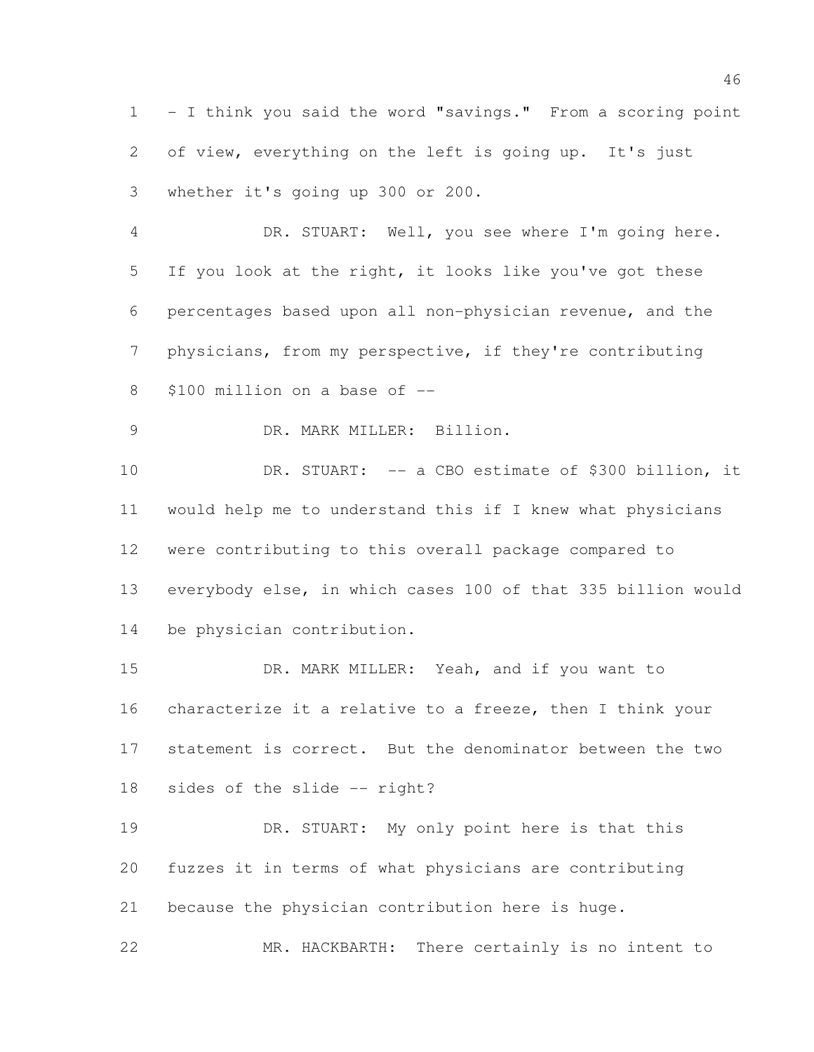- I think you said the word "savings." From a scoring point of view, everything on the left is going up. It's just whether it's going up 300 or 200.

DR. STUART: Well, you see where I'm going here. If you look at the right, it looks like you've got these percentages based upon all non-physician revenue, and the physicians, from my perspective, if they're contributing $100 million on a base of --

DR. MARK MILLER: Billion.

DR. STUART: -- a CBO estimate of $300 billion, it would help me to understand this if I knew what physicians were contributing to this overall package compared to everybody else, in which cases 100 of that 335 billion would be physician contribution.

DR. MARK MILLER: Yeah, and if you want to characterize it a relative to a freeze, then I think your statement is correct. But the denominator between the two sides of the slide -- right?

DR. STUART: My only point here is that this fuzzes it in terms of what physicians are contributing because the physician contribution here is huge.

MR. HACKBARTH: There certainly is no intent to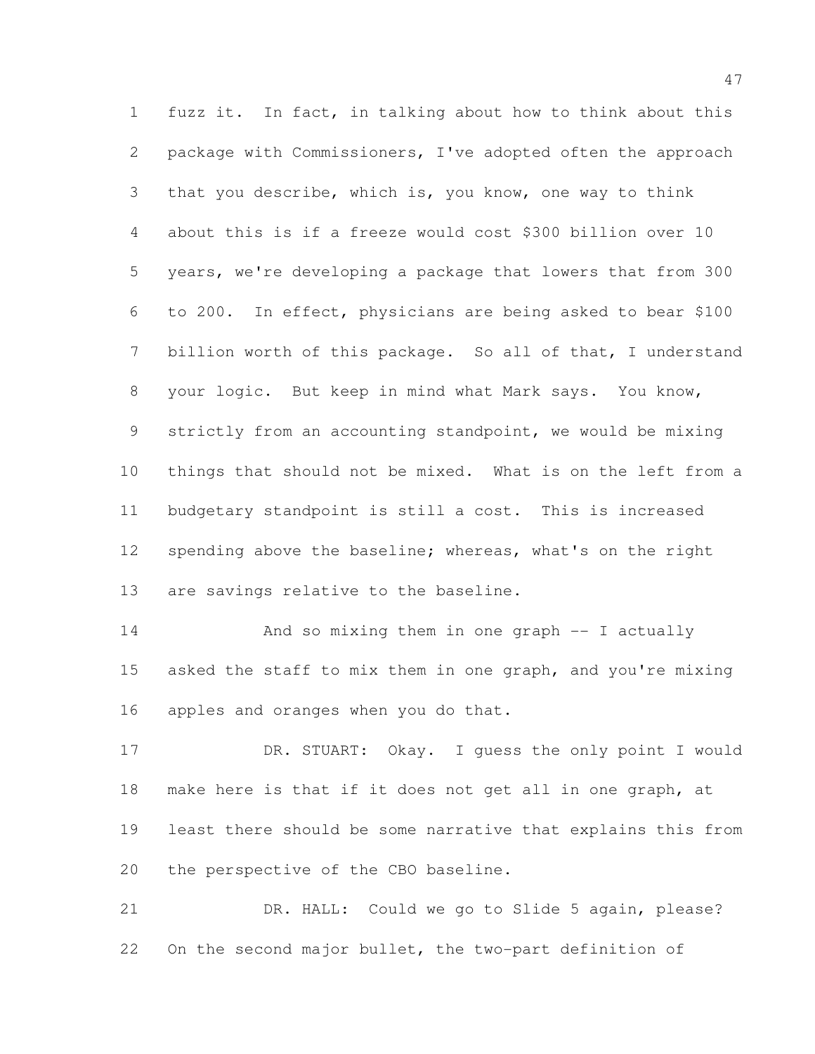fuzz it. In fact, in talking about how to think about this package with Commissioners, I've adopted often the approach that you describe, which is, you know, one way to think about this is if a freeze would cost $300 billion over 10 years, we're developing a package that lowers that from 300 to 200. In effect, physicians are being asked to bear $100 billion worth of this package. So all of that, I understand your logic. But keep in mind what Mark says. You know, strictly from an accounting standpoint, we would be mixing things that should not be mixed. What is on the left from a budgetary standpoint is still a cost. This is increased spending above the baseline; whereas, what's on the right are savings relative to the baseline.

And so mixing them in one graph -- I actually asked the staff to mix them in one graph, and you're mixing apples and oranges when you do that.

DR. STUART: Okay. I guess the only point I would make here is that if it does not get all in one graph, at least there should be some narrative that explains this from the perspective of the CBO baseline.

DR. HALL: Could we go to Slide 5 again, please? On the second major bullet, the two-part definition of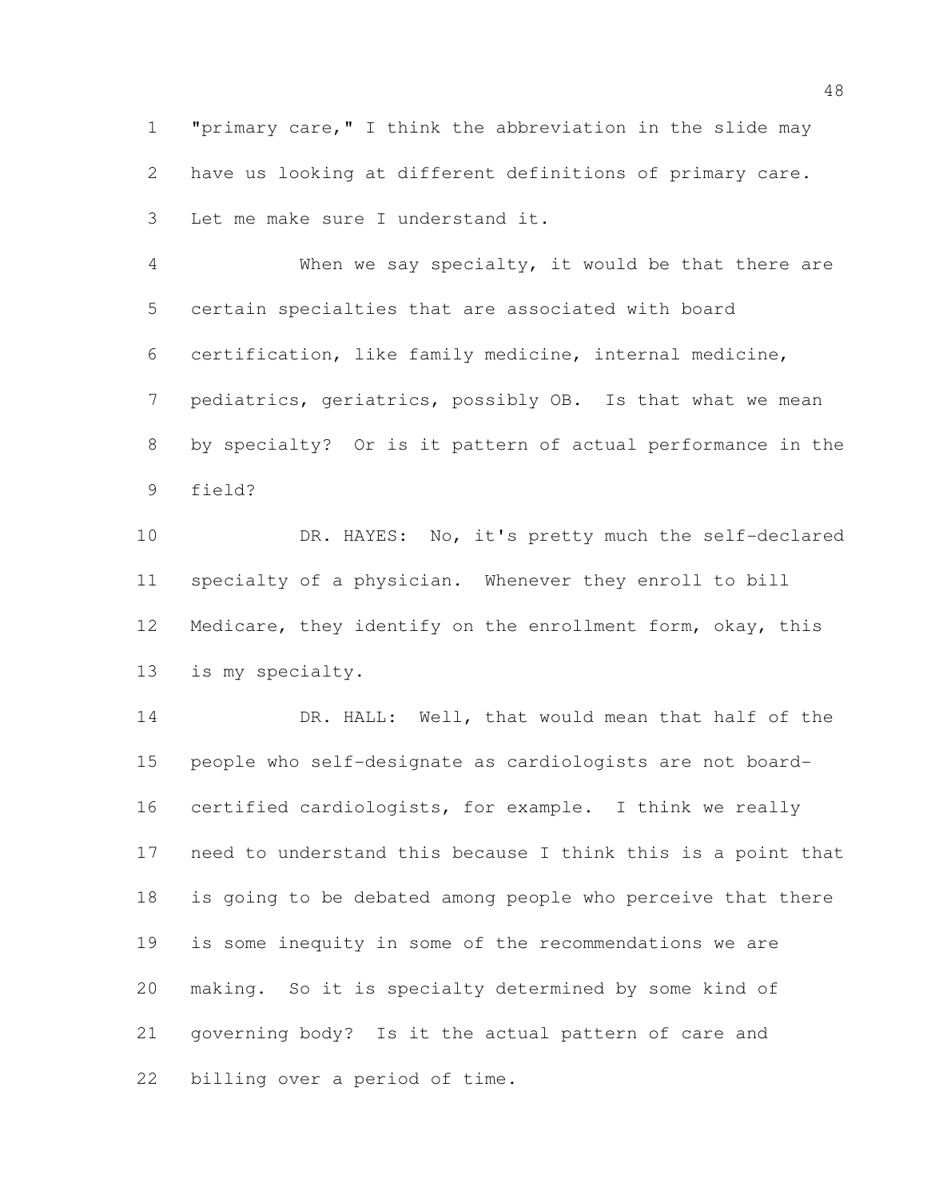"primary care," I think the abbreviation in the slide may have us looking at different definitions of primary care. Let me make sure I understand it.

When we say specialty, it would be that there are certain specialties that are associated with board certification, like family medicine, internal medicine, pediatrics, geriatrics, possibly OB. Is that what we mean by specialty? Or is it pattern of actual performance in the field?

DR. HAYES: No, it's pretty much the self-declared specialty of a physician. Whenever they enroll to bill Medicare, they identify on the enrollment form, okay, this is my specialty.

DR. HALL: Well, that would mean that half of the people who self-designate as cardiologists are not board-certified cardiologists, for example. I think we really need to understand this because I think this is a point that is going to be debated among people who perceive that there is some inequity in some of the recommendations we are making. So it is specialty determined by some kind of governing body? Is it the actual pattern of care and billing over a period of time.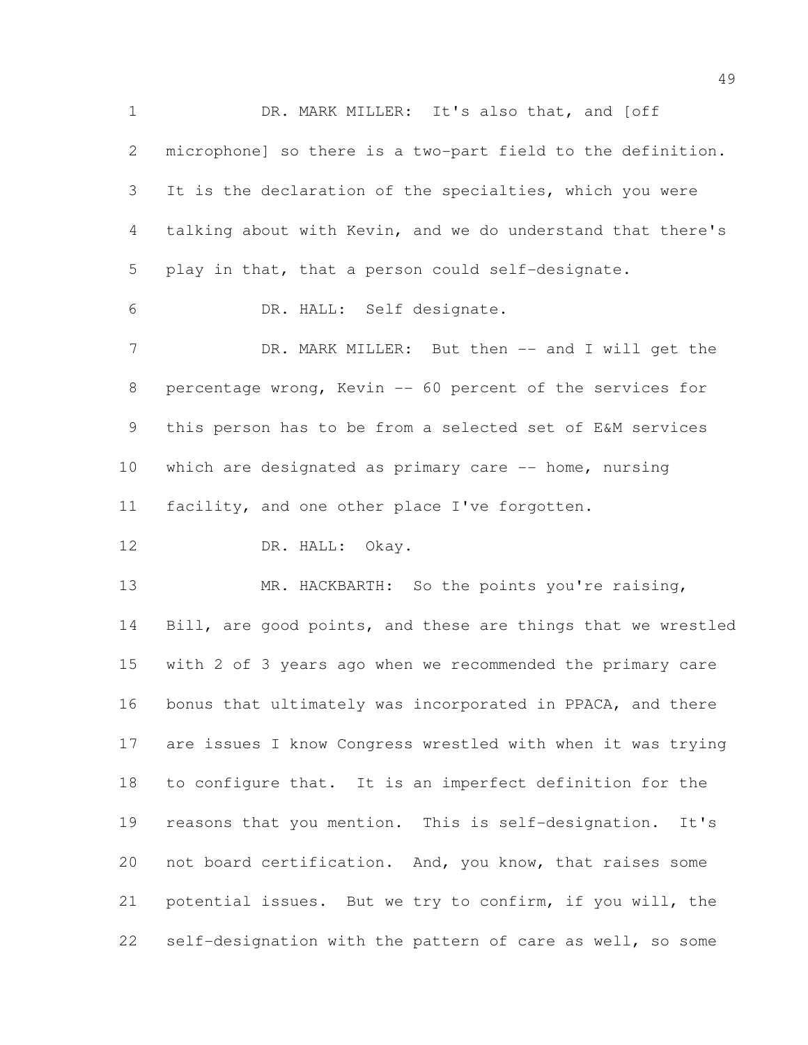DR. MARK MILLER: It's also that, and [off microphone] so there is a two-part field to the definition. It is the declaration of the specialties, which you were talking about with Kevin, and we do understand that there's play in that, that a person could self-designate.

DR. HALL: Self designate.

DR. MARK MILLER: But then -- and I will get the percentage wrong, Kevin -- 60 percent of the services for this person has to be from a selected set of E&M services which are designated as primary care -- home, nursing facility, and one other place I've forgotten.

DR. HALL: Okay.

MR. HACKBARTH: So the points you're raising, Bill, are good points, and these are things that we wrestled with 2 of 3 years ago when we recommended the primary care bonus that ultimately was incorporated in PPACA, and there are issues I know Congress wrestled with when it was trying to configure that. It is an imperfect definition for the reasons that you mention. This is self-designation. It's not board certification. And, you know, that raises some potential issues. But we try to confirm, if you will, the self-designation with the pattern of care as well, so some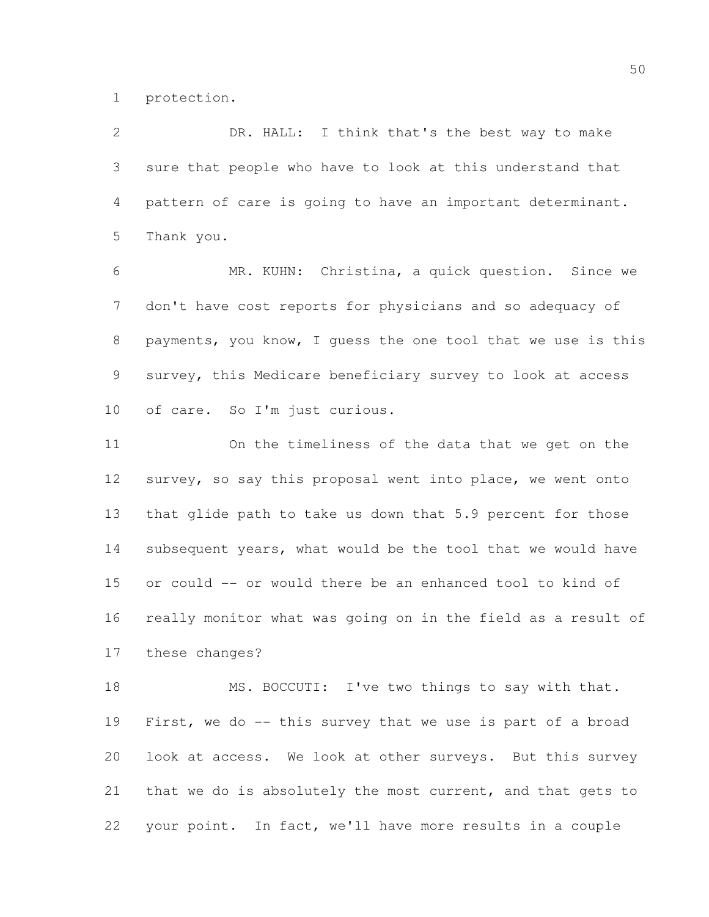protection.

DR. HALL: I think that's the best way to make sure that people who have to look at this understand that pattern of care is going to have an important determinant. Thank you.

MR. KUHN: Christina, a quick question. Since we don't have cost reports for physicians and so adequacy of payments, you know, I guess the one tool that we use is this survey, this Medicare beneficiary survey to look at access of care. So I'm just curious.

On the timeliness of the data that we get on the survey, so say this proposal went into place, we went onto that glide path to take us down that 5.9 percent for those subsequent years, what would be the tool that we would have or could -- or would there be an enhanced tool to kind of really monitor what was going on in the field as a result of these changes?

MS. BOCCUTI: I've two things to say with that. First, we do -- this survey that we use is part of a broad look at access. We look at other surveys. But this survey that we do is absolutely the most current, and that gets to your point. In fact, we'll have more results in a couple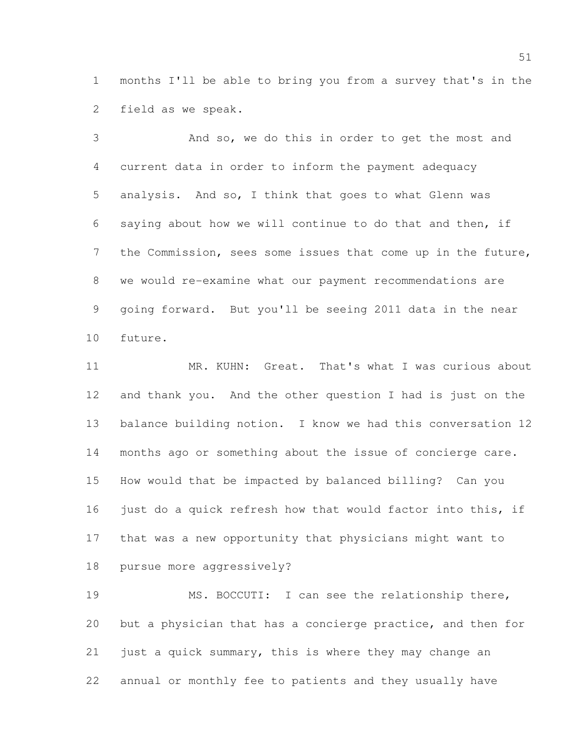months I'll be able to bring you from a survey that's in the field as we speak.

And so, we do this in order to get the most and current data in order to inform the payment adequacy analysis. And so, I think that goes to what Glenn was saying about how we will continue to do that and then, if the Commission, sees some issues that come up in the future, we would re-examine what our payment recommendations are going forward. But you'll be seeing 2011 data in the near future.

MR. KUHN: Great. That's what I was curious about and thank you. And the other question I had is just on the balance building notion. I know we had this conversation 12 months ago or something about the issue of concierge care. How would that be impacted by balanced billing? Can you just do a quick refresh how that would factor into this, if that was a new opportunity that physicians might want to pursue more aggressively?

MS. BOCCUTI: I can see the relationship there, but a physician that has a concierge practice, and then for just a quick summary, this is where they may change an annual or monthly fee to patients and they usually have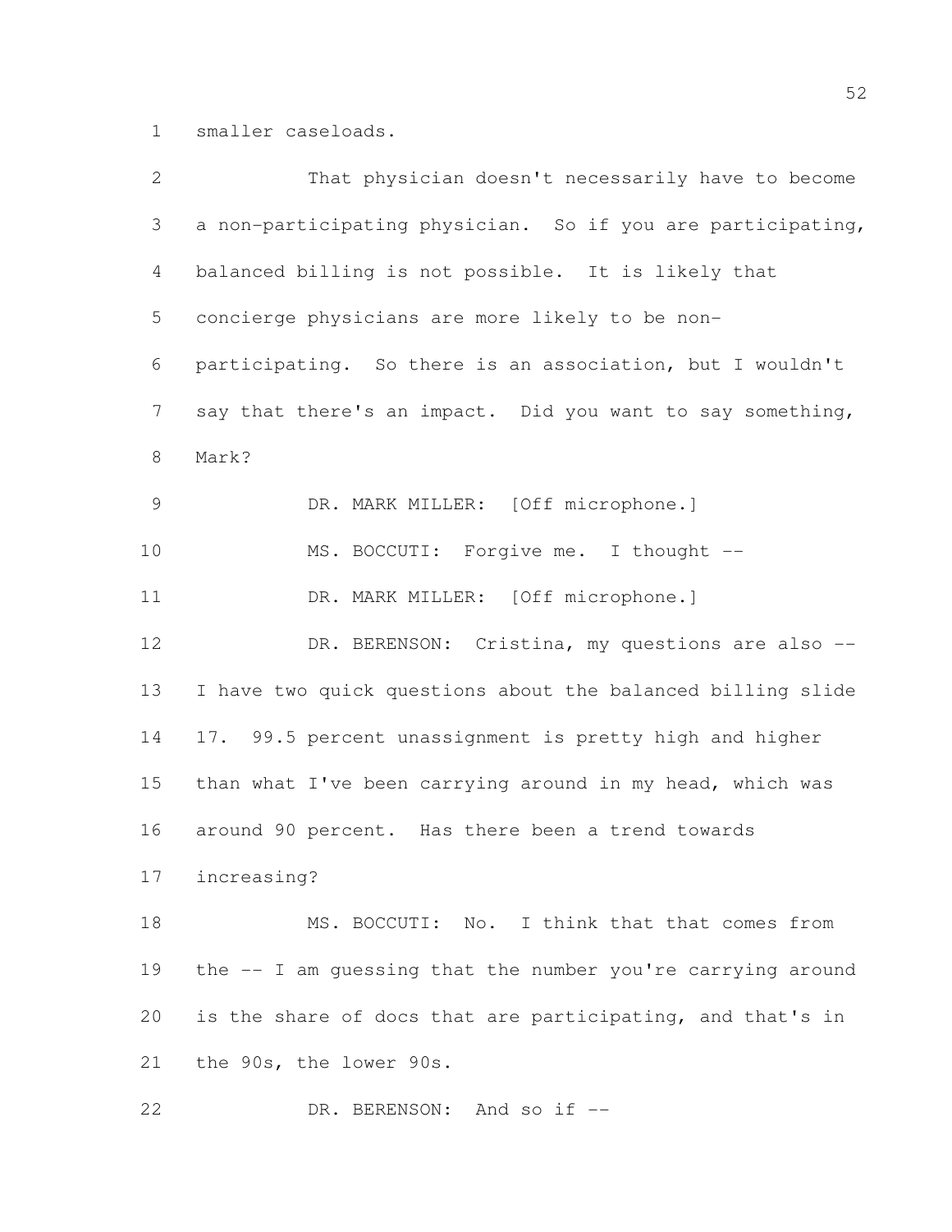smaller caseloads.

That physician doesn't necessarily have to become a non-participating physician. So if you are participating, balanced billing is not possible. It is likely that concierge physicians are more likely to be non-participating. So there is an association, but I wouldn't say that there's an impact. Did you want to say something, Mark?

DR. MARK MILLER: [Off microphone.]

MS. BOCCUTI: Forgive me. I thought --

DR. MARK MILLER: [Off microphone.]

DR. BERENSON: Cristina, my questions are also -- I have two quick questions about the balanced billing slide 17. 99.5 percent unassignment is pretty high and higher than what I've been carrying around in my head, which was around 90 percent. Has there been a trend towards increasing?

MS. BOCCUTI: No. I think that that comes from the -- I am guessing that the number you're carrying around is the share of docs that are participating, and that's in the 90s, the lower 90s.

DR. BERENSON: And so if --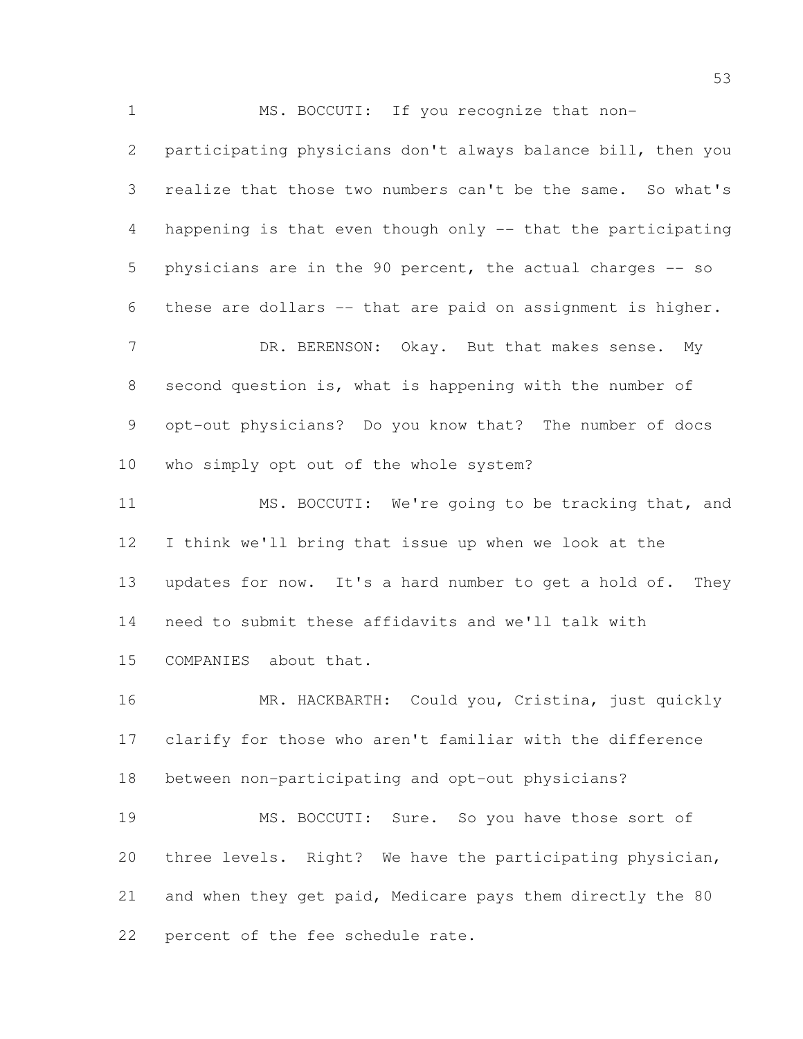MS. BOCCUTI: If you recognize that non-participating physicians don't always balance bill, then you realize that those two numbers can't be the same. So what's happening is that even though only -- that the participating physicians are in the 90 percent, the actual charges -- so these are dollars -- that are paid on assignment is higher.

DR. BERENSON: Okay. But that makes sense. My second question is, what is happening with the number of opt-out physicians? Do you know that? The number of docs who simply opt out of the whole system?

MS. BOCCUTI: We're going to be tracking that, and I think we'll bring that issue up when we look at the updates for now. It's a hard number to get a hold of. They need to submit these affidavits and we'll talk with COMPANIES about that.

MR. HACKBARTH: Could you, Cristina, just quickly clarify for those who aren't familiar with the difference between non-participating and opt-out physicians?

MS. BOCCUTI: Sure. So you have those sort of three levels. Right? We have the participating physician, and when they get paid, Medicare pays them directly the 80 percent of the fee schedule rate.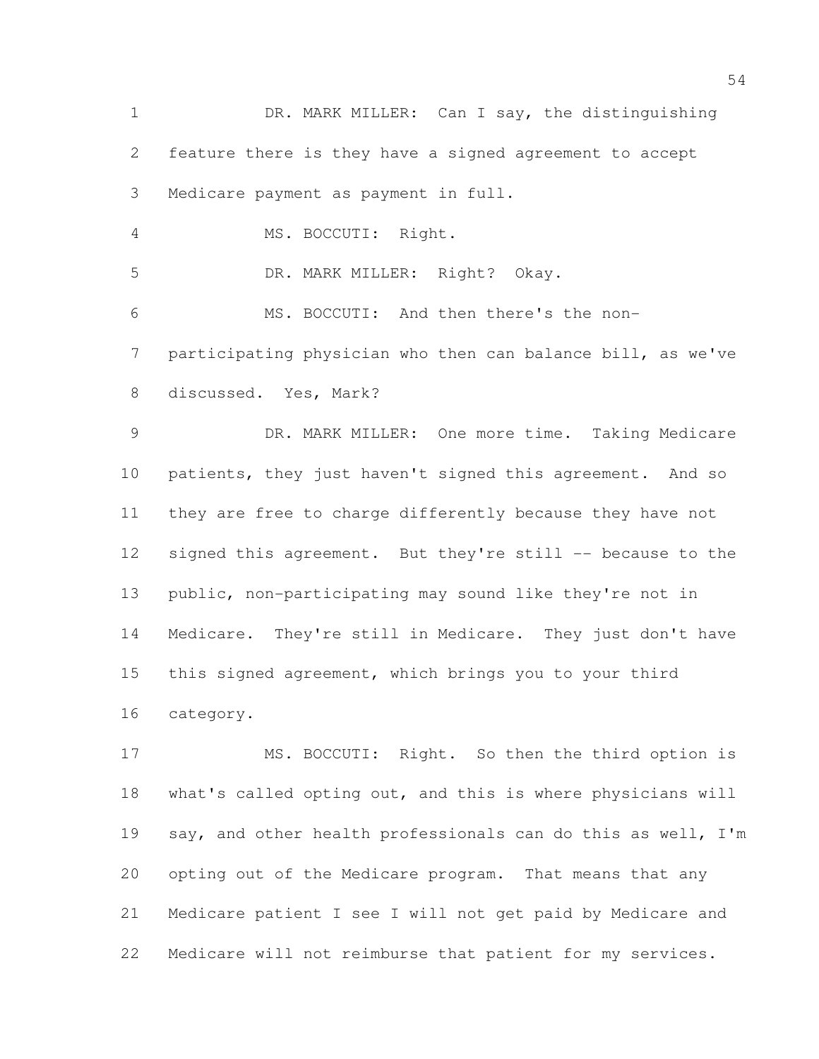DR. MARK MILLER: Can I say, the distinguishing feature there is they have a signed agreement to accept Medicare payment as payment in full.

MS. BOCCUTI: Right.

DR. MARK MILLER: Right? Okay.

MS. BOCCUTI: And then there's the non-participating physician who then can balance bill, as we've discussed. Yes, Mark?

DR. MARK MILLER: One more time. Taking Medicare patients, they just haven't signed this agreement. And so they are free to charge differently because they have not signed this agreement. But they're still -- because to the public, non-participating may sound like they're not in Medicare. They're still in Medicare. They just don't have this signed agreement, which brings you to your third category.

MS. BOCCUTI: Right. So then the third option is what's called opting out, and this is where physicians will say, and other health professionals can do this as well, I'm opting out of the Medicare program. That means that any Medicare patient I see I will not get paid by Medicare and Medicare will not reimburse that patient for my services.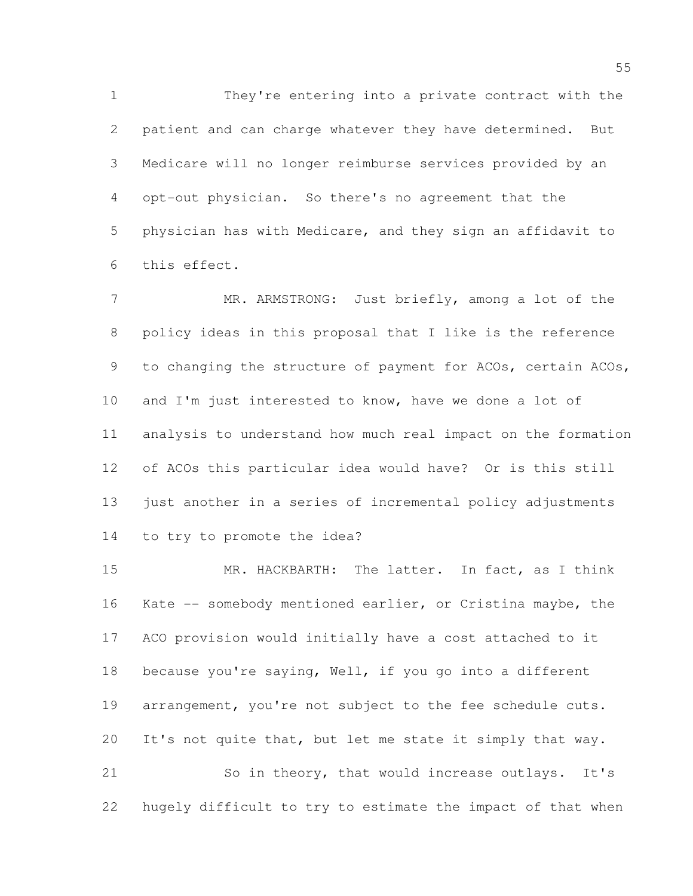They're entering into a private contract with the patient and can charge whatever they have determined. But Medicare will no longer reimburse services provided by an opt-out physician. So there's no agreement that the physician has with Medicare, and they sign an affidavit to this effect.

MR. ARMSTRONG: Just briefly, among a lot of the policy ideas in this proposal that I like is the reference to changing the structure of payment for ACOs, certain ACOs, and I'm just interested to know, have we done a lot of analysis to understand how much real impact on the formation of ACOs this particular idea would have? Or is this still just another in a series of incremental policy adjustments to try to promote the idea?

MR. HACKBARTH: The latter. In fact, as I think Kate -- somebody mentioned earlier, or Cristina maybe, the ACO provision would initially have a cost attached to it because you're saying, Well, if you go into a different arrangement, you're not subject to the fee schedule cuts. It's not quite that, but let me state it simply that way.

So in theory, that would increase outlays. It's hugely difficult to try to estimate the impact of that when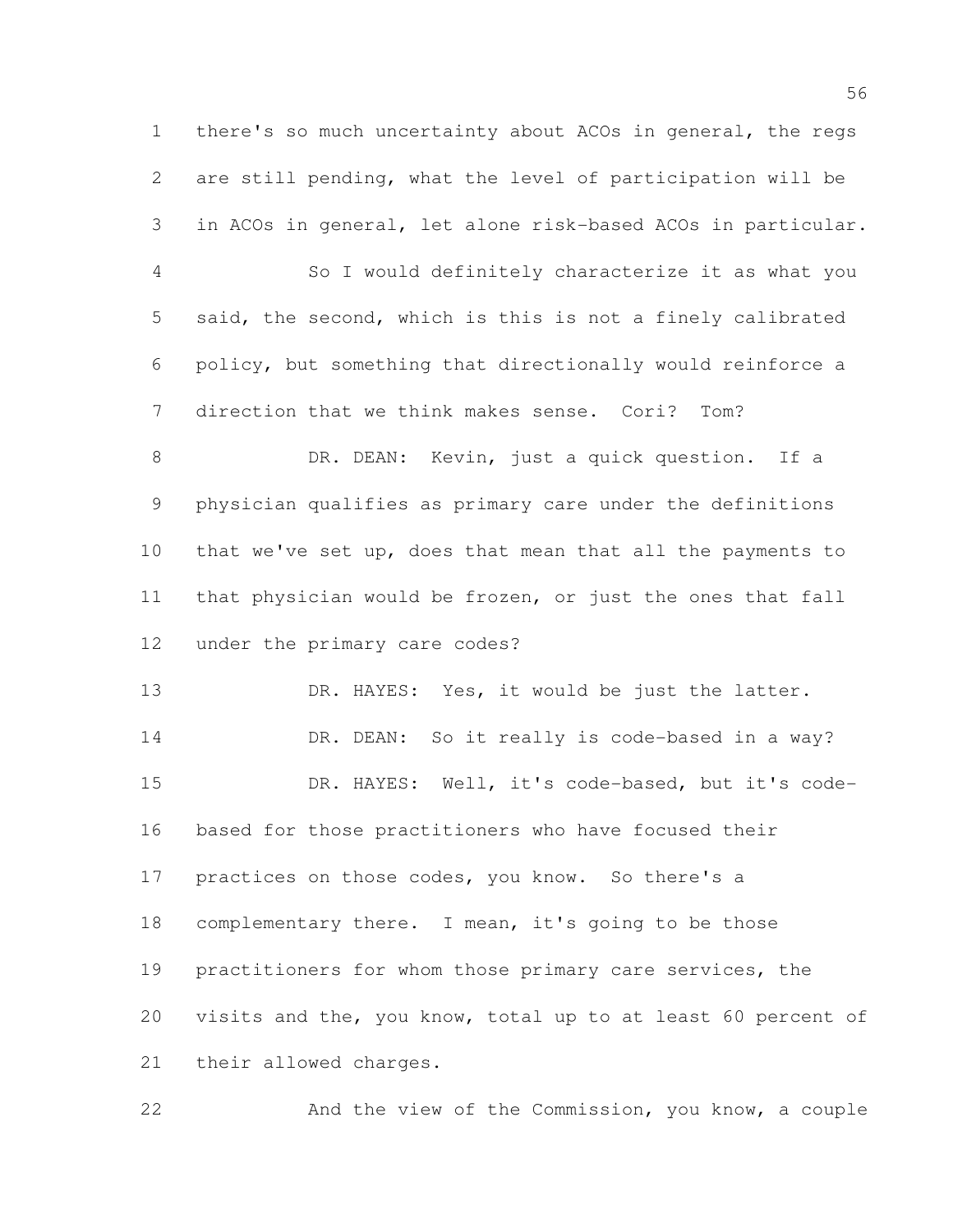there's so much uncertainty about ACOs in general, the regs are still pending, what the level of participation will be in ACOs in general, let alone risk-based ACOs in particular.

So I would definitely characterize it as what you said, the second, which is this is not a finely calibrated policy, but something that directionally would reinforce a direction that we think makes sense. Cori? Tom?

DR. DEAN: Kevin, just a quick question. If a physician qualifies as primary care under the definitions that we've set up, does that mean that all the payments to that physician would be frozen, or just the ones that fall under the primary care codes?

DR. HAYES: Yes, it would be just the latter.

DR. DEAN: So it really is code-based in a way?

DR. HAYES: Well, it's code-based, but it's code-based for those practitioners who have focused their practices on those codes, you know. So there's a complementary there. I mean, it's going to be those practitioners for whom those primary care services, the visits and the, you know, total up to at least 60 percent of their allowed charges.

And the view of the Commission, you know, a couple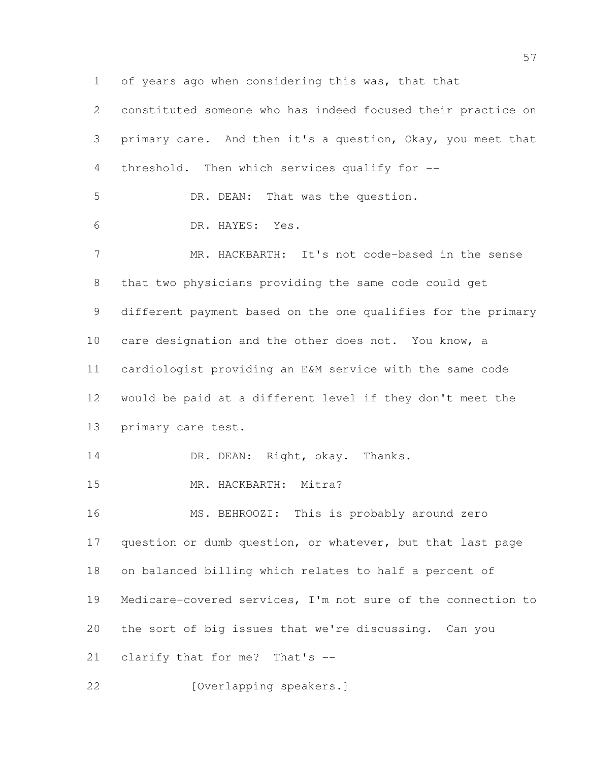of years ago when considering this was, that that constituted someone who has indeed focused their practice on primary care. And then it's a question, Okay, you meet that threshold. Then which services qualify for --

DR. DEAN: That was the question.

DR. HAYES: Yes.

MR. HACKBARTH: It's not code-based in the sense that two physicians providing the same code could get different payment based on the one qualifies for the primary care designation and the other does not. You know, a cardiologist providing an E&M service with the same code would be paid at a different level if they don't meet the primary care test.

DR. DEAN: Right, okay. Thanks.

MR. HACKBARTH: Mitra?

MS. BEHROOZI: This is probably around zero question or dumb question, or whatever, but that last page on balanced billing which relates to half a percent of Medicare-covered services, I'm not sure of the connection to the sort of big issues that we're discussing. Can you clarify that for me? That's --

[Overlapping speakers.]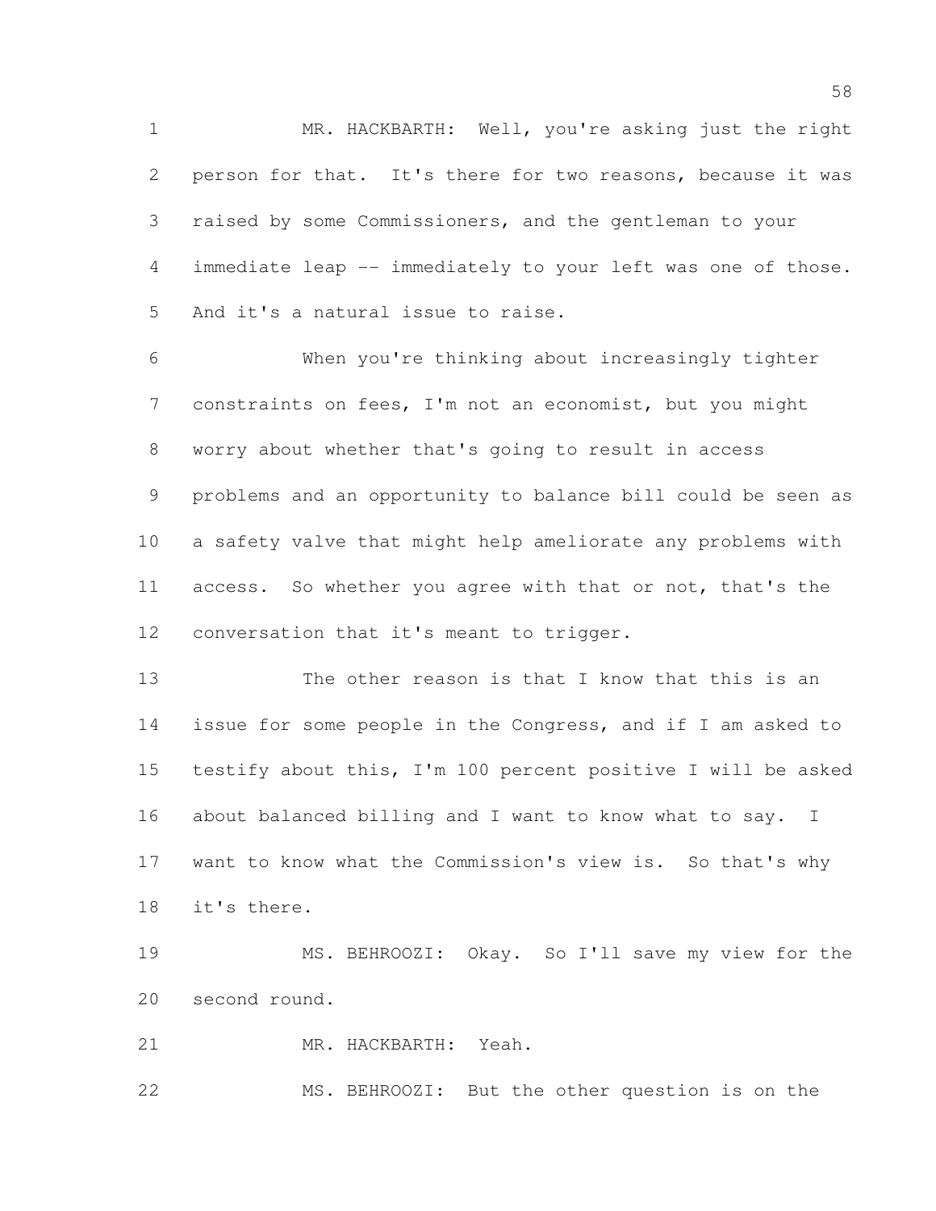MR. HACKBARTH: Well, you're asking just the right person for that. It's there for two reasons, because it was raised by some Commissioners, and the gentleman to your immediate leap -- immediately to your left was one of those. And it's a natural issue to raise.

When you're thinking about increasingly tighter constraints on fees, I'm not an economist, but you might worry about whether that's going to result in access problems and an opportunity to balance bill could be seen as a safety valve that might help ameliorate any problems with access. So whether you agree with that or not, that's the conversation that it's meant to trigger.

The other reason is that I know that this is an issue for some people in the Congress, and if I am asked to testify about this, I'm 100 percent positive I will be asked about balanced billing and I want to know what to say. I want to know what the Commission's view is. So that's why it's there.

MS. BEHROOZI: Okay. So I'll save my view for the second round.

MR. HACKBARTH: Yeah.

MS. BEHROOZI: But the other question is on the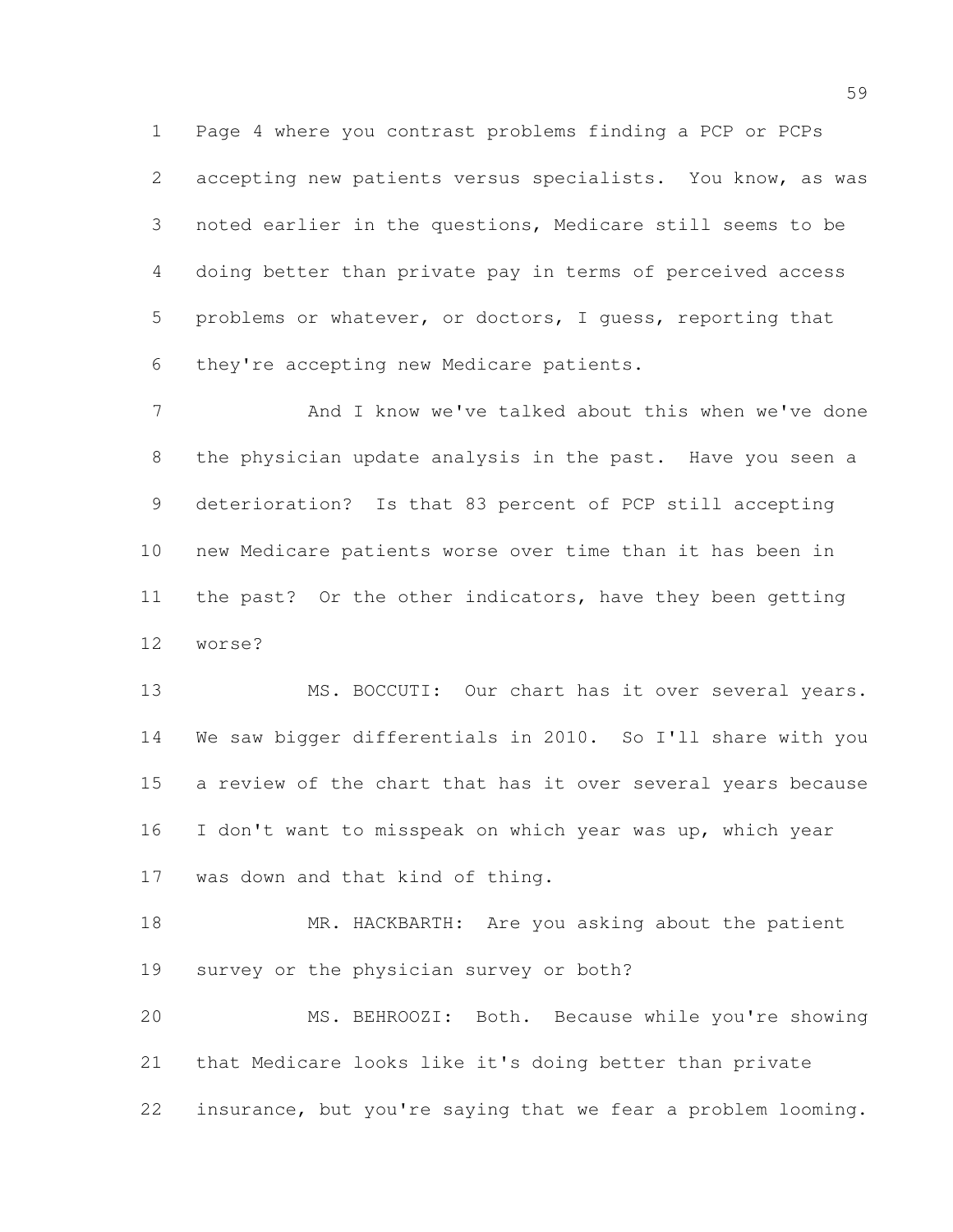Page 4 where you contrast problems finding a PCP or PCPs accepting new patients versus specialists. You know, as was noted earlier in the questions, Medicare still seems to be doing better than private pay in terms of perceived access problems or whatever, or doctors, I guess, reporting that they're accepting new Medicare patients.

And I know we've talked about this when we've done the physician update analysis in the past. Have you seen a deterioration? Is that 83 percent of PCP still accepting new Medicare patients worse over time than it has been in the past? Or the other indicators, have they been getting worse?

MS. BOCCUTI: Our chart has it over several years. We saw bigger differentials in 2010. So I'll share with you a review of the chart that has it over several years because I don't want to misspeak on which year was up, which year was down and that kind of thing.

MR. HACKBARTH: Are you asking about the patient survey or the physician survey or both?

MS. BEHROOZI: Both. Because while you're showing that Medicare looks like it's doing better than private insurance, but you're saying that we fear a problem looming.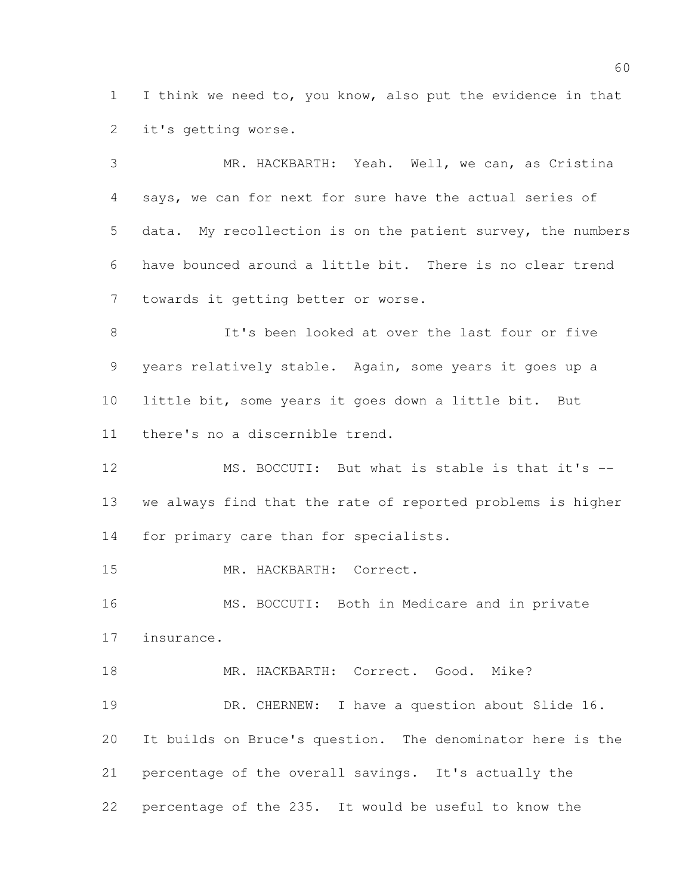I think we need to, you know, also put the evidence in that it's getting worse.

MR. HACKBARTH: Yeah. Well, we can, as Cristina says, we can for next for sure have the actual series of data. My recollection is on the patient survey, the numbers have bounced around a little bit. There is no clear trend towards it getting better or worse.

It's been looked at over the last four or five years relatively stable. Again, some years it goes up a little bit, some years it goes down a little bit. But there's no a discernible trend.

MS. BOCCUTI: But what is stable is that it's -- we always find that the rate of reported problems is higher for primary care than for specialists.

MR. HACKBARTH: Correct.

MS. BOCCUTI: Both in Medicare and in private insurance.

MR. HACKBARTH: Correct. Good. Mike?

DR. CHERNEW: I have a question about Slide 16. It builds on Bruce's question. The denominator here is the percentage of the overall savings. It's actually the percentage of the 235. It would be useful to know the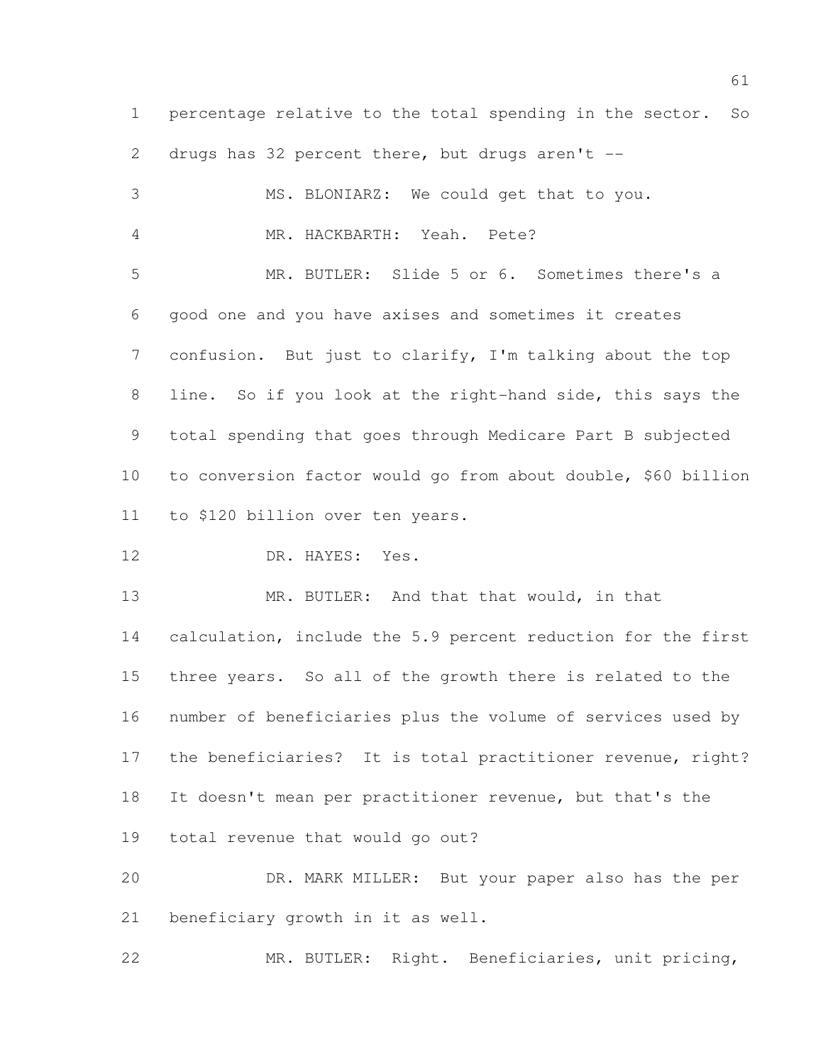percentage relative to the total spending in the sector. So drugs has 32 percent there, but drugs aren't --

MS. BLONIARZ: We could get that to you.

MR. HACKBARTH: Yeah. Pete?

MR. BUTLER: Slide 5 or 6. Sometimes there's a good one and you have axises and sometimes it creates confusion. But just to clarify, I'm talking about the top line. So if you look at the right-hand side, this says the total spending that goes through Medicare Part B subjected to conversion factor would go from about double, $60 billion to $120 billion over ten years.

DR. HAYES: Yes.

MR. BUTLER: And that that would, in that calculation, include the 5.9 percent reduction for the first three years. So all of the growth there is related to the number of beneficiaries plus the volume of services used by the beneficiaries? It is total practitioner revenue, right? It doesn't mean per practitioner revenue, but that's the total revenue that would go out?

DR. MARK MILLER: But your paper also has the per beneficiary growth in it as well.

MR. BUTLER: Right. Beneficiaries, unit pricing,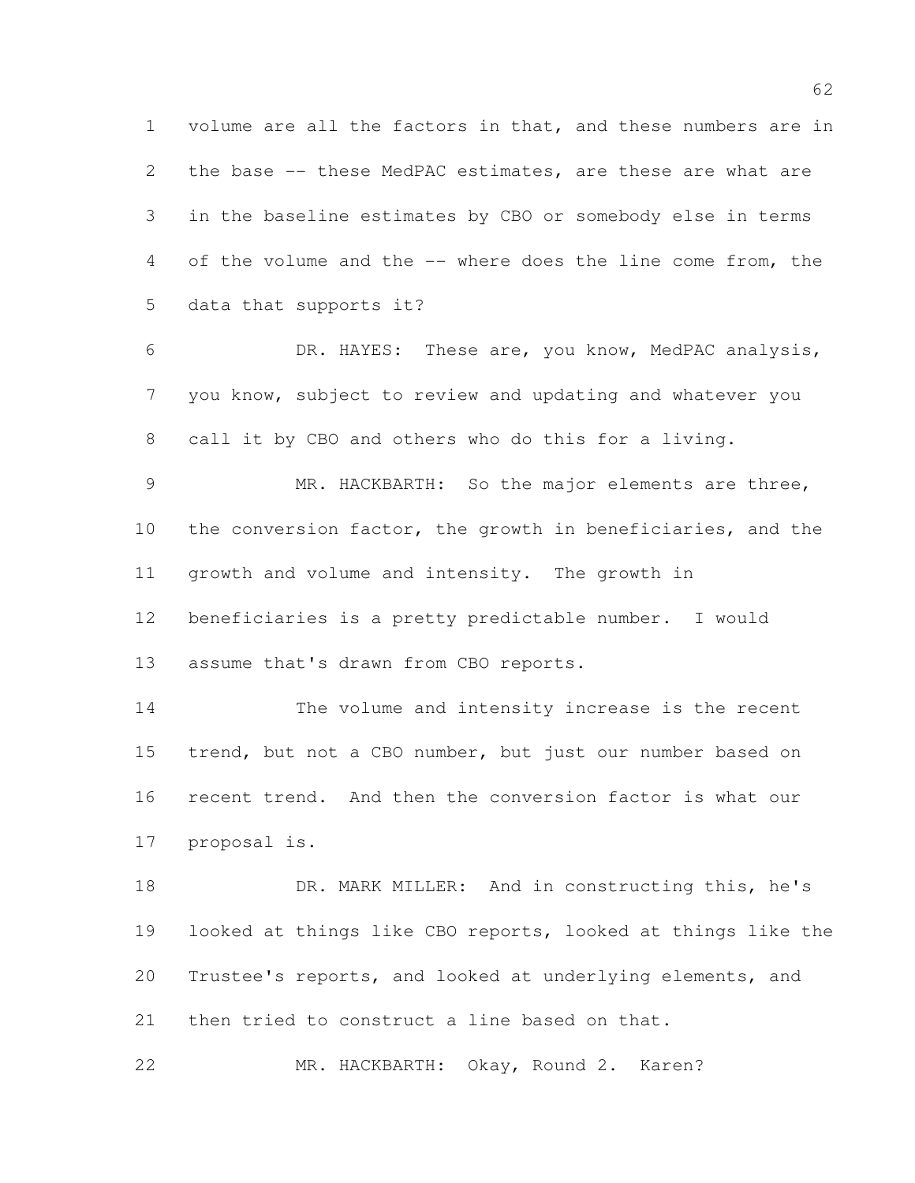volume are all the factors in that, and these numbers are in the base -- these MedPAC estimates, are these are what are in the baseline estimates by CBO or somebody else in terms of the volume and the -- where does the line come from, the data that supports it?

DR. HAYES: These are, you know, MedPAC analysis, you know, subject to review and updating and whatever you call it by CBO and others who do this for a living.

MR. HACKBARTH: So the major elements are three, the conversion factor, the growth in beneficiaries, and the growth and volume and intensity. The growth in beneficiaries is a pretty predictable number. I would assume that's drawn from CBO reports.

The volume and intensity increase is the recent trend, but not a CBO number, but just our number based on recent trend. And then the conversion factor is what our proposal is.

DR. MARK MILLER: And in constructing this, he's looked at things like CBO reports, looked at things like the Trustee's reports, and looked at underlying elements, and then tried to construct a line based on that.

MR. HACKBARTH: Okay, Round 2. Karen?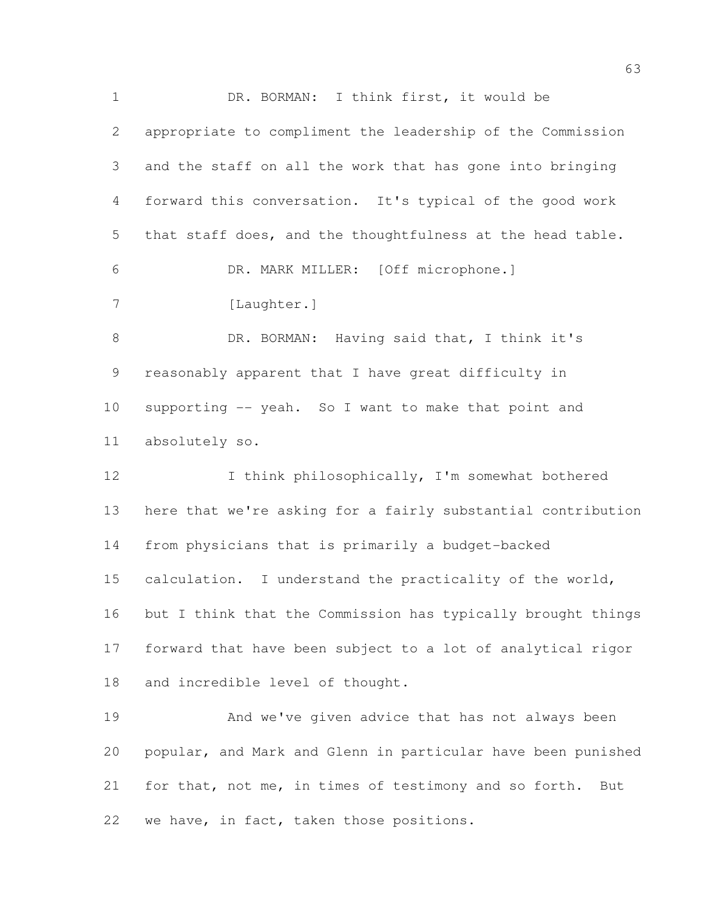DR. BORMAN: I think first, it would be appropriate to compliment the leadership of the Commission and the staff on all the work that has gone into bringing forward this conversation. It's typical of the good work that staff does, and the thoughtfulness at the head table.

DR. MARK MILLER: [Off microphone.]

[Laughter.]

DR. BORMAN: Having said that, I think it's reasonably apparent that I have great difficulty in supporting -- yeah. So I want to make that point and absolutely so.

I think philosophically, I'm somewhat bothered here that we're asking for a fairly substantial contribution from physicians that is primarily a budget-backed calculation. I understand the practicality of the world, but I think that the Commission has typically brought things forward that have been subject to a lot of analytical rigor and incredible level of thought.

And we've given advice that has not always been popular, and Mark and Glenn in particular have been punished for that, not me, in times of testimony and so forth. But we have, in fact, taken those positions.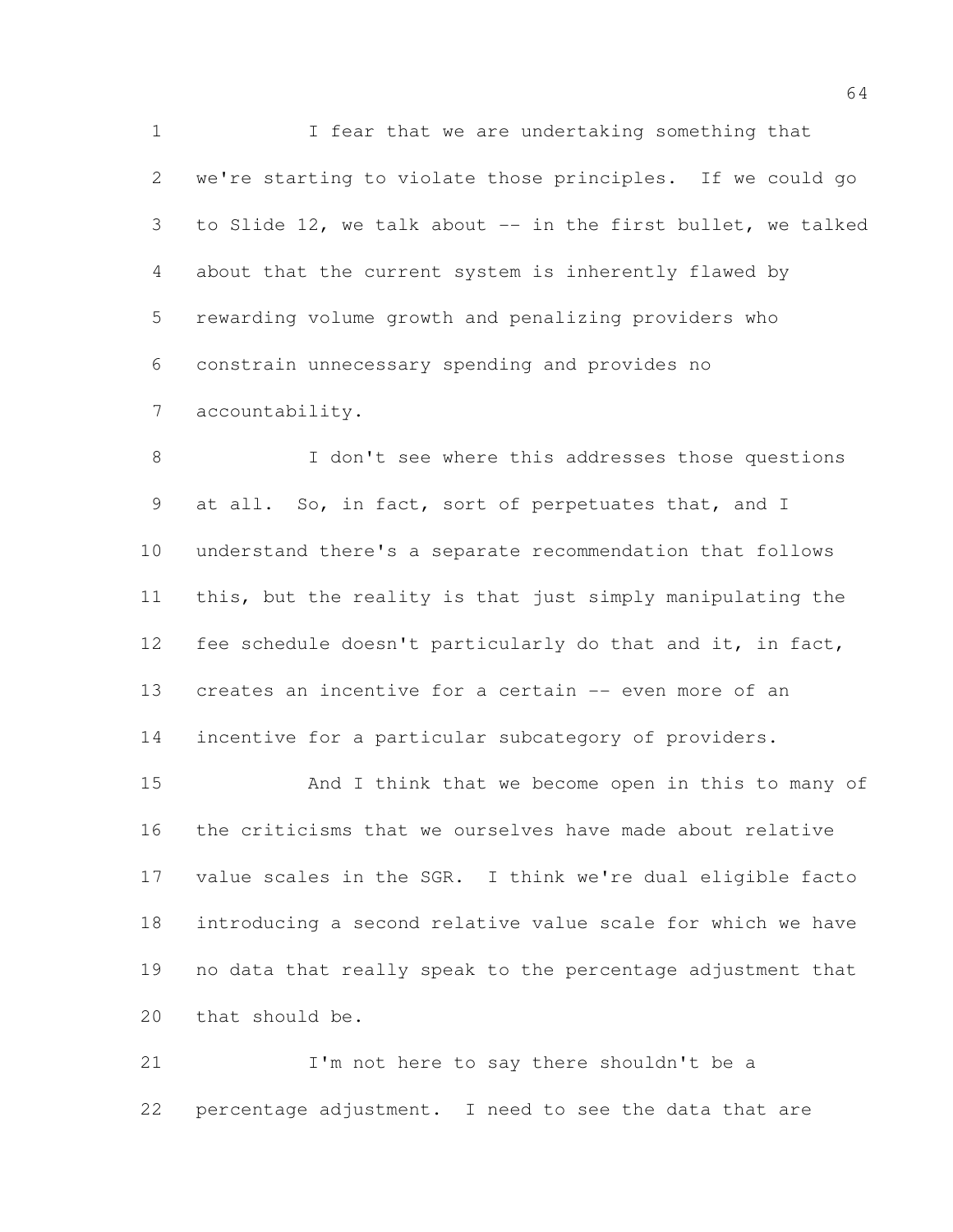I fear that we are undertaking something that we're starting to violate those principles. If we could go to Slide 12, we talk about -- in the first bullet, we talked about that the current system is inherently flawed by rewarding volume growth and penalizing providers who constrain unnecessary spending and provides no accountability.

I don't see where this addresses those questions at all. So, in fact, sort of perpetuates that, and I understand there's a separate recommendation that follows this, but the reality is that just simply manipulating the fee schedule doesn't particularly do that and it, in fact, creates an incentive for a certain -- even more of an incentive for a particular subcategory of providers.

And I think that we become open in this to many of the criticisms that we ourselves have made about relative value scales in the SGR. I think we're dual eligible facto introducing a second relative value scale for which we have no data that really speak to the percentage adjustment that that should be.

I'm not here to say there shouldn't be a percentage adjustment. I need to see the data that are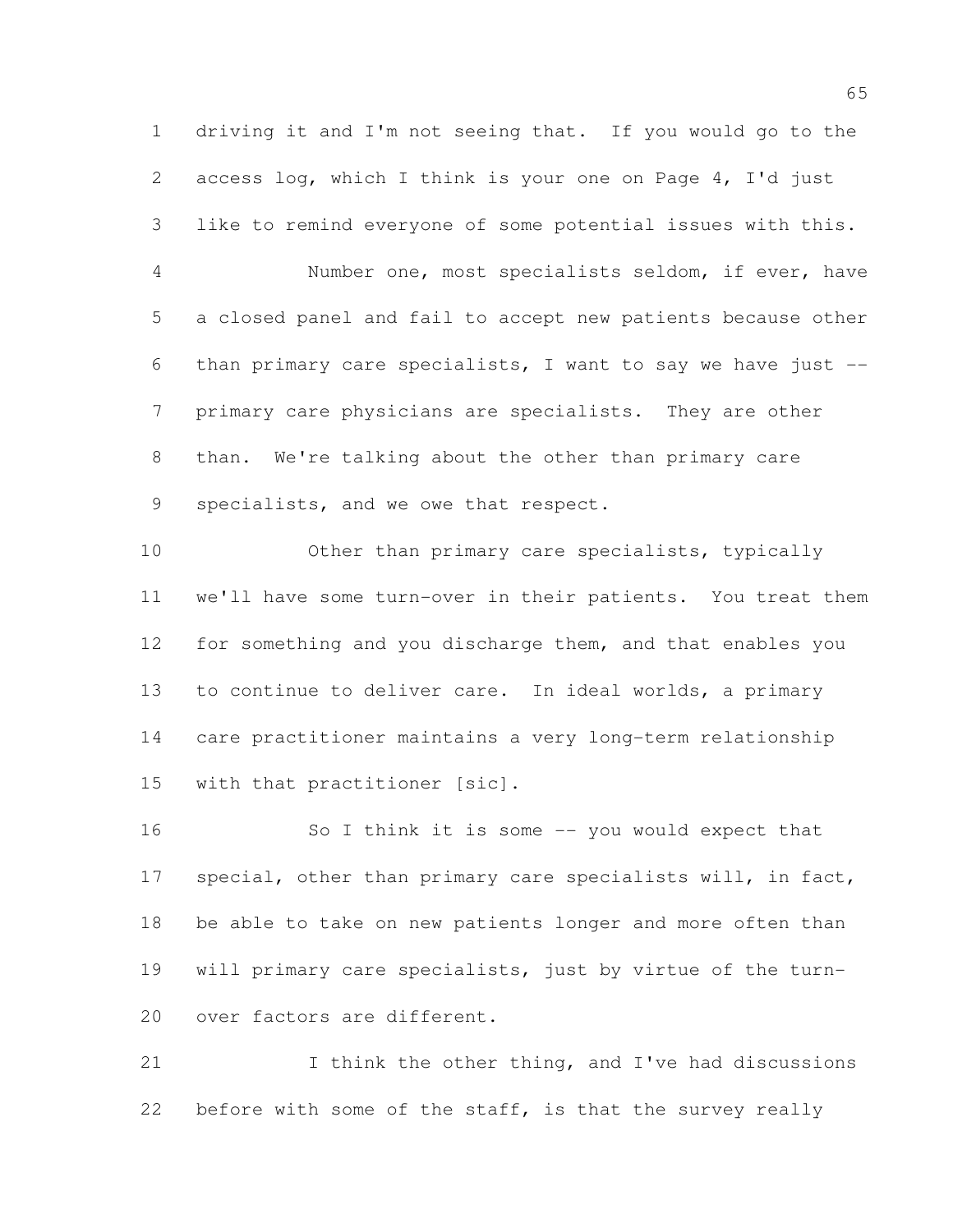driving it and I'm not seeing that. If you would go to the access log, which I think is your one on Page 4, I'd just like to remind everyone of some potential issues with this.

Number one, most specialists seldom, if ever, have a closed panel and fail to accept new patients because other than primary care specialists, I want to say we have just -- primary care physicians are specialists. They are other than. We're talking about the other than primary care specialists, and we owe that respect.

Other than primary care specialists, typically we'll have some turn-over in their patients. You treat them for something and you discharge them, and that enables you to continue to deliver care. In ideal worlds, a primary care practitioner maintains a very long-term relationship with that practitioner [sic].

So I think it is some -- you would expect that special, other than primary care specialists will, in fact, be able to take on new patients longer and more often than will primary care specialists, just by virtue of the turn-over factors are different.

I think the other thing, and I've had discussions before with some of the staff, is that the survey really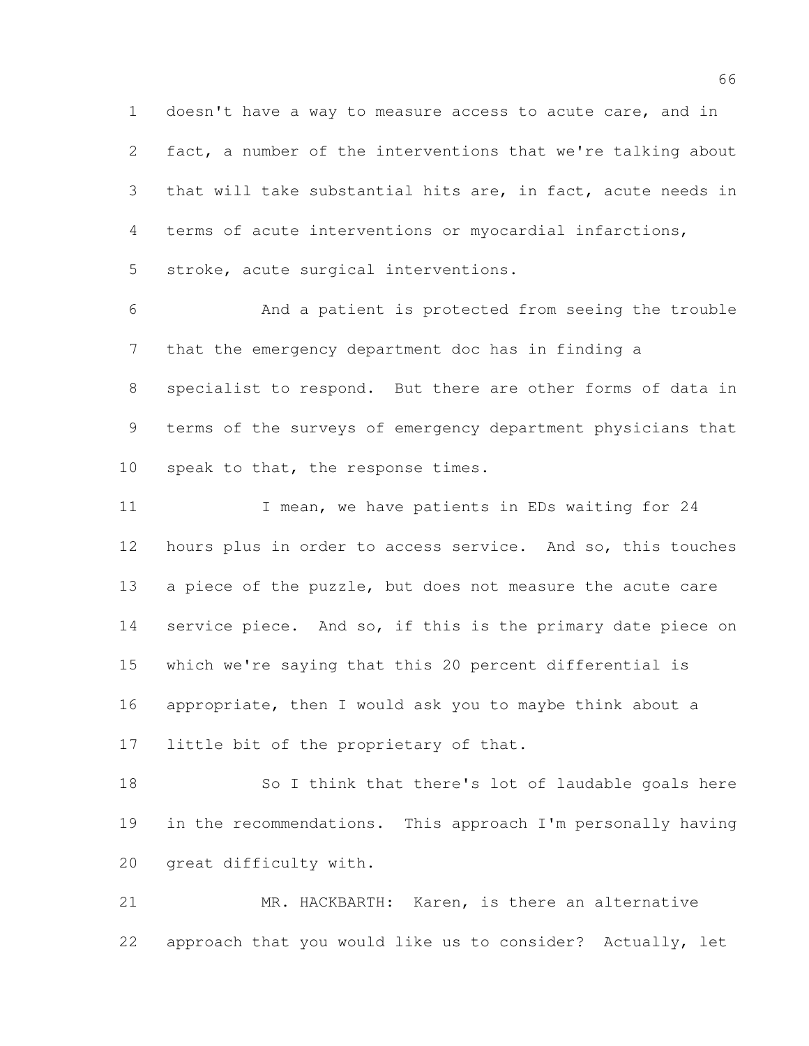doesn't have a way to measure access to acute care, and in fact, a number of the interventions that we're talking about that will take substantial hits are, in fact, acute needs in terms of acute interventions or myocardial infarctions, stroke, acute surgical interventions.

And a patient is protected from seeing the trouble that the emergency department doc has in finding a specialist to respond. But there are other forms of data in terms of the surveys of emergency department physicians that speak to that, the response times.

I mean, we have patients in EDs waiting for 24 hours plus in order to access service. And so, this touches a piece of the puzzle, but does not measure the acute care service piece. And so, if this is the primary date piece on which we're saying that this 20 percent differential is appropriate, then I would ask you to maybe think about a little bit of the proprietary of that.

So I think that there's lot of laudable goals here in the recommendations. This approach I'm personally having great difficulty with.

MR. HACKBARTH: Karen, is there an alternative approach that you would like us to consider? Actually, let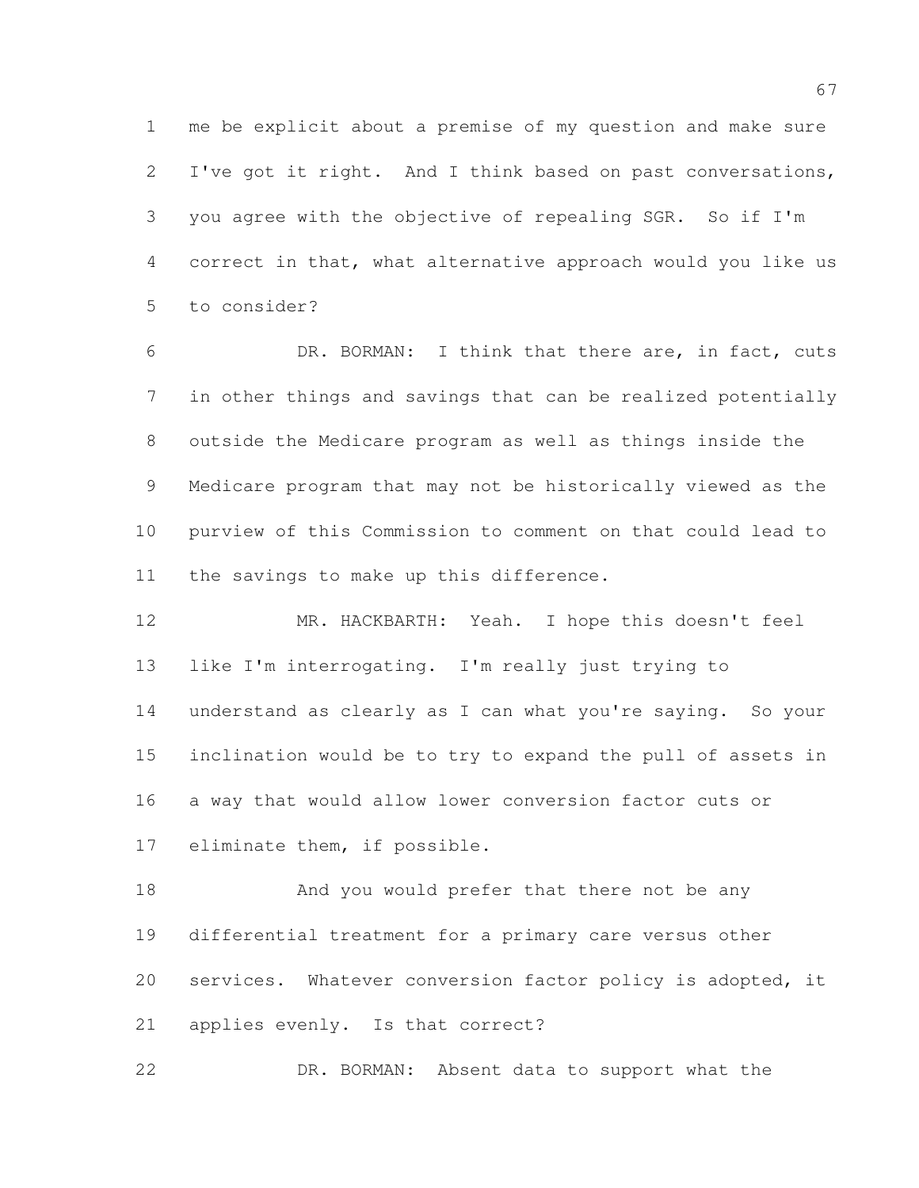me be explicit about a premise of my question and make sure I've got it right. And I think based on past conversations, you agree with the objective of repealing SGR. So if I'm correct in that, what alternative approach would you like us to consider?

DR. BORMAN: I think that there are, in fact, cuts in other things and savings that can be realized potentially outside the Medicare program as well as things inside the Medicare program that may not be historically viewed as the purview of this Commission to comment on that could lead to the savings to make up this difference.

MR. HACKBARTH: Yeah. I hope this doesn't feel like I'm interrogating. I'm really just trying to understand as clearly as I can what you're saying. So your inclination would be to try to expand the pull of assets in a way that would allow lower conversion factor cuts or eliminate them, if possible.

And you would prefer that there not be any differential treatment for a primary care versus other services. Whatever conversion factor policy is adopted, it applies evenly. Is that correct?

DR. BORMAN: Absent data to support what the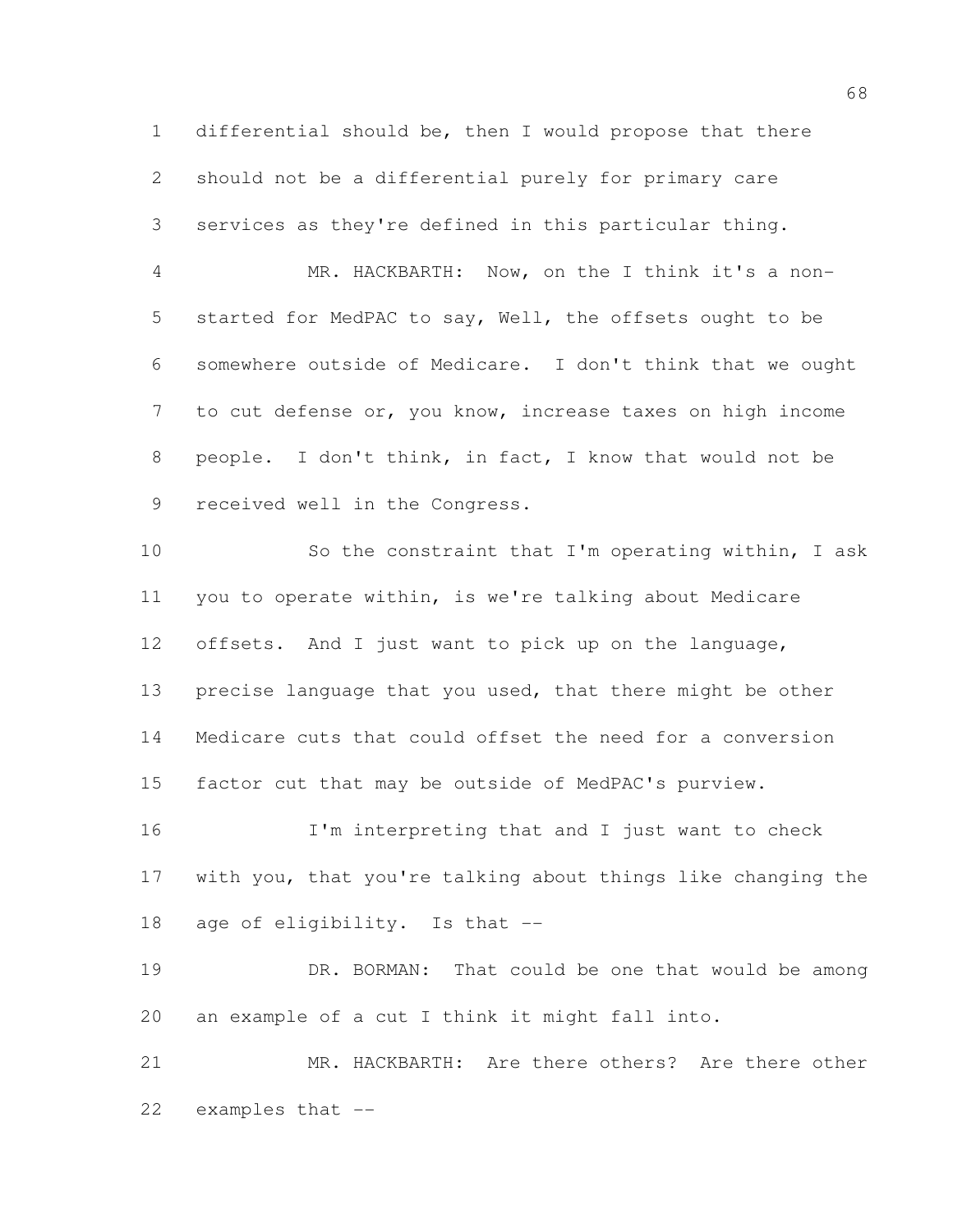differential should be, then I would propose that there should not be a differential purely for primary care services as they're defined in this particular thing.

MR. HACKBARTH: Now, on the I think it's a non-started for MedPAC to say, Well, the offsets ought to be somewhere outside of Medicare. I don't think that we ought to cut defense or, you know, increase taxes on high income people. I don't think, in fact, I know that would not be received well in the Congress.

So the constraint that I'm operating within, I ask you to operate within, is we're talking about Medicare offsets. And I just want to pick up on the language, precise language that you used, that there might be other Medicare cuts that could offset the need for a conversion factor cut that may be outside of MedPAC's purview.

I'm interpreting that and I just want to check with you, that you're talking about things like changing the age of eligibility. Is that --

DR. BORMAN: That could be one that would be among an example of a cut I think it might fall into.

MR. HACKBARTH: Are there others? Are there other examples that --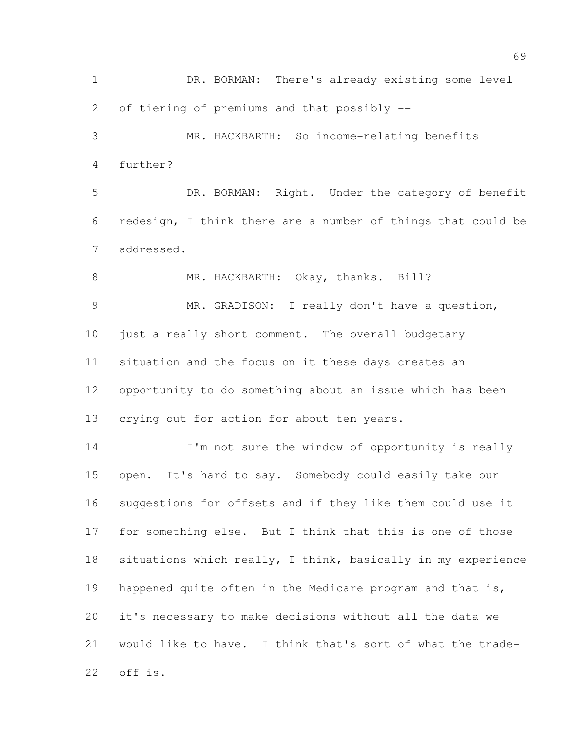DR. BORMAN: There's already existing some level of tiering of premiums and that possibly --

MR. HACKBARTH: So income-relating benefits further?

DR. BORMAN: Right. Under the category of benefit redesign, I think there are a number of things that could be addressed.

MR. HACKBARTH: Okay, thanks. Bill?

MR. GRADISON: I really don't have a question, just a really short comment. The overall budgetary situation and the focus on it these days creates an opportunity to do something about an issue which has been crying out for action for about ten years.

I'm not sure the window of opportunity is really open. It's hard to say. Somebody could easily take our suggestions for offsets and if they like them could use it for something else. But I think that this is one of those situations which really, I think, basically in my experience happened quite often in the Medicare program and that is, it's necessary to make decisions without all the data we would like to have. I think that's sort of what the trade-off is.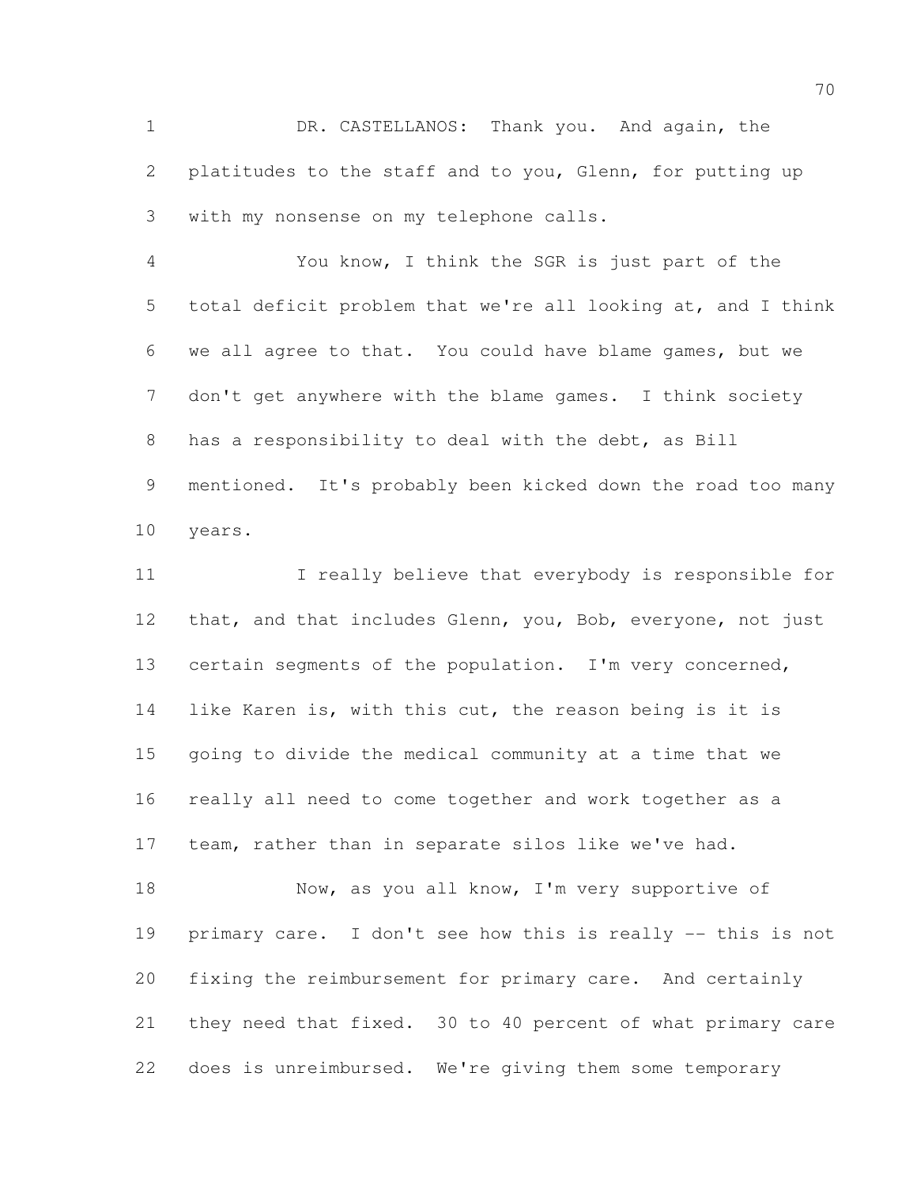DR. CASTELLANOS: Thank you. And again, the platitudes to the staff and to you, Glenn, for putting up with my nonsense on my telephone calls.

You know, I think the SGR is just part of the total deficit problem that we're all looking at, and I think we all agree to that. You could have blame games, but we don't get anywhere with the blame games. I think society has a responsibility to deal with the debt, as Bill mentioned. It's probably been kicked down the road too many years.

I really believe that everybody is responsible for that, and that includes Glenn, you, Bob, everyone, not just certain segments of the population. I'm very concerned, like Karen is, with this cut, the reason being is it is going to divide the medical community at a time that we really all need to come together and work together as a team, rather than in separate silos like we've had.

Now, as you all know, I'm very supportive of primary care. I don't see how this is really -- this is not fixing the reimbursement for primary care. And certainly they need that fixed. 30 to 40 percent of what primary care does is unreimbursed. We're giving them some temporary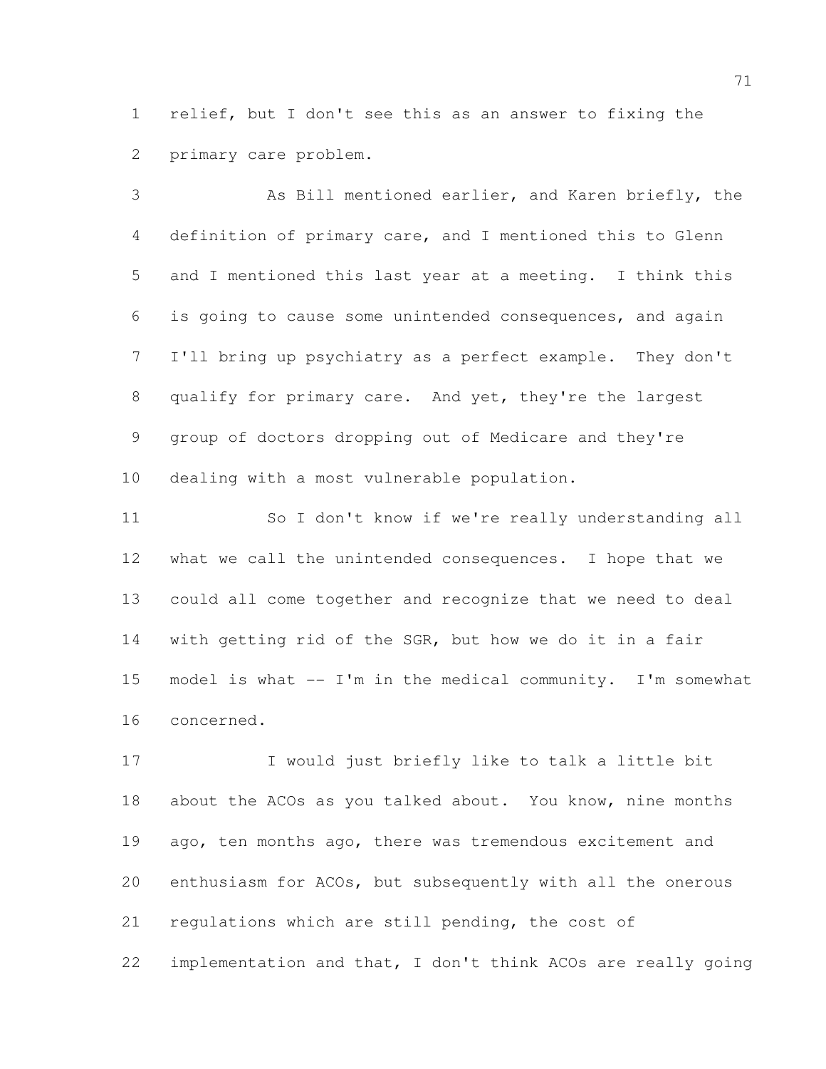relief, but I don't see this as an answer to fixing the primary care problem.

As Bill mentioned earlier, and Karen briefly, the definition of primary care, and I mentioned this to Glenn and I mentioned this last year at a meeting. I think this is going to cause some unintended consequences, and again I'll bring up psychiatry as a perfect example. They don't qualify for primary care. And yet, they're the largest group of doctors dropping out of Medicare and they're dealing with a most vulnerable population.

So I don't know if we're really understanding all what we call the unintended consequences. I hope that we could all come together and recognize that we need to deal with getting rid of the SGR, but how we do it in a fair model is what -- I'm in the medical community. I'm somewhat concerned.

I would just briefly like to talk a little bit about the ACOs as you talked about. You know, nine months ago, ten months ago, there was tremendous excitement and enthusiasm for ACOs, but subsequently with all the onerous regulations which are still pending, the cost of implementation and that, I don't think ACOs are really going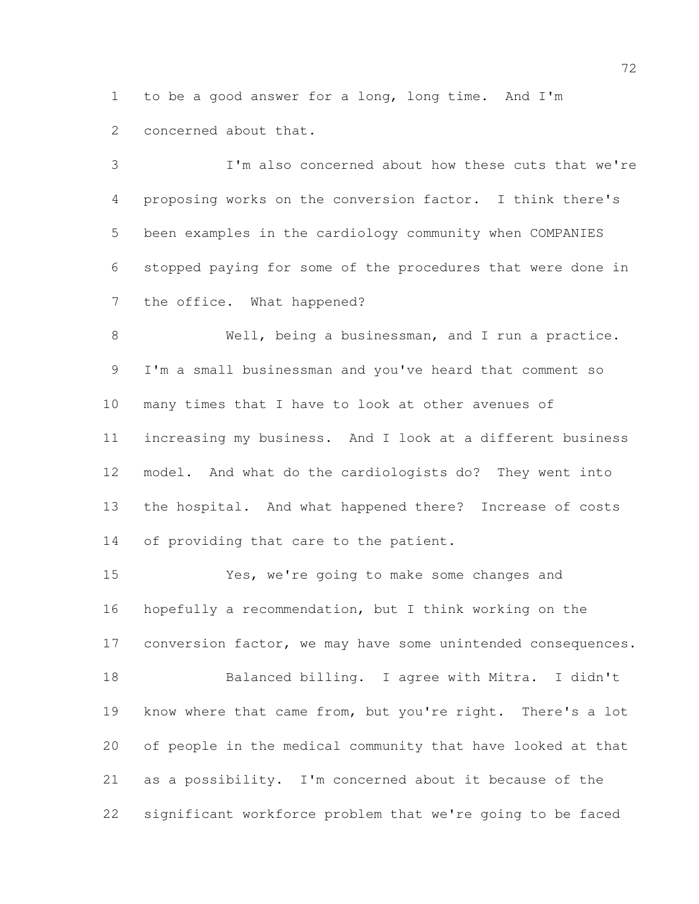to be a good answer for a long, long time. And I'm concerned about that.

I'm also concerned about how these cuts that we're proposing works on the conversion factor. I think there's been examples in the cardiology community when COMPANIES stopped paying for some of the procedures that were done in the office. What happened?

Well, being a businessman, and I run a practice. I'm a small businessman and you've heard that comment so many times that I have to look at other avenues of increasing my business. And I look at a different business model. And what do the cardiologists do? They went into the hospital. And what happened there? Increase of costs of providing that care to the patient.

Yes, we're going to make some changes and hopefully a recommendation, but I think working on the conversion factor, we may have some unintended consequences.

Balanced billing. I agree with Mitra. I didn't know where that came from, but you're right. There's a lot of people in the medical community that have looked at that as a possibility. I'm concerned about it because of the significant workforce problem that we're going to be faced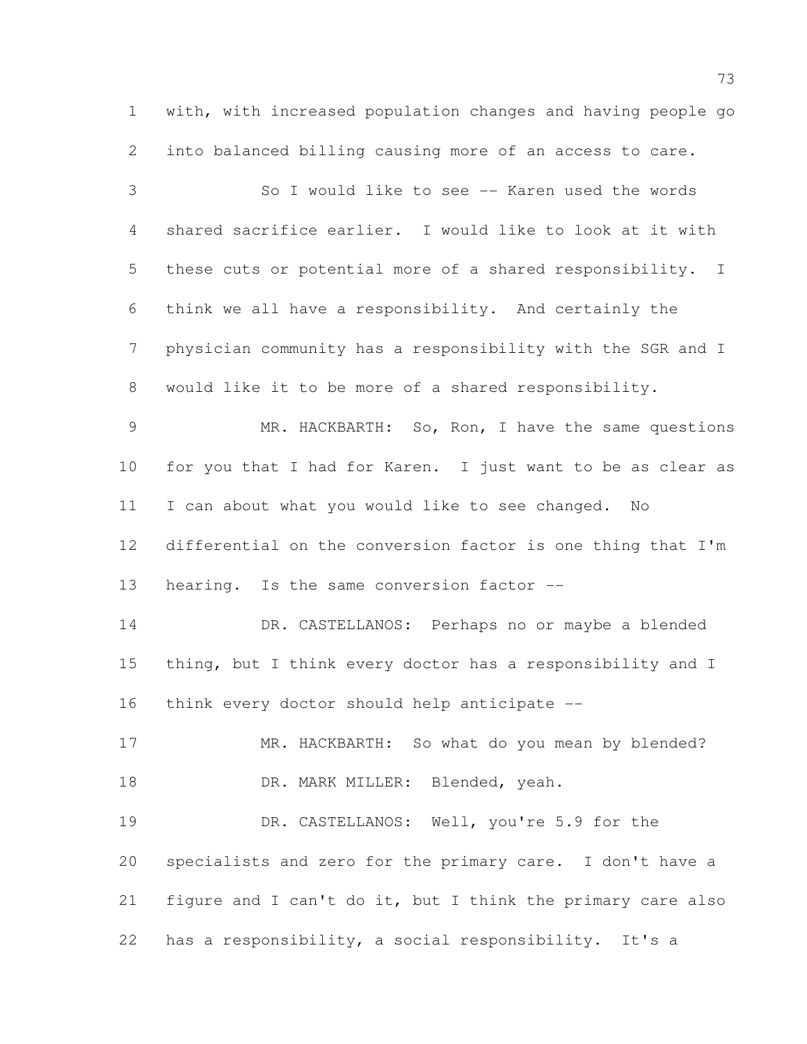with, with increased population changes and having people go into balanced billing causing more of an access to care.

So I would like to see -- Karen used the words shared sacrifice earlier. I would like to look at it with these cuts or potential more of a shared responsibility. I think we all have a responsibility. And certainly the physician community has a responsibility with the SGR and I would like it to be more of a shared responsibility.

MR. HACKBARTH: So, Ron, I have the same questions for you that I had for Karen. I just want to be as clear as I can about what you would like to see changed. No differential on the conversion factor is one thing that I'm hearing. Is the same conversion factor --

DR. CASTELLANOS: Perhaps no or maybe a blended thing, but I think every doctor has a responsibility and I think every doctor should help anticipate --

MR. HACKBARTH: So what do you mean by blended?

DR. MARK MILLER: Blended, yeah.

DR. CASTELLANOS: Well, you're 5.9 for the specialists and zero for the primary care. I don't have a figure and I can't do it, but I think the primary care also has a responsibility, a social responsibility. It's a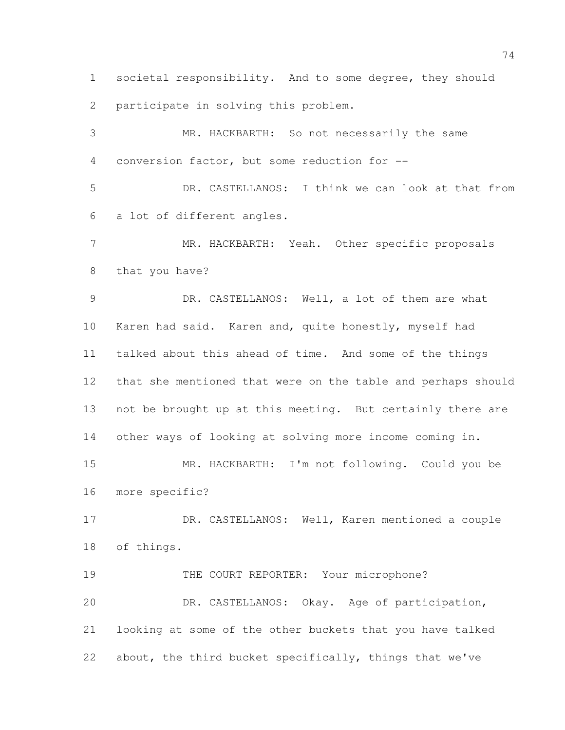societal responsibility. And to some degree, they should participate in solving this problem.

MR. HACKBARTH: So not necessarily the same conversion factor, but some reduction for --

DR. CASTELLANOS: I think we can look at that from a lot of different angles.

MR. HACKBARTH: Yeah. Other specific proposals that you have?

DR. CASTELLANOS: Well, a lot of them are what Karen had said. Karen and, quite honestly, myself had talked about this ahead of time. And some of the things that she mentioned that were on the table and perhaps should not be brought up at this meeting. But certainly there are other ways of looking at solving more income coming in.

MR. HACKBARTH: I'm not following. Could you be more specific?

DR. CASTELLANOS: Well, Karen mentioned a couple of things.

THE COURT REPORTER: Your microphone?

DR. CASTELLANOS: Okay. Age of participation, looking at some of the other buckets that you have talked about, the third bucket specifically, things that we've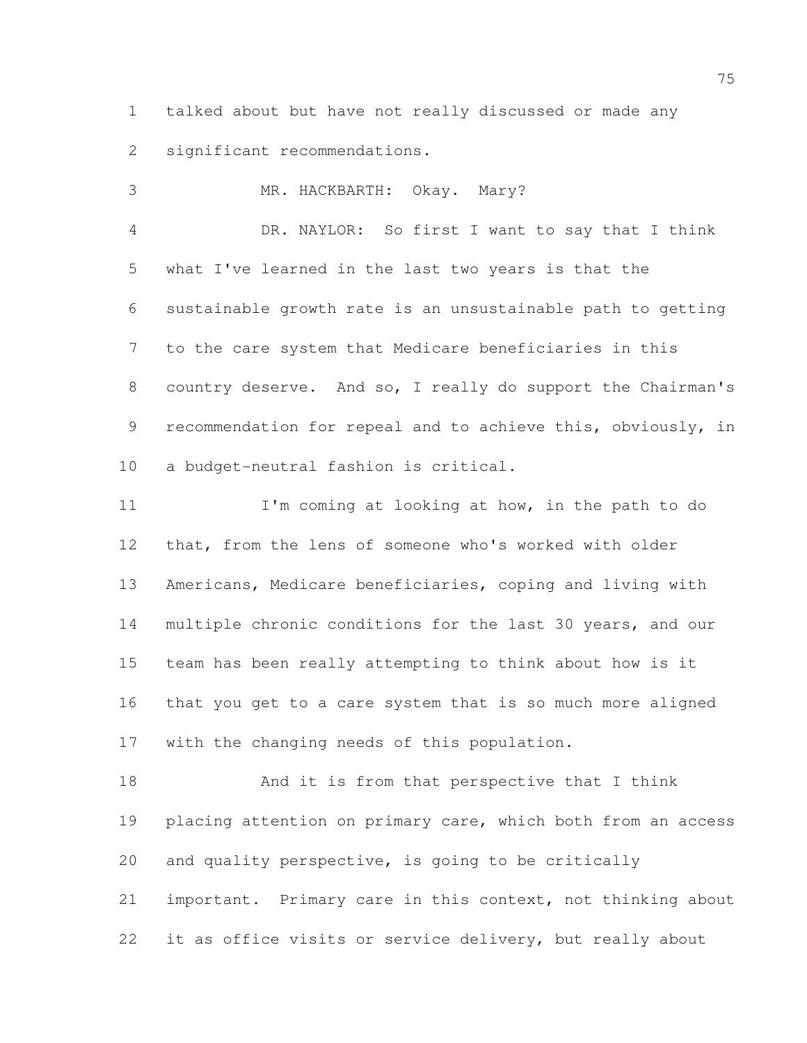talked about but have not really discussed or made any significant recommendations.

MR. HACKBARTH: Okay. Mary?

DR. NAYLOR: So first I want to say that I think what I've learned in the last two years is that the sustainable growth rate is an unsustainable path to getting to the care system that Medicare beneficiaries in this country deserve. And so, I really do support the Chairman's recommendation for repeal and to achieve this, obviously, in a budget-neutral fashion is critical.

I'm coming at looking at how, in the path to do that, from the lens of someone who's worked with older Americans, Medicare beneficiaries, coping and living with multiple chronic conditions for the last 30 years, and our team has been really attempting to think about how is it that you get to a care system that is so much more aligned with the changing needs of this population.

And it is from that perspective that I think placing attention on primary care, which both from an access and quality perspective, is going to be critically important. Primary care in this context, not thinking about it as office visits or service delivery, but really about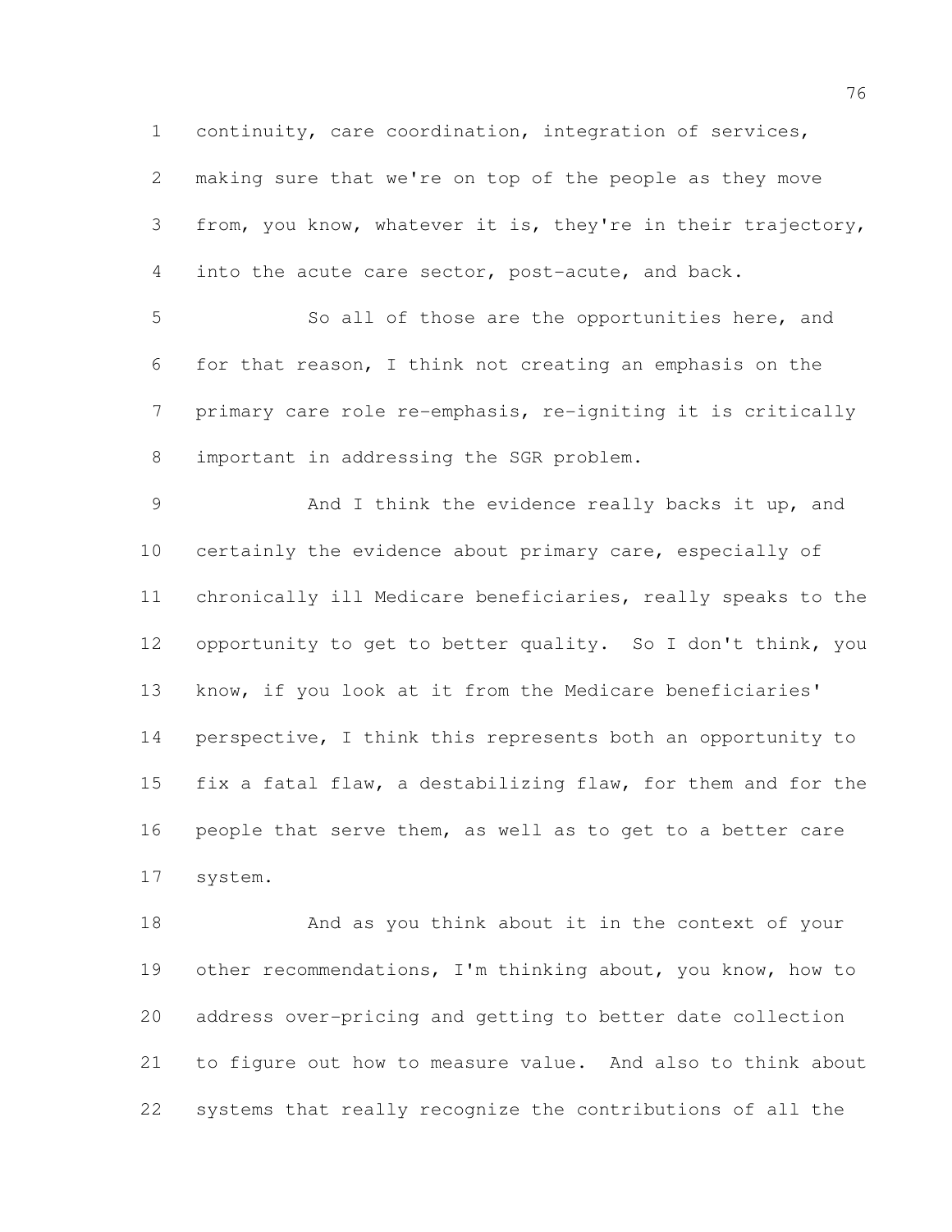continuity, care coordination, integration of services, making sure that we're on top of the people as they move from, you know, whatever it is, they're in their trajectory, into the acute care sector, post-acute, and back.

So all of those are the opportunities here, and for that reason, I think not creating an emphasis on the primary care role re-emphasis, re-igniting it is critically important in addressing the SGR problem.

And I think the evidence really backs it up, and certainly the evidence about primary care, especially of chronically ill Medicare beneficiaries, really speaks to the opportunity to get to better quality. So I don't think, you know, if you look at it from the Medicare beneficiaries' perspective, I think this represents both an opportunity to fix a fatal flaw, a destabilizing flaw, for them and for the people that serve them, as well as to get to a better care system.

And as you think about it in the context of your other recommendations, I'm thinking about, you know, how to address over-pricing and getting to better date collection to figure out how to measure value. And also to think about systems that really recognize the contributions of all the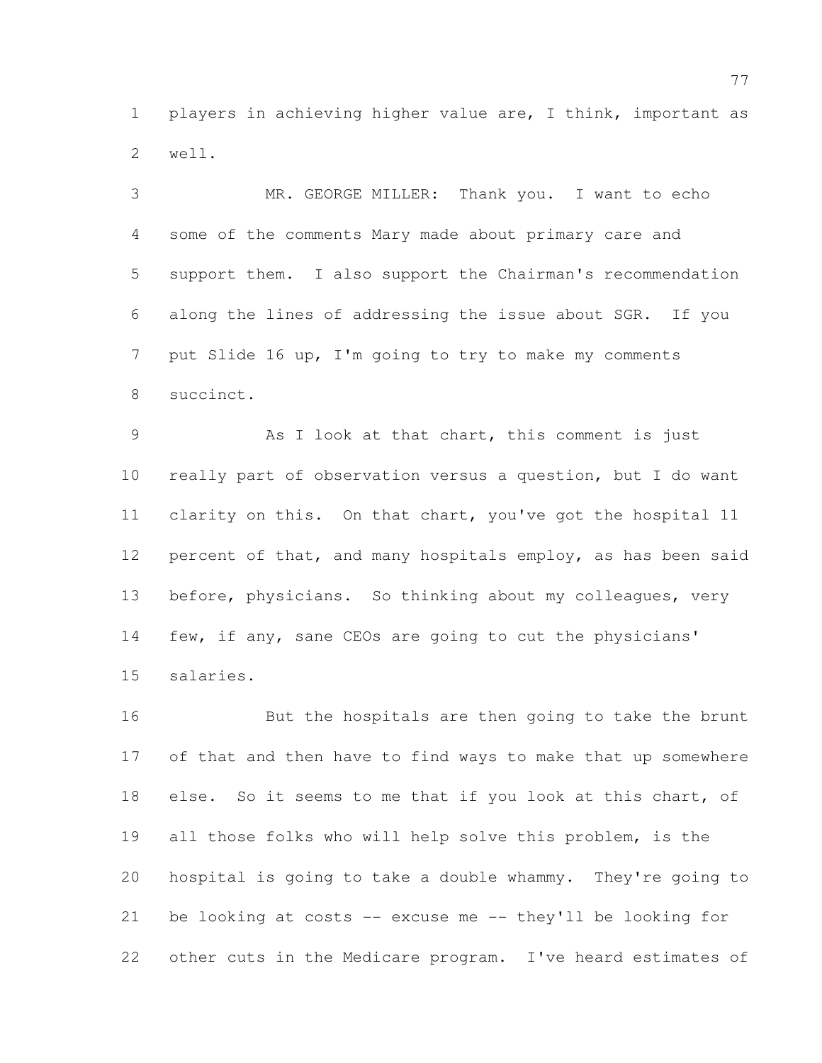players in achieving higher value are, I think, important as well.

MR. GEORGE MILLER: Thank you. I want to echo some of the comments Mary made about primary care and support them. I also support the Chairman's recommendation along the lines of addressing the issue about SGR. If you put Slide 16 up, I'm going to try to make my comments succinct.

As I look at that chart, this comment is just really part of observation versus a question, but I do want clarity on this. On that chart, you've got the hospital 11 percent of that, and many hospitals employ, as has been said before, physicians. So thinking about my colleagues, very few, if any, sane CEOs are going to cut the physicians' salaries.

But the hospitals are then going to take the brunt of that and then have to find ways to make that up somewhere else. So it seems to me that if you look at this chart, of all those folks who will help solve this problem, is the hospital is going to take a double whammy. They're going to be looking at costs -- excuse me -- they'll be looking for other cuts in the Medicare program. I've heard estimates of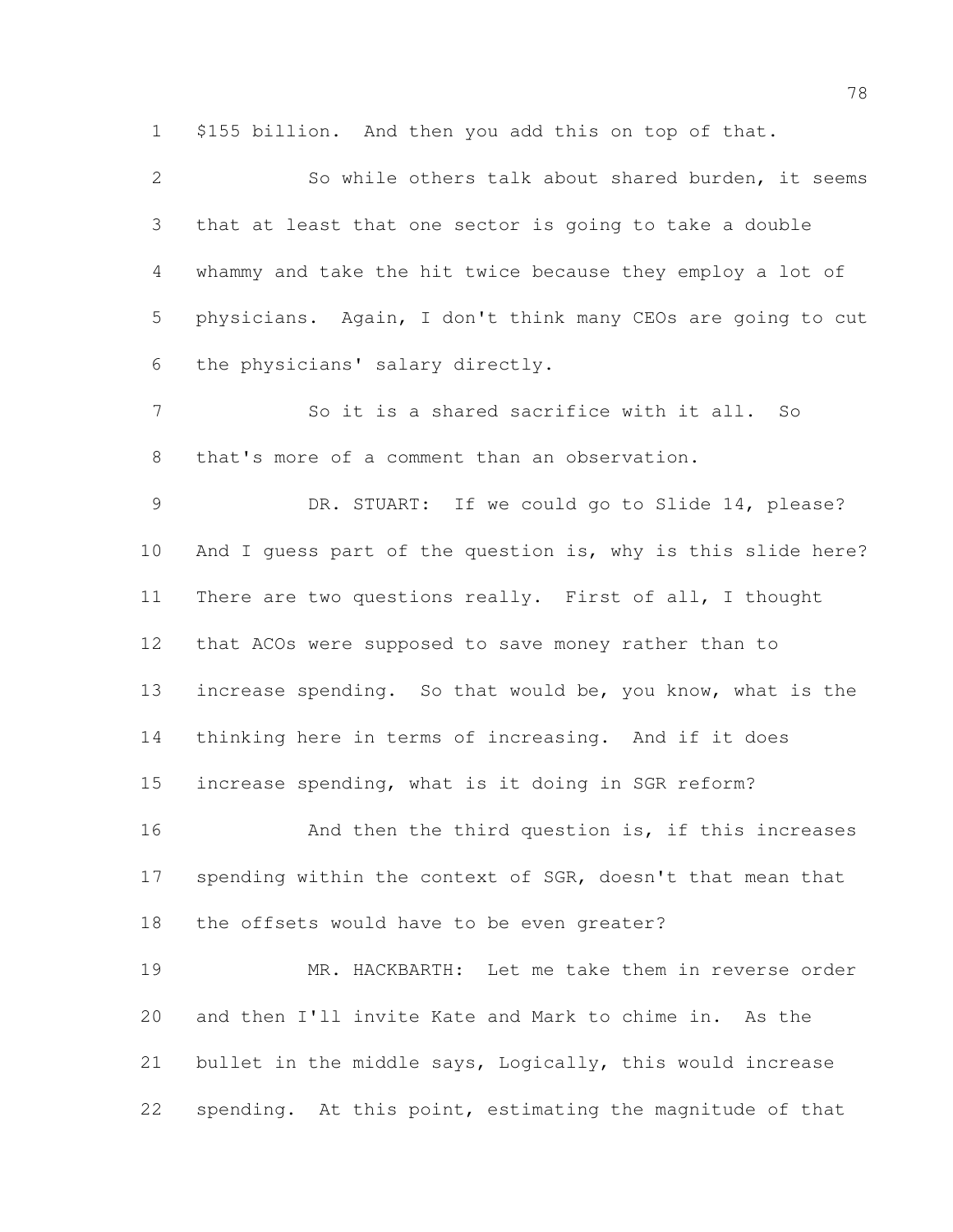$155 billion. And then you add this on top of that.

So while others talk about shared burden, it seems that at least that one sector is going to take a double whammy and take the hit twice because they employ a lot of physicians. Again, I don't think many CEOs are going to cut the physicians' salary directly.

So it is a shared sacrifice with it all. So that's more of a comment than an observation.

DR. STUART: If we could go to Slide 14, please? And I guess part of the question is, why is this slide here? There are two questions really. First of all, I thought that ACOs were supposed to save money rather than to increase spending. So that would be, you know, what is the thinking here in terms of increasing. And if it does increase spending, what is it doing in SGR reform?

And then the third question is, if this increases spending within the context of SGR, doesn't that mean that the offsets would have to be even greater?

MR. HACKBARTH: Let me take them in reverse order and then I'll invite Kate and Mark to chime in. As the bullet in the middle says, Logically, this would increase spending. At this point, estimating the magnitude of that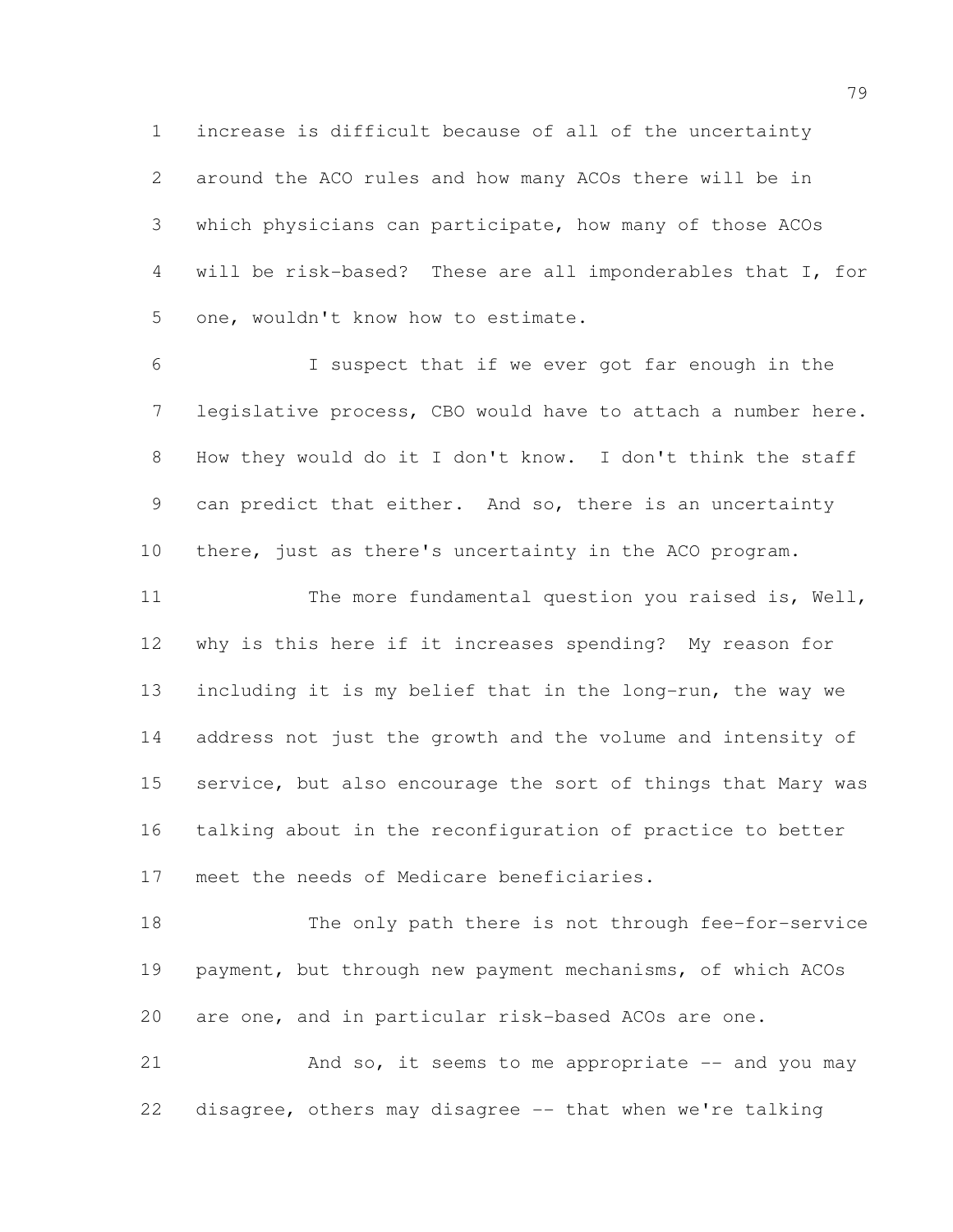increase is difficult because of all of the uncertainty around the ACO rules and how many ACOs there will be in which physicians can participate, how many of those ACOs will be risk-based? These are all imponderables that I, for one, wouldn't know how to estimate.

I suspect that if we ever got far enough in the legislative process, CBO would have to attach a number here. How they would do it I don't know. I don't think the staff can predict that either. And so, there is an uncertainty there, just as there's uncertainty in the ACO program.

The more fundamental question you raised is, Well, why is this here if it increases spending? My reason for including it is my belief that in the long-run, the way we address not just the growth and the volume and intensity of service, but also encourage the sort of things that Mary was talking about in the reconfiguration of practice to better meet the needs of Medicare beneficiaries.

The only path there is not through fee-for-service payment, but through new payment mechanisms, of which ACOs are one, and in particular risk-based ACOs are one.

And so, it seems to me appropriate -- and you may disagree, others may disagree -- that when we're talking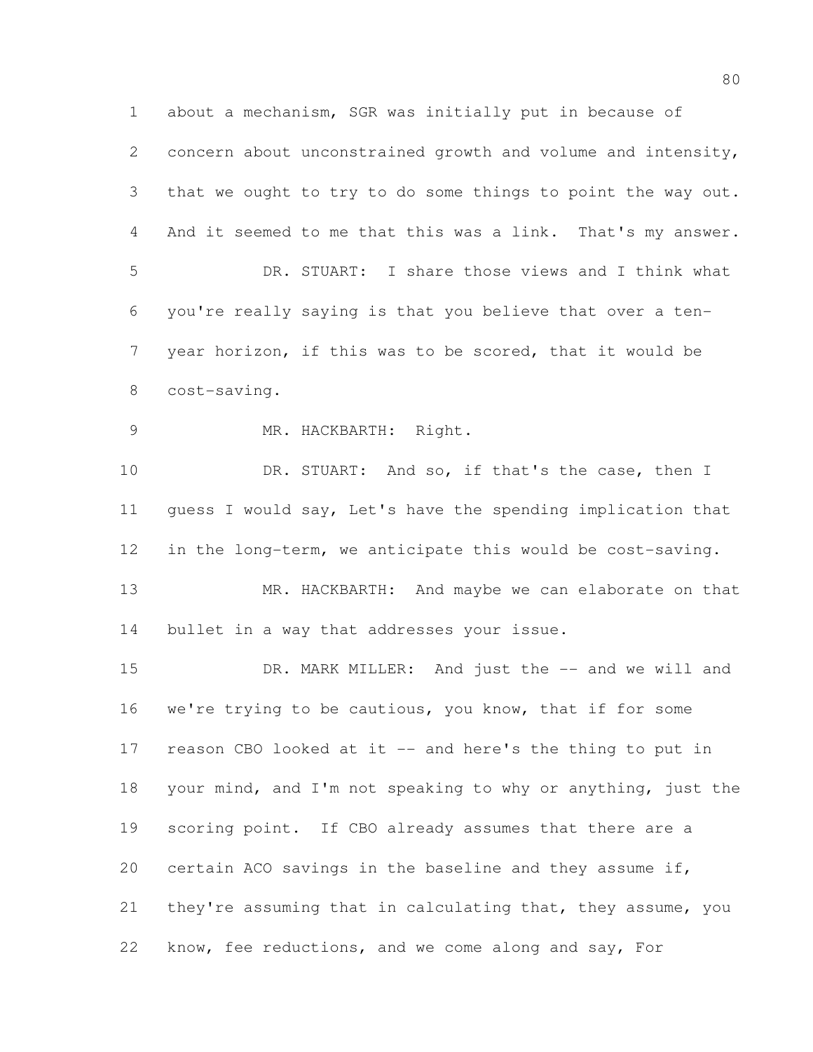about a mechanism, SGR was initially put in because of concern about unconstrained growth and volume and intensity, that we ought to try to do some things to point the way out. And it seemed to me that this was a link. That's my answer.

DR. STUART: I share those views and I think what you're really saying is that you believe that over a ten-year horizon, if this was to be scored, that it would be cost-saving.

MR. HACKBARTH: Right.

DR. STUART: And so, if that's the case, then I guess I would say, Let's have the spending implication that in the long-term, we anticipate this would be cost-saving.

MR. HACKBARTH: And maybe we can elaborate on that bullet in a way that addresses your issue.

DR. MARK MILLER: And just the -- and we will and we're trying to be cautious, you know, that if for some reason CBO looked at it -- and here's the thing to put in your mind, and I'm not speaking to why or anything, just the scoring point. If CBO already assumes that there are a certain ACO savings in the baseline and they assume if, they're assuming that in calculating that, they assume, you know, fee reductions, and we come along and say, For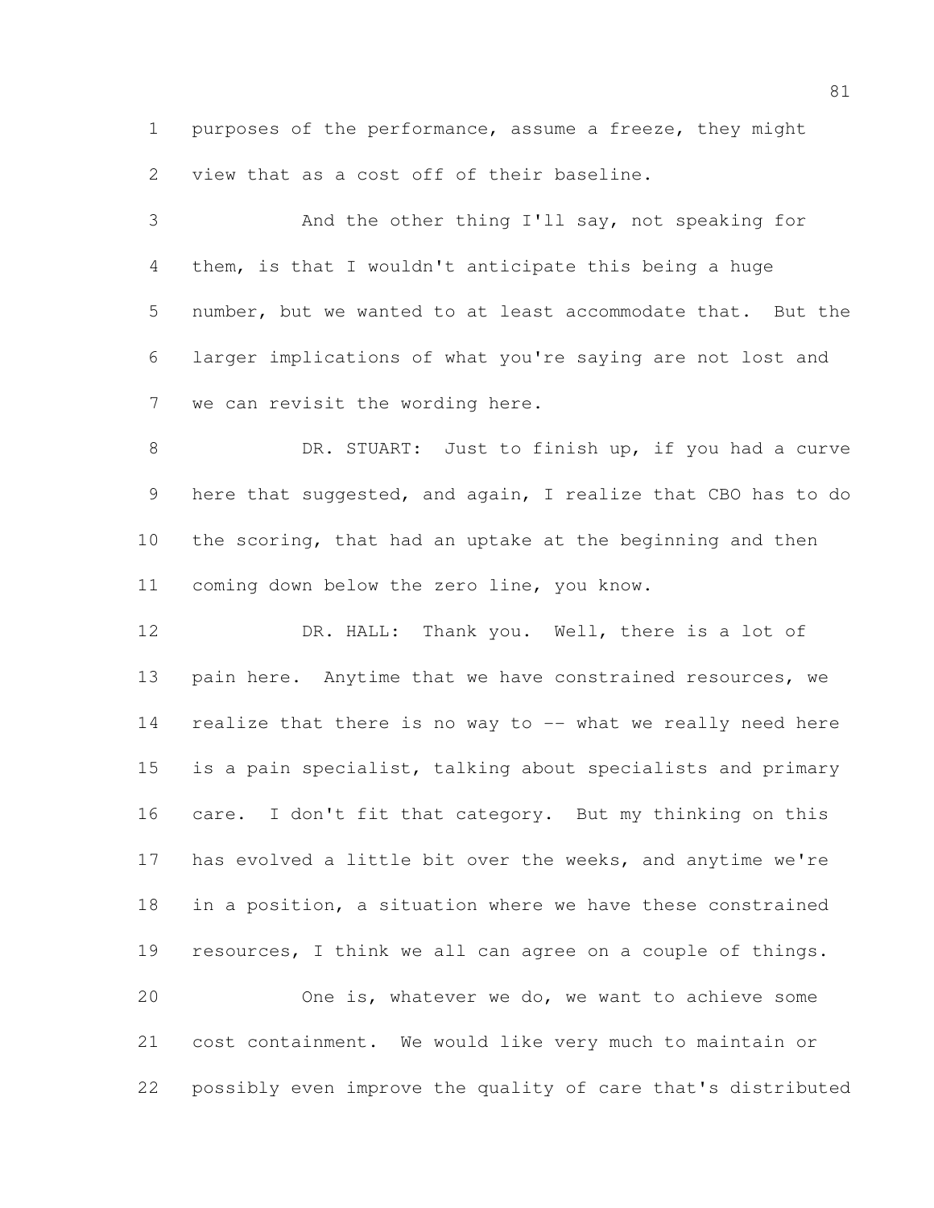purposes of the performance, assume a freeze, they might view that as a cost off of their baseline.

And the other thing I'll say, not speaking for them, is that I wouldn't anticipate this being a huge number, but we wanted to at least accommodate that. But the larger implications of what you're saying are not lost and we can revisit the wording here.

DR. STUART: Just to finish up, if you had a curve here that suggested, and again, I realize that CBO has to do the scoring, that had an uptake at the beginning and then coming down below the zero line, you know.

DR. HALL: Thank you. Well, there is a lot of pain here. Anytime that we have constrained resources, we realize that there is no way to -- what we really need here is a pain specialist, talking about specialists and primary care. I don't fit that category. But my thinking on this has evolved a little bit over the weeks, and anytime we're in a position, a situation where we have these constrained resources, I think we all can agree on a couple of things.

One is, whatever we do, we want to achieve some cost containment. We would like very much to maintain or possibly even improve the quality of care that's distributed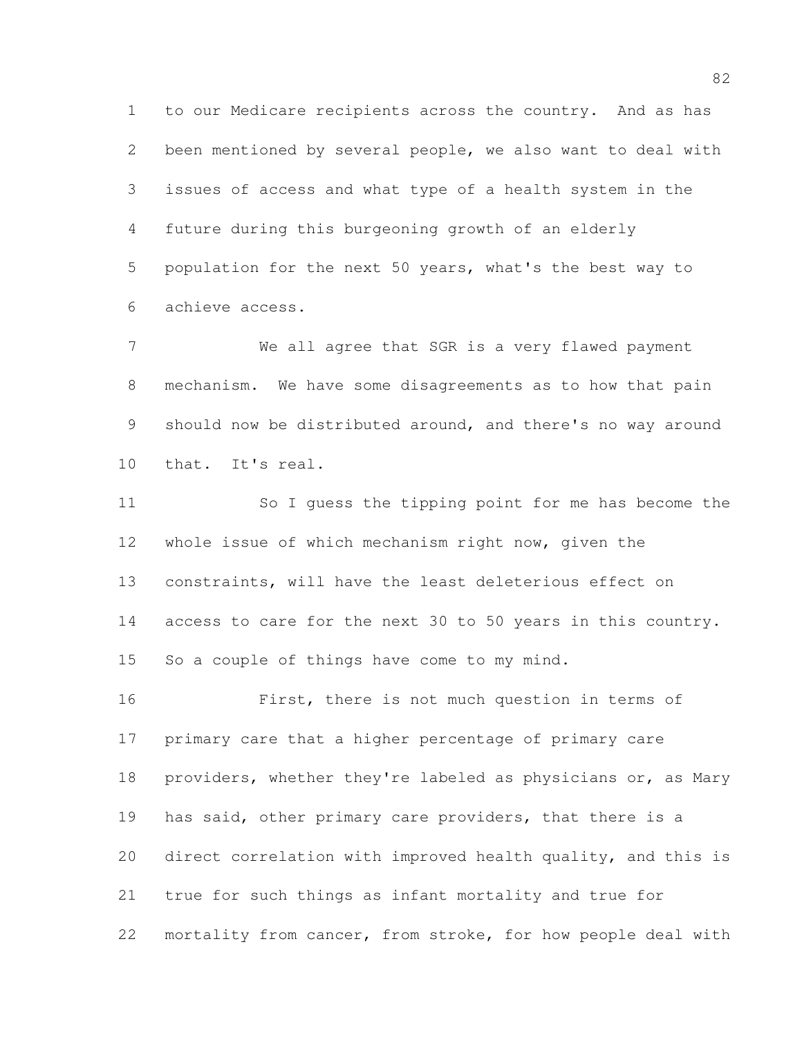to our Medicare recipients across the country. And as has been mentioned by several people, we also want to deal with issues of access and what type of a health system in the future during this burgeoning growth of an elderly population for the next 50 years, what's the best way to achieve access.

We all agree that SGR is a very flawed payment mechanism. We have some disagreements as to how that pain should now be distributed around, and there's no way around that. It's real.

So I guess the tipping point for me has become the whole issue of which mechanism right now, given the constraints, will have the least deleterious effect on access to care for the next 30 to 50 years in this country. So a couple of things have come to my mind.

First, there is not much question in terms of primary care that a higher percentage of primary care providers, whether they're labeled as physicians or, as Mary has said, other primary care providers, that there is a direct correlation with improved health quality, and this is true for such things as infant mortality and true for mortality from cancer, from stroke, for how people deal with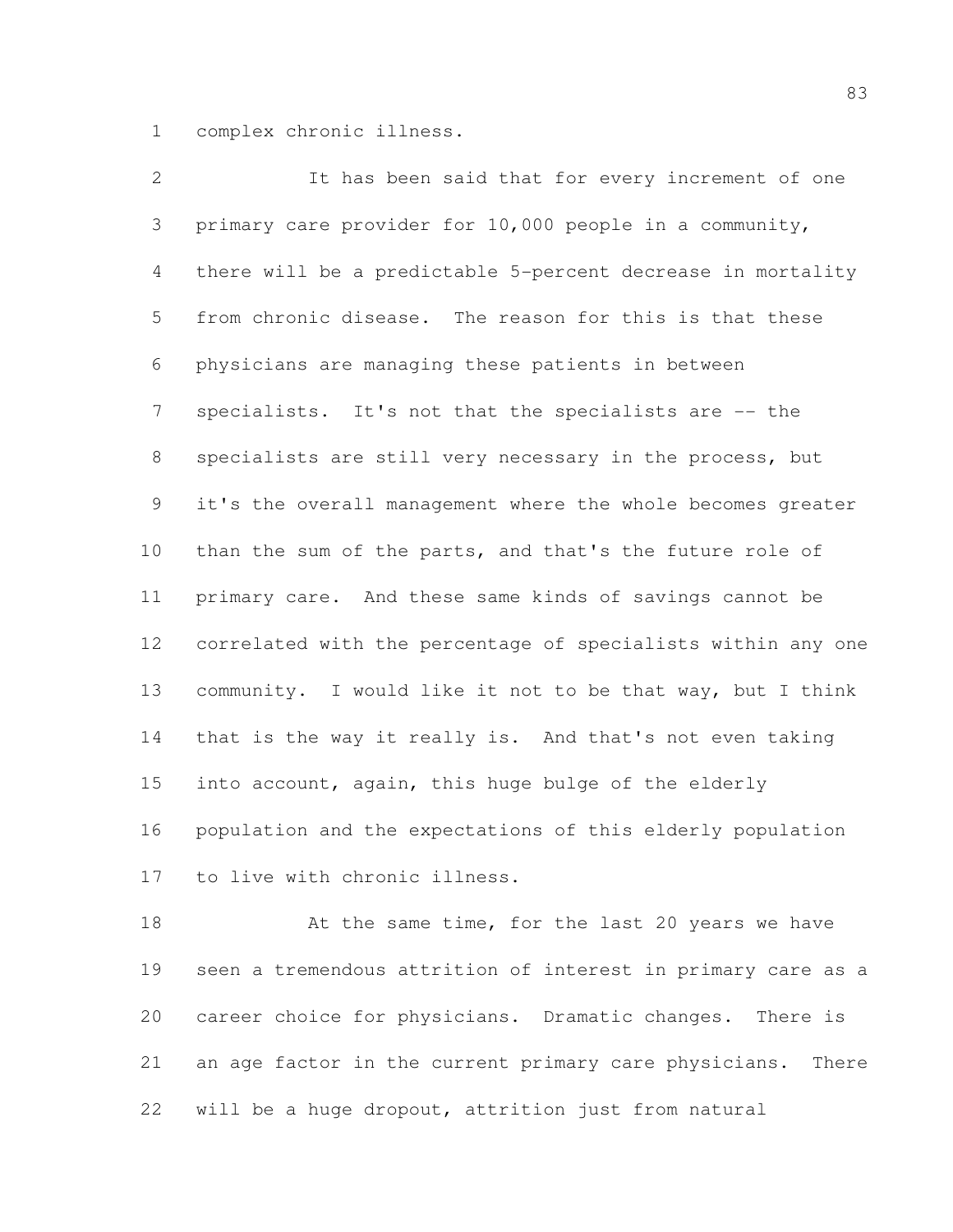complex chronic illness.

It has been said that for every increment of one primary care provider for 10,000 people in a community, there will be a predictable 5-percent decrease in mortality from chronic disease. The reason for this is that these physicians are managing these patients in between specialists. It's not that the specialists are -- the specialists are still very necessary in the process, but it's the overall management where the whole becomes greater than the sum of the parts, and that's the future role of primary care. And these same kinds of savings cannot be correlated with the percentage of specialists within any one community. I would like it not to be that way, but I think that is the way it really is. And that's not even taking into account, again, this huge bulge of the elderly population and the expectations of this elderly population to live with chronic illness.

At the same time, for the last 20 years we have seen a tremendous attrition of interest in primary care as a career choice for physicians. Dramatic changes. There is an age factor in the current primary care physicians. There will be a huge dropout, attrition just from natural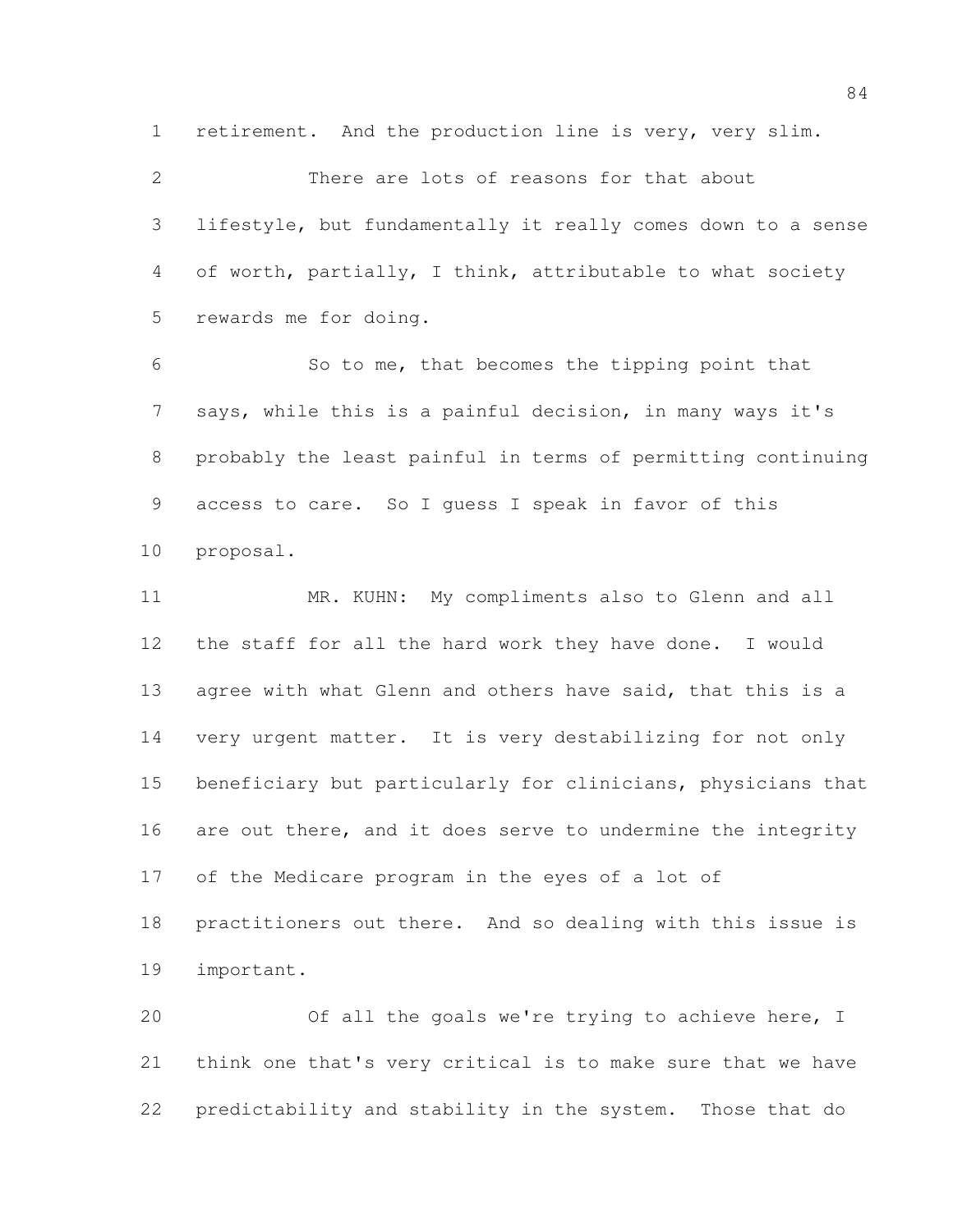retirement. And the production line is very, very slim.

There are lots of reasons for that about lifestyle, but fundamentally it really comes down to a sense of worth, partially, I think, attributable to what society rewards me for doing.

So to me, that becomes the tipping point that says, while this is a painful decision, in many ways it's probably the least painful in terms of permitting continuing access to care. So I guess I speak in favor of this proposal.

MR. KUHN: My compliments also to Glenn and all the staff for all the hard work they have done. I would agree with what Glenn and others have said, that this is a very urgent matter. It is very destabilizing for not only beneficiary but particularly for clinicians, physicians that are out there, and it does serve to undermine the integrity of the Medicare program in the eyes of a lot of practitioners out there. And so dealing with this issue is important.

Of all the goals we're trying to achieve here, I think one that's very critical is to make sure that we have predictability and stability in the system. Those that do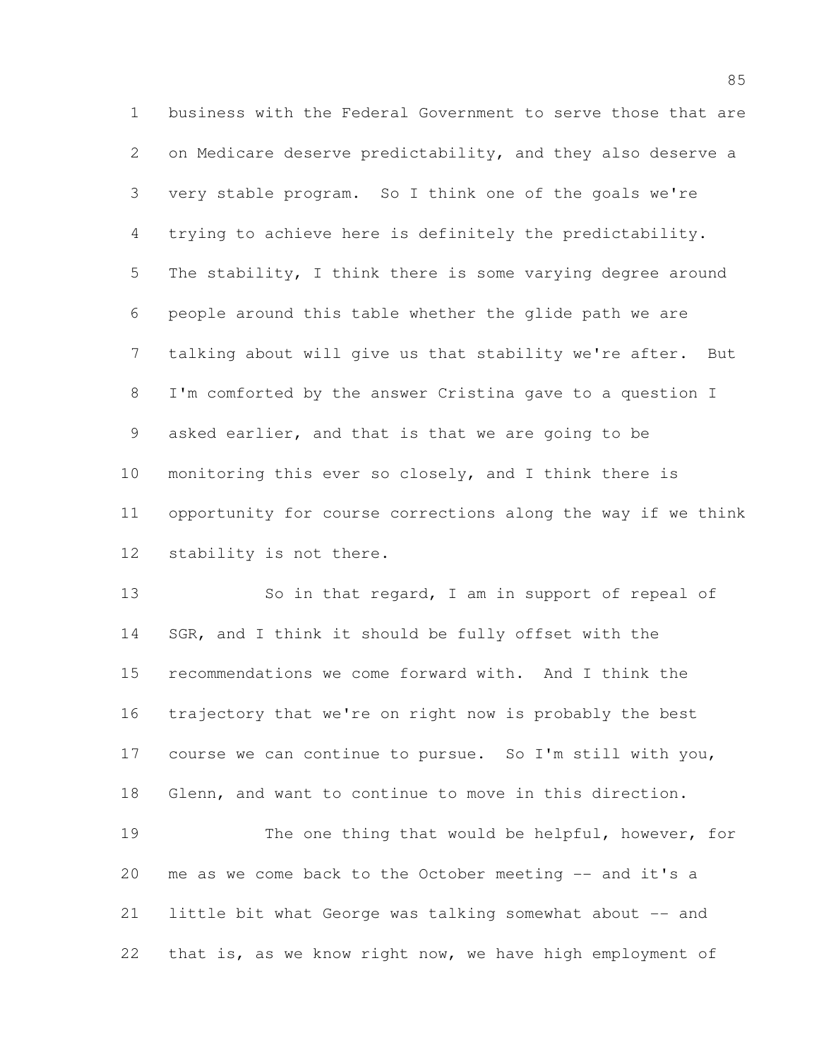business with the Federal Government to serve those that are on Medicare deserve predictability, and they also deserve a very stable program. So I think one of the goals we're trying to achieve here is definitely the predictability. The stability, I think there is some varying degree around people around this table whether the glide path we are talking about will give us that stability we're after. But I'm comforted by the answer Cristina gave to a question I asked earlier, and that is that we are going to be monitoring this ever so closely, and I think there is opportunity for course corrections along the way if we think stability is not there.

So in that regard, I am in support of repeal of SGR, and I think it should be fully offset with the recommendations we come forward with. And I think the trajectory that we're on right now is probably the best course we can continue to pursue. So I'm still with you, Glenn, and want to continue to move in this direction.

The one thing that would be helpful, however, for me as we come back to the October meeting -- and it's a little bit what George was talking somewhat about -- and that is, as we know right now, we have high employment of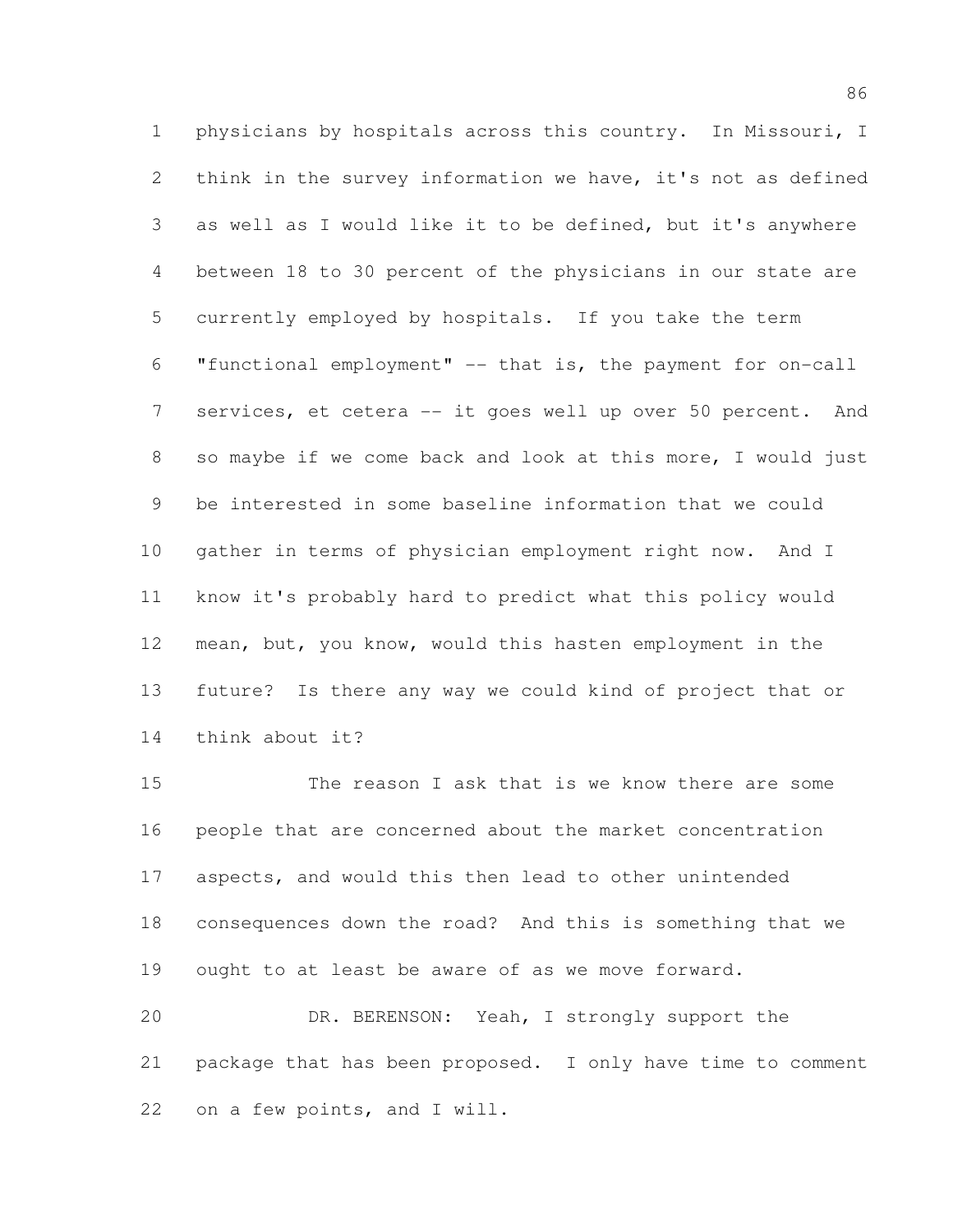physicians by hospitals across this country. In Missouri, I think in the survey information we have, it's not as defined as well as I would like it to be defined, but it's anywhere between 18 to 30 percent of the physicians in our state are currently employed by hospitals. If you take the term "functional employment" -- that is, the payment for on-call services, et cetera -- it goes well up over 50 percent. And so maybe if we come back and look at this more, I would just be interested in some baseline information that we could gather in terms of physician employment right now. And I know it's probably hard to predict what this policy would mean, but, you know, would this hasten employment in the future? Is there any way we could kind of project that or think about it?

The reason I ask that is we know there are some people that are concerned about the market concentration aspects, and would this then lead to other unintended consequences down the road? And this is something that we ought to at least be aware of as we move forward.

DR. BERENSON: Yeah, I strongly support the package that has been proposed. I only have time to comment on a few points, and I will.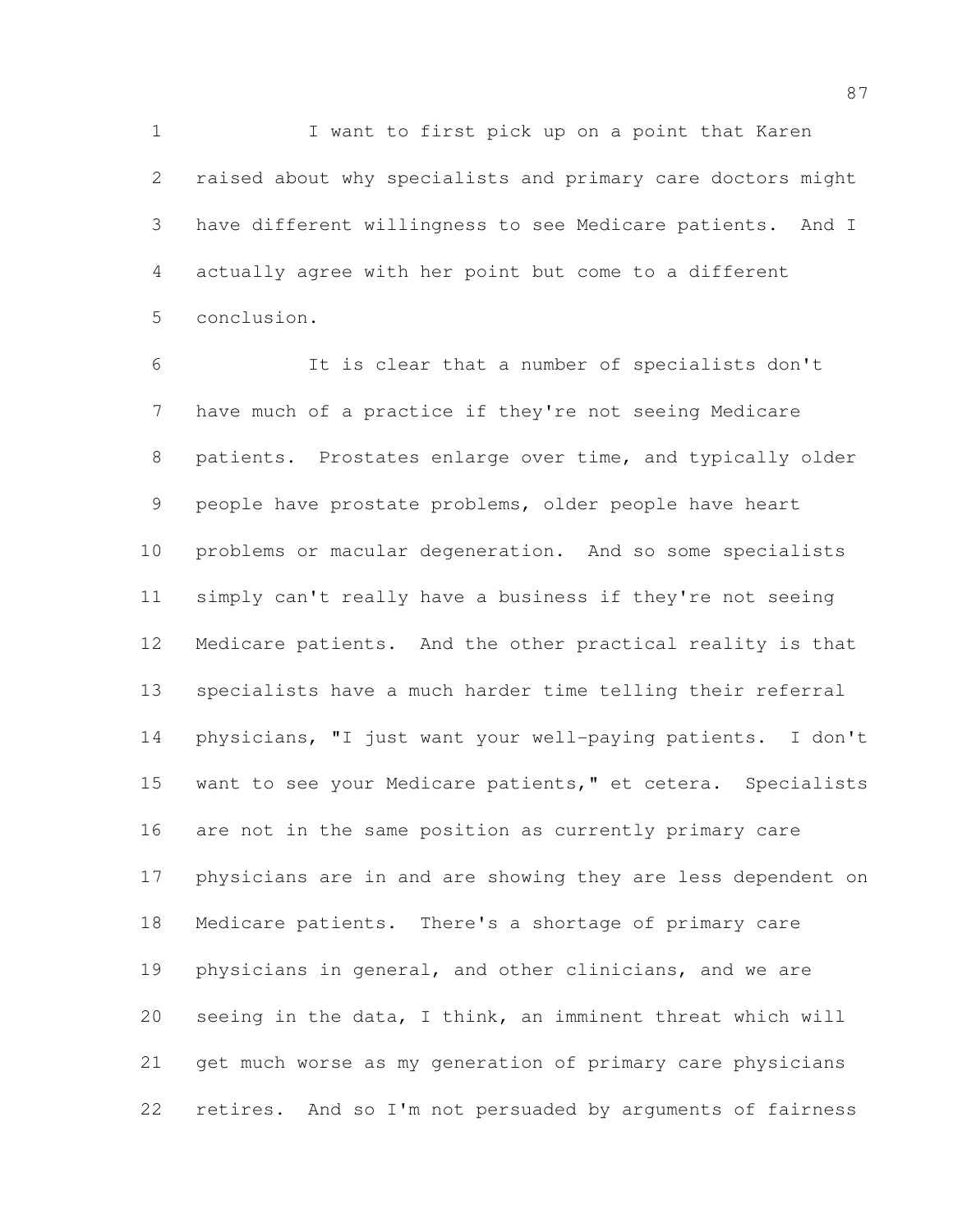I want to first pick up on a point that Karen raised about why specialists and primary care doctors might have different willingness to see Medicare patients. And I actually agree with her point but come to a different conclusion.

It is clear that a number of specialists don't have much of a practice if they're not seeing Medicare patients. Prostates enlarge over time, and typically older people have prostate problems, older people have heart problems or macular degeneration. And so some specialists simply can't really have a business if they're not seeing Medicare patients. And the other practical reality is that specialists have a much harder time telling their referral physicians, "I just want your well-paying patients. I don't want to see your Medicare patients," et cetera. Specialists are not in the same position as currently primary care physicians are in and are showing they are less dependent on Medicare patients. There's a shortage of primary care physicians in general, and other clinicians, and we are seeing in the data, I think, an imminent threat which will get much worse as my generation of primary care physicians retires. And so I'm not persuaded by arguments of fairness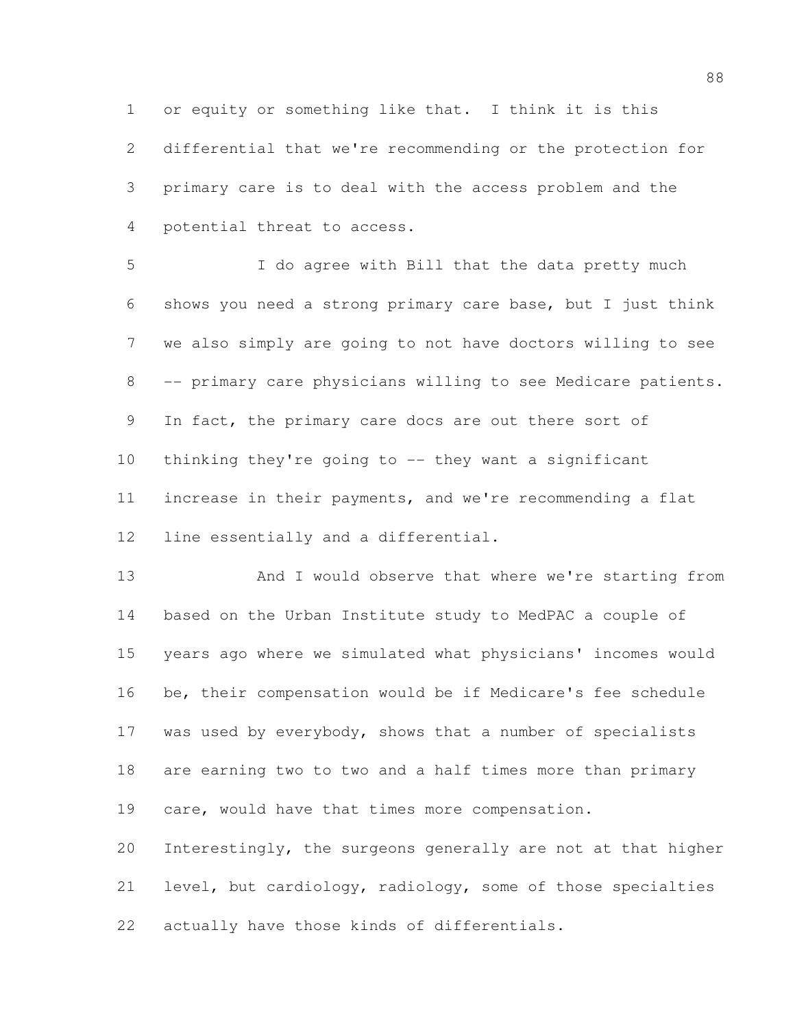or equity or something like that. I think it is this differential that we're recommending or the protection for primary care is to deal with the access problem and the potential threat to access.

I do agree with Bill that the data pretty much shows you need a strong primary care base, but I just think we also simply are going to not have doctors willing to see -- primary care physicians willing to see Medicare patients. In fact, the primary care docs are out there sort of thinking they're going to -- they want a significant increase in their payments, and we're recommending a flat line essentially and a differential.

And I would observe that where we're starting from based on the Urban Institute study to MedPAC a couple of years ago where we simulated what physicians' incomes would be, their compensation would be if Medicare's fee schedule was used by everybody, shows that a number of specialists are earning two to two and a half times more than primary care, would have that times more compensation. Interestingly, the surgeons generally are not at that higher level, but cardiology, radiology, some of those specialties actually have those kinds of differentials.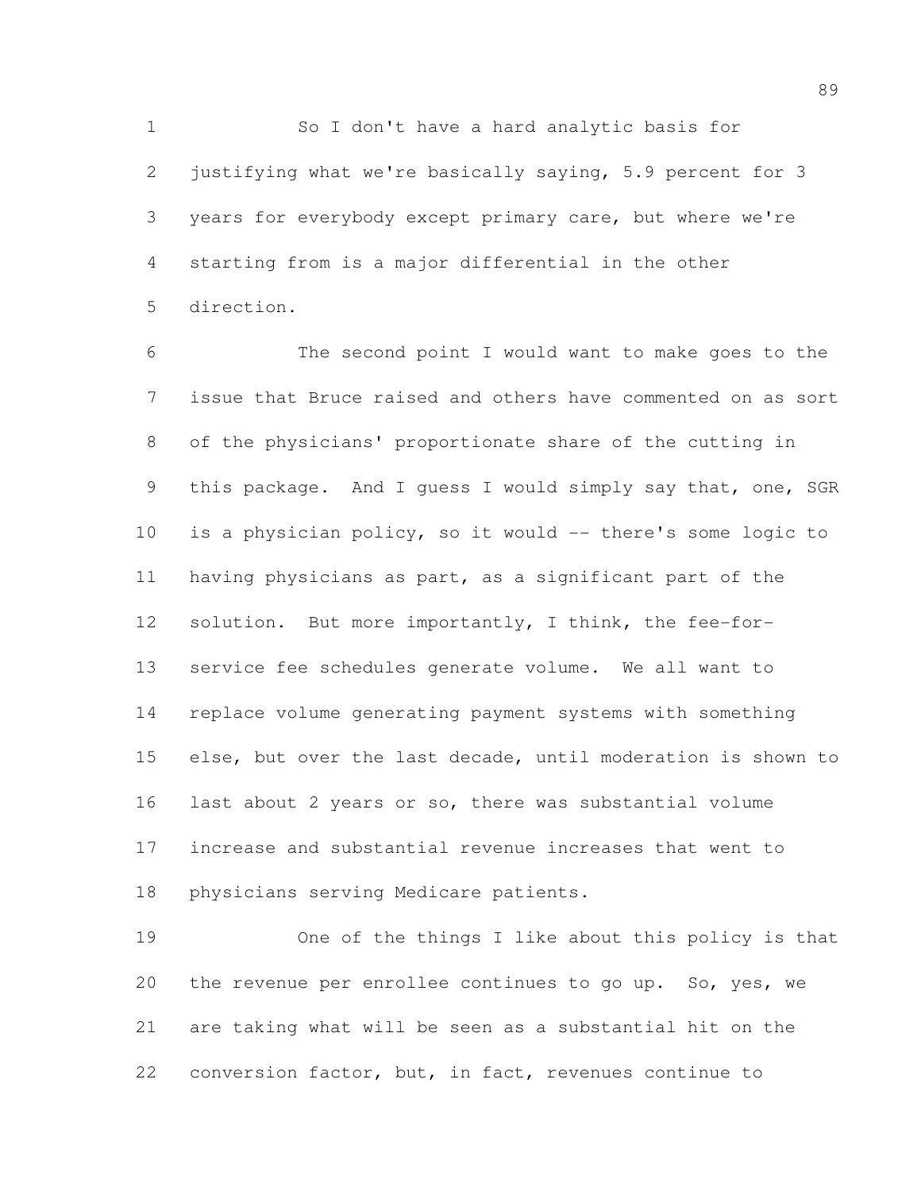So I don't have a hard analytic basis for justifying what we're basically saying, 5.9 percent for 3 years for everybody except primary care, but where we're starting from is a major differential in the other direction.

The second point I would want to make goes to the issue that Bruce raised and others have commented on as sort of the physicians' proportionate share of the cutting in this package. And I guess I would simply say that, one, SGR is a physician policy, so it would -- there's some logic to having physicians as part, as a significant part of the solution. But more importantly, I think, the fee-for-service fee schedules generate volume. We all want to replace volume generating payment systems with something else, but over the last decade, until moderation is shown to last about 2 years or so, there was substantial volume increase and substantial revenue increases that went to physicians serving Medicare patients.

One of the things I like about this policy is that the revenue per enrollee continues to go up. So, yes, we are taking what will be seen as a substantial hit on the conversion factor, but, in fact, revenues continue to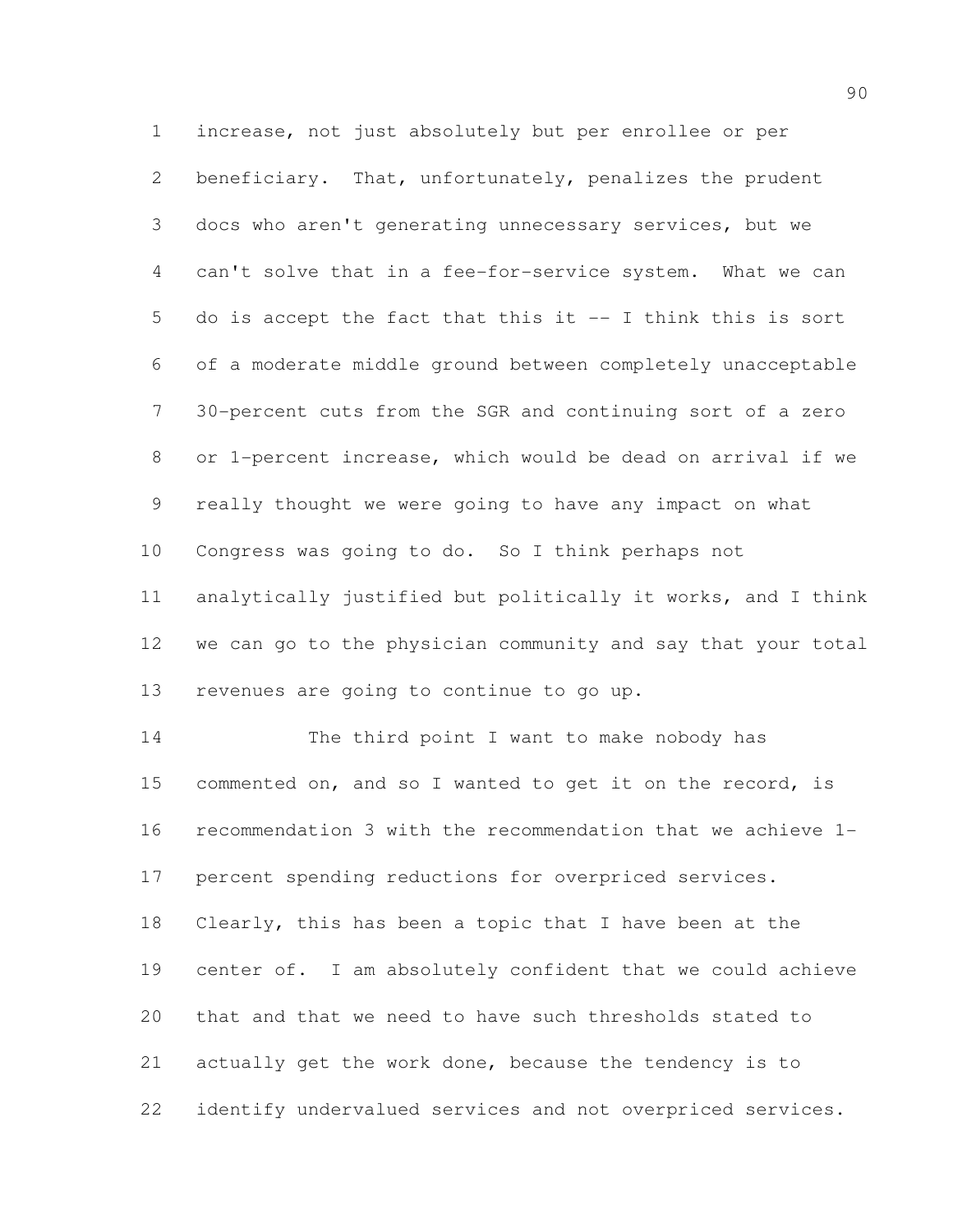increase, not just absolutely but per enrollee or per beneficiary. That, unfortunately, penalizes the prudent docs who aren't generating unnecessary services, but we can't solve that in a fee-for-service system. What we can do is accept the fact that this it -- I think this is sort of a moderate middle ground between completely unacceptable 30-percent cuts from the SGR and continuing sort of a zero or 1-percent increase, which would be dead on arrival if we really thought we were going to have any impact on what Congress was going to do. So I think perhaps not analytically justified but politically it works, and I think we can go to the physician community and say that your total revenues are going to continue to go up.

The third point I want to make nobody has commented on, and so I wanted to get it on the record, is recommendation 3 with the recommendation that we achieve 1-percent spending reductions for overpriced services. Clearly, this has been a topic that I have been at the center of. I am absolutely confident that we could achieve that and that we need to have such thresholds stated to actually get the work done, because the tendency is to identify undervalued services and not overpriced services.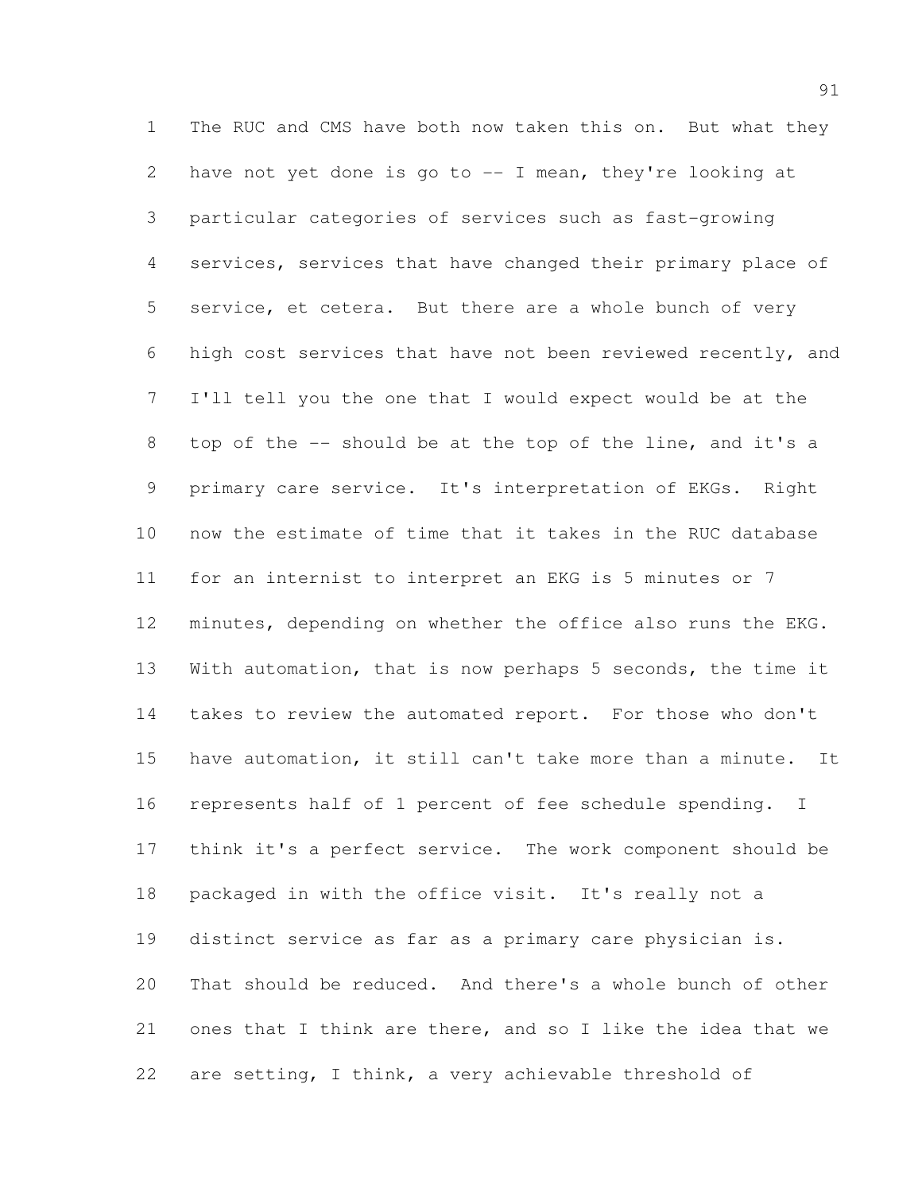The RUC and CMS have both now taken this on. But what they have not yet done is go to -- I mean, they're looking at particular categories of services such as fast-growing services, services that have changed their primary place of service, et cetera. But there are a whole bunch of very high cost services that have not been reviewed recently, and I'll tell you the one that I would expect would be at the top of the -- should be at the top of the line, and it's a primary care service. It's interpretation of EKGs. Right now the estimate of time that it takes in the RUC database for an internist to interpret an EKG is 5 minutes or 7 minutes, depending on whether the office also runs the EKG. With automation, that is now perhaps 5 seconds, the time it takes to review the automated report. For those who don't have automation, it still can't take more than a minute. It represents half of 1 percent of fee schedule spending. I think it's a perfect service. The work component should be packaged in with the office visit. It's really not a distinct service as far as a primary care physician is. That should be reduced. And there's a whole bunch of other ones that I think are there, and so I like the idea that we are setting, I think, a very achievable threshold of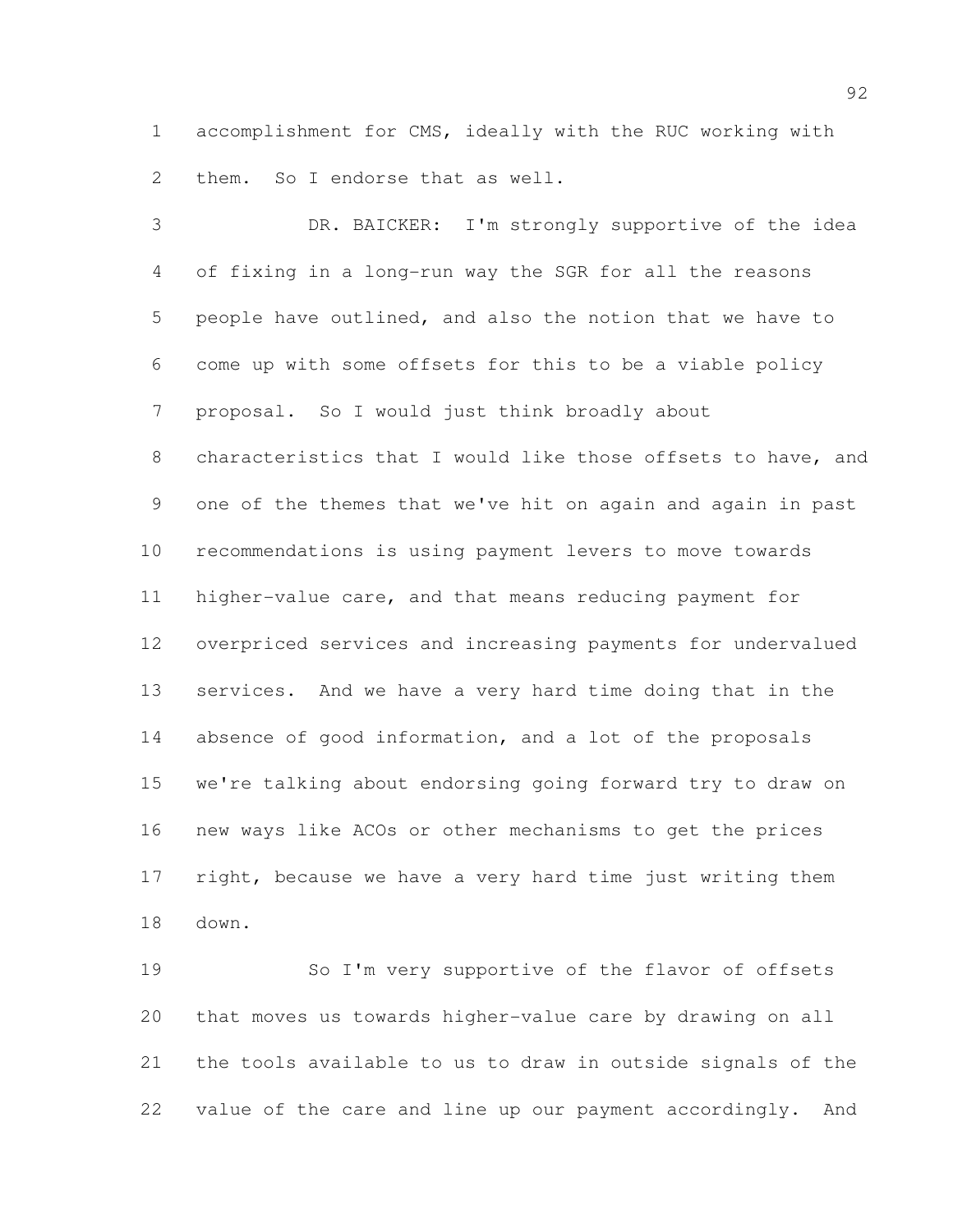accomplishment for CMS, ideally with the RUC working with them. So I endorse that as well.

DR. BAICKER: I'm strongly supportive of the idea of fixing in a long-run way the SGR for all the reasons people have outlined, and also the notion that we have to come up with some offsets for this to be a viable policy proposal. So I would just think broadly about characteristics that I would like those offsets to have, and one of the themes that we've hit on again and again in past recommendations is using payment levers to move towards higher-value care, and that means reducing payment for overpriced services and increasing payments for undervalued services. And we have a very hard time doing that in the absence of good information, and a lot of the proposals we're talking about endorsing going forward try to draw on new ways like ACOs or other mechanisms to get the prices right, because we have a very hard time just writing them down.

So I'm very supportive of the flavor of offsets that moves us towards higher-value care by drawing on all the tools available to us to draw in outside signals of the value of the care and line up our payment accordingly. And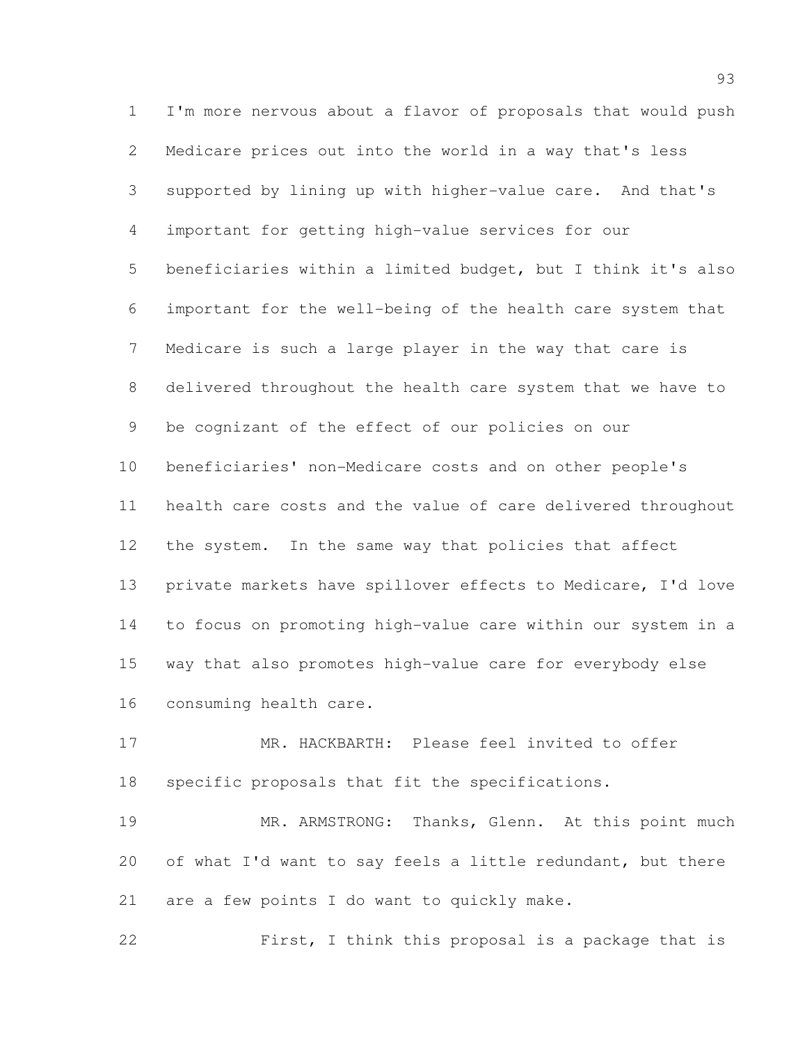I'm more nervous about a flavor of proposals that would push Medicare prices out into the world in a way that's less supported by lining up with higher-value care. And that's important for getting high-value services for our beneficiaries within a limited budget, but I think it's also important for the well-being of the health care system that Medicare is such a large player in the way that care is delivered throughout the health care system that we have to be cognizant of the effect of our policies on our beneficiaries' non-Medicare costs and on other people's health care costs and the value of care delivered throughout the system. In the same way that policies that affect private markets have spillover effects to Medicare, I'd love to focus on promoting high-value care within our system in a way that also promotes high-value care for everybody else consuming health care.

MR. HACKBARTH: Please feel invited to offer specific proposals that fit the specifications.

MR. ARMSTRONG: Thanks, Glenn. At this point much of what I'd want to say feels a little redundant, but there are a few points I do want to quickly make.

First, I think this proposal is a package that is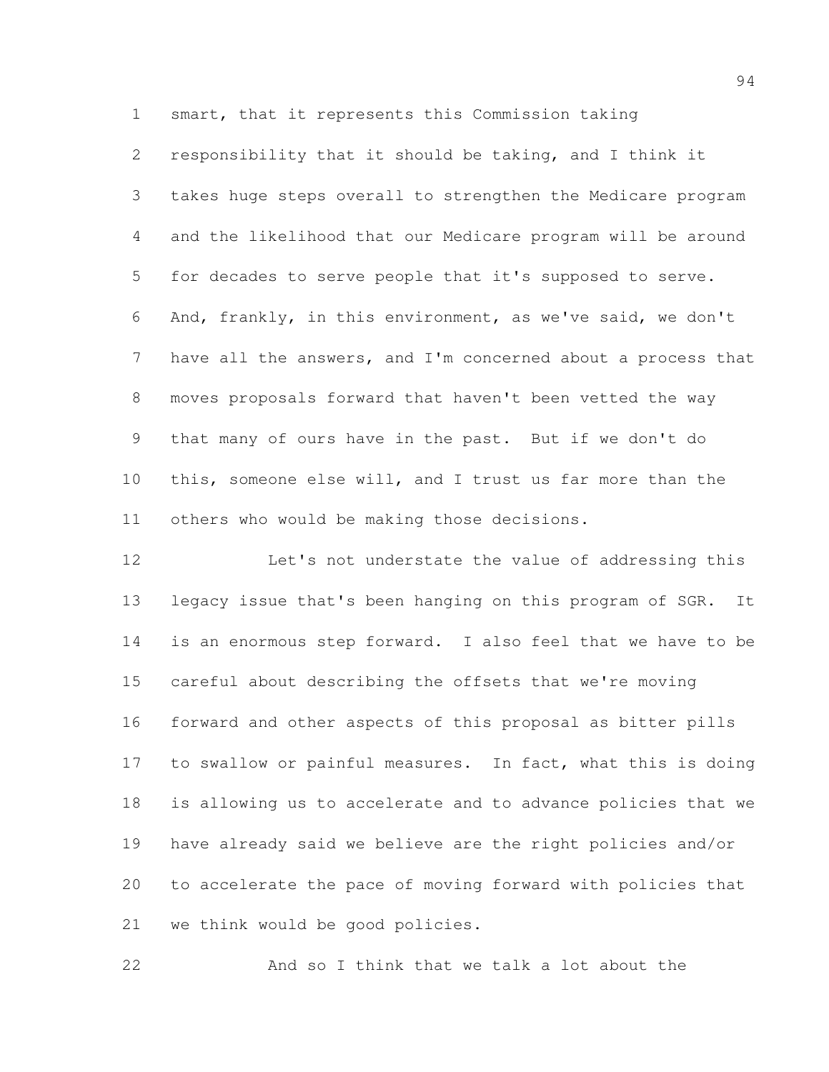smart, that it represents this Commission taking responsibility that it should be taking, and I think it takes huge steps overall to strengthen the Medicare program and the likelihood that our Medicare program will be around for decades to serve people that it's supposed to serve. And, frankly, in this environment, as we've said, we don't have all the answers, and I'm concerned about a process that moves proposals forward that haven't been vetted the way that many of ours have in the past. But if we don't do this, someone else will, and I trust us far more than the others who would be making those decisions.

Let's not understate the value of addressing this legacy issue that's been hanging on this program of SGR. It is an enormous step forward. I also feel that we have to be careful about describing the offsets that we're moving forward and other aspects of this proposal as bitter pills to swallow or painful measures. In fact, what this is doing is allowing us to accelerate and to advance policies that we have already said we believe are the right policies and/or to accelerate the pace of moving forward with policies that we think would be good policies.

And so I think that we talk a lot about the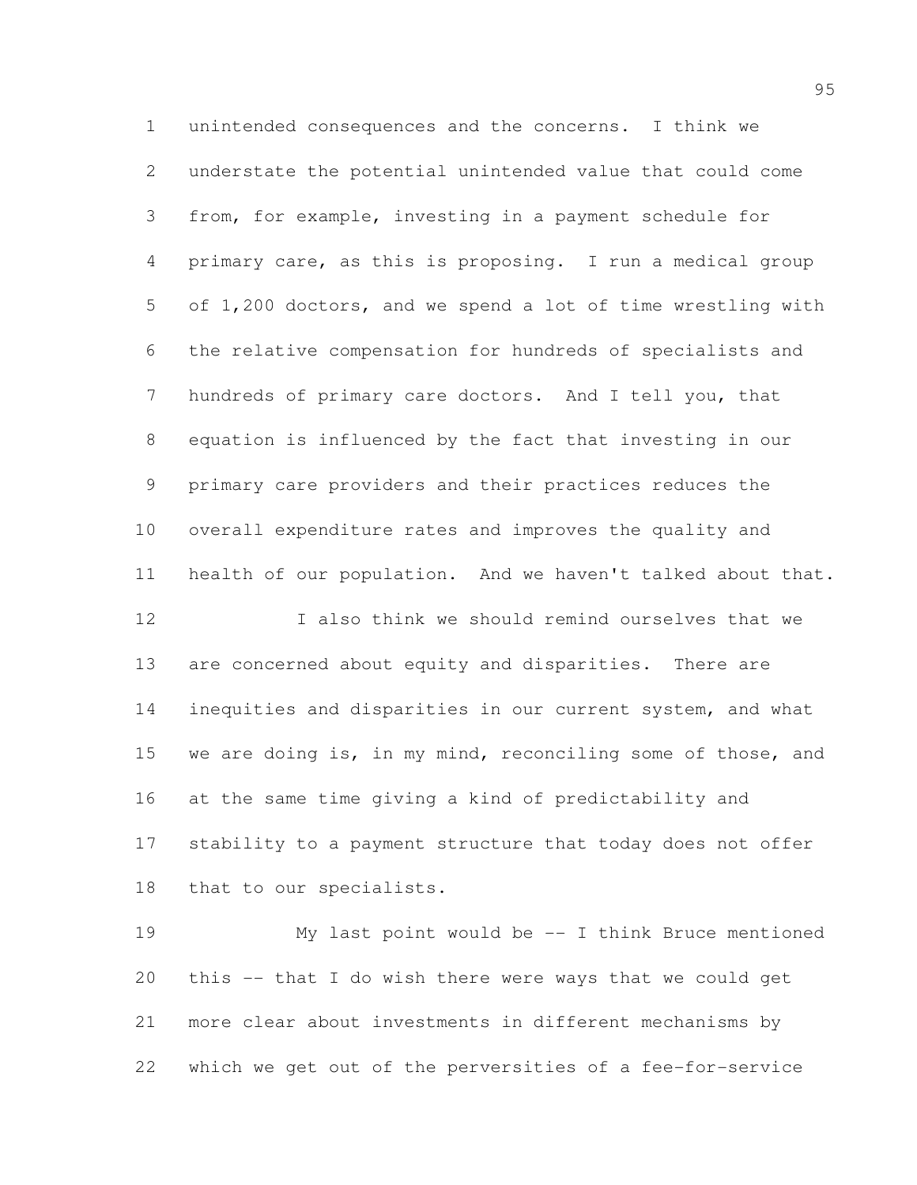unintended consequences and the concerns. I think we understate the potential unintended value that could come from, for example, investing in a payment schedule for primary care, as this is proposing. I run a medical group of 1,200 doctors, and we spend a lot of time wrestling with the relative compensation for hundreds of specialists and hundreds of primary care doctors. And I tell you, that equation is influenced by the fact that investing in our primary care providers and their practices reduces the overall expenditure rates and improves the quality and health of our population. And we haven't talked about that.

I also think we should remind ourselves that we are concerned about equity and disparities. There are inequities and disparities in our current system, and what we are doing is, in my mind, reconciling some of those, and at the same time giving a kind of predictability and stability to a payment structure that today does not offer that to our specialists.

My last point would be -- I think Bruce mentioned this -- that I do wish there were ways that we could get more clear about investments in different mechanisms by which we get out of the perversities of a fee-for-service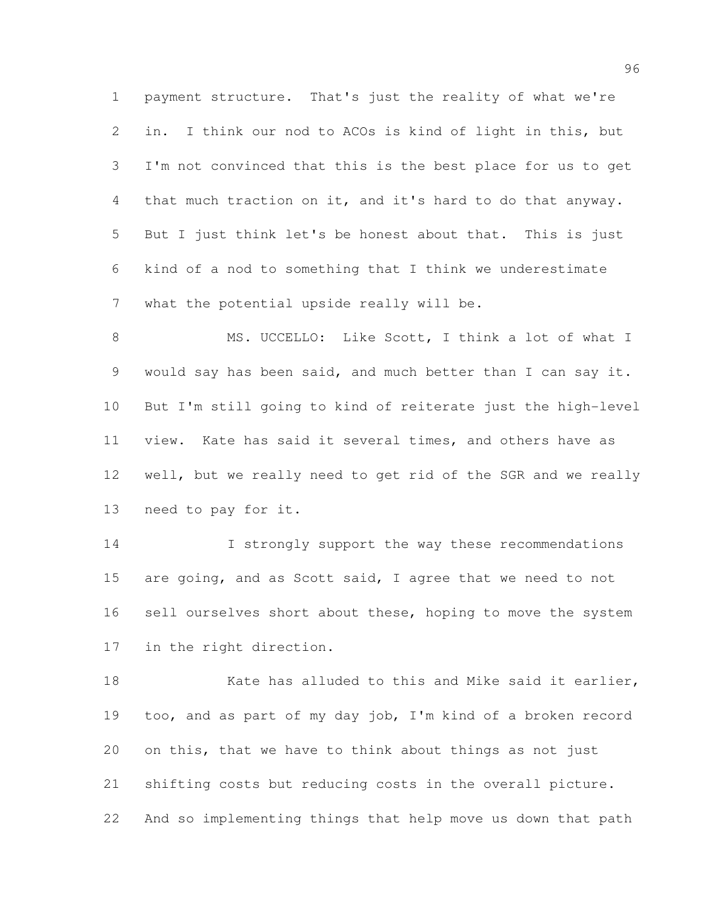payment structure. That's just the reality of what we're in. I think our nod to ACOs is kind of light in this, but I'm not convinced that this is the best place for us to get that much traction on it, and it's hard to do that anyway. But I just think let's be honest about that. This is just kind of a nod to something that I think we underestimate what the potential upside really will be.

MS. UCCELLO: Like Scott, I think a lot of what I would say has been said, and much better than I can say it. But I'm still going to kind of reiterate just the high-level view. Kate has said it several times, and others have as well, but we really need to get rid of the SGR and we really need to pay for it.

I strongly support the way these recommendations are going, and as Scott said, I agree that we need to not sell ourselves short about these, hoping to move the system in the right direction.

Kate has alluded to this and Mike said it earlier, too, and as part of my day job, I'm kind of a broken record on this, that we have to think about things as not just shifting costs but reducing costs in the overall picture. And so implementing things that help move us down that path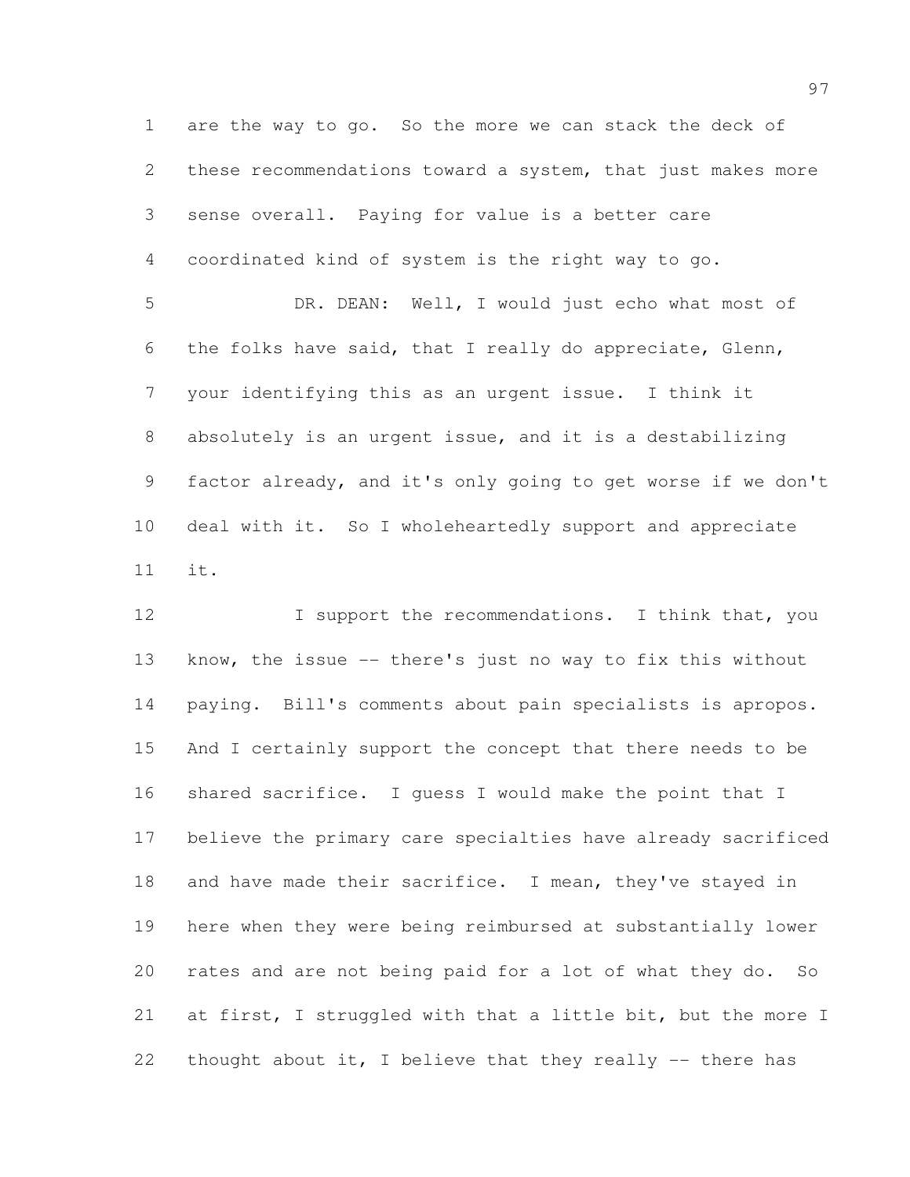are the way to go. So the more we can stack the deck of these recommendations toward a system, that just makes more sense overall. Paying for value is a better care coordinated kind of system is the right way to go.

DR. DEAN: Well, I would just echo what most of the folks have said, that I really do appreciate, Glenn, your identifying this as an urgent issue. I think it absolutely is an urgent issue, and it is a destabilizing factor already, and it's only going to get worse if we don't deal with it. So I wholeheartedly support and appreciate it.

I support the recommendations. I think that, you know, the issue -- there's just no way to fix this without paying. Bill's comments about pain specialists is apropos. And I certainly support the concept that there needs to be shared sacrifice. I guess I would make the point that I believe the primary care specialties have already sacrificed and have made their sacrifice. I mean, they've stayed in here when they were being reimbursed at substantially lower rates and are not being paid for a lot of what they do. So at first, I struggled with that a little bit, but the more I thought about it, I believe that they really -- there has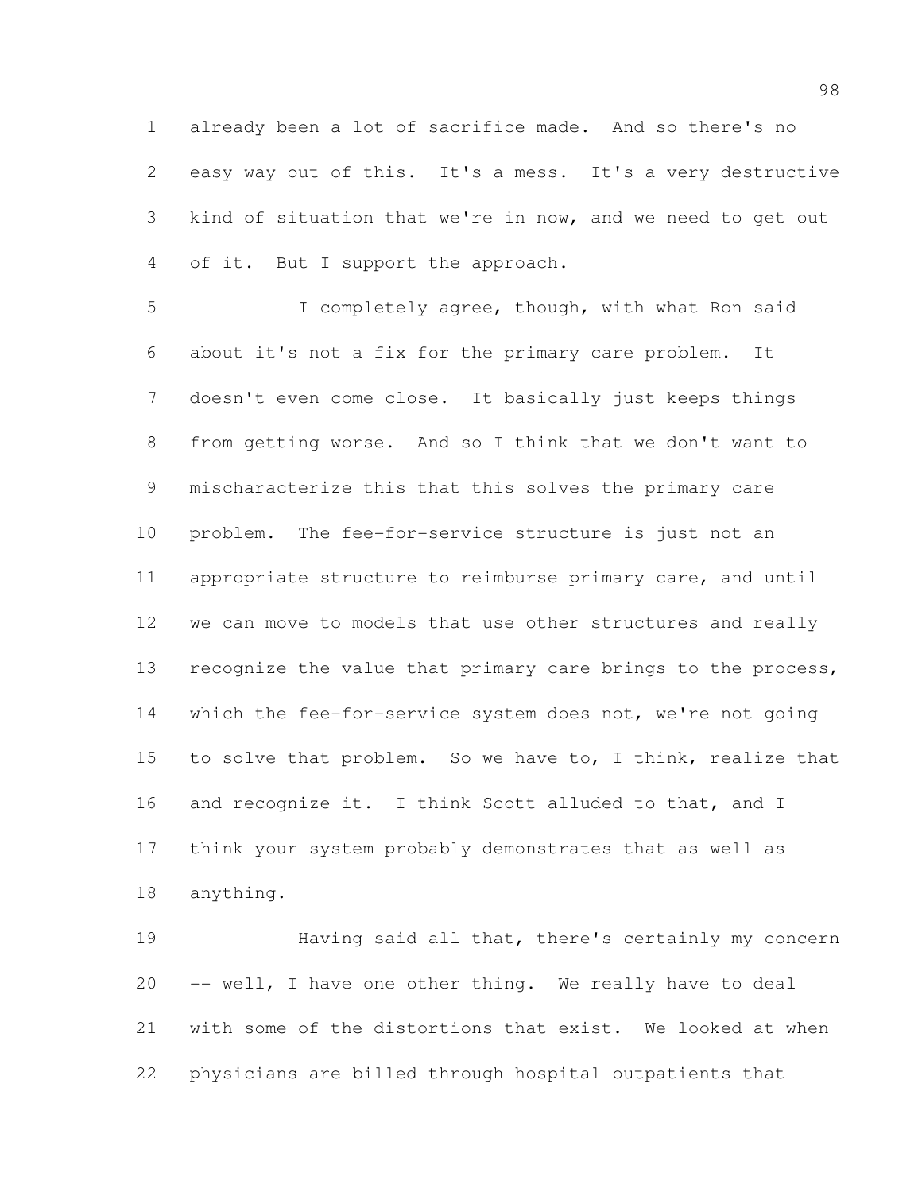already been a lot of sacrifice made. And so there's no easy way out of this. It's a mess. It's a very destructive kind of situation that we're in now, and we need to get out of it. But I support the approach.

I completely agree, though, with what Ron said about it's not a fix for the primary care problem. It doesn't even come close. It basically just keeps things from getting worse. And so I think that we don't want to mischaracterize this that this solves the primary care problem. The fee-for-service structure is just not an appropriate structure to reimburse primary care, and until we can move to models that use other structures and really recognize the value that primary care brings to the process, which the fee-for-service system does not, we're not going to solve that problem. So we have to, I think, realize that and recognize it. I think Scott alluded to that, and I think your system probably demonstrates that as well as anything.

Having said all that, there's certainly my concern -- well, I have one other thing. We really have to deal with some of the distortions that exist. We looked at when physicians are billed through hospital outpatients that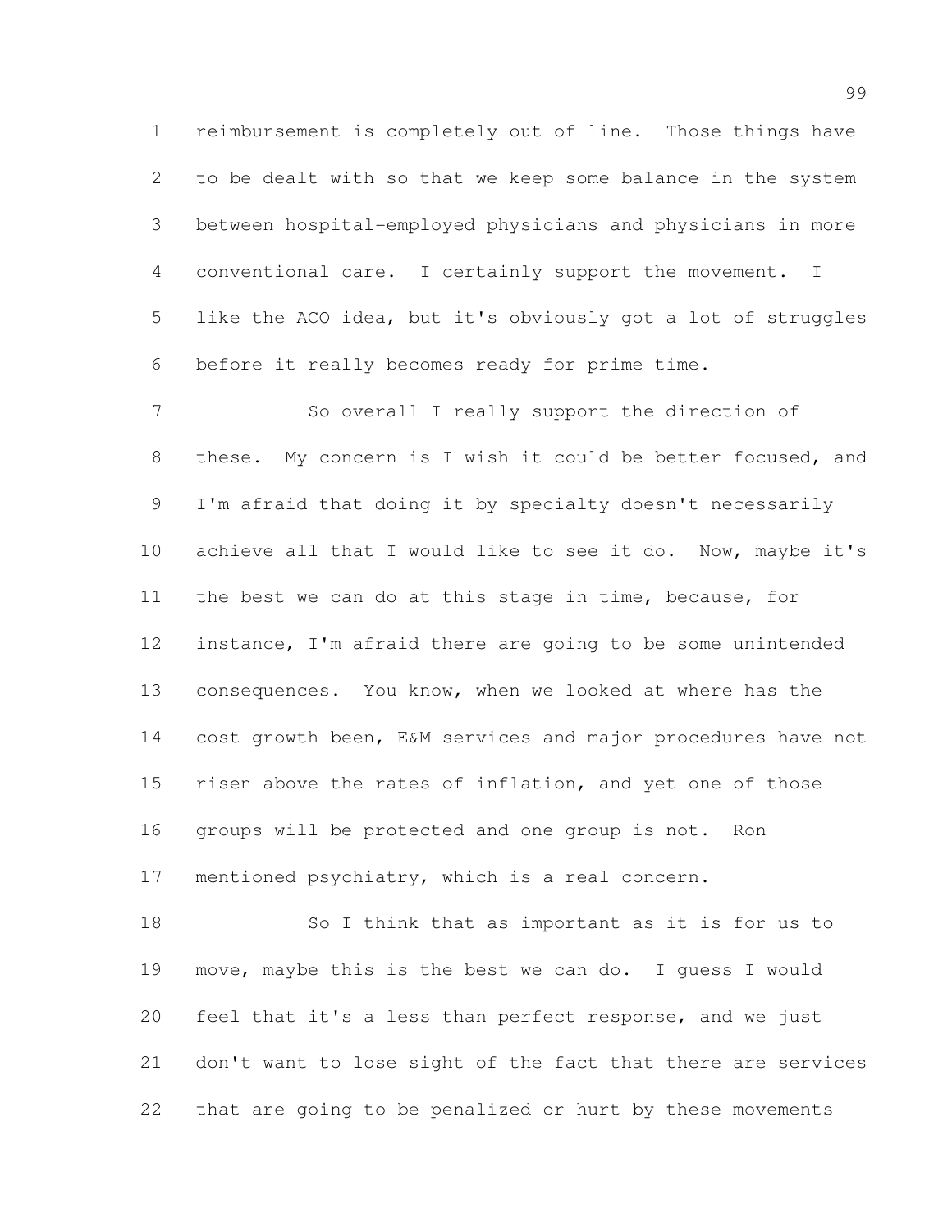reimbursement is completely out of line. Those things have to be dealt with so that we keep some balance in the system between hospital-employed physicians and physicians in more conventional care. I certainly support the movement. I like the ACO idea, but it's obviously got a lot of struggles before it really becomes ready for prime time.

So overall I really support the direction of these. My concern is I wish it could be better focused, and I'm afraid that doing it by specialty doesn't necessarily achieve all that I would like to see it do. Now, maybe it's the best we can do at this stage in time, because, for instance, I'm afraid there are going to be some unintended consequences. You know, when we looked at where has the cost growth been, E&M services and major procedures have not risen above the rates of inflation, and yet one of those groups will be protected and one group is not. Ron mentioned psychiatry, which is a real concern.

So I think that as important as it is for us to move, maybe this is the best we can do. I guess I would feel that it's a less than perfect response, and we just don't want to lose sight of the fact that there are services that are going to be penalized or hurt by these movements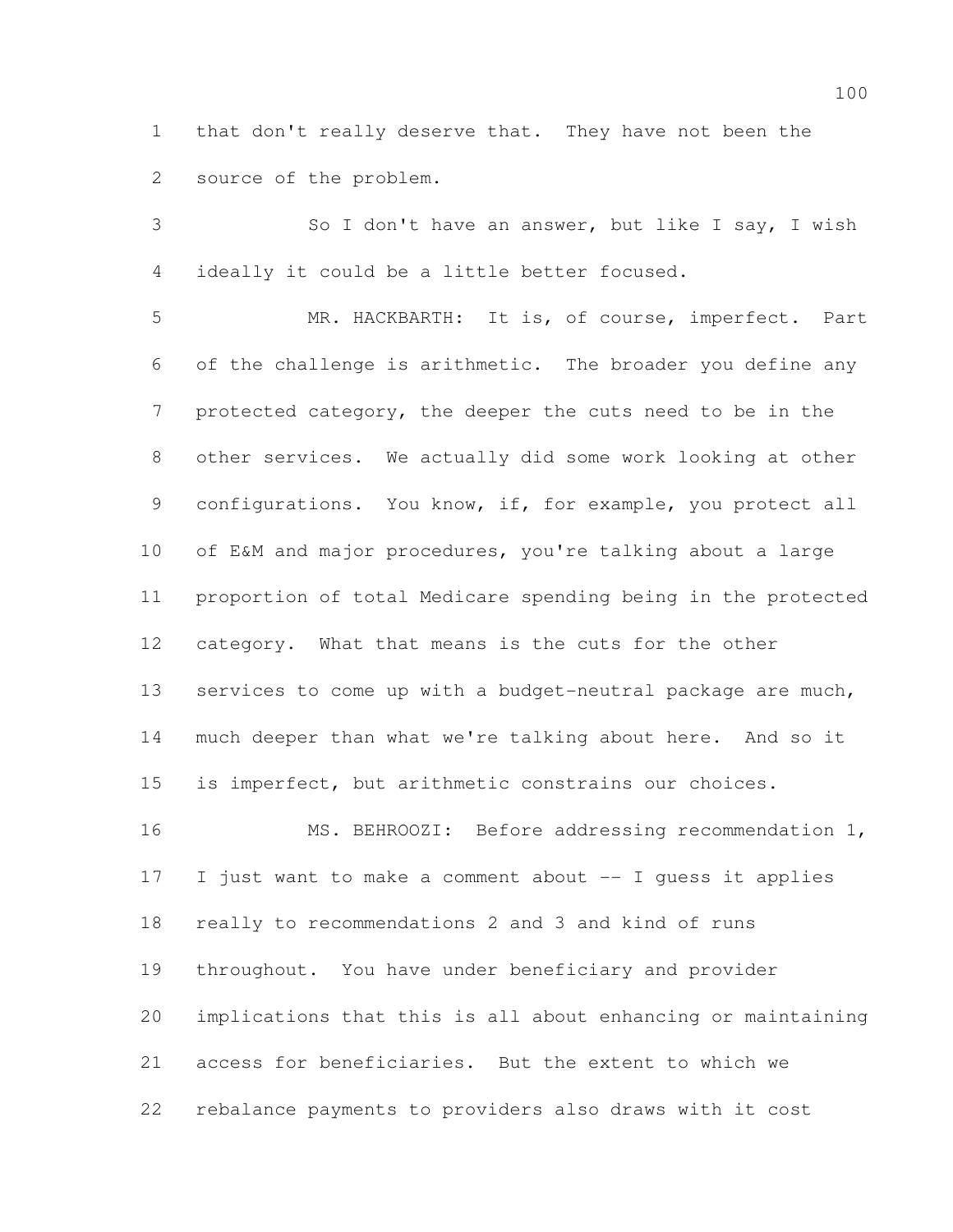that don't really deserve that. They have not been the source of the problem.

So I don't have an answer, but like I say, I wish ideally it could be a little better focused.

MR. HACKBARTH: It is, of course, imperfect. Part of the challenge is arithmetic. The broader you define any protected category, the deeper the cuts need to be in the other services. We actually did some work looking at other configurations. You know, if, for example, you protect all of E&M and major procedures, you're talking about a large proportion of total Medicare spending being in the protected category. What that means is the cuts for the other services to come up with a budget-neutral package are much, much deeper than what we're talking about here. And so it is imperfect, but arithmetic constrains our choices.

MS. BEHROOZI: Before addressing recommendation 1, I just want to make a comment about -- I guess it applies really to recommendations 2 and 3 and kind of runs throughout. You have under beneficiary and provider implications that this is all about enhancing or maintaining access for beneficiaries. But the extent to which we rebalance payments to providers also draws with it cost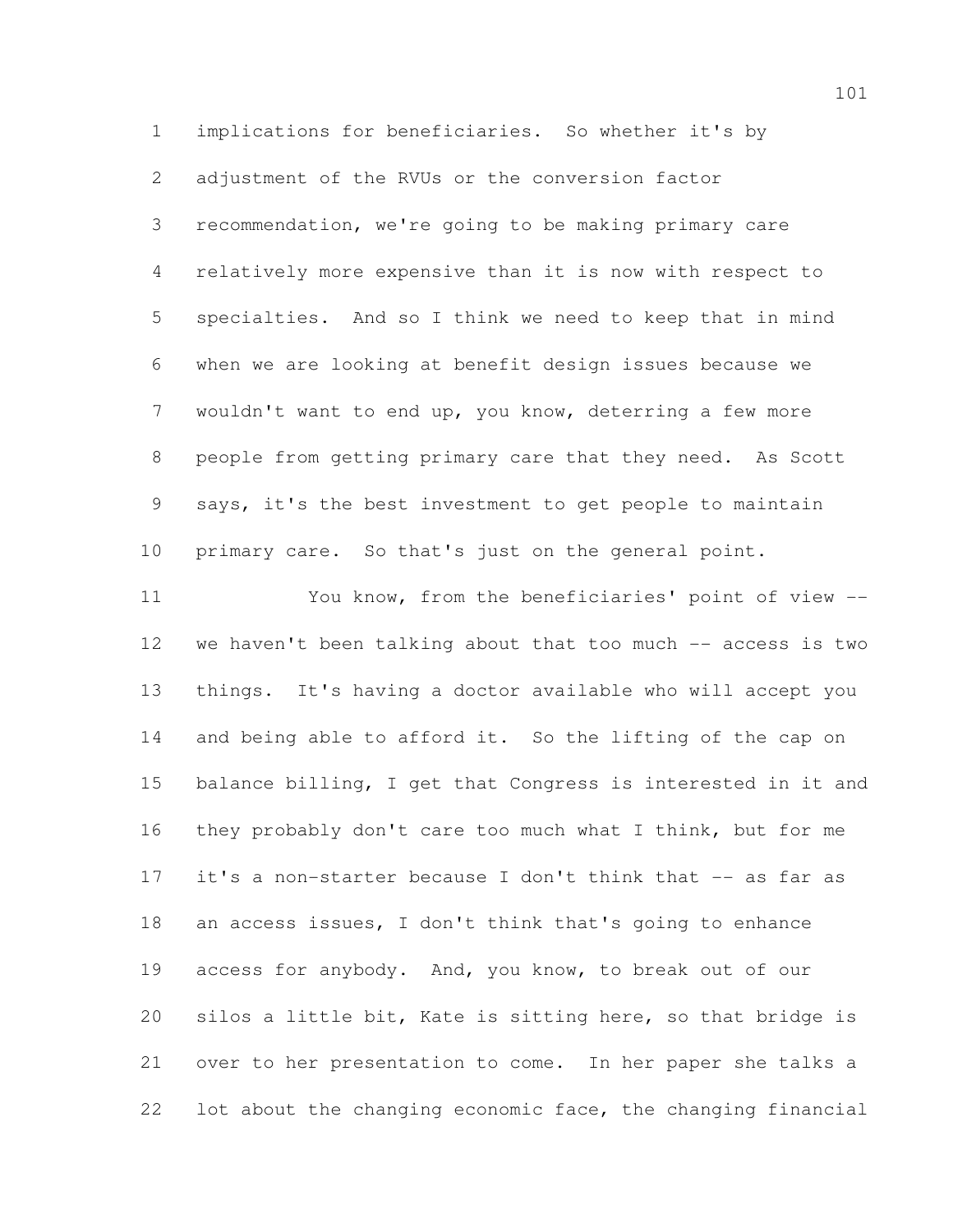implications for beneficiaries. So whether it's by adjustment of the RVUs or the conversion factor recommendation, we're going to be making primary care relatively more expensive than it is now with respect to specialties. And so I think we need to keep that in mind when we are looking at benefit design issues because we wouldn't want to end up, you know, deterring a few more people from getting primary care that they need. As Scott says, it's the best investment to get people to maintain primary care. So that's just on the general point.

You know, from the beneficiaries' point of view -- we haven't been talking about that too much -- access is two things. It's having a doctor available who will accept you and being able to afford it. So the lifting of the cap on balance billing, I get that Congress is interested in it and they probably don't care too much what I think, but for me it's a non-starter because I don't think that -- as far as an access issues, I don't think that's going to enhance access for anybody. And, you know, to break out of our silos a little bit, Kate is sitting here, so that bridge is over to her presentation to come. In her paper she talks a lot about the changing economic face, the changing financial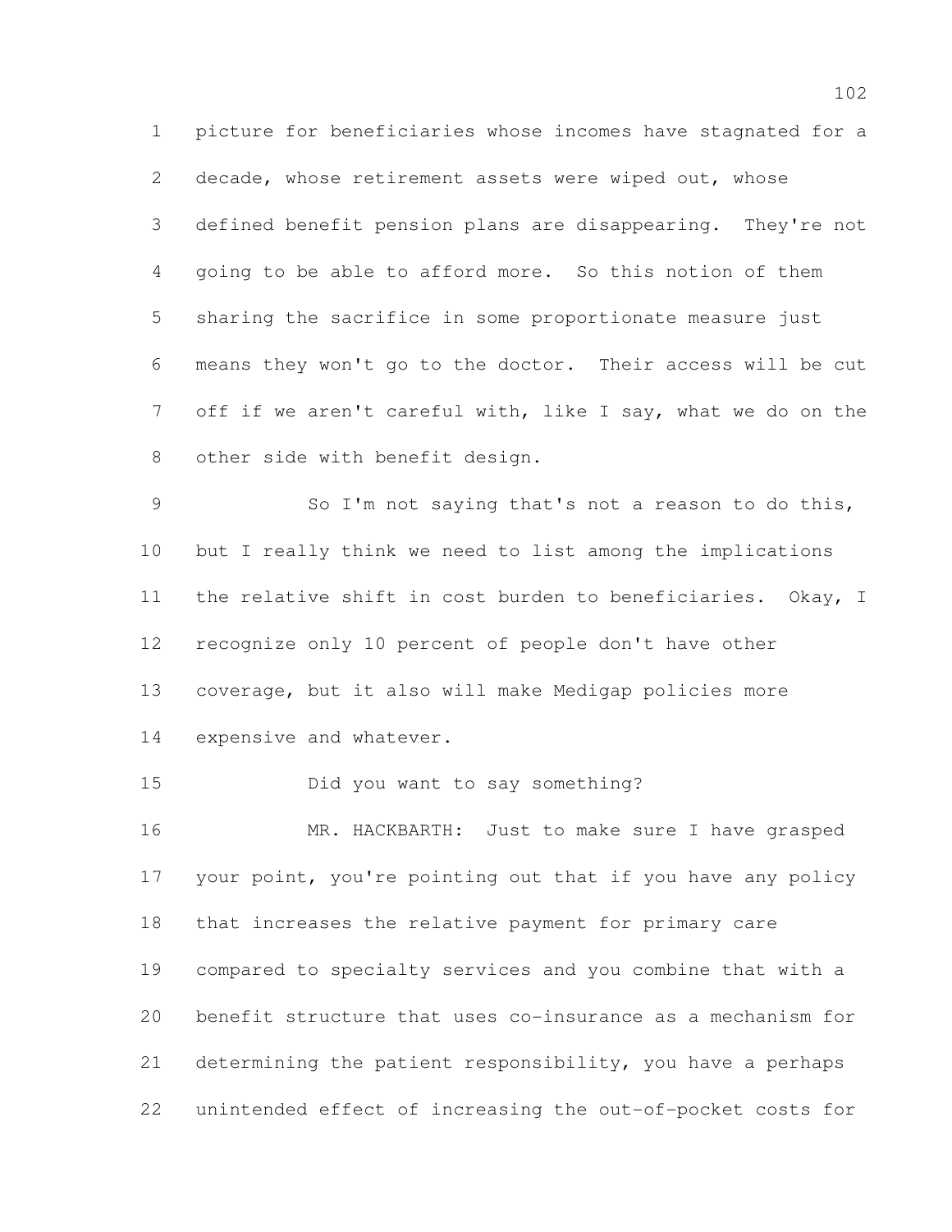picture for beneficiaries whose incomes have stagnated for a decade, whose retirement assets were wiped out, whose defined benefit pension plans are disappearing. They're not going to be able to afford more. So this notion of them sharing the sacrifice in some proportionate measure just means they won't go to the doctor. Their access will be cut off if we aren't careful with, like I say, what we do on the other side with benefit design.

So I'm not saying that's not a reason to do this, but I really think we need to list among the implications the relative shift in cost burden to beneficiaries. Okay, I recognize only 10 percent of people don't have other coverage, but it also will make Medigap policies more expensive and whatever.

Did you want to say something?

MR. HACKBARTH: Just to make sure I have grasped your point, you're pointing out that if you have any policy that increases the relative payment for primary care compared to specialty services and you combine that with a benefit structure that uses co-insurance as a mechanism for determining the patient responsibility, you have a perhaps unintended effect of increasing the out-of-pocket costs for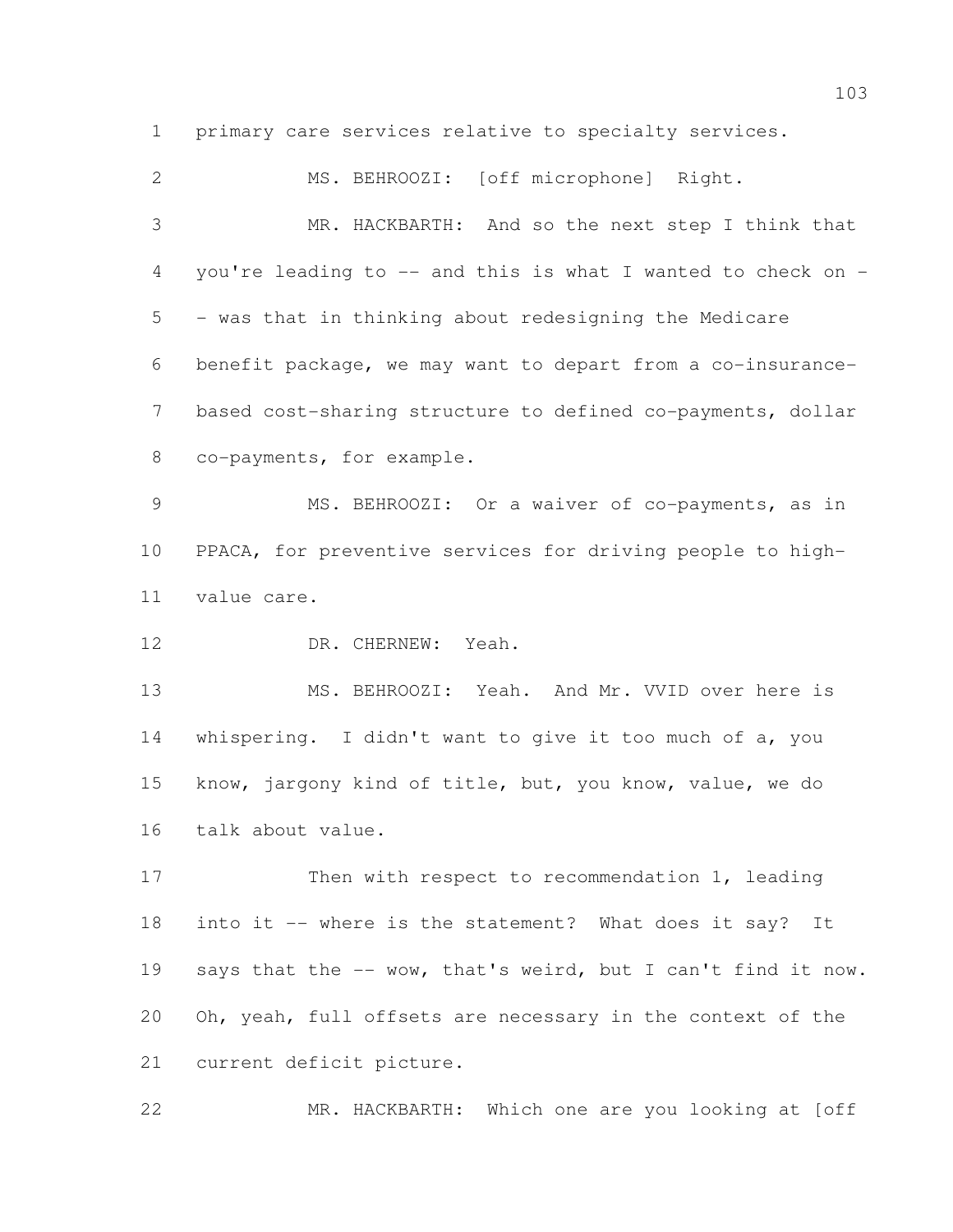primary care services relative to specialty services.

MS. BEHROOZI: [off microphone] Right.

MR. HACKBARTH: And so the next step I think that you're leading to -- and this is what I wanted to check on -- was that in thinking about redesigning the Medicare benefit package, we may want to depart from a co-insurance-based cost-sharing structure to defined co-payments, dollar co-payments, for example.

MS. BEHROOZI: Or a waiver of co-payments, as in PPACA, for preventive services for driving people to high-value care.

DR. CHERNEW: Yeah.

MS. BEHROOZI: Yeah. And Mr. VVID over here is whispering. I didn't want to give it too much of a, you know, jargony kind of title, but, you know, value, we do talk about value.

Then with respect to recommendation 1, leading into it -- where is the statement? What does it say? It says that the -- wow, that's weird, but I can't find it now. Oh, yeah, full offsets are necessary in the context of the current deficit picture.

MR. HACKBARTH: Which one are you looking at [off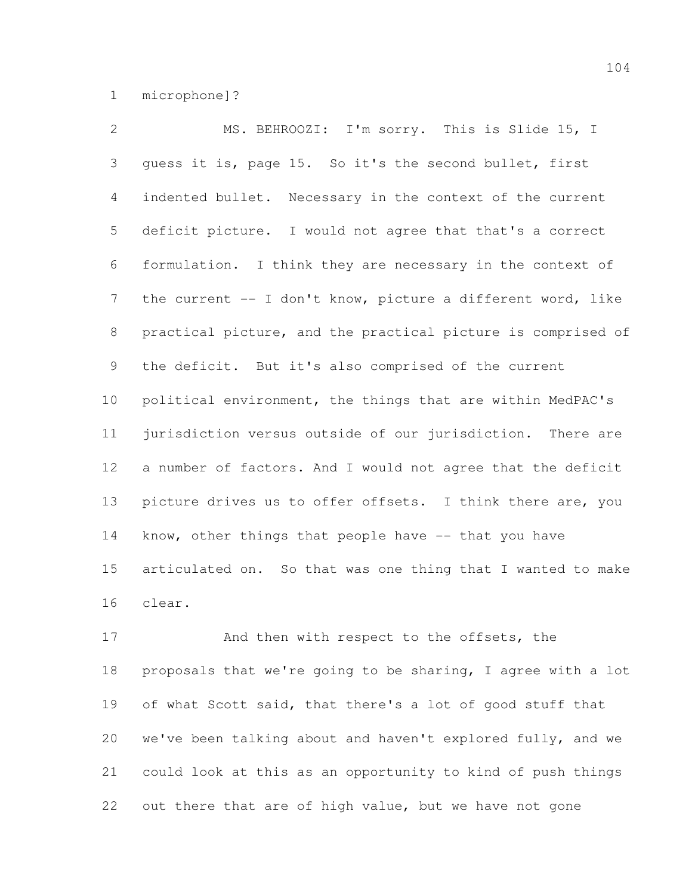microphone]?

MS. BEHROOZI: I'm sorry. This is Slide 15, I guess it is, page 15. So it's the second bullet, first indented bullet. Necessary in the context of the current deficit picture. I would not agree that that's a correct formulation. I think they are necessary in the context of the current -- I don't know, picture a different word, like practical picture, and the practical picture is comprised of the deficit. But it's also comprised of the current political environment, the things that are within MedPAC's jurisdiction versus outside of our jurisdiction. There are a number of factors. And I would not agree that the deficit picture drives us to offer offsets. I think there are, you know, other things that people have -- that you have articulated on. So that was one thing that I wanted to make clear.

And then with respect to the offsets, the proposals that we're going to be sharing, I agree with a lot of what Scott said, that there's a lot of good stuff that we've been talking about and haven't explored fully, and we could look at this as an opportunity to kind of push things out there that are of high value, but we have not gone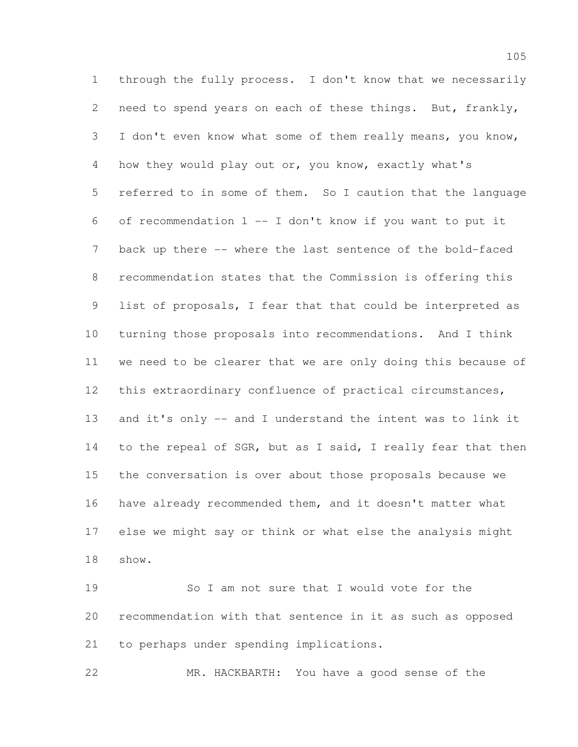through the fully process. I don't know that we necessarily need to spend years on each of these things. But, frankly, I don't even know what some of them really means, you know, how they would play out or, you know, exactly what's referred to in some of them. So I caution that the language of recommendation 1 -- I don't know if you want to put it back up there -- where the last sentence of the bold-faced recommendation states that the Commission is offering this list of proposals, I fear that that could be interpreted as turning those proposals into recommendations. And I think we need to be clearer that we are only doing this because of this extraordinary confluence of practical circumstances, and it's only -- and I understand the intent was to link it to the repeal of SGR, but as I said, I really fear that then the conversation is over about those proposals because we have already recommended them, and it doesn't matter what else we might say or think or what else the analysis might show.

So I am not sure that I would vote for the recommendation with that sentence in it as such as opposed to perhaps under spending implications.

MR. HACKBARTH: You have a good sense of the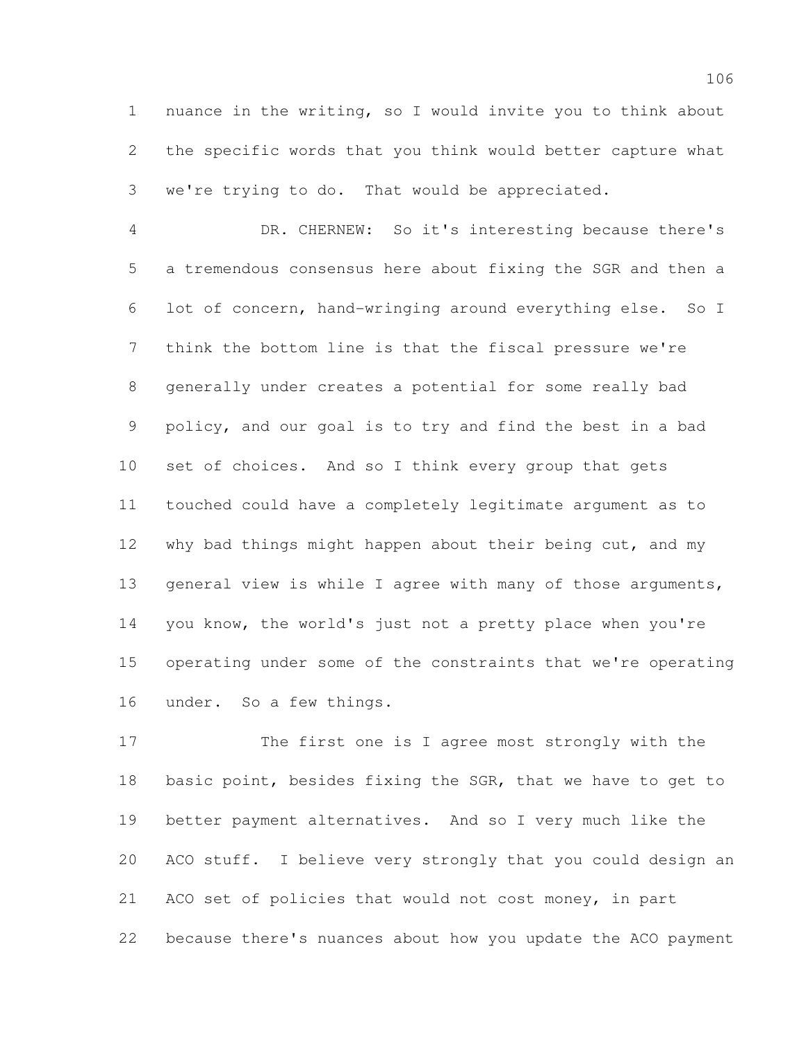nuance in the writing, so I would invite you to think about the specific words that you think would better capture what we're trying to do. That would be appreciated.

DR. CHERNEW: So it's interesting because there's a tremendous consensus here about fixing the SGR and then a lot of concern, hand-wringing around everything else. So I think the bottom line is that the fiscal pressure we're generally under creates a potential for some really bad policy, and our goal is to try and find the best in a bad set of choices. And so I think every group that gets touched could have a completely legitimate argument as to why bad things might happen about their being cut, and my general view is while I agree with many of those arguments, you know, the world's just not a pretty place when you're operating under some of the constraints that we're operating under. So a few things.

The first one is I agree most strongly with the basic point, besides fixing the SGR, that we have to get to better payment alternatives. And so I very much like the ACO stuff. I believe very strongly that you could design an ACO set of policies that would not cost money, in part because there's nuances about how you update the ACO payment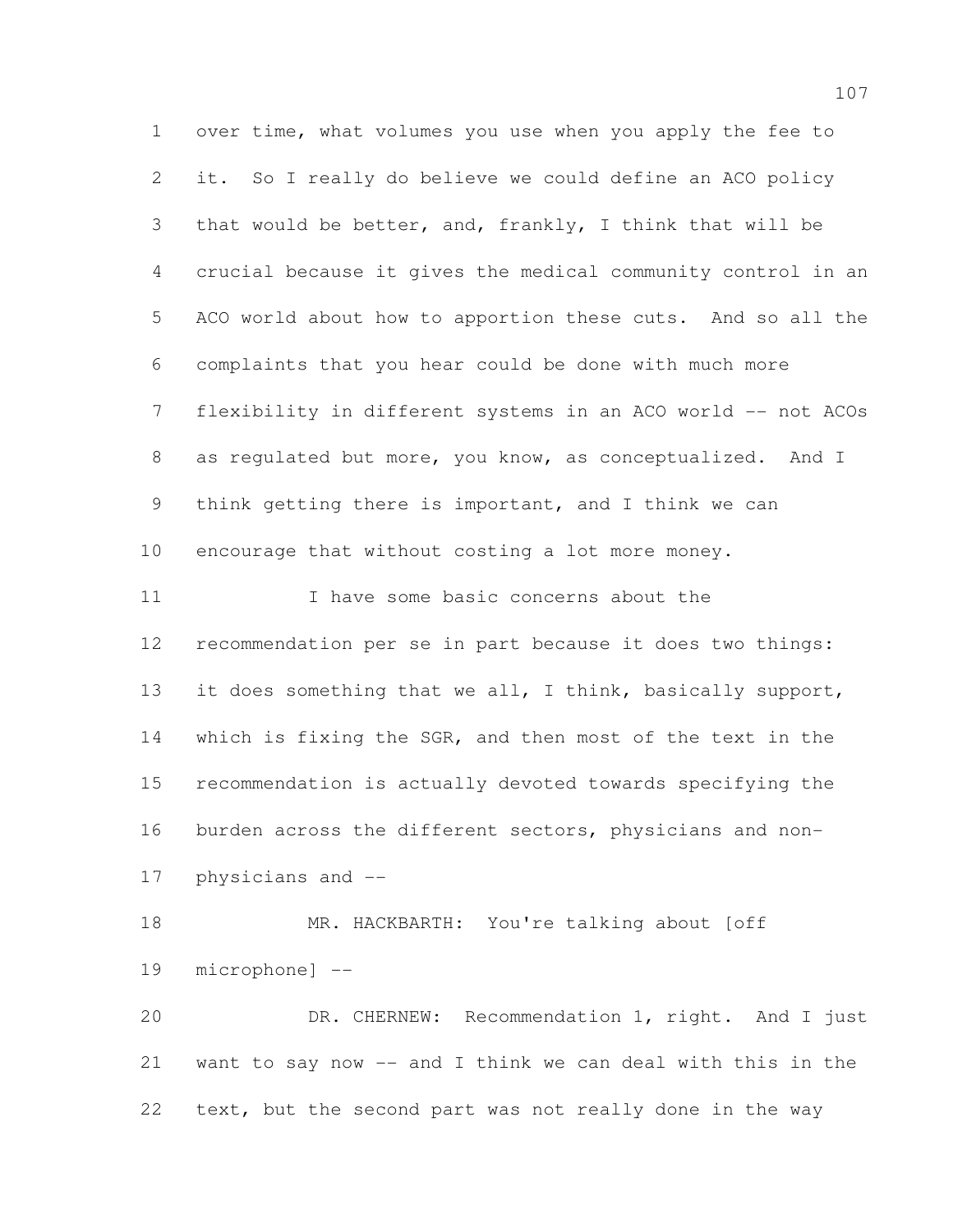over time, what volumes you use when you apply the fee to it. So I really do believe we could define an ACO policy that would be better, and, frankly, I think that will be crucial because it gives the medical community control in an ACO world about how to apportion these cuts. And so all the complaints that you hear could be done with much more flexibility in different systems in an ACO world -- not ACOs as regulated but more, you know, as conceptualized. And I think getting there is important, and I think we can encourage that without costing a lot more money.

I have some basic concerns about the recommendation per se in part because it does two things: it does something that we all, I think, basically support, which is fixing the SGR, and then most of the text in the recommendation is actually devoted towards specifying the burden across the different sectors, physicians and non-physicians and --

MR. HACKBARTH: You're talking about [off microphone] --

DR. CHERNEW: Recommendation 1, right. And I just want to say now -- and I think we can deal with this in the text, but the second part was not really done in the way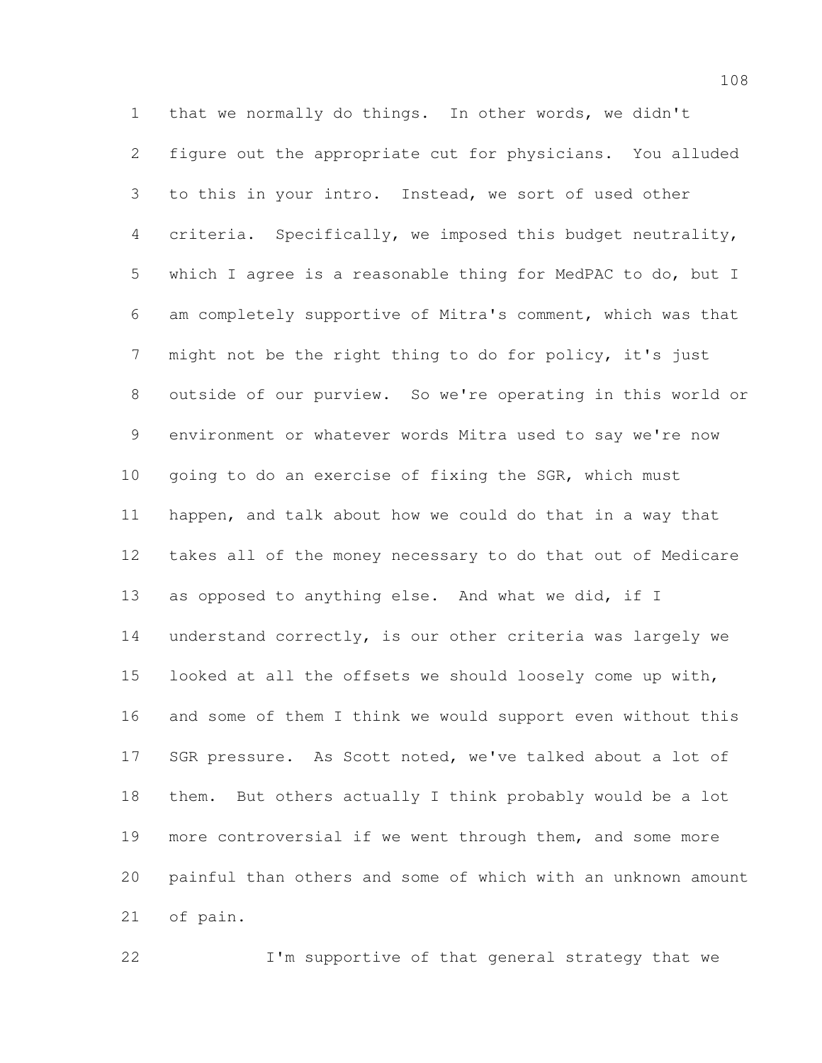that we normally do things. In other words, we didn't figure out the appropriate cut for physicians. You alluded to this in your intro. Instead, we sort of used other criteria. Specifically, we imposed this budget neutrality, which I agree is a reasonable thing for MedPAC to do, but I am completely supportive of Mitra's comment, which was that might not be the right thing to do for policy, it's just outside of our purview. So we're operating in this world or environment or whatever words Mitra used to say we're now going to do an exercise of fixing the SGR, which must happen, and talk about how we could do that in a way that takes all of the money necessary to do that out of Medicare as opposed to anything else. And what we did, if I understand correctly, is our other criteria was largely we looked at all the offsets we should loosely come up with, and some of them I think we would support even without this SGR pressure. As Scott noted, we've talked about a lot of them. But others actually I think probably would be a lot more controversial if we went through them, and some more painful than others and some of which with an unknown amount of pain.

I'm supportive of that general strategy that we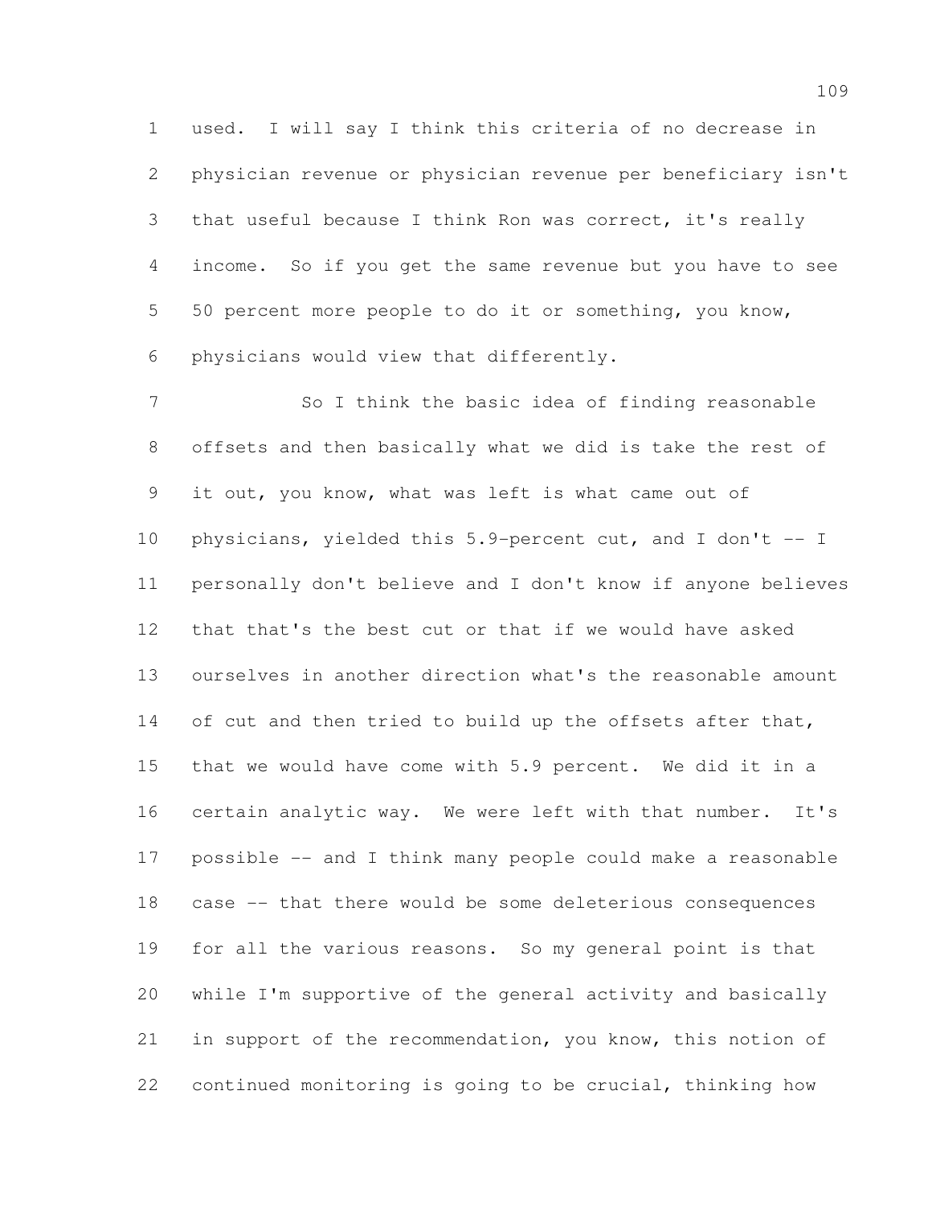used. I will say I think this criteria of no decrease in physician revenue or physician revenue per beneficiary isn't that useful because I think Ron was correct, it's really income. So if you get the same revenue but you have to see 50 percent more people to do it or something, you know, physicians would view that differently.

So I think the basic idea of finding reasonable offsets and then basically what we did is take the rest of it out, you know, what was left is what came out of physicians, yielded this 5.9-percent cut, and I don't -- I personally don't believe and I don't know if anyone believes that that's the best cut or that if we would have asked ourselves in another direction what's the reasonable amount of cut and then tried to build up the offsets after that, that we would have come with 5.9 percent. We did it in a certain analytic way. We were left with that number. It's possible -- and I think many people could make a reasonable case -- that there would be some deleterious consequences for all the various reasons. So my general point is that while I'm supportive of the general activity and basically in support of the recommendation, you know, this notion of continued monitoring is going to be crucial, thinking how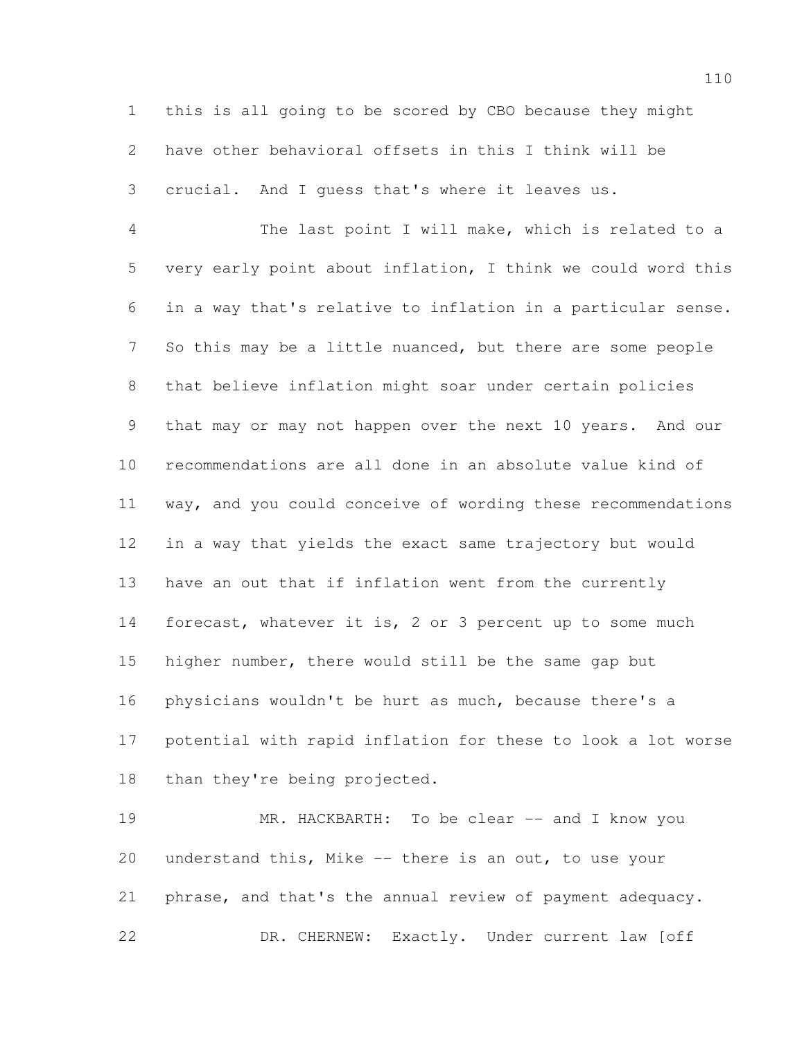this is all going to be scored by CBO because they might have other behavioral offsets in this I think will be crucial. And I guess that's where it leaves us.

The last point I will make, which is related to a very early point about inflation, I think we could word this in a way that's relative to inflation in a particular sense. So this may be a little nuanced, but there are some people that believe inflation might soar under certain policies that may or may not happen over the next 10 years. And our recommendations are all done in an absolute value kind of way, and you could conceive of wording these recommendations in a way that yields the exact same trajectory but would have an out that if inflation went from the currently forecast, whatever it is, 2 or 3 percent up to some much higher number, there would still be the same gap but physicians wouldn't be hurt as much, because there's a potential with rapid inflation for these to look a lot worse than they're being projected.

MR. HACKBARTH: To be clear -- and I know you understand this, Mike -- there is an out, to use your phrase, and that's the annual review of payment adequacy.

DR. CHERNEW: Exactly. Under current law [off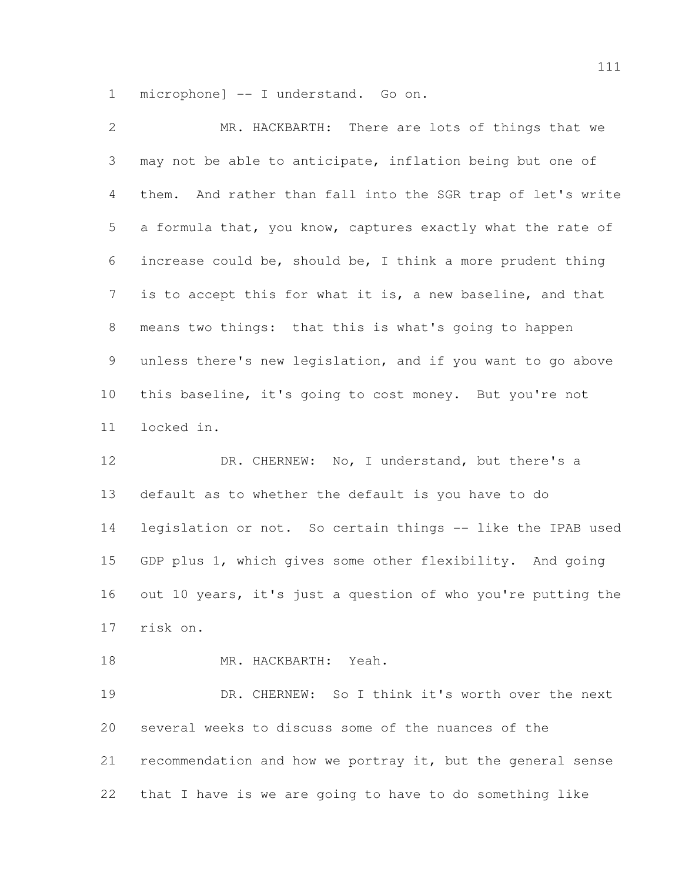microphone] -- I understand. Go on.

MR. HACKBARTH: There are lots of things that we may not be able to anticipate, inflation being but one of them. And rather than fall into the SGR trap of let's write a formula that, you know, captures exactly what the rate of increase could be, should be, I think a more prudent thing is to accept this for what it is, a new baseline, and that means two things: that this is what's going to happen unless there's new legislation, and if you want to go above this baseline, it's going to cost money. But you're not locked in.

DR. CHERNEW: No, I understand, but there's a default as to whether the default is you have to do legislation or not. So certain things -- like the IPAB used GDP plus 1, which gives some other flexibility. And going out 10 years, it's just a question of who you're putting the risk on.

MR. HACKBARTH: Yeah.

DR. CHERNEW: So I think it's worth over the next several weeks to discuss some of the nuances of the recommendation and how we portray it, but the general sense that I have is we are going to have to do something like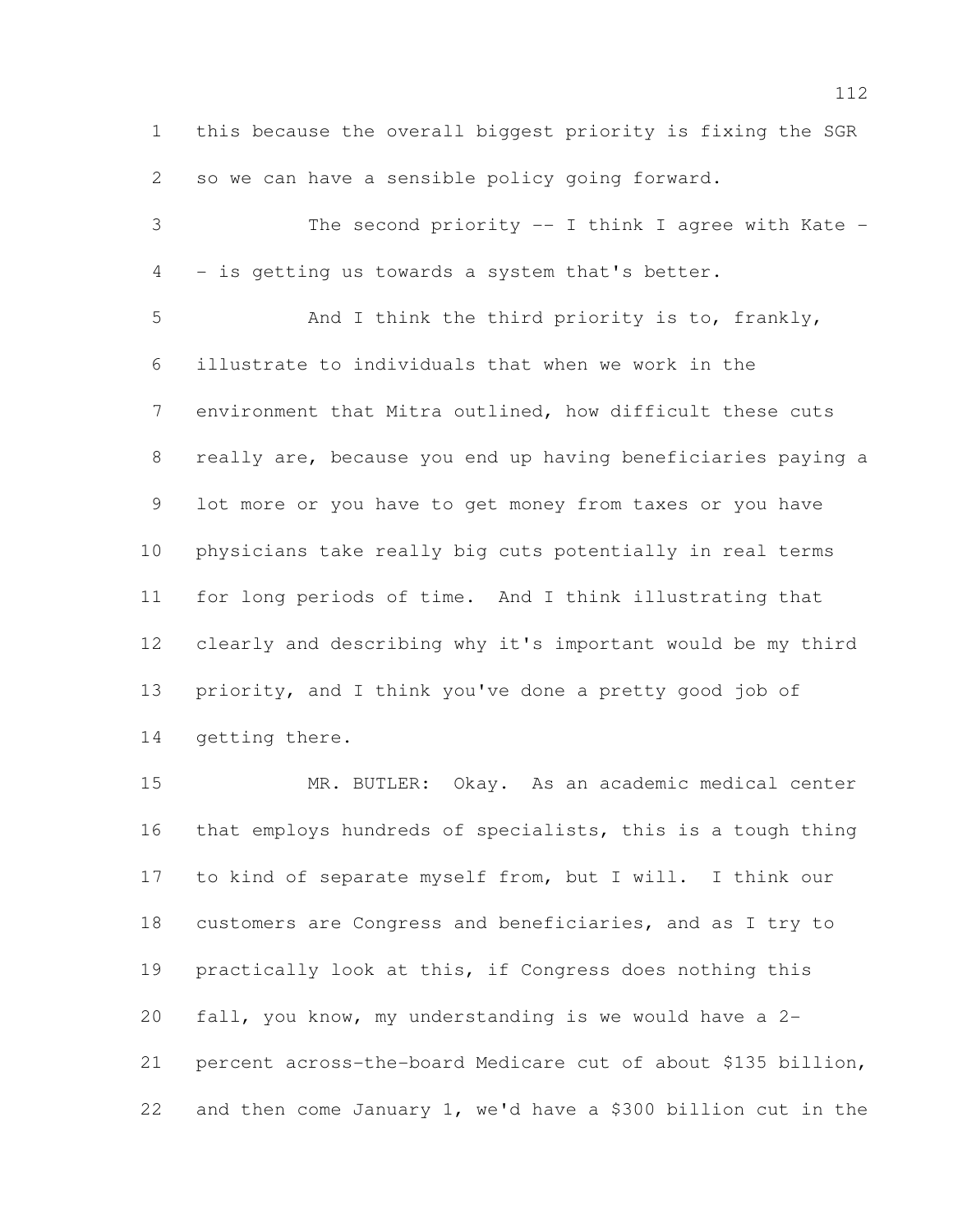this because the overall biggest priority is fixing the SGR so we can have a sensible policy going forward.

The second priority -- I think I agree with Kate -- is getting us towards a system that's better.

And I think the third priority is to, frankly, illustrate to individuals that when we work in the environment that Mitra outlined, how difficult these cuts really are, because you end up having beneficiaries paying a lot more or you have to get money from taxes or you have physicians take really big cuts potentially in real terms for long periods of time. And I think illustrating that clearly and describing why it's important would be my third priority, and I think you've done a pretty good job of getting there.

MR. BUTLER: Okay. As an academic medical center that employs hundreds of specialists, this is a tough thing to kind of separate myself from, but I will. I think our customers are Congress and beneficiaries, and as I try to practically look at this, if Congress does nothing this fall, you know, my understanding is we would have a 2-percent across-the-board Medicare cut of about $135 billion, and then come January 1, we'd have a $300 billion cut in the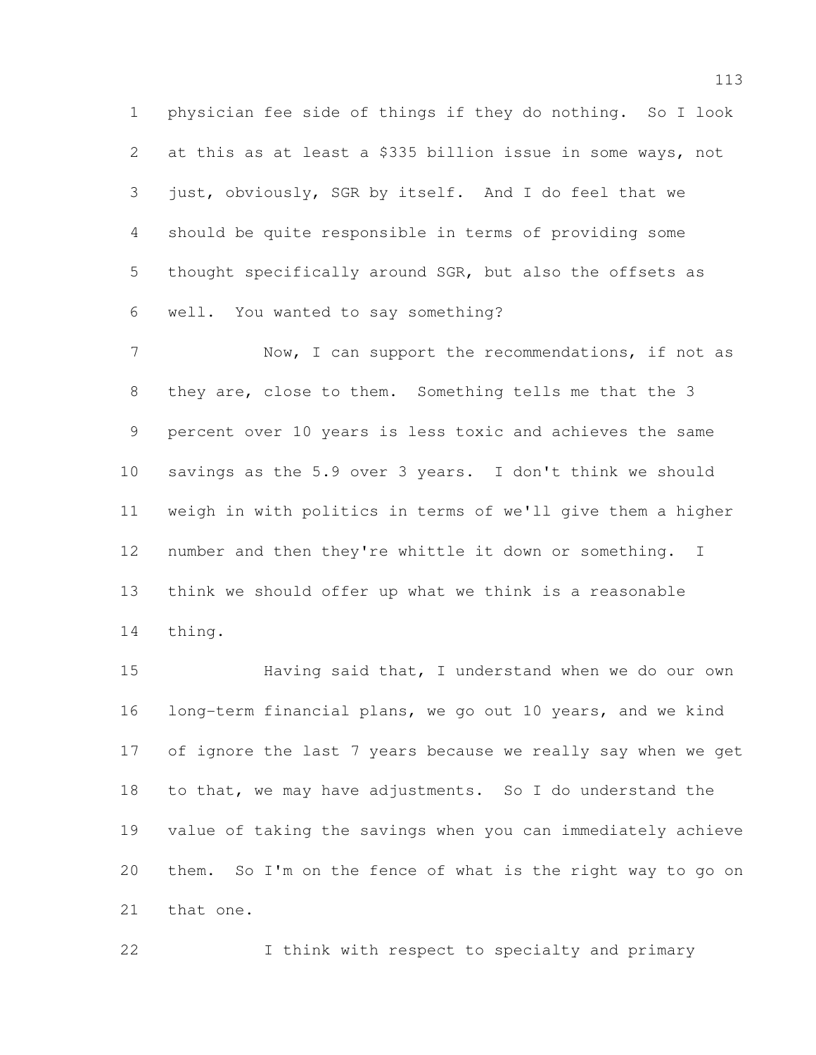physician fee side of things if they do nothing. So I look at this as at least a $335 billion issue in some ways, not just, obviously, SGR by itself. And I do feel that we should be quite responsible in terms of providing some thought specifically around SGR, but also the offsets as well. You wanted to say something?

Now, I can support the recommendations, if not as they are, close to them. Something tells me that the 3 percent over 10 years is less toxic and achieves the same savings as the 5.9 over 3 years. I don't think we should weigh in with politics in terms of we'll give them a higher number and then they're whittle it down or something. I think we should offer up what we think is a reasonable thing.

Having said that, I understand when we do our own long-term financial plans, we go out 10 years, and we kind of ignore the last 7 years because we really say when we get to that, we may have adjustments. So I do understand the value of taking the savings when you can immediately achieve them. So I'm on the fence of what is the right way to go on that one.

I think with respect to specialty and primary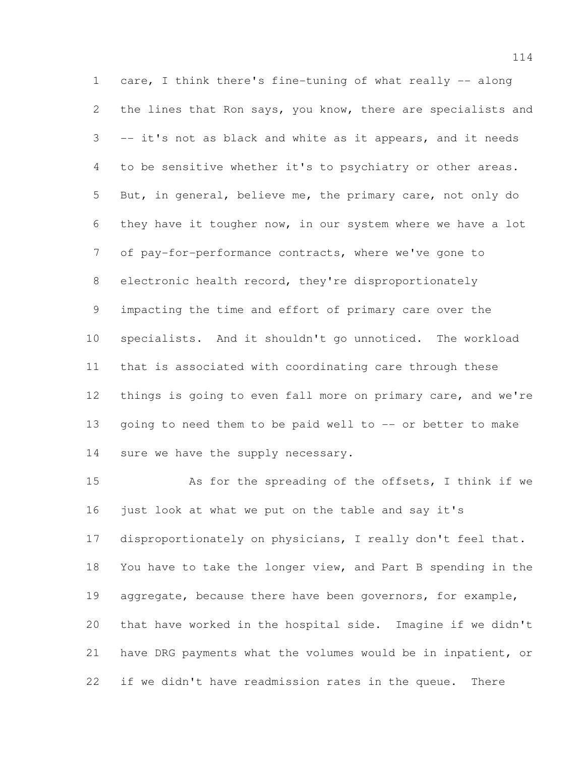care, I think there's fine-tuning of what really -- along the lines that Ron says, you know, there are specialists and -- it's not as black and white as it appears, and it needs to be sensitive whether it's to psychiatry or other areas. But, in general, believe me, the primary care, not only do they have it tougher now, in our system where we have a lot of pay-for-performance contracts, where we've gone to electronic health record, they're disproportionately impacting the time and effort of primary care over the specialists. And it shouldn't go unnoticed. The workload that is associated with coordinating care through these things is going to even fall more on primary care, and we're going to need them to be paid well to -- or better to make sure we have the supply necessary.

As for the spreading of the offsets, I think if we just look at what we put on the table and say it's disproportionately on physicians, I really don't feel that. You have to take the longer view, and Part B spending in the aggregate, because there have been governors, for example, that have worked in the hospital side. Imagine if we didn't have DRG payments what the volumes would be in inpatient, or if we didn't have readmission rates in the queue. There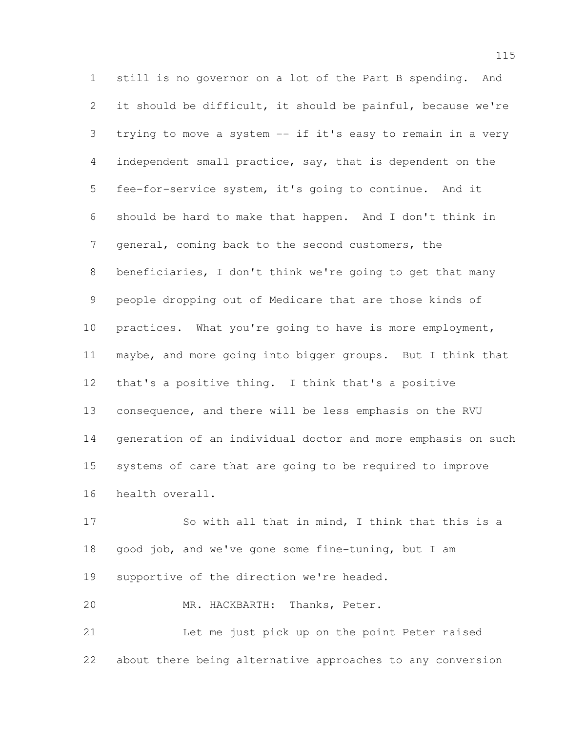still is no governor on a lot of the Part B spending. And it should be difficult, it should be painful, because we're trying to move a system -- if it's easy to remain in a very independent small practice, say, that is dependent on the fee-for-service system, it's going to continue. And it should be hard to make that happen. And I don't think in general, coming back to the second customers, the beneficiaries, I don't think we're going to get that many people dropping out of Medicare that are those kinds of practices. What you're going to have is more employment, maybe, and more going into bigger groups. But I think that that's a positive thing. I think that's a positive consequence, and there will be less emphasis on the RVU generation of an individual doctor and more emphasis on such systems of care that are going to be required to improve health overall.

So with all that in mind, I think that this is a good job, and we've gone some fine-tuning, but I am supportive of the direction we're headed.

MR. HACKBARTH: Thanks, Peter.

Let me just pick up on the point Peter raised about there being alternative approaches to any conversion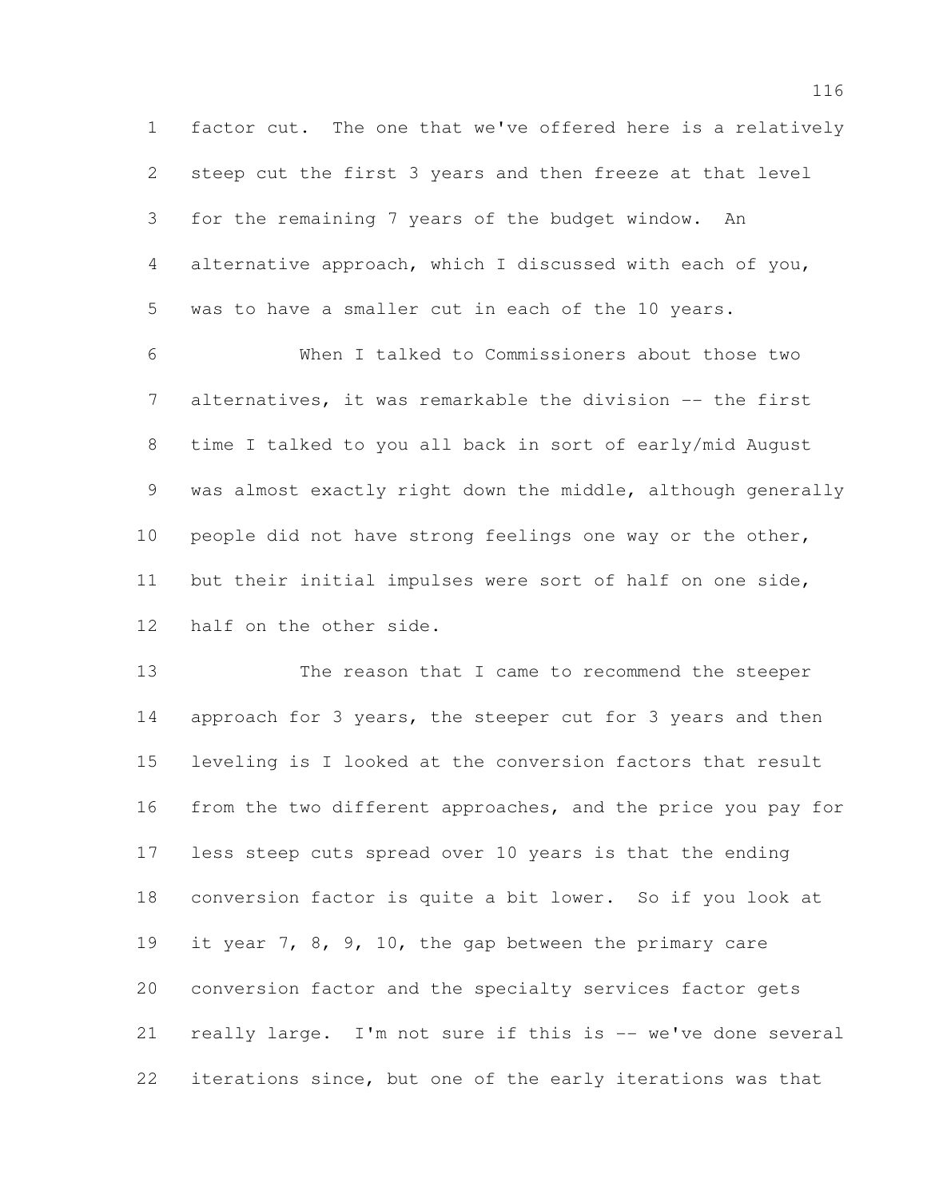factor cut. The one that we've offered here is a relatively steep cut the first 3 years and then freeze at that level for the remaining 7 years of the budget window. An alternative approach, which I discussed with each of you, was to have a smaller cut in each of the 10 years.

When I talked to Commissioners about those two alternatives, it was remarkable the division -- the first time I talked to you all back in sort of early/mid August was almost exactly right down the middle, although generally people did not have strong feelings one way or the other, but their initial impulses were sort of half on one side, half on the other side.

The reason that I came to recommend the steeper approach for 3 years, the steeper cut for 3 years and then leveling is I looked at the conversion factors that result from the two different approaches, and the price you pay for less steep cuts spread over 10 years is that the ending conversion factor is quite a bit lower. So if you look at it year 7, 8, 9, 10, the gap between the primary care conversion factor and the specialty services factor gets really large. I'm not sure if this is -- we've done several iterations since, but one of the early iterations was that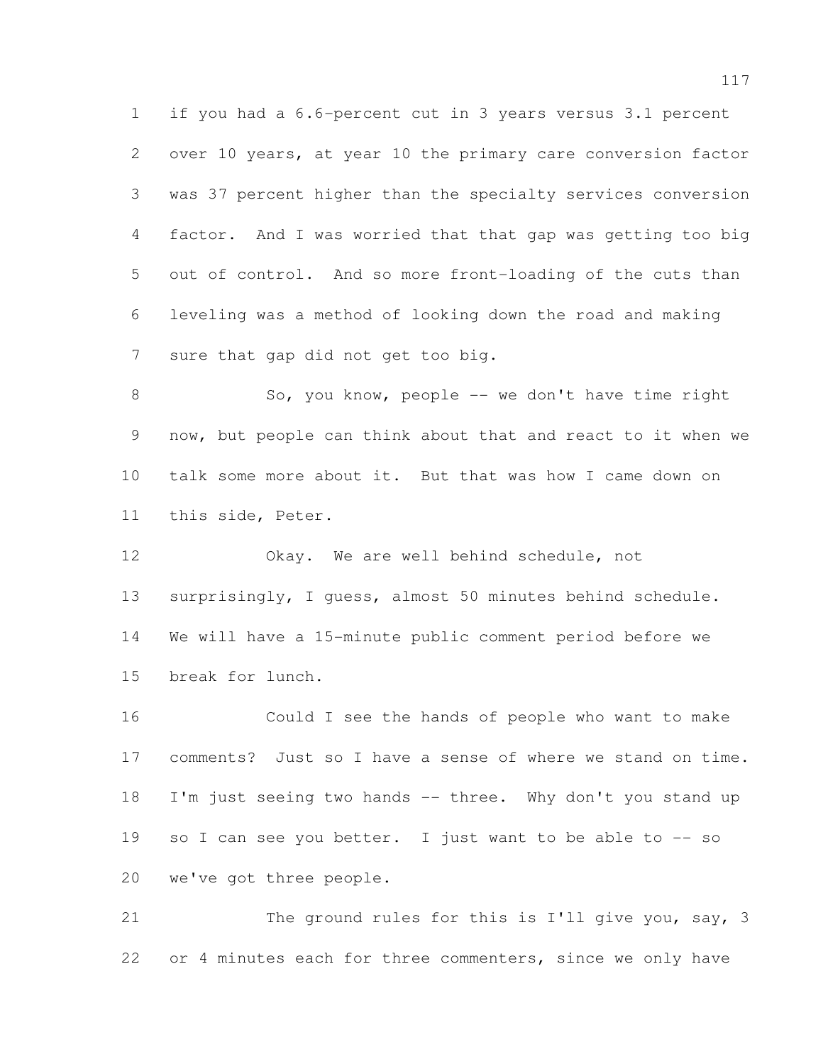if you had a 6.6-percent cut in 3 years versus 3.1 percent over 10 years, at year 10 the primary care conversion factor was 37 percent higher than the specialty services conversion factor. And I was worried that that gap was getting too big out of control. And so more front-loading of the cuts than leveling was a method of looking down the road and making sure that gap did not get too big.

So, you know, people -- we don't have time right now, but people can think about that and react to it when we talk some more about it. But that was how I came down on this side, Peter.

Okay. We are well behind schedule, not surprisingly, I guess, almost 50 minutes behind schedule. We will have a 15-minute public comment period before we break for lunch.

Could I see the hands of people who want to make comments? Just so I have a sense of where we stand on time. I'm just seeing two hands -- three. Why don't you stand up so I can see you better. I just want to be able to -- so we've got three people.

The ground rules for this is I'll give you, say, 3 or 4 minutes each for three commenters, since we only have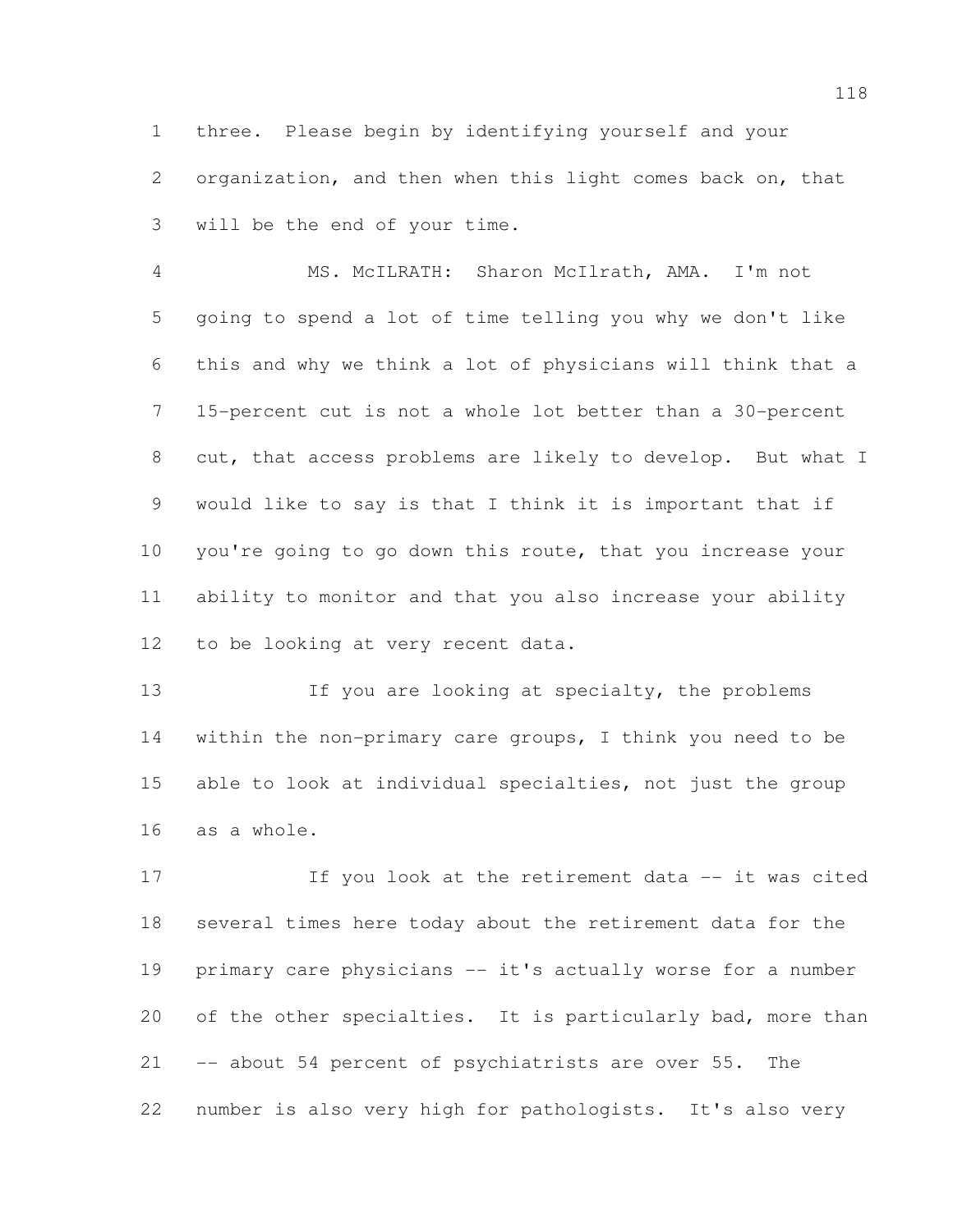three. Please begin by identifying yourself and your organization, and then when this light comes back on, that will be the end of your time.

MS. McILRATH: Sharon McIlrath, AMA. I'm not going to spend a lot of time telling you why we don't like this and why we think a lot of physicians will think that a 15-percent cut is not a whole lot better than a 30-percent cut, that access problems are likely to develop. But what I would like to say is that I think it is important that if you're going to go down this route, that you increase your ability to monitor and that you also increase your ability to be looking at very recent data.

If you are looking at specialty, the problems within the non-primary care groups, I think you need to be able to look at individual specialties, not just the group as a whole.

If you look at the retirement data -- it was cited several times here today about the retirement data for the primary care physicians -- it's actually worse for a number of the other specialties. It is particularly bad, more than -- about 54 percent of psychiatrists are over 55. The number is also very high for pathologists. It's also very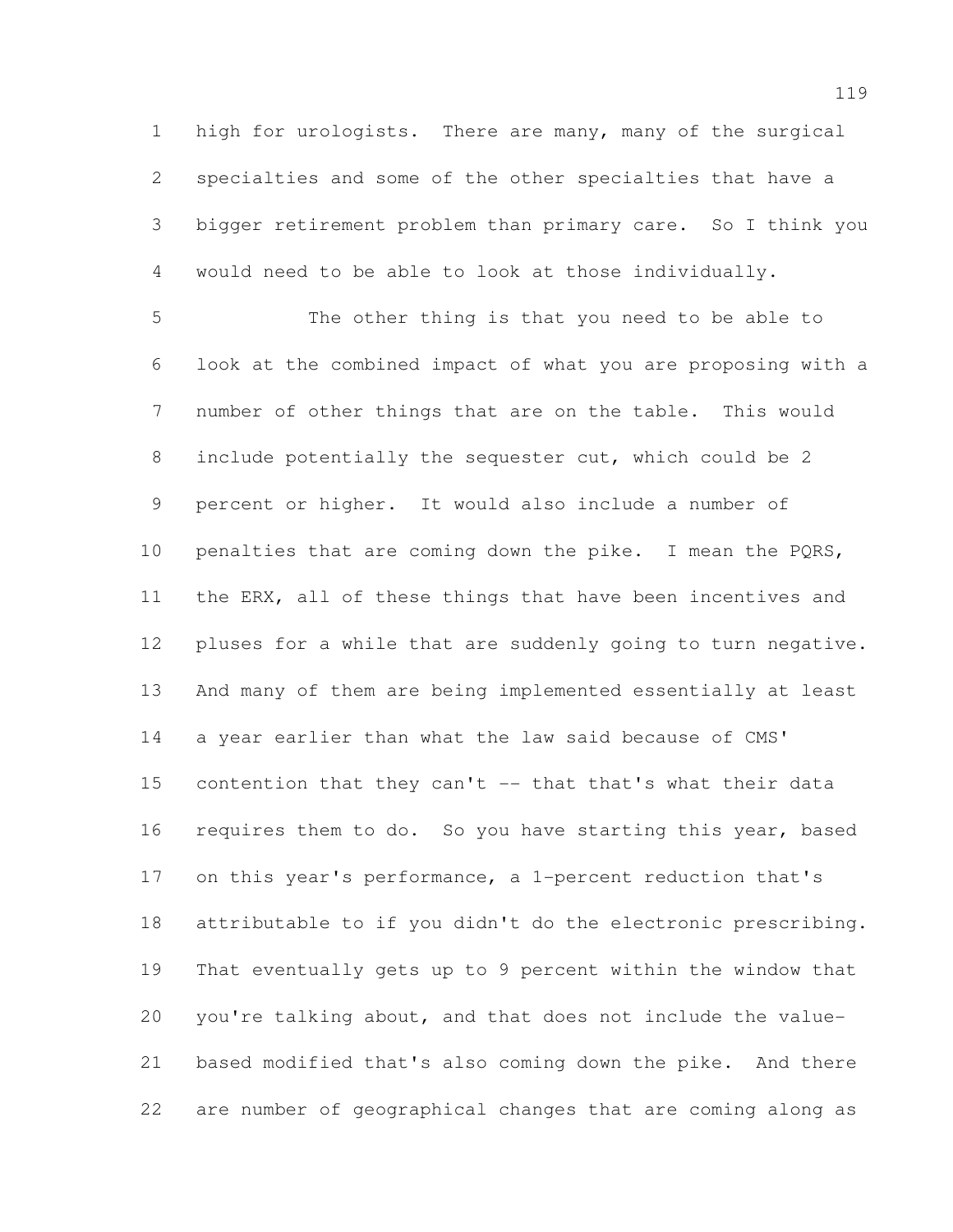high for urologists. There are many, many of the surgical specialties and some of the other specialties that have a bigger retirement problem than primary care. So I think you would need to be able to look at those individually.

The other thing is that you need to be able to look at the combined impact of what you are proposing with a number of other things that are on the table. This would include potentially the sequester cut, which could be 2 percent or higher. It would also include a number of penalties that are coming down the pike. I mean the PQRS, the ERX, all of these things that have been incentives and pluses for a while that are suddenly going to turn negative. And many of them are being implemented essentially at least a year earlier than what the law said because of CMS' contention that they can't -- that that's what their data requires them to do. So you have starting this year, based on this year's performance, a 1-percent reduction that's attributable to if you didn't do the electronic prescribing. That eventually gets up to 9 percent within the window that you're talking about, and that does not include the value-based modified that's also coming down the pike. And there are number of geographical changes that are coming along as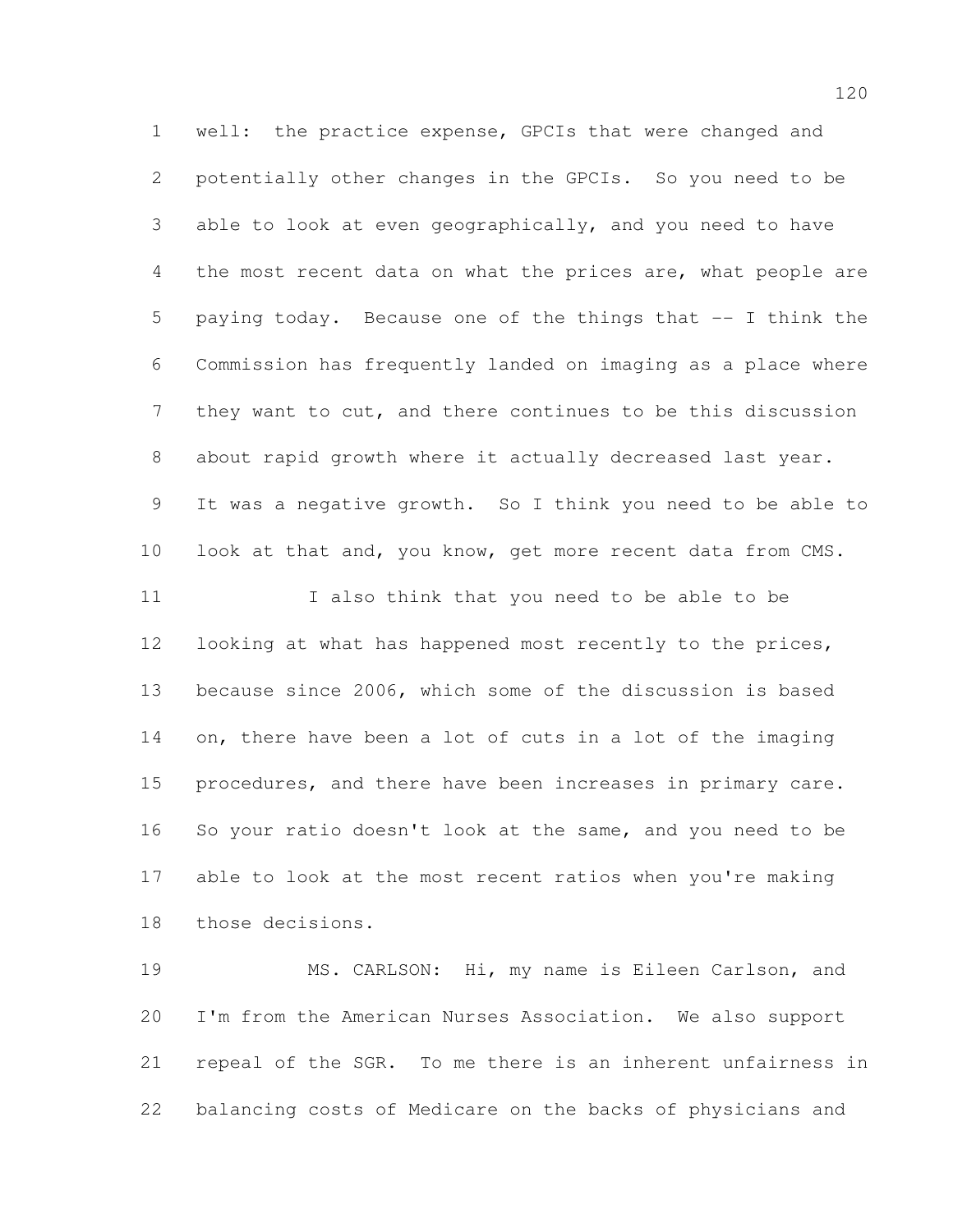well: the practice expense, GPCIs that were changed and potentially other changes in the GPCIs. So you need to be able to look at even geographically, and you need to have the most recent data on what the prices are, what people are paying today. Because one of the things that -- I think the Commission has frequently landed on imaging as a place where they want to cut, and there continues to be this discussion about rapid growth where it actually decreased last year. It was a negative growth. So I think you need to be able to look at that and, you know, get more recent data from CMS.

I also think that you need to be able to be looking at what has happened most recently to the prices, because since 2006, which some of the discussion is based on, there have been a lot of cuts in a lot of the imaging procedures, and there have been increases in primary care. So your ratio doesn't look at the same, and you need to be able to look at the most recent ratios when you're making those decisions.

MS. CARLSON: Hi, my name is Eileen Carlson, and I'm from the American Nurses Association. We also support repeal of the SGR. To me there is an inherent unfairness in balancing costs of Medicare on the backs of physicians and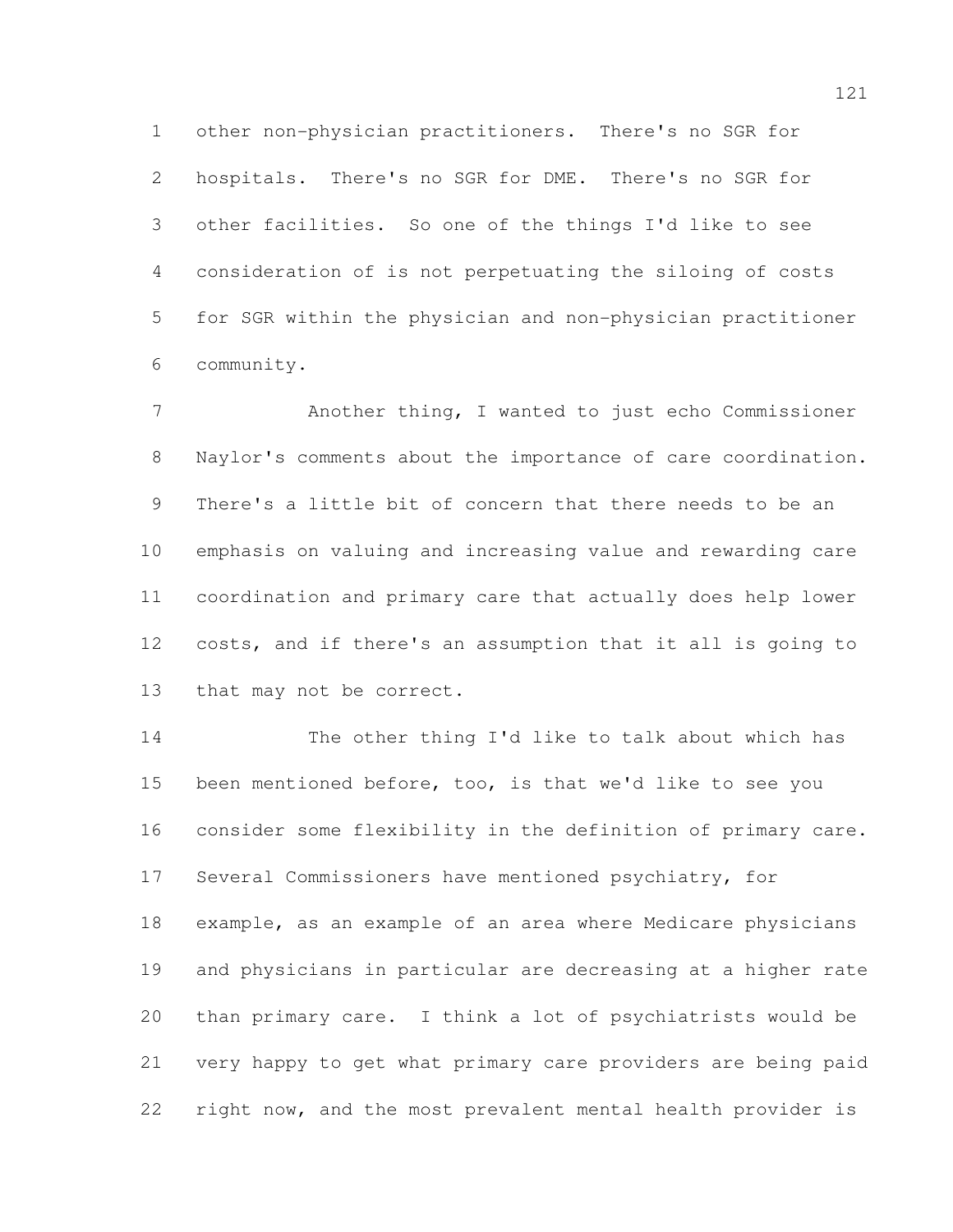other non-physician practitioners. There's no SGR for hospitals. There's no SGR for DME. There's no SGR for other facilities. So one of the things I'd like to see consideration of is not perpetuating the siloing of costs for SGR within the physician and non-physician practitioner community.

Another thing, I wanted to just echo Commissioner Naylor's comments about the importance of care coordination. There's a little bit of concern that there needs to be an emphasis on valuing and increasing value and rewarding care coordination and primary care that actually does help lower costs, and if there's an assumption that it all is going to that may not be correct.

The other thing I'd like to talk about which has been mentioned before, too, is that we'd like to see you consider some flexibility in the definition of primary care. Several Commissioners have mentioned psychiatry, for example, as an example of an area where Medicare physicians and physicians in particular are decreasing at a higher rate than primary care. I think a lot of psychiatrists would be very happy to get what primary care providers are being paid right now, and the most prevalent mental health provider is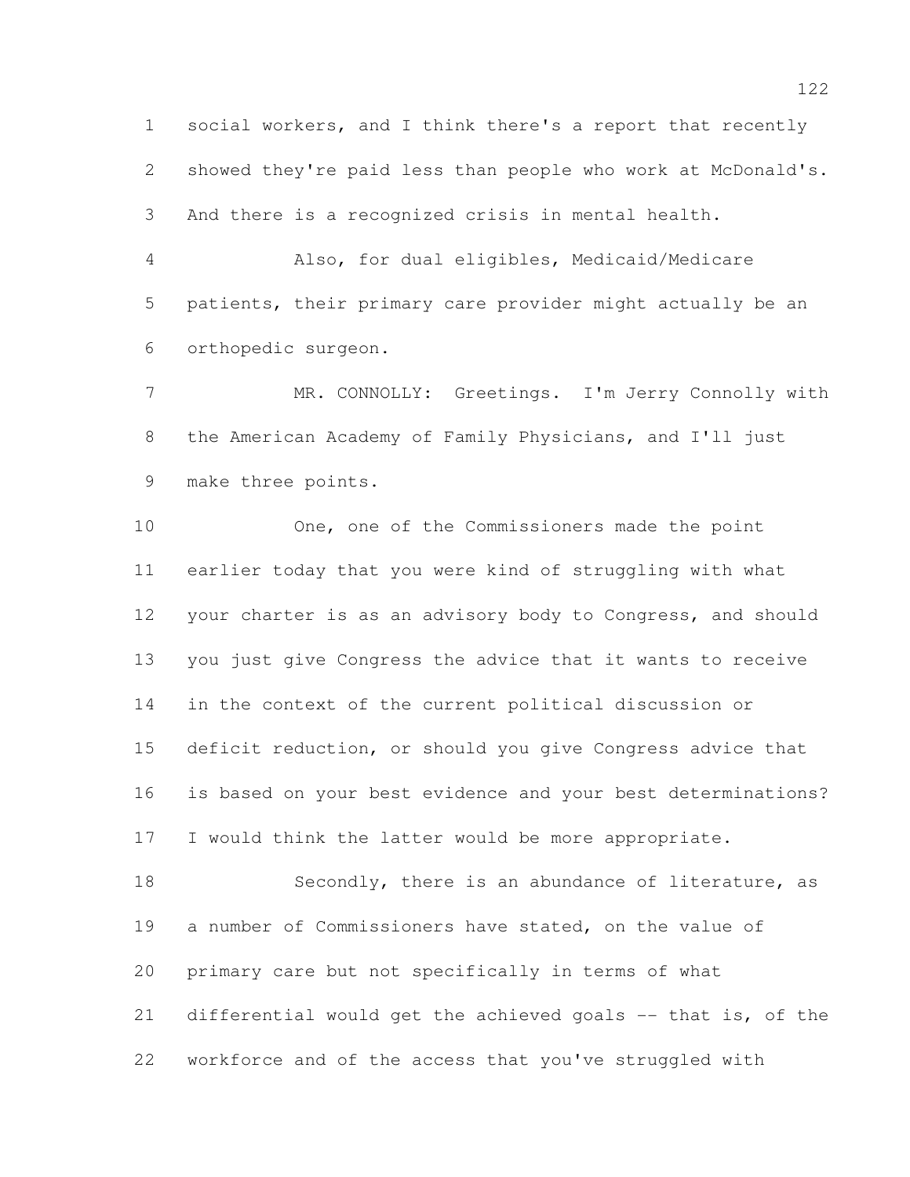social workers, and I think there's a report that recently showed they're paid less than people who work at McDonald's. And there is a recognized crisis in mental health.

Also, for dual eligibles, Medicaid/Medicare patients, their primary care provider might actually be an orthopedic surgeon.

MR. CONNOLLY: Greetings. I'm Jerry Connolly with the American Academy of Family Physicians, and I'll just make three points.

One, one of the Commissioners made the point earlier today that you were kind of struggling with what your charter is as an advisory body to Congress, and should you just give Congress the advice that it wants to receive in the context of the current political discussion or deficit reduction, or should you give Congress advice that is based on your best evidence and your best determinations? I would think the latter would be more appropriate.

Secondly, there is an abundance of literature, as a number of Commissioners have stated, on the value of primary care but not specifically in terms of what differential would get the achieved goals -- that is, of the workforce and of the access that you've struggled with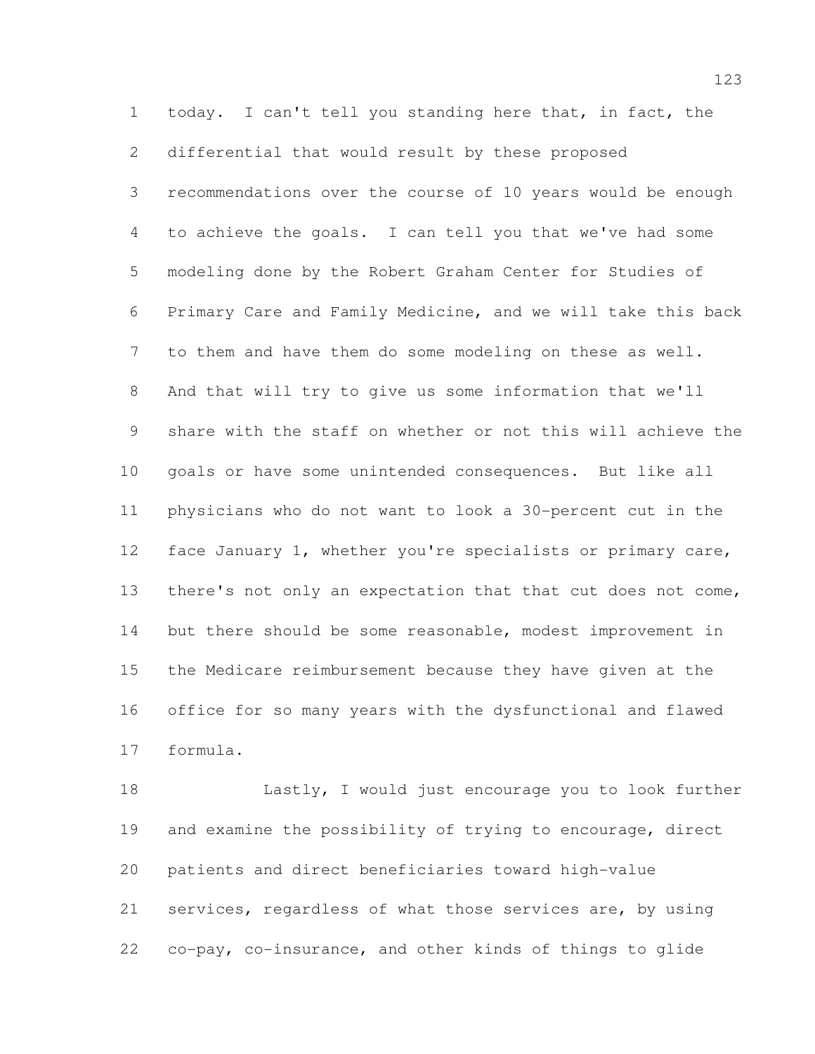today. I can't tell you standing here that, in fact, the differential that would result by these proposed recommendations over the course of 10 years would be enough to achieve the goals. I can tell you that we've had some modeling done by the Robert Graham Center for Studies of Primary Care and Family Medicine, and we will take this back to them and have them do some modeling on these as well. And that will try to give us some information that we'll share with the staff on whether or not this will achieve the goals or have some unintended consequences. But like all physicians who do not want to look a 30-percent cut in the face January 1, whether you're specialists or primary care, there's not only an expectation that that cut does not come, but there should be some reasonable, modest improvement in the Medicare reimbursement because they have given at the office for so many years with the dysfunctional and flawed formula.

Lastly, I would just encourage you to look further and examine the possibility of trying to encourage, direct patients and direct beneficiaries toward high-value services, regardless of what those services are, by using co-pay, co-insurance, and other kinds of things to glide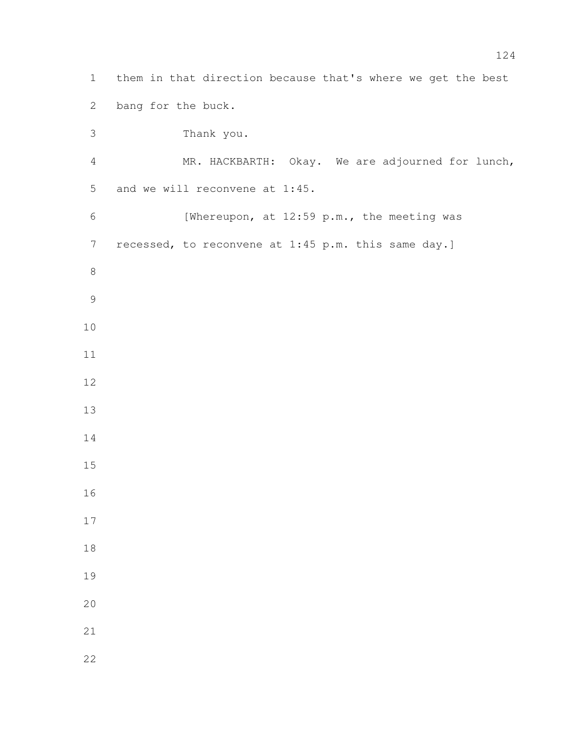them in that direction because that's where we get the best bang for the buck.

Thank you.

MR. HACKBARTH: Okay. We are adjourned for lunch, and we will reconvene at 1:45.

[Whereupon, at 12:59 p.m., the meeting was recessed, to reconvene at 1:45 p.m. this same day.]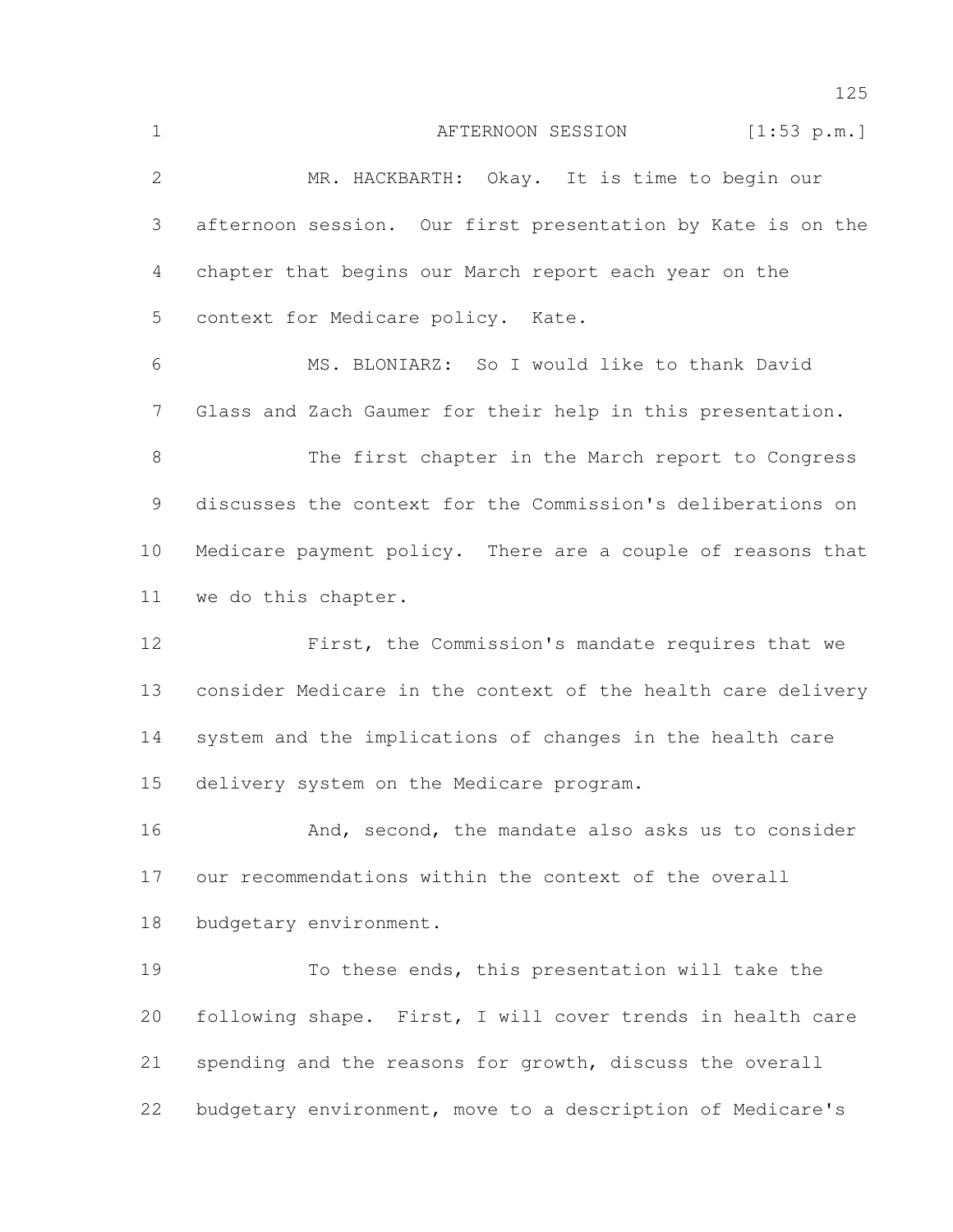AFTERNOON SESSION [1:53 p.m.]

MR. HACKBARTH: Okay. It is time to begin our afternoon session. Our first presentation by Kate is on the chapter that begins our March report each year on the context for Medicare policy. Kate.

MS. BLONIARZ: So I would like to thank David Glass and Zach Gaumer for their help in this presentation.

The first chapter in the March report to Congress discusses the context for the Commission's deliberations on Medicare payment policy. There are a couple of reasons that we do this chapter.

First, the Commission's mandate requires that we consider Medicare in the context of the health care delivery system and the implications of changes in the health care delivery system on the Medicare program.

And, second, the mandate also asks us to consider our recommendations within the context of the overall budgetary environment.

To these ends, this presentation will take the following shape. First, I will cover trends in health care spending and the reasons for growth, discuss the overall budgetary environment, move to a description of Medicare's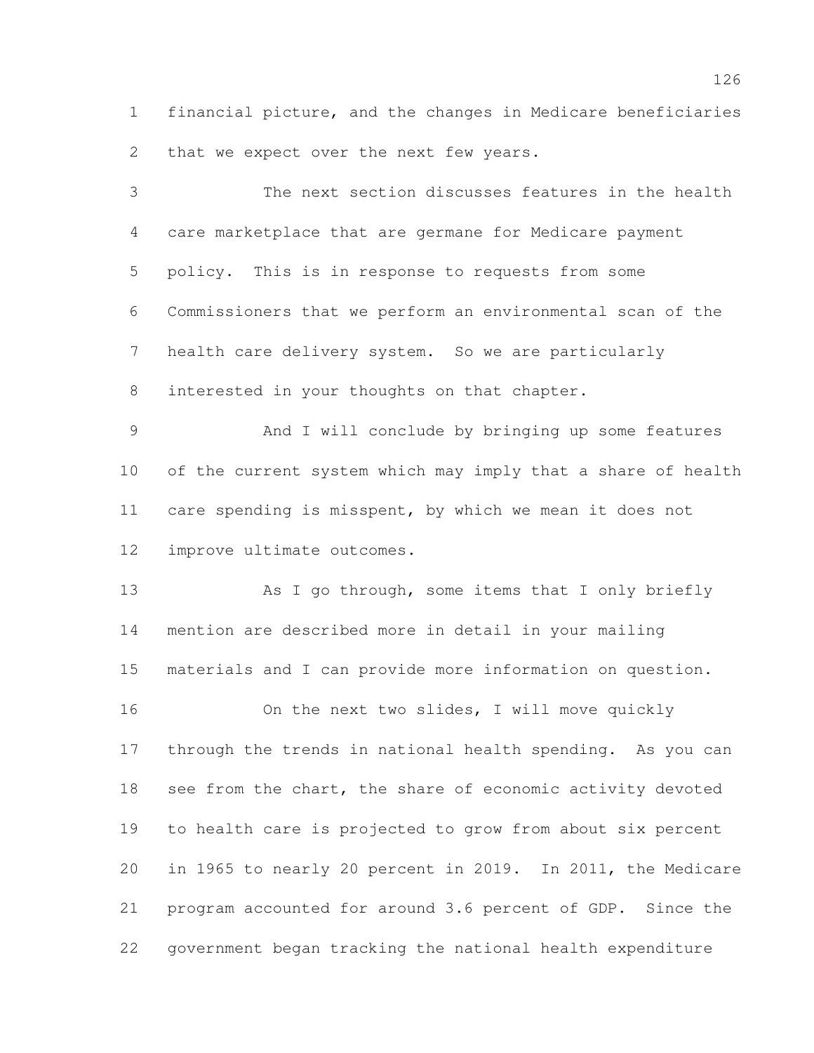financial picture, and the changes in Medicare beneficiaries that we expect over the next few years.

The next section discusses features in the health care marketplace that are germane for Medicare payment policy. This is in response to requests from some Commissioners that we perform an environmental scan of the health care delivery system. So we are particularly interested in your thoughts on that chapter.

And I will conclude by bringing up some features of the current system which may imply that a share of health care spending is misspent, by which we mean it does not improve ultimate outcomes.

As I go through, some items that I only briefly mention are described more in detail in your mailing materials and I can provide more information on question.

On the next two slides, I will move quickly through the trends in national health spending. As you can see from the chart, the share of economic activity devoted to health care is projected to grow from about six percent in 1965 to nearly 20 percent in 2019. In 2011, the Medicare program accounted for around 3.6 percent of GDP. Since the government began tracking the national health expenditure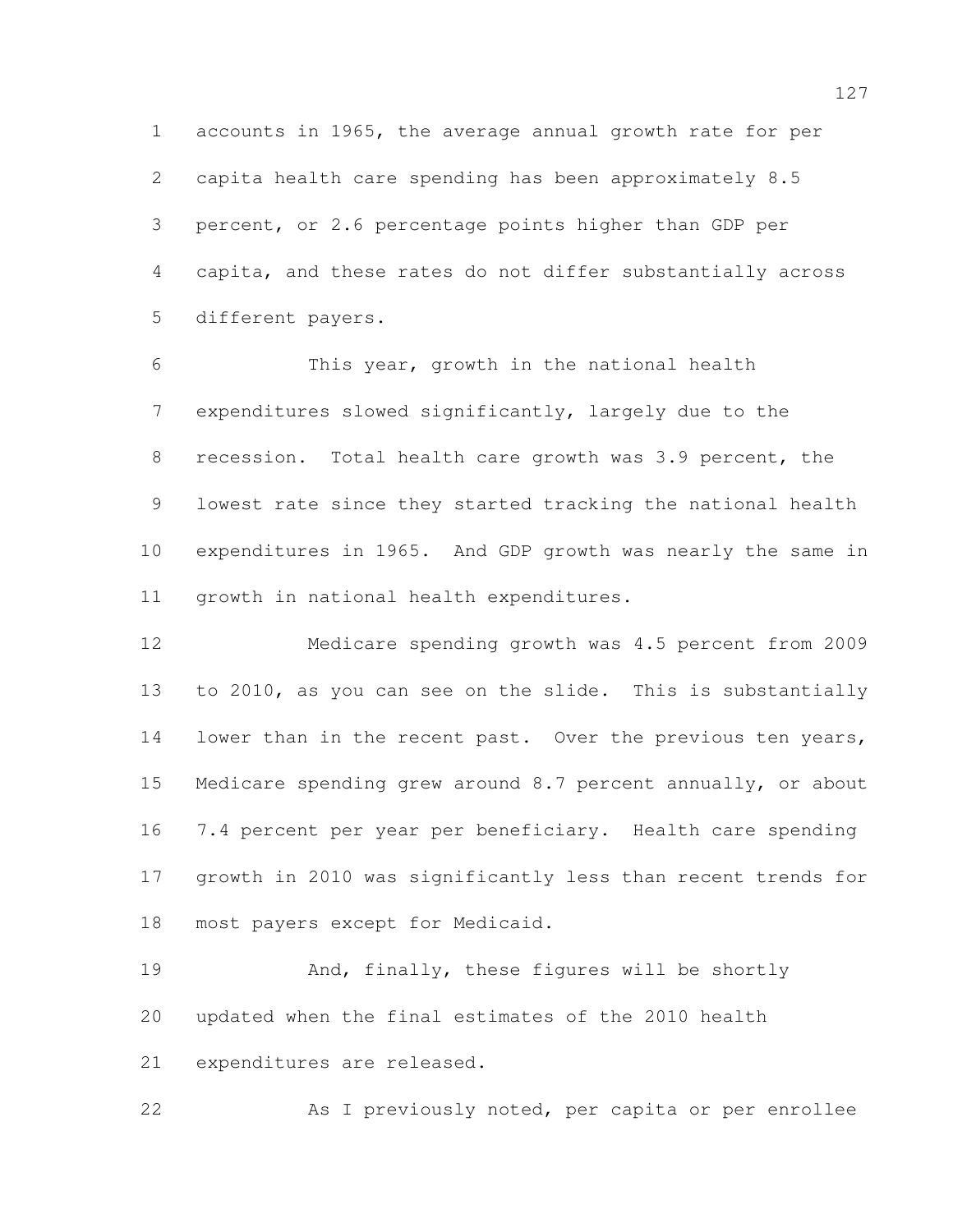accounts in 1965, the average annual growth rate for per capita health care spending has been approximately 8.5 percent, or 2.6 percentage points higher than GDP per capita, and these rates do not differ substantially across different payers.

This year, growth in the national health expenditures slowed significantly, largely due to the recession. Total health care growth was 3.9 percent, the lowest rate since they started tracking the national health expenditures in 1965. And GDP growth was nearly the same in growth in national health expenditures.

Medicare spending growth was 4.5 percent from 2009 to 2010, as you can see on the slide. This is substantially lower than in the recent past. Over the previous ten years, Medicare spending grew around 8.7 percent annually, or about 7.4 percent per year per beneficiary. Health care spending growth in 2010 was significantly less than recent trends for most payers except for Medicaid.

And, finally, these figures will be shortly updated when the final estimates of the 2010 health expenditures are released.

As I previously noted, per capita or per enrollee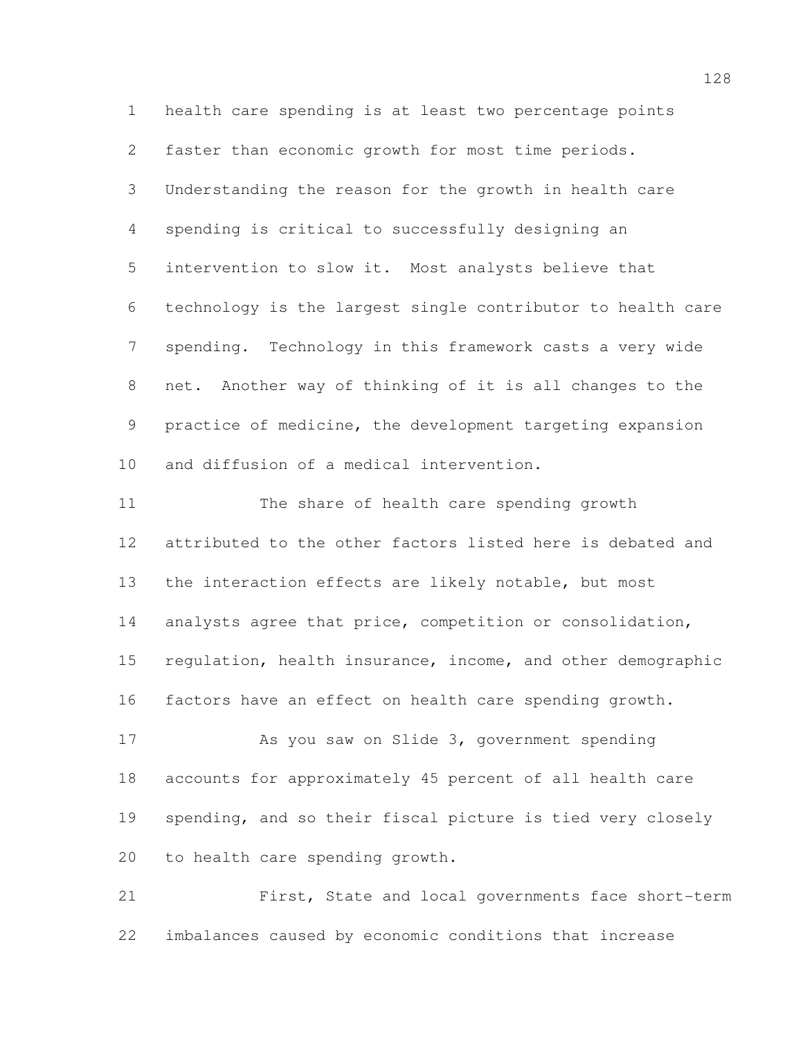health care spending is at least two percentage points faster than economic growth for most time periods. Understanding the reason for the growth in health care spending is critical to successfully designing an intervention to slow it. Most analysts believe that technology is the largest single contributor to health care spending. Technology in this framework casts a very wide net. Another way of thinking of it is all changes to the practice of medicine, the development targeting expansion and diffusion of a medical intervention.

The share of health care spending growth attributed to the other factors listed here is debated and the interaction effects are likely notable, but most analysts agree that price, competition or consolidation, regulation, health insurance, income, and other demographic factors have an effect on health care spending growth.

As you saw on Slide 3, government spending accounts for approximately 45 percent of all health care spending, and so their fiscal picture is tied very closely to health care spending growth.

First, State and local governments face short-term imbalances caused by economic conditions that increase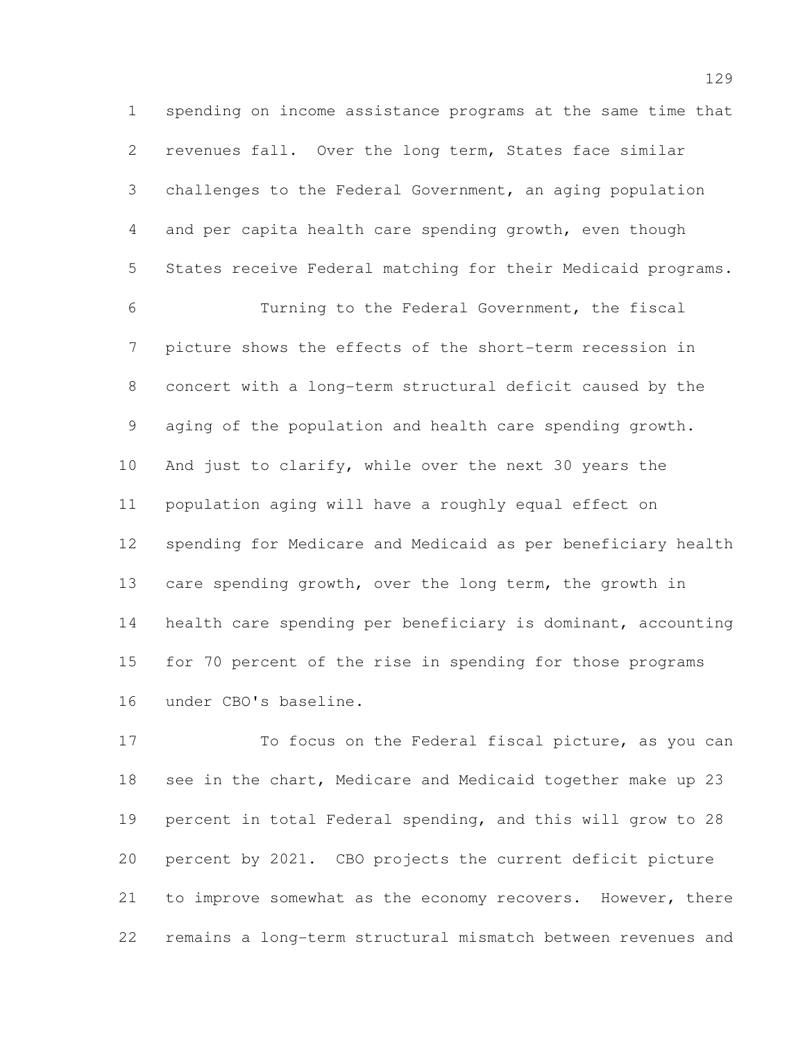spending on income assistance programs at the same time that revenues fall. Over the long term, States face similar challenges to the Federal Government, an aging population and per capita health care spending growth, even though States receive Federal matching for their Medicaid programs.

Turning to the Federal Government, the fiscal picture shows the effects of the short-term recession in concert with a long-term structural deficit caused by the aging of the population and health care spending growth. And just to clarify, while over the next 30 years the population aging will have a roughly equal effect on spending for Medicare and Medicaid as per beneficiary health care spending growth, over the long term, the growth in health care spending per beneficiary is dominant, accounting for 70 percent of the rise in spending for those programs under CBO's baseline.

To focus on the Federal fiscal picture, as you can see in the chart, Medicare and Medicaid together make up 23 percent in total Federal spending, and this will grow to 28 percent by 2021. CBO projects the current deficit picture to improve somewhat as the economy recovers. However, there remains a long-term structural mismatch between revenues and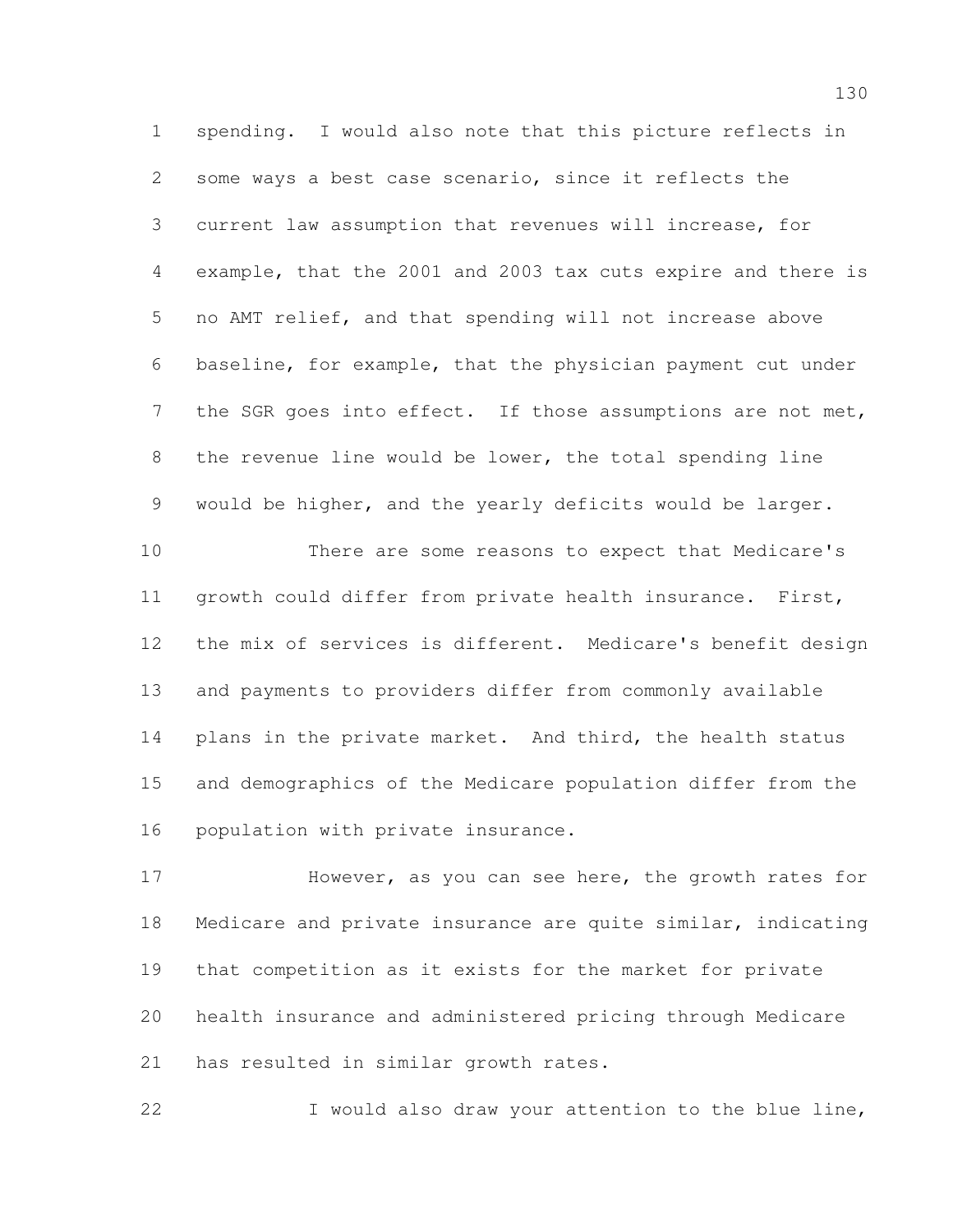spending. I would also note that this picture reflects in some ways a best case scenario, since it reflects the current law assumption that revenues will increase, for example, that the 2001 and 2003 tax cuts expire and there is no AMT relief, and that spending will not increase above baseline, for example, that the physician payment cut under the SGR goes into effect. If those assumptions are not met, the revenue line would be lower, the total spending line would be higher, and the yearly deficits would be larger.

There are some reasons to expect that Medicare's growth could differ from private health insurance. First, the mix of services is different. Medicare's benefit design and payments to providers differ from commonly available plans in the private market. And third, the health status and demographics of the Medicare population differ from the population with private insurance.

However, as you can see here, the growth rates for Medicare and private insurance are quite similar, indicating that competition as it exists for the market for private health insurance and administered pricing through Medicare has resulted in similar growth rates.

I would also draw your attention to the blue line,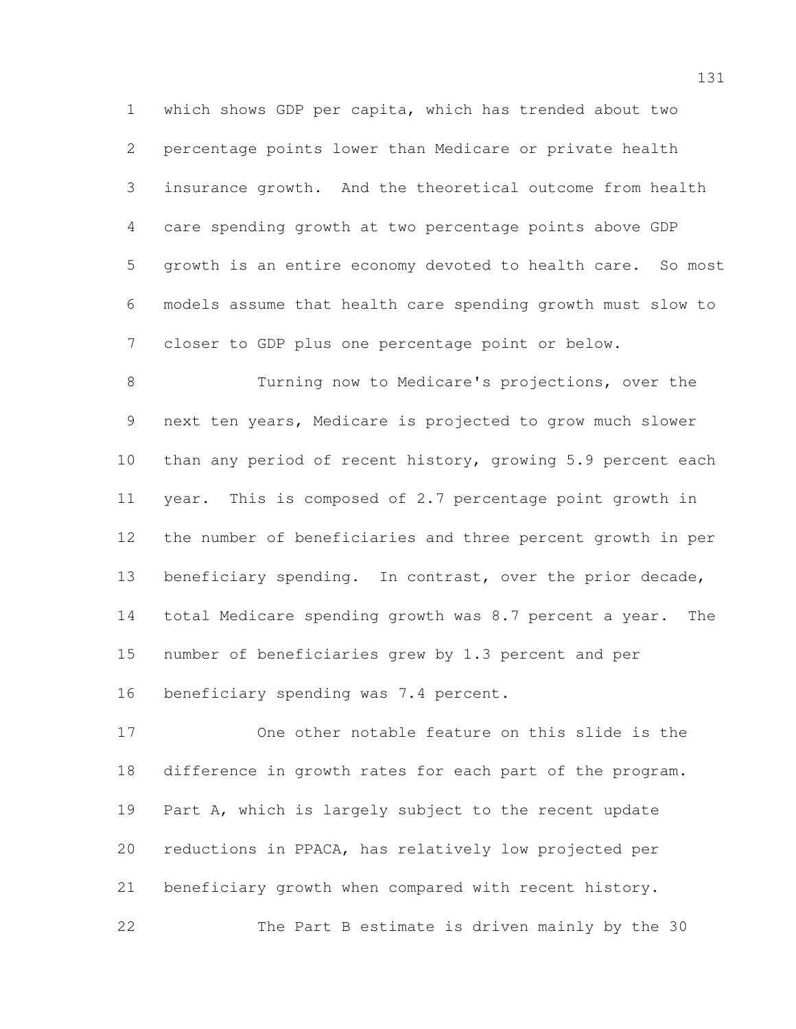which shows GDP per capita, which has trended about two percentage points lower than Medicare or private health insurance growth. And the theoretical outcome from health care spending growth at two percentage points above GDP growth is an entire economy devoted to health care. So most models assume that health care spending growth must slow to closer to GDP plus one percentage point or below.

Turning now to Medicare's projections, over the next ten years, Medicare is projected to grow much slower than any period of recent history, growing 5.9 percent each year. This is composed of 2.7 percentage point growth in the number of beneficiaries and three percent growth in per beneficiary spending. In contrast, over the prior decade, total Medicare spending growth was 8.7 percent a year. The number of beneficiaries grew by 1.3 percent and per beneficiary spending was 7.4 percent.

One other notable feature on this slide is the difference in growth rates for each part of the program. Part A, which is largely subject to the recent update reductions in PPACA, has relatively low projected per beneficiary growth when compared with recent history.

The Part B estimate is driven mainly by the 30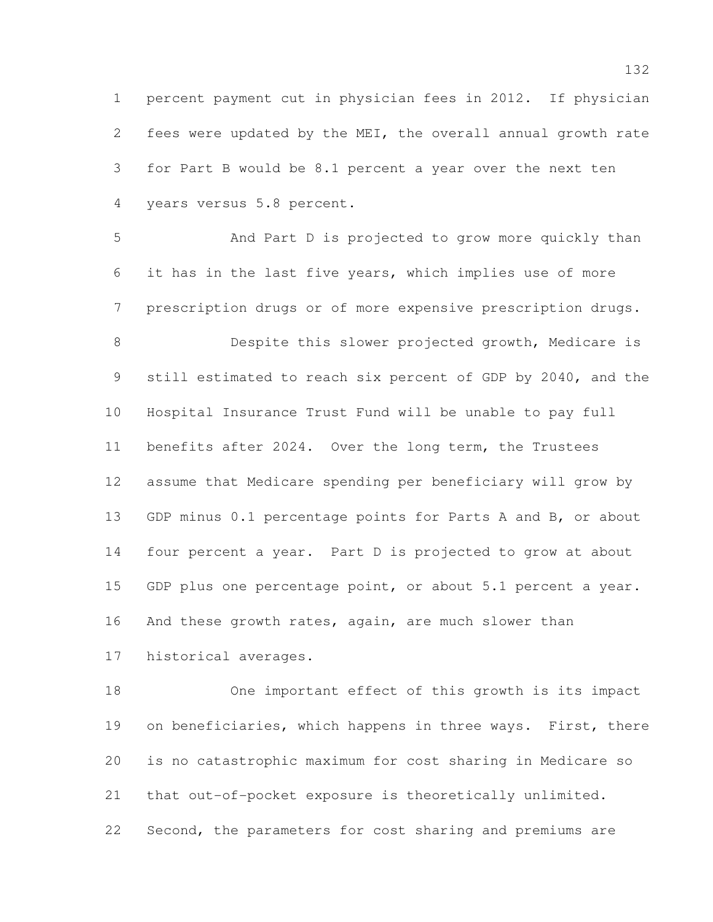percent payment cut in physician fees in 2012. If physician fees were updated by the MEI, the overall annual growth rate for Part B would be 8.1 percent a year over the next ten years versus 5.8 percent.

And Part D is projected to grow more quickly than it has in the last five years, which implies use of more prescription drugs or of more expensive prescription drugs.

Despite this slower projected growth, Medicare is still estimated to reach six percent of GDP by 2040, and the Hospital Insurance Trust Fund will be unable to pay full benefits after 2024. Over the long term, the Trustees assume that Medicare spending per beneficiary will grow by GDP minus 0.1 percentage points for Parts A and B, or about four percent a year. Part D is projected to grow at about GDP plus one percentage point, or about 5.1 percent a year. And these growth rates, again, are much slower than historical averages.

One important effect of this growth is its impact on beneficiaries, which happens in three ways. First, there is no catastrophic maximum for cost sharing in Medicare so that out-of-pocket exposure is theoretically unlimited. Second, the parameters for cost sharing and premiums are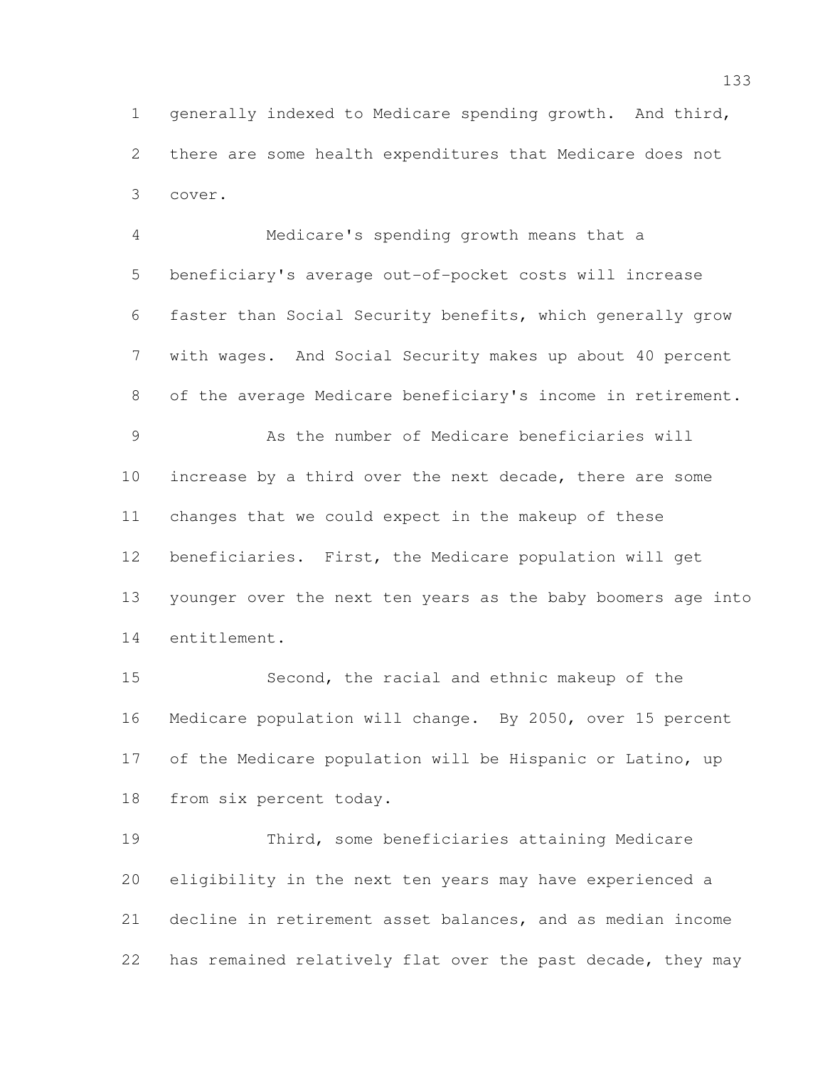generally indexed to Medicare spending growth. And third, there are some health expenditures that Medicare does not cover.

Medicare's spending growth means that a beneficiary's average out-of-pocket costs will increase faster than Social Security benefits, which generally grow with wages. And Social Security makes up about 40 percent of the average Medicare beneficiary's income in retirement.

As the number of Medicare beneficiaries will increase by a third over the next decade, there are some changes that we could expect in the makeup of these beneficiaries. First, the Medicare population will get younger over the next ten years as the baby boomers age into entitlement.

Second, the racial and ethnic makeup of the Medicare population will change. By 2050, over 15 percent of the Medicare population will be Hispanic or Latino, up from six percent today.

Third, some beneficiaries attaining Medicare eligibility in the next ten years may have experienced a decline in retirement asset balances, and as median income has remained relatively flat over the past decade, they may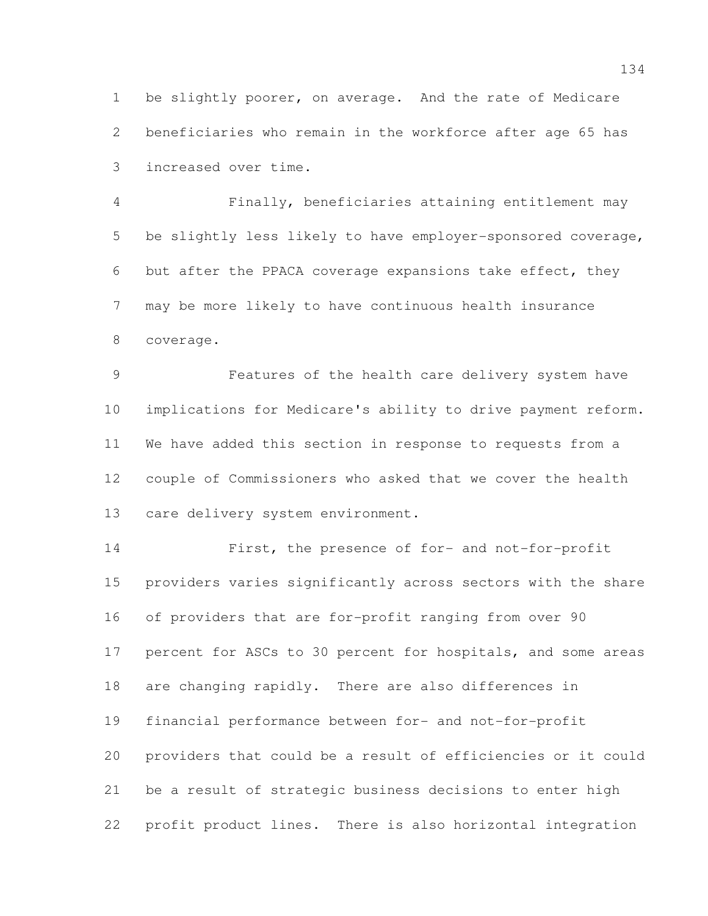be slightly poorer, on average. And the rate of Medicare beneficiaries who remain in the workforce after age 65 has increased over time.

Finally, beneficiaries attaining entitlement may be slightly less likely to have employer-sponsored coverage, but after the PPACA coverage expansions take effect, they may be more likely to have continuous health insurance coverage.

Features of the health care delivery system have implications for Medicare's ability to drive payment reform. We have added this section in response to requests from a couple of Commissioners who asked that we cover the health care delivery system environment.

First, the presence of for- and not-for-profit providers varies significantly across sectors with the share of providers that are for-profit ranging from over 90 percent for ASCs to 30 percent for hospitals, and some areas are changing rapidly. There are also differences in financial performance between for- and not-for-profit providers that could be a result of efficiencies or it could be a result of strategic business decisions to enter high profit product lines. There is also horizontal integration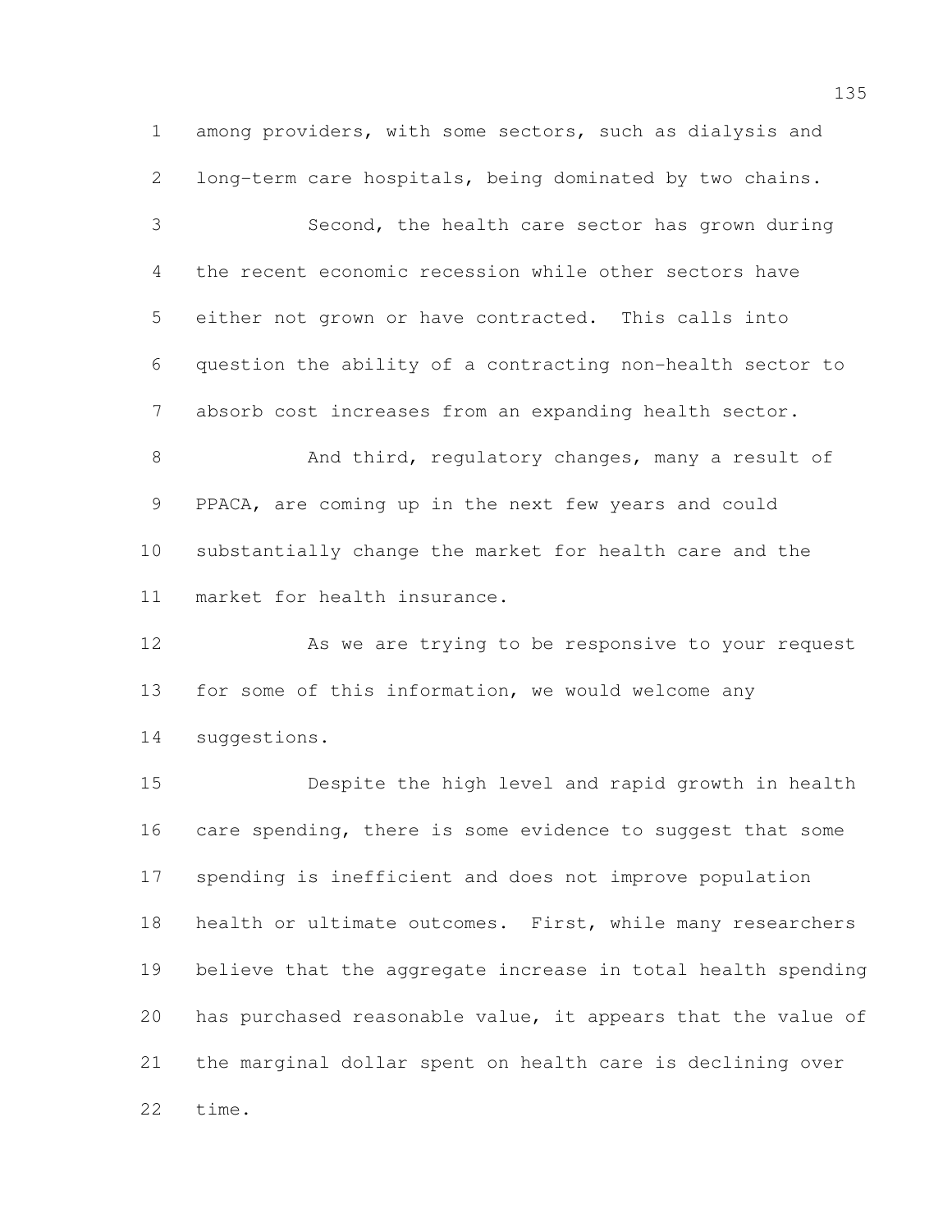among providers, with some sectors, such as dialysis and long-term care hospitals, being dominated by two chains.

Second, the health care sector has grown during the recent economic recession while other sectors have either not grown or have contracted. This calls into question the ability of a contracting non-health sector to absorb cost increases from an expanding health sector.

And third, regulatory changes, many a result of PPACA, are coming up in the next few years and could substantially change the market for health care and the market for health insurance.

As we are trying to be responsive to your request for some of this information, we would welcome any suggestions.

Despite the high level and rapid growth in health care spending, there is some evidence to suggest that some spending is inefficient and does not improve population health or ultimate outcomes. First, while many researchers believe that the aggregate increase in total health spending has purchased reasonable value, it appears that the value of the marginal dollar spent on health care is declining over time.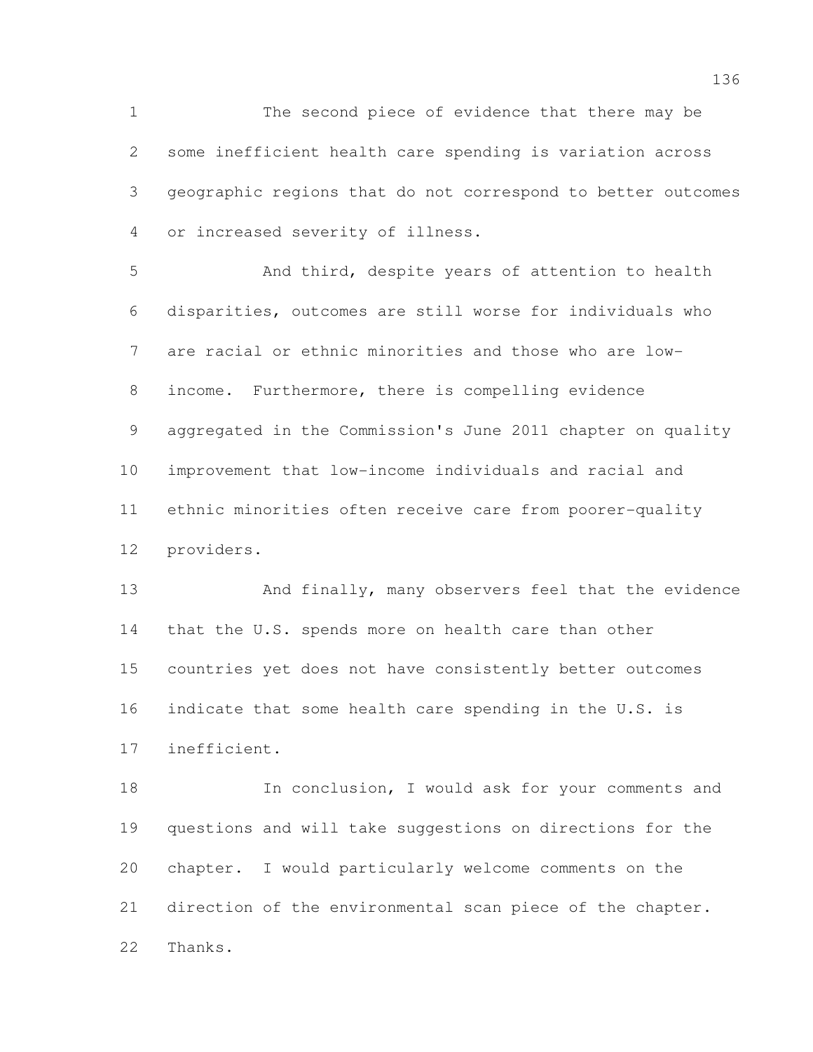The second piece of evidence that there may be some inefficient health care spending is variation across geographic regions that do not correspond to better outcomes or increased severity of illness.

And third, despite years of attention to health disparities, outcomes are still worse for individuals who are racial or ethnic minorities and those who are low-income. Furthermore, there is compelling evidence aggregated in the Commission's June 2011 chapter on quality improvement that low-income individuals and racial and ethnic minorities often receive care from poorer-quality providers.

And finally, many observers feel that the evidence that the U.S. spends more on health care than other countries yet does not have consistently better outcomes indicate that some health care spending in the U.S. is inefficient.

In conclusion, I would ask for your comments and questions and will take suggestions on directions for the chapter. I would particularly welcome comments on the direction of the environmental scan piece of the chapter. Thanks.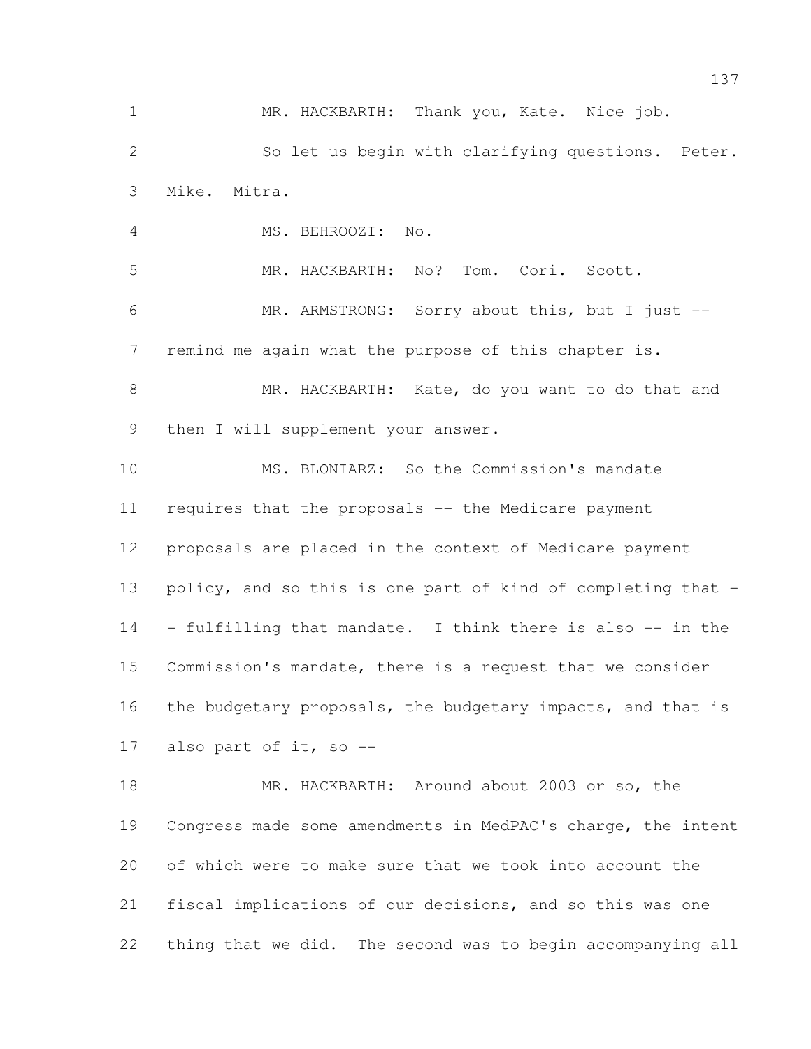1 MR. HACKBARTH: Thank you, Kate. Nice job.

2 So let us begin with clarifying questions. Peter.

3 Mike. Mitra.

4 MS. BEHROOZI: No.

5 MR. HACKBARTH: No? Tom. Cori. Scott.

6 MR. ARMSTRONG: Sorry about this, but I just --

7 remind me again what the purpose of this chapter is.

8 MR. HACKBARTH: Kate, do you want to do that and

9 then I will supplement your answer.

10 MS. BLONIARZ: So the Commission's mandate

11 requires that the proposals -- the Medicare payment

12 proposals are placed in the context of Medicare payment

13 policy, and so this is one part of kind of completing that -

14 - fulfilling that mandate. I think there is also -- in the

15 Commission's mandate, there is a request that we consider

16 the budgetary proposals, the budgetary impacts, and that is

17 also part of it, so --

18 MR. HACKBARTH: Around about 2003 or so, the

19 Congress made some amendments in MedPAC's charge, the intent

20 of which were to make sure that we took into account the

21 fiscal implications of our decisions, and so this was one

22 thing that we did. The second was to begin accompanying all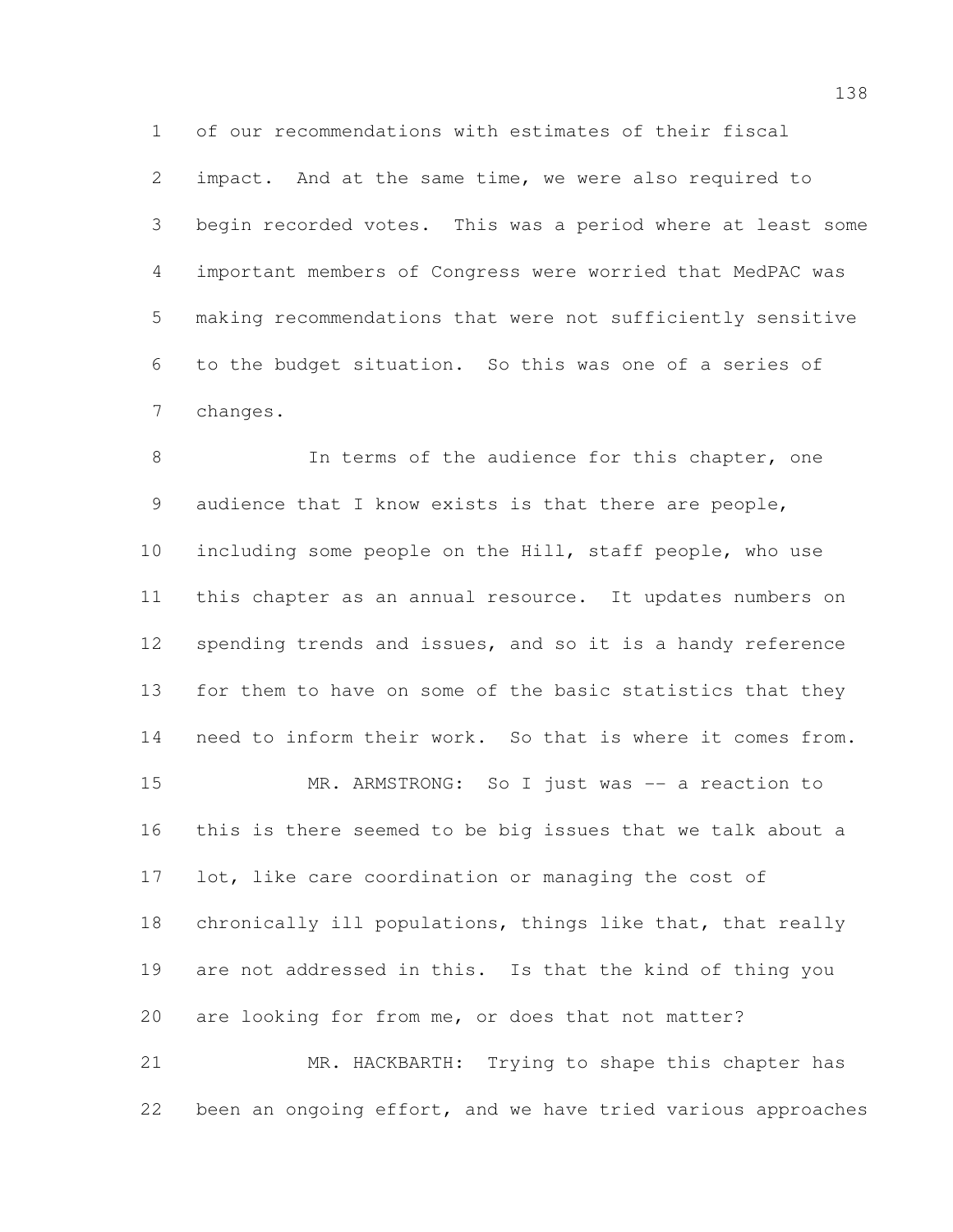of our recommendations with estimates of their fiscal impact. And at the same time, we were also required to begin recorded votes. This was a period where at least some important members of Congress were worried that MedPAC was making recommendations that were not sufficiently sensitive to the budget situation. So this was one of a series of changes.

In terms of the audience for this chapter, one audience that I know exists is that there are people, including some people on the Hill, staff people, who use this chapter as an annual resource. It updates numbers on spending trends and issues, and so it is a handy reference for them to have on some of the basic statistics that they need to inform their work. So that is where it comes from.

MR. ARMSTRONG: So I just was -- a reaction to this is there seemed to be big issues that we talk about a lot, like care coordination or managing the cost of chronically ill populations, things like that, that really are not addressed in this. Is that the kind of thing you are looking for from me, or does that not matter?

MR. HACKBARTH: Trying to shape this chapter has been an ongoing effort, and we have tried various approaches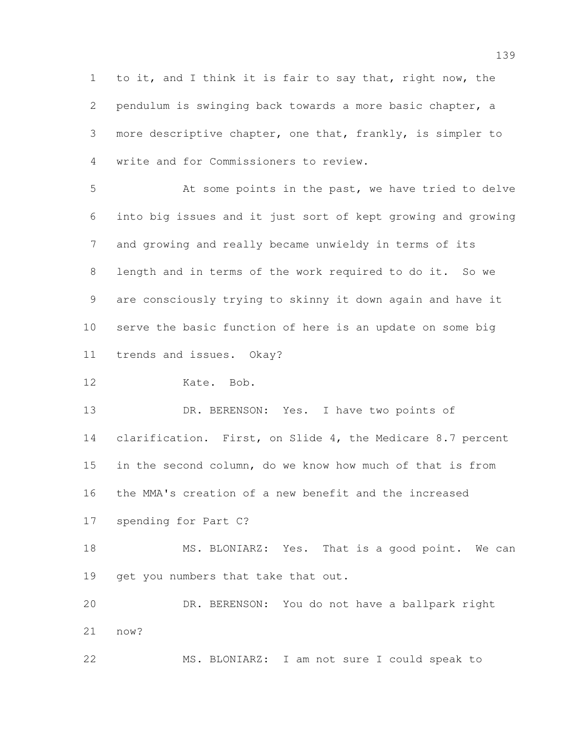to it, and I think it is fair to say that, right now, the pendulum is swinging back towards a more basic chapter, a more descriptive chapter, one that, frankly, is simpler to write and for Commissioners to review.

At some points in the past, we have tried to delve into big issues and it just sort of kept growing and growing and growing and really became unwieldy in terms of its length and in terms of the work required to do it. So we are consciously trying to skinny it down again and have it serve the basic function of here is an update on some big trends and issues. Okay?

Kate. Bob.

DR. BERENSON: Yes. I have two points of clarification. First, on Slide 4, the Medicare 8.7 percent in the second column, do we know how much of that is from the MMA's creation of a new benefit and the increased spending for Part C?

MS. BLONIARZ: Yes. That is a good point. We can get you numbers that take that out.

DR. BERENSON: You do not have a ballpark right now?

MS. BLONIARZ: I am not sure I could speak to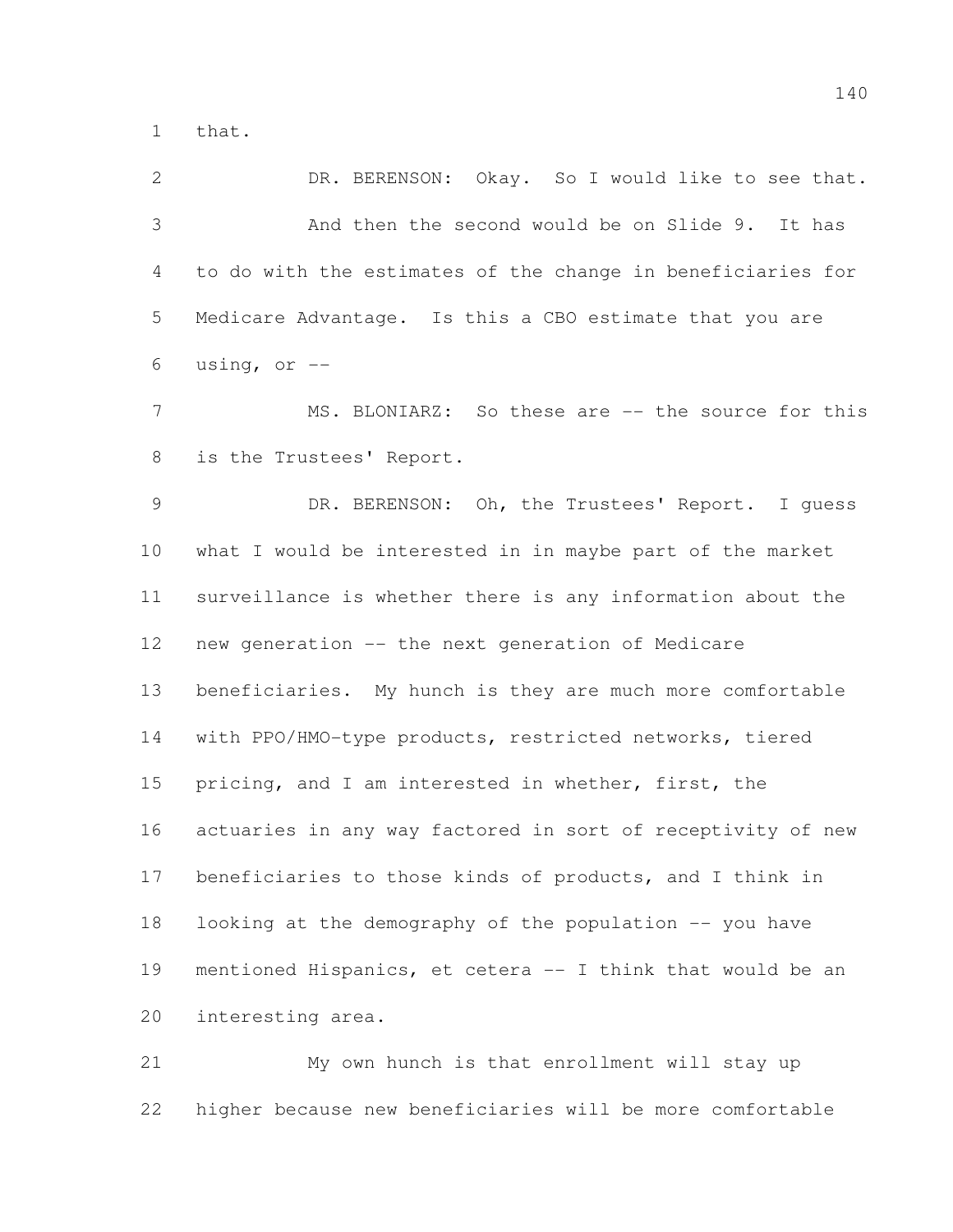that.

DR. BERENSON: Okay. So I would like to see that.

And then the second would be on Slide 9. It has to do with the estimates of the change in beneficiaries for Medicare Advantage. Is this a CBO estimate that you are using, or --

MS. BLONIARZ: So these are -- the source for this is the Trustees' Report.

DR. BERENSON: Oh, the Trustees' Report. I guess what I would be interested in in maybe part of the market surveillance is whether there is any information about the new generation -- the next generation of Medicare beneficiaries. My hunch is they are much more comfortable with PPO/HMO-type products, restricted networks, tiered pricing, and I am interested in whether, first, the actuaries in any way factored in sort of receptivity of new beneficiaries to those kinds of products, and I think in looking at the demography of the population -- you have mentioned Hispanics, et cetera -- I think that would be an interesting area.

My own hunch is that enrollment will stay up higher because new beneficiaries will be more comfortable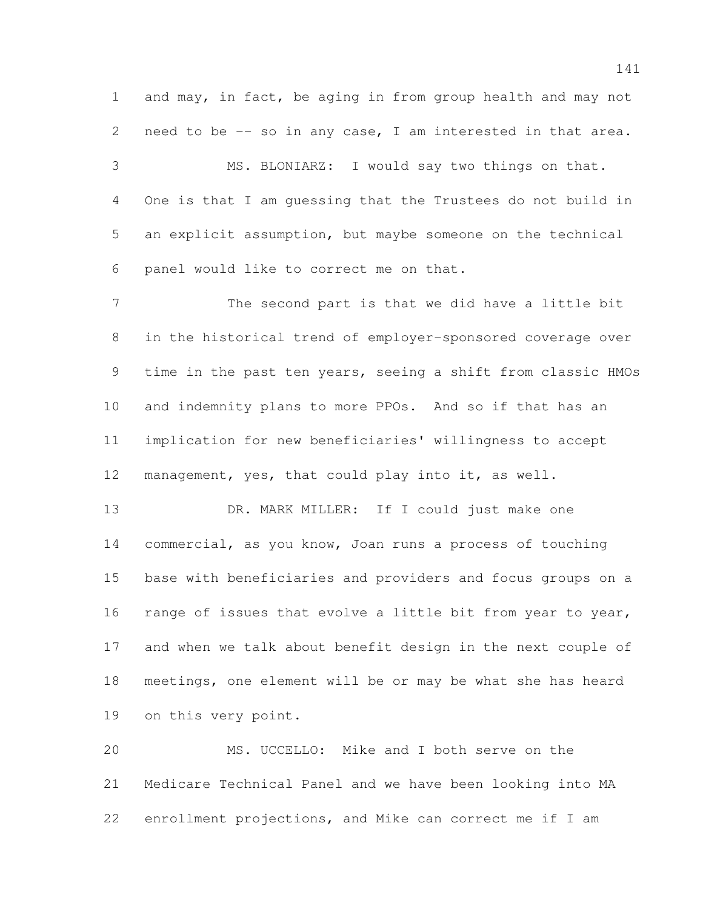and may, in fact, be aging in from group health and may not need to be -- so in any case, I am interested in that area.

MS. BLONIARZ: I would say two things on that. One is that I am guessing that the Trustees do not build in an explicit assumption, but maybe someone on the technical panel would like to correct me on that.

The second part is that we did have a little bit in the historical trend of employer-sponsored coverage over time in the past ten years, seeing a shift from classic HMOs and indemnity plans to more PPOs. And so if that has an implication for new beneficiaries' willingness to accept management, yes, that could play into it, as well.

DR. MARK MILLER: If I could just make one commercial, as you know, Joan runs a process of touching base with beneficiaries and providers and focus groups on a range of issues that evolve a little bit from year to year, and when we talk about benefit design in the next couple of meetings, one element will be or may be what she has heard on this very point.

MS. UCCELLO: Mike and I both serve on the Medicare Technical Panel and we have been looking into MA enrollment projections, and Mike can correct me if I am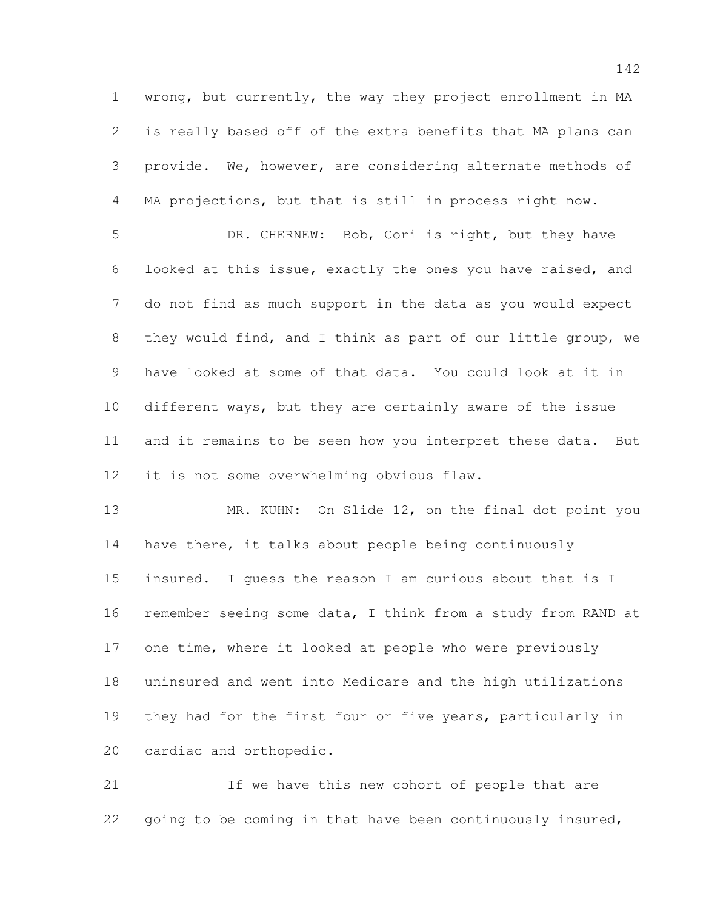wrong, but currently, the way they project enrollment in MA is really based off of the extra benefits that MA plans can provide. We, however, are considering alternate methods of MA projections, but that is still in process right now.

DR. CHERNEW: Bob, Cori is right, but they have looked at this issue, exactly the ones you have raised, and do not find as much support in the data as you would expect they would find, and I think as part of our little group, we have looked at some of that data. You could look at it in different ways, but they are certainly aware of the issue and it remains to be seen how you interpret these data. But it is not some overwhelming obvious flaw.

MR. KUHN: On Slide 12, on the final dot point you have there, it talks about people being continuously insured. I guess the reason I am curious about that is I remember seeing some data, I think from a study from RAND at one time, where it looked at people who were previously uninsured and went into Medicare and the high utilizations they had for the first four or five years, particularly in cardiac and orthopedic.

If we have this new cohort of people that are going to be coming in that have been continuously insured,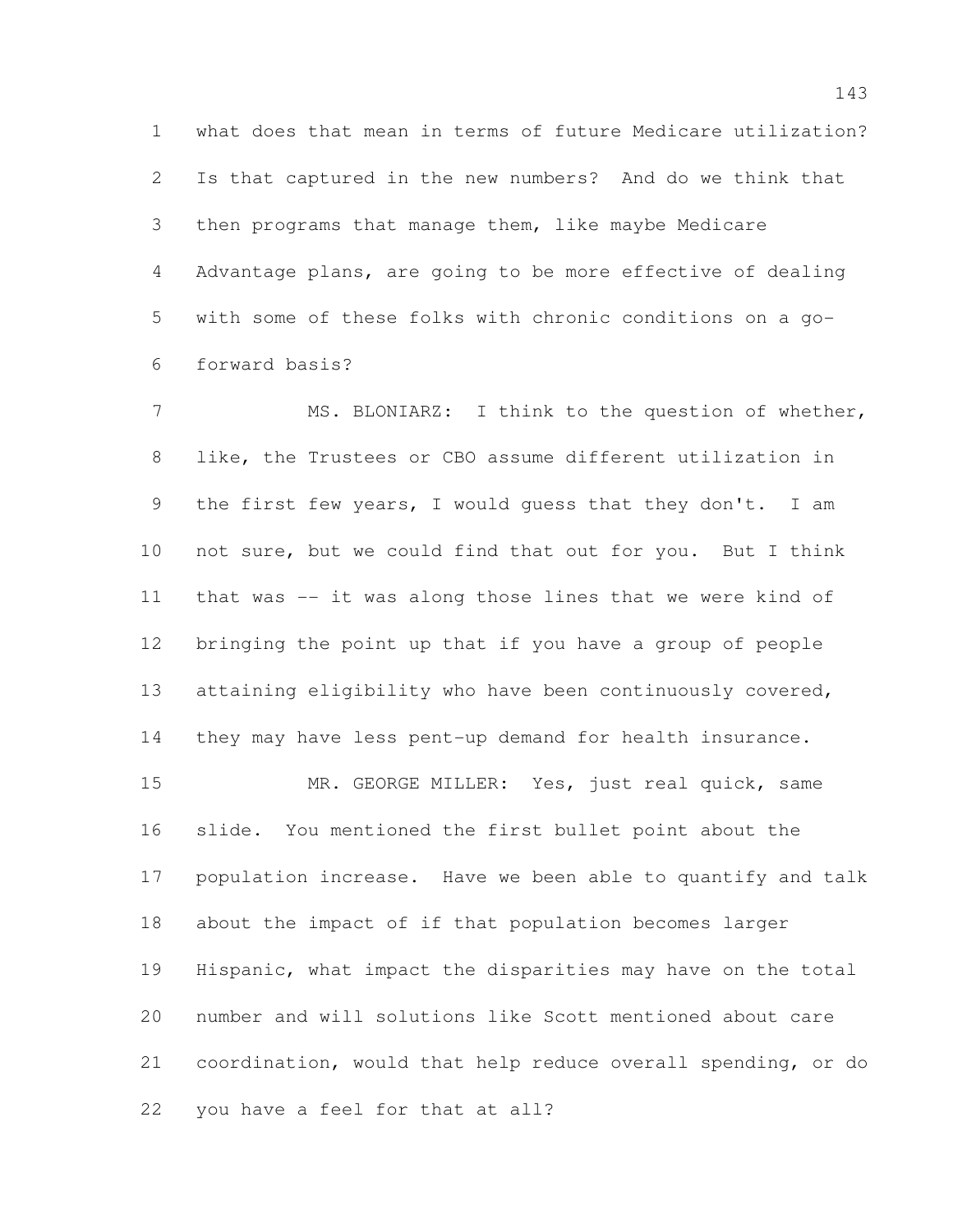what does that mean in terms of future Medicare utilization? Is that captured in the new numbers? And do we think that then programs that manage them, like maybe Medicare Advantage plans, are going to be more effective of dealing with some of these folks with chronic conditions on a go-forward basis?

MS. BLONIARZ: I think to the question of whether, like, the Trustees or CBO assume different utilization in the first few years, I would guess that they don't. I am not sure, but we could find that out for you. But I think that was -- it was along those lines that we were kind of bringing the point up that if you have a group of people attaining eligibility who have been continuously covered, they may have less pent-up demand for health insurance.

MR. GEORGE MILLER: Yes, just real quick, same slide. You mentioned the first bullet point about the population increase. Have we been able to quantify and talk about the impact of if that population becomes larger Hispanic, what impact the disparities may have on the total number and will solutions like Scott mentioned about care coordination, would that help reduce overall spending, or do you have a feel for that at all?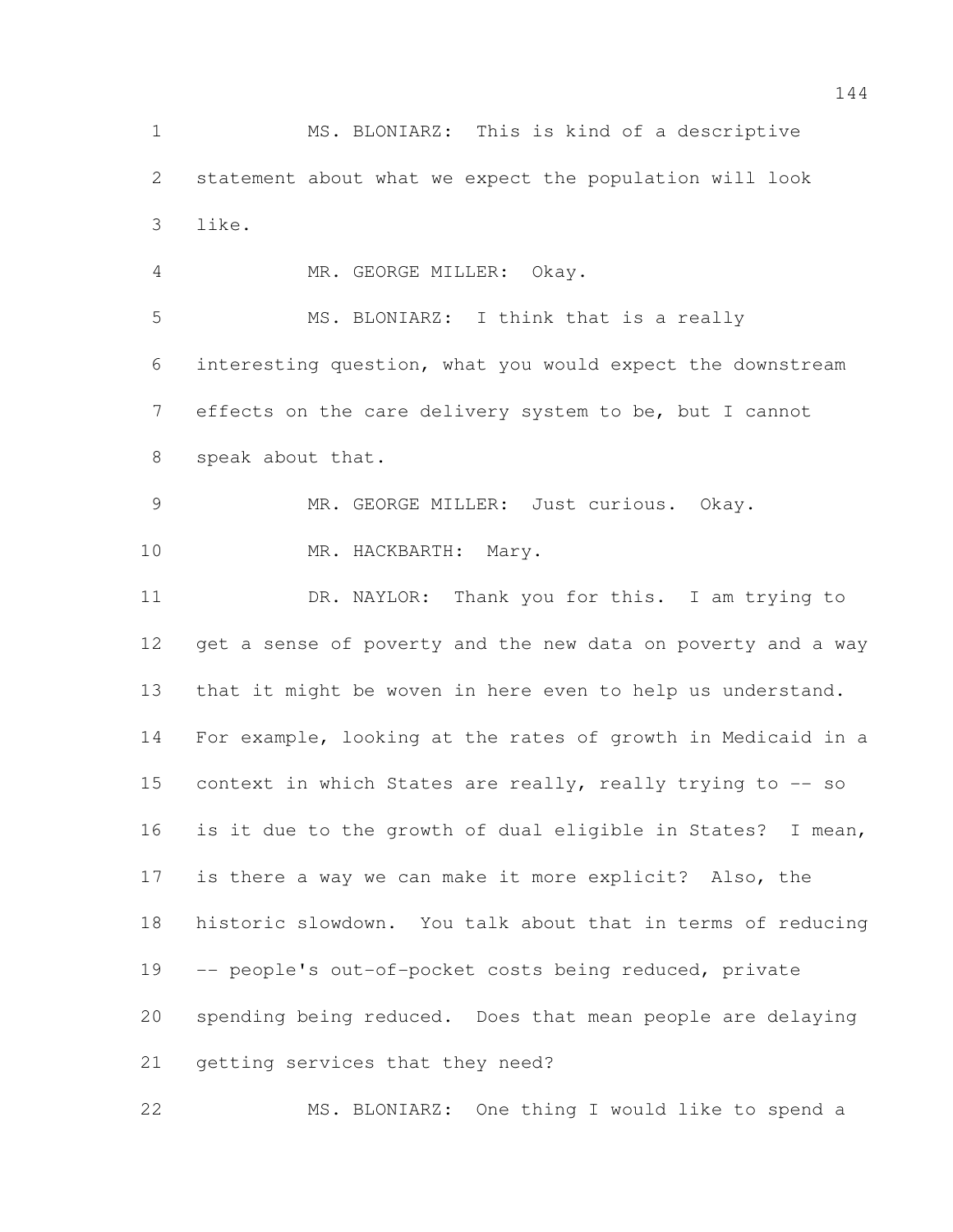MS. BLONIARZ: This is kind of a descriptive statement about what we expect the population will look like.

MR. GEORGE MILLER: Okay.

MS. BLONIARZ: I think that is a really interesting question, what you would expect the downstream effects on the care delivery system to be, but I cannot speak about that.

MR. GEORGE MILLER: Just curious. Okay.

MR. HACKBARTH: Mary.

DR. NAYLOR: Thank you for this. I am trying to get a sense of poverty and the new data on poverty and a way that it might be woven in here even to help us understand. For example, looking at the rates of growth in Medicaid in a context in which States are really, really trying to -- so is it due to the growth of dual eligible in States? I mean, is there a way we can make it more explicit? Also, the historic slowdown. You talk about that in terms of reducing -- people's out-of-pocket costs being reduced, private spending being reduced. Does that mean people are delaying getting services that they need?

MS. BLONIARZ: One thing I would like to spend a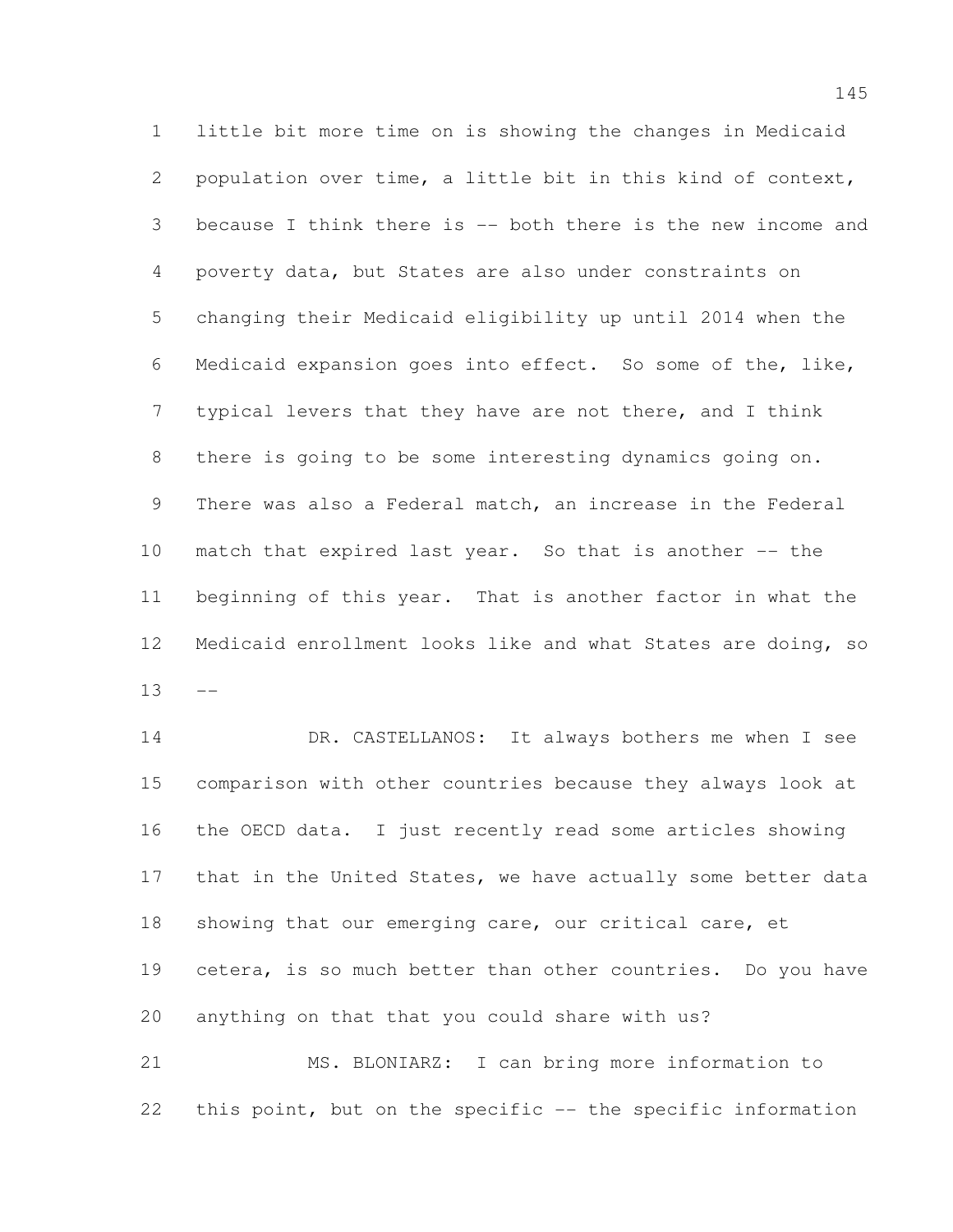little bit more time on is showing the changes in Medicaid population over time, a little bit in this kind of context, because I think there is -- both there is the new income and poverty data, but States are also under constraints on changing their Medicaid eligibility up until 2014 when the Medicaid expansion goes into effect. So some of the, like, typical levers that they have are not there, and I think there is going to be some interesting dynamics going on. There was also a Federal match, an increase in the Federal match that expired last year. So that is another -- the beginning of this year. That is another factor in what the Medicaid enrollment looks like and what States are doing, so --

DR. CASTELLANOS: It always bothers me when I see comparison with other countries because they always look at the OECD data. I just recently read some articles showing that in the United States, we have actually some better data showing that our emerging care, our critical care, et cetera, is so much better than other countries. Do you have anything on that that you could share with us?

MS. BLONIARZ: I can bring more information to this point, but on the specific -- the specific information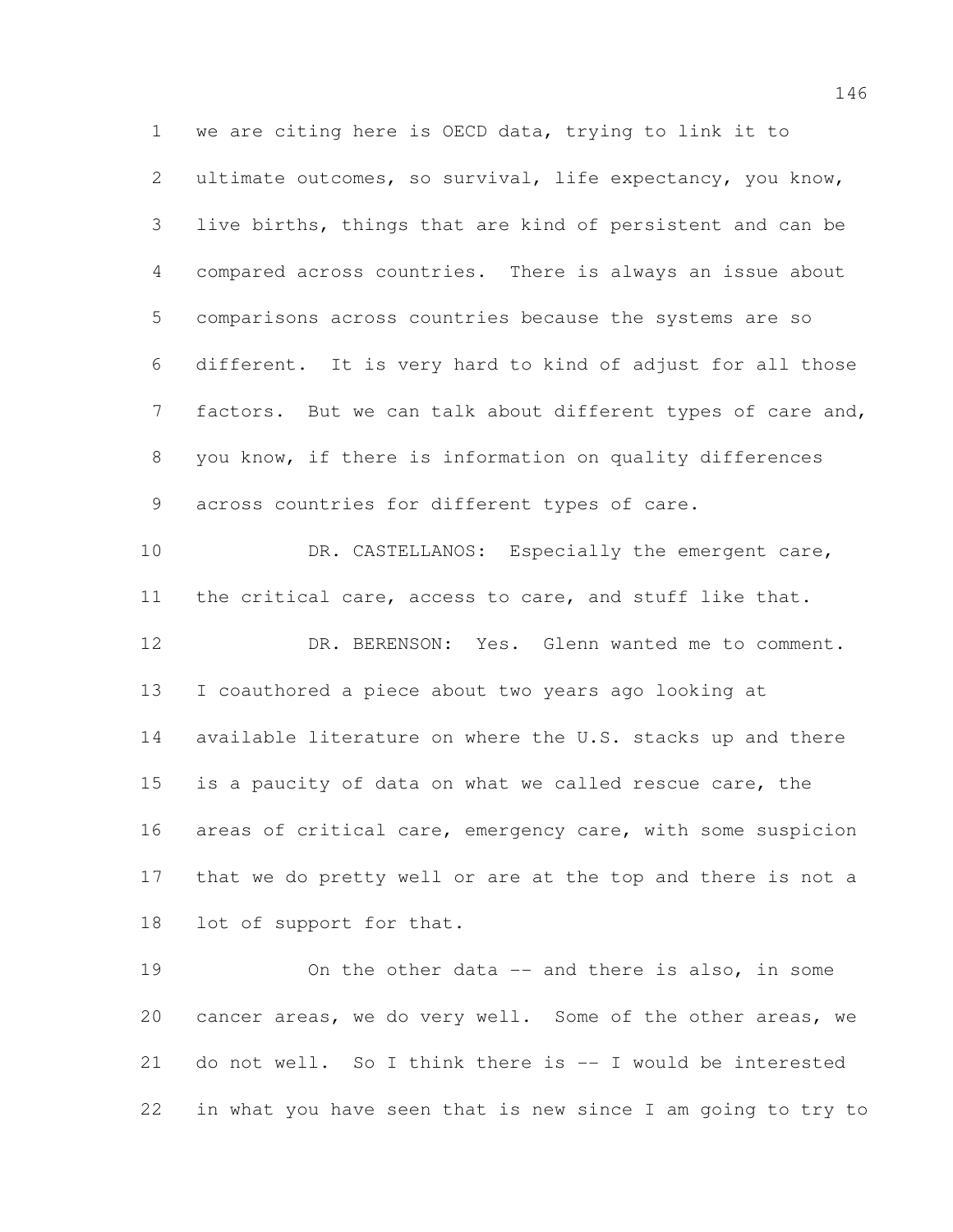we are citing here is OECD data, trying to link it to ultimate outcomes, so survival, life expectancy, you know, live births, things that are kind of persistent and can be compared across countries. There is always an issue about comparisons across countries because the systems are so different. It is very hard to kind of adjust for all those factors. But we can talk about different types of care and, you know, if there is information on quality differences across countries for different types of care.

DR. CASTELLANOS: Especially the emergent care, the critical care, access to care, and stuff like that.

DR. BERENSON: Yes. Glenn wanted me to comment. I coauthored a piece about two years ago looking at available literature on where the U.S. stacks up and there is a paucity of data on what we called rescue care, the areas of critical care, emergency care, with some suspicion that we do pretty well or are at the top and there is not a lot of support for that.

On the other data -- and there is also, in some cancer areas, we do very well. Some of the other areas, we do not well. So I think there is -- I would be interested in what you have seen that is new since I am going to try to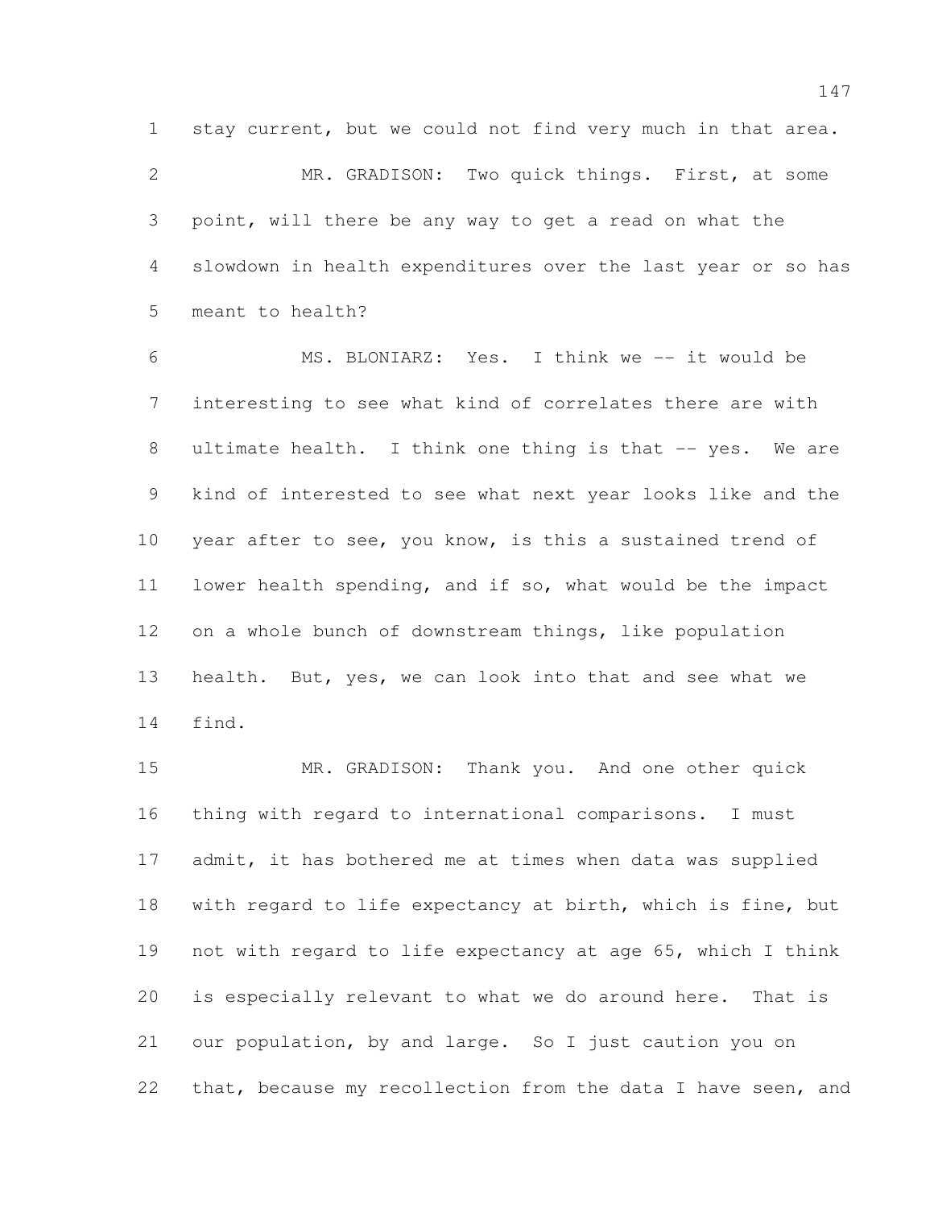stay current, but we could not find very much in that area.

MR. GRADISON: Two quick things. First, at some point, will there be any way to get a read on what the slowdown in health expenditures over the last year or so has meant to health?

MS. BLONIARZ: Yes. I think we -- it would be interesting to see what kind of correlates there are with ultimate health. I think one thing is that -- yes. We are kind of interested to see what next year looks like and the year after to see, you know, is this a sustained trend of lower health spending, and if so, what would be the impact on a whole bunch of downstream things, like population health. But, yes, we can look into that and see what we find.

MR. GRADISON: Thank you. And one other quick thing with regard to international comparisons. I must admit, it has bothered me at times when data was supplied with regard to life expectancy at birth, which is fine, but not with regard to life expectancy at age 65, which I think is especially relevant to what we do around here. That is our population, by and large. So I just caution you on that, because my recollection from the data I have seen, and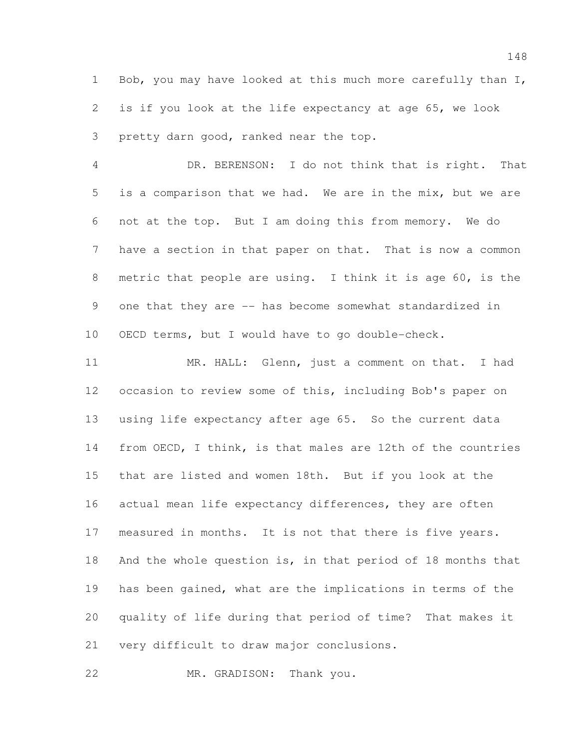Bob, you may have looked at this much more carefully than I, is if you look at the life expectancy at age 65, we look pretty darn good, ranked near the top.

DR. BERENSON: I do not think that is right. That is a comparison that we had. We are in the mix, but we are not at the top. But I am doing this from memory. We do have a section in that paper on that. That is now a common metric that people are using. I think it is age 60, is the one that they are -- has become somewhat standardized in OECD terms, but I would have to go double-check.

MR. HALL: Glenn, just a comment on that. I had occasion to review some of this, including Bob's paper on using life expectancy after age 65. So the current data from OECD, I think, is that males are 12th of the countries that are listed and women 18th. But if you look at the actual mean life expectancy differences, they are often measured in months. It is not that there is five years. And the whole question is, in that period of 18 months that has been gained, what are the implications in terms of the quality of life during that period of time? That makes it very difficult to draw major conclusions.

MR. GRADISON: Thank you.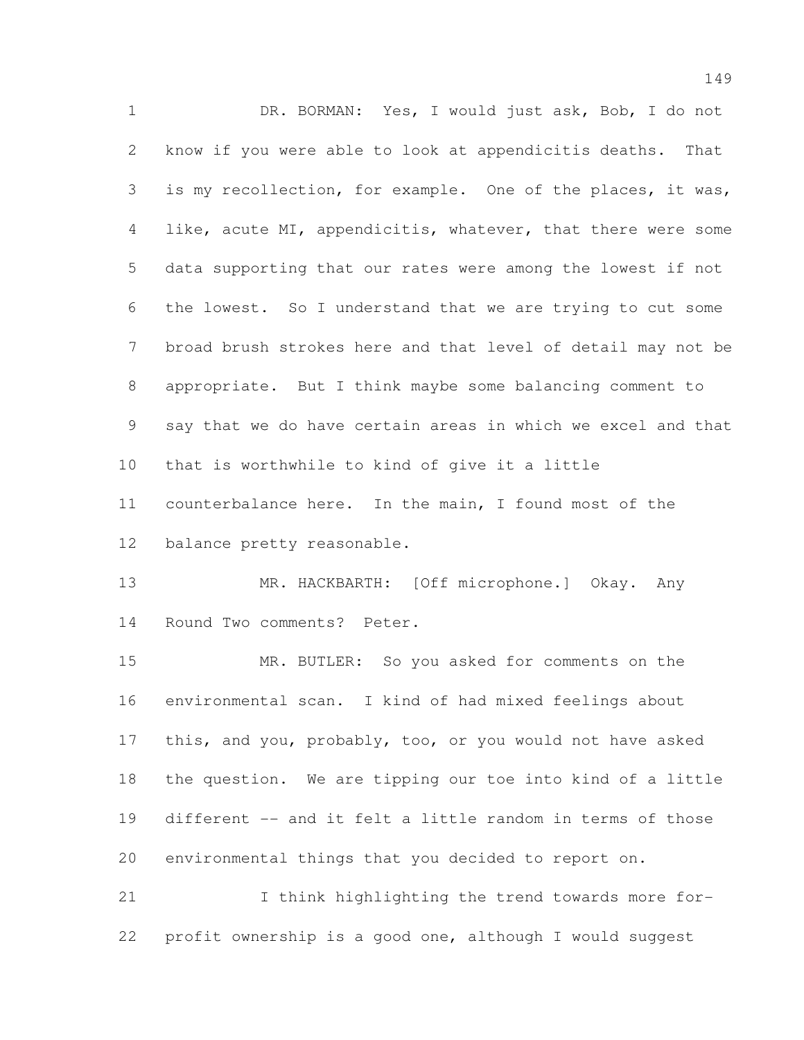DR. BORMAN: Yes, I would just ask, Bob, I do not know if you were able to look at appendicitis deaths. That is my recollection, for example. One of the places, it was, like, acute MI, appendicitis, whatever, that there were some data supporting that our rates were among the lowest if not the lowest. So I understand that we are trying to cut some broad brush strokes here and that level of detail may not be appropriate. But I think maybe some balancing comment to say that we do have certain areas in which we excel and that that is worthwhile to kind of give it a little counterbalance here. In the main, I found most of the balance pretty reasonable.

MR. HACKBARTH: [Off microphone.] Okay. Any Round Two comments? Peter.

MR. BUTLER: So you asked for comments on the environmental scan. I kind of had mixed feelings about this, and you, probably, too, or you would not have asked the question. We are tipping our toe into kind of a little different -- and it felt a little random in terms of those environmental things that you decided to report on.

I think highlighting the trend towards more for-profit ownership is a good one, although I would suggest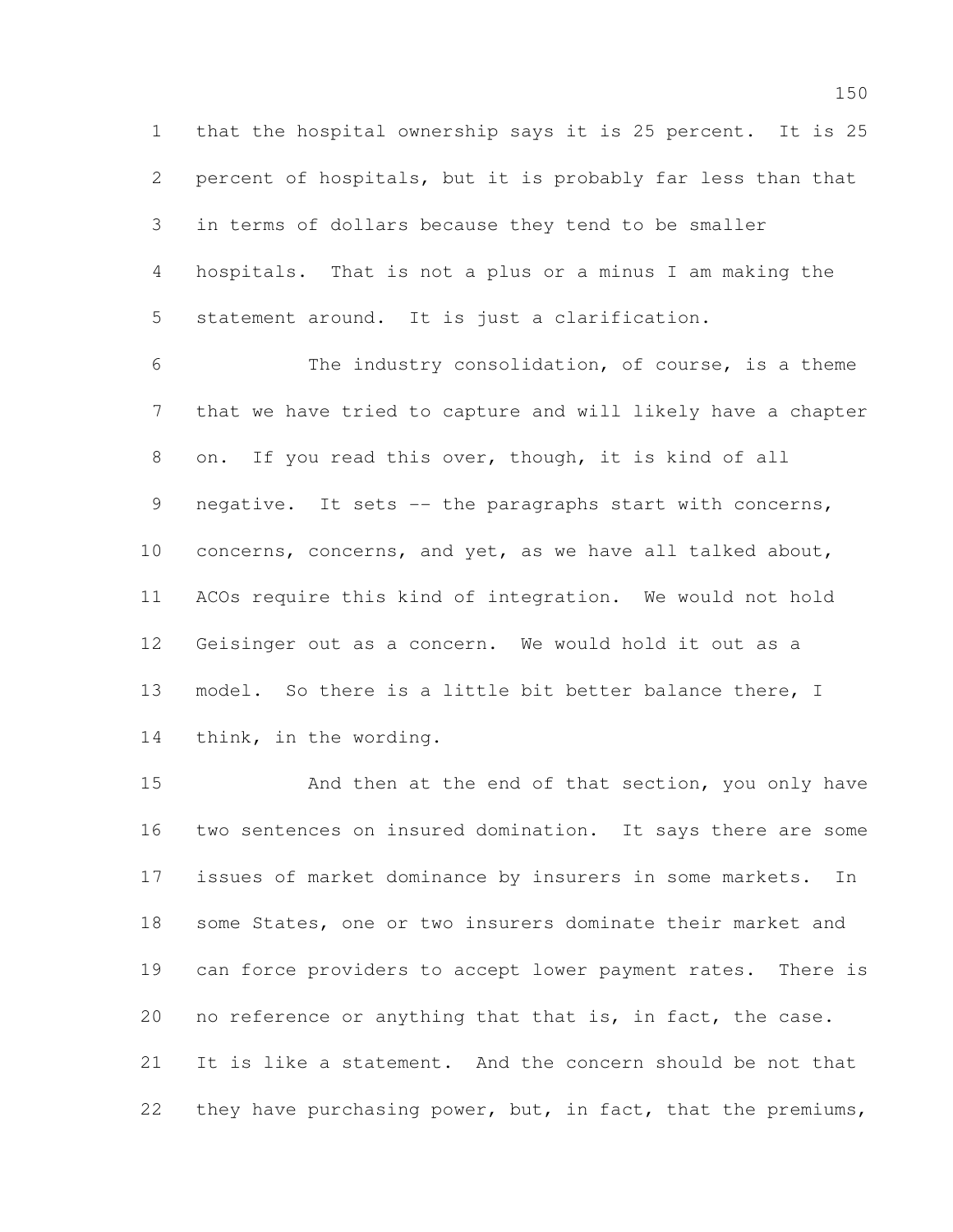that the hospital ownership says it is 25 percent. It is 25 percent of hospitals, but it is probably far less than that in terms of dollars because they tend to be smaller hospitals. That is not a plus or a minus I am making the statement around. It is just a clarification.

The industry consolidation, of course, is a theme that we have tried to capture and will likely have a chapter on. If you read this over, though, it is kind of all negative. It sets -- the paragraphs start with concerns, concerns, concerns, and yet, as we have all talked about, ACOs require this kind of integration. We would not hold Geisinger out as a concern. We would hold it out as a model. So there is a little bit better balance there, I think, in the wording.

And then at the end of that section, you only have two sentences on insured domination. It says there are some issues of market dominance by insurers in some markets. In some States, one or two insurers dominate their market and can force providers to accept lower payment rates. There is no reference or anything that that is, in fact, the case. It is like a statement. And the concern should be not that they have purchasing power, but, in fact, that the premiums,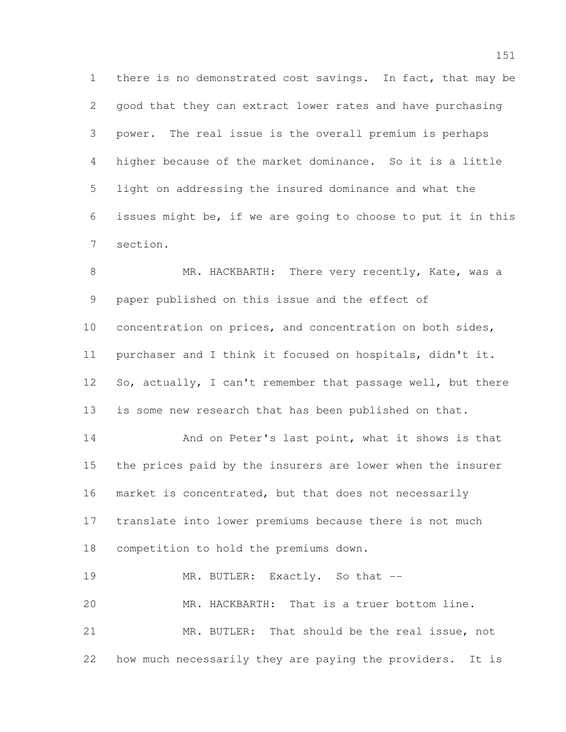there is no demonstrated cost savings. In fact, that may be good that they can extract lower rates and have purchasing power. The real issue is the overall premium is perhaps higher because of the market dominance. So it is a little light on addressing the insured dominance and what the issues might be, if we are going to choose to put it in this section.

MR. HACKBARTH: There very recently, Kate, was a paper published on this issue and the effect of concentration on prices, and concentration on both sides, purchaser and I think it focused on hospitals, didn't it. So, actually, I can't remember that passage well, but there is some new research that has been published on that.

And on Peter's last point, what it shows is that the prices paid by the insurers are lower when the insurer market is concentrated, but that does not necessarily translate into lower premiums because there is not much competition to hold the premiums down.

MR. BUTLER: Exactly. So that --

MR. HACKBARTH: That is a truer bottom line.

MR. BUTLER: That should be the real issue, not how much necessarily they are paying the providers. It is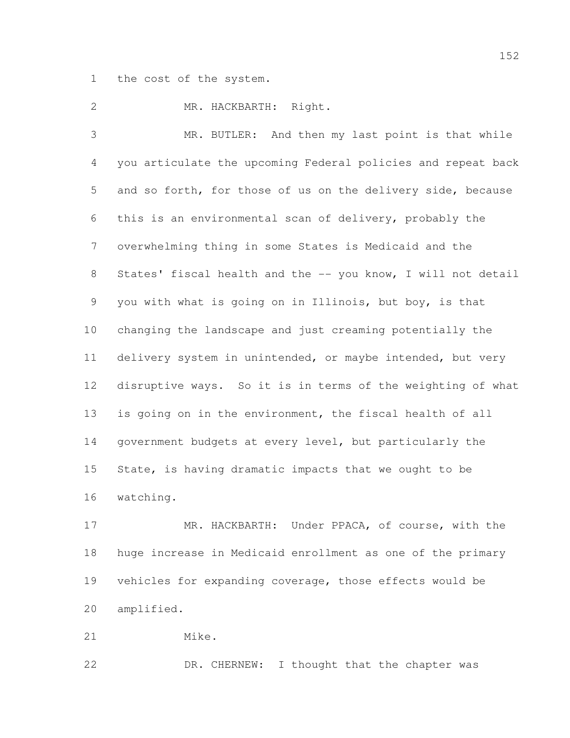the cost of the system.

MR. HACKBARTH: Right.

MR. BUTLER: And then my last point is that while you articulate the upcoming Federal policies and repeat back and so forth, for those of us on the delivery side, because this is an environmental scan of delivery, probably the overwhelming thing in some States is Medicaid and the States' fiscal health and the -- you know, I will not detail you with what is going on in Illinois, but boy, is that changing the landscape and just creaming potentially the delivery system in unintended, or maybe intended, but very disruptive ways. So it is in terms of the weighting of what is going on in the environment, the fiscal health of all government budgets at every level, but particularly the State, is having dramatic impacts that we ought to be watching.

MR. HACKBARTH: Under PPACA, of course, with the huge increase in Medicaid enrollment as one of the primary vehicles for expanding coverage, those effects would be amplified.

Mike.

DR. CHERNEW: I thought that the chapter was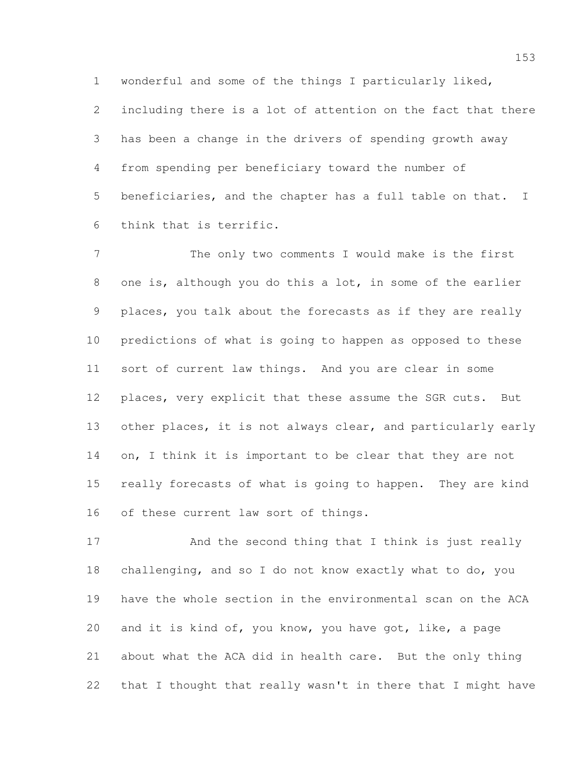wonderful and some of the things I particularly liked, including there is a lot of attention on the fact that there has been a change in the drivers of spending growth away from spending per beneficiary toward the number of beneficiaries, and the chapter has a full table on that. I think that is terrific.

The only two comments I would make is the first one is, although you do this a lot, in some of the earlier places, you talk about the forecasts as if they are really predictions of what is going to happen as opposed to these sort of current law things. And you are clear in some places, very explicit that these assume the SGR cuts. But other places, it is not always clear, and particularly early on, I think it is important to be clear that they are not really forecasts of what is going to happen. They are kind of these current law sort of things.

And the second thing that I think is just really challenging, and so I do not know exactly what to do, you have the whole section in the environmental scan on the ACA and it is kind of, you know, you have got, like, a page about what the ACA did in health care. But the only thing that I thought that really wasn't in there that I might have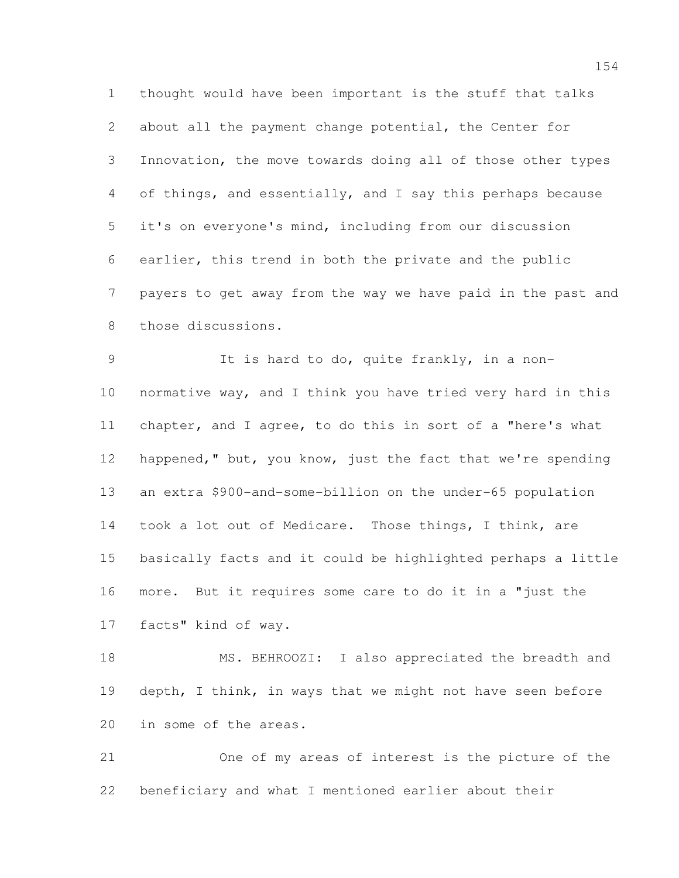thought would have been important is the stuff that talks about all the payment change potential, the Center for Innovation, the move towards doing all of those other types of things, and essentially, and I say this perhaps because it's on everyone's mind, including from our discussion earlier, this trend in both the private and the public payers to get away from the way we have paid in the past and those discussions.

It is hard to do, quite frankly, in a non-normative way, and I think you have tried very hard in this chapter, and I agree, to do this in sort of a "here's what happened," but, you know, just the fact that we're spending an extra $900-and-some-billion on the under-65 population took a lot out of Medicare. Those things, I think, are basically facts and it could be highlighted perhaps a little more. But it requires some care to do it in a "just the facts" kind of way.

MS. BEHROOZI: I also appreciated the breadth and depth, I think, in ways that we might not have seen before in some of the areas.

One of my areas of interest is the picture of the beneficiary and what I mentioned earlier about their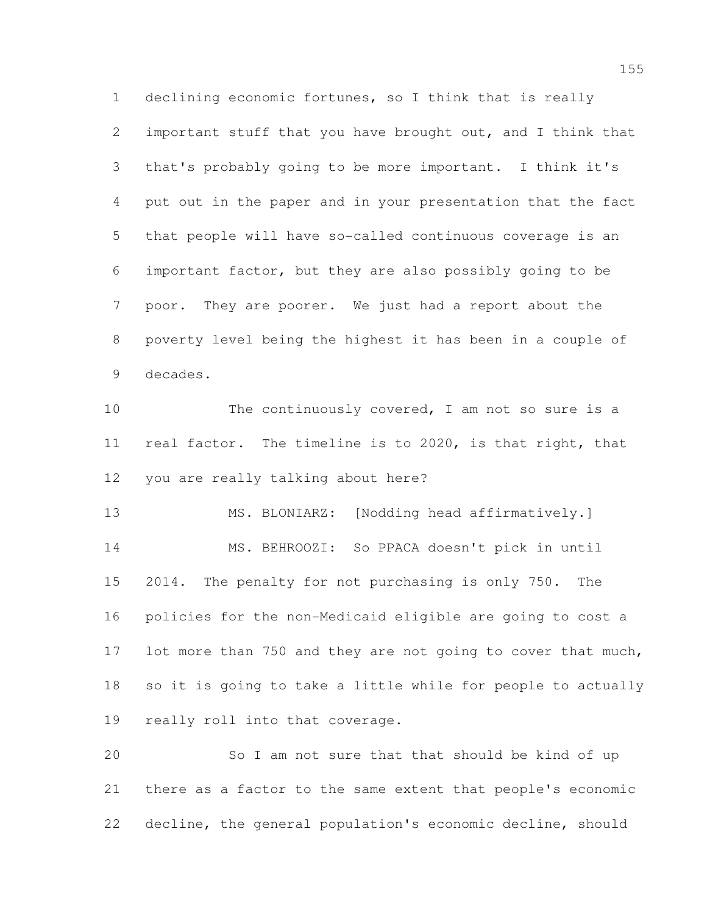declining economic fortunes, so I think that is really important stuff that you have brought out, and I think that that's probably going to be more important. I think it's put out in the paper and in your presentation that the fact that people will have so-called continuous coverage is an important factor, but they are also possibly going to be poor. They are poorer. We just had a report about the poverty level being the highest it has been in a couple of decades.

The continuously covered, I am not so sure is a real factor. The timeline is to 2020, is that right, that you are really talking about here?

MS. BLONIARZ: [Nodding head affirmatively.]

MS. BEHROOZI: So PPACA doesn't pick in until 2014. The penalty for not purchasing is only 750. The policies for the non-Medicaid eligible are going to cost a lot more than 750 and they are not going to cover that much, so it is going to take a little while for people to actually really roll into that coverage.

So I am not sure that that should be kind of up there as a factor to the same extent that people's economic decline, the general population's economic decline, should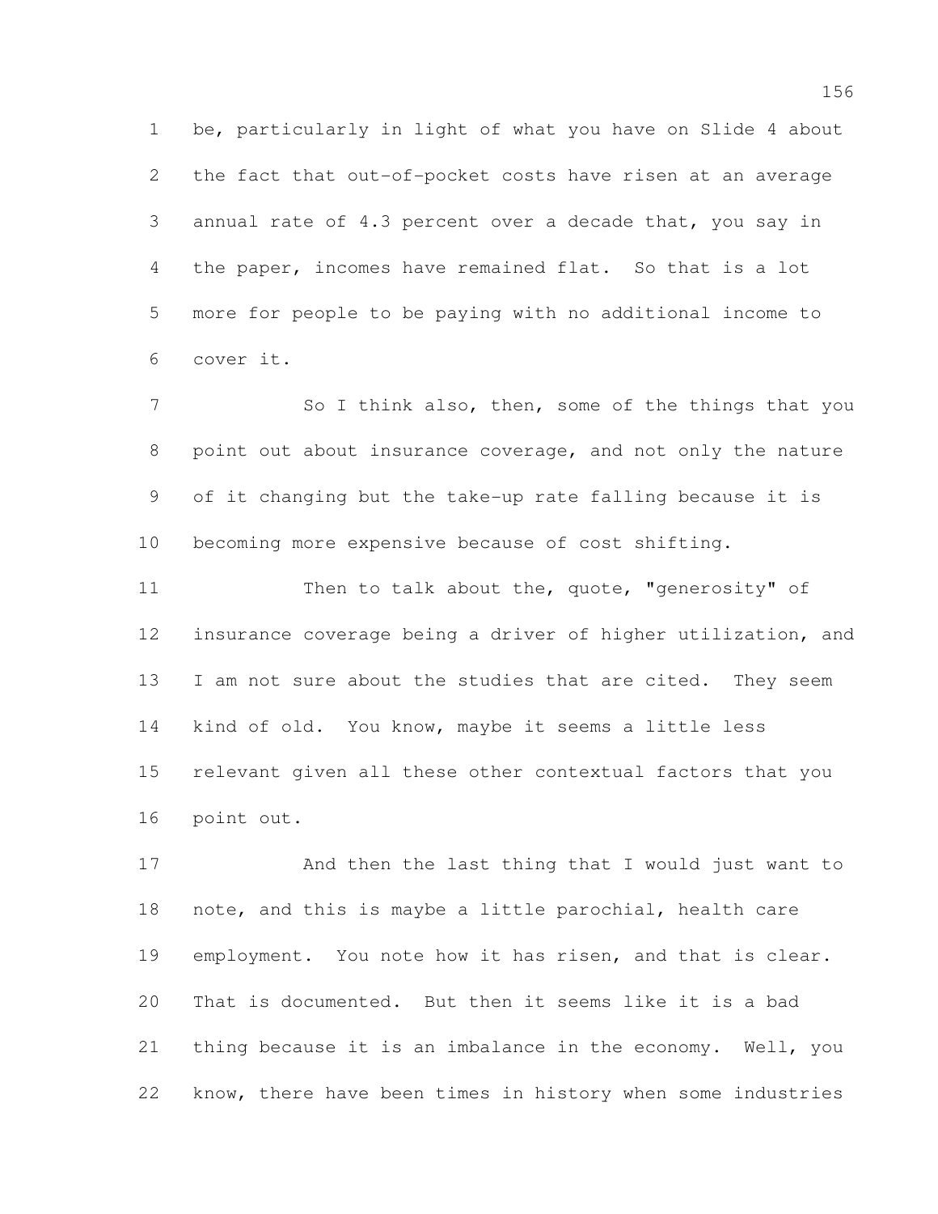be, particularly in light of what you have on Slide 4 about the fact that out-of-pocket costs have risen at an average annual rate of 4.3 percent over a decade that, you say in the paper, incomes have remained flat. So that is a lot more for people to be paying with no additional income to cover it.

So I think also, then, some of the things that you point out about insurance coverage, and not only the nature of it changing but the take-up rate falling because it is becoming more expensive because of cost shifting.

Then to talk about the, quote, "generosity" of insurance coverage being a driver of higher utilization, and I am not sure about the studies that are cited. They seem kind of old. You know, maybe it seems a little less relevant given all these other contextual factors that you point out.

And then the last thing that I would just want to note, and this is maybe a little parochial, health care employment. You note how it has risen, and that is clear. That is documented. But then it seems like it is a bad thing because it is an imbalance in the economy. Well, you know, there have been times in history when some industries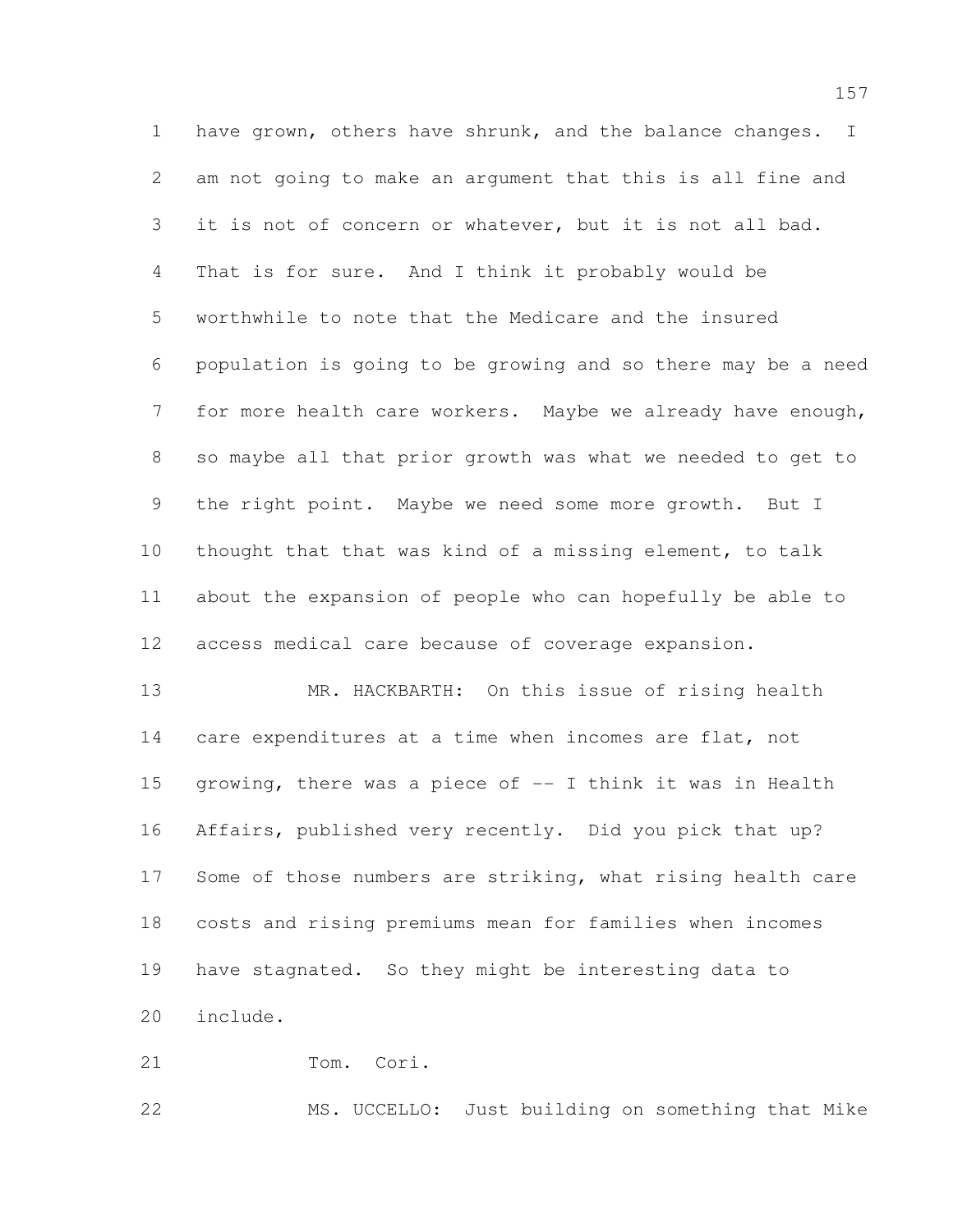have grown, others have shrunk, and the balance changes. I am not going to make an argument that this is all fine and it is not of concern or whatever, but it is not all bad. That is for sure. And I think it probably would be worthwhile to note that the Medicare and the insured population is going to be growing and so there may be a need for more health care workers. Maybe we already have enough, so maybe all that prior growth was what we needed to get to the right point. Maybe we need some more growth. But I thought that that was kind of a missing element, to talk about the expansion of people who can hopefully be able to access medical care because of coverage expansion.

MR. HACKBARTH: On this issue of rising health care expenditures at a time when incomes are flat, not growing, there was a piece of -- I think it was in Health Affairs, published very recently. Did you pick that up? Some of those numbers are striking, what rising health care costs and rising premiums mean for families when incomes have stagnated. So they might be interesting data to include.

Tom. Cori.

MS. UCCELLO: Just building on something that Mike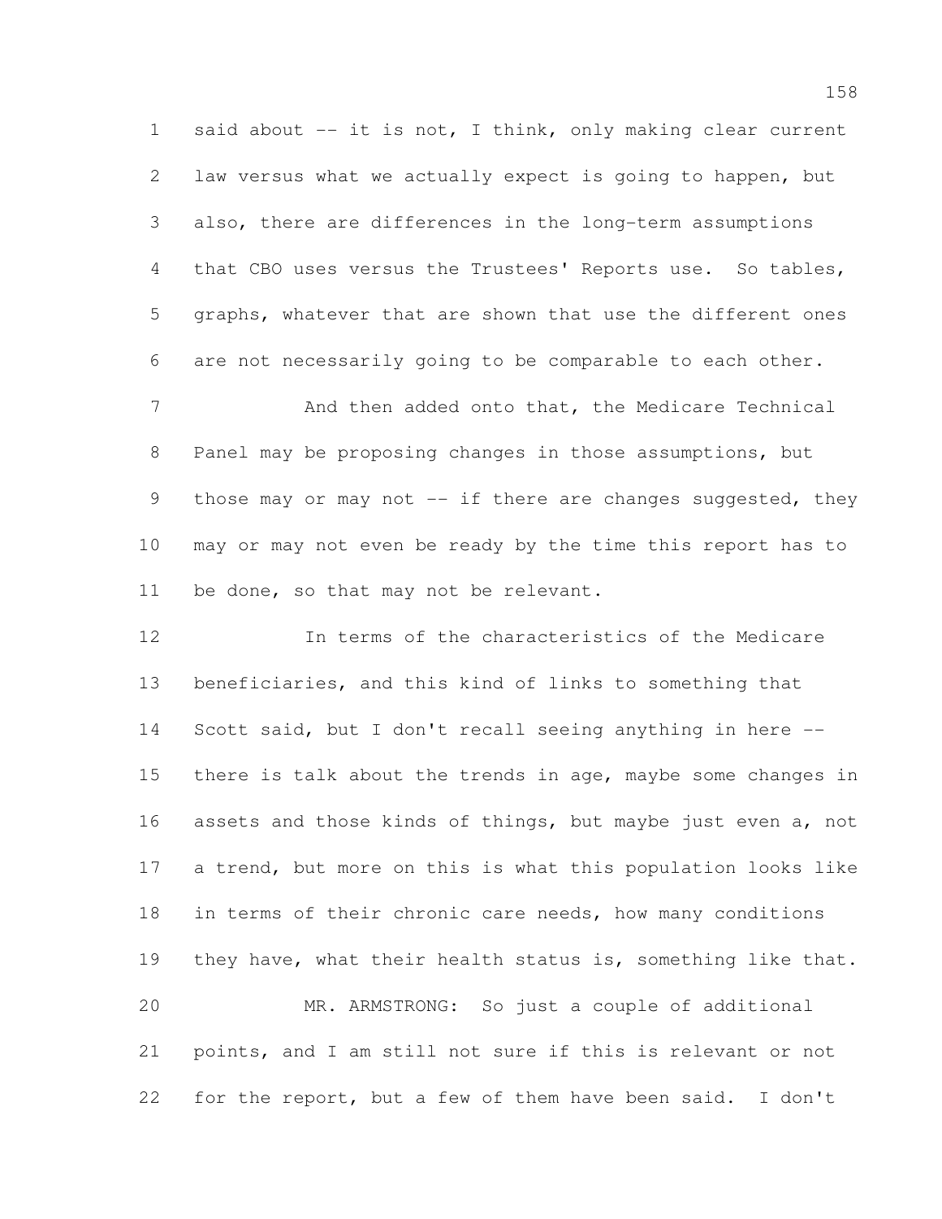said about -- it is not, I think, only making clear current law versus what we actually expect is going to happen, but also, there are differences in the long-term assumptions that CBO uses versus the Trustees' Reports use. So tables, graphs, whatever that are shown that use the different ones are not necessarily going to be comparable to each other.

And then added onto that, the Medicare Technical Panel may be proposing changes in those assumptions, but those may or may not -- if there are changes suggested, they may or may not even be ready by the time this report has to be done, so that may not be relevant.

In terms of the characteristics of the Medicare beneficiaries, and this kind of links to something that Scott said, but I don't recall seeing anything in here -- there is talk about the trends in age, maybe some changes in assets and those kinds of things, but maybe just even a, not a trend, but more on this is what this population looks like in terms of their chronic care needs, how many conditions they have, what their health status is, something like that.

MR. ARMSTRONG: So just a couple of additional points, and I am still not sure if this is relevant or not for the report, but a few of them have been said. I don't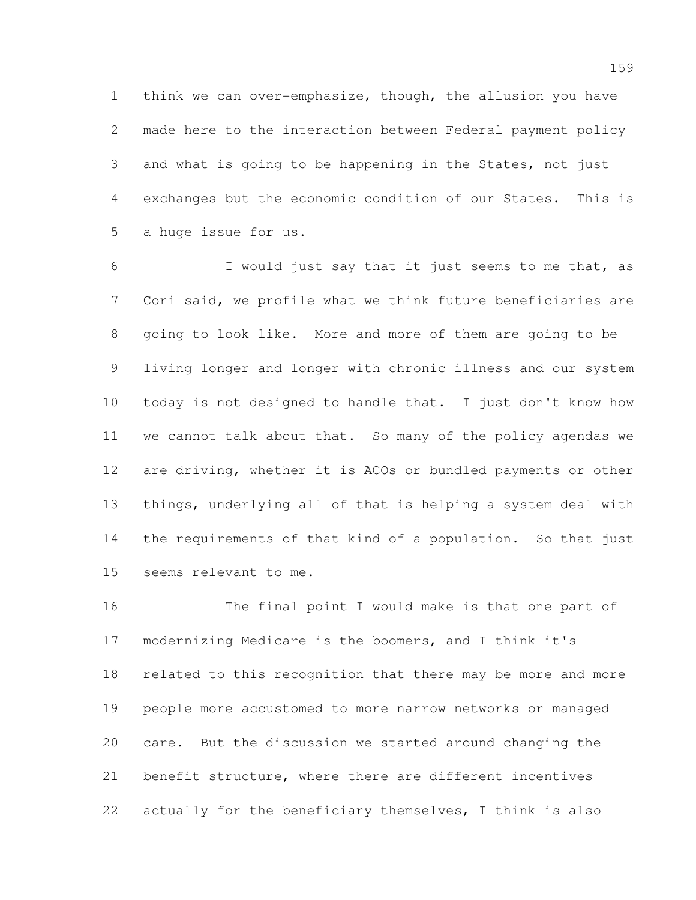think we can over-emphasize, though, the allusion you have made here to the interaction between Federal payment policy and what is going to be happening in the States, not just exchanges but the economic condition of our States. This is a huge issue for us.

I would just say that it just seems to me that, as Cori said, we profile what we think future beneficiaries are going to look like. More and more of them are going to be living longer and longer with chronic illness and our system today is not designed to handle that. I just don't know how we cannot talk about that. So many of the policy agendas we are driving, whether it is ACOs or bundled payments or other things, underlying all of that is helping a system deal with the requirements of that kind of a population. So that just seems relevant to me.

The final point I would make is that one part of modernizing Medicare is the boomers, and I think it's related to this recognition that there may be more and more people more accustomed to more narrow networks or managed care. But the discussion we started around changing the benefit structure, where there are different incentives actually for the beneficiary themselves, I think is also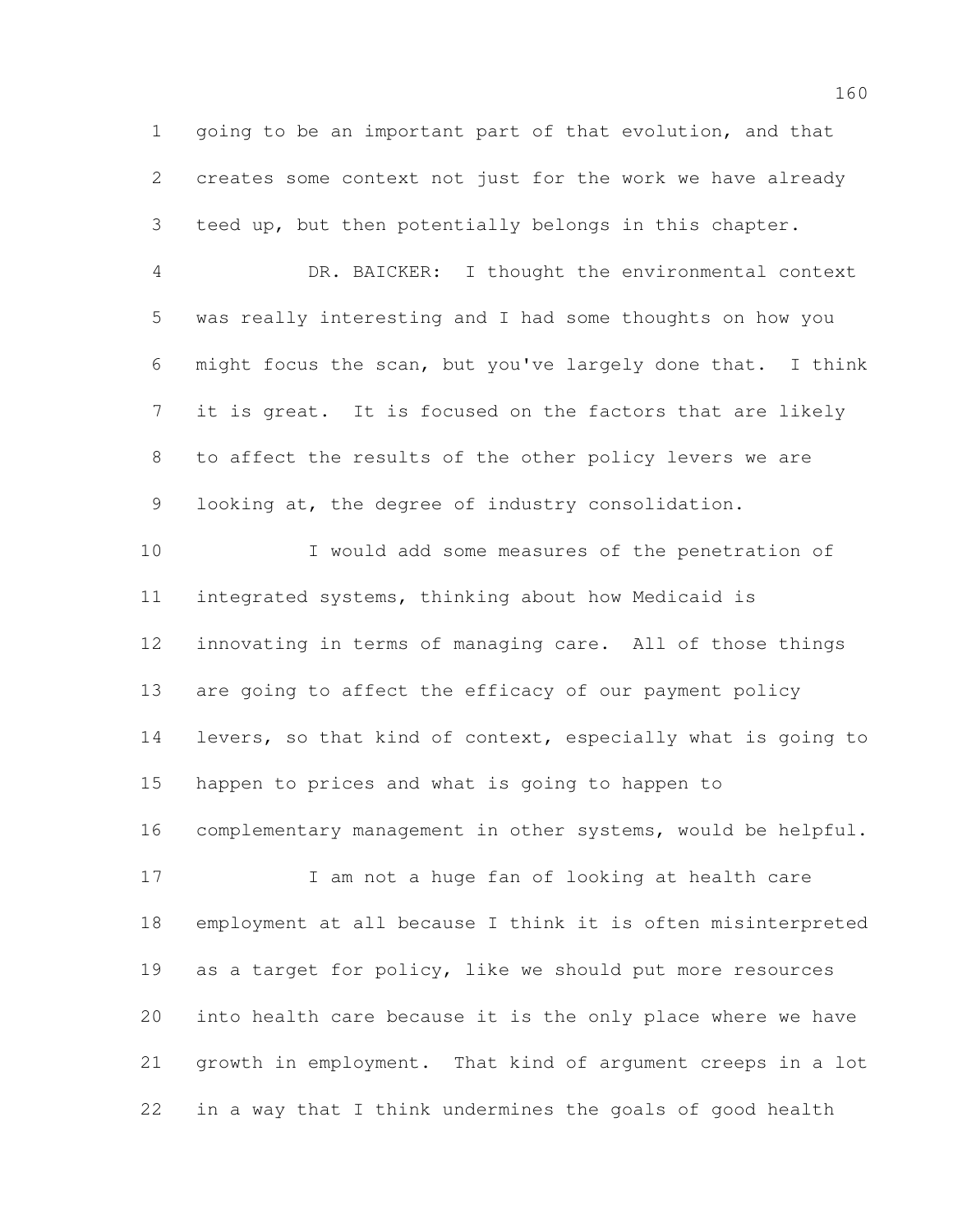going to be an important part of that evolution, and that creates some context not just for the work we have already teed up, but then potentially belongs in this chapter.

DR. BAICKER: I thought the environmental context was really interesting and I had some thoughts on how you might focus the scan, but you've largely done that. I think it is great. It is focused on the factors that are likely to affect the results of the other policy levers we are looking at, the degree of industry consolidation.

I would add some measures of the penetration of integrated systems, thinking about how Medicaid is innovating in terms of managing care. All of those things are going to affect the efficacy of our payment policy levers, so that kind of context, especially what is going to happen to prices and what is going to happen to complementary management in other systems, would be helpful.

I am not a huge fan of looking at health care employment at all because I think it is often misinterpreted as a target for policy, like we should put more resources into health care because it is the only place where we have growth in employment. That kind of argument creeps in a lot in a way that I think undermines the goals of good health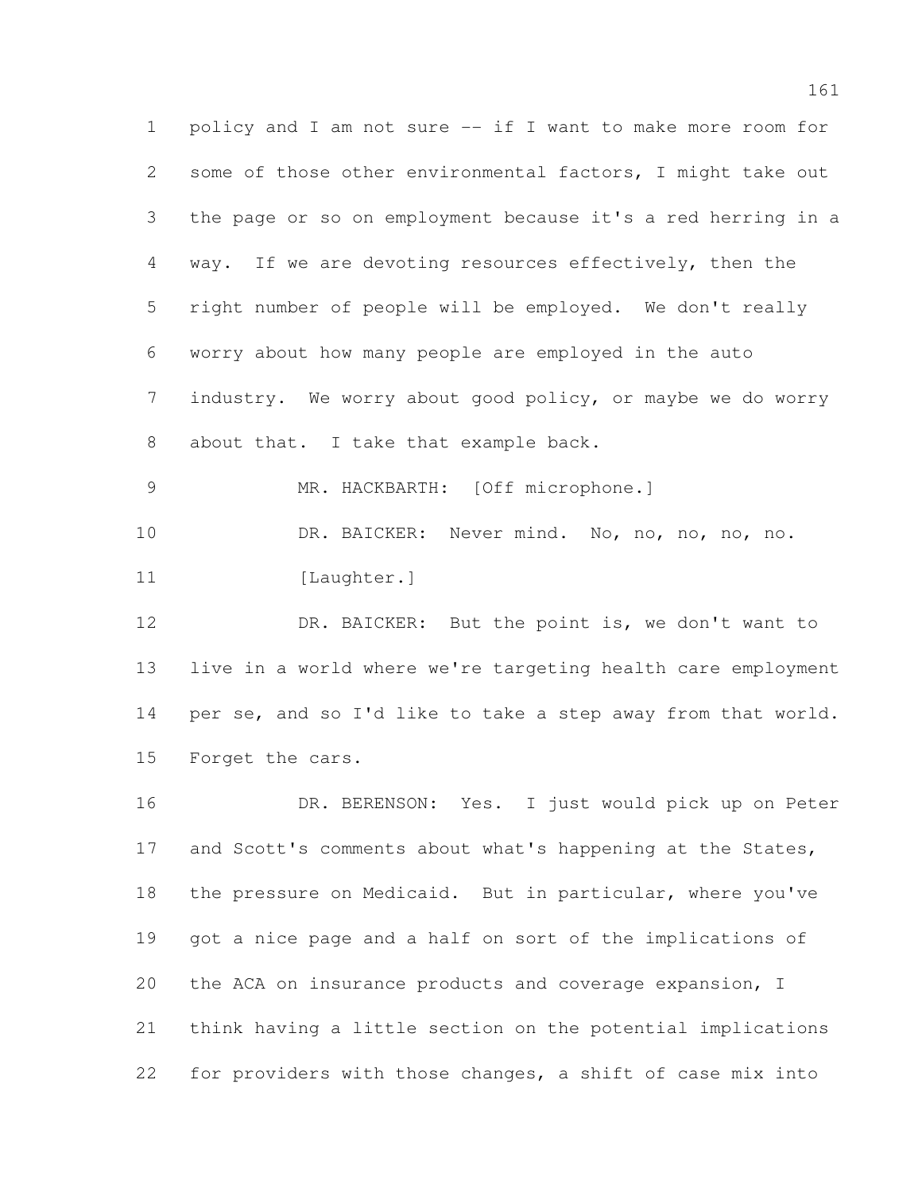policy and I am not sure -- if I want to make more room for some of those other environmental factors, I might take out the page or so on employment because it's a red herring in a way. If we are devoting resources effectively, then the right number of people will be employed. We don't really worry about how many people are employed in the auto industry. We worry about good policy, or maybe we do worry about that. I take that example back.

MR. HACKBARTH: [Off microphone.]

DR. BAICKER: Never mind. No, no, no, no, no.

[Laughter.]

DR. BAICKER: But the point is, we don't want to live in a world where we're targeting health care employment per se, and so I'd like to take a step away from that world. Forget the cars.

DR. BERENSON: Yes. I just would pick up on Peter and Scott's comments about what's happening at the States, the pressure on Medicaid. But in particular, where you've got a nice page and a half on sort of the implications of the ACA on insurance products and coverage expansion, I think having a little section on the potential implications for providers with those changes, a shift of case mix into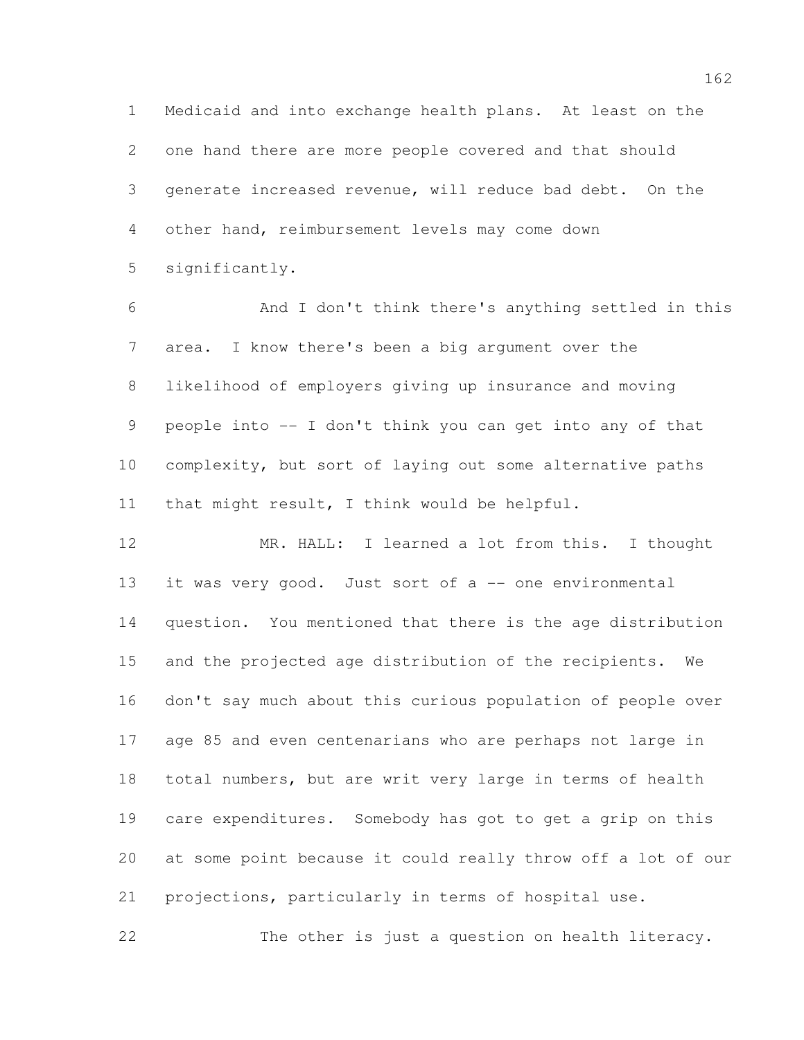Medicaid and into exchange health plans. At least on the one hand there are more people covered and that should generate increased revenue, will reduce bad debt. On the other hand, reimbursement levels may come down significantly.

And I don't think there's anything settled in this area. I know there's been a big argument over the likelihood of employers giving up insurance and moving people into -- I don't think you can get into any of that complexity, but sort of laying out some alternative paths that might result, I think would be helpful.

MR. HALL: I learned a lot from this. I thought it was very good. Just sort of a -- one environmental question. You mentioned that there is the age distribution and the projected age distribution of the recipients. We don't say much about this curious population of people over age 85 and even centenarians who are perhaps not large in total numbers, but are writ very large in terms of health care expenditures. Somebody has got to get a grip on this at some point because it could really throw off a lot of our projections, particularly in terms of hospital use.

The other is just a question on health literacy.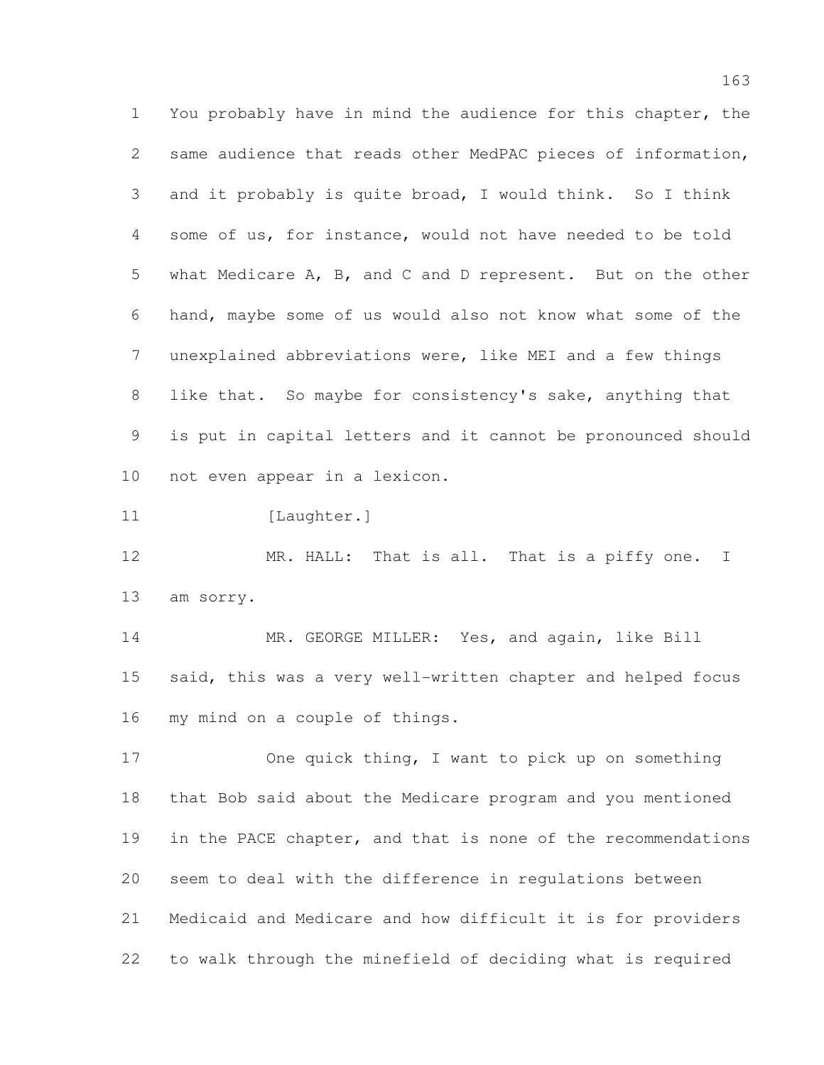You probably have in mind the audience for this chapter, the same audience that reads other MedPAC pieces of information, and it probably is quite broad, I would think. So I think some of us, for instance, would not have needed to be told what Medicare A, B, and C and D represent. But on the other hand, maybe some of us would also not know what some of the unexplained abbreviations were, like MEI and a few things like that. So maybe for consistency's sake, anything that is put in capital letters and it cannot be pronounced should not even appear in a lexicon.

[Laughter.]

MR. HALL: That is all. That is a piffy one. I am sorry.

MR. GEORGE MILLER: Yes, and again, like Bill said, this was a very well-written chapter and helped focus my mind on a couple of things.

One quick thing, I want to pick up on something that Bob said about the Medicare program and you mentioned in the PACE chapter, and that is none of the recommendations seem to deal with the difference in regulations between Medicaid and Medicare and how difficult it is for providers to walk through the minefield of deciding what is required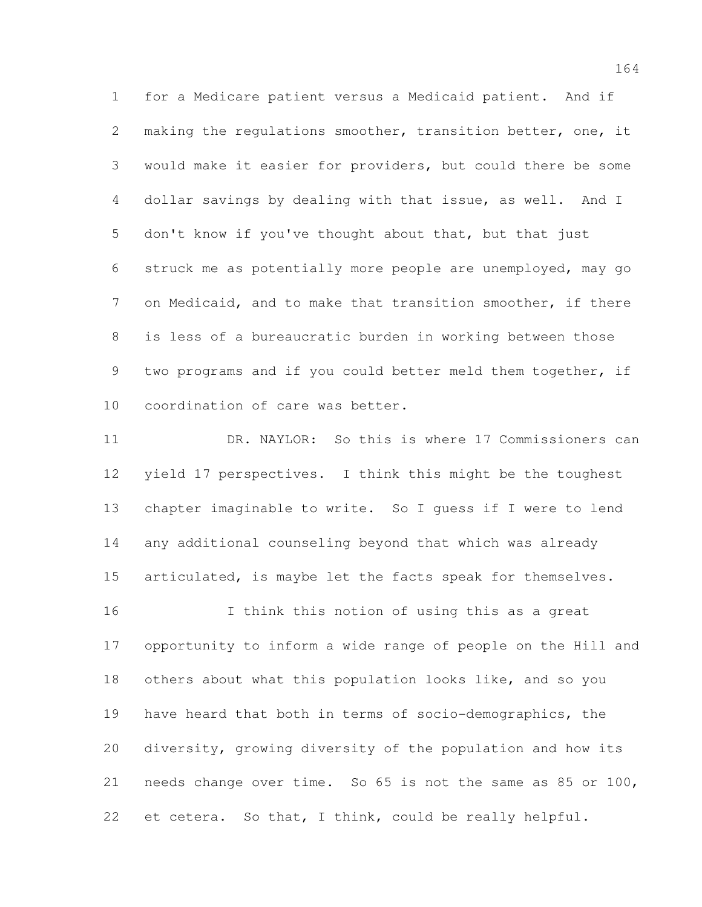for a Medicare patient versus a Medicaid patient. And if making the regulations smoother, transition better, one, it would make it easier for providers, but could there be some dollar savings by dealing with that issue, as well. And I don't know if you've thought about that, but that just struck me as potentially more people are unemployed, may go on Medicaid, and to make that transition smoother, if there is less of a bureaucratic burden in working between those two programs and if you could better meld them together, if coordination of care was better.

DR. NAYLOR: So this is where 17 Commissioners can yield 17 perspectives. I think this might be the toughest chapter imaginable to write. So I guess if I were to lend any additional counseling beyond that which was already articulated, is maybe let the facts speak for themselves.

I think this notion of using this as a great opportunity to inform a wide range of people on the Hill and others about what this population looks like, and so you have heard that both in terms of socio-demographics, the diversity, growing diversity of the population and how its needs change over time. So 65 is not the same as 85 or 100, et cetera. So that, I think, could be really helpful.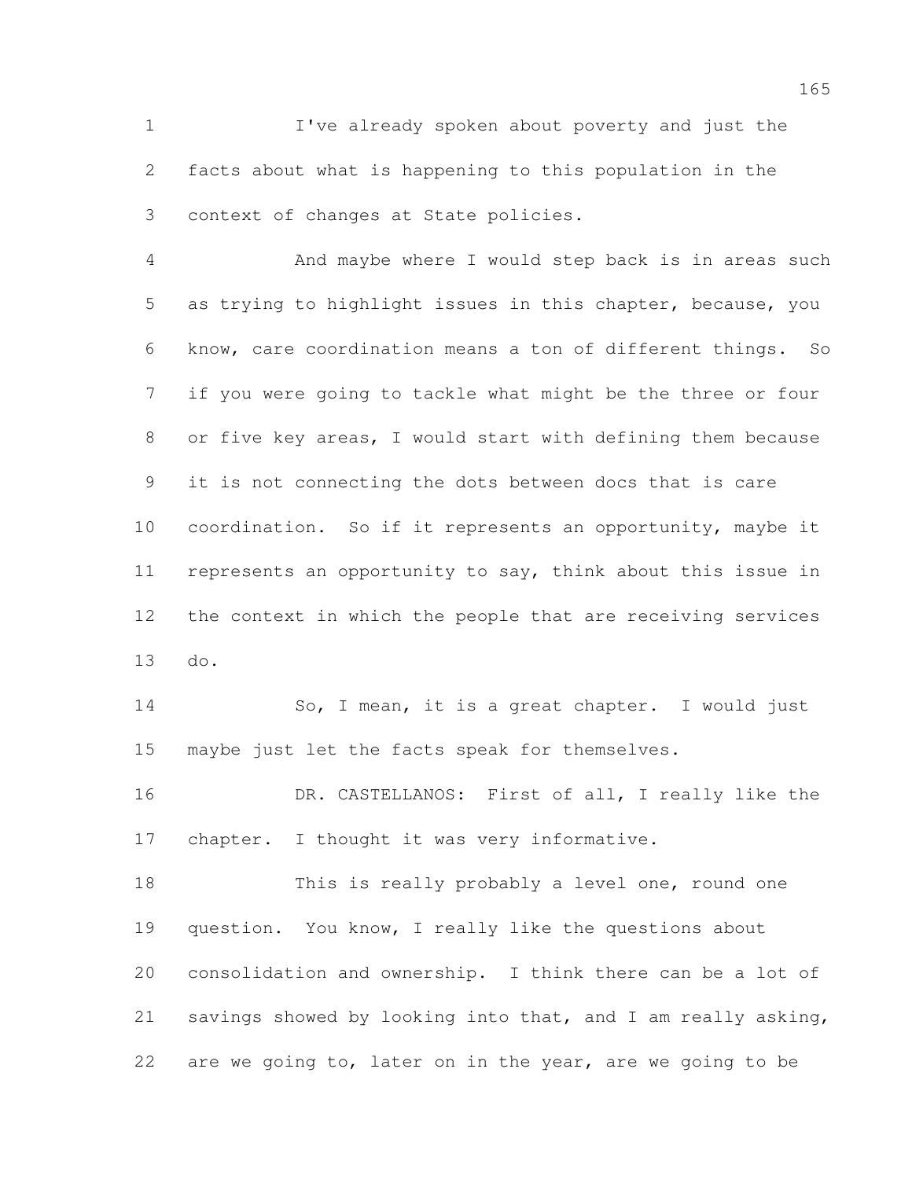I've already spoken about poverty and just the facts about what is happening to this population in the context of changes at State policies.

And maybe where I would step back is in areas such as trying to highlight issues in this chapter, because, you know, care coordination means a ton of different things. So if you were going to tackle what might be the three or four or five key areas, I would start with defining them because it is not connecting the dots between docs that is care coordination. So if it represents an opportunity, maybe it represents an opportunity to say, think about this issue in the context in which the people that are receiving services do.

So, I mean, it is a great chapter. I would just maybe just let the facts speak for themselves.

DR. CASTELLANOS: First of all, I really like the chapter. I thought it was very informative.

This is really probably a level one, round one question. You know, I really like the questions about consolidation and ownership. I think there can be a lot of savings showed by looking into that, and I am really asking, are we going to, later on in the year, are we going to be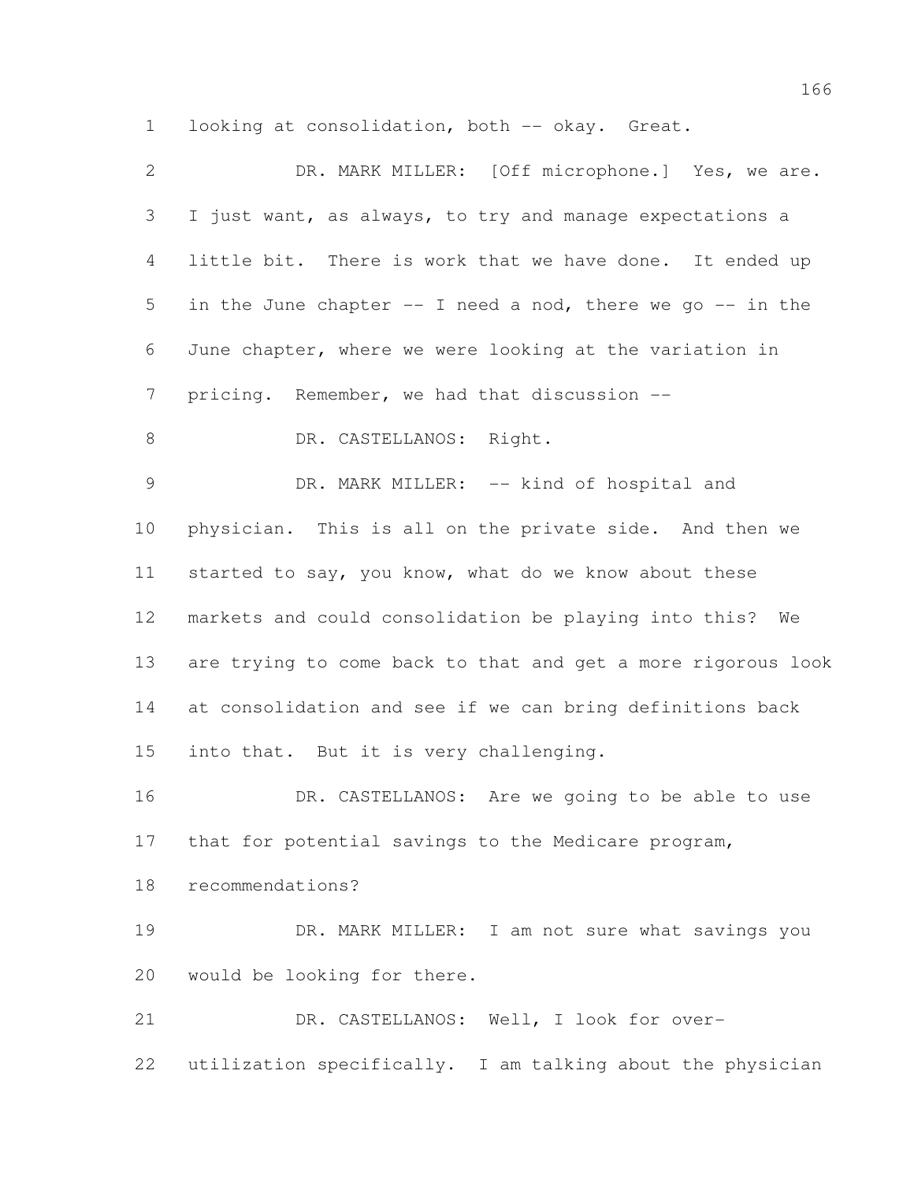looking at consolidation, both -- okay. Great.

DR. MARK MILLER: [Off microphone.] Yes, we are. I just want, as always, to try and manage expectations a little bit. There is work that we have done. It ended up in the June chapter -- I need a nod, there we go -- in the June chapter, where we were looking at the variation in pricing. Remember, we had that discussion --

DR. CASTELLANOS: Right.

DR. MARK MILLER: -- kind of hospital and physician. This is all on the private side. And then we started to say, you know, what do we know about these markets and could consolidation be playing into this? We are trying to come back to that and get a more rigorous look at consolidation and see if we can bring definitions back into that. But it is very challenging.

DR. CASTELLANOS: Are we going to be able to use that for potential savings to the Medicare program, recommendations?

DR. MARK MILLER: I am not sure what savings you would be looking for there.

DR. CASTELLANOS: Well, I look for over-utilization specifically. I am talking about the physician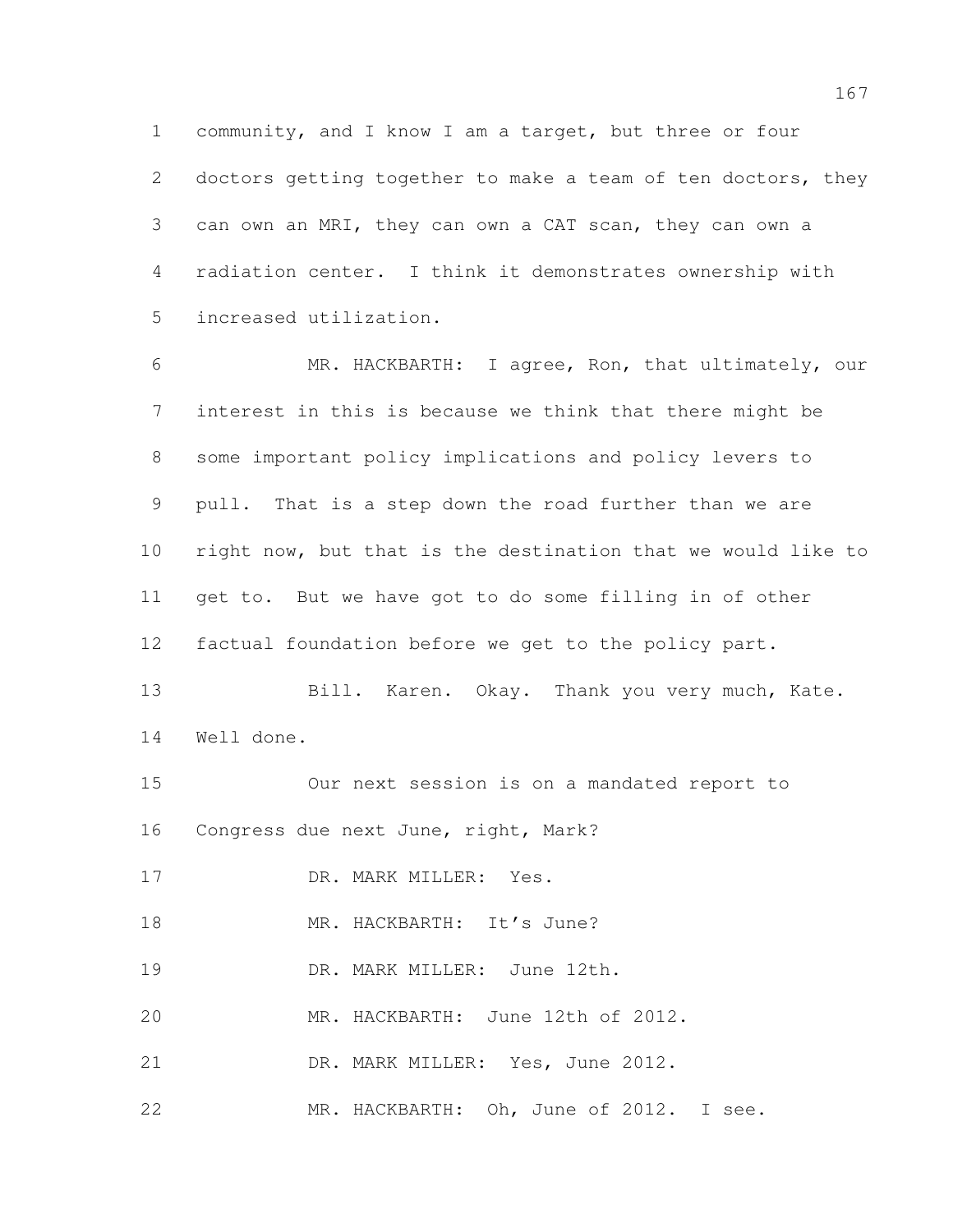community, and I know I am a target, but three or four doctors getting together to make a team of ten doctors, they can own an MRI, they can own a CAT scan, they can own a radiation center. I think it demonstrates ownership with increased utilization.

MR. HACKBARTH: I agree, Ron, that ultimately, our interest in this is because we think that there might be some important policy implications and policy levers to pull. That is a step down the road further than we are right now, but that is the destination that we would like to get to. But we have got to do some filling in of other factual foundation before we get to the policy part.

Bill. Karen. Okay. Thank you very much, Kate. Well done.

Our next session is on a mandated report to Congress due next June, right, Mark?

DR. MARK MILLER: Yes.

MR. HACKBARTH: It's June?

DR. MARK MILLER: June 12th.

MR. HACKBARTH: June 12th of 2012.

DR. MARK MILLER: Yes, June 2012.

MR. HACKBARTH: Oh, June of 2012. I see.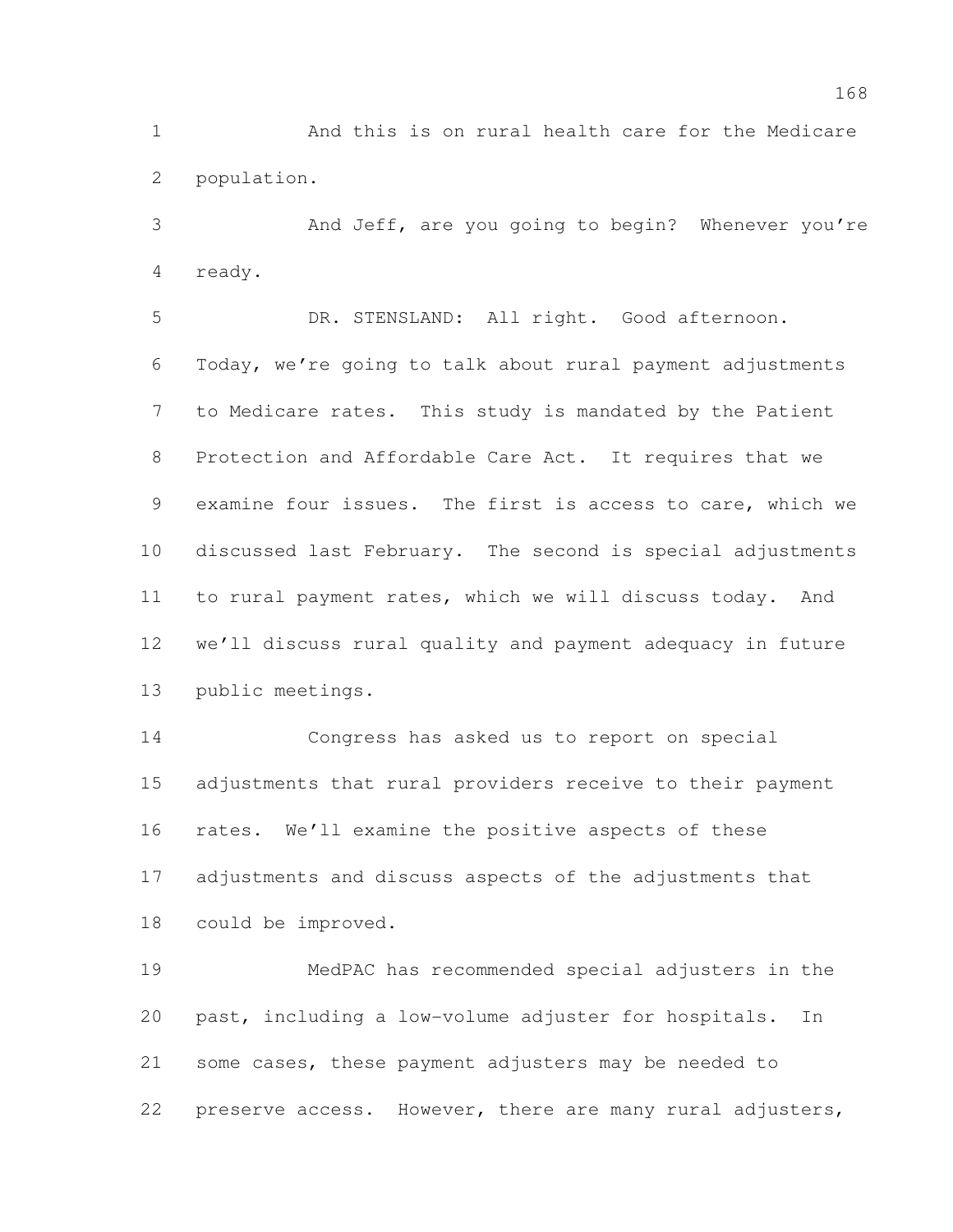And this is on rural health care for the Medicare population.

And Jeff, are you going to begin? Whenever you're ready.

DR. STENSLAND: All right. Good afternoon. Today, we're going to talk about rural payment adjustments to Medicare rates. This study is mandated by the Patient Protection and Affordable Care Act. It requires that we examine four issues. The first is access to care, which we discussed last February. The second is special adjustments to rural payment rates, which we will discuss today. And we'll discuss rural quality and payment adequacy in future public meetings.

Congress has asked us to report on special adjustments that rural providers receive to their payment rates. We'll examine the positive aspects of these adjustments and discuss aspects of the adjustments that could be improved.

MedPAC has recommended special adjusters in the past, including a low-volume adjuster for hospitals. In some cases, these payment adjusters may be needed to preserve access. However, there are many rural adjusters,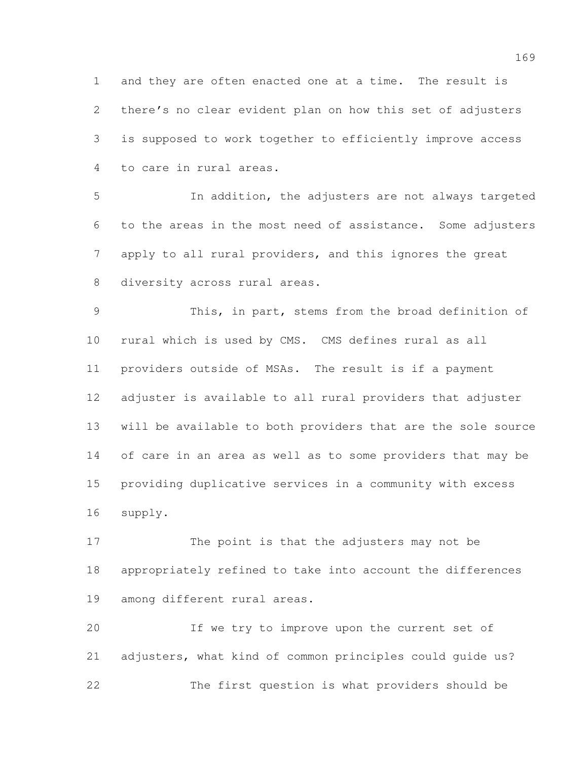and they are often enacted one at a time. The result is there's no clear evident plan on how this set of adjusters is supposed to work together to efficiently improve access to care in rural areas.

In addition, the adjusters are not always targeted to the areas in the most need of assistance. Some adjusters apply to all rural providers, and this ignores the great diversity across rural areas.

This, in part, stems from the broad definition of rural which is used by CMS. CMS defines rural as all providers outside of MSAs. The result is if a payment adjuster is available to all rural providers that adjuster will be available to both providers that are the sole source of care in an area as well as to some providers that may be providing duplicative services in a community with excess supply.

The point is that the adjusters may not be appropriately refined to take into account the differences among different rural areas.

If we try to improve upon the current set of adjusters, what kind of common principles could guide us?

The first question is what providers should be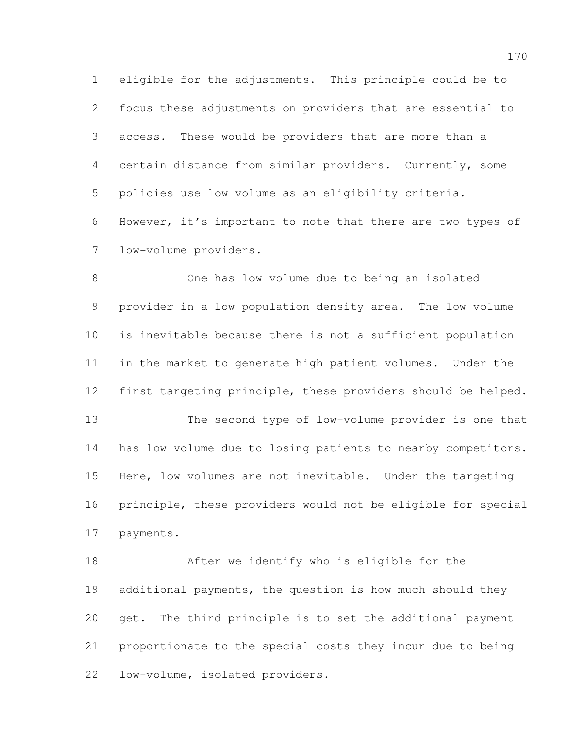eligible for the adjustments. This principle could be to focus these adjustments on providers that are essential to access. These would be providers that are more than a certain distance from similar providers. Currently, some policies use low volume as an eligibility criteria. However, it's important to note that there are two types of low-volume providers.

One has low volume due to being an isolated provider in a low population density area. The low volume is inevitable because there is not a sufficient population in the market to generate high patient volumes. Under the first targeting principle, these providers should be helped.

The second type of low-volume provider is one that has low volume due to losing patients to nearby competitors. Here, low volumes are not inevitable. Under the targeting principle, these providers would not be eligible for special payments.

After we identify who is eligible for the additional payments, the question is how much should they get. The third principle is to set the additional payment proportionate to the special costs they incur due to being low-volume, isolated providers.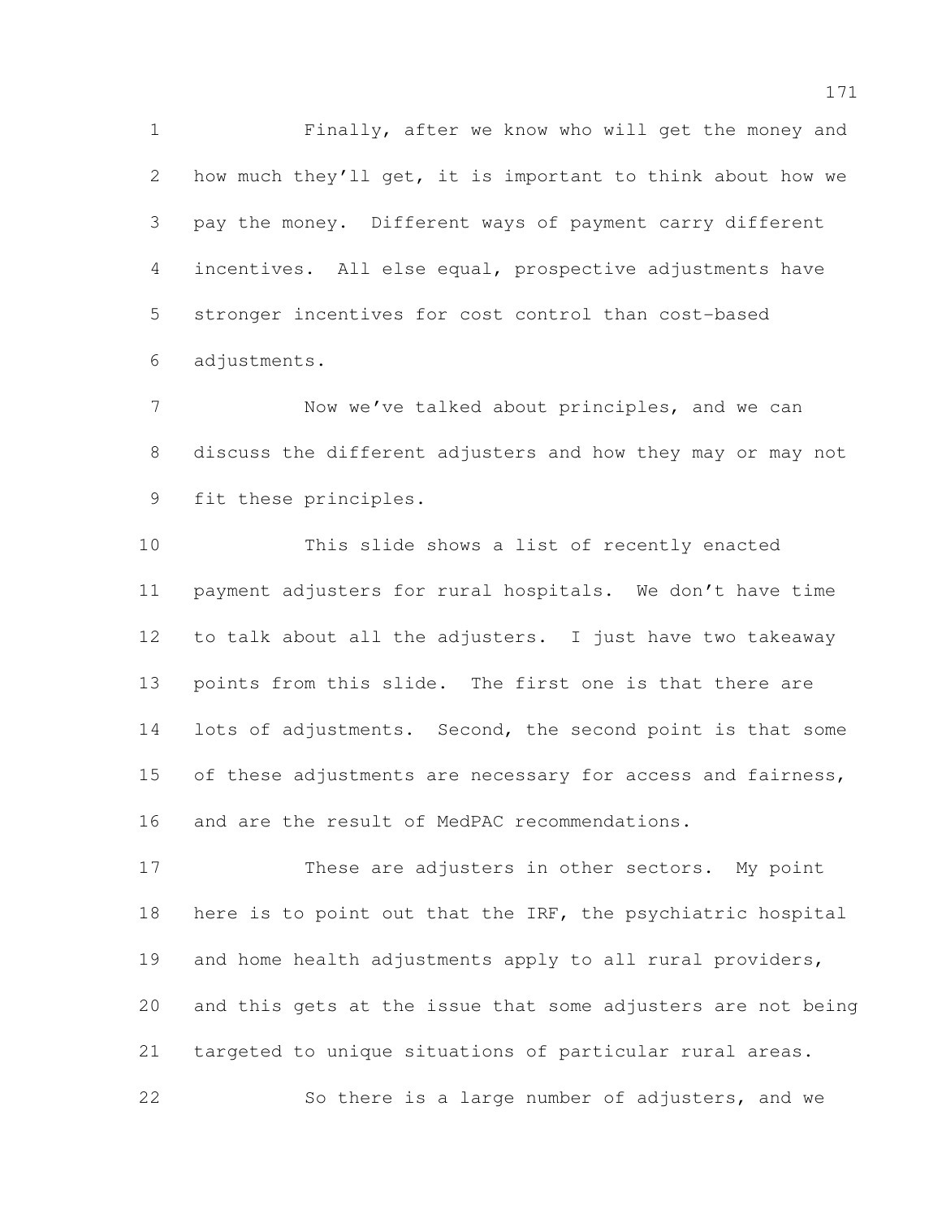Finally, after we know who will get the money and how much they'll get, it is important to think about how we pay the money. Different ways of payment carry different incentives. All else equal, prospective adjustments have stronger incentives for cost control than cost-based adjustments.

Now we've talked about principles, and we can discuss the different adjusters and how they may or may not fit these principles.

This slide shows a list of recently enacted payment adjusters for rural hospitals. We don't have time to talk about all the adjusters. I just have two takeaway points from this slide. The first one is that there are lots of adjustments. Second, the second point is that some of these adjustments are necessary for access and fairness, and are the result of MedPAC recommendations.

These are adjusters in other sectors. My point here is to point out that the IRF, the psychiatric hospital and home health adjustments apply to all rural providers, and this gets at the issue that some adjusters are not being targeted to unique situations of particular rural areas.

So there is a large number of adjusters, and we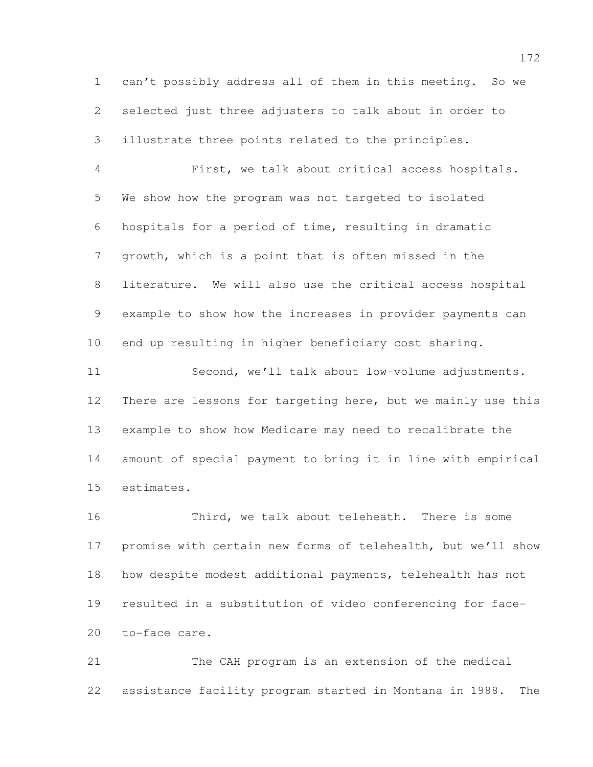can't possibly address all of them in this meeting. So we selected just three adjusters to talk about in order to illustrate three points related to the principles.

First, we talk about critical access hospitals. We show how the program was not targeted to isolated hospitals for a period of time, resulting in dramatic growth, which is a point that is often missed in the literature. We will also use the critical access hospital example to show how the increases in provider payments can end up resulting in higher beneficiary cost sharing.

Second, we'll talk about low-volume adjustments. There are lessons for targeting here, but we mainly use this example to show how Medicare may need to recalibrate the amount of special payment to bring it in line with empirical estimates.

Third, we talk about teleheath. There is some promise with certain new forms of telehealth, but we'll show how despite modest additional payments, telehealth has not resulted in a substitution of video conferencing for face-to-face care.

The CAH program is an extension of the medical assistance facility program started in Montana in 1988. The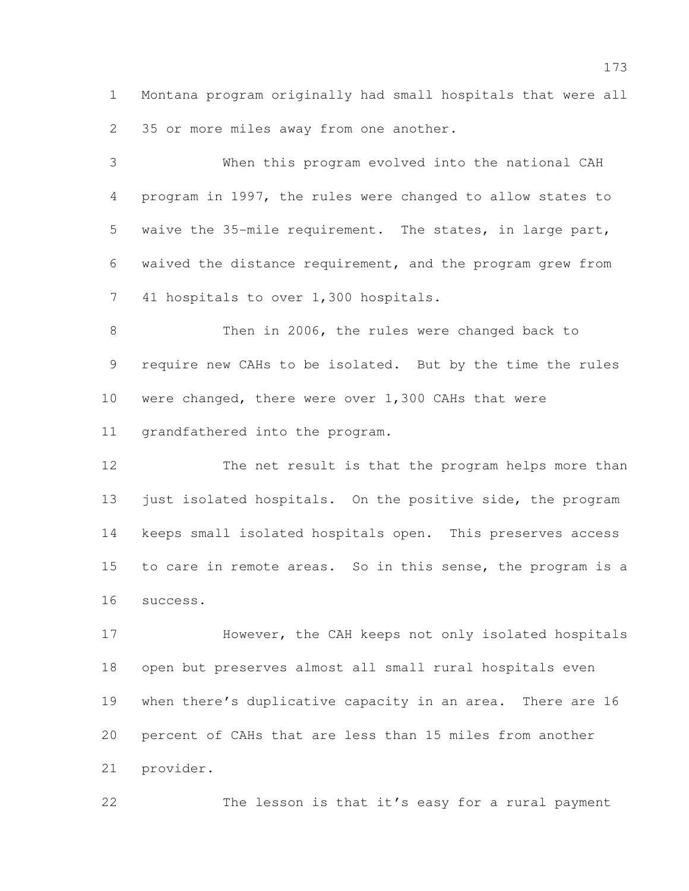Montana program originally had small hospitals that were all 35 or more miles away from one another.

When this program evolved into the national CAH program in 1997, the rules were changed to allow states to waive the 35-mile requirement. The states, in large part, waived the distance requirement, and the program grew from 41 hospitals to over 1,300 hospitals.

Then in 2006, the rules were changed back to require new CAHs to be isolated. But by the time the rules were changed, there were over 1,300 CAHs that were grandfathered into the program.

The net result is that the program helps more than just isolated hospitals. On the positive side, the program keeps small isolated hospitals open. This preserves access to care in remote areas. So in this sense, the program is a success.

However, the CAH keeps not only isolated hospitals open but preserves almost all small rural hospitals even when there's duplicative capacity in an area. There are 16 percent of CAHs that are less than 15 miles from another provider.

The lesson is that it's easy for a rural payment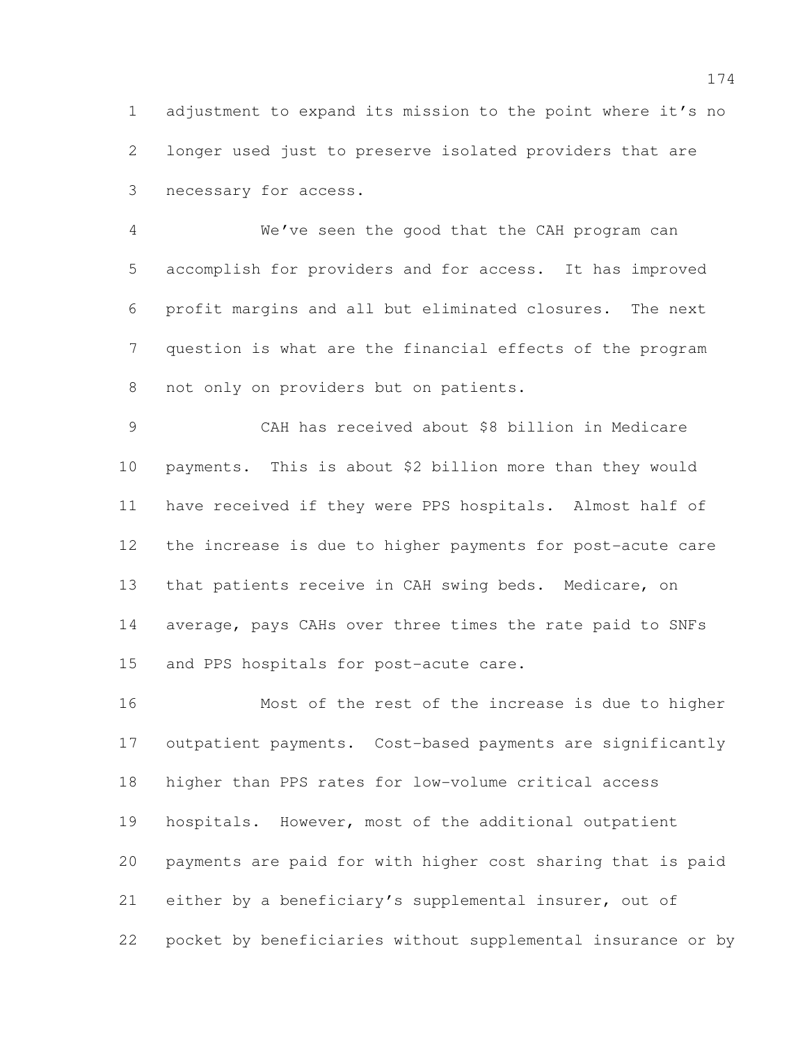adjustment to expand its mission to the point where it's no longer used just to preserve isolated providers that are necessary for access.

We've seen the good that the CAH program can accomplish for providers and for access. It has improved profit margins and all but eliminated closures. The next question is what are the financial effects of the program not only on providers but on patients.

CAH has received about $8 billion in Medicare payments. This is about $2 billion more than they would have received if they were PPS hospitals. Almost half of the increase is due to higher payments for post-acute care that patients receive in CAH swing beds. Medicare, on average, pays CAHs over three times the rate paid to SNFs and PPS hospitals for post-acute care.

Most of the rest of the increase is due to higher outpatient payments. Cost-based payments are significantly higher than PPS rates for low-volume critical access hospitals. However, most of the additional outpatient payments are paid for with higher cost sharing that is paid either by a beneficiary's supplemental insurer, out of pocket by beneficiaries without supplemental insurance or by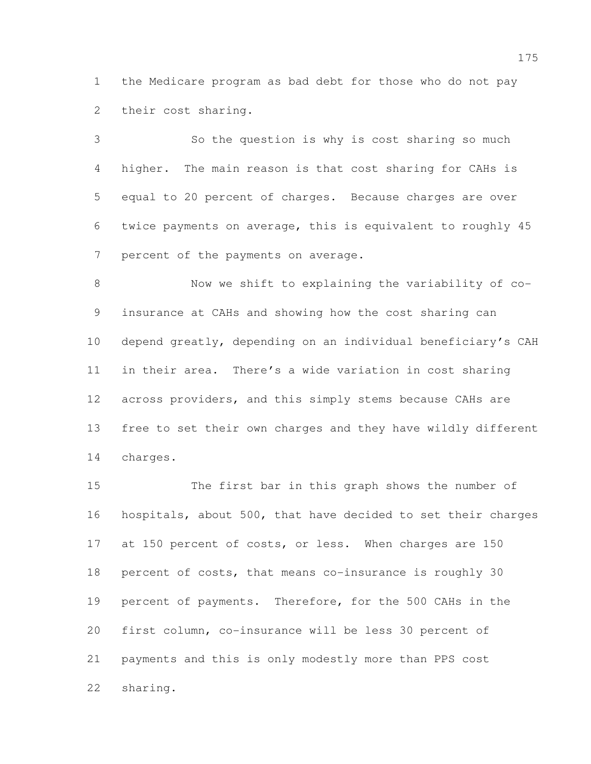the Medicare program as bad debt for those who do not pay their cost sharing.

So the question is why is cost sharing so much higher. The main reason is that cost sharing for CAHs is equal to 20 percent of charges. Because charges are over twice payments on average, this is equivalent to roughly 45 percent of the payments on average.

Now we shift to explaining the variability of co-insurance at CAHs and showing how the cost sharing can depend greatly, depending on an individual beneficiary's CAH in their area. There's a wide variation in cost sharing across providers, and this simply stems because CAHs are free to set their own charges and they have wildly different charges.

The first bar in this graph shows the number of hospitals, about 500, that have decided to set their charges at 150 percent of costs, or less. When charges are 150 percent of costs, that means co-insurance is roughly 30 percent of payments. Therefore, for the 500 CAHs in the first column, co-insurance will be less 30 percent of payments and this is only modestly more than PPS cost sharing.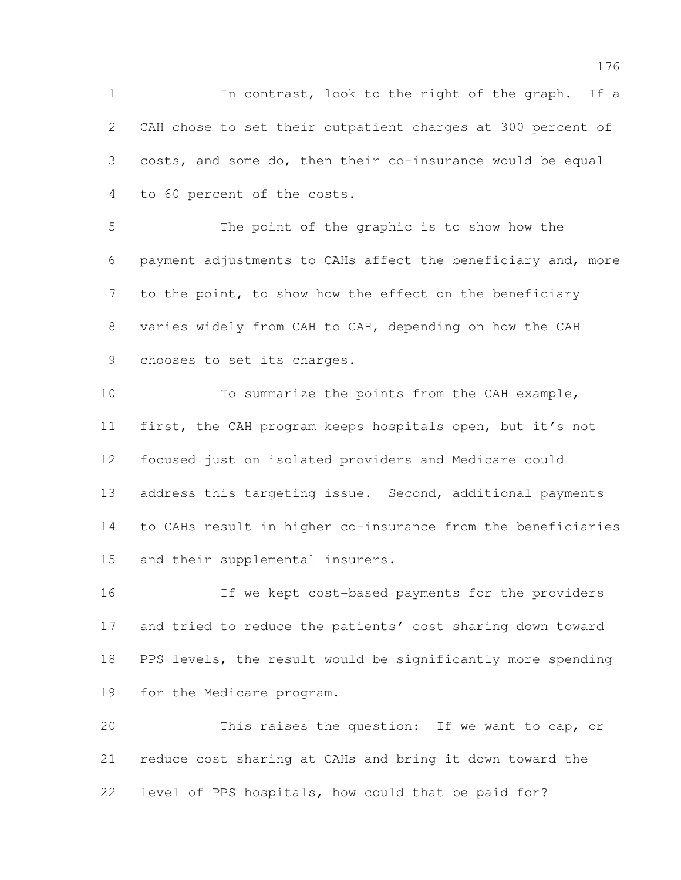In contrast, look to the right of the graph. If a CAH chose to set their outpatient charges at 300 percent of costs, and some do, then their co-insurance would be equal to 60 percent of the costs.

The point of the graphic is to show how the payment adjustments to CAHs affect the beneficiary and, more to the point, to show how the effect on the beneficiary varies widely from CAH to CAH, depending on how the CAH chooses to set its charges.

To summarize the points from the CAH example, first, the CAH program keeps hospitals open, but it's not focused just on isolated providers and Medicare could address this targeting issue. Second, additional payments to CAHs result in higher co-insurance from the beneficiaries and their supplemental insurers.

If we kept cost-based payments for the providers and tried to reduce the patients' cost sharing down toward PPS levels, the result would be significantly more spending for the Medicare program.

This raises the question: If we want to cap, or reduce cost sharing at CAHs and bring it down toward the level of PPS hospitals, how could that be paid for?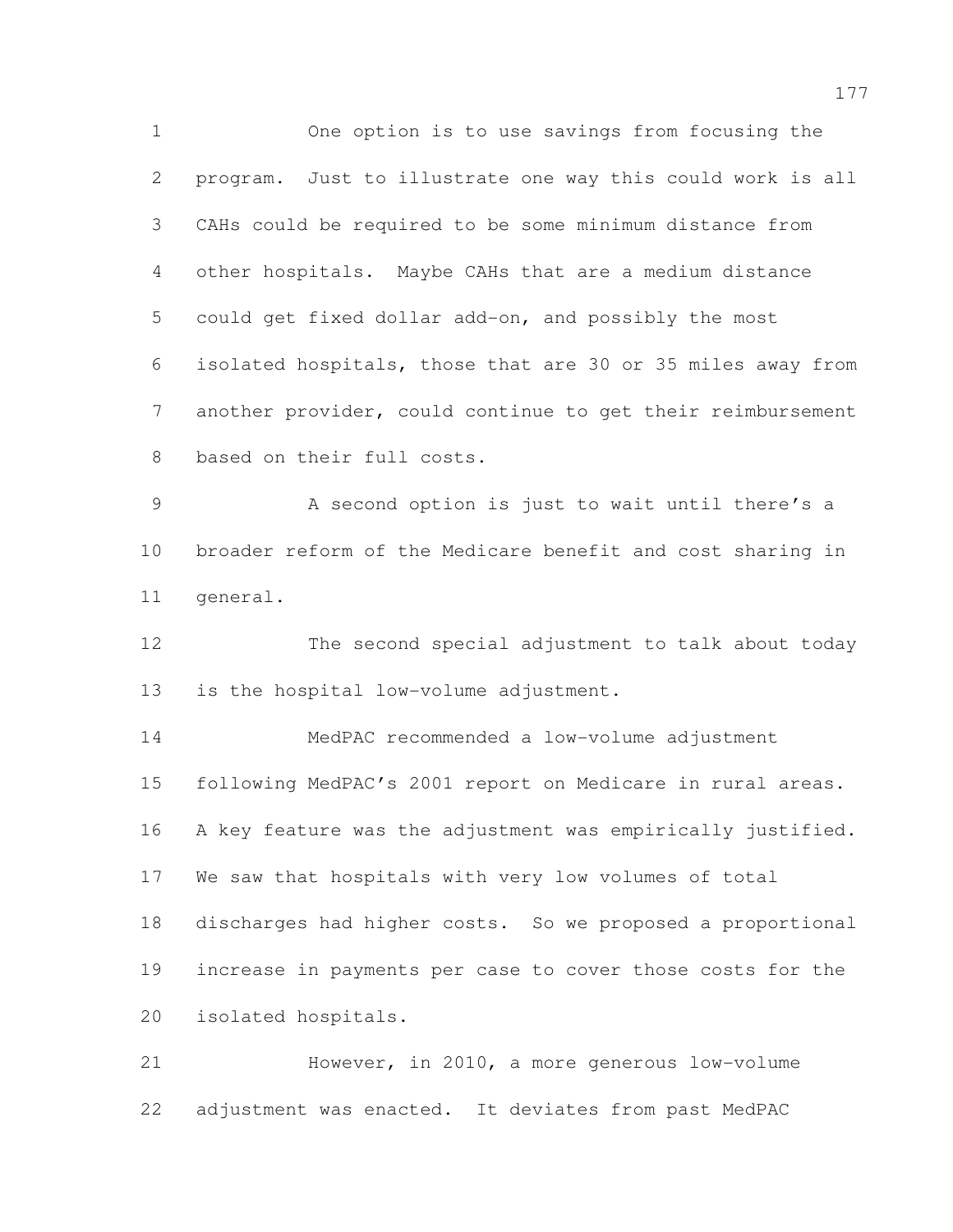One option is to use savings from focusing the program. Just to illustrate one way this could work is all CAHs could be required to be some minimum distance from other hospitals. Maybe CAHs that are a medium distance could get fixed dollar add-on, and possibly the most isolated hospitals, those that are 30 or 35 miles away from another provider, could continue to get their reimbursement based on their full costs.

A second option is just to wait until there's a broader reform of the Medicare benefit and cost sharing in general.

The second special adjustment to talk about today is the hospital low-volume adjustment.

MedPAC recommended a low-volume adjustment following MedPAC's 2001 report on Medicare in rural areas. A key feature was the adjustment was empirically justified. We saw that hospitals with very low volumes of total discharges had higher costs. So we proposed a proportional increase in payments per case to cover those costs for the isolated hospitals.

However, in 2010, a more generous low-volume adjustment was enacted. It deviates from past MedPAC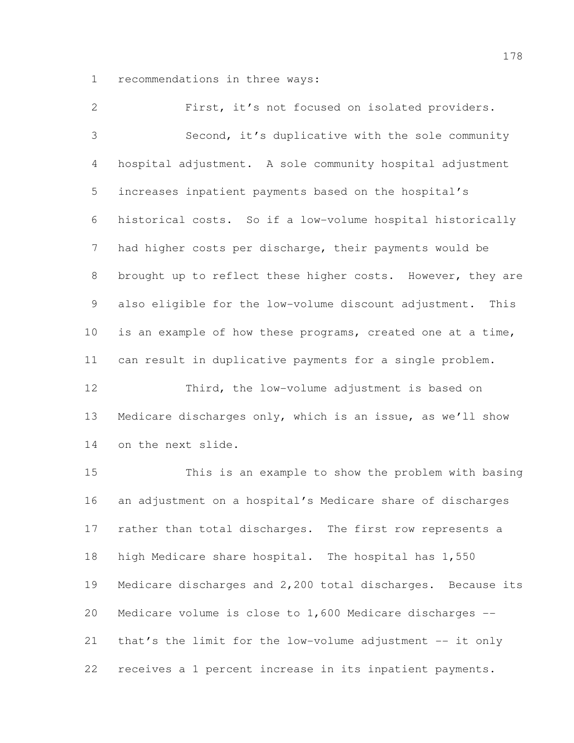recommendations in three ways:

First, it's not focused on isolated providers.

Second, it's duplicative with the sole community hospital adjustment. A sole community hospital adjustment increases inpatient payments based on the hospital's historical costs. So if a low-volume hospital historically had higher costs per discharge, their payments would be brought up to reflect these higher costs. However, they are also eligible for the low-volume discount adjustment. This is an example of how these programs, created one at a time, can result in duplicative payments for a single problem.

Third, the low-volume adjustment is based on Medicare discharges only, which is an issue, as we'll show on the next slide.

This is an example to show the problem with basing an adjustment on a hospital's Medicare share of discharges rather than total discharges. The first row represents a high Medicare share hospital. The hospital has 1,550 Medicare discharges and 2,200 total discharges. Because its Medicare volume is close to 1,600 Medicare discharges -- that's the limit for the low-volume adjustment -- it only receives a 1 percent increase in its inpatient payments.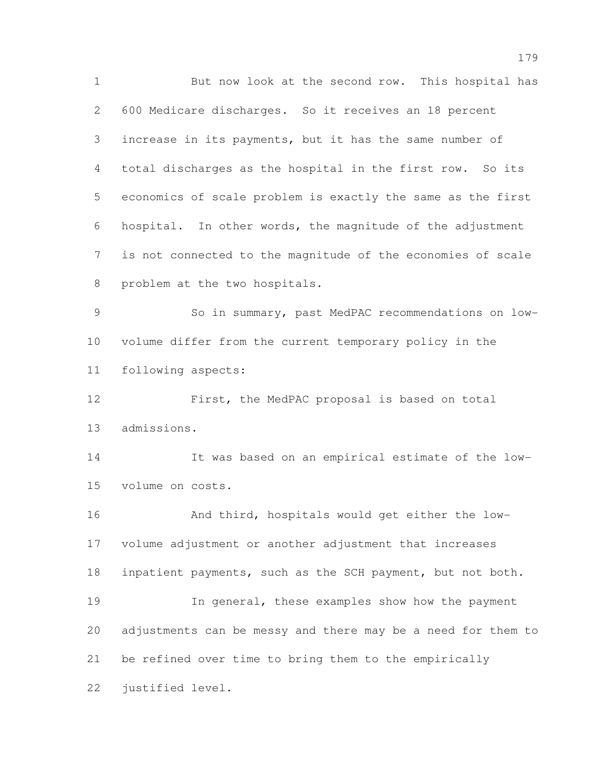But now look at the second row. This hospital has 600 Medicare discharges. So it receives an 18 percent increase in its payments, but it has the same number of total discharges as the hospital in the first row. So its economics of scale problem is exactly the same as the first hospital. In other words, the magnitude of the adjustment is not connected to the magnitude of the economies of scale problem at the two hospitals.

So in summary, past MedPAC recommendations on low-volume differ from the current temporary policy in the following aspects:

First, the MedPAC proposal is based on total admissions.

It was based on an empirical estimate of the low-volume on costs.

And third, hospitals would get either the low-volume adjustment or another adjustment that increases inpatient payments, such as the SCH payment, but not both.

In general, these examples show how the payment adjustments can be messy and there may be a need for them to be refined over time to bring them to the empirically justified level.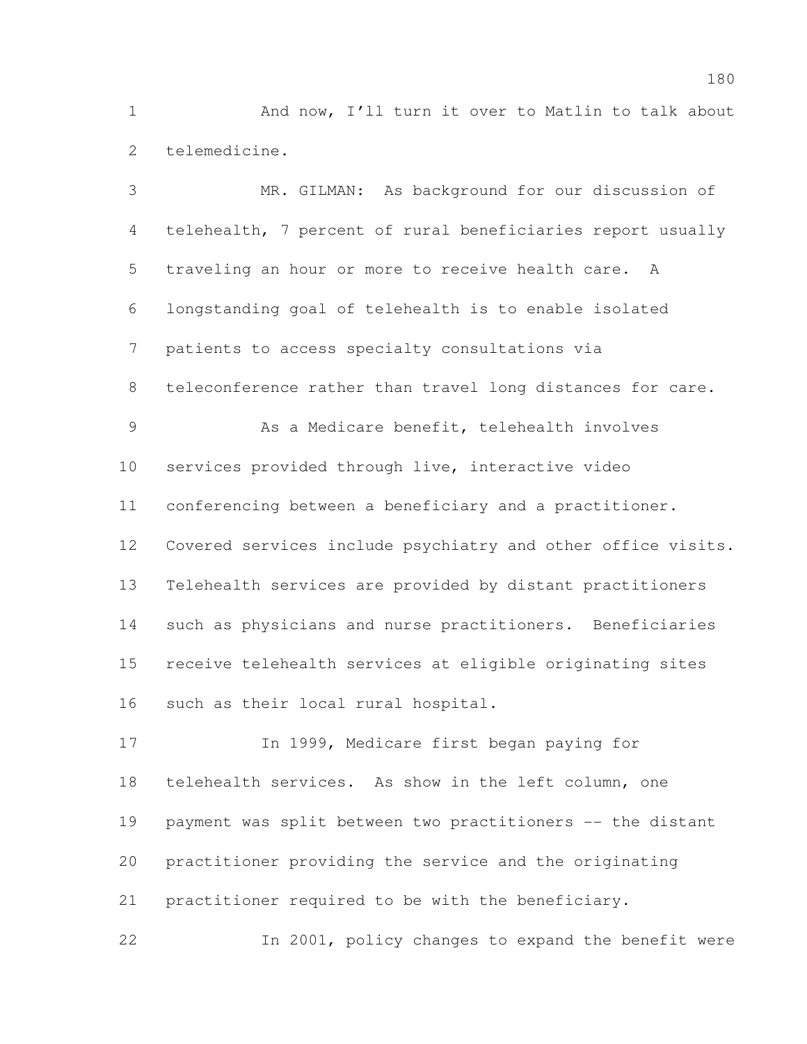And now, I'll turn it over to Matlin to talk about telemedicine.

MR. GILMAN: As background for our discussion of telehealth, 7 percent of rural beneficiaries report usually traveling an hour or more to receive health care. A longstanding goal of telehealth is to enable isolated patients to access specialty consultations via teleconference rather than travel long distances for care.

As a Medicare benefit, telehealth involves services provided through live, interactive video conferencing between a beneficiary and a practitioner. Covered services include psychiatry and other office visits. Telehealth services are provided by distant practitioners such as physicians and nurse practitioners. Beneficiaries receive telehealth services at eligible originating sites such as their local rural hospital.

In 1999, Medicare first began paying for telehealth services. As show in the left column, one payment was split between two practitioners -- the distant practitioner providing the service and the originating practitioner required to be with the beneficiary.

In 2001, policy changes to expand the benefit were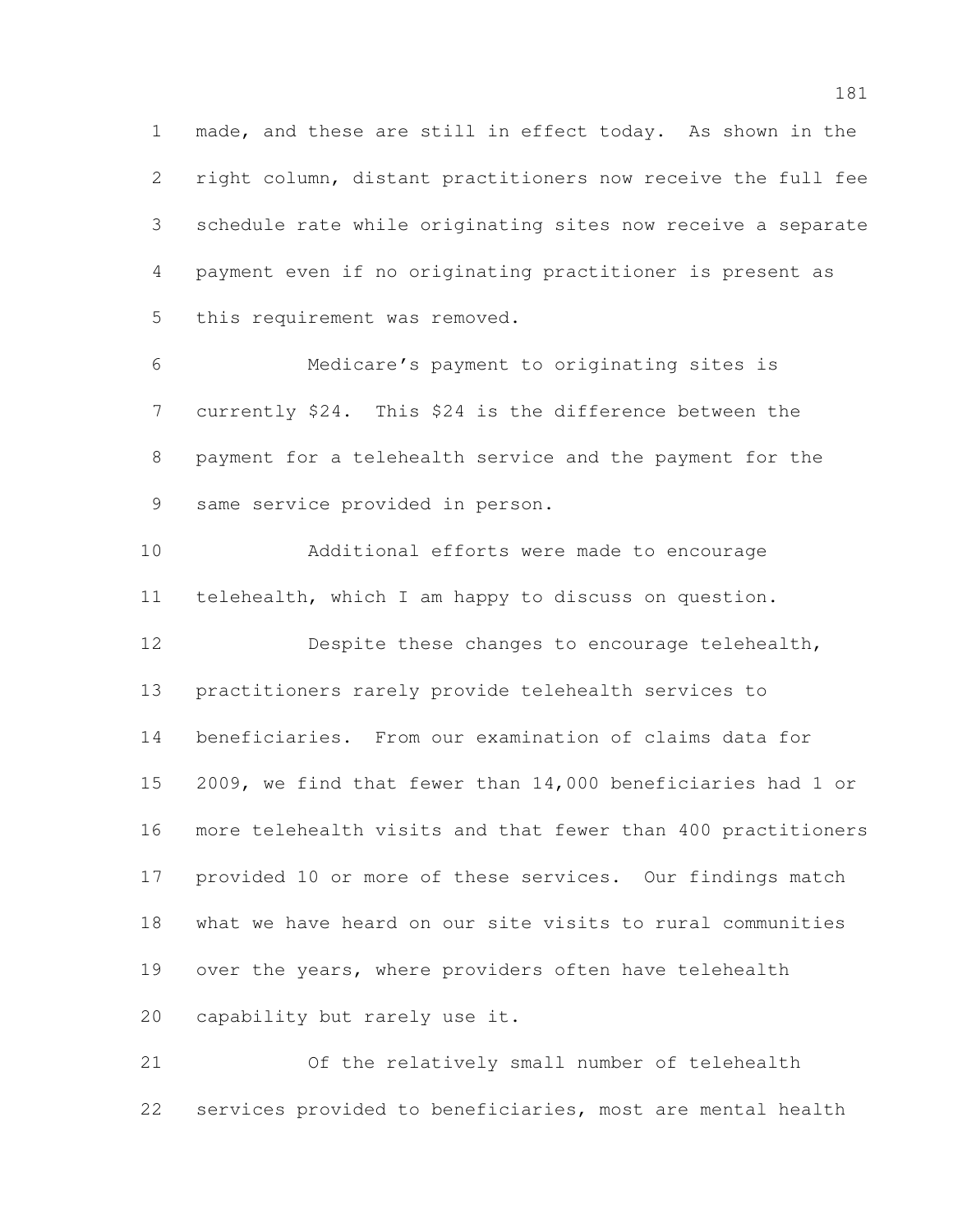made, and these are still in effect today. As shown in the right column, distant practitioners now receive the full fee schedule rate while originating sites now receive a separate payment even if no originating practitioner is present as this requirement was removed.

Medicare's payment to originating sites is currently $24. This $24 is the difference between the payment for a telehealth service and the payment for the same service provided in person.

Additional efforts were made to encourage telehealth, which I am happy to discuss on question.

Despite these changes to encourage telehealth, practitioners rarely provide telehealth services to beneficiaries. From our examination of claims data for 2009, we find that fewer than 14,000 beneficiaries had 1 or more telehealth visits and that fewer than 400 practitioners provided 10 or more of these services. Our findings match what we have heard on our site visits to rural communities over the years, where providers often have telehealth capability but rarely use it.

Of the relatively small number of telehealth services provided to beneficiaries, most are mental health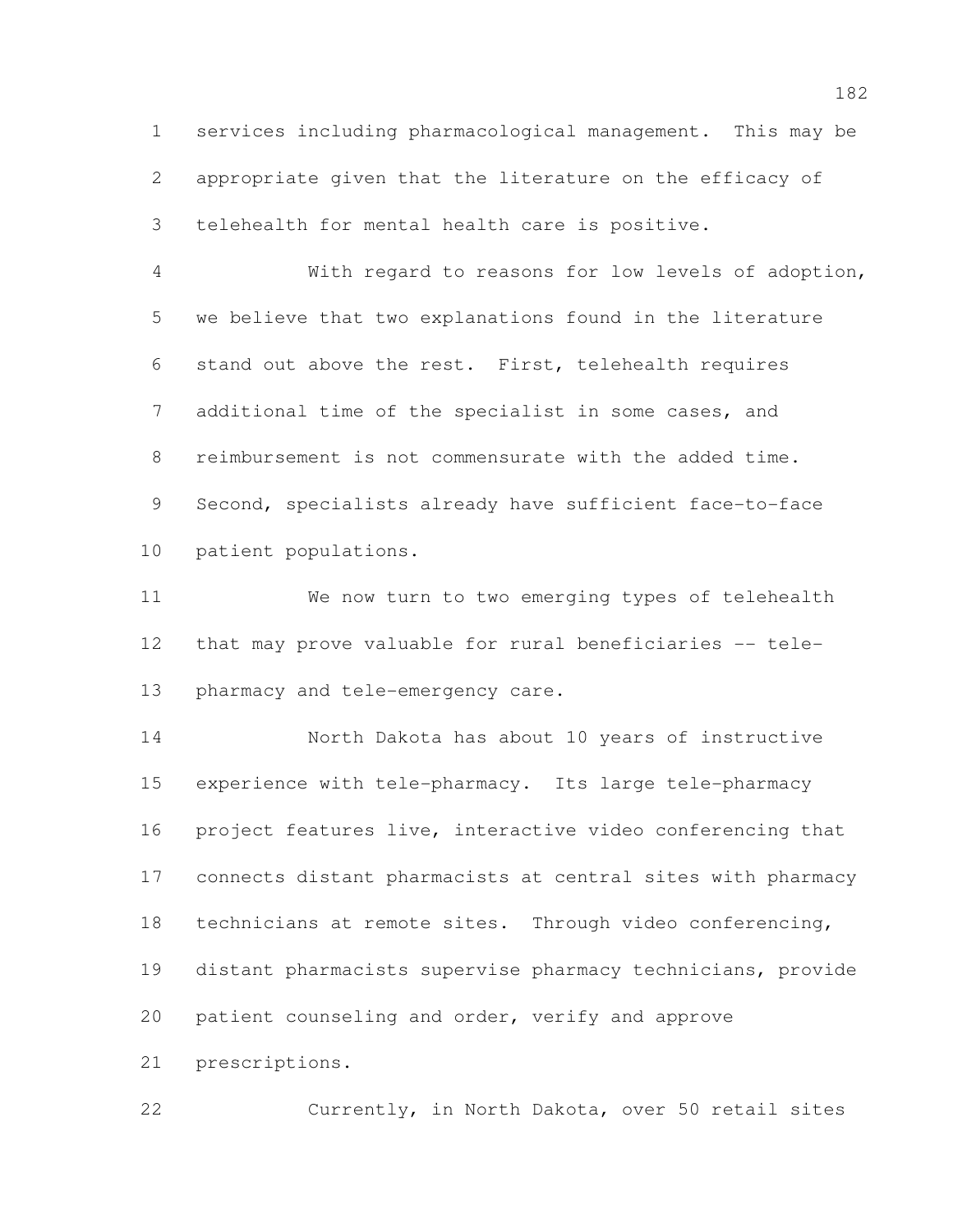services including pharmacological management. This may be appropriate given that the literature on the efficacy of telehealth for mental health care is positive.

With regard to reasons for low levels of adoption, we believe that two explanations found in the literature stand out above the rest. First, telehealth requires additional time of the specialist in some cases, and reimbursement is not commensurate with the added time. Second, specialists already have sufficient face-to-face patient populations.

We now turn to two emerging types of telehealth that may prove valuable for rural beneficiaries -- tele-pharmacy and tele-emergency care.

North Dakota has about 10 years of instructive experience with tele-pharmacy. Its large tele-pharmacy project features live, interactive video conferencing that connects distant pharmacists at central sites with pharmacy technicians at remote sites. Through video conferencing, distant pharmacists supervise pharmacy technicians, provide patient counseling and order, verify and approve prescriptions.

Currently, in North Dakota, over 50 retail sites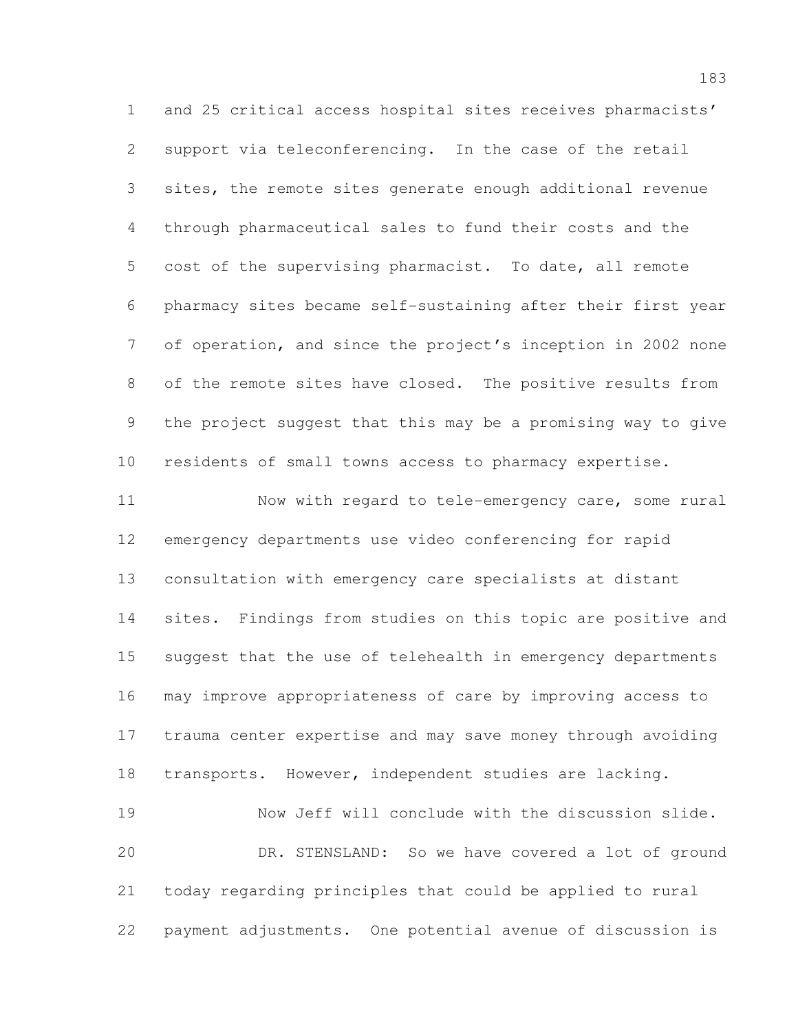and 25 critical access hospital sites receives pharmacists' support via teleconferencing. In the case of the retail sites, the remote sites generate enough additional revenue through pharmaceutical sales to fund their costs and the cost of the supervising pharmacist. To date, all remote pharmacy sites became self-sustaining after their first year of operation, and since the project's inception in 2002 none of the remote sites have closed. The positive results from the project suggest that this may be a promising way to give residents of small towns access to pharmacy expertise.

Now with regard to tele-emergency care, some rural emergency departments use video conferencing for rapid consultation with emergency care specialists at distant sites. Findings from studies on this topic are positive and suggest that the use of telehealth in emergency departments may improve appropriateness of care by improving access to trauma center expertise and may save money through avoiding transports. However, independent studies are lacking.

Now Jeff will conclude with the discussion slide.

DR. STENSLAND: So we have covered a lot of ground today regarding principles that could be applied to rural payment adjustments. One potential avenue of discussion is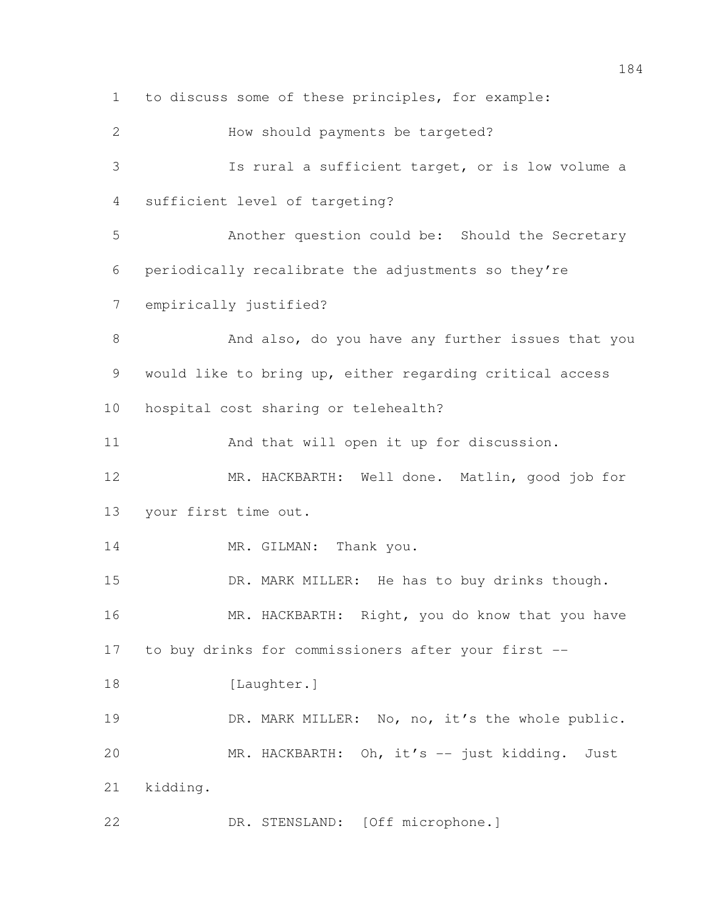to discuss some of these principles, for example:

How should payments be targeted?

Is rural a sufficient target, or is low volume a sufficient level of targeting?

Another question could be: Should the Secretary periodically recalibrate the adjustments so they're empirically justified?

And also, do you have any further issues that you would like to bring up, either regarding critical access hospital cost sharing or telehealth?

And that will open it up for discussion.

MR. HACKBARTH: Well done. Matlin, good job for your first time out.

MR. GILMAN: Thank you.

DR. MARK MILLER: He has to buy drinks though.

MR. HACKBARTH: Right, you do know that you have to buy drinks for commissioners after your first --

[Laughter.]

DR. MARK MILLER: No, no, it's the whole public.

MR. HACKBARTH: Oh, it's -- just kidding. Just kidding.

DR. STENSLAND: [Off microphone.]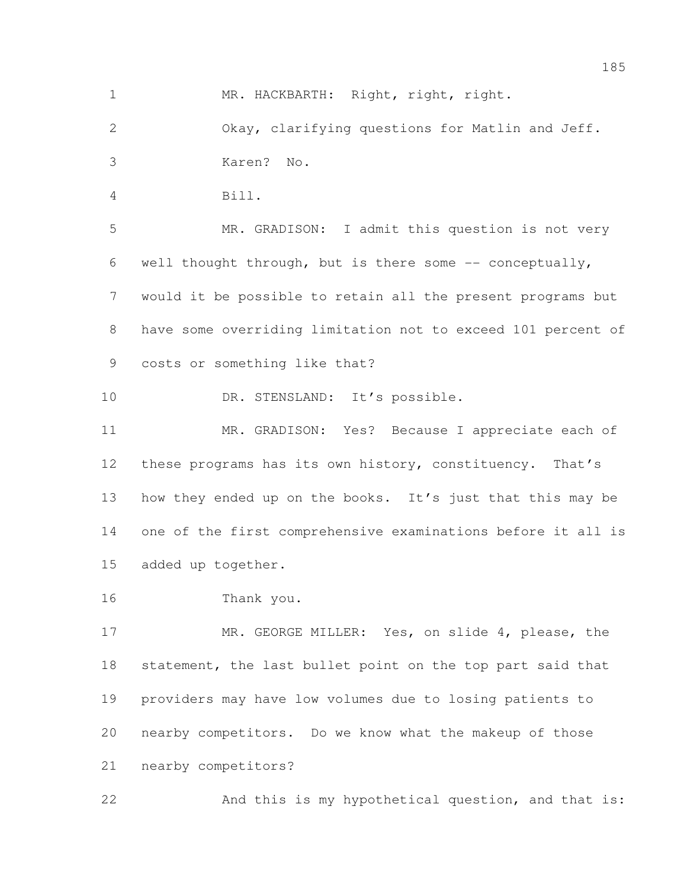MR. HACKBARTH: Right, right, right.

Okay, clarifying questions for Matlin and Jeff.

Karen? No.

Bill.

MR. GRADISON: I admit this question is not very well thought through, but is there some -- conceptually, would it be possible to retain all the present programs but have some overriding limitation not to exceed 101 percent of costs or something like that?

DR. STENSLAND: It's possible.

MR. GRADISON: Yes? Because I appreciate each of these programs has its own history, constituency. That's how they ended up on the books. It's just that this may be one of the first comprehensive examinations before it all is added up together.

Thank you.

MR. GEORGE MILLER: Yes, on slide 4, please, the statement, the last bullet point on the top part said that providers may have low volumes due to losing patients to nearby competitors. Do we know what the makeup of those nearby competitors?

And this is my hypothetical question, and that is: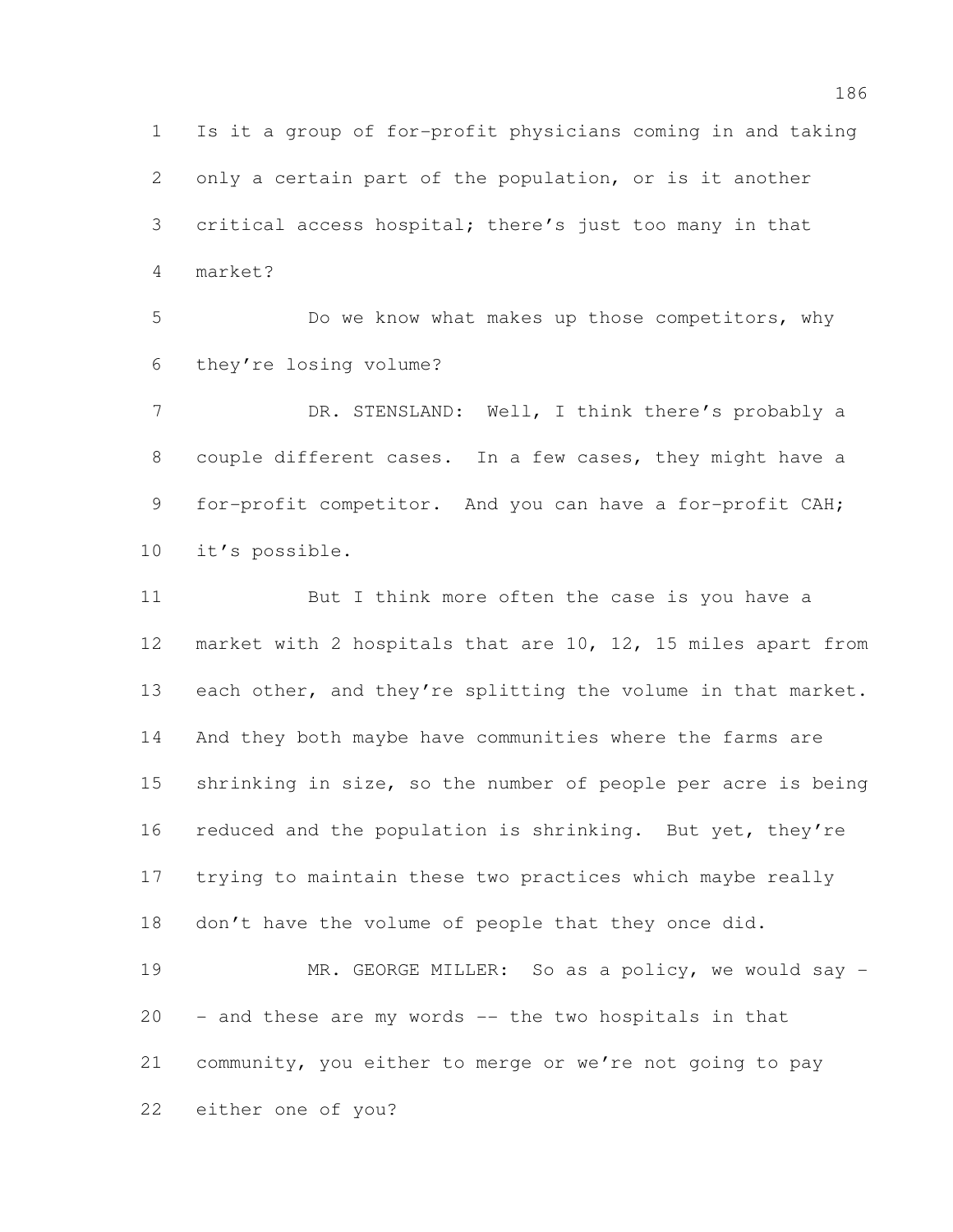Is it a group of for-profit physicians coming in and taking only a certain part of the population, or is it another critical access hospital; there's just too many in that market?

Do we know what makes up those competitors, why they're losing volume?

DR. STENSLAND: Well, I think there's probably a couple different cases. In a few cases, they might have a for-profit competitor. And you can have a for-profit CAH; it's possible.

But I think more often the case is you have a market with 2 hospitals that are 10, 12, 15 miles apart from each other, and they're splitting the volume in that market. And they both maybe have communities where the farms are shrinking in size, so the number of people per acre is being reduced and the population is shrinking. But yet, they're trying to maintain these two practices which maybe really don't have the volume of people that they once did.

MR. GEORGE MILLER: So as a policy, we would say -- and these are my words -- the two hospitals in that community, you either to merge or we're not going to pay either one of you?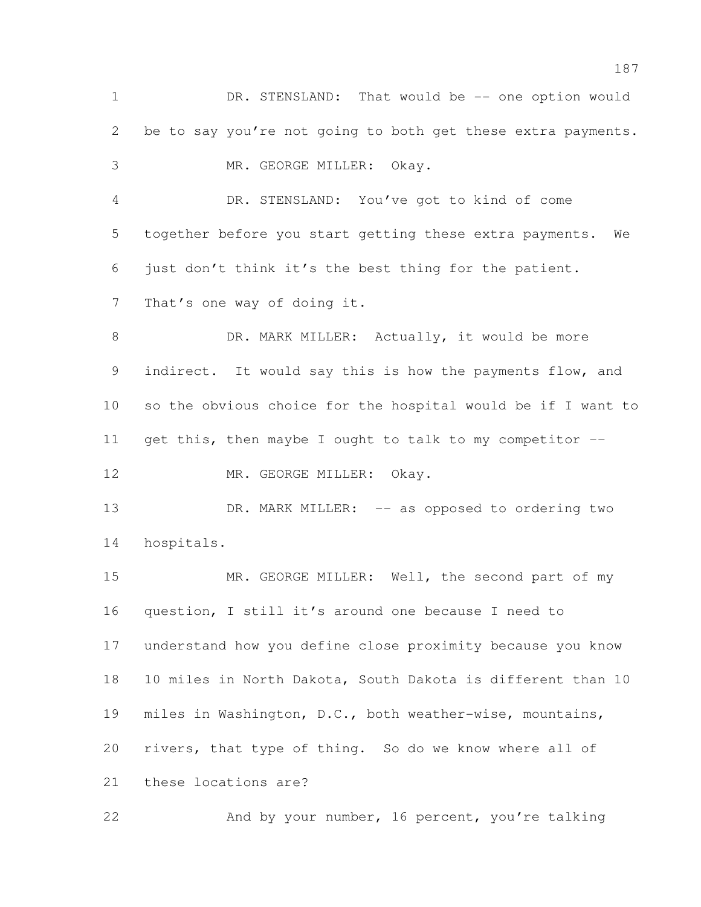DR. STENSLAND: That would be -- one option would be to say you're not going to both get these extra payments.

MR. GEORGE MILLER: Okay.

DR. STENSLAND: You've got to kind of come together before you start getting these extra payments. We just don't think it's the best thing for the patient. That's one way of doing it.

DR. MARK MILLER: Actually, it would be more indirect. It would say this is how the payments flow, and so the obvious choice for the hospital would be if I want to get this, then maybe I ought to talk to my competitor --

MR. GEORGE MILLER: Okay.

DR. MARK MILLER: -- as opposed to ordering two hospitals.

MR. GEORGE MILLER: Well, the second part of my question, I still it's around one because I need to understand how you define close proximity because you know 10 miles in North Dakota, South Dakota is different than 10 miles in Washington, D.C., both weather-wise, mountains, rivers, that type of thing. So do we know where all of these locations are?

And by your number, 16 percent, you're talking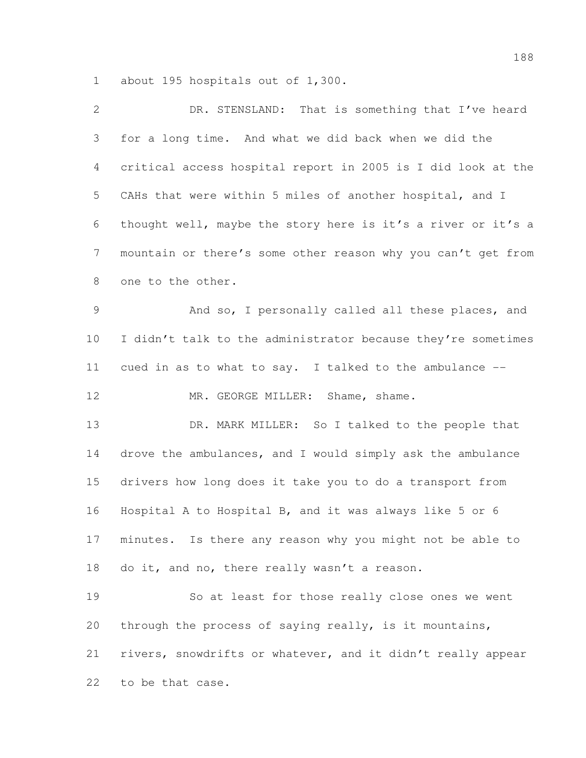about 195 hospitals out of 1,300.

DR. STENSLAND: That is something that I've heard for a long time. And what we did back when we did the critical access hospital report in 2005 is I did look at the CAHs that were within 5 miles of another hospital, and I thought well, maybe the story here is it's a river or it's a mountain or there's some other reason why you can't get from one to the other.

And so, I personally called all these places, and I didn't talk to the administrator because they're sometimes cued in as to what to say. I talked to the ambulance --

MR. GEORGE MILLER: Shame, shame.

DR. MARK MILLER: So I talked to the people that drove the ambulances, and I would simply ask the ambulance drivers how long does it take you to do a transport from Hospital A to Hospital B, and it was always like 5 or 6 minutes. Is there any reason why you might not be able to do it, and no, there really wasn't a reason.

So at least for those really close ones we went through the process of saying really, is it mountains, rivers, snowdrifts or whatever, and it didn't really appear to be that case.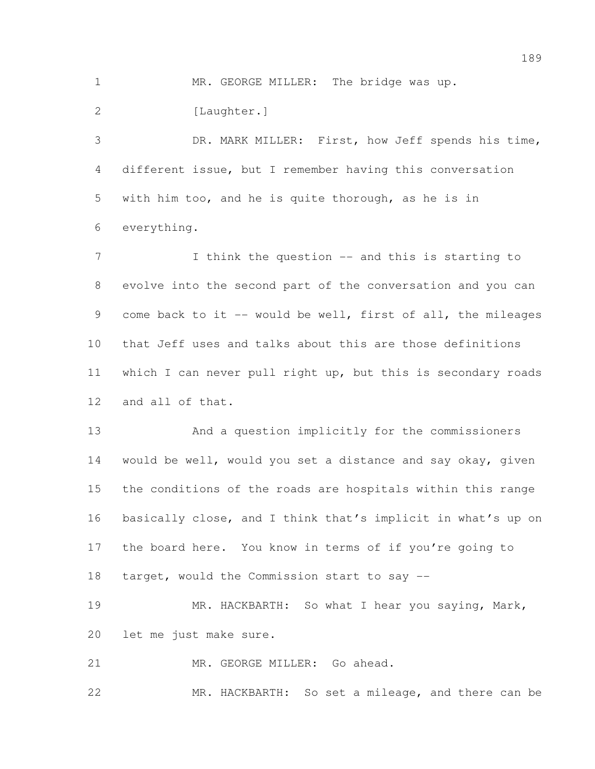MR. GEORGE MILLER: The bridge was up.

[Laughter.]

DR. MARK MILLER: First, how Jeff spends his time, different issue, but I remember having this conversation with him too, and he is quite thorough, as he is in everything.

I think the question -- and this is starting to evolve into the second part of the conversation and you can come back to it -- would be well, first of all, the mileages that Jeff uses and talks about this are those definitions which I can never pull right up, but this is secondary roads and all of that.

And a question implicitly for the commissioners would be well, would you set a distance and say okay, given the conditions of the roads are hospitals within this range basically close, and I think that's implicit in what's up on the board here. You know in terms of if you're going to target, would the Commission start to say --

MR. HACKBARTH: So what I hear you saying, Mark, let me just make sure.

MR. GEORGE MILLER: Go ahead.

MR. HACKBARTH: So set a mileage, and there can be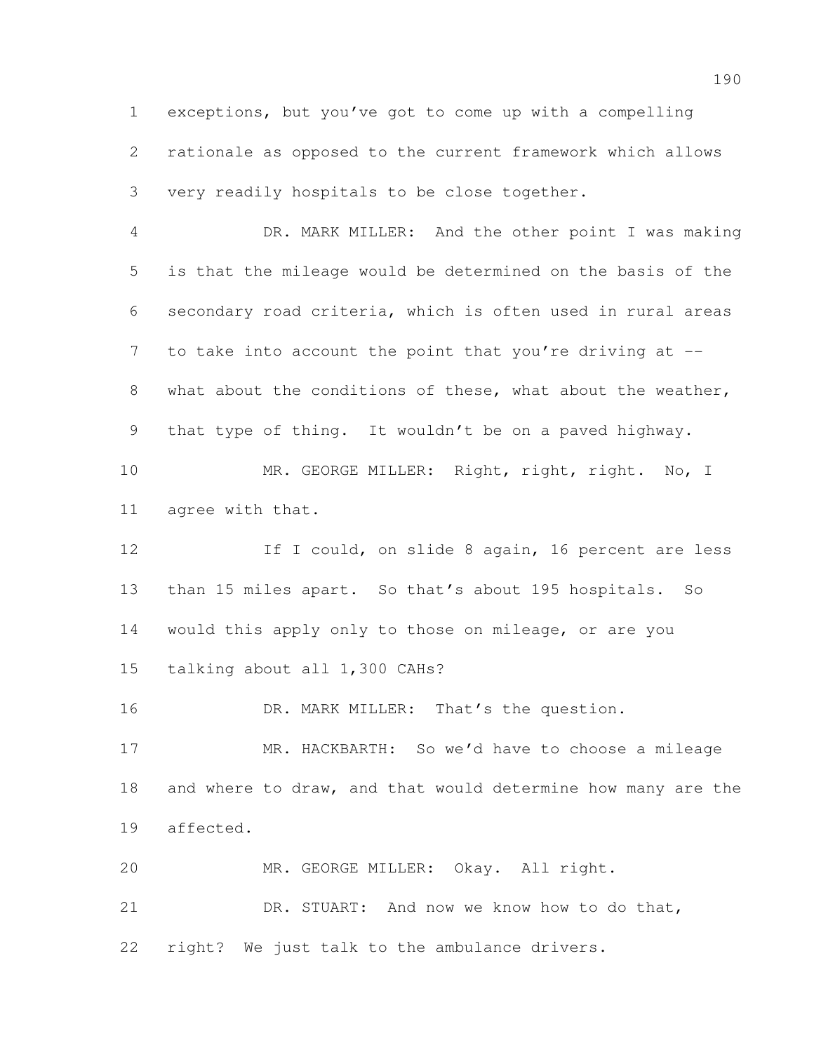exceptions, but you've got to come up with a compelling rationale as opposed to the current framework which allows very readily hospitals to be close together.

DR. MARK MILLER: And the other point I was making is that the mileage would be determined on the basis of the secondary road criteria, which is often used in rural areas to take into account the point that you're driving at -- what about the conditions of these, what about the weather, that type of thing. It wouldn't be on a paved highway.

MR. GEORGE MILLER: Right, right, right. No, I agree with that.

If I could, on slide 8 again, 16 percent are less than 15 miles apart. So that's about 195 hospitals. So would this apply only to those on mileage, or are you talking about all 1,300 CAHs?

DR. MARK MILLER: That's the question.

MR. HACKBARTH: So we'd have to choose a mileage and where to draw, and that would determine how many are the affected.

MR. GEORGE MILLER: Okay. All right.

DR. STUART: And now we know how to do that, right? We just talk to the ambulance drivers.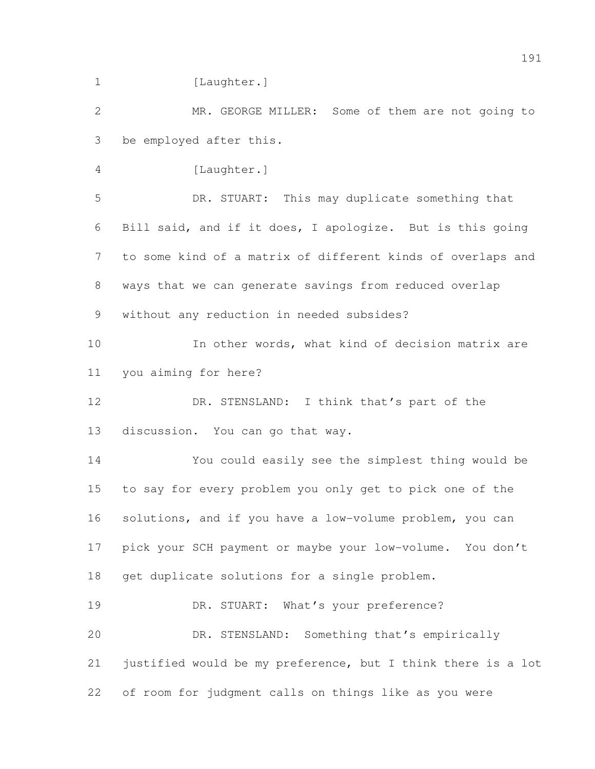[Laughter.]

MR. GEORGE MILLER: Some of them are not going to be employed after this.

[Laughter.]

DR. STUART: This may duplicate something that Bill said, and if it does, I apologize. But is this going to some kind of a matrix of different kinds of overlaps and ways that we can generate savings from reduced overlap without any reduction in needed subsides?

In other words, what kind of decision matrix are you aiming for here?

DR. STENSLAND: I think that's part of the discussion. You can go that way.

You could easily see the simplest thing would be to say for every problem you only get to pick one of the solutions, and if you have a low-volume problem, you can pick your SCH payment or maybe your low-volume. You don't get duplicate solutions for a single problem.

DR. STUART: What's your preference?

DR. STENSLAND: Something that's empirically justified would be my preference, but I think there is a lot of room for judgment calls on things like as you were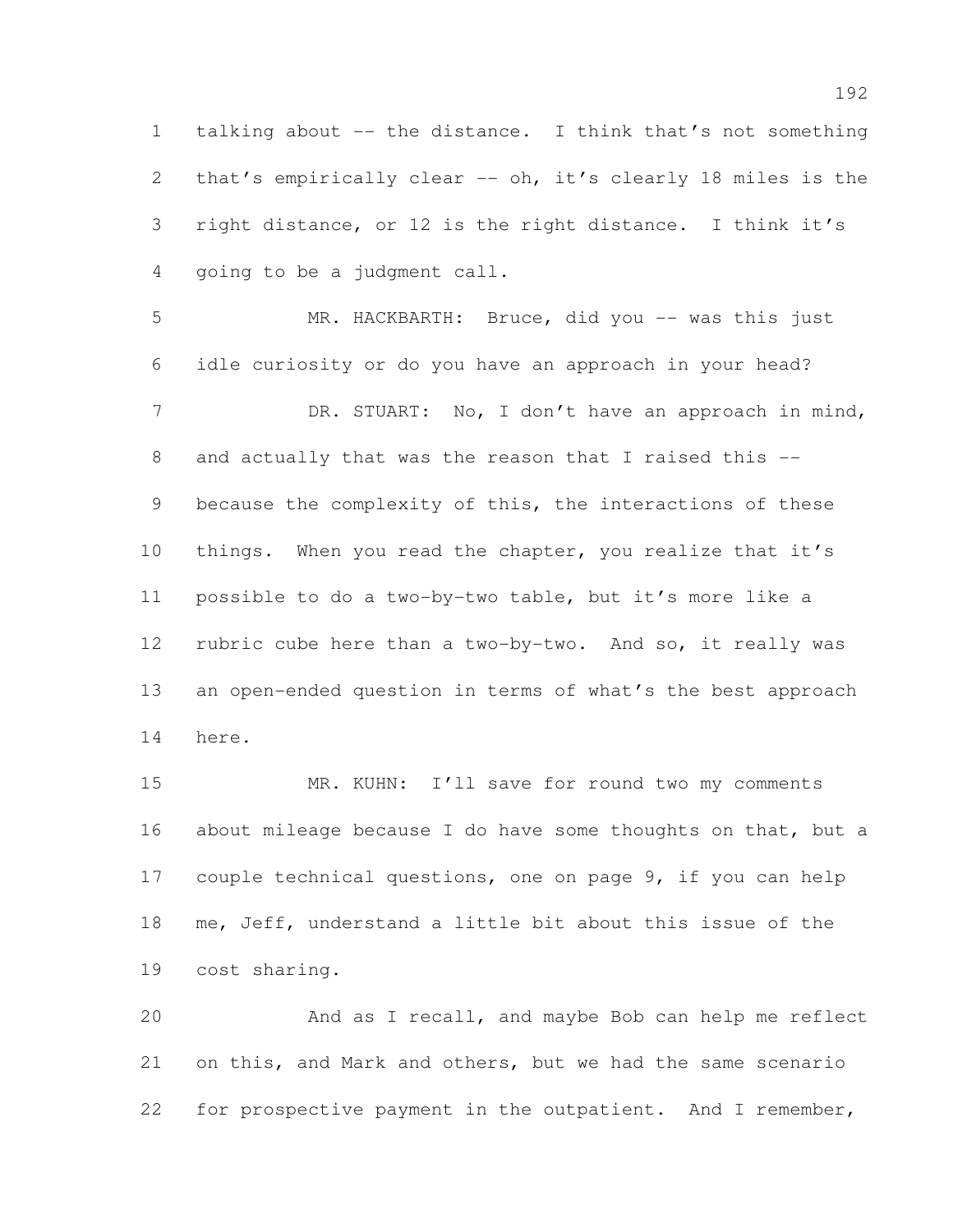talking about -- the distance. I think that's not something that's empirically clear -- oh, it's clearly 18 miles is the right distance, or 12 is the right distance. I think it's going to be a judgment call.

MR. HACKBARTH: Bruce, did you -- was this just idle curiosity or do you have an approach in your head?

DR. STUART: No, I don't have an approach in mind, and actually that was the reason that I raised this -- because the complexity of this, the interactions of these things. When you read the chapter, you realize that it's possible to do a two-by-two table, but it's more like a rubric cube here than a two-by-two. And so, it really was an open-ended question in terms of what's the best approach here.

MR. KUHN: I'll save for round two my comments about mileage because I do have some thoughts on that, but a couple technical questions, one on page 9, if you can help me, Jeff, understand a little bit about this issue of the cost sharing.

And as I recall, and maybe Bob can help me reflect on this, and Mark and others, but we had the same scenario for prospective payment in the outpatient. And I remember,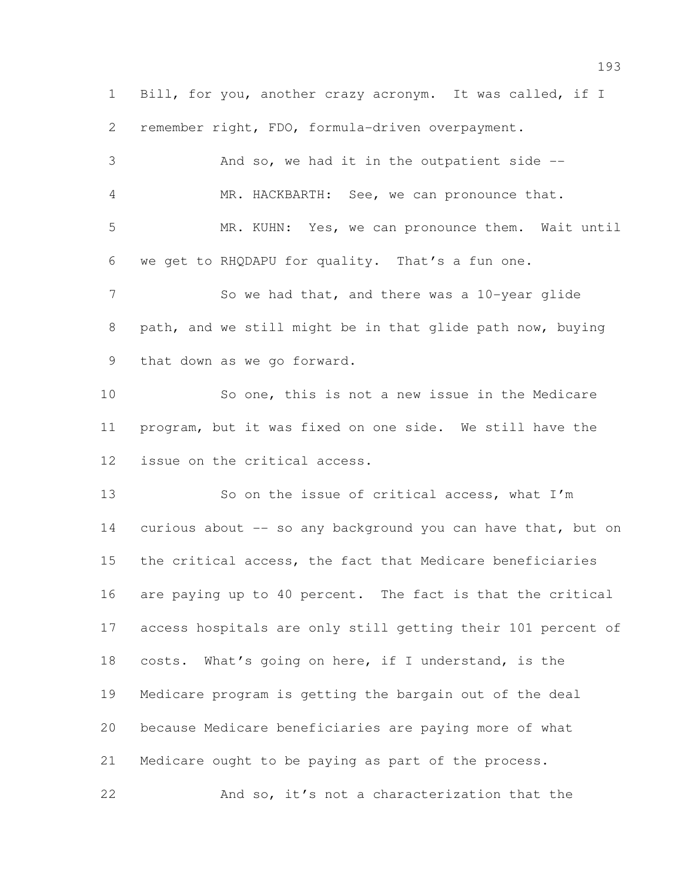Bill, for you, another crazy acronym. It was called, if I remember right, FDO, formula-driven overpayment.

And so, we had it in the outpatient side --

MR. HACKBARTH: See, we can pronounce that.

MR. KUHN: Yes, we can pronounce them. Wait until we get to RHQDAPU for quality. That's a fun one.

So we had that, and there was a 10-year glide path, and we still might be in that glide path now, buying that down as we go forward.

So one, this is not a new issue in the Medicare program, but it was fixed on one side. We still have the issue on the critical access.

So on the issue of critical access, what I'm curious about -- so any background you can have that, but on the critical access, the fact that Medicare beneficiaries are paying up to 40 percent. The fact is that the critical access hospitals are only still getting their 101 percent of costs. What's going on here, if I understand, is the Medicare program is getting the bargain out of the deal because Medicare beneficiaries are paying more of what Medicare ought to be paying as part of the process.

And so, it's not a characterization that the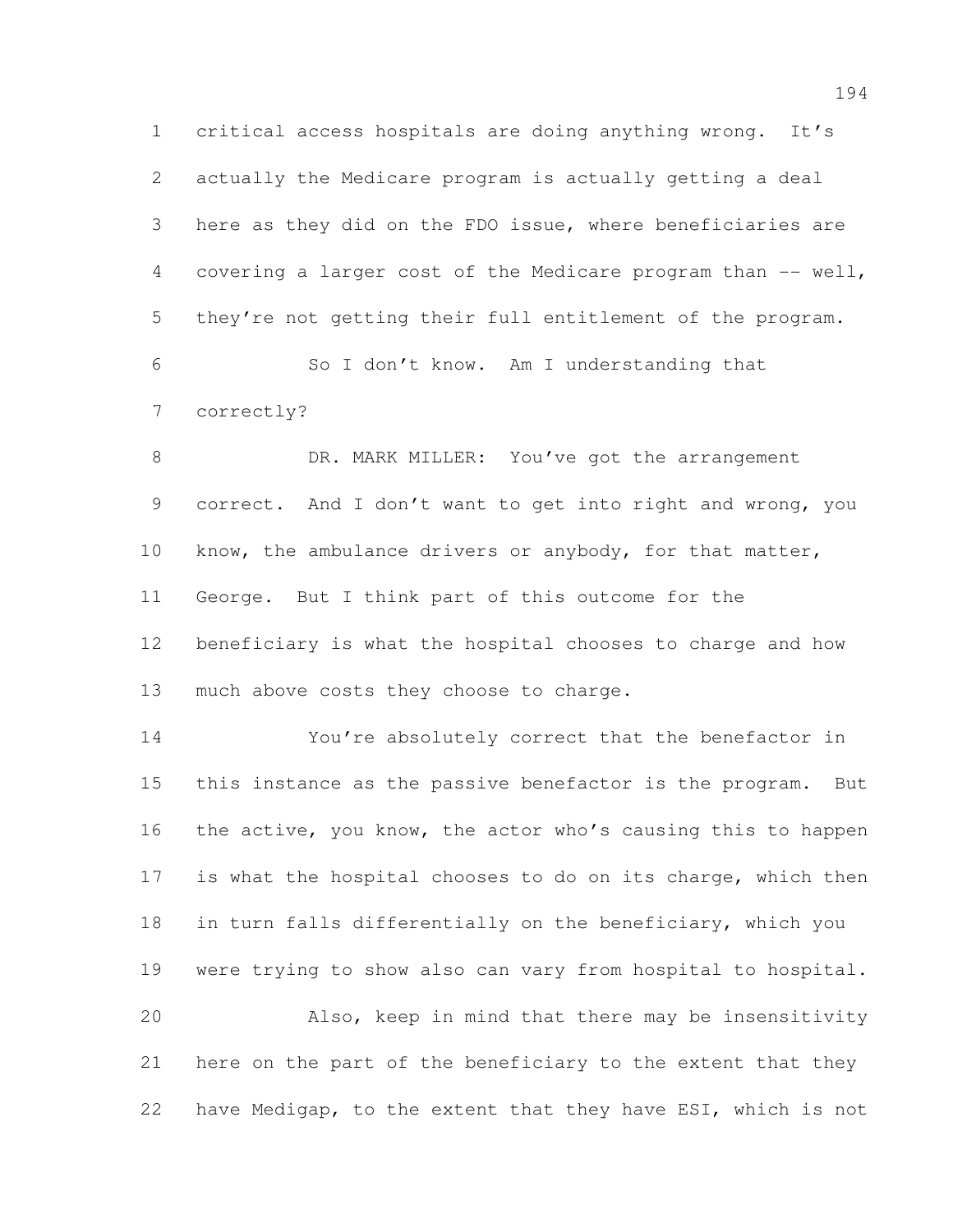critical access hospitals are doing anything wrong. It's actually the Medicare program is actually getting a deal here as they did on the FDO issue, where beneficiaries are covering a larger cost of the Medicare program than -- well, they're not getting their full entitlement of the program.

So I don't know. Am I understanding that correctly?

DR. MARK MILLER: You've got the arrangement correct. And I don't want to get into right and wrong, you know, the ambulance drivers or anybody, for that matter, George. But I think part of this outcome for the beneficiary is what the hospital chooses to charge and how much above costs they choose to charge.

You're absolutely correct that the benefactor in this instance as the passive benefactor is the program. But the active, you know, the actor who's causing this to happen is what the hospital chooses to do on its charge, which then in turn falls differentially on the beneficiary, which you were trying to show also can vary from hospital to hospital.

Also, keep in mind that there may be insensitivity here on the part of the beneficiary to the extent that they have Medigap, to the extent that they have ESI, which is not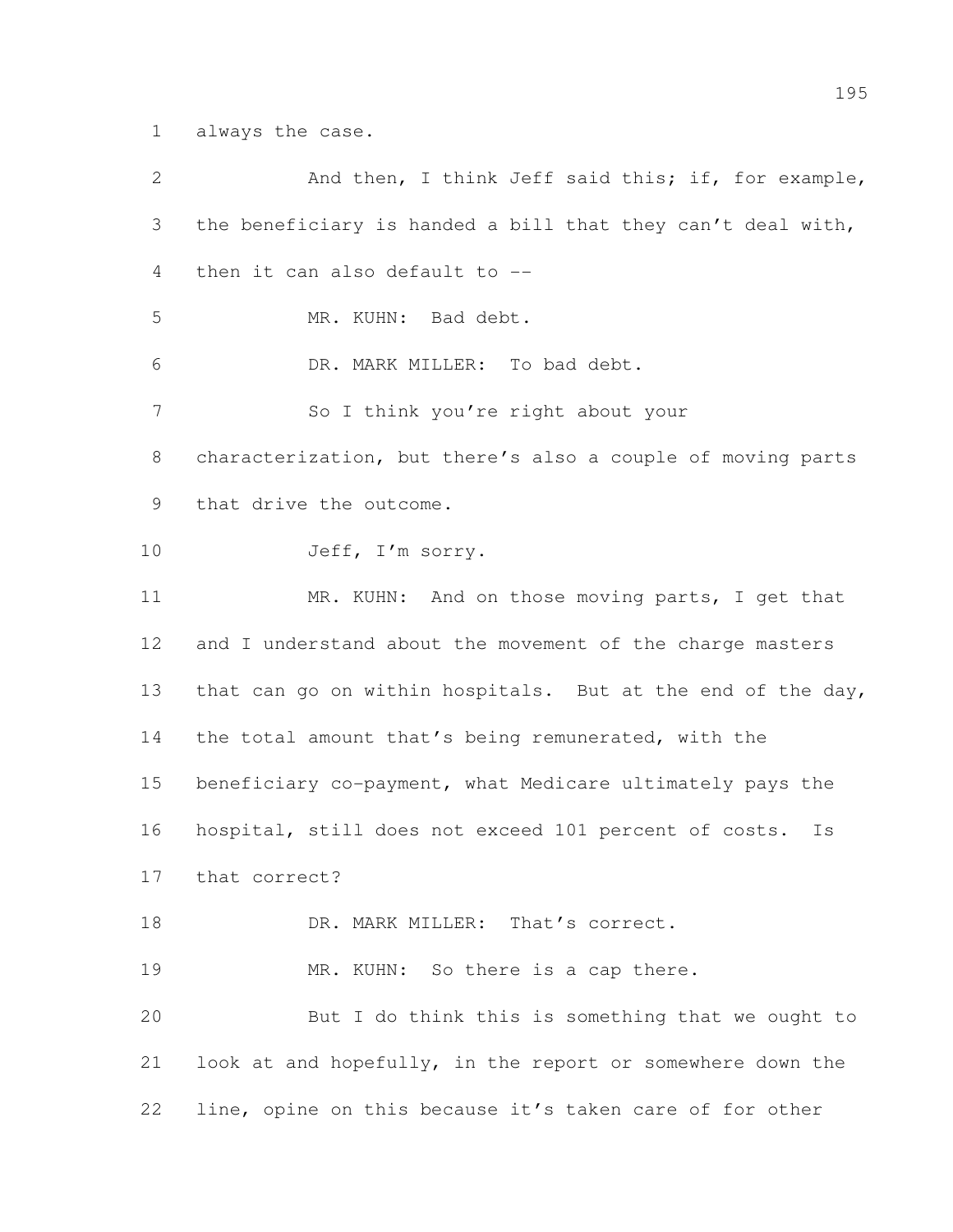always the case.

And then, I think Jeff said this; if, for example, the beneficiary is handed a bill that they can't deal with, then it can also default to --

MR. KUHN: Bad debt.

DR. MARK MILLER: To bad debt.

So I think you're right about your characterization, but there's also a couple of moving parts that drive the outcome.

Jeff, I'm sorry.

MR. KUHN: And on those moving parts, I get that and I understand about the movement of the charge masters that can go on within hospitals. But at the end of the day, the total amount that's being remunerated, with the beneficiary co-payment, what Medicare ultimately pays the hospital, still does not exceed 101 percent of costs. Is that correct?

DR. MARK MILLER: That's correct.

MR. KUHN: So there is a cap there.

But I do think this is something that we ought to look at and hopefully, in the report or somewhere down the line, opine on this because it's taken care of for other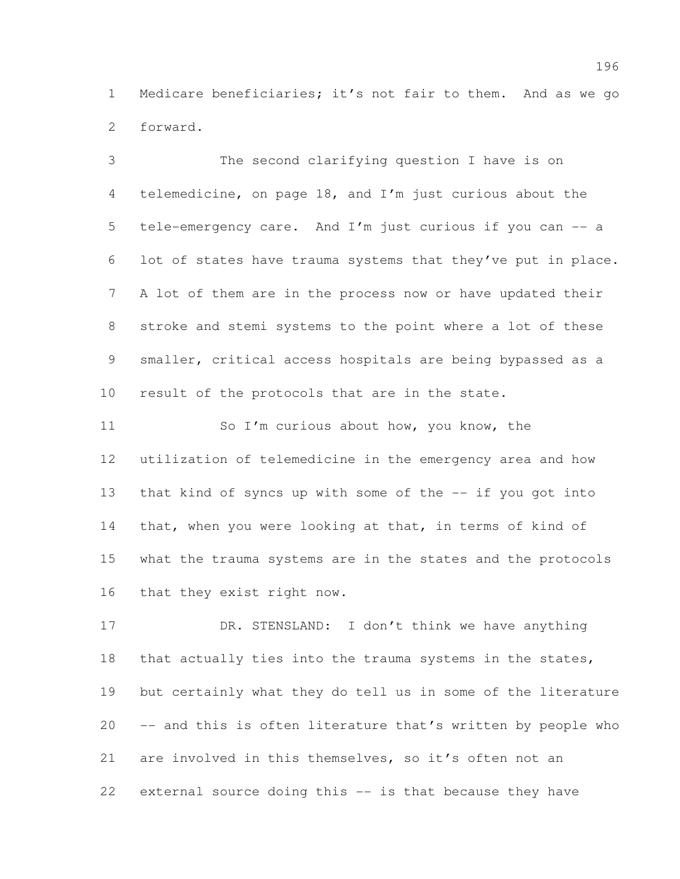Medicare beneficiaries; it's not fair to them. And as we go forward.

The second clarifying question I have is on telemedicine, on page 18, and I'm just curious about the tele-emergency care. And I'm just curious if you can -- a lot of states have trauma systems that they've put in place. A lot of them are in the process now or have updated their stroke and stemi systems to the point where a lot of these smaller, critical access hospitals are being bypassed as a result of the protocols that are in the state.

So I'm curious about how, you know, the utilization of telemedicine in the emergency area and how that kind of syncs up with some of the -- if you got into that, when you were looking at that, in terms of kind of what the trauma systems are in the states and the protocols that they exist right now.

DR. STENSLAND: I don't think we have anything that actually ties into the trauma systems in the states, but certainly what they do tell us in some of the literature -- and this is often literature that's written by people who are involved in this themselves, so it's often not an external source doing this -- is that because they have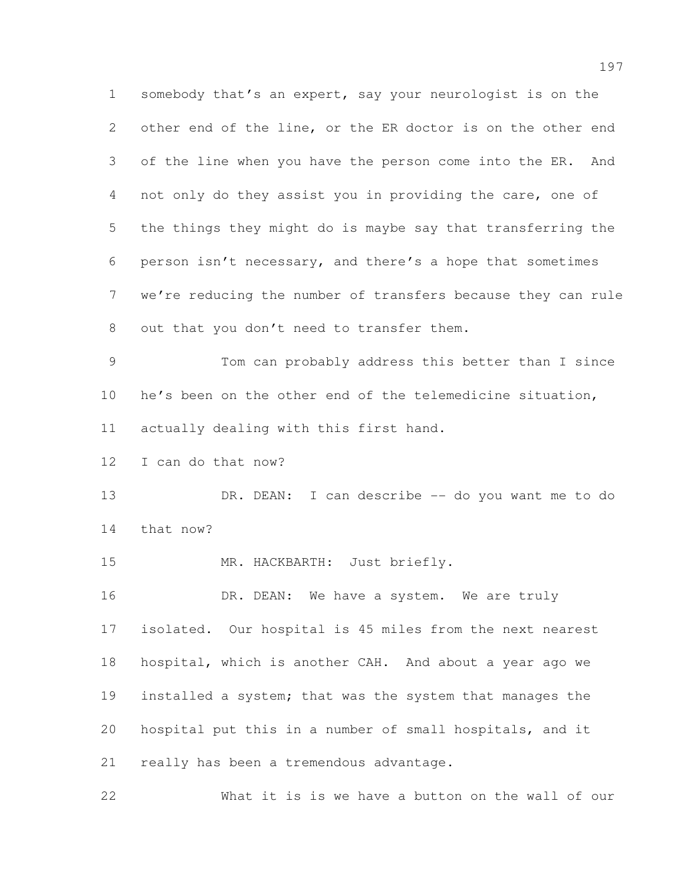somebody that's an expert, say your neurologist is on the other end of the line, or the ER doctor is on the other end of the line when you have the person come into the ER. And not only do they assist you in providing the care, one of the things they might do is maybe say that transferring the person isn't necessary, and there's a hope that sometimes we're reducing the number of transfers because they can rule out that you don't need to transfer them.

Tom can probably address this better than I since he's been on the other end of the telemedicine situation, actually dealing with this first hand.

I can do that now?

DR. DEAN: I can describe -- do you want me to do that now?

MR. HACKBARTH: Just briefly.

DR. DEAN: We have a system. We are truly isolated. Our hospital is 45 miles from the next nearest hospital, which is another CAH. And about a year ago we installed a system; that was the system that manages the hospital put this in a number of small hospitals, and it really has been a tremendous advantage.

What it is is we have a button on the wall of our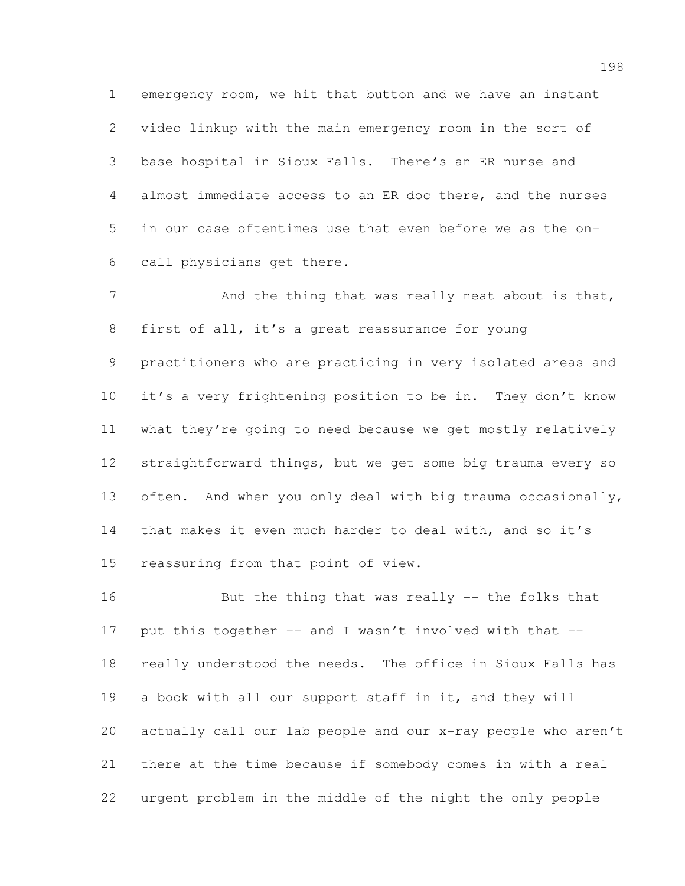emergency room, we hit that button and we have an instant video linkup with the main emergency room in the sort of base hospital in Sioux Falls. There's an ER nurse and almost immediate access to an ER doc there, and the nurses in our case oftentimes use that even before we as the on-call physicians get there.

And the thing that was really neat about is that, first of all, it's a great reassurance for young practitioners who are practicing in very isolated areas and it's a very frightening position to be in. They don't know what they're going to need because we get mostly relatively straightforward things, but we get some big trauma every so often. And when you only deal with big trauma occasionally, that makes it even much harder to deal with, and so it's reassuring from that point of view.

But the thing that was really -- the folks that put this together -- and I wasn't involved with that -- really understood the needs. The office in Sioux Falls has a book with all our support staff in it, and they will actually call our lab people and our x-ray people who aren't there at the time because if somebody comes in with a real urgent problem in the middle of the night the only people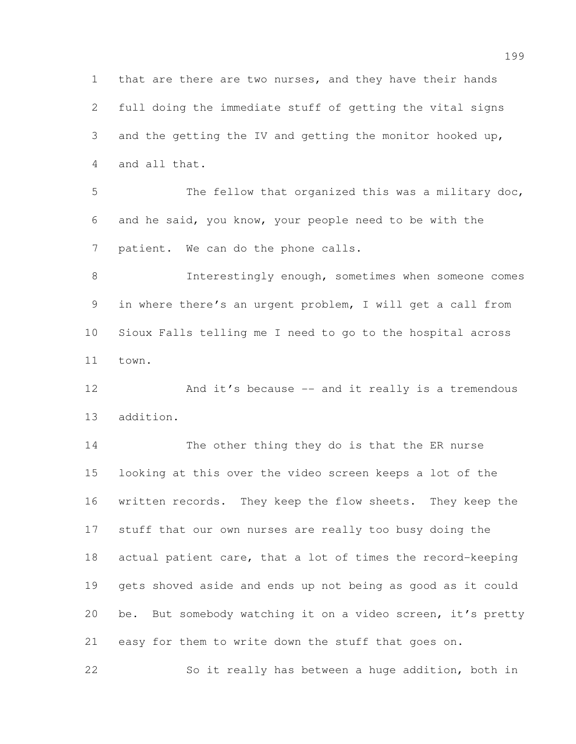that are there are two nurses, and they have their hands full doing the immediate stuff of getting the vital signs and the getting the IV and getting the monitor hooked up, and all that.

The fellow that organized this was a military doc, and he said, you know, your people need to be with the patient. We can do the phone calls.

Interestingly enough, sometimes when someone comes in where there's an urgent problem, I will get a call from Sioux Falls telling me I need to go to the hospital across town.

And it's because -- and it really is a tremendous addition.

The other thing they do is that the ER nurse looking at this over the video screen keeps a lot of the written records. They keep the flow sheets. They keep the stuff that our own nurses are really too busy doing the actual patient care, that a lot of times the record-keeping gets shoved aside and ends up not being as good as it could be. But somebody watching it on a video screen, it's pretty easy for them to write down the stuff that goes on.

So it really has between a huge addition, both in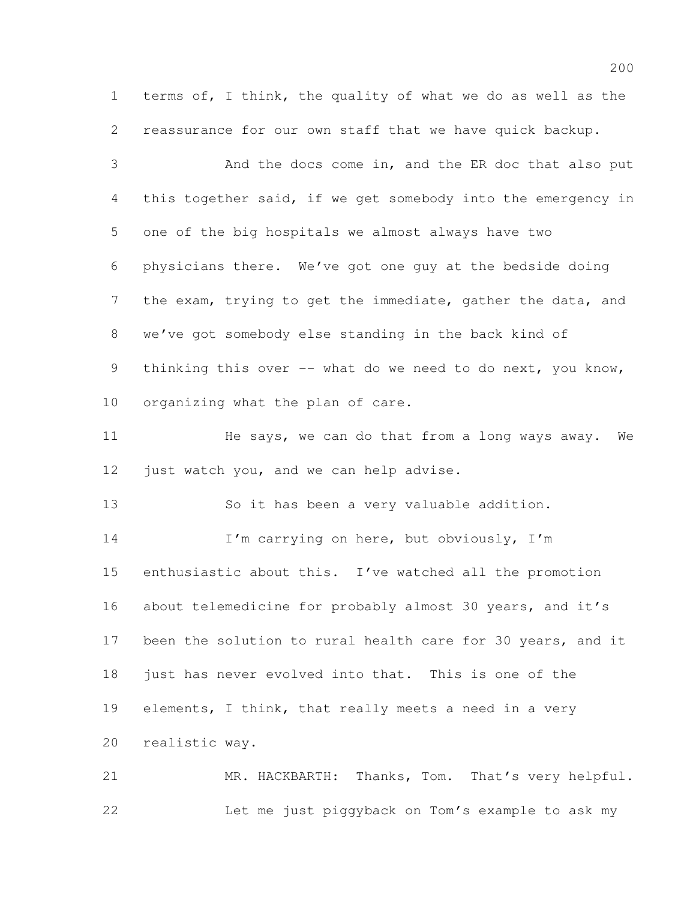terms of, I think, the quality of what we do as well as the reassurance for our own staff that we have quick backup.

And the docs come in, and the ER doc that also put this together said, if we get somebody into the emergency in one of the big hospitals we almost always have two physicians there. We've got one guy at the bedside doing the exam, trying to get the immediate, gather the data, and we've got somebody else standing in the back kind of thinking this over -- what do we need to do next, you know, organizing what the plan of care.

He says, we can do that from a long ways away. We just watch you, and we can help advise.

So it has been a very valuable addition.

I'm carrying on here, but obviously, I'm enthusiastic about this. I've watched all the promotion about telemedicine for probably almost 30 years, and it's been the solution to rural health care for 30 years, and it just has never evolved into that. This is one of the elements, I think, that really meets a need in a very realistic way.

MR. HACKBARTH: Thanks, Tom. That's very helpful.

Let me just piggyback on Tom's example to ask my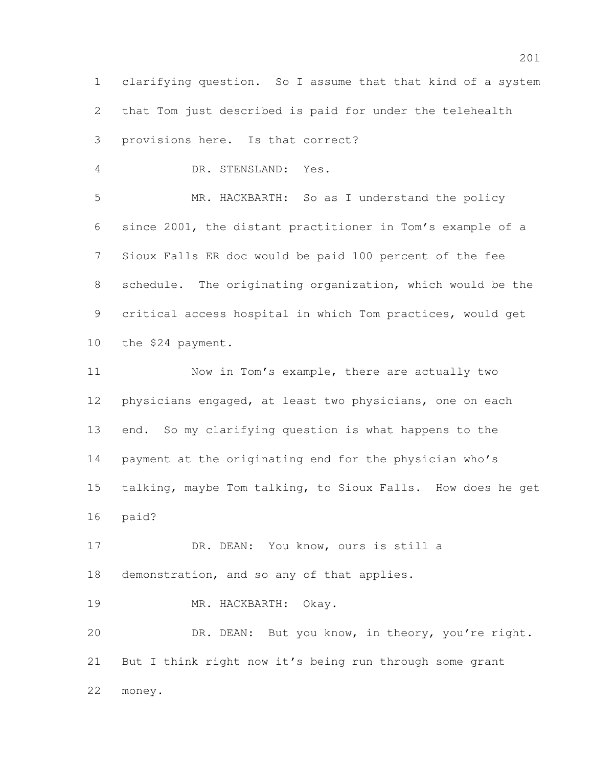clarifying question. So I assume that that kind of a system that Tom just described is paid for under the telehealth provisions here. Is that correct?

DR. STENSLAND: Yes.

MR. HACKBARTH: So as I understand the policy since 2001, the distant practitioner in Tom's example of a Sioux Falls ER doc would be paid 100 percent of the fee schedule. The originating organization, which would be the critical access hospital in which Tom practices, would get the $24 payment.

Now in Tom's example, there are actually two physicians engaged, at least two physicians, one on each end. So my clarifying question is what happens to the payment at the originating end for the physician who's talking, maybe Tom talking, to Sioux Falls. How does he get paid?

DR. DEAN: You know, ours is still a demonstration, and so any of that applies.

MR. HACKBARTH: Okay.

DR. DEAN: But you know, in theory, you're right. But I think right now it's being run through some grant money.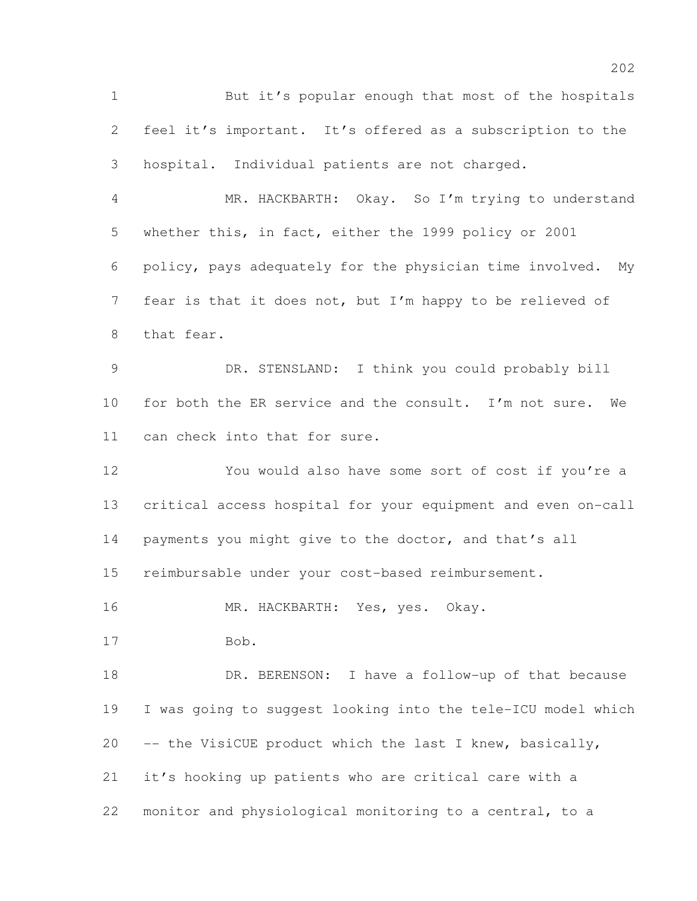But it's popular enough that most of the hospitals feel it's important. It's offered as a subscription to the hospital. Individual patients are not charged.

MR. HACKBARTH: Okay. So I'm trying to understand whether this, in fact, either the 1999 policy or 2001 policy, pays adequately for the physician time involved. My fear is that it does not, but I'm happy to be relieved of that fear.

DR. STENSLAND: I think you could probably bill for both the ER service and the consult. I'm not sure. We can check into that for sure.

You would also have some sort of cost if you're a critical access hospital for your equipment and even on-call payments you might give to the doctor, and that's all reimbursable under your cost-based reimbursement.

MR. HACKBARTH: Yes, yes. Okay.

Bob.

DR. BERENSON: I have a follow-up of that because I was going to suggest looking into the tele-ICU model which -- the VisiCUE product which the last I knew, basically, it's hooking up patients who are critical care with a monitor and physiological monitoring to a central, to a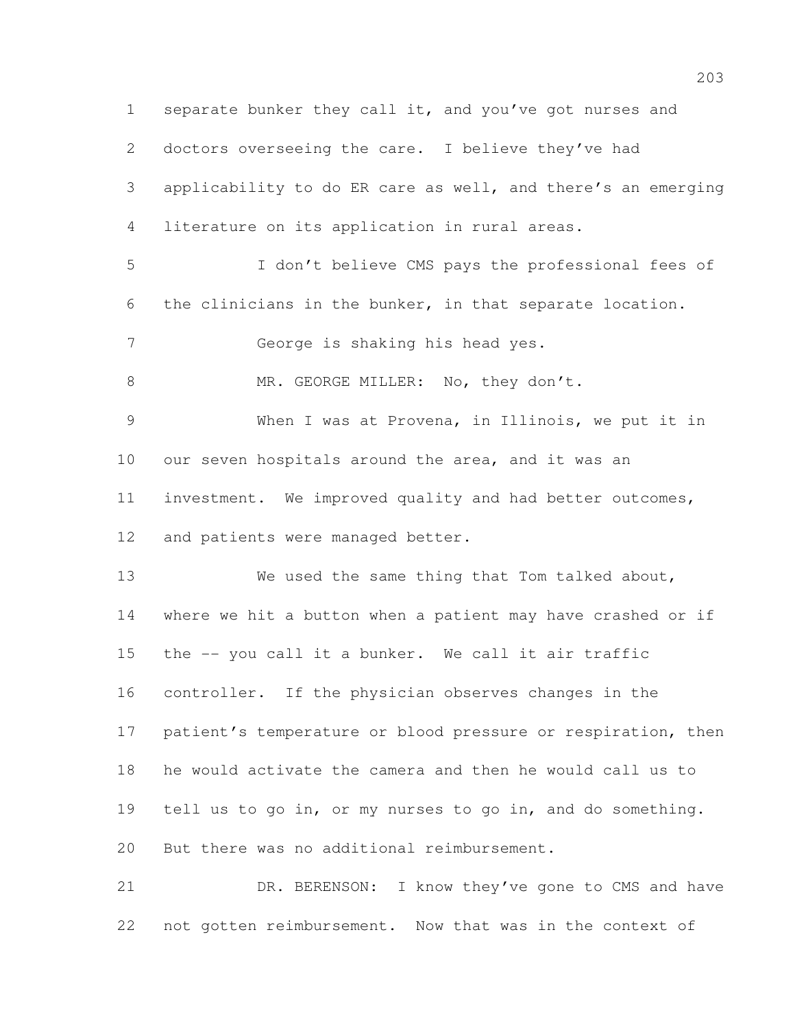separate bunker they call it, and you've got nurses and doctors overseeing the care. I believe they've had applicability to do ER care as well, and there's an emerging literature on its application in rural areas.

I don't believe CMS pays the professional fees of the clinicians in the bunker, in that separate location.

George is shaking his head yes.

MR. GEORGE MILLER: No, they don't.

When I was at Provena, in Illinois, we put it in our seven hospitals around the area, and it was an investment. We improved quality and had better outcomes, and patients were managed better.

We used the same thing that Tom talked about, where we hit a button when a patient may have crashed or if the -- you call it a bunker. We call it air traffic controller. If the physician observes changes in the patient's temperature or blood pressure or respiration, then he would activate the camera and then he would call us to tell us to go in, or my nurses to go in, and do something. But there was no additional reimbursement.

DR. BERENSON: I know they've gone to CMS and have not gotten reimbursement. Now that was in the context of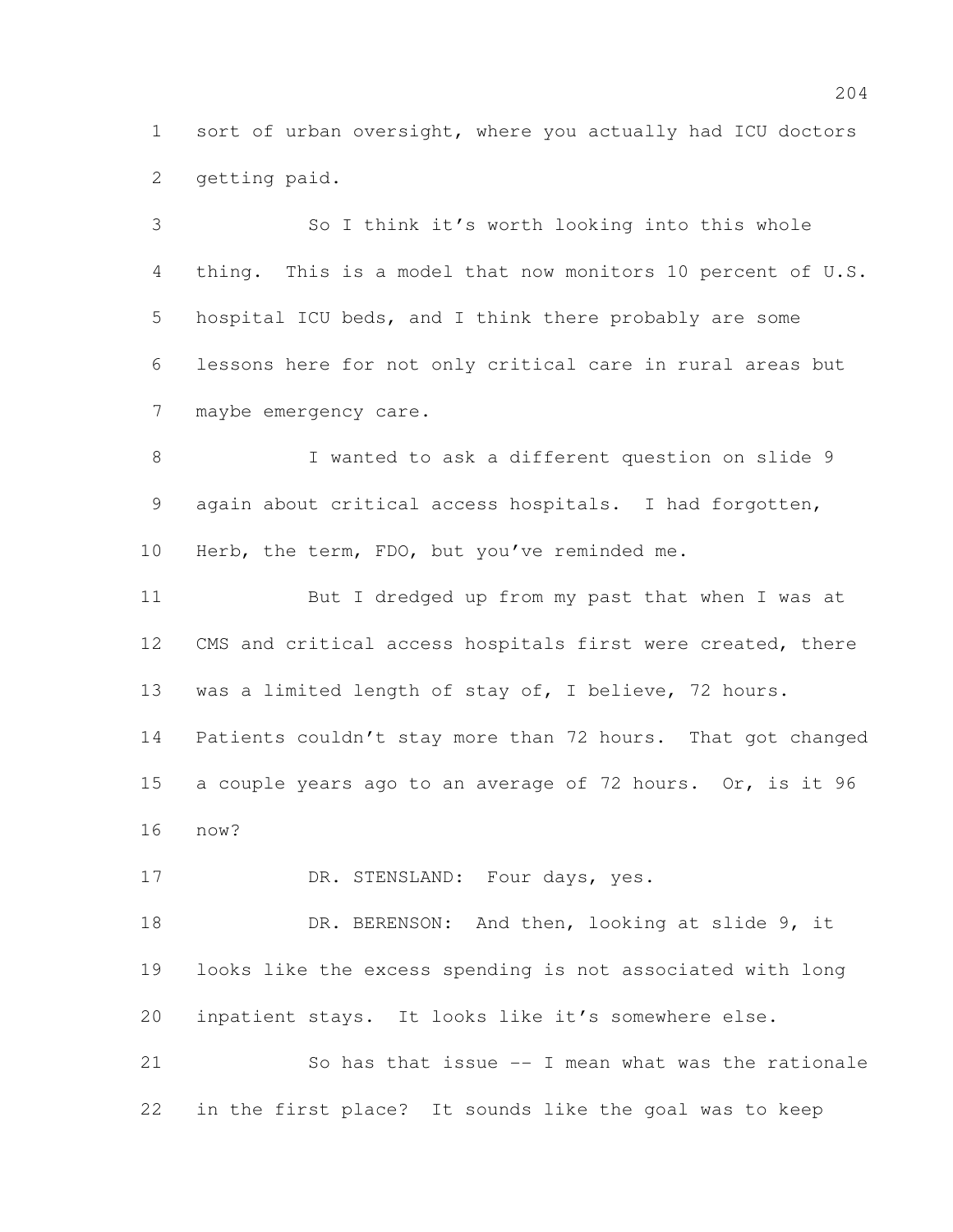sort of urban oversight, where you actually had ICU doctors getting paid.

So I think it's worth looking into this whole thing. This is a model that now monitors 10 percent of U.S. hospital ICU beds, and I think there probably are some lessons here for not only critical care in rural areas but maybe emergency care.

I wanted to ask a different question on slide 9 again about critical access hospitals. I had forgotten, Herb, the term, FDO, but you've reminded me.

But I dredged up from my past that when I was at CMS and critical access hospitals first were created, there was a limited length of stay of, I believe, 72 hours. Patients couldn't stay more than 72 hours. That got changed a couple years ago to an average of 72 hours. Or, is it 96 now?

DR. STENSLAND: Four days, yes.

DR. BERENSON: And then, looking at slide 9, it looks like the excess spending is not associated with long inpatient stays. It looks like it's somewhere else.

So has that issue -- I mean what was the rationale in the first place? It sounds like the goal was to keep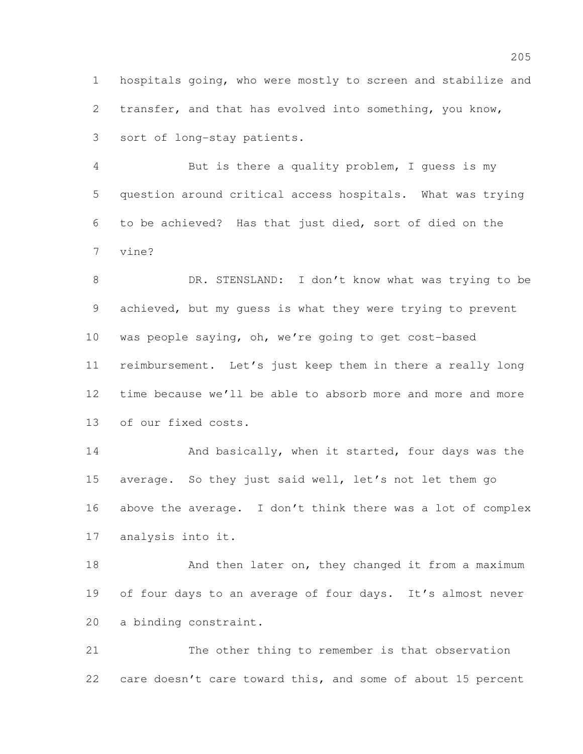hospitals going, who were mostly to screen and stabilize and transfer, and that has evolved into something, you know, sort of long-stay patients.

But is there a quality problem, I guess is my question around critical access hospitals. What was trying to be achieved? Has that just died, sort of died on the vine?

DR. STENSLAND: I don't know what was trying to be achieved, but my guess is what they were trying to prevent was people saying, oh, we're going to get cost-based reimbursement. Let's just keep them in there a really long time because we'll be able to absorb more and more and more of our fixed costs.

And basically, when it started, four days was the average. So they just said well, let's not let them go above the average. I don't think there was a lot of complex analysis into it.

And then later on, they changed it from a maximum of four days to an average of four days. It's almost never a binding constraint.

The other thing to remember is that observation care doesn't care toward this, and some of about 15 percent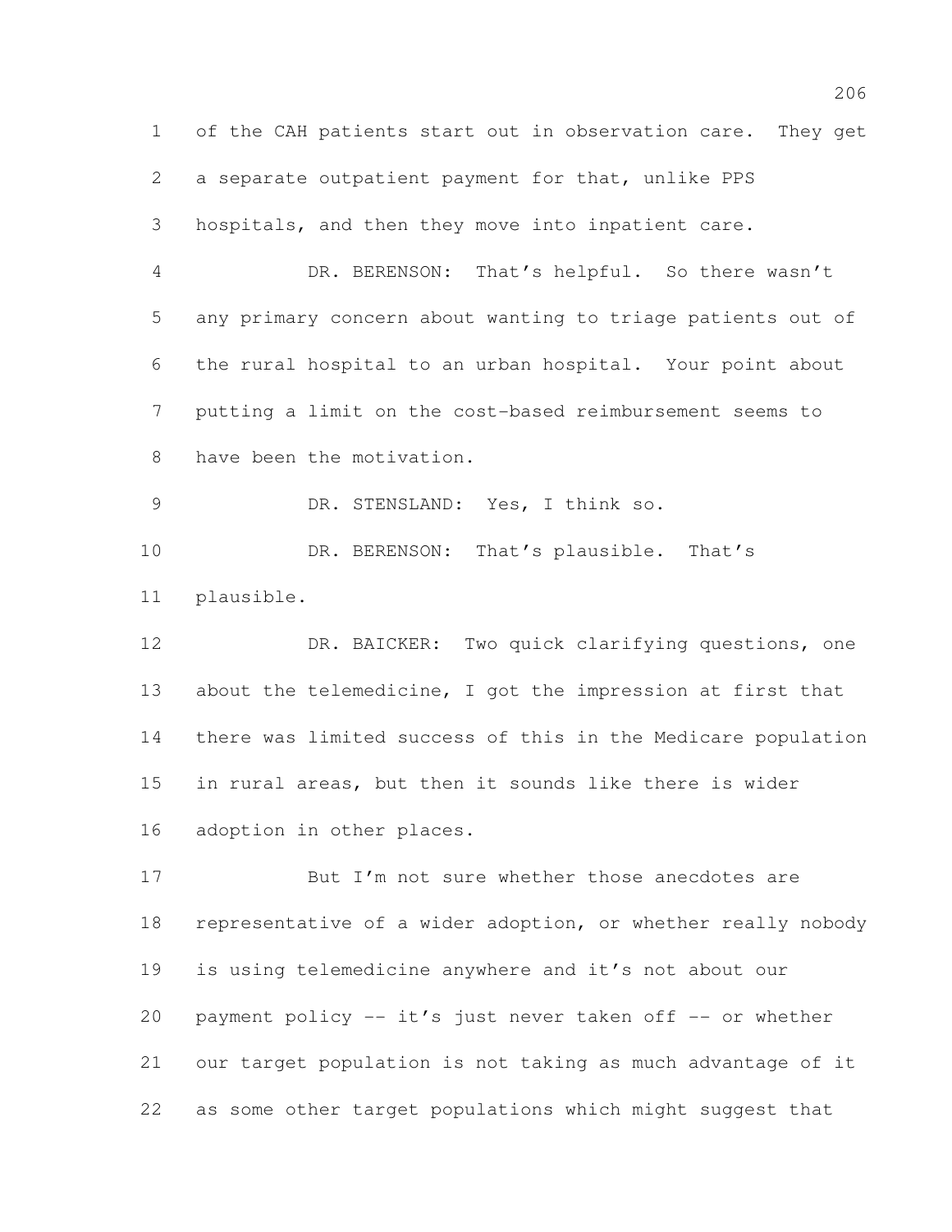of the CAH patients start out in observation care. They get a separate outpatient payment for that, unlike PPS hospitals, and then they move into inpatient care.

DR. BERENSON: That's helpful. So there wasn't any primary concern about wanting to triage patients out of the rural hospital to an urban hospital. Your point about putting a limit on the cost-based reimbursement seems to have been the motivation.

DR. STENSLAND: Yes, I think so.

DR. BERENSON: That's plausible. That's plausible.

DR. BAICKER: Two quick clarifying questions, one about the telemedicine, I got the impression at first that there was limited success of this in the Medicare population in rural areas, but then it sounds like there is wider adoption in other places.

But I'm not sure whether those anecdotes are representative of a wider adoption, or whether really nobody is using telemedicine anywhere and it's not about our payment policy -- it's just never taken off -- or whether our target population is not taking as much advantage of it as some other target populations which might suggest that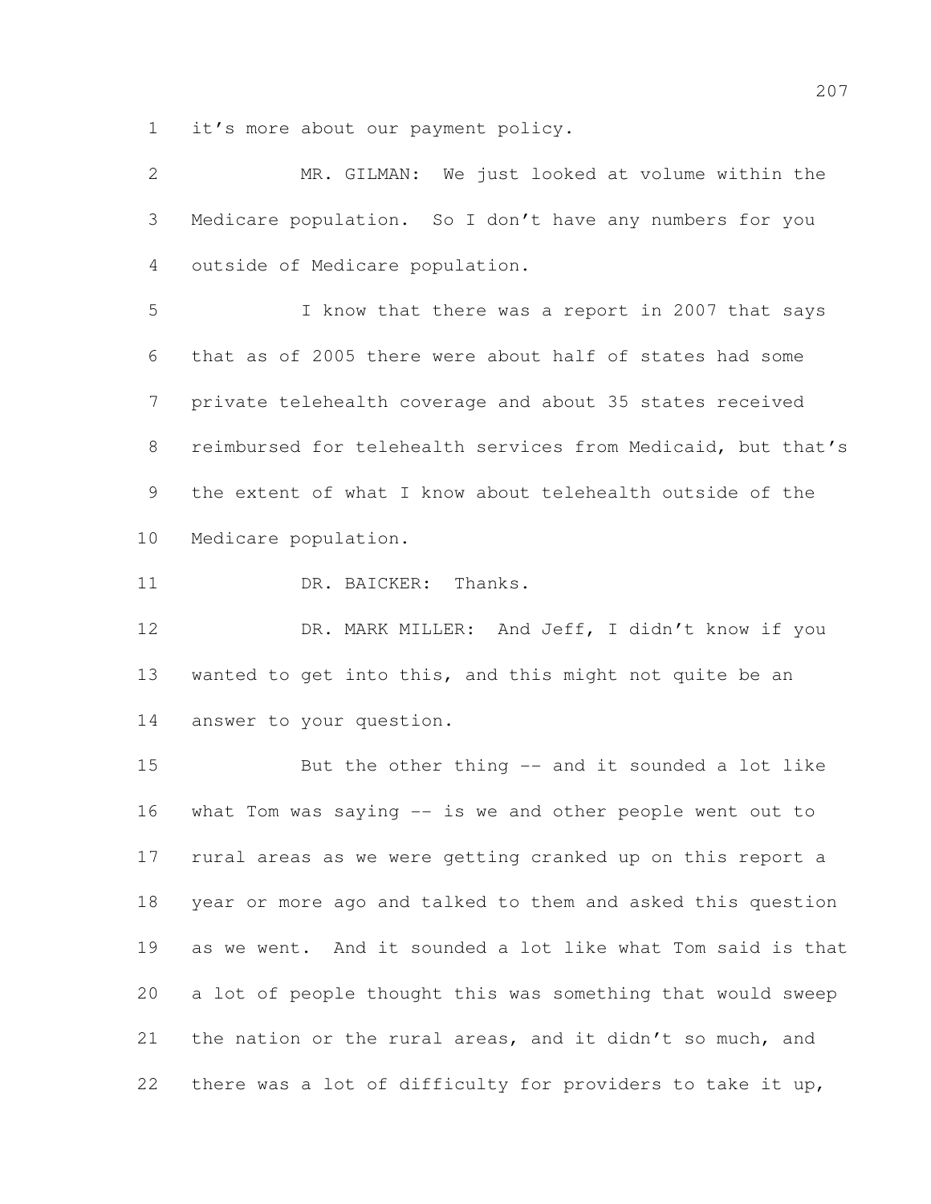it's more about our payment policy.

MR. GILMAN: We just looked at volume within the Medicare population. So I don't have any numbers for you outside of Medicare population.

I know that there was a report in 2007 that says that as of 2005 there were about half of states had some private telehealth coverage and about 35 states received reimbursed for telehealth services from Medicaid, but that's the extent of what I know about telehealth outside of the Medicare population.

DR. BAICKER: Thanks.

DR. MARK MILLER: And Jeff, I didn't know if you wanted to get into this, and this might not quite be an answer to your question.

But the other thing -- and it sounded a lot like what Tom was saying -- is we and other people went out to rural areas as we were getting cranked up on this report a year or more ago and talked to them and asked this question as we went. And it sounded a lot like what Tom said is that a lot of people thought this was something that would sweep the nation or the rural areas, and it didn't so much, and there was a lot of difficulty for providers to take it up,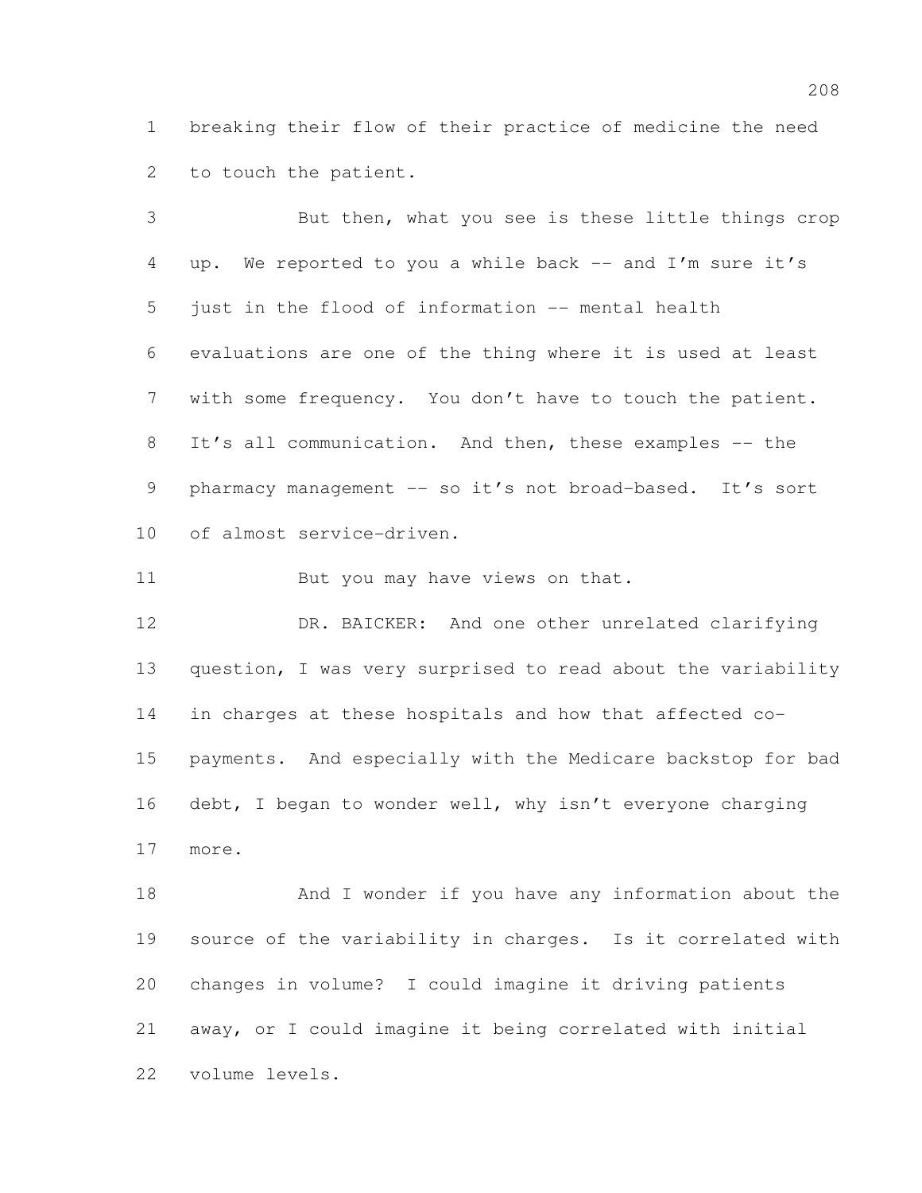breaking their flow of their practice of medicine the need to touch the patient.

But then, what you see is these little things crop up. We reported to you a while back -- and I'm sure it's just in the flood of information -- mental health evaluations are one of the thing where it is used at least with some frequency. You don't have to touch the patient. It's all communication. And then, these examples -- the pharmacy management -- so it's not broad-based. It's sort of almost service-driven.

But you may have views on that.

DR. BAICKER: And one other unrelated clarifying question, I was very surprised to read about the variability in charges at these hospitals and how that affected co-payments. And especially with the Medicare backstop for bad debt, I began to wonder well, why isn't everyone charging more.

And I wonder if you have any information about the source of the variability in charges. Is it correlated with changes in volume? I could imagine it driving patients away, or I could imagine it being correlated with initial volume levels.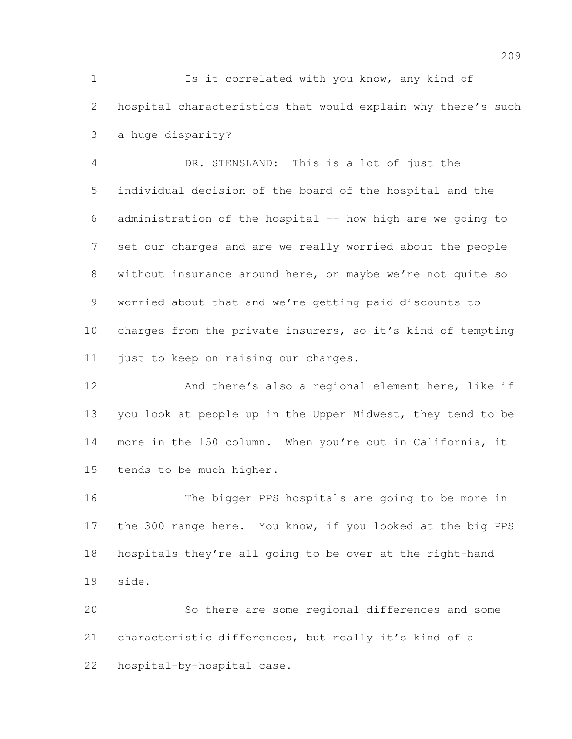Is it correlated with you know, any kind of hospital characteristics that would explain why there's such a huge disparity?

DR. STENSLAND: This is a lot of just the individual decision of the board of the hospital and the administration of the hospital -- how high are we going to set our charges and are we really worried about the people without insurance around here, or maybe we're not quite so worried about that and we're getting paid discounts to charges from the private insurers, so it's kind of tempting just to keep on raising our charges.

And there's also a regional element here, like if you look at people up in the Upper Midwest, they tend to be more in the 150 column. When you're out in California, it tends to be much higher.

The bigger PPS hospitals are going to be more in the 300 range here. You know, if you looked at the big PPS hospitals they're all going to be over at the right-hand side.

So there are some regional differences and some characteristic differences, but really it's kind of a hospital-by-hospital case.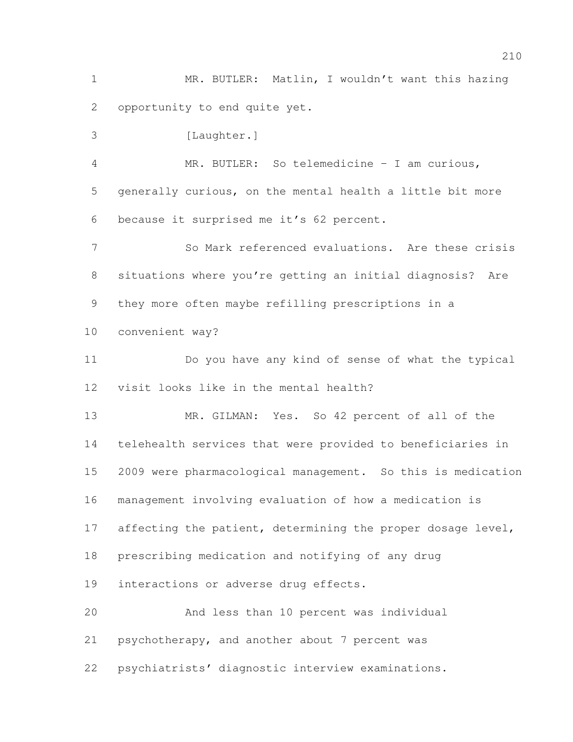MR. BUTLER: Matlin, I wouldn't want this hazing opportunity to end quite yet.

[Laughter.]

MR. BUTLER: So telemedicine – I am curious, generally curious, on the mental health a little bit more because it surprised me it's 62 percent.

So Mark referenced evaluations. Are these crisis situations where you're getting an initial diagnosis? Are they more often maybe refilling prescriptions in a convenient way?

Do you have any kind of sense of what the typical visit looks like in the mental health?

MR. GILMAN: Yes. So 42 percent of all of the telehealth services that were provided to beneficiaries in 2009 were pharmacological management. So this is medication management involving evaluation of how a medication is affecting the patient, determining the proper dosage level, prescribing medication and notifying of any drug interactions or adverse drug effects.

And less than 10 percent was individual psychotherapy, and another about 7 percent was psychiatrists' diagnostic interview examinations.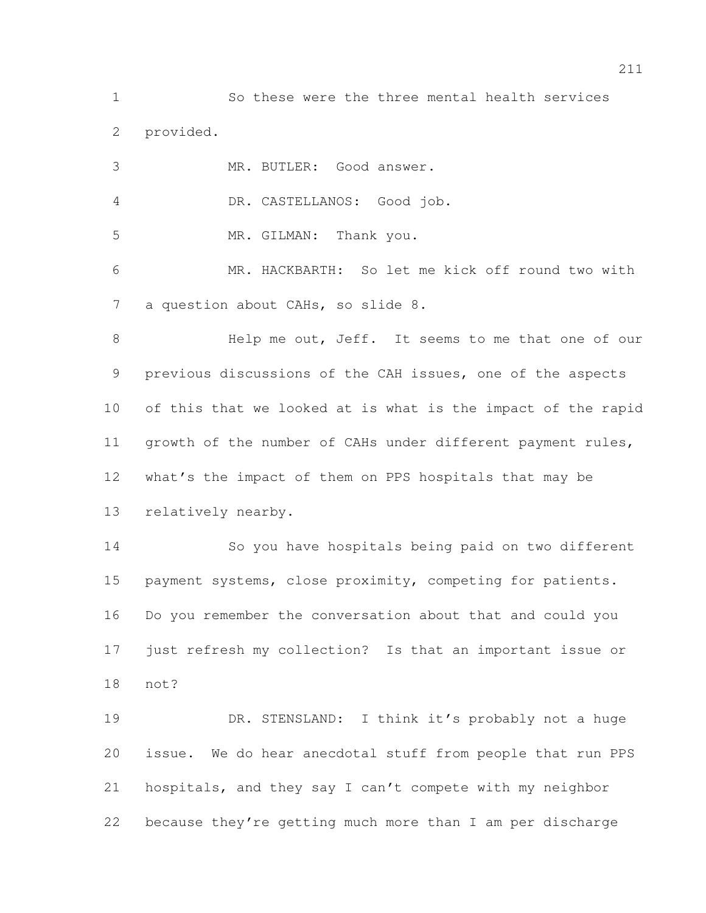So these were the three mental health services provided.

MR. BUTLER: Good answer.

DR. CASTELLANOS: Good job.

MR. GILMAN: Thank you.

MR. HACKBARTH: So let me kick off round two with a question about CAHs, so slide 8.

Help me out, Jeff. It seems to me that one of our previous discussions of the CAH issues, one of the aspects of this that we looked at is what is the impact of the rapid growth of the number of CAHs under different payment rules, what's the impact of them on PPS hospitals that may be relatively nearby.

So you have hospitals being paid on two different payment systems, close proximity, competing for patients. Do you remember the conversation about that and could you just refresh my collection? Is that an important issue or not?

DR. STENSLAND: I think it's probably not a huge issue. We do hear anecdotal stuff from people that run PPS hospitals, and they say I can't compete with my neighbor because they're getting much more than I am per discharge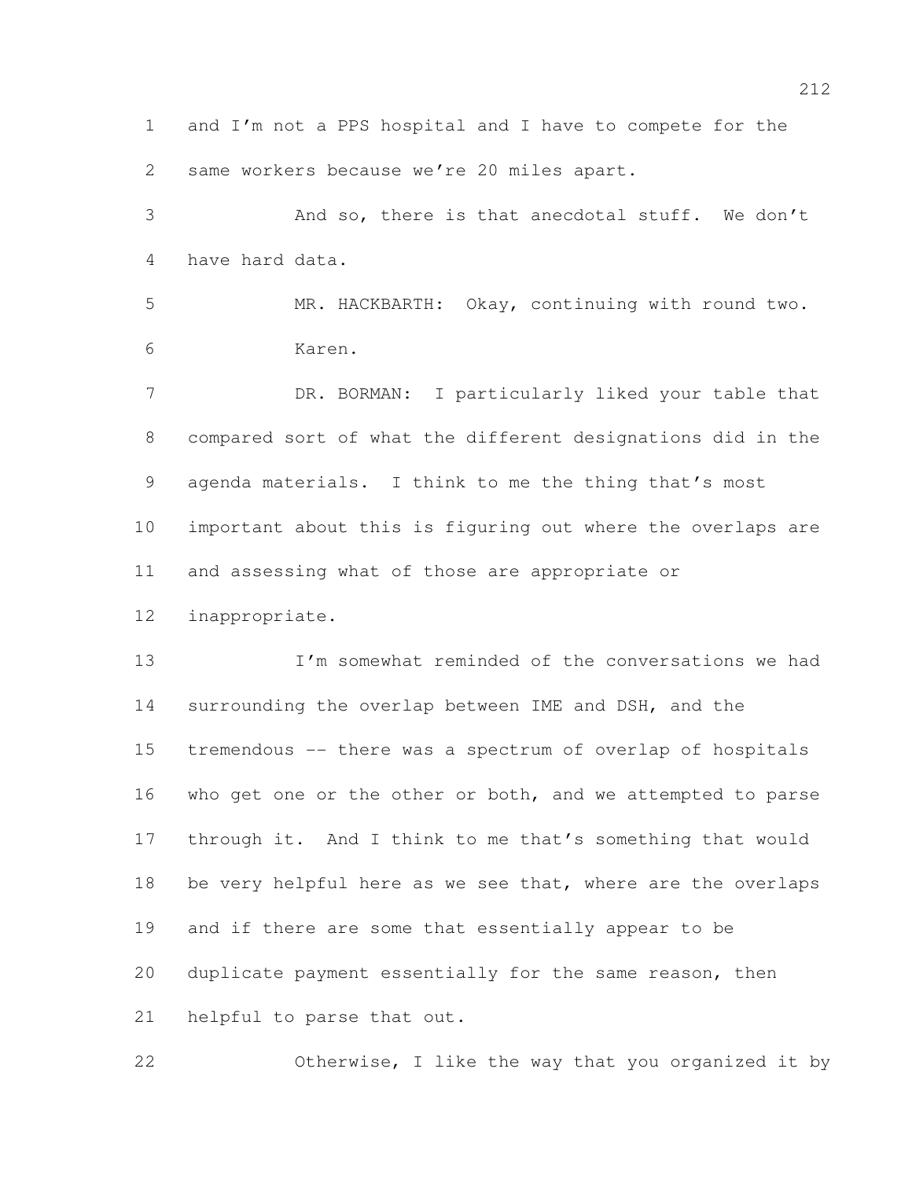and I'm not a PPS hospital and I have to compete for the same workers because we're 20 miles apart.

And so, there is that anecdotal stuff. We don't have hard data.

MR. HACKBARTH: Okay, continuing with round two. Karen.

DR. BORMAN: I particularly liked your table that compared sort of what the different designations did in the agenda materials. I think to me the thing that's most important about this is figuring out where the overlaps are and assessing what of those are appropriate or inappropriate.

I'm somewhat reminded of the conversations we had surrounding the overlap between IME and DSH, and the tremendous -- there was a spectrum of overlap of hospitals who get one or the other or both, and we attempted to parse through it. And I think to me that's something that would be very helpful here as we see that, where are the overlaps and if there are some that essentially appear to be duplicate payment essentially for the same reason, then helpful to parse that out.

Otherwise, I like the way that you organized it by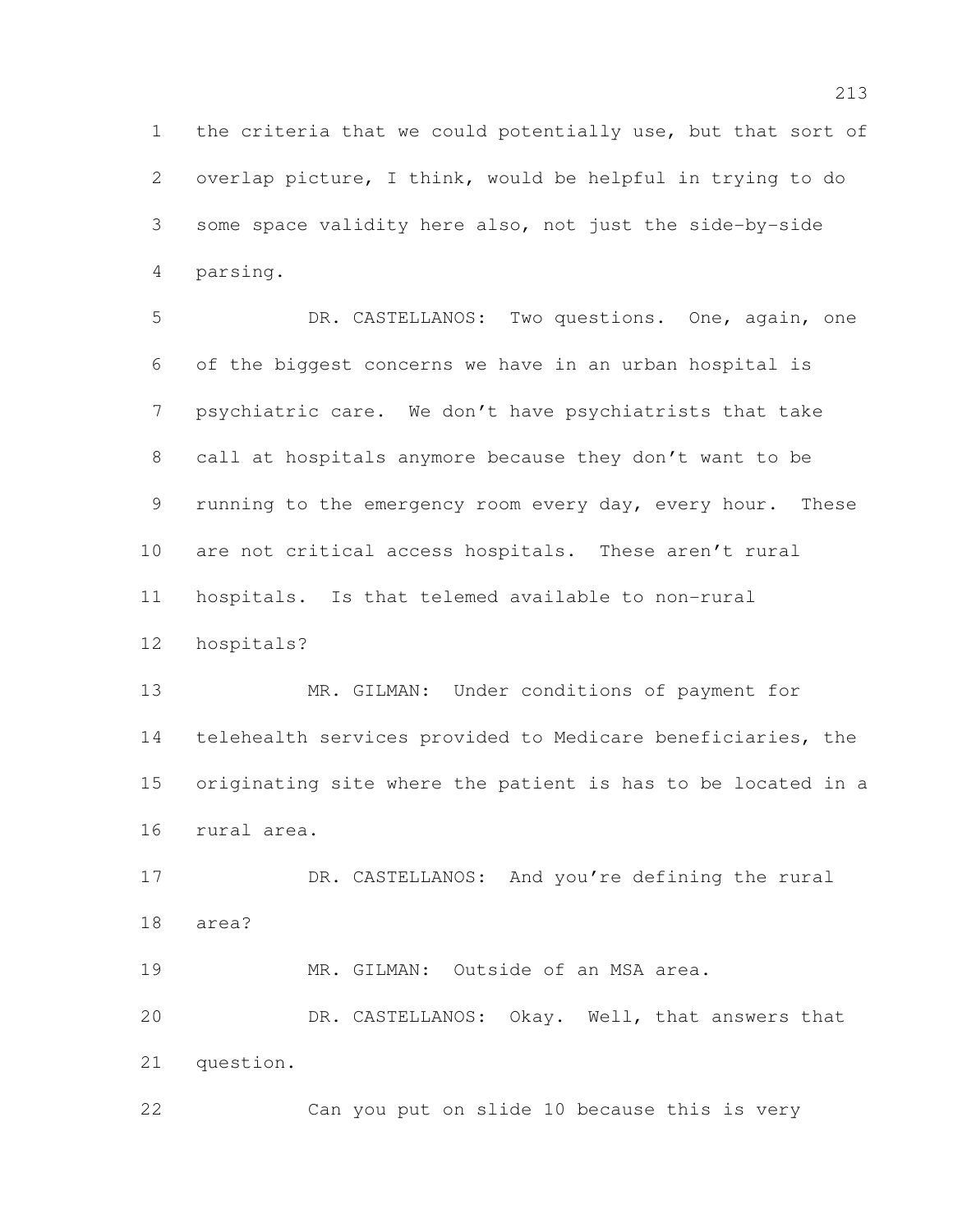the criteria that we could potentially use, but that sort of overlap picture, I think, would be helpful in trying to do some space validity here also, not just the side-by-side parsing.

DR. CASTELLANOS: Two questions. One, again, one of the biggest concerns we have in an urban hospital is psychiatric care. We don't have psychiatrists that take call at hospitals anymore because they don't want to be running to the emergency room every day, every hour. These are not critical access hospitals. These aren't rural hospitals. Is that telemed available to non-rural hospitals?

MR. GILMAN: Under conditions of payment for telehealth services provided to Medicare beneficiaries, the originating site where the patient is has to be located in a rural area.

DR. CASTELLANOS: And you're defining the rural area?

MR. GILMAN: Outside of an MSA area.

DR. CASTELLANOS: Okay. Well, that answers that question.

Can you put on slide 10 because this is very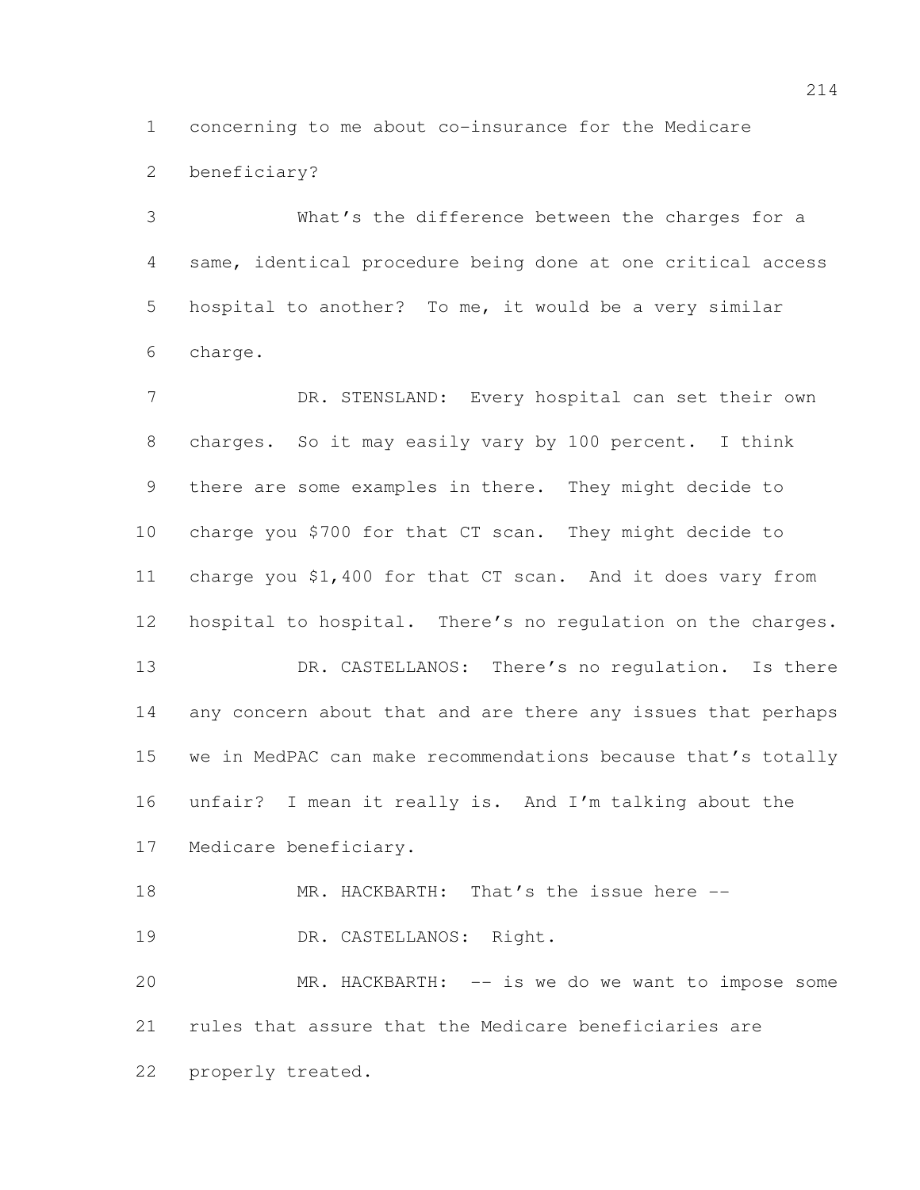concerning to me about co-insurance for the Medicare beneficiary?

What's the difference between the charges for a same, identical procedure being done at one critical access hospital to another? To me, it would be a very similar charge.

DR. STENSLAND: Every hospital can set their own charges. So it may easily vary by 100 percent. I think there are some examples in there. They might decide to charge you $700 for that CT scan. They might decide to charge you $1,400 for that CT scan. And it does vary from hospital to hospital. There's no regulation on the charges.

DR. CASTELLANOS: There's no regulation. Is there any concern about that and are there any issues that perhaps we in MedPAC can make recommendations because that's totally unfair? I mean it really is. And I'm talking about the Medicare beneficiary.

MR. HACKBARTH: That's the issue here --

DR. CASTELLANOS: Right.

MR. HACKBARTH: -- is we do we want to impose some rules that assure that the Medicare beneficiaries are properly treated.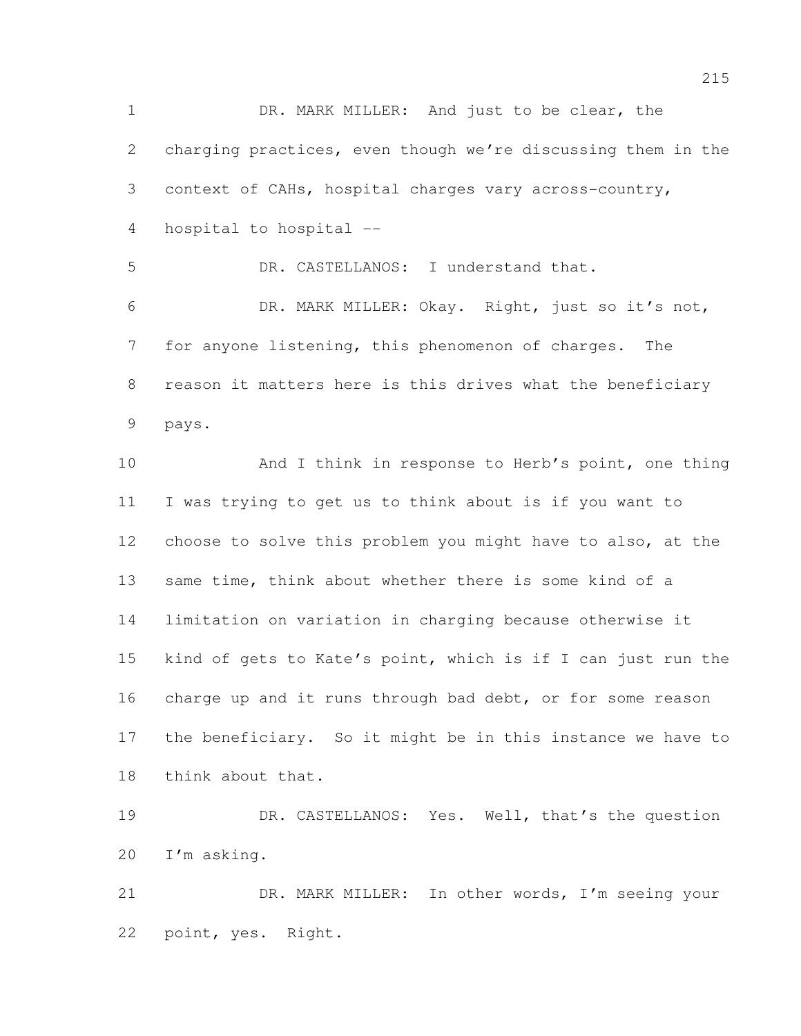DR. MARK MILLER: And just to be clear, the charging practices, even though we're discussing them in the context of CAHs, hospital charges vary across-country, hospital to hospital --

DR. CASTELLANOS: I understand that.

DR. MARK MILLER: Okay. Right, just so it's not, for anyone listening, this phenomenon of charges. The reason it matters here is this drives what the beneficiary pays.

And I think in response to Herb's point, one thing I was trying to get us to think about is if you want to choose to solve this problem you might have to also, at the same time, think about whether there is some kind of a limitation on variation in charging because otherwise it kind of gets to Kate's point, which is if I can just run the charge up and it runs through bad debt, or for some reason the beneficiary. So it might be in this instance we have to think about that.

DR. CASTELLANOS: Yes. Well, that's the question I'm asking.

DR. MARK MILLER: In other words, I'm seeing your point, yes. Right.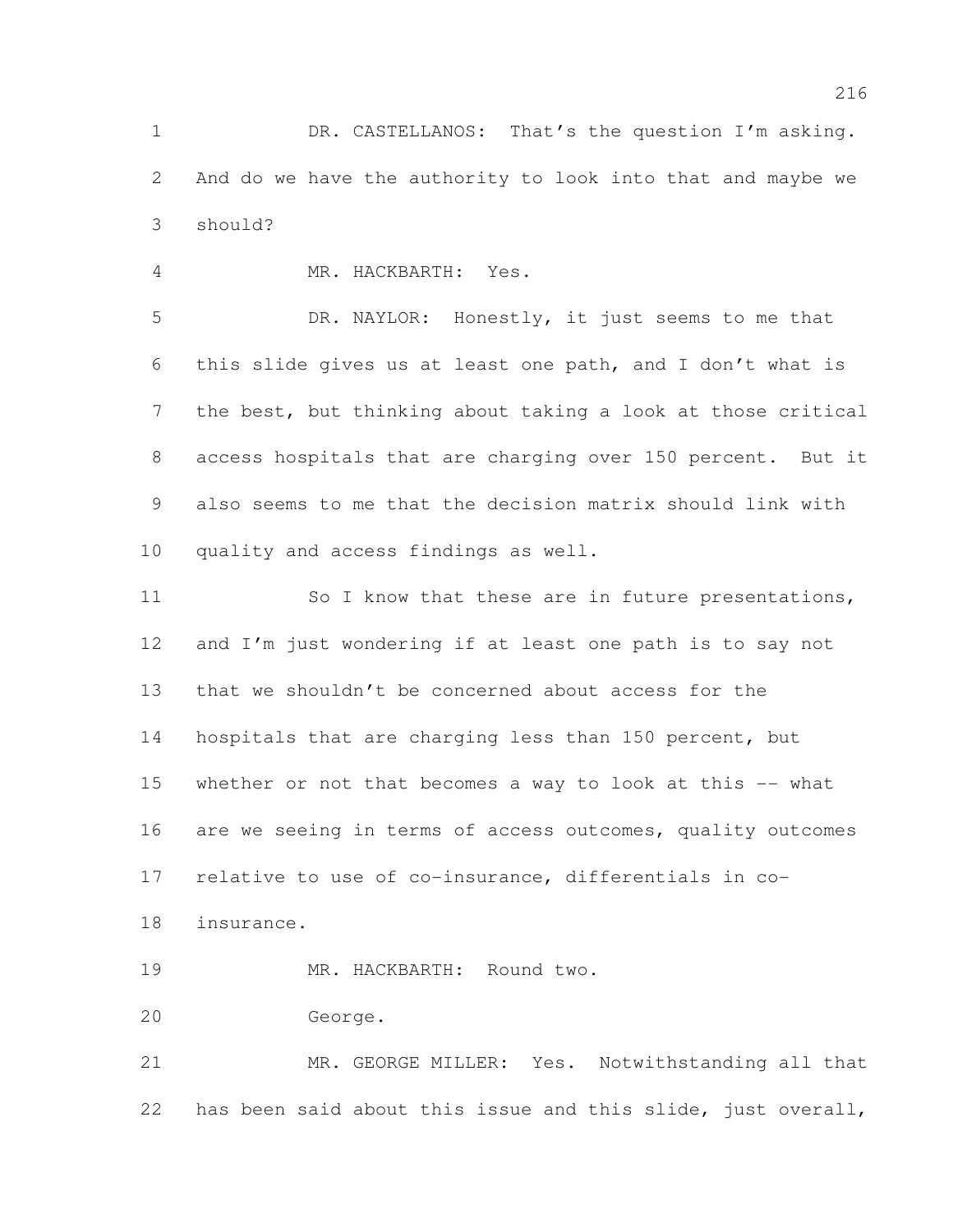DR. CASTELLANOS: That's the question I'm asking. And do we have the authority to look into that and maybe we should?

MR. HACKBARTH: Yes.

DR. NAYLOR: Honestly, it just seems to me that this slide gives us at least one path, and I don't what is the best, but thinking about taking a look at those critical access hospitals that are charging over 150 percent. But it also seems to me that the decision matrix should link with quality and access findings as well.

So I know that these are in future presentations, and I'm just wondering if at least one path is to say not that we shouldn't be concerned about access for the hospitals that are charging less than 150 percent, but whether or not that becomes a way to look at this -- what are we seeing in terms of access outcomes, quality outcomes relative to use of co-insurance, differentials in co-insurance.

MR. HACKBARTH: Round two.

George.

MR. GEORGE MILLER: Yes. Notwithstanding all that has been said about this issue and this slide, just overall,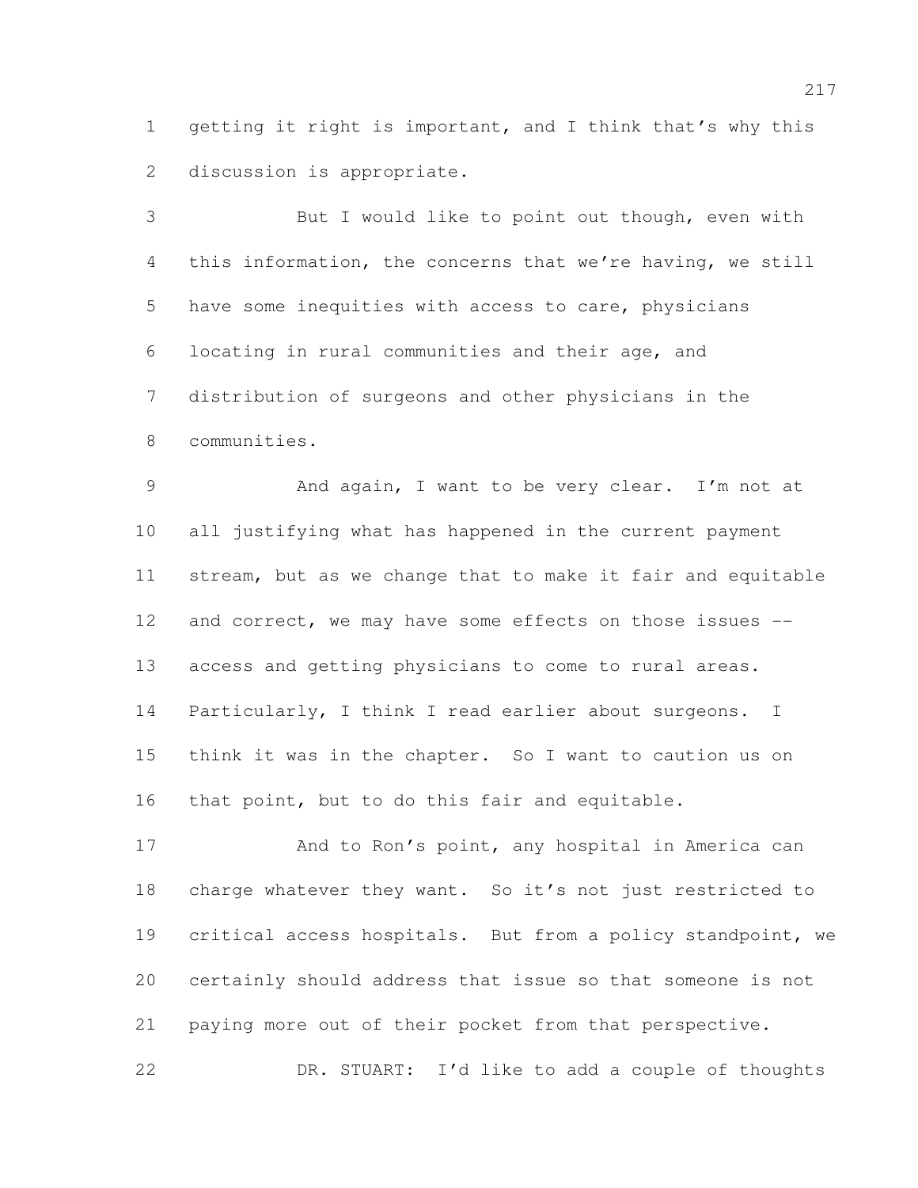getting it right is important, and I think that's why this discussion is appropriate.

But I would like to point out though, even with this information, the concerns that we're having, we still have some inequities with access to care, physicians locating in rural communities and their age, and distribution of surgeons and other physicians in the communities.

And again, I want to be very clear. I'm not at all justifying what has happened in the current payment stream, but as we change that to make it fair and equitable and correct, we may have some effects on those issues -- access and getting physicians to come to rural areas. Particularly, I think I read earlier about surgeons. I think it was in the chapter. So I want to caution us on that point, but to do this fair and equitable.

And to Ron's point, any hospital in America can charge whatever they want. So it's not just restricted to critical access hospitals. But from a policy standpoint, we certainly should address that issue so that someone is not paying more out of their pocket from that perspective.

DR. STUART: I'd like to add a couple of thoughts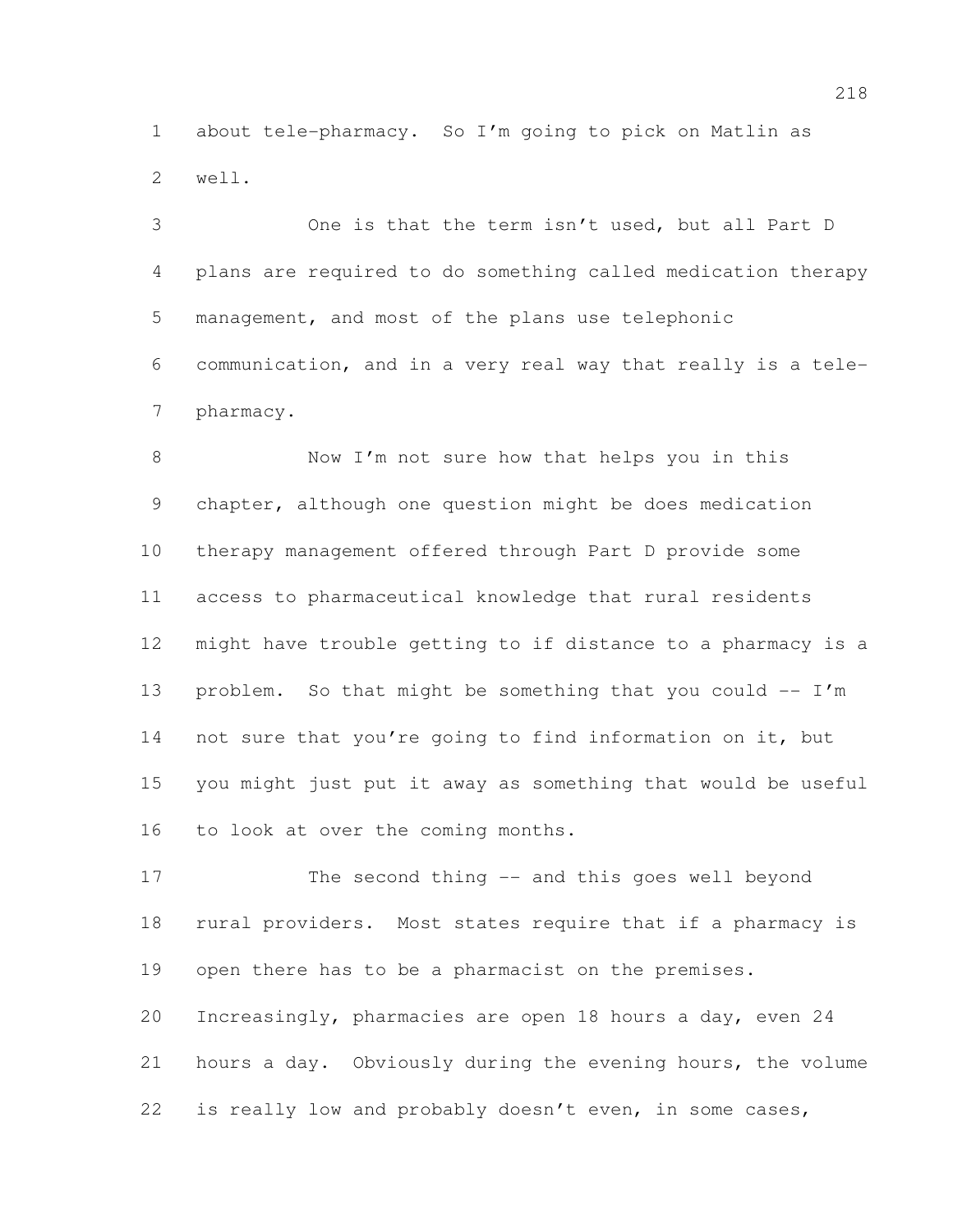about tele-pharmacy. So I'm going to pick on Matlin as well.

One is that the term isn't used, but all Part D plans are required to do something called medication therapy management, and most of the plans use telephonic communication, and in a very real way that really is a tele-pharmacy.

Now I'm not sure how that helps you in this chapter, although one question might be does medication therapy management offered through Part D provide some access to pharmaceutical knowledge that rural residents might have trouble getting to if distance to a pharmacy is a problem. So that might be something that you could -- I'm not sure that you're going to find information on it, but you might just put it away as something that would be useful to look at over the coming months.

The second thing -- and this goes well beyond rural providers. Most states require that if a pharmacy is open there has to be a pharmacist on the premises. Increasingly, pharmacies are open 18 hours a day, even 24 hours a day. Obviously during the evening hours, the volume is really low and probably doesn't even, in some cases,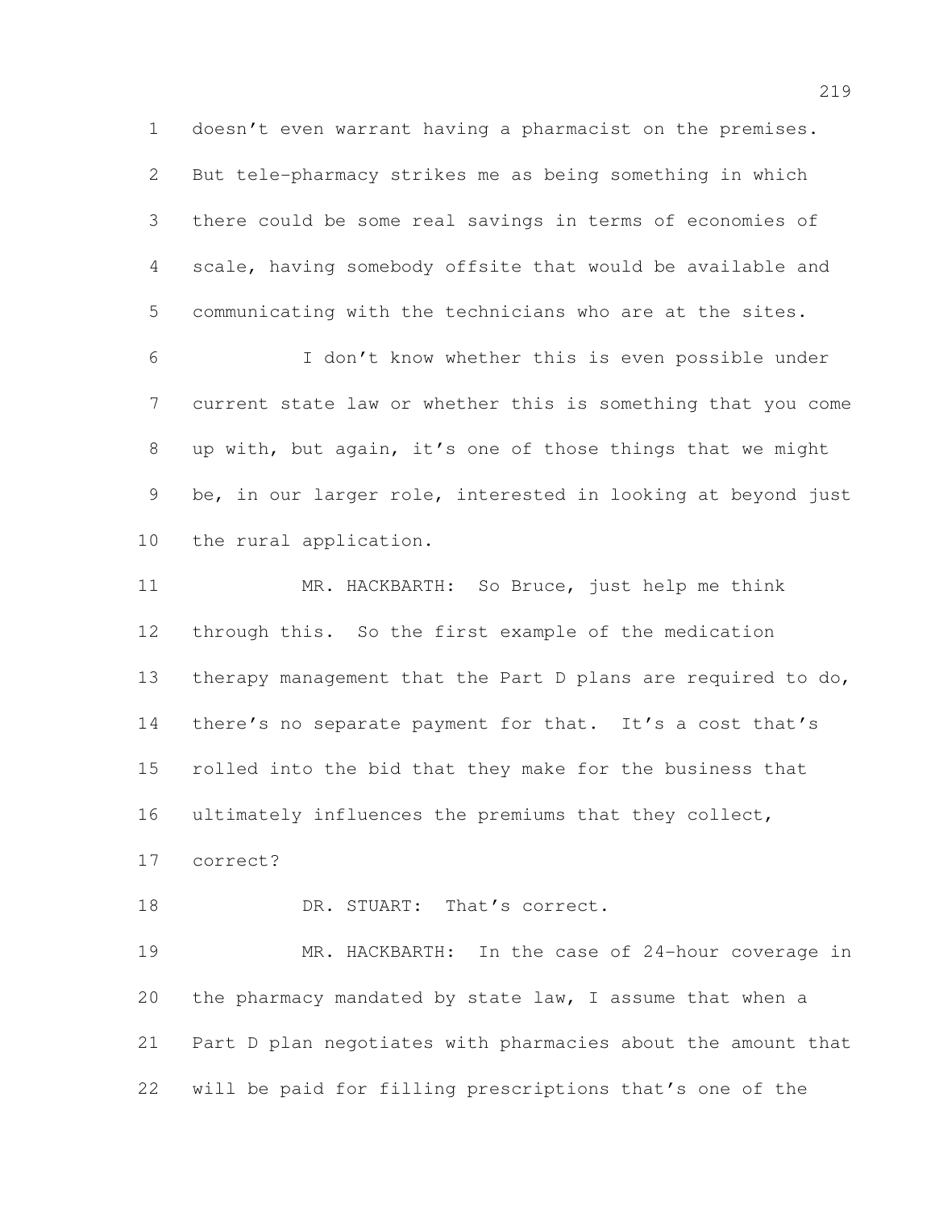doesn't even warrant having a pharmacist on the premises. But tele-pharmacy strikes me as being something in which there could be some real savings in terms of economies of scale, having somebody offsite that would be available and communicating with the technicians who are at the sites.

I don't know whether this is even possible under current state law or whether this is something that you come up with, but again, it's one of those things that we might be, in our larger role, interested in looking at beyond just the rural application.

MR. HACKBARTH: So Bruce, just help me think through this. So the first example of the medication therapy management that the Part D plans are required to do, there's no separate payment for that. It's a cost that's rolled into the bid that they make for the business that ultimately influences the premiums that they collect, correct?

DR. STUART: That's correct.

MR. HACKBARTH: In the case of 24-hour coverage in the pharmacy mandated by state law, I assume that when a Part D plan negotiates with pharmacies about the amount that will be paid for filling prescriptions that's one of the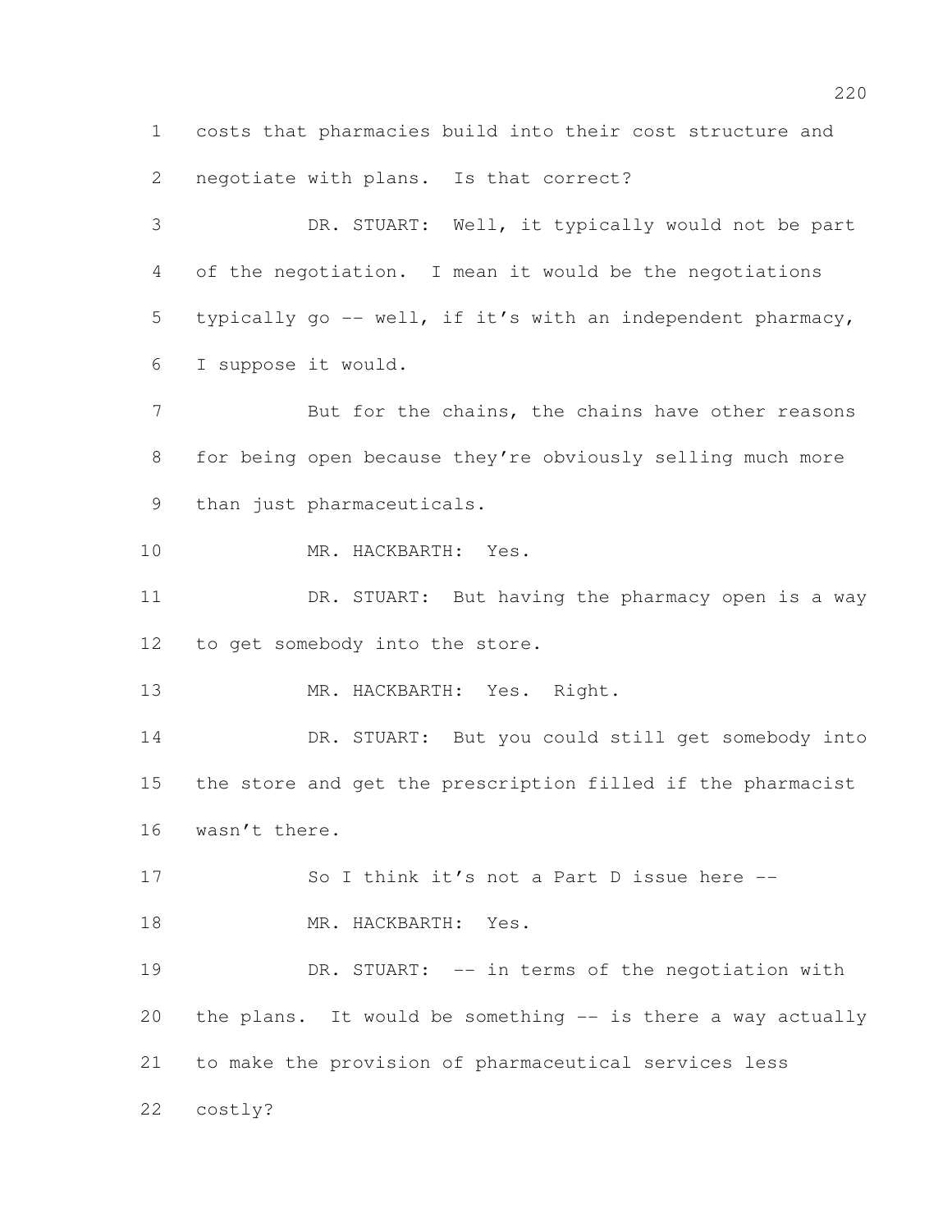costs that pharmacies build into their cost structure and negotiate with plans. Is that correct?

DR. STUART: Well, it typically would not be part of the negotiation. I mean it would be the negotiations typically go -- well, if it's with an independent pharmacy, I suppose it would.

But for the chains, the chains have other reasons for being open because they're obviously selling much more than just pharmaceuticals.

MR. HACKBARTH: Yes.

DR. STUART: But having the pharmacy open is a way to get somebody into the store.

MR. HACKBARTH: Yes. Right.

DR. STUART: But you could still get somebody into the store and get the prescription filled if the pharmacist wasn't there.

So I think it's not a Part D issue here --

MR. HACKBARTH: Yes.

DR. STUART: -- in terms of the negotiation with the plans. It would be something -- is there a way actually to make the provision of pharmaceutical services less costly?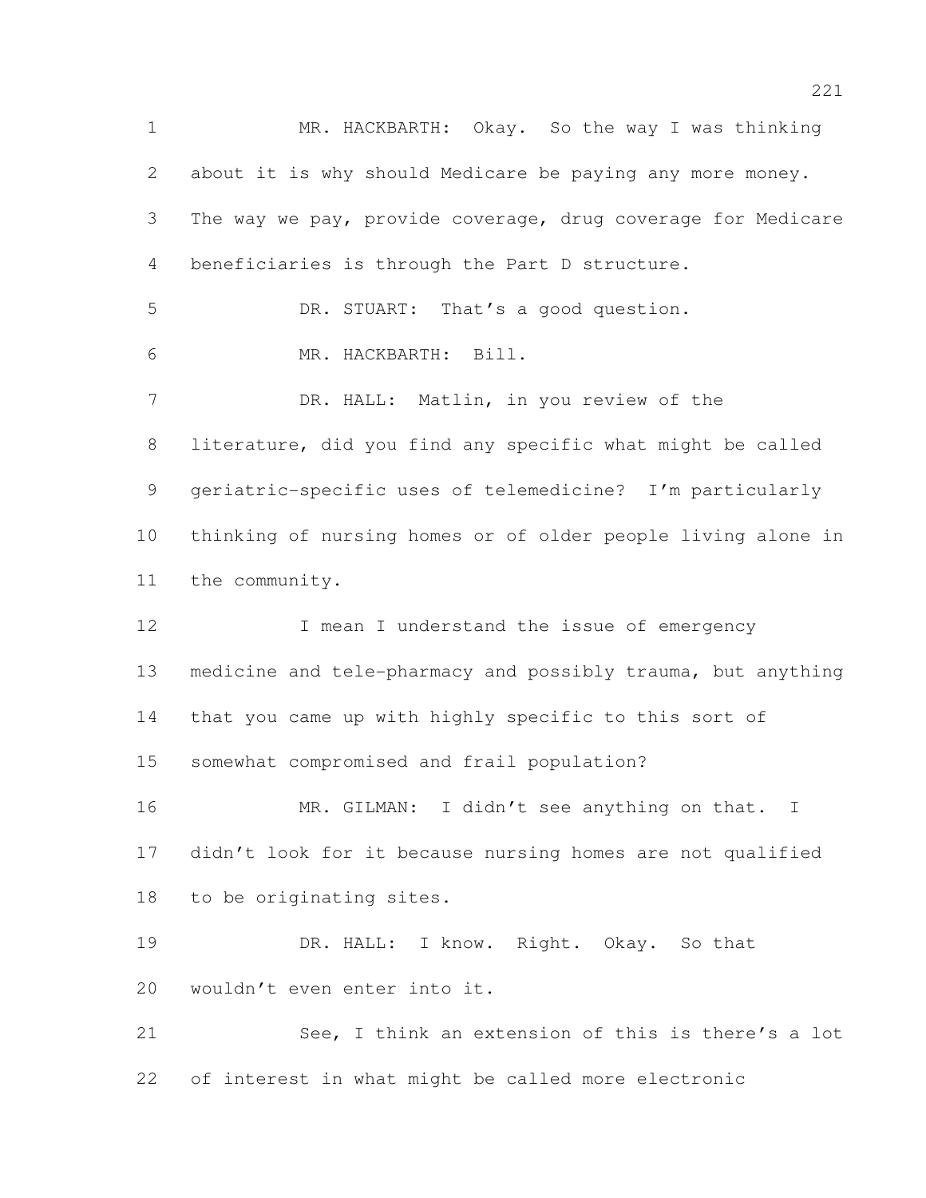MR. HACKBARTH: Okay. So the way I was thinking about it is why should Medicare be paying any more money. The way we pay, provide coverage, drug coverage for Medicare beneficiaries is through the Part D structure.

DR. STUART: That's a good question.

MR. HACKBARTH: Bill.

DR. HALL: Matlin, in you review of the literature, did you find any specific what might be called geriatric-specific uses of telemedicine? I'm particularly thinking of nursing homes or of older people living alone in the community.

I mean I understand the issue of emergency medicine and tele-pharmacy and possibly trauma, but anything that you came up with highly specific to this sort of somewhat compromised and frail population?

MR. GILMAN: I didn't see anything on that. I didn't look for it because nursing homes are not qualified to be originating sites.

DR. HALL: I know. Right. Okay. So that wouldn't even enter into it.

See, I think an extension of this is there's a lot of interest in what might be called more electronic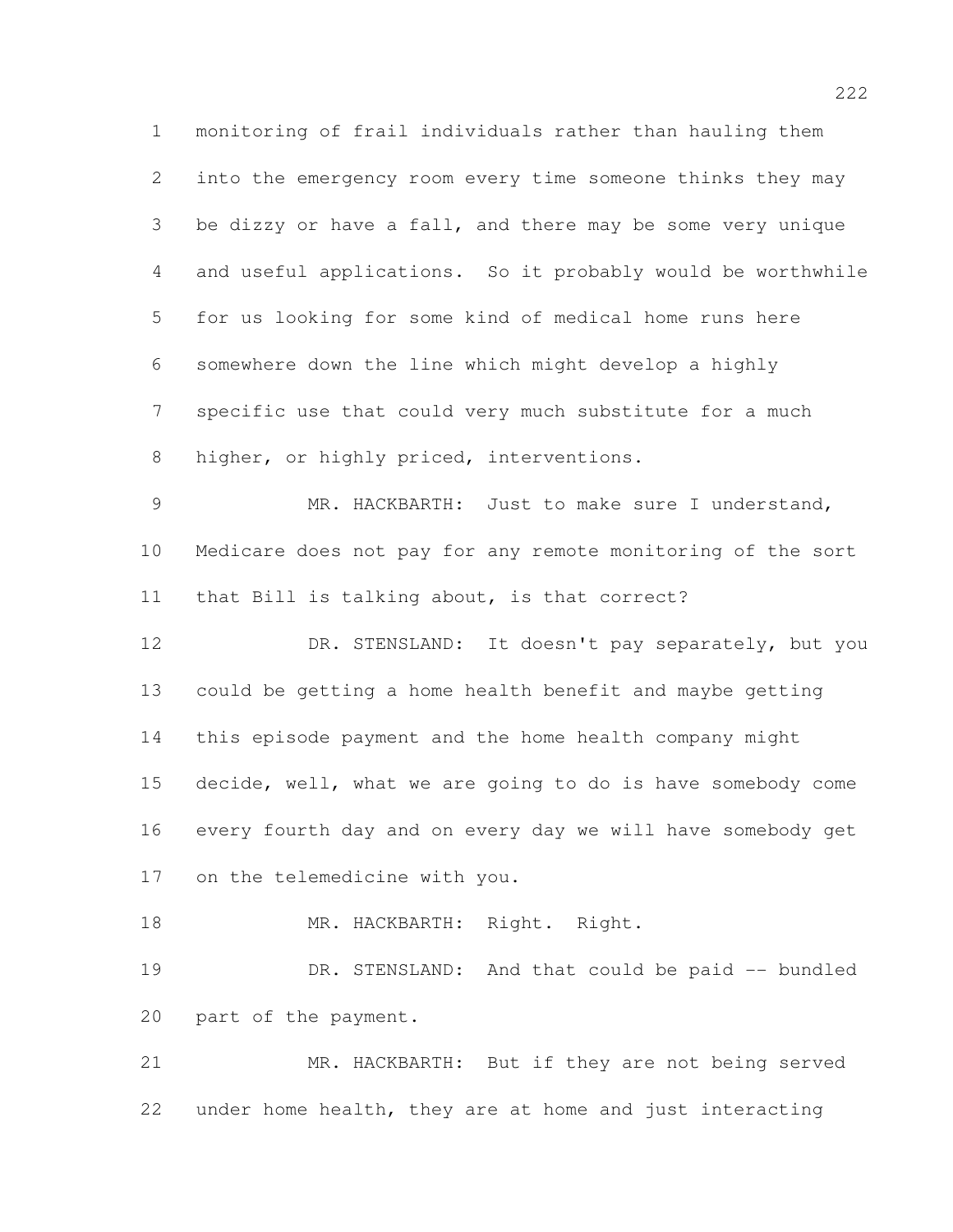monitoring of frail individuals rather than hauling them into the emergency room every time someone thinks they may be dizzy or have a fall, and there may be some very unique and useful applications. So it probably would be worthwhile for us looking for some kind of medical home runs here somewhere down the line which might develop a highly specific use that could very much substitute for a much higher, or highly priced, interventions.

MR. HACKBARTH: Just to make sure I understand, Medicare does not pay for any remote monitoring of the sort that Bill is talking about, is that correct?

DR. STENSLAND: It doesn't pay separately, but you could be getting a home health benefit and maybe getting this episode payment and the home health company might decide, well, what we are going to do is have somebody come every fourth day and on every day we will have somebody get on the telemedicine with you.

MR. HACKBARTH: Right. Right.

DR. STENSLAND: And that could be paid -- bundled part of the payment.

MR. HACKBARTH: But if they are not being served under home health, they are at home and just interacting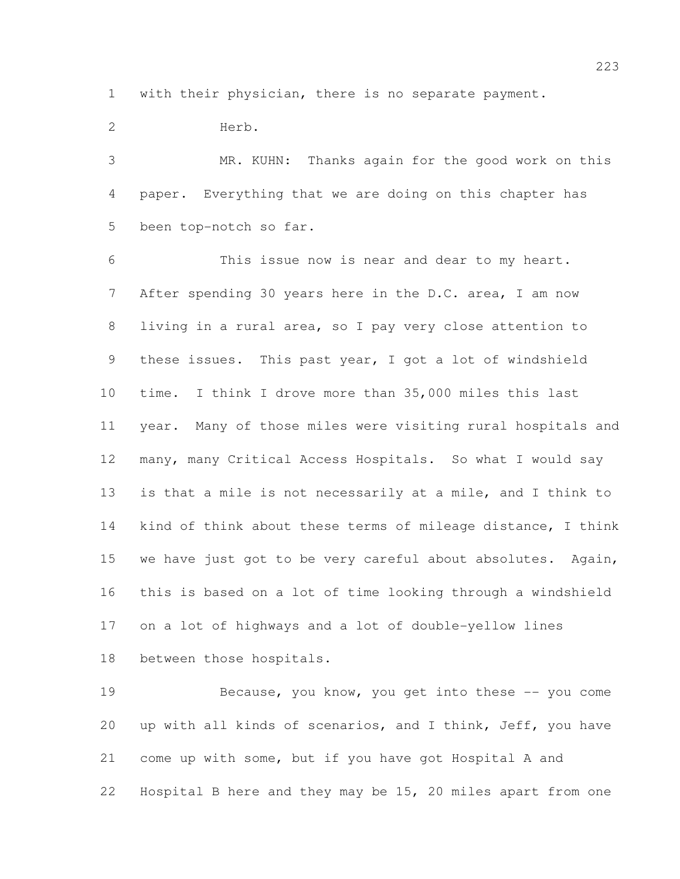with their physician, there is no separate payment.

Herb.

MR. KUHN: Thanks again for the good work on this paper. Everything that we are doing on this chapter has been top-notch so far.

This issue now is near and dear to my heart. After spending 30 years here in the D.C. area, I am now living in a rural area, so I pay very close attention to these issues. This past year, I got a lot of windshield time. I think I drove more than 35,000 miles this last year. Many of those miles were visiting rural hospitals and many, many Critical Access Hospitals. So what I would say is that a mile is not necessarily at a mile, and I think to kind of think about these terms of mileage distance, I think we have just got to be very careful about absolutes. Again, this is based on a lot of time looking through a windshield on a lot of highways and a lot of double-yellow lines between those hospitals.

Because, you know, you get into these -- you come up with all kinds of scenarios, and I think, Jeff, you have come up with some, but if you have got Hospital A and Hospital B here and they may be 15, 20 miles apart from one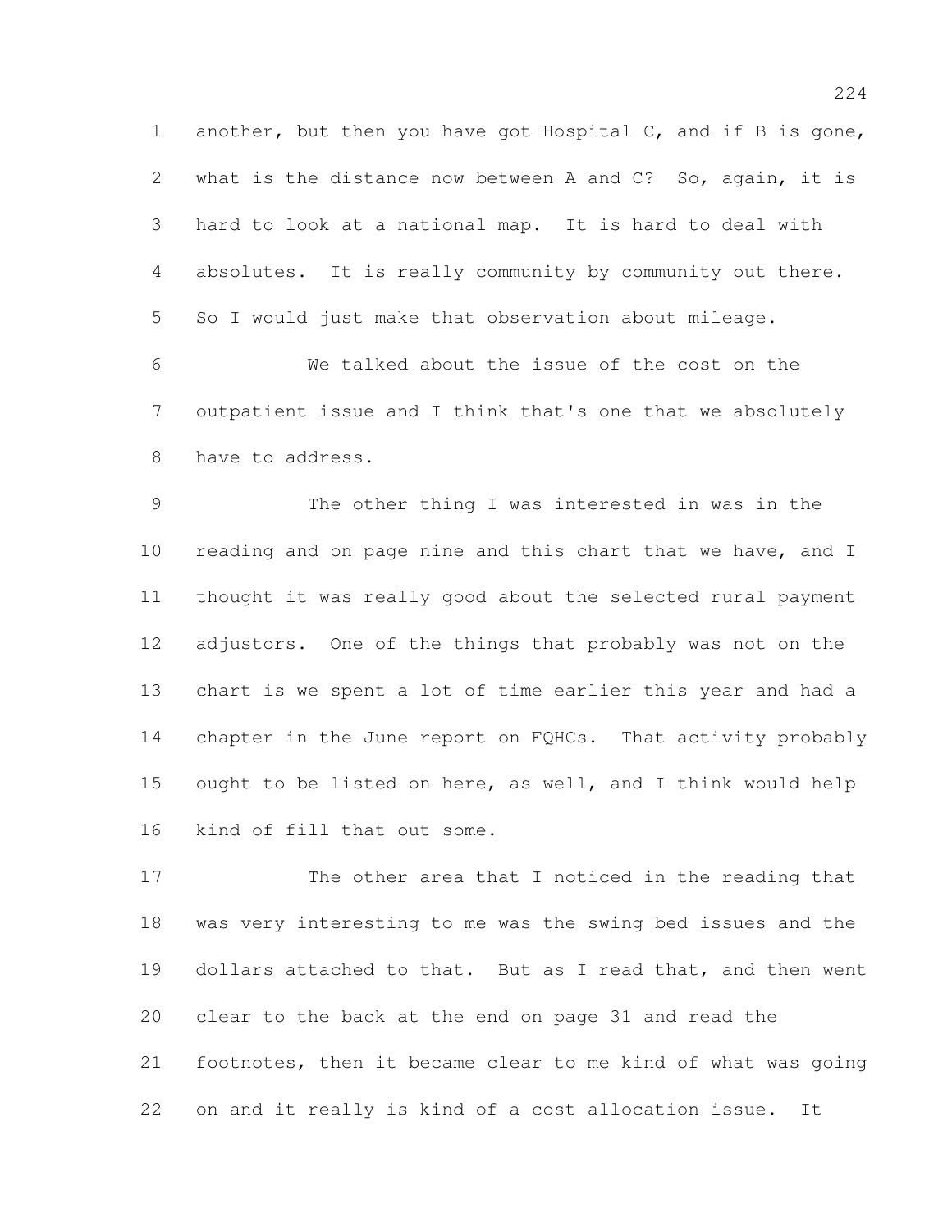another, but then you have got Hospital C, and if B is gone, what is the distance now between A and C? So, again, it is hard to look at a national map. It is hard to deal with absolutes. It is really community by community out there. So I would just make that observation about mileage.

We talked about the issue of the cost on the outpatient issue and I think that's one that we absolutely have to address.

The other thing I was interested in was in the reading and on page nine and this chart that we have, and I thought it was really good about the selected rural payment adjustors. One of the things that probably was not on the chart is we spent a lot of time earlier this year and had a chapter in the June report on FQHCs. That activity probably ought to be listed on here, as well, and I think would help kind of fill that out some.

The other area that I noticed in the reading that was very interesting to me was the swing bed issues and the dollars attached to that. But as I read that, and then went clear to the back at the end on page 31 and read the footnotes, then it became clear to me kind of what was going on and it really is kind of a cost allocation issue. It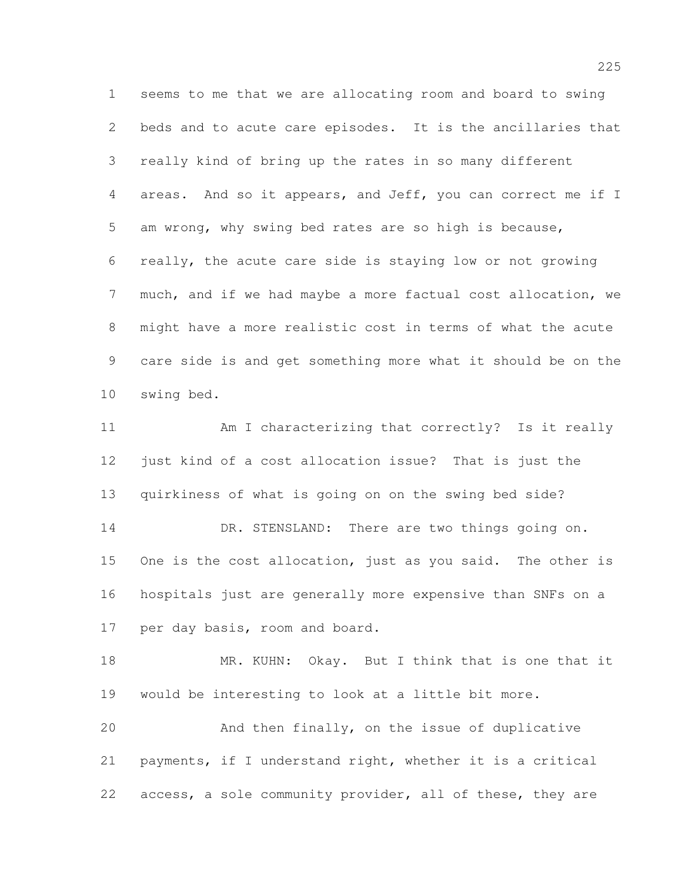seems to me that we are allocating room and board to swing beds and to acute care episodes. It is the ancillaries that really kind of bring up the rates in so many different areas. And so it appears, and Jeff, you can correct me if I am wrong, why swing bed rates are so high is because, really, the acute care side is staying low or not growing much, and if we had maybe a more factual cost allocation, we might have a more realistic cost in terms of what the acute care side is and get something more what it should be on the swing bed.

Am I characterizing that correctly? Is it really just kind of a cost allocation issue? That is just the quirkiness of what is going on on the swing bed side?

DR. STENSLAND: There are two things going on. One is the cost allocation, just as you said. The other is hospitals just are generally more expensive than SNFs on a per day basis, room and board.

MR. KUHN: Okay. But I think that is one that it would be interesting to look at a little bit more.

And then finally, on the issue of duplicative payments, if I understand right, whether it is a critical access, a sole community provider, all of these, they are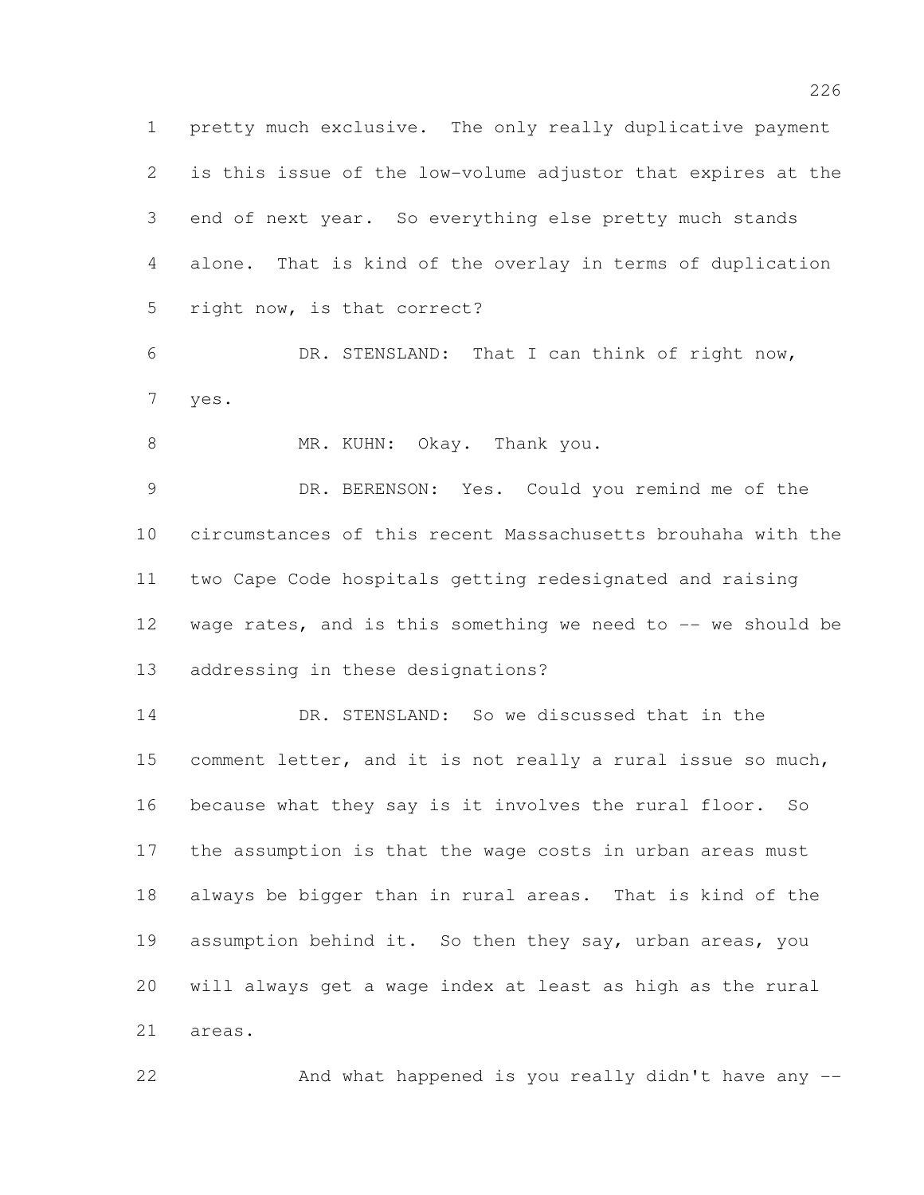pretty much exclusive. The only really duplicative payment is this issue of the low-volume adjustor that expires at the end of next year. So everything else pretty much stands alone. That is kind of the overlay in terms of duplication right now, is that correct?

DR. STENSLAND: That I can think of right now, yes.

MR. KUHN: Okay. Thank you.

DR. BERENSON: Yes. Could you remind me of the circumstances of this recent Massachusetts brouhaha with the two Cape Code hospitals getting redesignated and raising wage rates, and is this something we need to -- we should be addressing in these designations?

DR. STENSLAND: So we discussed that in the comment letter, and it is not really a rural issue so much, because what they say is it involves the rural floor. So the assumption is that the wage costs in urban areas must always be bigger than in rural areas. That is kind of the assumption behind it. So then they say, urban areas, you will always get a wage index at least as high as the rural areas.

And what happened is you really didn't have any --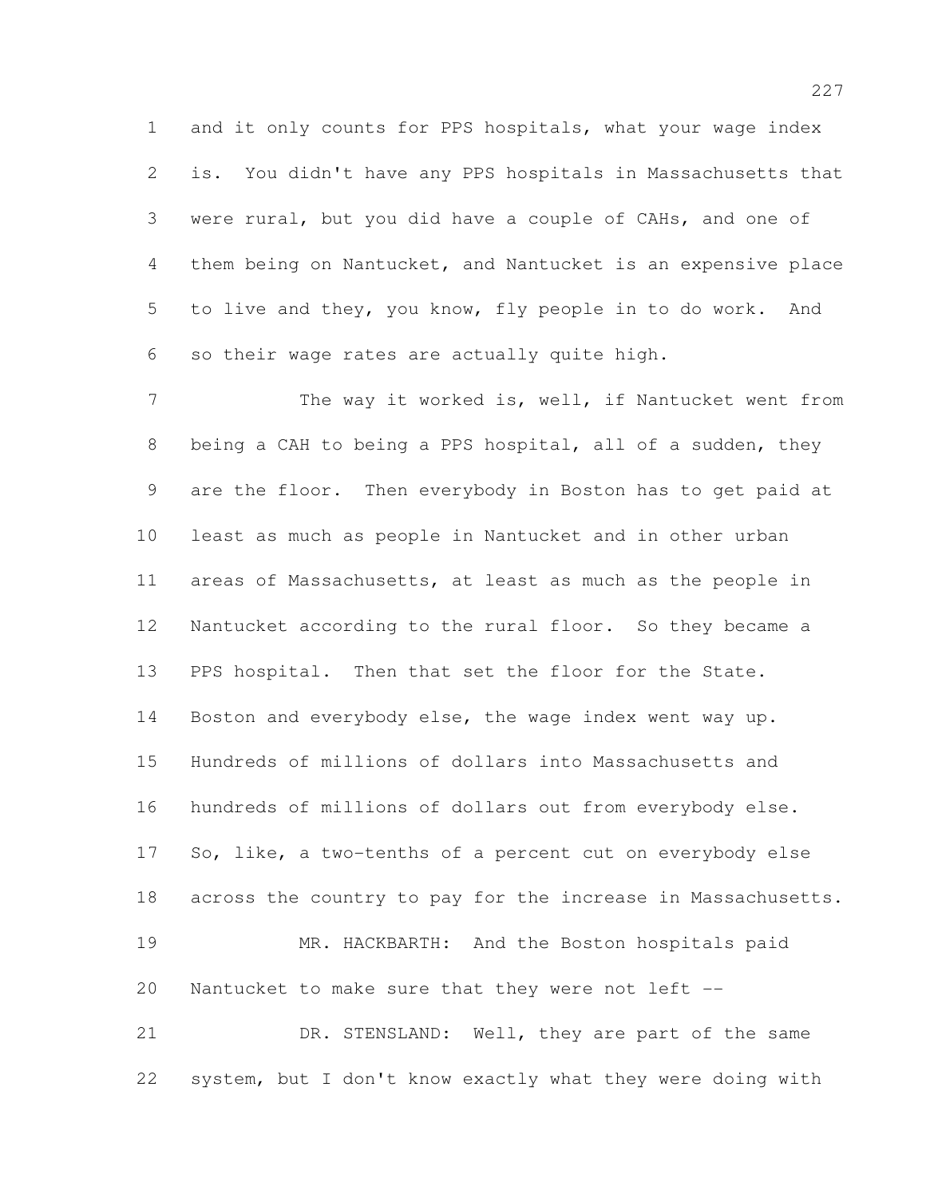and it only counts for PPS hospitals, what your wage index is. You didn't have any PPS hospitals in Massachusetts that were rural, but you did have a couple of CAHs, and one of them being on Nantucket, and Nantucket is an expensive place to live and they, you know, fly people in to do work. And so their wage rates are actually quite high.

The way it worked is, well, if Nantucket went from being a CAH to being a PPS hospital, all of a sudden, they are the floor. Then everybody in Boston has to get paid at least as much as people in Nantucket and in other urban areas of Massachusetts, at least as much as the people in Nantucket according to the rural floor. So they became a PPS hospital. Then that set the floor for the State. Boston and everybody else, the wage index went way up. Hundreds of millions of dollars into Massachusetts and hundreds of millions of dollars out from everybody else. So, like, a two-tenths of a percent cut on everybody else across the country to pay for the increase in Massachusetts.

MR. HACKBARTH: And the Boston hospitals paid Nantucket to make sure that they were not left --

DR. STENSLAND: Well, they are part of the same system, but I don't know exactly what they were doing with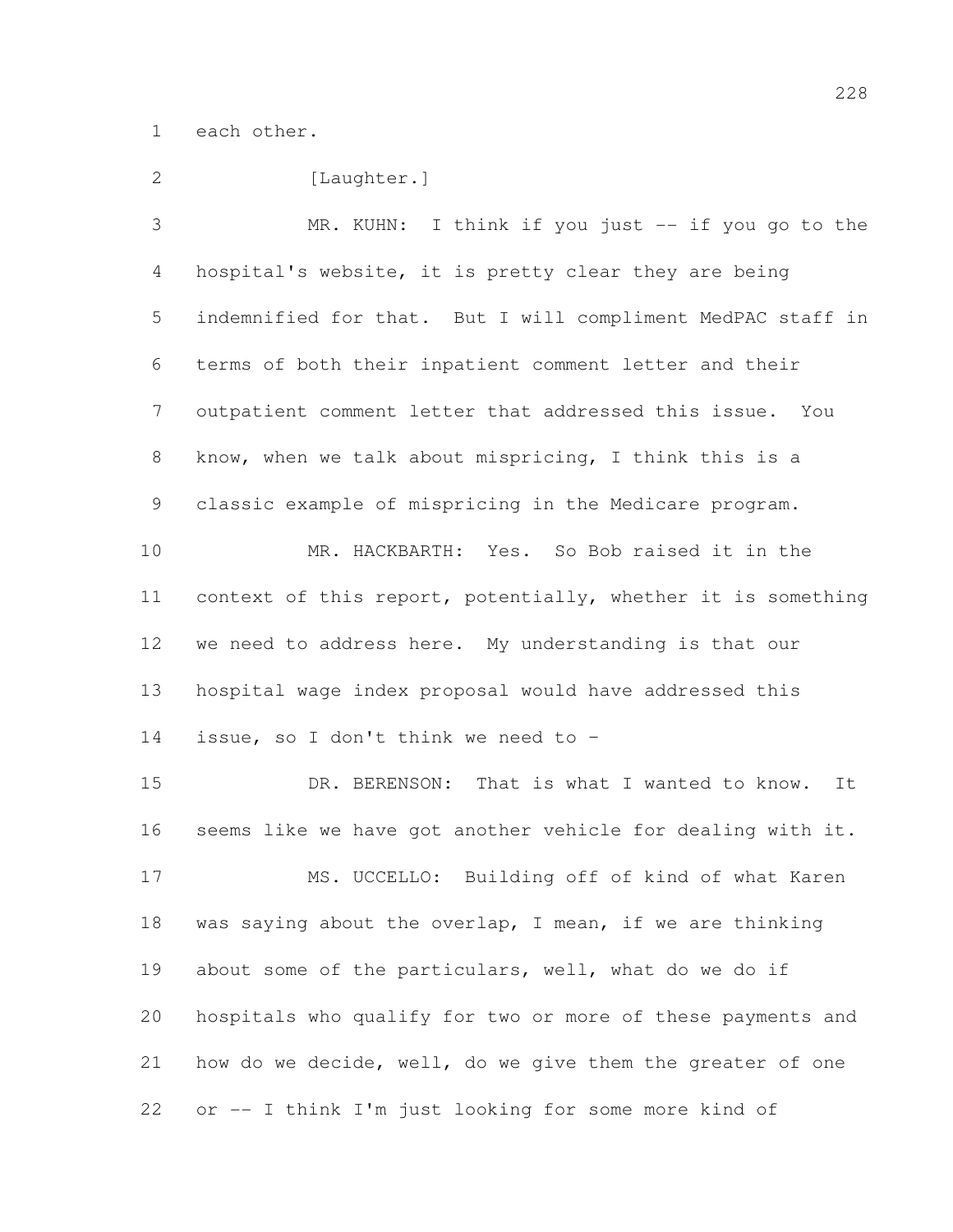each other.

[Laughter.]

MR. KUHN: I think if you just -- if you go to the hospital's website, it is pretty clear they are being indemnified for that. But I will compliment MedPAC staff in terms of both their inpatient comment letter and their outpatient comment letter that addressed this issue. You know, when we talk about mispricing, I think this is a classic example of mispricing in the Medicare program.

MR. HACKBARTH: Yes. So Bob raised it in the context of this report, potentially, whether it is something we need to address here. My understanding is that our hospital wage index proposal would have addressed this issue, so I don't think we need to -

DR. BERENSON: That is what I wanted to know. It seems like we have got another vehicle for dealing with it.

MS. UCCELLO: Building off of kind of what Karen was saying about the overlap, I mean, if we are thinking about some of the particulars, well, what do we do if hospitals who qualify for two or more of these payments and how do we decide, well, do we give them the greater of one or -- I think I'm just looking for some more kind of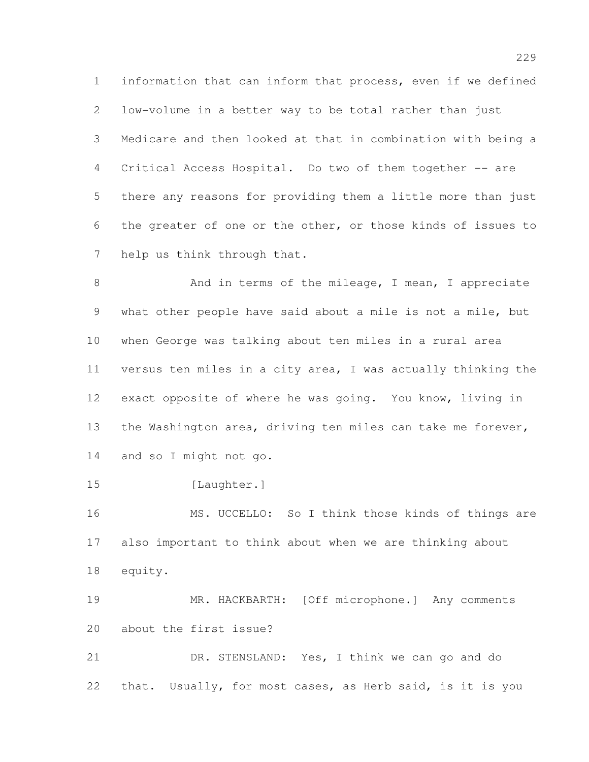information that can inform that process, even if we defined low-volume in a better way to be total rather than just Medicare and then looked at that in combination with being a Critical Access Hospital. Do two of them together -- are there any reasons for providing them a little more than just the greater of one or the other, or those kinds of issues to help us think through that.

And in terms of the mileage, I mean, I appreciate what other people have said about a mile is not a mile, but when George was talking about ten miles in a rural area versus ten miles in a city area, I was actually thinking the exact opposite of where he was going. You know, living in the Washington area, driving ten miles can take me forever, and so I might not go.

[Laughter.]

MS. UCCELLO: So I think those kinds of things are also important to think about when we are thinking about equity.

MR. HACKBARTH: [Off microphone.] Any comments about the first issue?

DR. STENSLAND: Yes, I think we can go and do that. Usually, for most cases, as Herb said, is it is you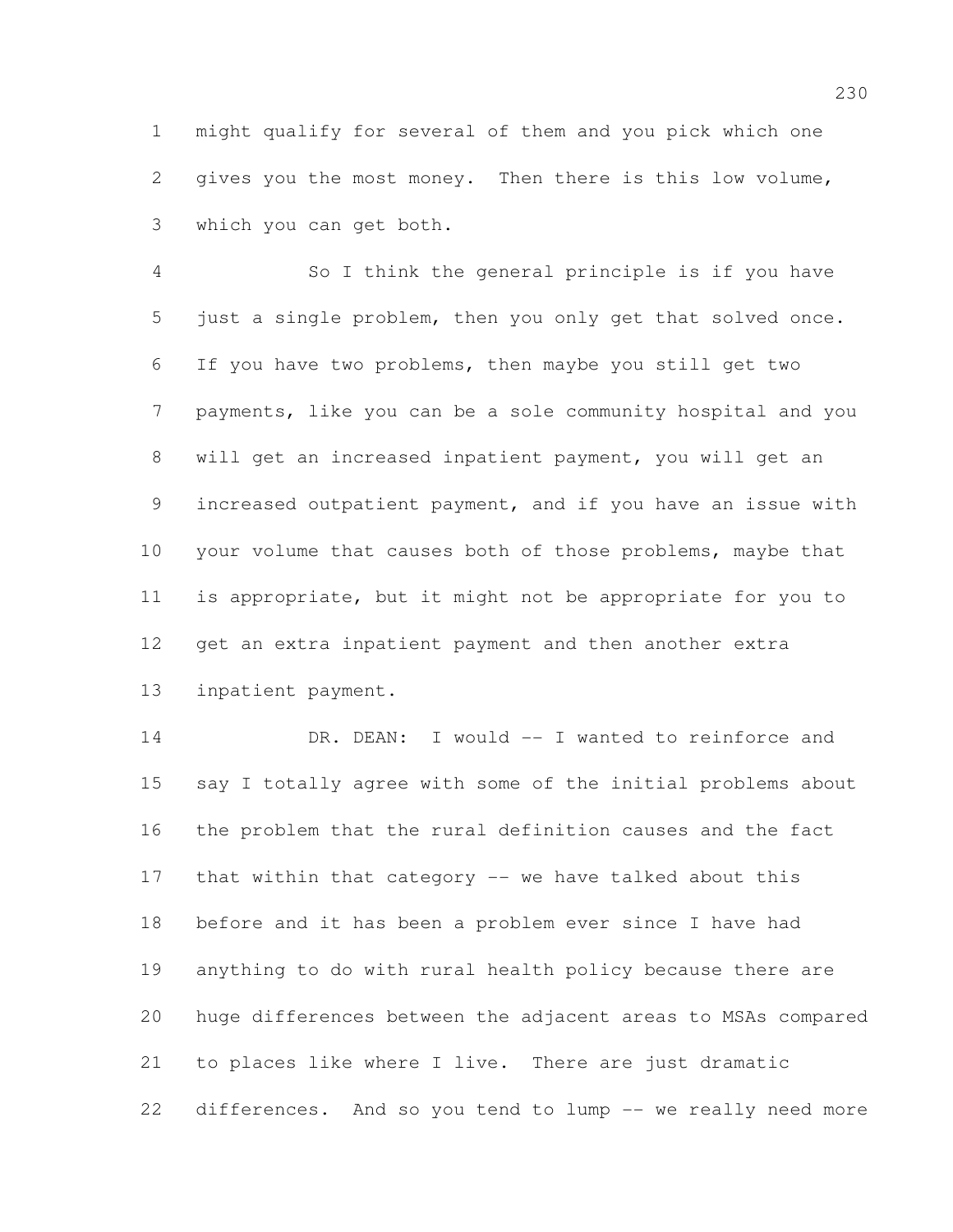might qualify for several of them and you pick which one gives you the most money. Then there is this low volume, which you can get both.

So I think the general principle is if you have just a single problem, then you only get that solved once. If you have two problems, then maybe you still get two payments, like you can be a sole community hospital and you will get an increased inpatient payment, you will get an increased outpatient payment, and if you have an issue with your volume that causes both of those problems, maybe that is appropriate, but it might not be appropriate for you to get an extra inpatient payment and then another extra inpatient payment.

DR. DEAN: I would -- I wanted to reinforce and say I totally agree with some of the initial problems about the problem that the rural definition causes and the fact that within that category -- we have talked about this before and it has been a problem ever since I have had anything to do with rural health policy because there are huge differences between the adjacent areas to MSAs compared to places like where I live. There are just dramatic differences. And so you tend to lump -- we really need more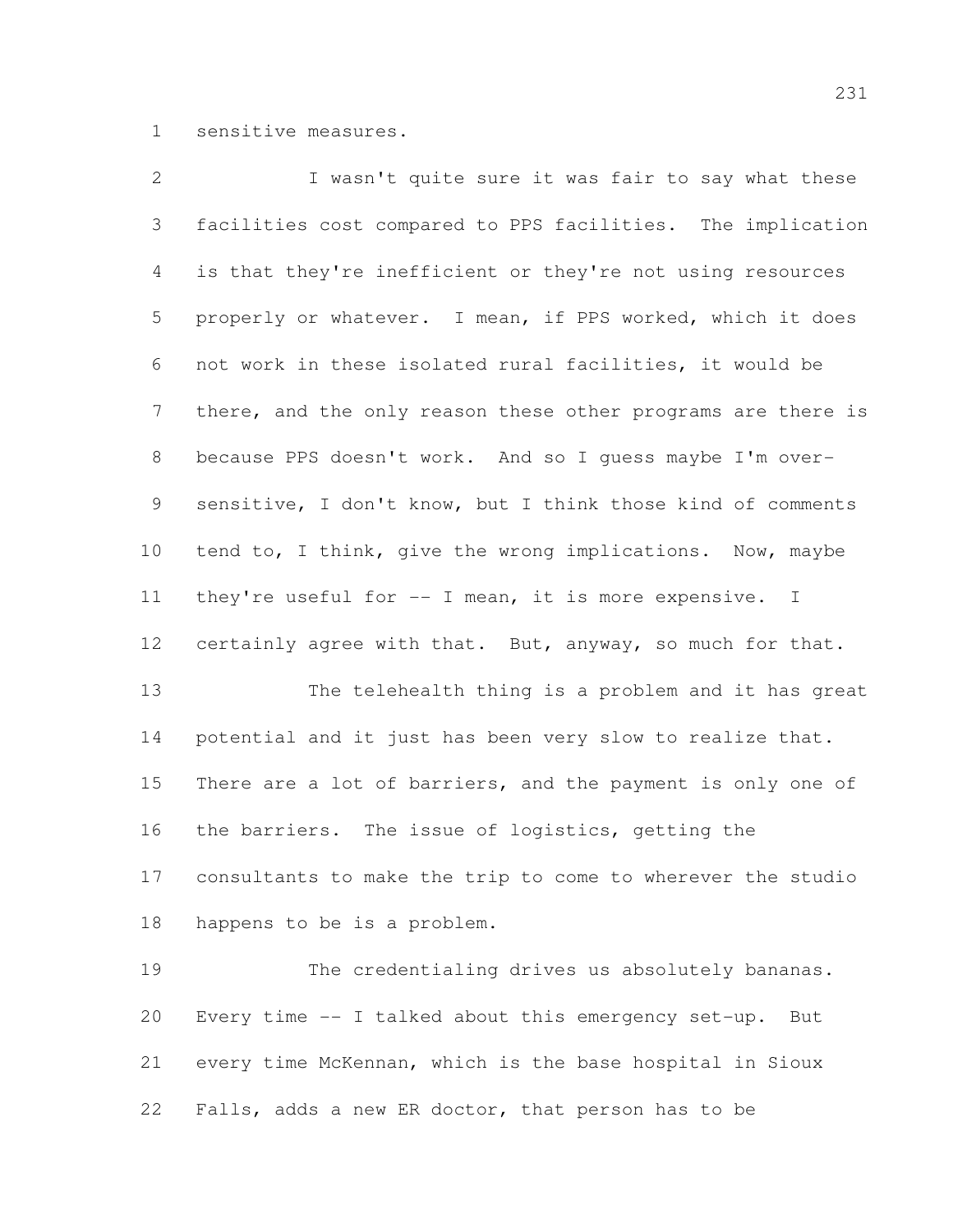sensitive measures.

I wasn't quite sure it was fair to say what these facilities cost compared to PPS facilities. The implication is that they're inefficient or they're not using resources properly or whatever. I mean, if PPS worked, which it does not work in these isolated rural facilities, it would be there, and the only reason these other programs are there is because PPS doesn't work. And so I guess maybe I'm over-sensitive, I don't know, but I think those kind of comments tend to, I think, give the wrong implications. Now, maybe they're useful for -- I mean, it is more expensive. I certainly agree with that. But, anyway, so much for that.

The telehealth thing is a problem and it has great potential and it just has been very slow to realize that. There are a lot of barriers, and the payment is only one of the barriers. The issue of logistics, getting the consultants to make the trip to come to wherever the studio happens to be is a problem.

The credentialing drives us absolutely bananas. Every time -- I talked about this emergency set-up. But every time McKennan, which is the base hospital in Sioux Falls, adds a new ER doctor, that person has to be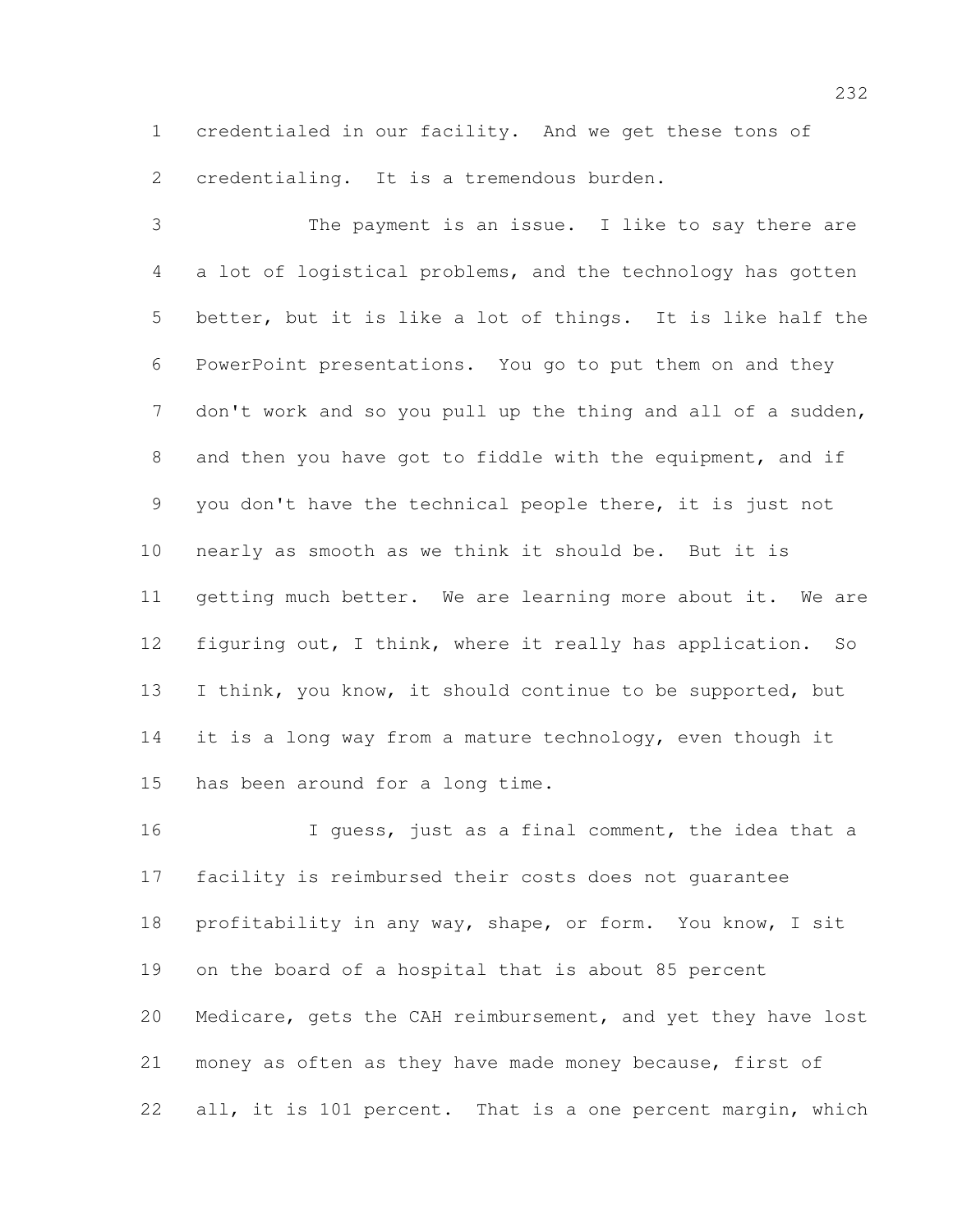credentialed in our facility. And we get these tons of credentialing. It is a tremendous burden.

The payment is an issue. I like to say there are a lot of logistical problems, and the technology has gotten better, but it is like a lot of things. It is like half the PowerPoint presentations. You go to put them on and they don't work and so you pull up the thing and all of a sudden, and then you have got to fiddle with the equipment, and if you don't have the technical people there, it is just not nearly as smooth as we think it should be. But it is getting much better. We are learning more about it. We are figuring out, I think, where it really has application. So I think, you know, it should continue to be supported, but it is a long way from a mature technology, even though it has been around for a long time.

I guess, just as a final comment, the idea that a facility is reimbursed their costs does not guarantee profitability in any way, shape, or form. You know, I sit on the board of a hospital that is about 85 percent Medicare, gets the CAH reimbursement, and yet they have lost money as often as they have made money because, first of all, it is 101 percent. That is a one percent margin, which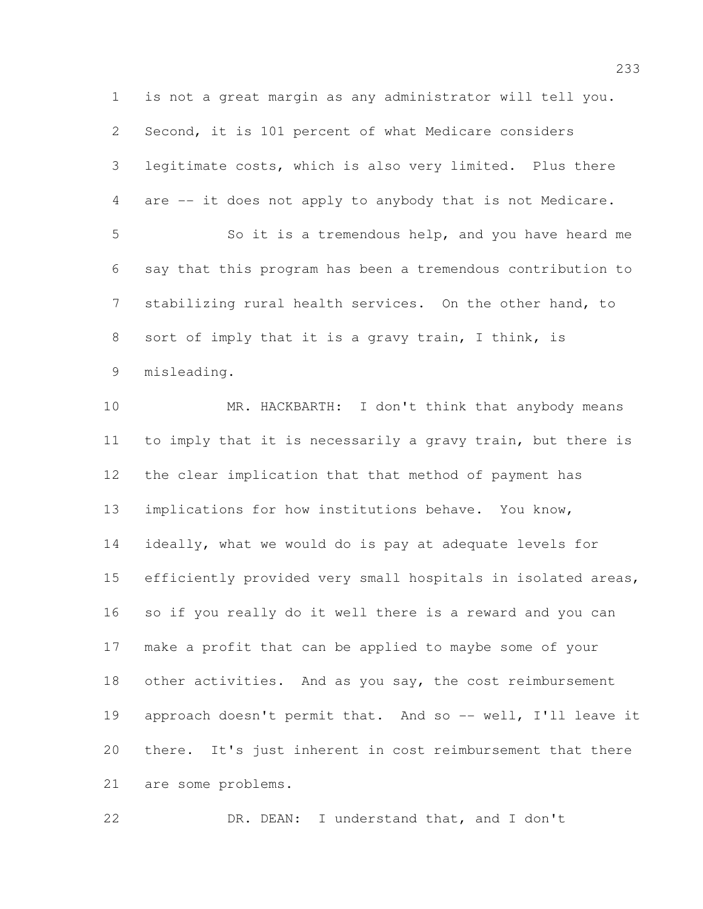is not a great margin as any administrator will tell you. Second, it is 101 percent of what Medicare considers legitimate costs, which is also very limited. Plus there are -- it does not apply to anybody that is not Medicare.

So it is a tremendous help, and you have heard me say that this program has been a tremendous contribution to stabilizing rural health services. On the other hand, to sort of imply that it is a gravy train, I think, is misleading.

MR. HACKBARTH: I don't think that anybody means to imply that it is necessarily a gravy train, but there is the clear implication that that method of payment has implications for how institutions behave. You know, ideally, what we would do is pay at adequate levels for efficiently provided very small hospitals in isolated areas, so if you really do it well there is a reward and you can make a profit that can be applied to maybe some of your other activities. And as you say, the cost reimbursement approach doesn't permit that. And so -- well, I'll leave it there. It's just inherent in cost reimbursement that there are some problems.

DR. DEAN: I understand that, and I don't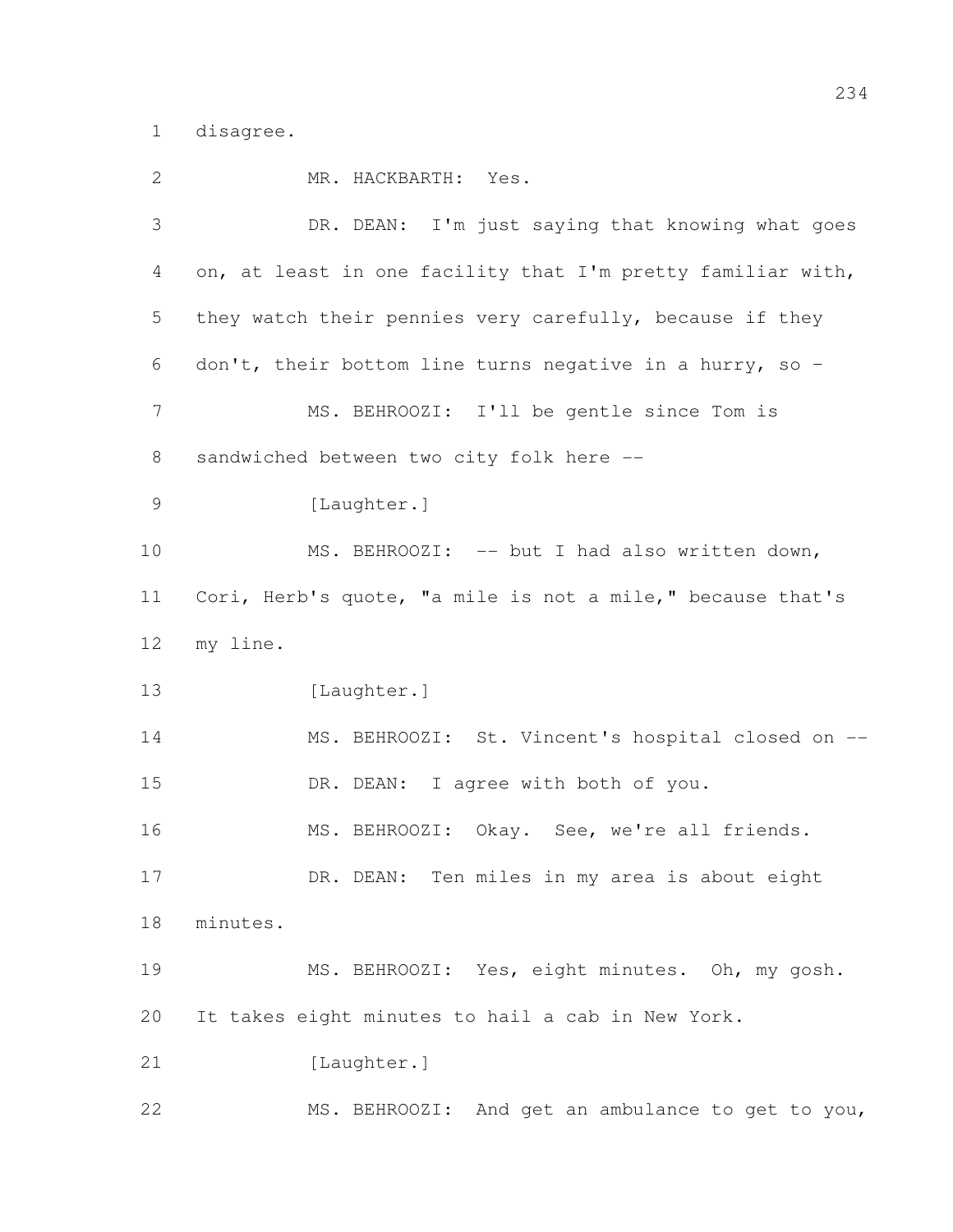disagree.

MR. HACKBARTH: Yes.

DR. DEAN: I'm just saying that knowing what goes on, at least in one facility that I'm pretty familiar with, they watch their pennies very carefully, because if they don't, their bottom line turns negative in a hurry, so -

MS. BEHROOZI: I'll be gentle since Tom is sandwiched between two city folk here --

[Laughter.]

MS. BEHROOZI: -- but I had also written down, Cori, Herb's quote, "a mile is not a mile," because that's my line.

[Laughter.]

MS. BEHROOZI: St. Vincent's hospital closed on --

DR. DEAN: I agree with both of you.

MS. BEHROOZI: Okay. See, we're all friends.

DR. DEAN: Ten miles in my area is about eight minutes.

MS. BEHROOZI: Yes, eight minutes. Oh, my gosh. It takes eight minutes to hail a cab in New York.

[Laughter.]

MS. BEHROOZI: And get an ambulance to get to you,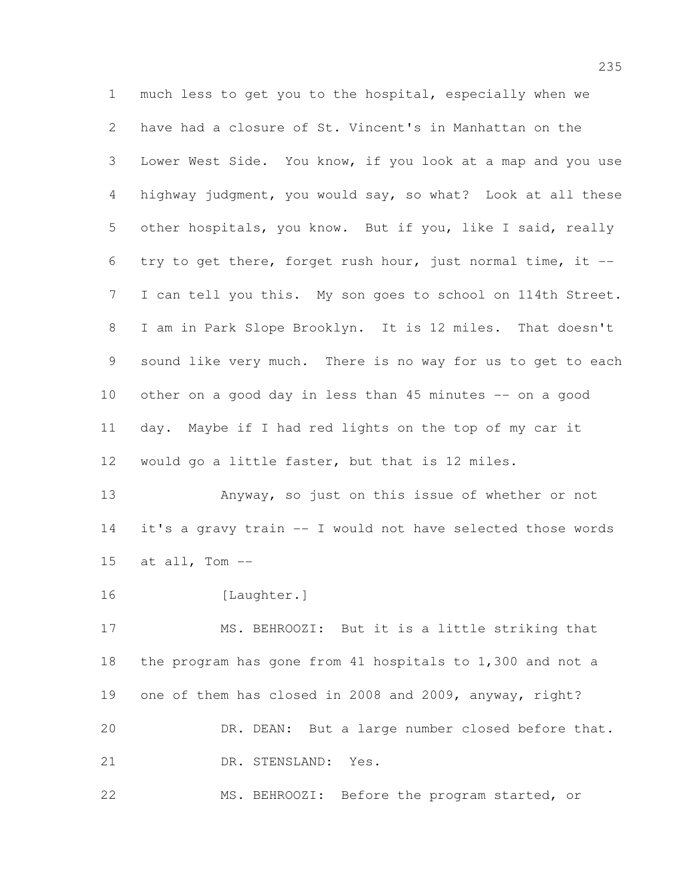much less to get you to the hospital, especially when we have had a closure of St. Vincent's in Manhattan on the Lower West Side. You know, if you look at a map and you use highway judgment, you would say, so what? Look at all these other hospitals, you know. But if you, like I said, really try to get there, forget rush hour, just normal time, it -- I can tell you this. My son goes to school on 114th Street. I am in Park Slope Brooklyn. It is 12 miles. That doesn't sound like very much. There is no way for us to get to each other on a good day in less than 45 minutes -- on a good day. Maybe if I had red lights on the top of my car it would go a little faster, but that is 12 miles.

Anyway, so just on this issue of whether or not it's a gravy train -- I would not have selected those words at all, Tom --

[Laughter.]

MS. BEHROOZI: But it is a little striking that the program has gone from 41 hospitals to 1,300 and not a one of them has closed in 2008 and 2009, anyway, right?

DR. DEAN: But a large number closed before that.

DR. STENSLAND: Yes.

MS. BEHROOZI: Before the program started, or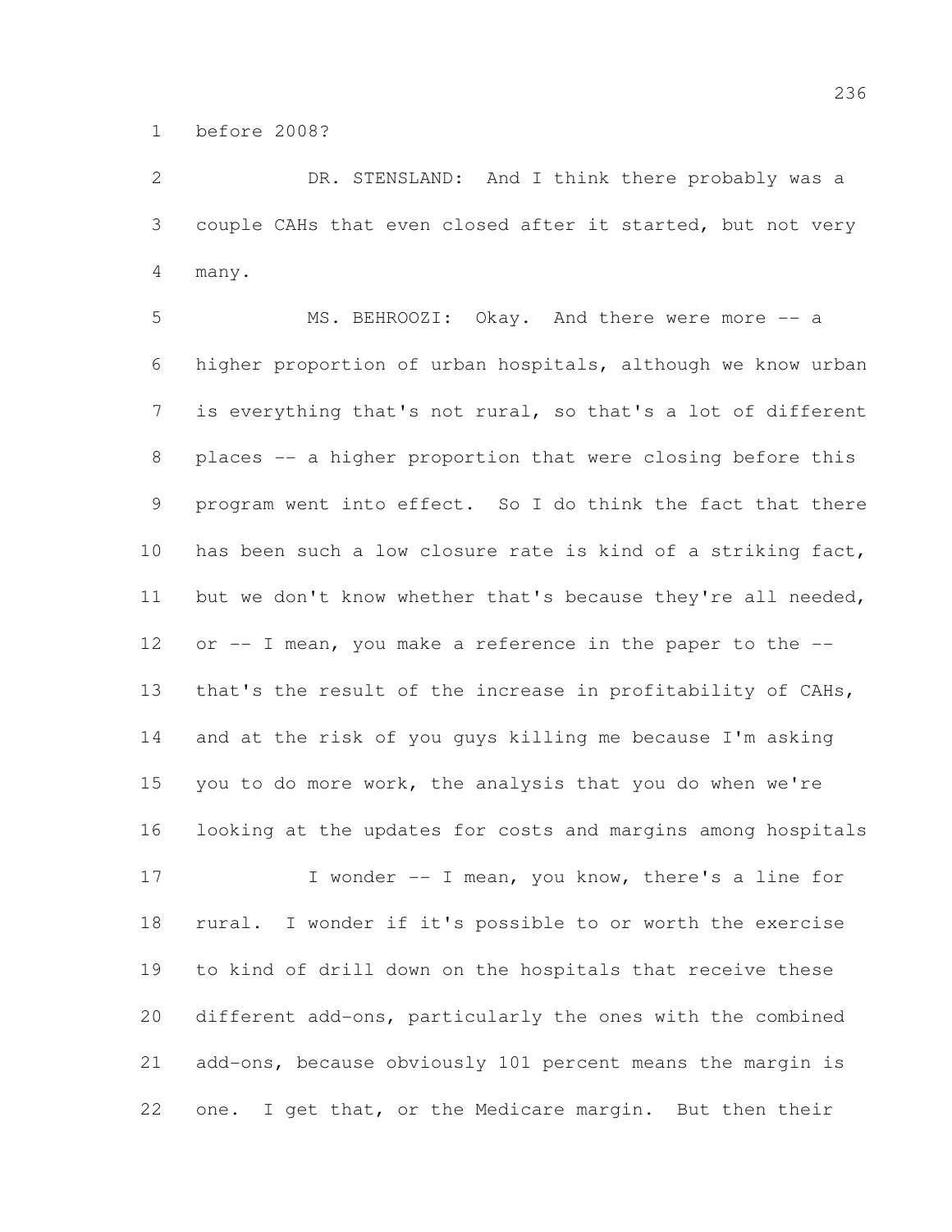before 2008?

DR. STENSLAND: And I think there probably was a couple CAHs that even closed after it started, but not very many.

MS. BEHROOZI: Okay. And there were more -- a higher proportion of urban hospitals, although we know urban is everything that's not rural, so that's a lot of different places -- a higher proportion that were closing before this program went into effect. So I do think the fact that there has been such a low closure rate is kind of a striking fact, but we don't know whether that's because they're all needed, or -- I mean, you make a reference in the paper to the -- that's the result of the increase in profitability of CAHs, and at the risk of you guys killing me because I'm asking you to do more work, the analysis that you do when we're looking at the updates for costs and margins among hospitals

I wonder -- I mean, you know, there's a line for rural. I wonder if it's possible to or worth the exercise to kind of drill down on the hospitals that receive these different add-ons, particularly the ones with the combined add-ons, because obviously 101 percent means the margin is one. I get that, or the Medicare margin. But then their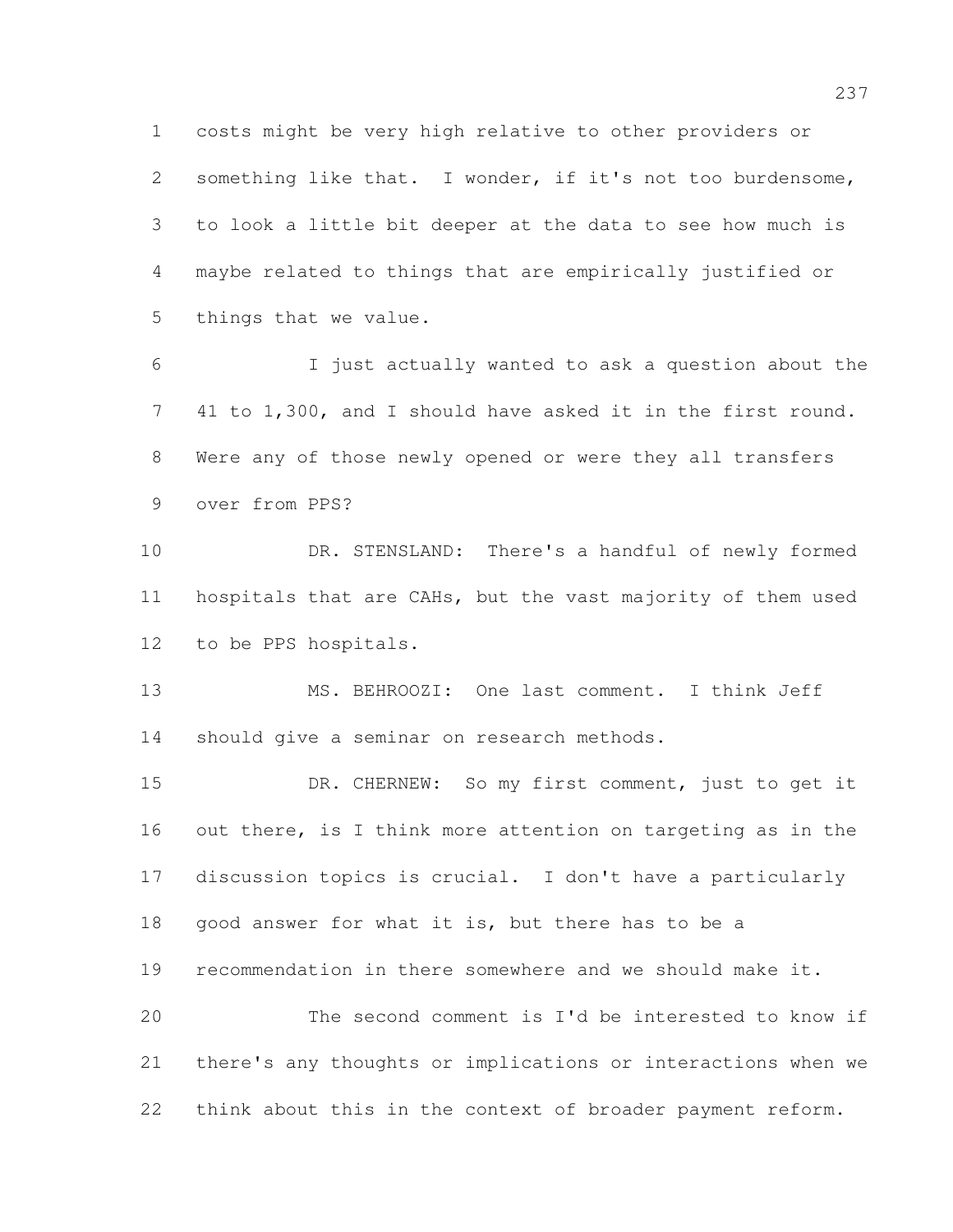costs might be very high relative to other providers or something like that. I wonder, if it's not too burdensome, to look a little bit deeper at the data to see how much is maybe related to things that are empirically justified or things that we value.

I just actually wanted to ask a question about the 41 to 1,300, and I should have asked it in the first round. Were any of those newly opened or were they all transfers over from PPS?

DR. STENSLAND: There's a handful of newly formed hospitals that are CAHs, but the vast majority of them used to be PPS hospitals.

MS. BEHROOZI: One last comment. I think Jeff should give a seminar on research methods.

DR. CHERNEW: So my first comment, just to get it out there, is I think more attention on targeting as in the discussion topics is crucial. I don't have a particularly good answer for what it is, but there has to be a recommendation in there somewhere and we should make it.

The second comment is I'd be interested to know if there's any thoughts or implications or interactions when we think about this in the context of broader payment reform.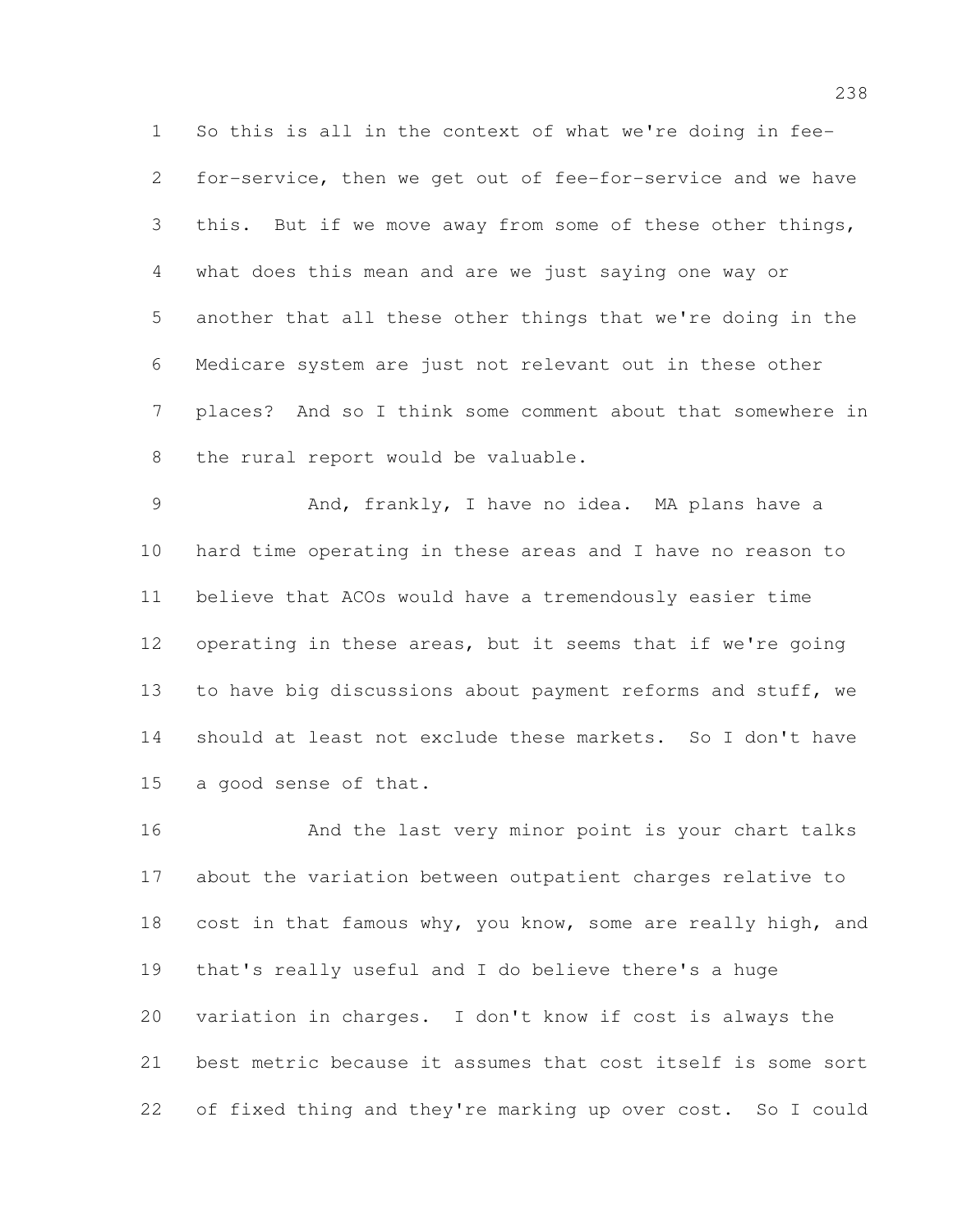So this is all in the context of what we're doing in fee-for-service, then we get out of fee-for-service and we have this. But if we move away from some of these other things, what does this mean and are we just saying one way or another that all these other things that we're doing in the Medicare system are just not relevant out in these other places? And so I think some comment about that somewhere in the rural report would be valuable.

And, frankly, I have no idea. MA plans have a hard time operating in these areas and I have no reason to believe that ACOs would have a tremendously easier time operating in these areas, but it seems that if we're going to have big discussions about payment reforms and stuff, we should at least not exclude these markets. So I don't have a good sense of that.

And the last very minor point is your chart talks about the variation between outpatient charges relative to cost in that famous why, you know, some are really high, and that's really useful and I do believe there's a huge variation in charges. I don't know if cost is always the best metric because it assumes that cost itself is some sort of fixed thing and they're marking up over cost. So I could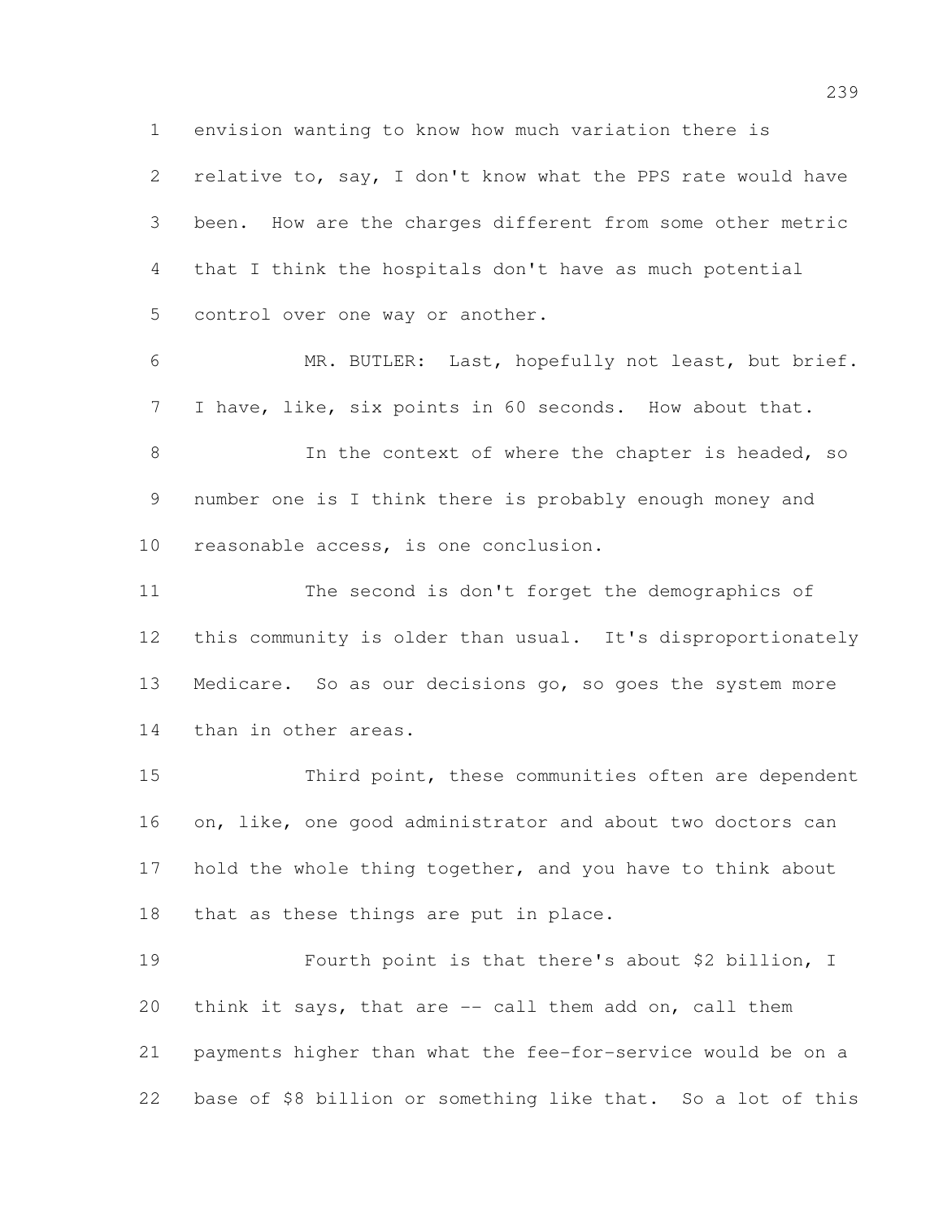envision wanting to know how much variation there is relative to, say, I don't know what the PPS rate would have been. How are the charges different from some other metric that I think the hospitals don't have as much potential control over one way or another.

MR. BUTLER: Last, hopefully not least, but brief. I have, like, six points in 60 seconds. How about that.

In the context of where the chapter is headed, so number one is I think there is probably enough money and reasonable access, is one conclusion.

The second is don't forget the demographics of this community is older than usual. It's disproportionately Medicare. So as our decisions go, so goes the system more than in other areas.

Third point, these communities often are dependent on, like, one good administrator and about two doctors can hold the whole thing together, and you have to think about that as these things are put in place.

Fourth point is that there's about $2 billion, I think it says, that are -- call them add on, call them payments higher than what the fee-for-service would be on a base of $8 billion or something like that. So a lot of this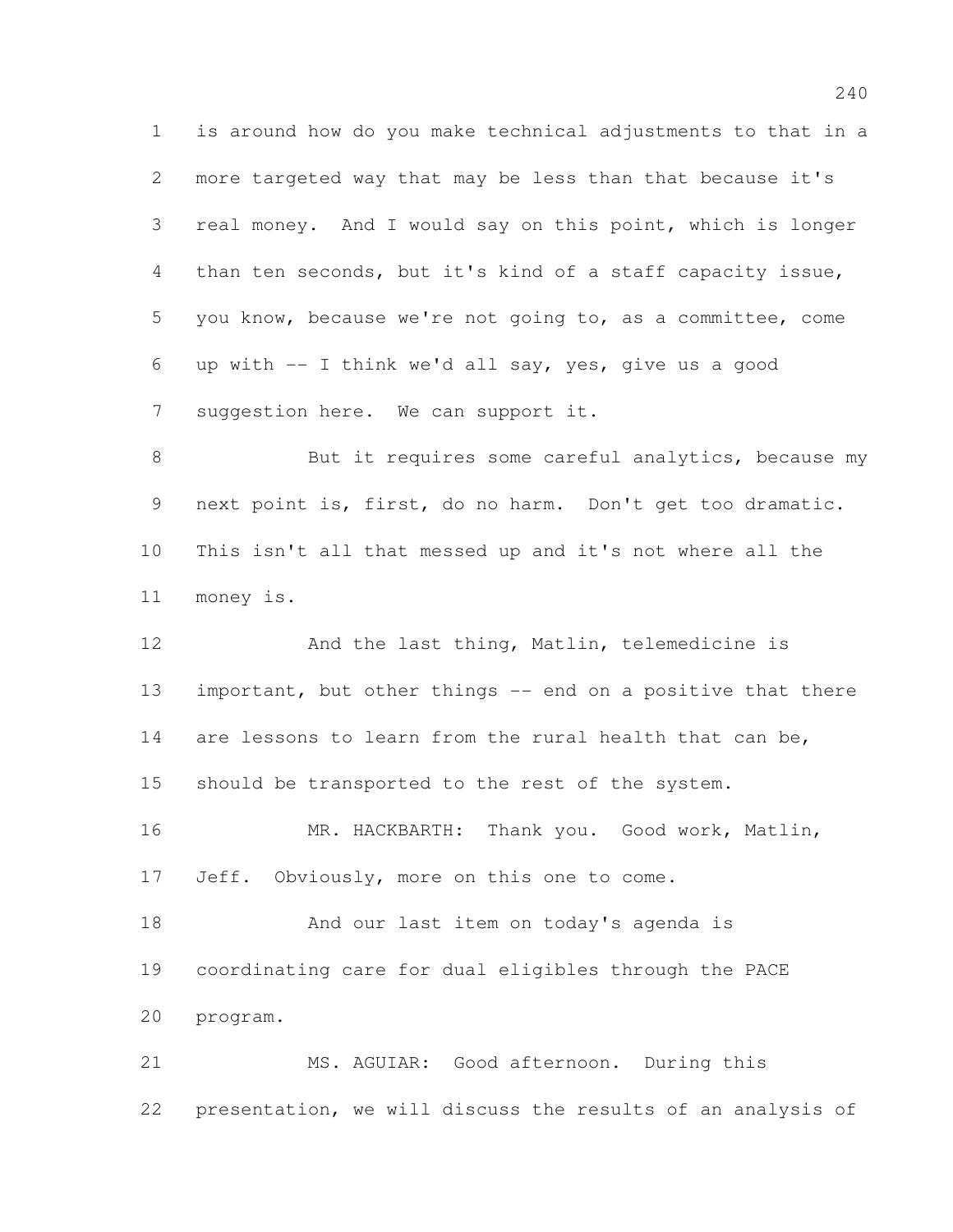is around how do you make technical adjustments to that in a more targeted way that may be less than that because it's real money. And I would say on this point, which is longer than ten seconds, but it's kind of a staff capacity issue, you know, because we're not going to, as a committee, come up with -- I think we'd all say, yes, give us a good suggestion here. We can support it.

But it requires some careful analytics, because my next point is, first, do no harm. Don't get too dramatic. This isn't all that messed up and it's not where all the money is.

And the last thing, Matlin, telemedicine is important, but other things -- end on a positive that there are lessons to learn from the rural health that can be, should be transported to the rest of the system.

MR. HACKBARTH: Thank you. Good work, Matlin, Jeff. Obviously, more on this one to come.

And our last item on today's agenda is coordinating care for dual eligibles through the PACE program.

MS. AGUIAR: Good afternoon. During this presentation, we will discuss the results of an analysis of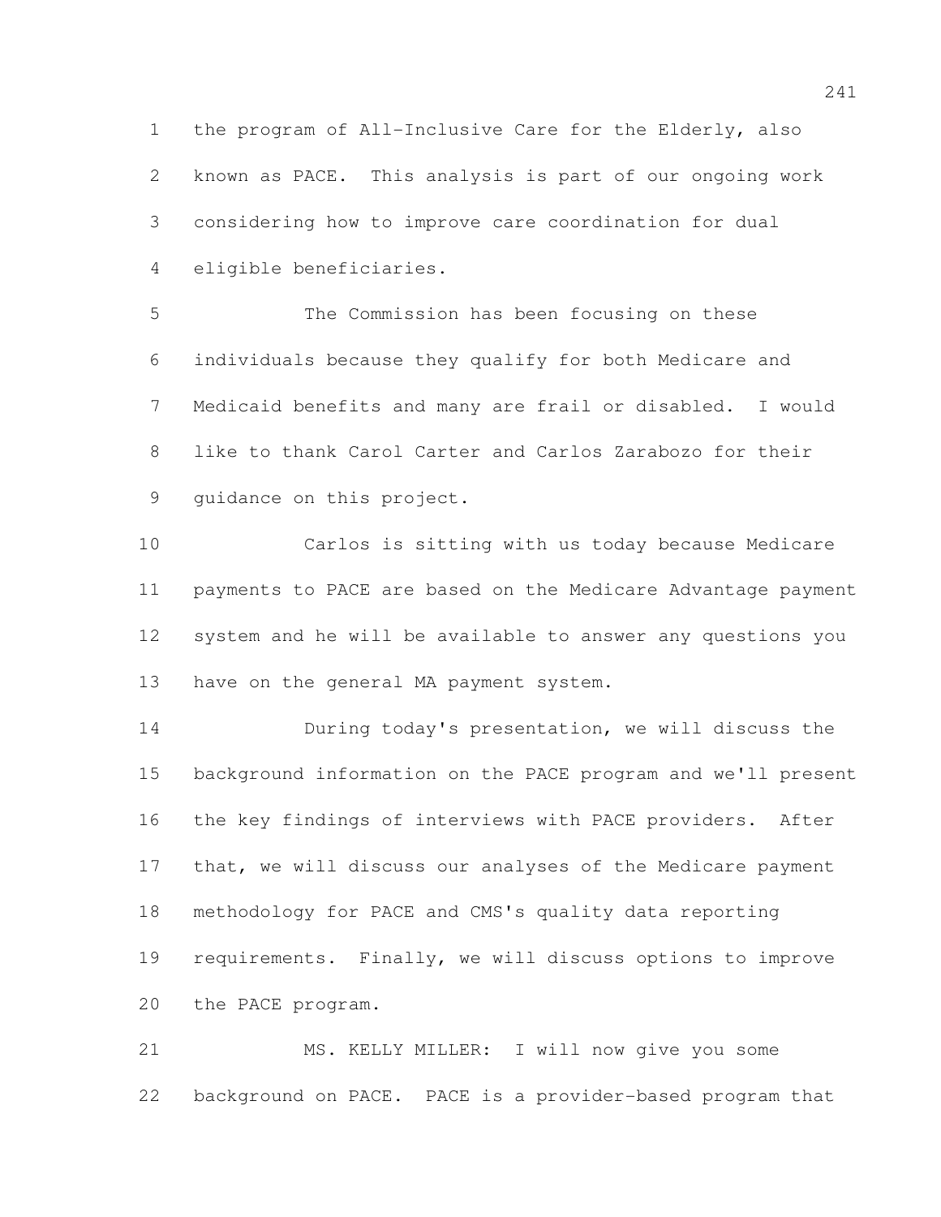the program of All-Inclusive Care for the Elderly, also known as PACE. This analysis is part of our ongoing work considering how to improve care coordination for dual eligible beneficiaries.

The Commission has been focusing on these individuals because they qualify for both Medicare and Medicaid benefits and many are frail or disabled. I would like to thank Carol Carter and Carlos Zarabozo for their guidance on this project.

Carlos is sitting with us today because Medicare payments to PACE are based on the Medicare Advantage payment system and he will be available to answer any questions you have on the general MA payment system.

During today's presentation, we will discuss the background information on the PACE program and we'll present the key findings of interviews with PACE providers. After that, we will discuss our analyses of the Medicare payment methodology for PACE and CMS's quality data reporting requirements. Finally, we will discuss options to improve the PACE program.

MS. KELLY MILLER: I will now give you some background on PACE. PACE is a provider-based program that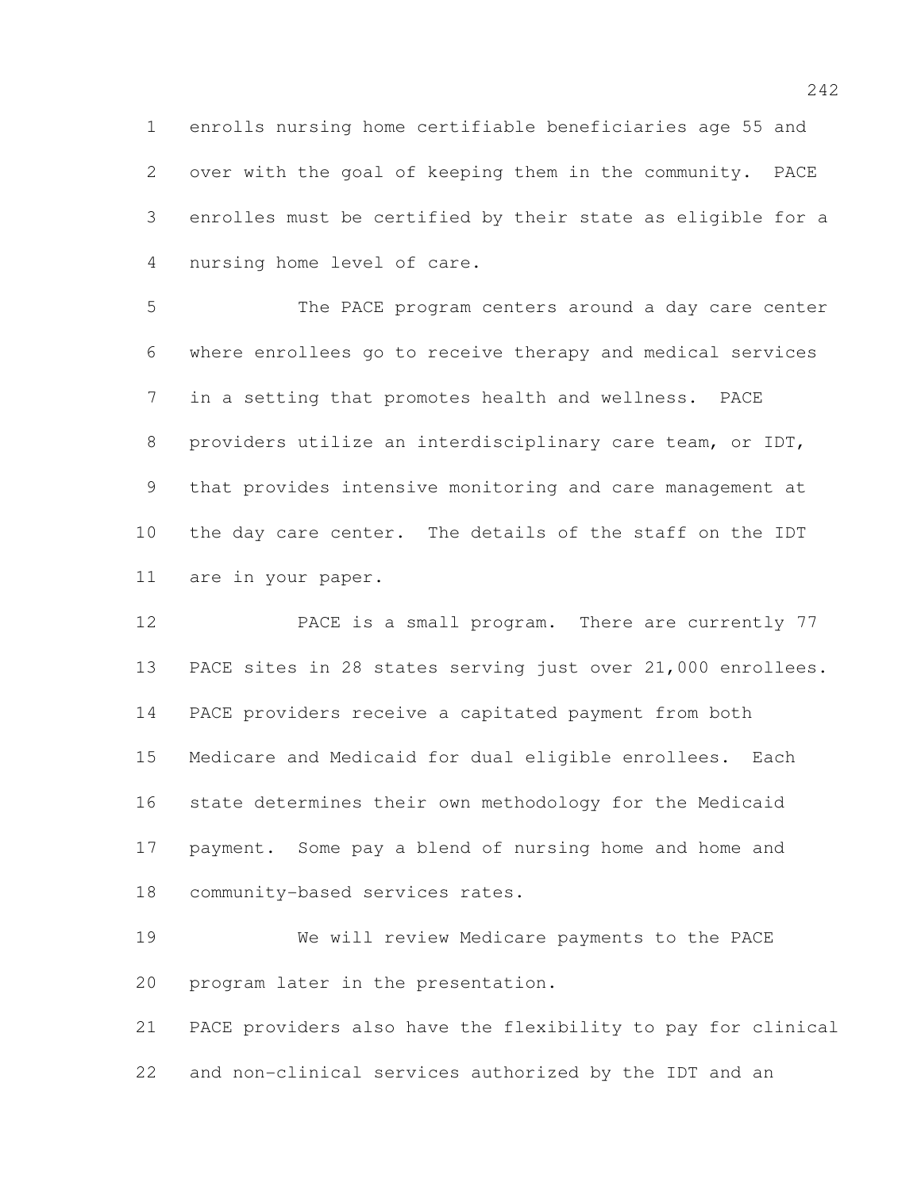enrolls nursing home certifiable beneficiaries age 55 and over with the goal of keeping them in the community. PACE enrolles must be certified by their state as eligible for a nursing home level of care.

The PACE program centers around a day care center where enrollees go to receive therapy and medical services in a setting that promotes health and wellness. PACE providers utilize an interdisciplinary care team, or IDT, that provides intensive monitoring and care management at the day care center. The details of the staff on the IDT are in your paper.

PACE is a small program. There are currently 77 PACE sites in 28 states serving just over 21,000 enrollees. PACE providers receive a capitated payment from both Medicare and Medicaid for dual eligible enrollees. Each state determines their own methodology for the Medicaid payment. Some pay a blend of nursing home and home and community-based services rates.

We will review Medicare payments to the PACE program later in the presentation.

PACE providers also have the flexibility to pay for clinical and non-clinical services authorized by the IDT and an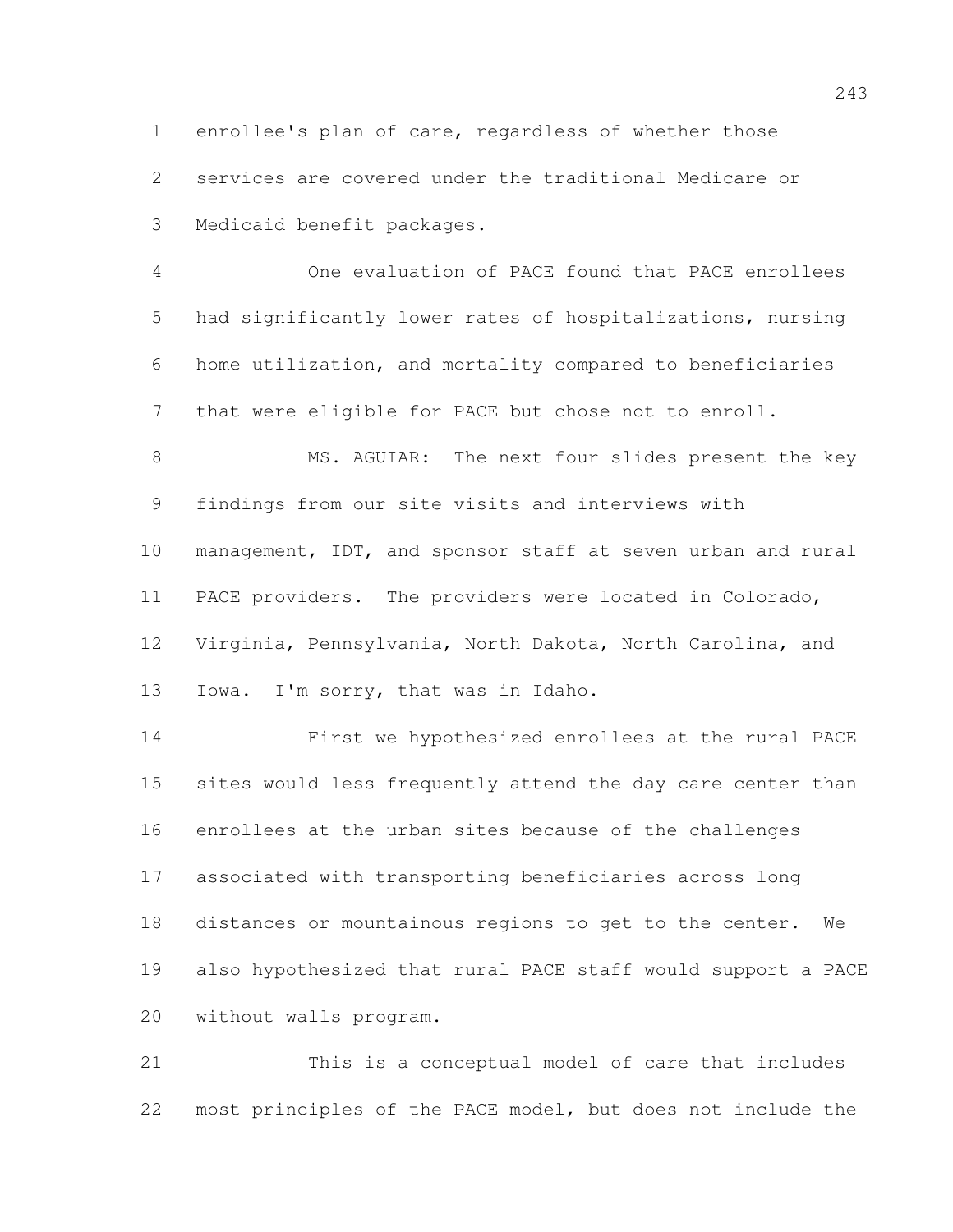enrollee's plan of care, regardless of whether those services are covered under the traditional Medicare or Medicaid benefit packages.

One evaluation of PACE found that PACE enrollees had significantly lower rates of hospitalizations, nursing home utilization, and mortality compared to beneficiaries that were eligible for PACE but chose not to enroll.

MS. AGUIAR: The next four slides present the key findings from our site visits and interviews with management, IDT, and sponsor staff at seven urban and rural PACE providers. The providers were located in Colorado, Virginia, Pennsylvania, North Dakota, North Carolina, and Iowa. I'm sorry, that was in Idaho.

First we hypothesized enrollees at the rural PACE sites would less frequently attend the day care center than enrollees at the urban sites because of the challenges associated with transporting beneficiaries across long distances or mountainous regions to get to the center. We also hypothesized that rural PACE staff would support a PACE without walls program.

This is a conceptual model of care that includes most principles of the PACE model, but does not include the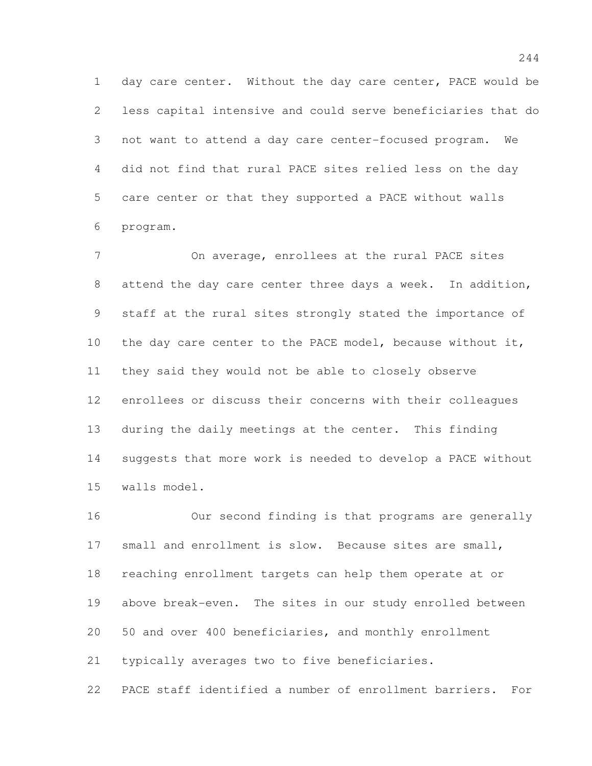day care center. Without the day care center, PACE would be less capital intensive and could serve beneficiaries that do not want to attend a day care center-focused program. We did not find that rural PACE sites relied less on the day care center or that they supported a PACE without walls program.

On average, enrollees at the rural PACE sites attend the day care center three days a week. In addition, staff at the rural sites strongly stated the importance of the day care center to the PACE model, because without it, they said they would not be able to closely observe enrollees or discuss their concerns with their colleagues during the daily meetings at the center. This finding suggests that more work is needed to develop a PACE without walls model.

Our second finding is that programs are generally small and enrollment is slow. Because sites are small, reaching enrollment targets can help them operate at or above break-even. The sites in our study enrolled between 50 and over 400 beneficiaries, and monthly enrollment typically averages two to five beneficiaries.

PACE staff identified a number of enrollment barriers. For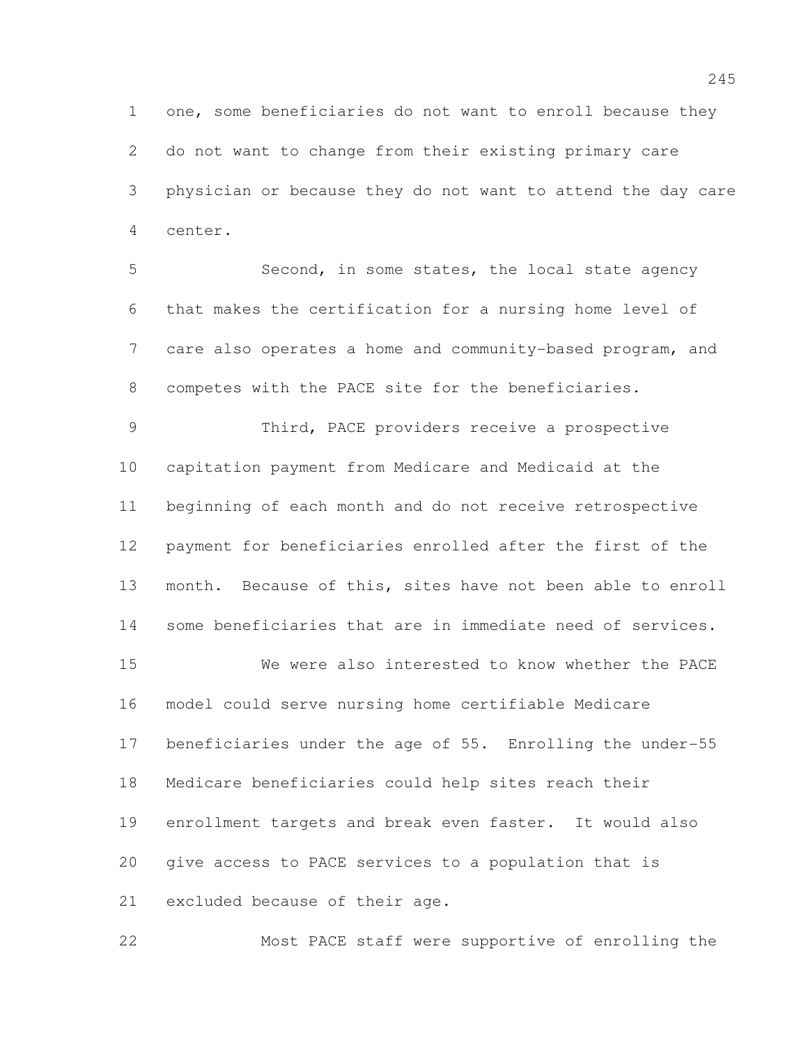one, some beneficiaries do not want to enroll because they do not want to change from their existing primary care physician or because they do not want to attend the day care center.

Second, in some states, the local state agency that makes the certification for a nursing home level of care also operates a home and community-based program, and competes with the PACE site for the beneficiaries.

Third, PACE providers receive a prospective capitation payment from Medicare and Medicaid at the beginning of each month and do not receive retrospective payment for beneficiaries enrolled after the first of the month. Because of this, sites have not been able to enroll some beneficiaries that are in immediate need of services.

We were also interested to know whether the PACE model could serve nursing home certifiable Medicare beneficiaries under the age of 55. Enrolling the under-55 Medicare beneficiaries could help sites reach their enrollment targets and break even faster. It would also give access to PACE services to a population that is excluded because of their age.

Most PACE staff were supportive of enrolling the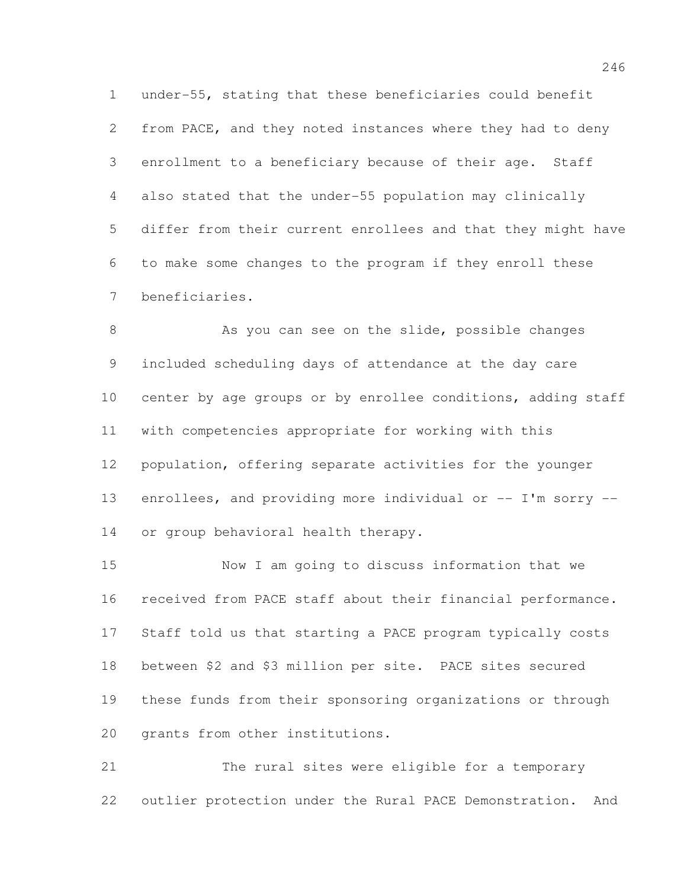under-55, stating that these beneficiaries could benefit from PACE, and they noted instances where they had to deny enrollment to a beneficiary because of their age. Staff also stated that the under-55 population may clinically differ from their current enrollees and that they might have to make some changes to the program if they enroll these beneficiaries.

As you can see on the slide, possible changes included scheduling days of attendance at the day care center by age groups or by enrollee conditions, adding staff with competencies appropriate for working with this population, offering separate activities for the younger enrollees, and providing more individual or -- I'm sorry -- or group behavioral health therapy.

Now I am going to discuss information that we received from PACE staff about their financial performance. Staff told us that starting a PACE program typically costs between $2 and $3 million per site. PACE sites secured these funds from their sponsoring organizations or through grants from other institutions.

The rural sites were eligible for a temporary outlier protection under the Rural PACE Demonstration. And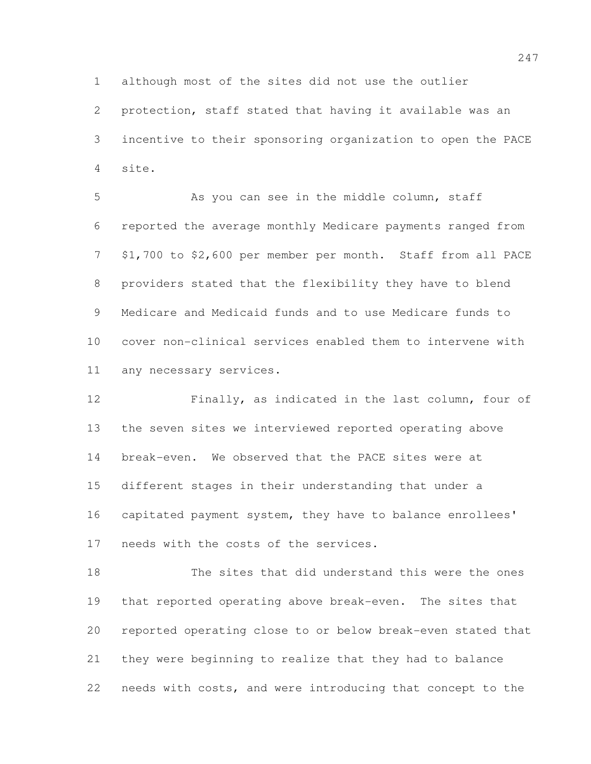although most of the sites did not use the outlier protection, staff stated that having it available was an incentive to their sponsoring organization to open the PACE site.

As you can see in the middle column, staff reported the average monthly Medicare payments ranged from $1,700 to $2,600 per member per month. Staff from all PACE providers stated that the flexibility they have to blend Medicare and Medicaid funds and to use Medicare funds to cover non-clinical services enabled them to intervene with any necessary services.

Finally, as indicated in the last column, four of the seven sites we interviewed reported operating above break-even. We observed that the PACE sites were at different stages in their understanding that under a capitated payment system, they have to balance enrollees' needs with the costs of the services.

The sites that did understand this were the ones that reported operating above break-even. The sites that reported operating close to or below break-even stated that they were beginning to realize that they had to balance needs with costs, and were introducing that concept to the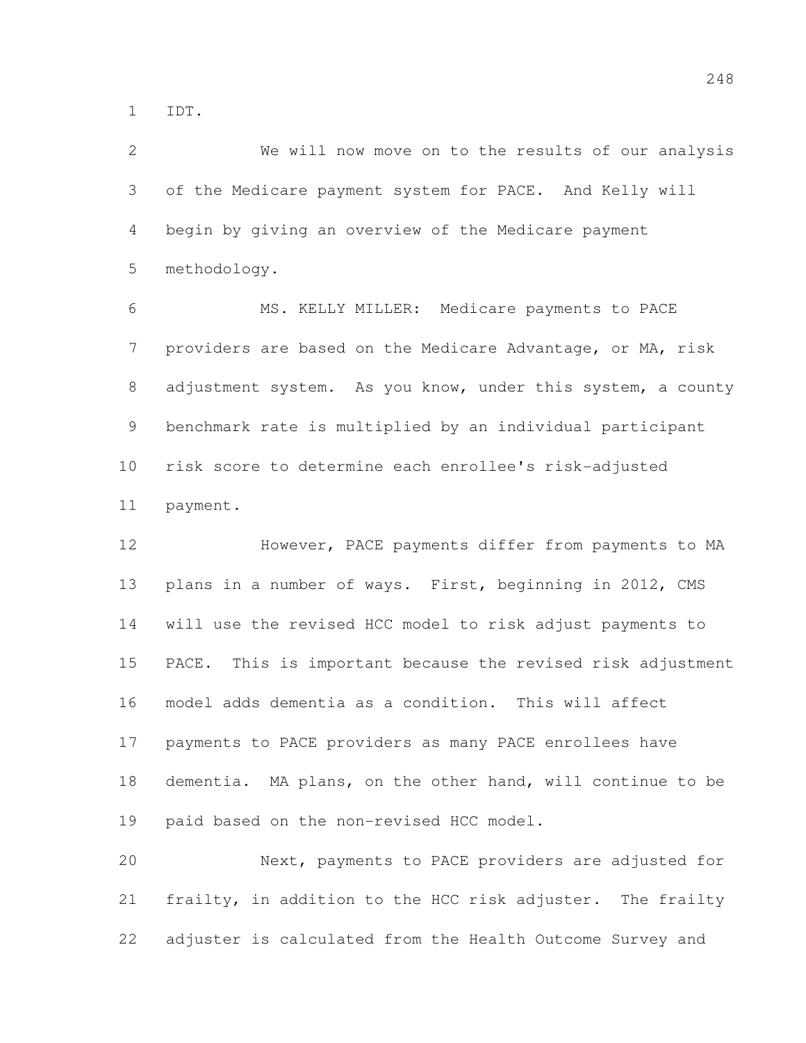IDT.

We will now move on to the results of our analysis of the Medicare payment system for PACE. And Kelly will begin by giving an overview of the Medicare payment methodology.

MS. KELLY MILLER: Medicare payments to PACE providers are based on the Medicare Advantage, or MA, risk adjustment system. As you know, under this system, a county benchmark rate is multiplied by an individual participant risk score to determine each enrollee's risk-adjusted payment.

However, PACE payments differ from payments to MA plans in a number of ways. First, beginning in 2012, CMS will use the revised HCC model to risk adjust payments to PACE. This is important because the revised risk adjustment model adds dementia as a condition. This will affect payments to PACE providers as many PACE enrollees have dementia. MA plans, on the other hand, will continue to be paid based on the non-revised HCC model.

Next, payments to PACE providers are adjusted for frailty, in addition to the HCC risk adjuster. The frailty adjuster is calculated from the Health Outcome Survey and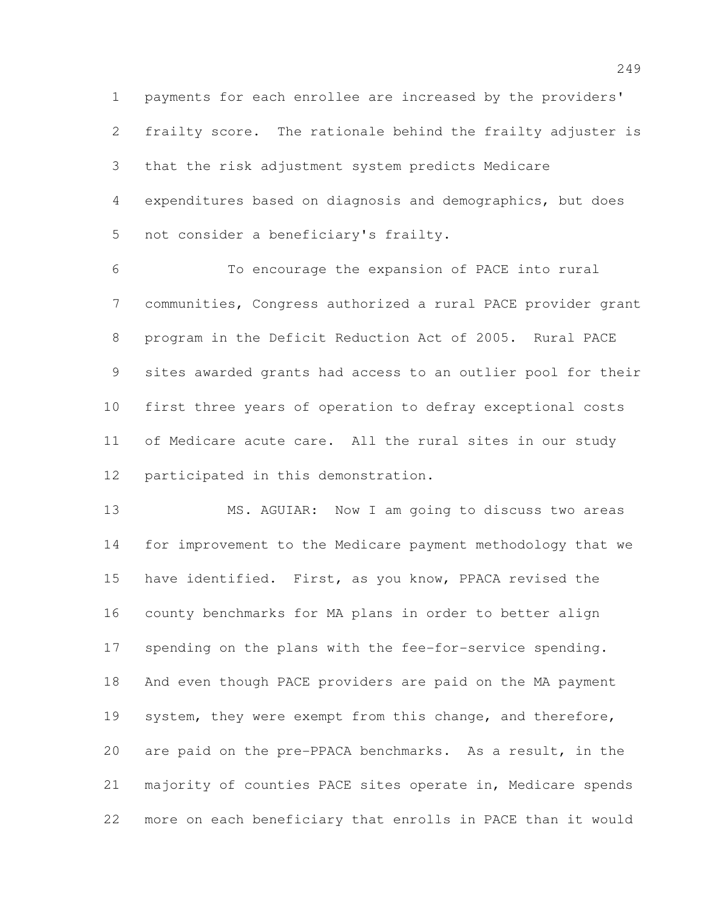payments for each enrollee are increased by the providers' frailty score. The rationale behind the frailty adjuster is that the risk adjustment system predicts Medicare expenditures based on diagnosis and demographics, but does not consider a beneficiary's frailty.

To encourage the expansion of PACE into rural communities, Congress authorized a rural PACE provider grant program in the Deficit Reduction Act of 2005. Rural PACE sites awarded grants had access to an outlier pool for their first three years of operation to defray exceptional costs of Medicare acute care. All the rural sites in our study participated in this demonstration.

MS. AGUIAR: Now I am going to discuss two areas for improvement to the Medicare payment methodology that we have identified. First, as you know, PPACA revised the county benchmarks for MA plans in order to better align spending on the plans with the fee-for-service spending. And even though PACE providers are paid on the MA payment system, they were exempt from this change, and therefore, are paid on the pre-PPACA benchmarks. As a result, in the majority of counties PACE sites operate in, Medicare spends more on each beneficiary that enrolls in PACE than it would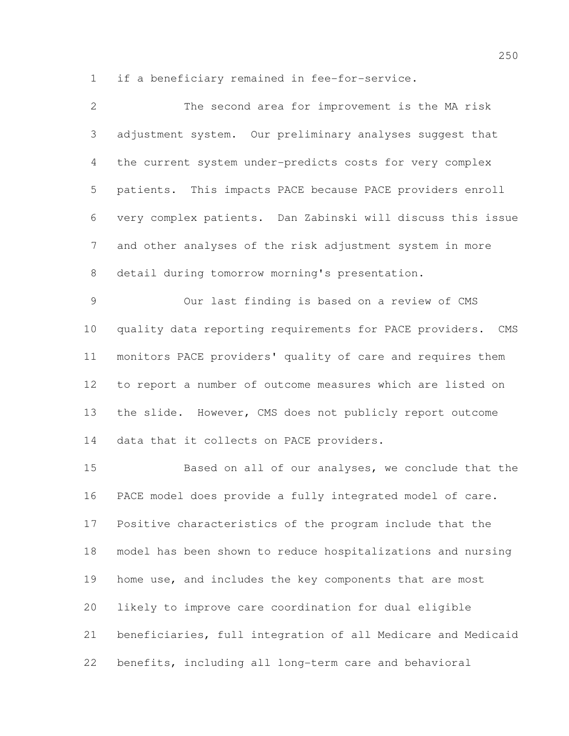if a beneficiary remained in fee-for-service.

The second area for improvement is the MA risk adjustment system. Our preliminary analyses suggest that the current system under-predicts costs for very complex patients. This impacts PACE because PACE providers enroll very complex patients. Dan Zabinski will discuss this issue and other analyses of the risk adjustment system in more detail during tomorrow morning's presentation.

Our last finding is based on a review of CMS quality data reporting requirements for PACE providers. CMS monitors PACE providers' quality of care and requires them to report a number of outcome measures which are listed on the slide. However, CMS does not publicly report outcome data that it collects on PACE providers.

Based on all of our analyses, we conclude that the PACE model does provide a fully integrated model of care. Positive characteristics of the program include that the model has been shown to reduce hospitalizations and nursing home use, and includes the key components that are most likely to improve care coordination for dual eligible beneficiaries, full integration of all Medicare and Medicaid benefits, including all long-term care and behavioral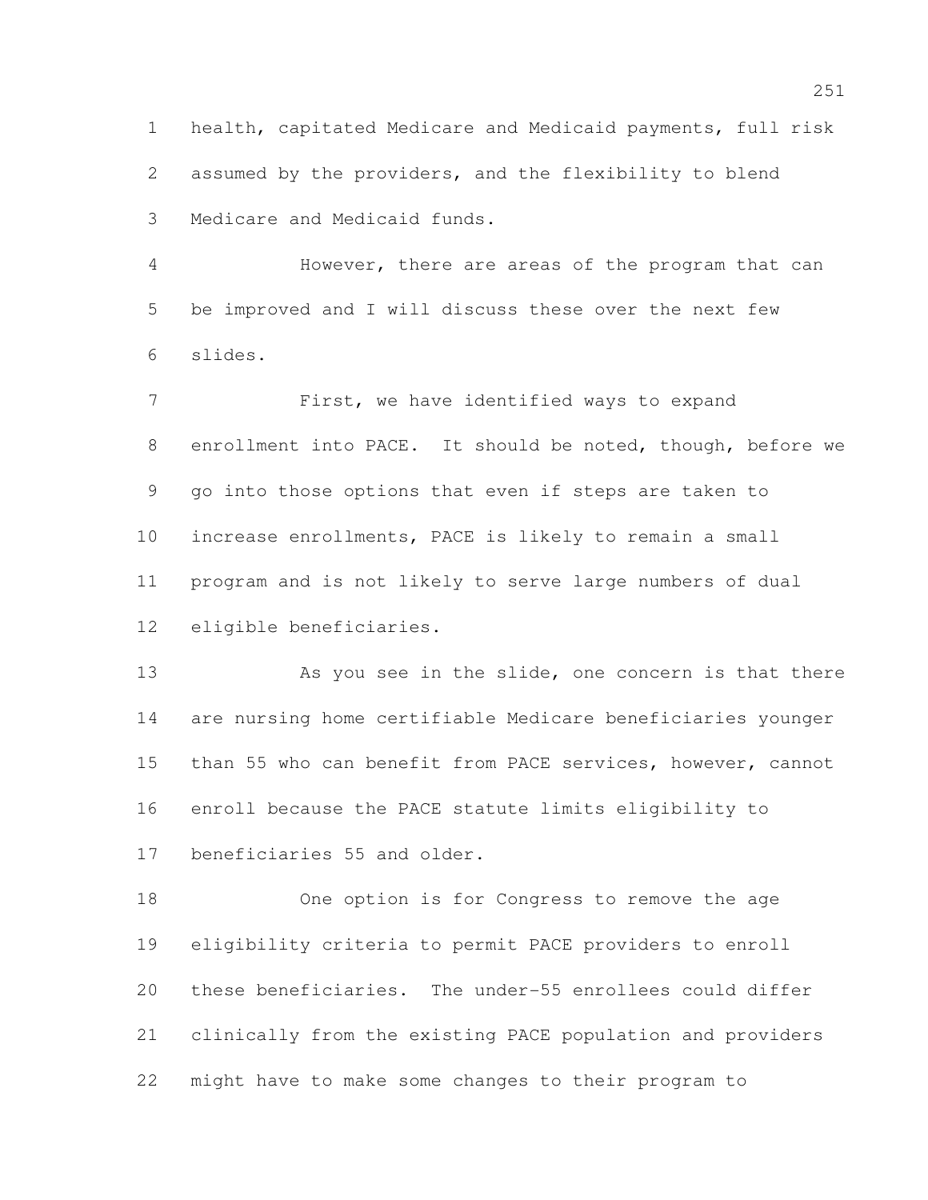health, capitated Medicare and Medicaid payments, full risk assumed by the providers, and the flexibility to blend Medicare and Medicaid funds.

However, there are areas of the program that can be improved and I will discuss these over the next few slides.

First, we have identified ways to expand enrollment into PACE. It should be noted, though, before we go into those options that even if steps are taken to increase enrollments, PACE is likely to remain a small program and is not likely to serve large numbers of dual eligible beneficiaries.

As you see in the slide, one concern is that there are nursing home certifiable Medicare beneficiaries younger than 55 who can benefit from PACE services, however, cannot enroll because the PACE statute limits eligibility to beneficiaries 55 and older.

One option is for Congress to remove the age eligibility criteria to permit PACE providers to enroll these beneficiaries. The under-55 enrollees could differ clinically from the existing PACE population and providers might have to make some changes to their program to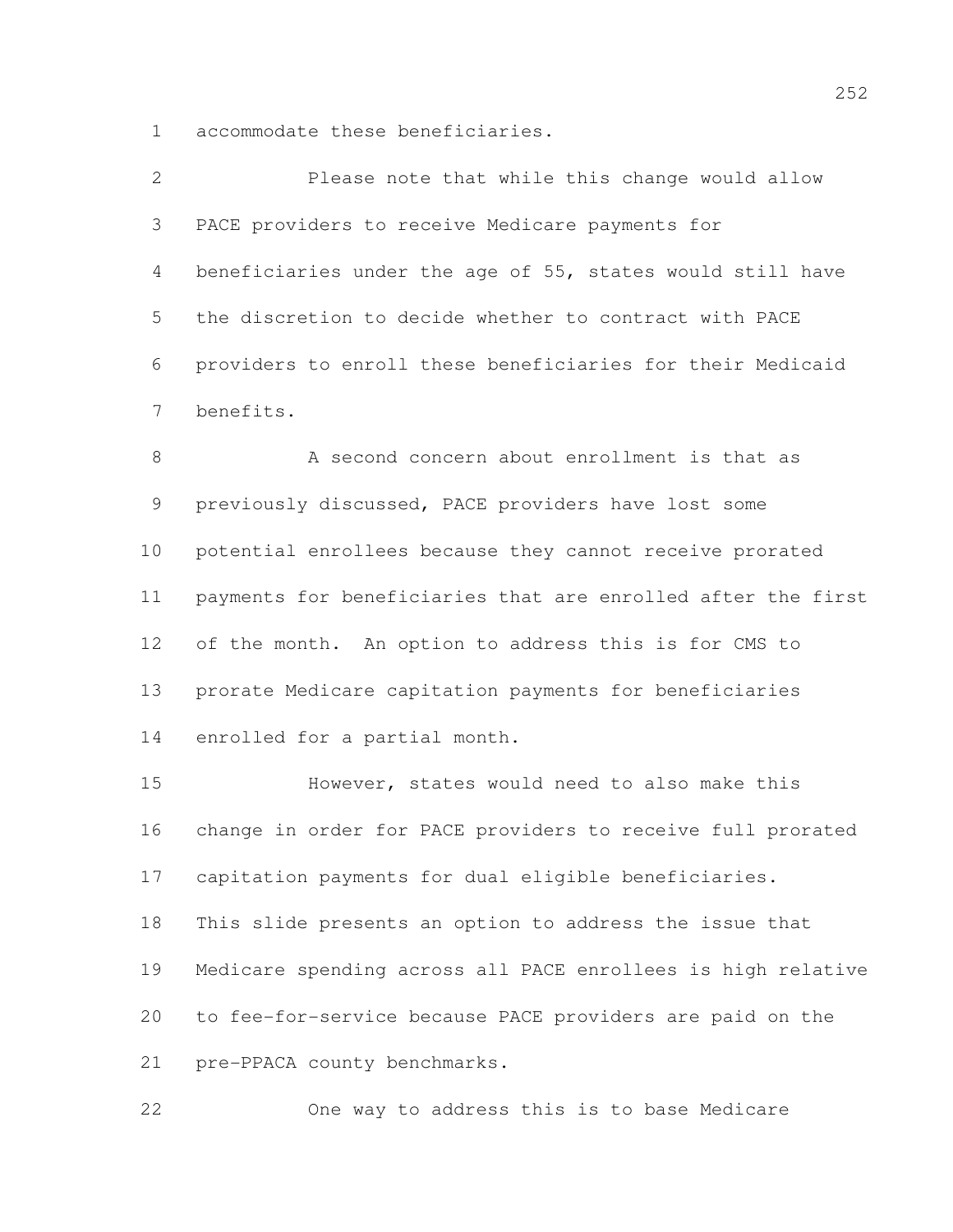accommodate these beneficiaries.

Please note that while this change would allow PACE providers to receive Medicare payments for beneficiaries under the age of 55, states would still have the discretion to decide whether to contract with PACE providers to enroll these beneficiaries for their Medicaid benefits.

A second concern about enrollment is that as previously discussed, PACE providers have lost some potential enrollees because they cannot receive prorated payments for beneficiaries that are enrolled after the first of the month. An option to address this is for CMS to prorate Medicare capitation payments for beneficiaries enrolled for a partial month.

However, states would need to also make this change in order for PACE providers to receive full prorated capitation payments for dual eligible beneficiaries. This slide presents an option to address the issue that Medicare spending across all PACE enrollees is high relative to fee-for-service because PACE providers are paid on the pre-PPACA county benchmarks.

One way to address this is to base Medicare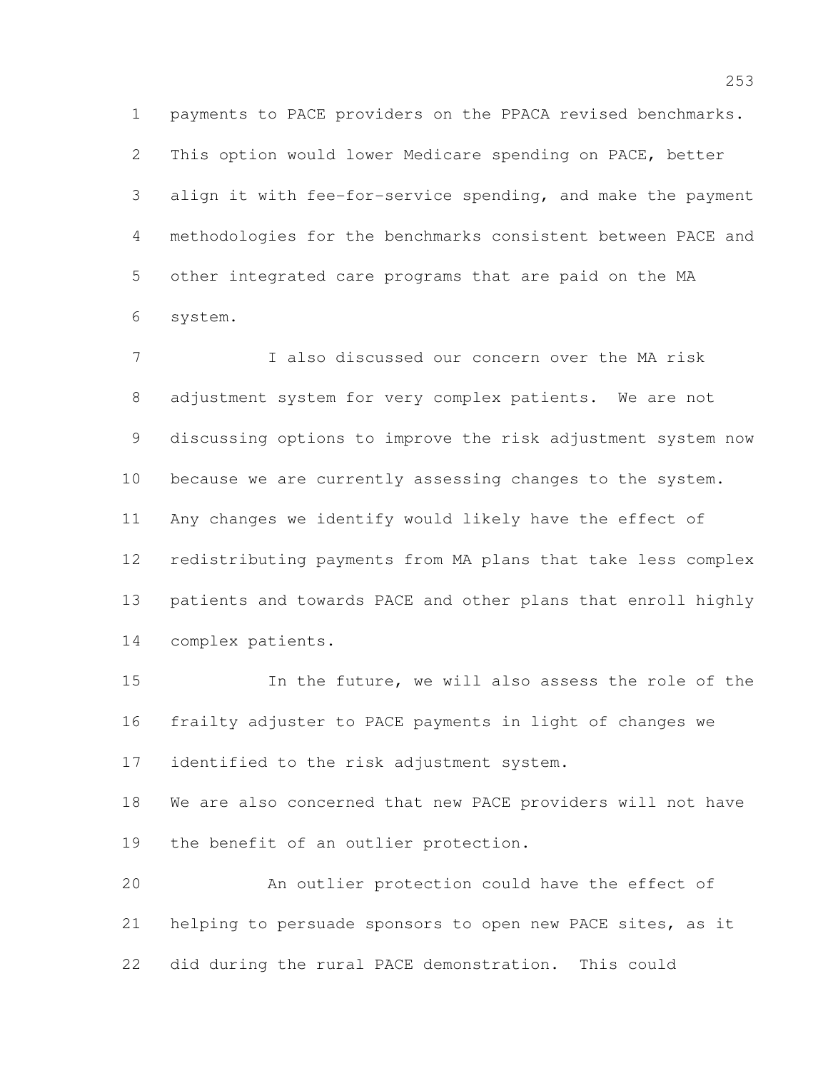payments to PACE providers on the PPACA revised benchmarks. This option would lower Medicare spending on PACE, better align it with fee-for-service spending, and make the payment methodologies for the benchmarks consistent between PACE and other integrated care programs that are paid on the MA system.

I also discussed our concern over the MA risk adjustment system for very complex patients. We are not discussing options to improve the risk adjustment system now because we are currently assessing changes to the system. Any changes we identify would likely have the effect of redistributing payments from MA plans that take less complex patients and towards PACE and other plans that enroll highly complex patients.

In the future, we will also assess the role of the frailty adjuster to PACE payments in light of changes we identified to the risk adjustment system.

We are also concerned that new PACE providers will not have the benefit of an outlier protection.

An outlier protection could have the effect of helping to persuade sponsors to open new PACE sites, as it did during the rural PACE demonstration. This could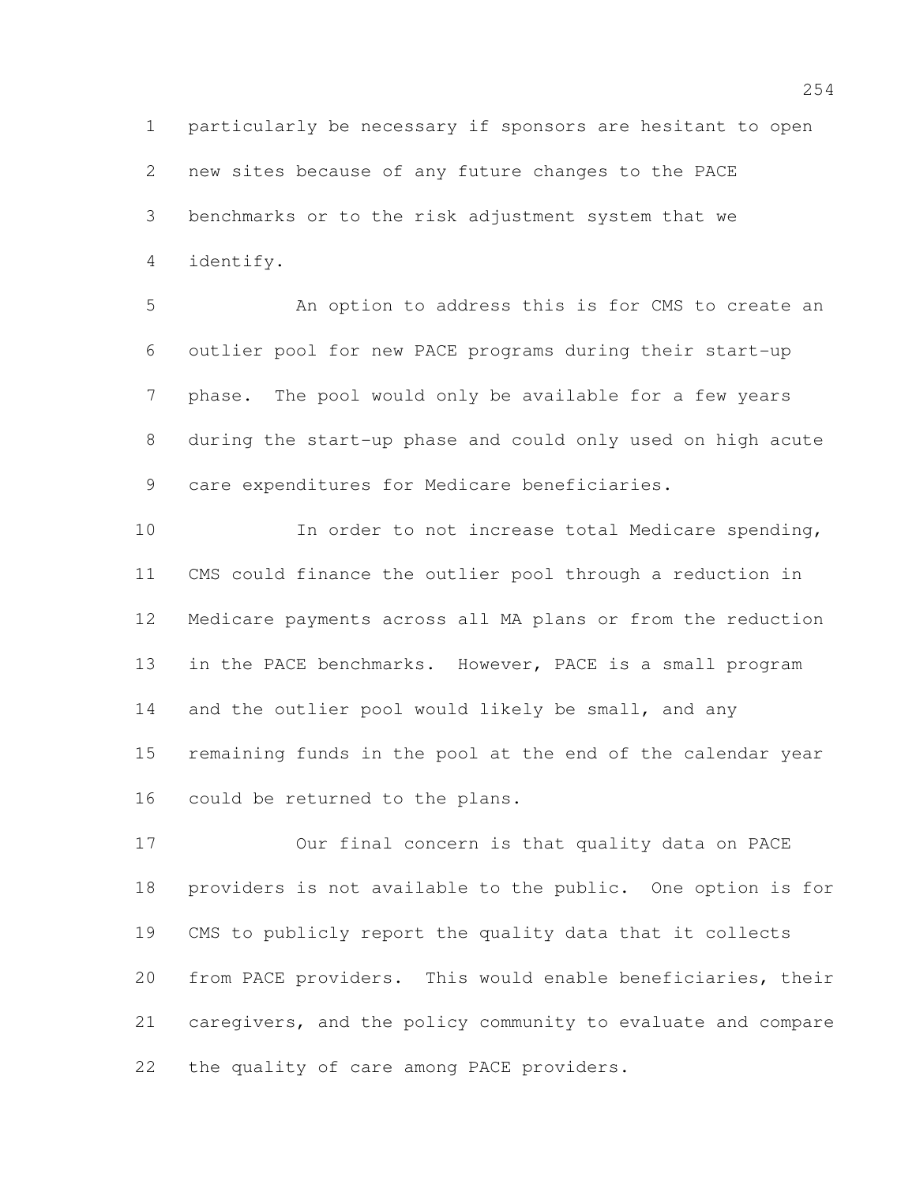particularly be necessary if sponsors are hesitant to open new sites because of any future changes to the PACE benchmarks or to the risk adjustment system that we identify.

An option to address this is for CMS to create an outlier pool for new PACE programs during their start-up phase. The pool would only be available for a few years during the start-up phase and could only used on high acute care expenditures for Medicare beneficiaries.

In order to not increase total Medicare spending, CMS could finance the outlier pool through a reduction in Medicare payments across all MA plans or from the reduction in the PACE benchmarks. However, PACE is a small program and the outlier pool would likely be small, and any remaining funds in the pool at the end of the calendar year could be returned to the plans.

Our final concern is that quality data on PACE providers is not available to the public. One option is for CMS to publicly report the quality data that it collects from PACE providers. This would enable beneficiaries, their caregivers, and the policy community to evaluate and compare the quality of care among PACE providers.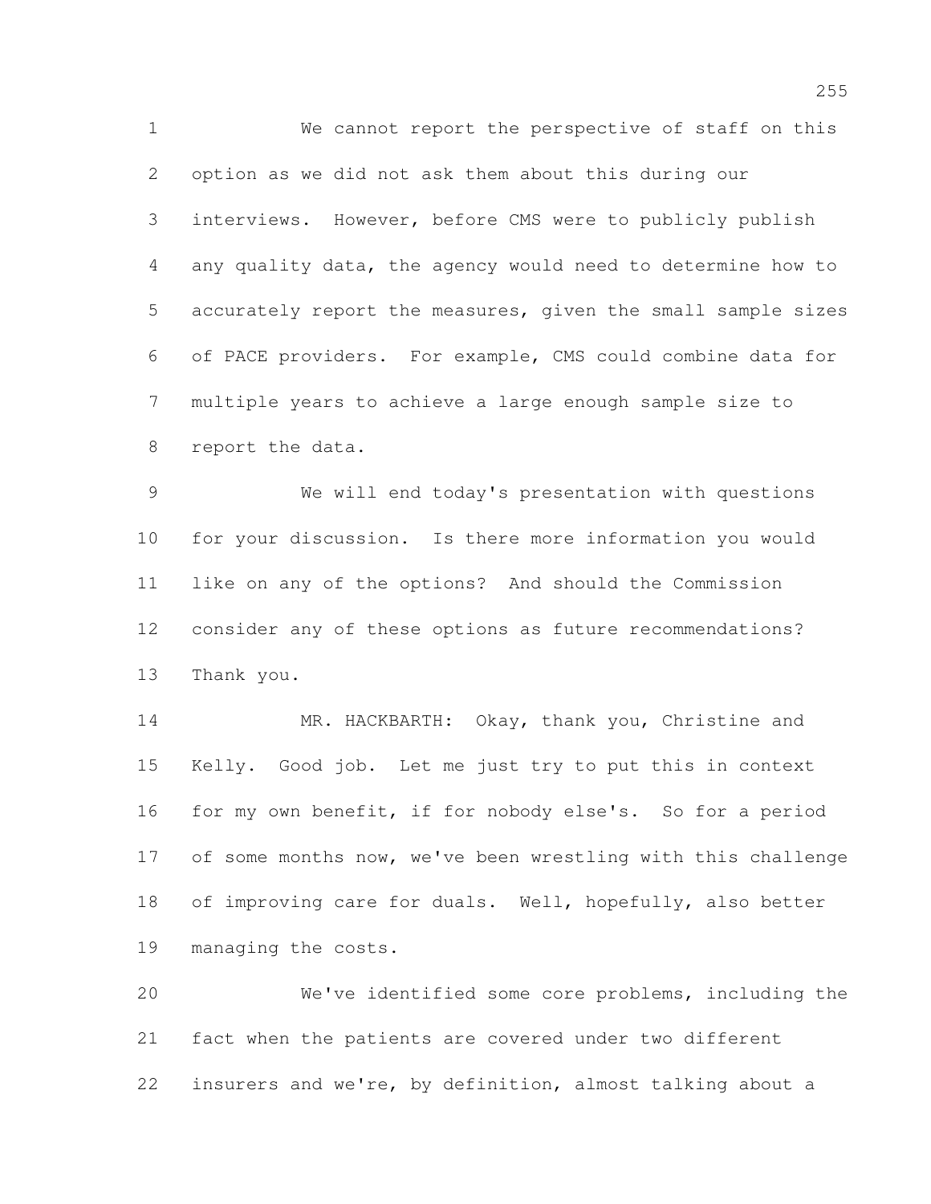We cannot report the perspective of staff on this option as we did not ask them about this during our interviews. However, before CMS were to publicly publish any quality data, the agency would need to determine how to accurately report the measures, given the small sample sizes of PACE providers. For example, CMS could combine data for multiple years to achieve a large enough sample size to report the data.

We will end today's presentation with questions for your discussion. Is there more information you would like on any of the options? And should the Commission consider any of these options as future recommendations? Thank you.

MR. HACKBARTH: Okay, thank you, Christine and Kelly. Good job. Let me just try to put this in context for my own benefit, if for nobody else's. So for a period of some months now, we've been wrestling with this challenge of improving care for duals. Well, hopefully, also better managing the costs.

We've identified some core problems, including the fact when the patients are covered under two different insurers and we're, by definition, almost talking about a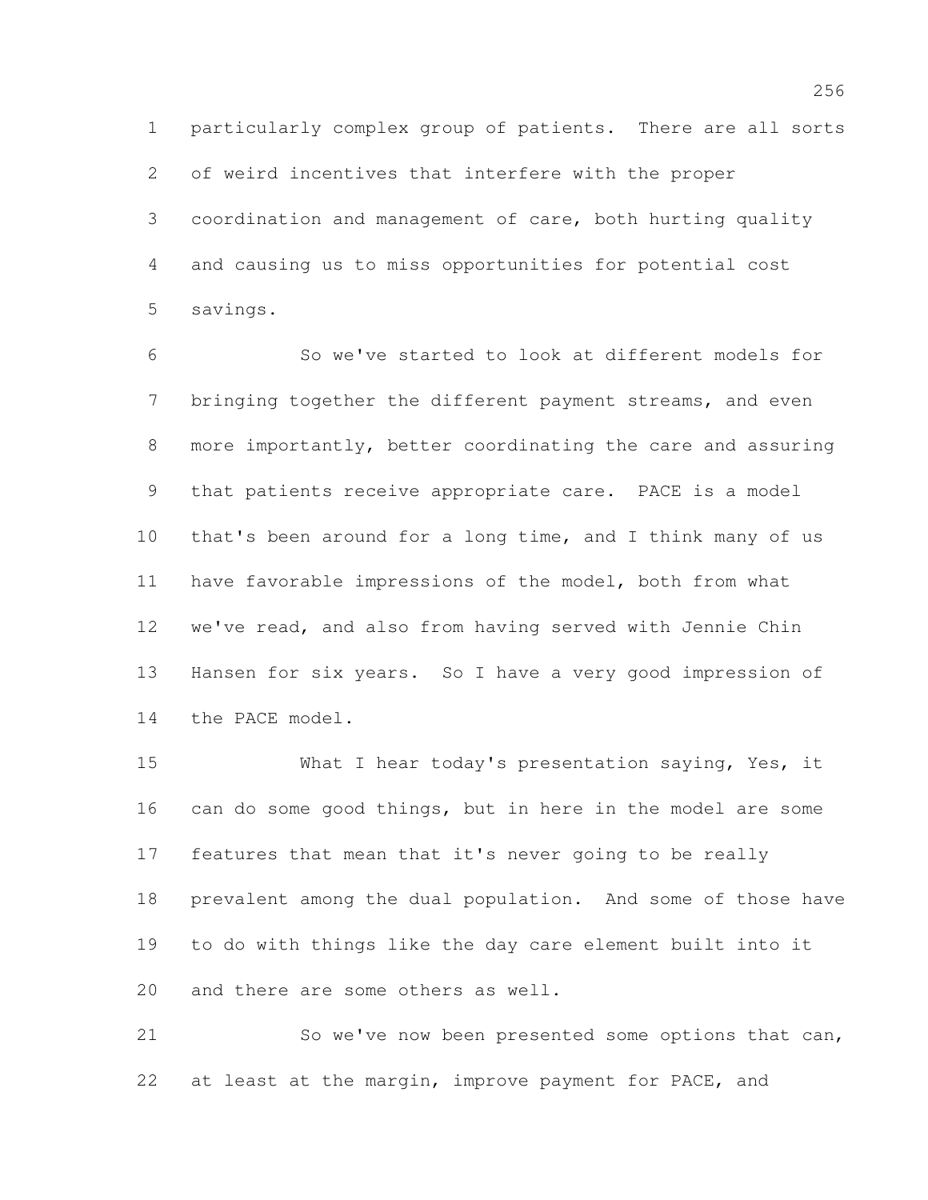particularly complex group of patients. There are all sorts of weird incentives that interfere with the proper coordination and management of care, both hurting quality and causing us to miss opportunities for potential cost savings.

So we've started to look at different models for bringing together the different payment streams, and even more importantly, better coordinating the care and assuring that patients receive appropriate care. PACE is a model that's been around for a long time, and I think many of us have favorable impressions of the model, both from what we've read, and also from having served with Jennie Chin Hansen for six years. So I have a very good impression of the PACE model.

What I hear today's presentation saying, Yes, it can do some good things, but in here in the model are some features that mean that it's never going to be really prevalent among the dual population. And some of those have to do with things like the day care element built into it and there are some others as well.

So we've now been presented some options that can, at least at the margin, improve payment for PACE, and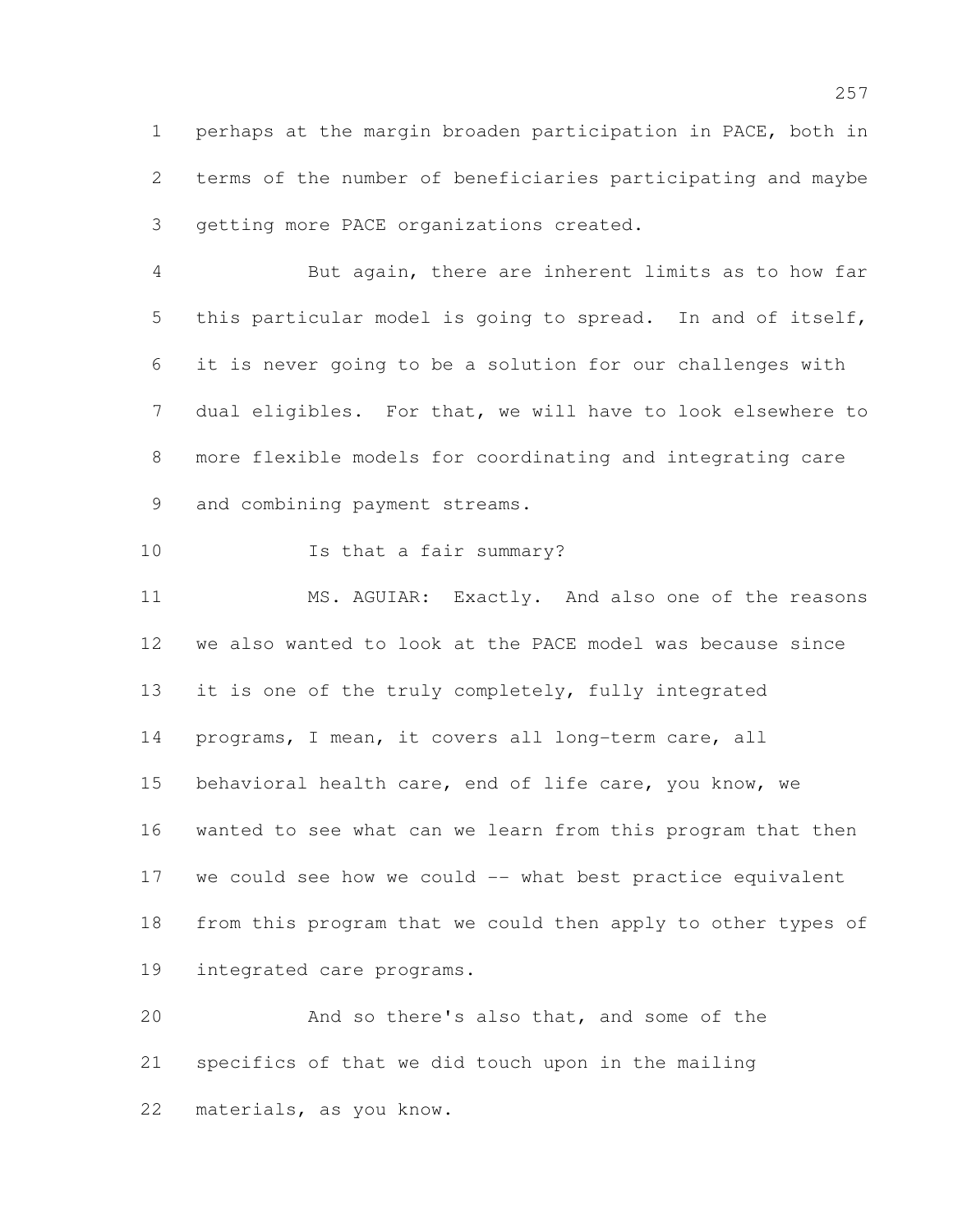perhaps at the margin broaden participation in PACE, both in terms of the number of beneficiaries participating and maybe getting more PACE organizations created.

But again, there are inherent limits as to how far this particular model is going to spread. In and of itself, it is never going to be a solution for our challenges with dual eligibles. For that, we will have to look elsewhere to more flexible models for coordinating and integrating care and combining payment streams.

Is that a fair summary?

MS. AGUIAR: Exactly. And also one of the reasons we also wanted to look at the PACE model was because since it is one of the truly completely, fully integrated programs, I mean, it covers all long-term care, all behavioral health care, end of life care, you know, we wanted to see what can we learn from this program that then we could see how we could -- what best practice equivalent from this program that we could then apply to other types of integrated care programs.

And so there's also that, and some of the specifics of that we did touch upon in the mailing materials, as you know.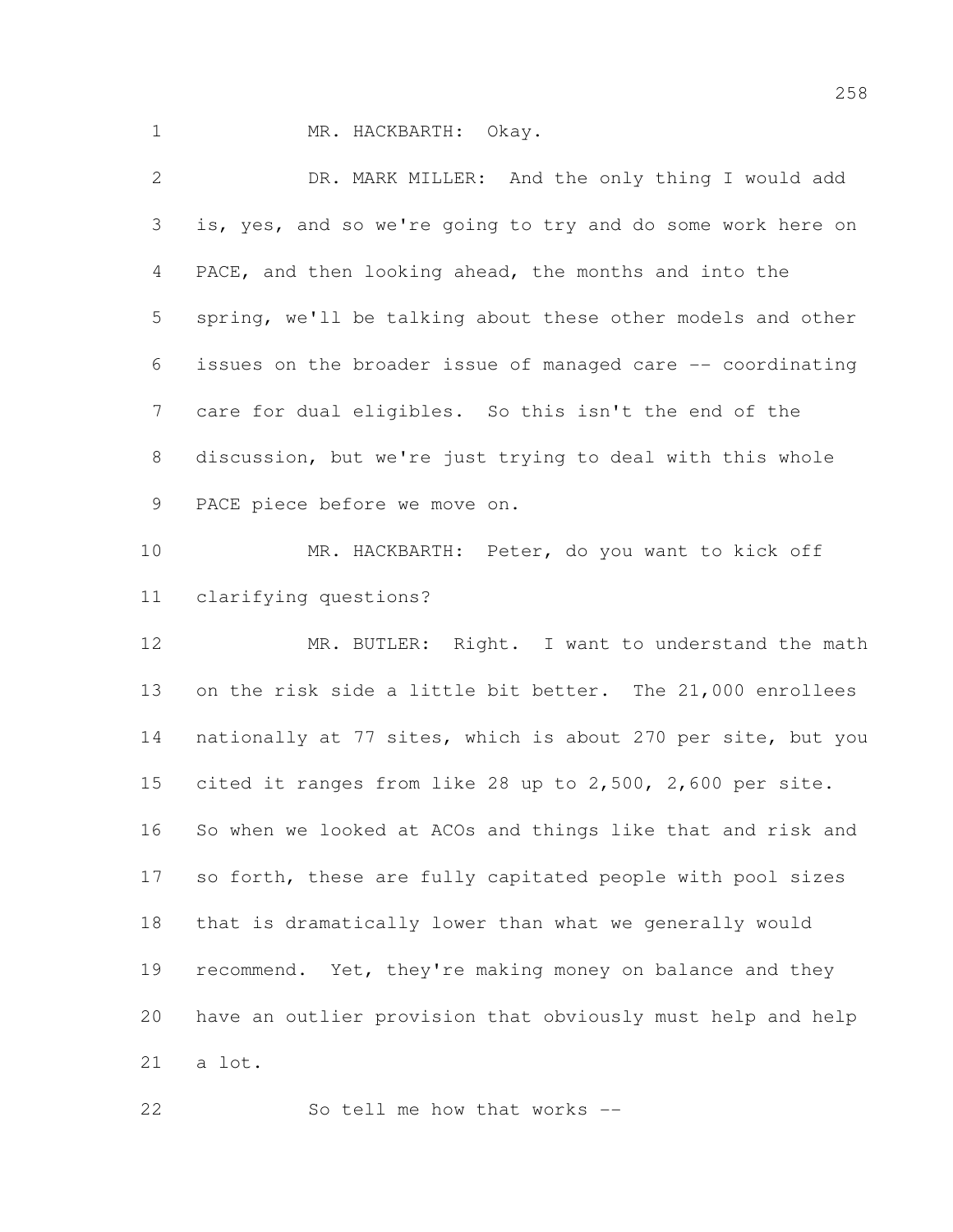MR. HACKBARTH: Okay.

DR. MARK MILLER: And the only thing I would add is, yes, and so we're going to try and do some work here on PACE, and then looking ahead, the months and into the spring, we'll be talking about these other models and other issues on the broader issue of managed care -- coordinating care for dual eligibles. So this isn't the end of the discussion, but we're just trying to deal with this whole PACE piece before we move on.

MR. HACKBARTH: Peter, do you want to kick off clarifying questions?

MR. BUTLER: Right. I want to understand the math on the risk side a little bit better. The 21,000 enrollees nationally at 77 sites, which is about 270 per site, but you cited it ranges from like 28 up to 2,500, 2,600 per site. So when we looked at ACOs and things like that and risk and so forth, these are fully capitated people with pool sizes that is dramatically lower than what we generally would recommend. Yet, they're making money on balance and they have an outlier provision that obviously must help and help a lot.

So tell me how that works --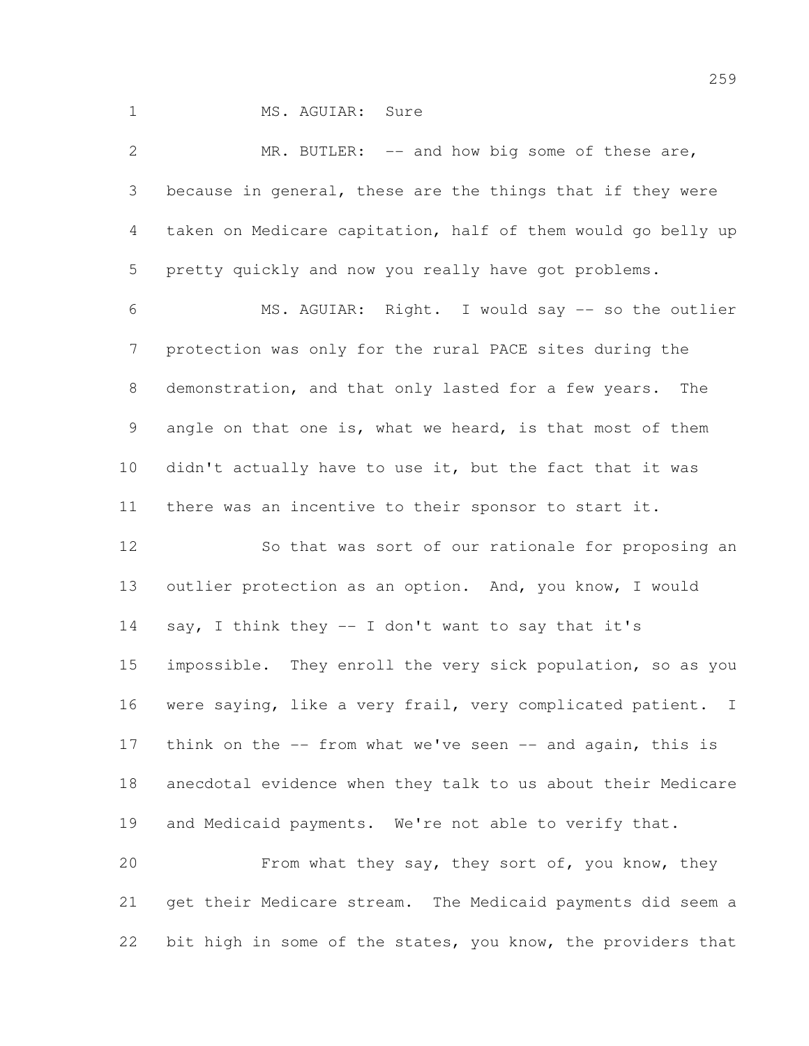MS. AGUIAR: Sure

MR. BUTLER: -- and how big some of these are, because in general, these are the things that if they were taken on Medicare capitation, half of them would go belly up pretty quickly and now you really have got problems.

MS. AGUIAR: Right. I would say -- so the outlier protection was only for the rural PACE sites during the demonstration, and that only lasted for a few years. The angle on that one is, what we heard, is that most of them didn't actually have to use it, but the fact that it was there was an incentive to their sponsor to start it.

So that was sort of our rationale for proposing an outlier protection as an option. And, you know, I would say, I think they -- I don't want to say that it's impossible. They enroll the very sick population, so as you were saying, like a very frail, very complicated patient. I think on the -- from what we've seen -- and again, this is anecdotal evidence when they talk to us about their Medicare and Medicaid payments. We're not able to verify that.

From what they say, they sort of, you know, they get their Medicare stream. The Medicaid payments did seem a bit high in some of the states, you know, the providers that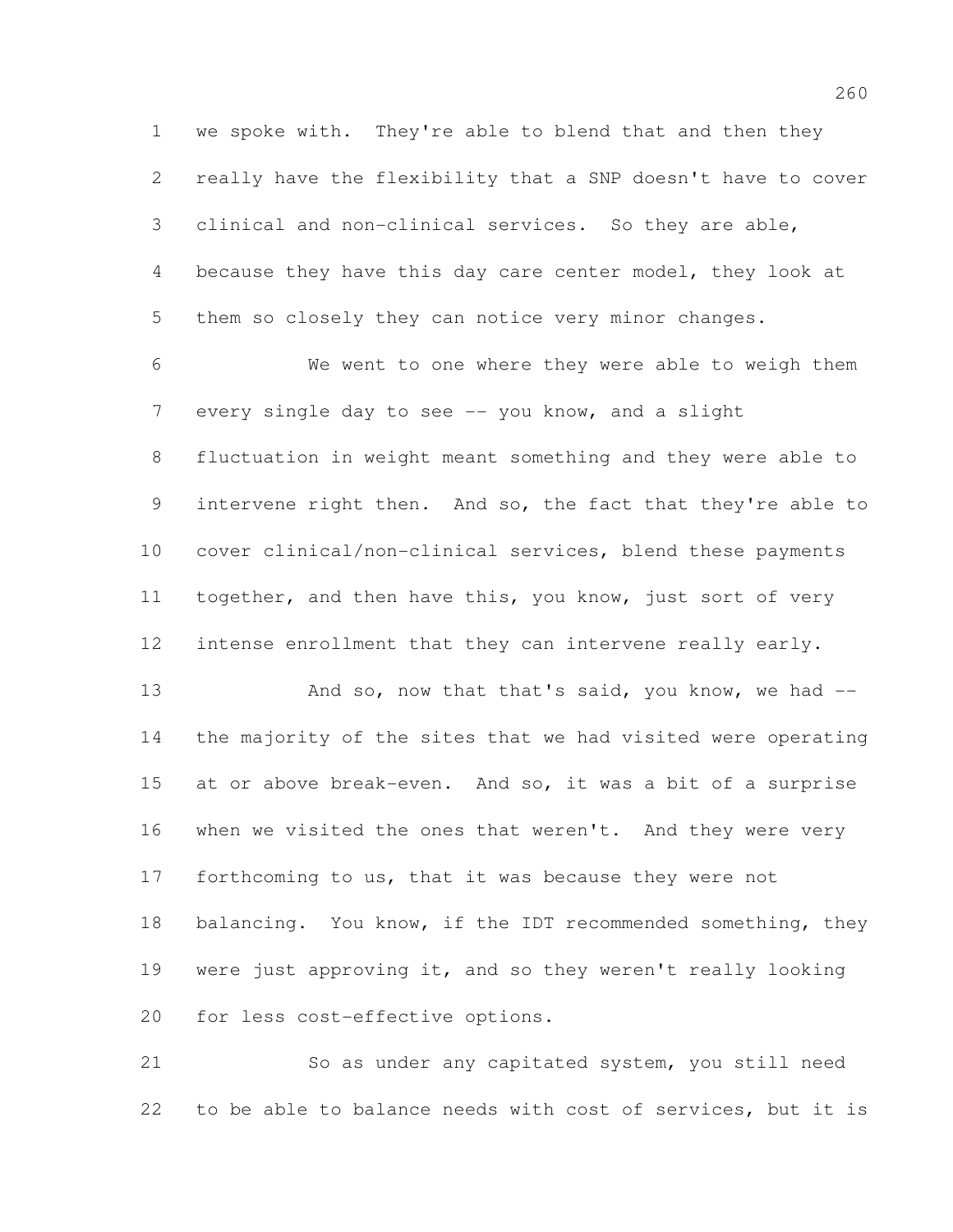we spoke with. They're able to blend that and then they really have the flexibility that a SNP doesn't have to cover clinical and non-clinical services. So they are able, because they have this day care center model, they look at them so closely they can notice very minor changes.

We went to one where they were able to weigh them every single day to see -- you know, and a slight fluctuation in weight meant something and they were able to intervene right then. And so, the fact that they're able to cover clinical/non-clinical services, blend these payments together, and then have this, you know, just sort of very intense enrollment that they can intervene really early.

And so, now that that's said, you know, we had -- the majority of the sites that we had visited were operating at or above break-even. And so, it was a bit of a surprise when we visited the ones that weren't. And they were very forthcoming to us, that it was because they were not balancing. You know, if the IDT recommended something, they were just approving it, and so they weren't really looking for less cost-effective options.

So as under any capitated system, you still need to be able to balance needs with cost of services, but it is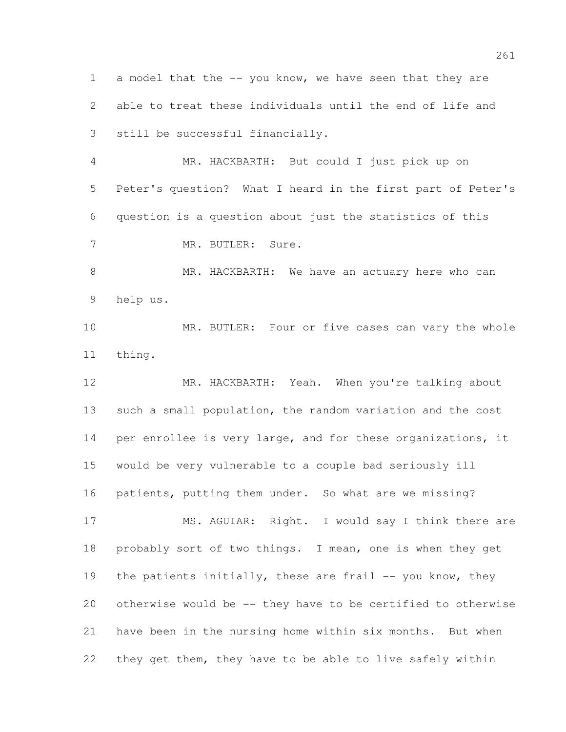a model that the -- you know, we have seen that they are able to treat these individuals until the end of life and still be successful financially.

MR. HACKBARTH: But could I just pick up on Peter's question? What I heard in the first part of Peter's question is a question about just the statistics of this

MR. BUTLER: Sure.

MR. HACKBARTH: We have an actuary here who can help us.

MR. BUTLER: Four or five cases can vary the whole thing.

MR. HACKBARTH: Yeah. When you're talking about such a small population, the random variation and the cost per enrollee is very large, and for these organizations, it would be very vulnerable to a couple bad seriously ill patients, putting them under. So what are we missing?

MS. AGUIAR: Right. I would say I think there are probably sort of two things. I mean, one is when they get the patients initially, these are frail -- you know, they otherwise would be -- they have to be certified to otherwise have been in the nursing home within six months. But when they get them, they have to be able to live safely within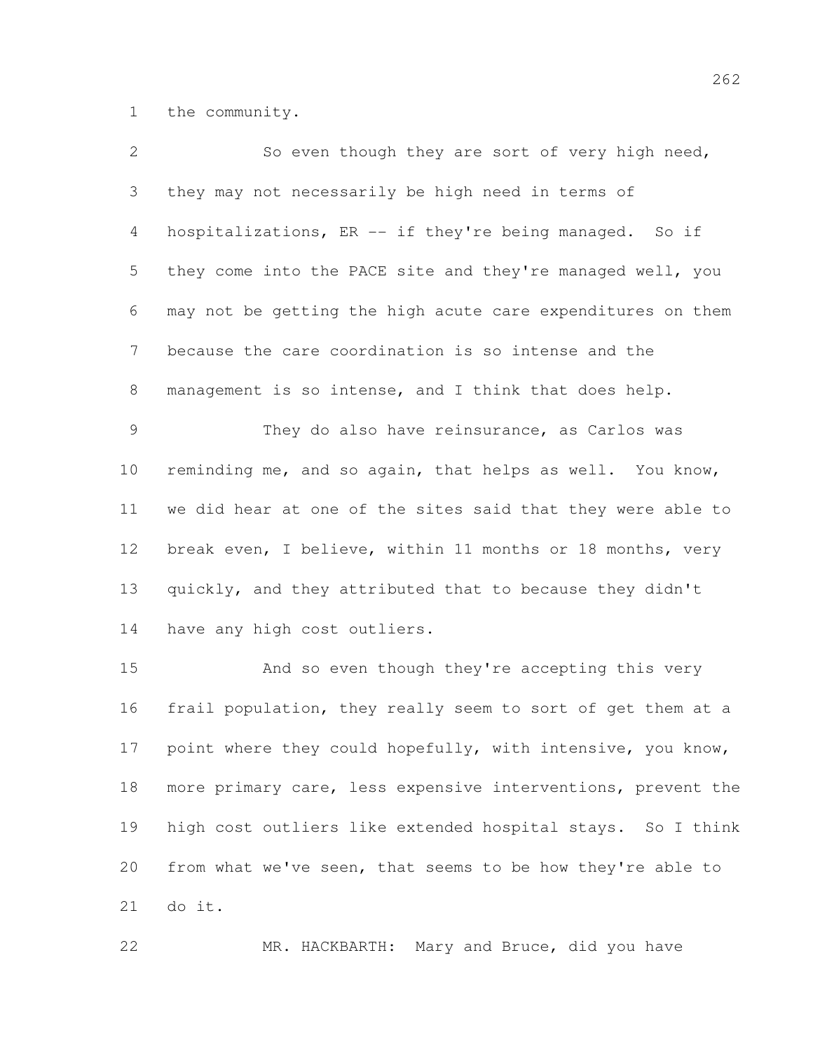the community.

So even though they are sort of very high need, they may not necessarily be high need in terms of hospitalizations, ER -- if they're being managed. So if they come into the PACE site and they're managed well, you may not be getting the high acute care expenditures on them because the care coordination is so intense and the management is so intense, and I think that does help.

They do also have reinsurance, as Carlos was reminding me, and so again, that helps as well. You know, we did hear at one of the sites said that they were able to break even, I believe, within 11 months or 18 months, very quickly, and they attributed that to because they didn't have any high cost outliers.

And so even though they're accepting this very frail population, they really seem to sort of get them at a point where they could hopefully, with intensive, you know, more primary care, less expensive interventions, prevent the high cost outliers like extended hospital stays. So I think from what we've seen, that seems to be how they're able to do it.

MR. HACKBARTH: Mary and Bruce, did you have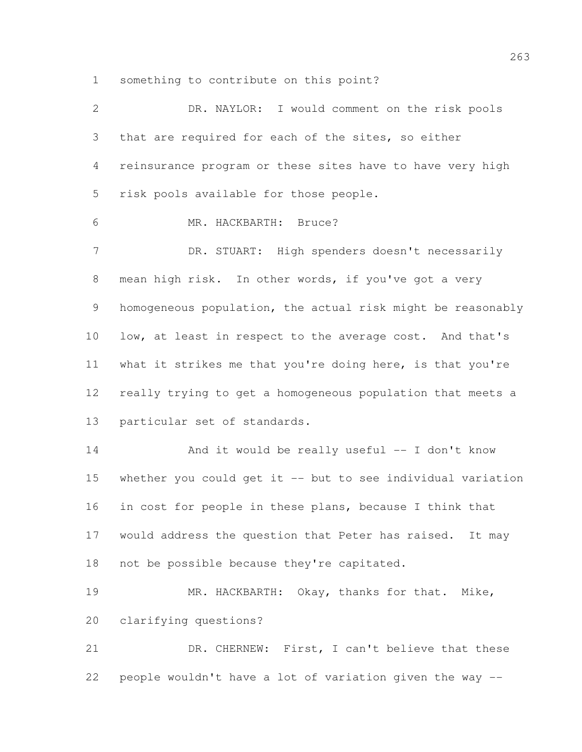something to contribute on this point?

DR. NAYLOR: I would comment on the risk pools that are required for each of the sites, so either reinsurance program or these sites have to have very high risk pools available for those people.

MR. HACKBARTH: Bruce?

DR. STUART: High spenders doesn't necessarily mean high risk. In other words, if you've got a very homogeneous population, the actual risk might be reasonably low, at least in respect to the average cost. And that's what it strikes me that you're doing here, is that you're really trying to get a homogeneous population that meets a particular set of standards.

And it would be really useful -- I don't know whether you could get it -- but to see individual variation in cost for people in these plans, because I think that would address the question that Peter has raised. It may not be possible because they're capitated.

MR. HACKBARTH: Okay, thanks for that. Mike, clarifying questions?

DR. CHERNEW: First, I can't believe that these people wouldn't have a lot of variation given the way --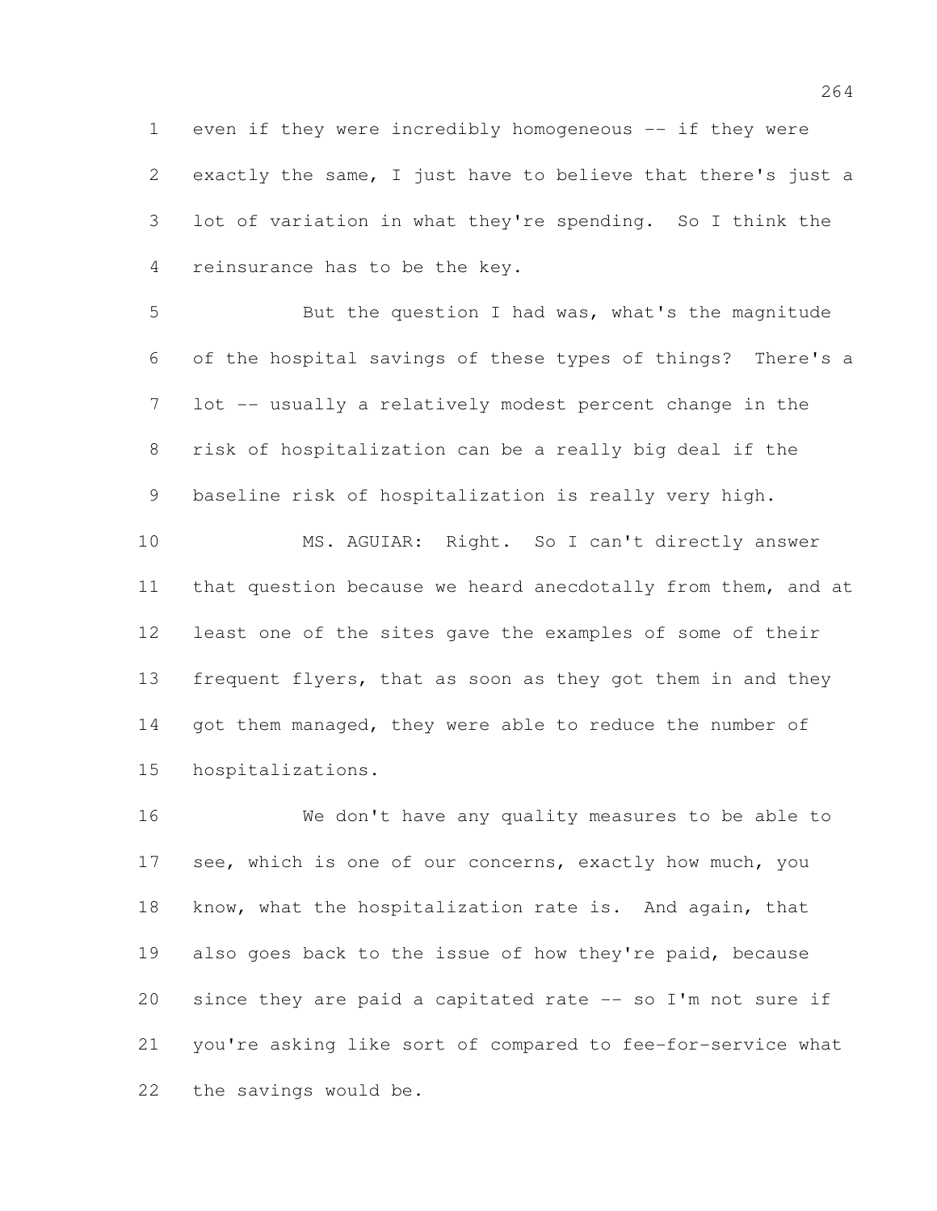even if they were incredibly homogeneous -- if they were exactly the same, I just have to believe that there's just a lot of variation in what they're spending. So I think the reinsurance has to be the key.

But the question I had was, what's the magnitude of the hospital savings of these types of things? There's a lot -- usually a relatively modest percent change in the risk of hospitalization can be a really big deal if the baseline risk of hospitalization is really very high.

MS. AGUIAR: Right. So I can't directly answer that question because we heard anecdotally from them, and at least one of the sites gave the examples of some of their frequent flyers, that as soon as they got them in and they got them managed, they were able to reduce the number of hospitalizations.

We don't have any quality measures to be able to see, which is one of our concerns, exactly how much, you know, what the hospitalization rate is. And again, that also goes back to the issue of how they're paid, because since they are paid a capitated rate -- so I'm not sure if you're asking like sort of compared to fee-for-service what the savings would be.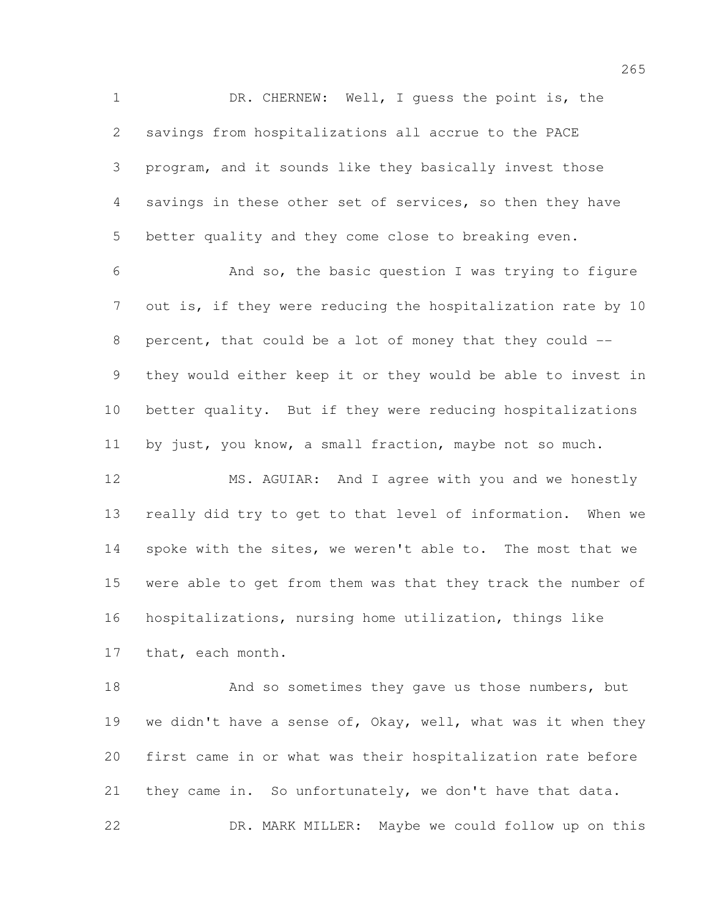DR. CHERNEW: Well, I guess the point is, the savings from hospitalizations all accrue to the PACE program, and it sounds like they basically invest those savings in these other set of services, so then they have better quality and they come close to breaking even.

And so, the basic question I was trying to figure out is, if they were reducing the hospitalization rate by 10 percent, that could be a lot of money that they could -- they would either keep it or they would be able to invest in better quality. But if they were reducing hospitalizations by just, you know, a small fraction, maybe not so much.

MS. AGUIAR: And I agree with you and we honestly really did try to get to that level of information. When we spoke with the sites, we weren't able to. The most that we were able to get from them was that they track the number of hospitalizations, nursing home utilization, things like that, each month.

And so sometimes they gave us those numbers, but we didn't have a sense of, Okay, well, what was it when they first came in or what was their hospitalization rate before they came in. So unfortunately, we don't have that data.

DR. MARK MILLER: Maybe we could follow up on this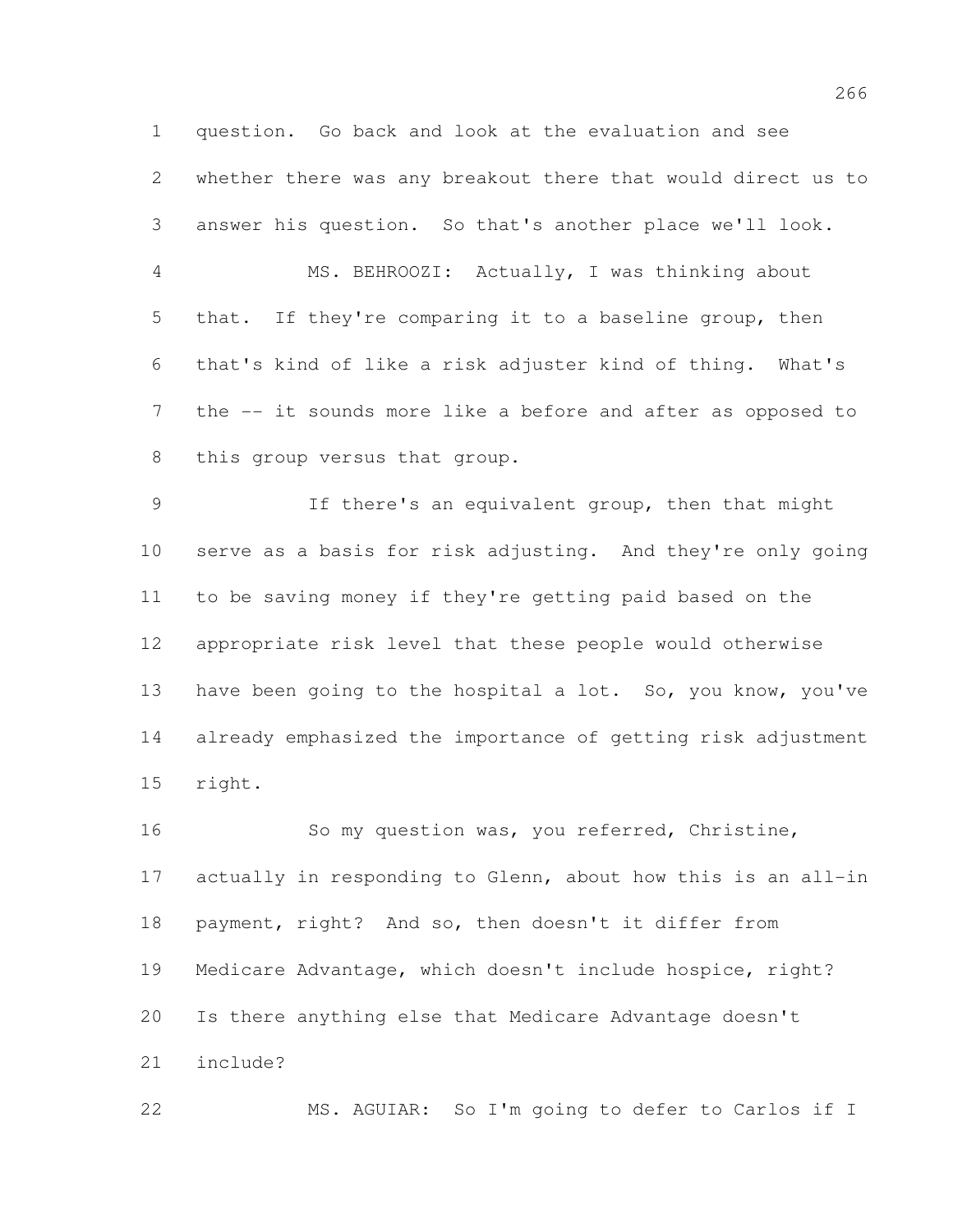question. Go back and look at the evaluation and see whether there was any breakout there that would direct us to answer his question. So that's another place we'll look.

MS. BEHROOZI: Actually, I was thinking about that. If they're comparing it to a baseline group, then that's kind of like a risk adjuster kind of thing. What's the -- it sounds more like a before and after as opposed to this group versus that group.

If there's an equivalent group, then that might serve as a basis for risk adjusting. And they're only going to be saving money if they're getting paid based on the appropriate risk level that these people would otherwise have been going to the hospital a lot. So, you know, you've already emphasized the importance of getting risk adjustment right.

So my question was, you referred, Christine, actually in responding to Glenn, about how this is an all-in payment, right? And so, then doesn't it differ from Medicare Advantage, which doesn't include hospice, right? Is there anything else that Medicare Advantage doesn't include?

MS. AGUIAR: So I'm going to defer to Carlos if I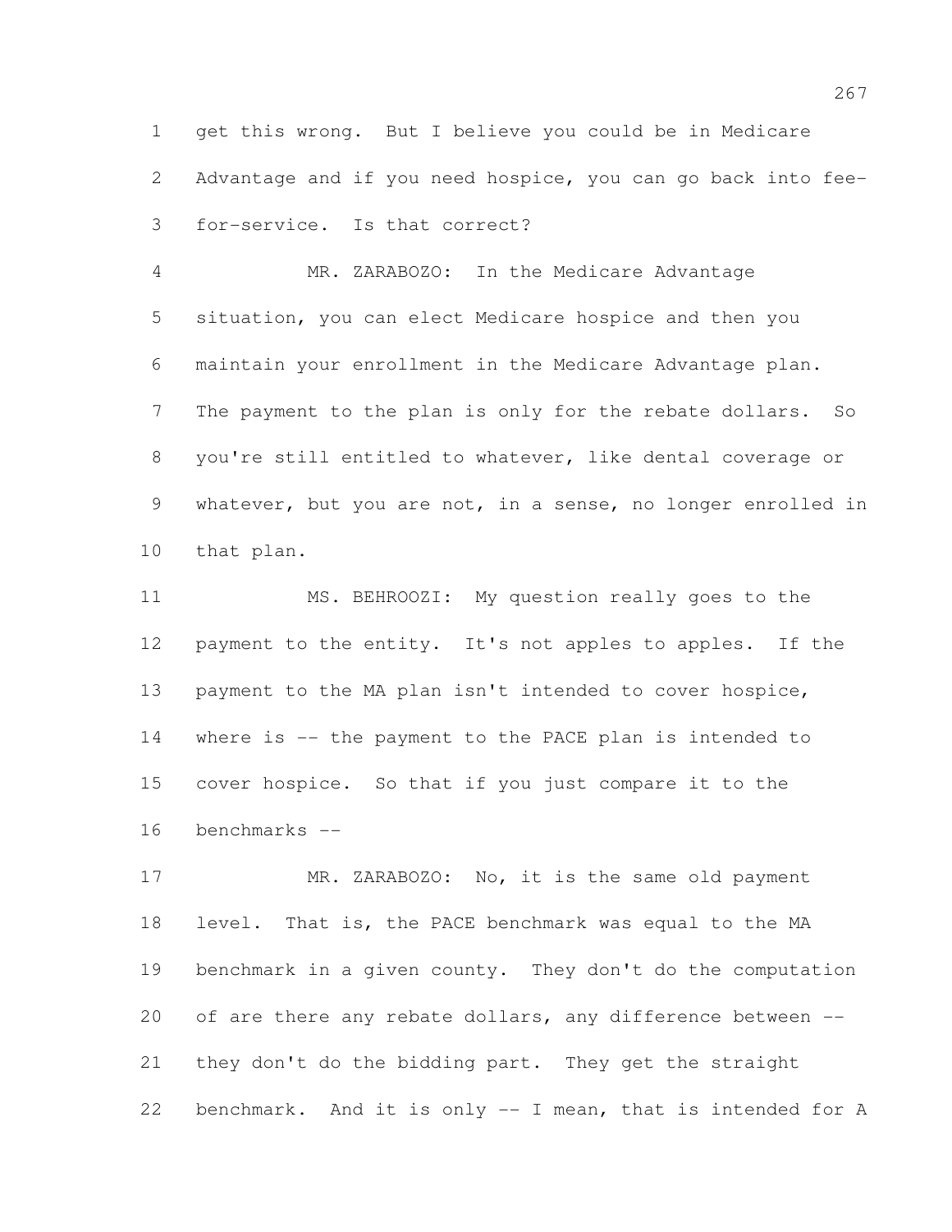get this wrong. But I believe you could be in Medicare Advantage and if you need hospice, you can go back into fee-for-service. Is that correct?

MR. ZARABOZO: In the Medicare Advantage situation, you can elect Medicare hospice and then you maintain your enrollment in the Medicare Advantage plan. The payment to the plan is only for the rebate dollars. So you're still entitled to whatever, like dental coverage or whatever, but you are not, in a sense, no longer enrolled in that plan.

MS. BEHROOZI: My question really goes to the payment to the entity. It's not apples to apples. If the payment to the MA plan isn't intended to cover hospice, where is -- the payment to the PACE plan is intended to cover hospice. So that if you just compare it to the benchmarks --

MR. ZARABOZO: No, it is the same old payment level. That is, the PACE benchmark was equal to the MA benchmark in a given county. They don't do the computation of are there any rebate dollars, any difference between -- they don't do the bidding part. They get the straight benchmark. And it is only -- I mean, that is intended for A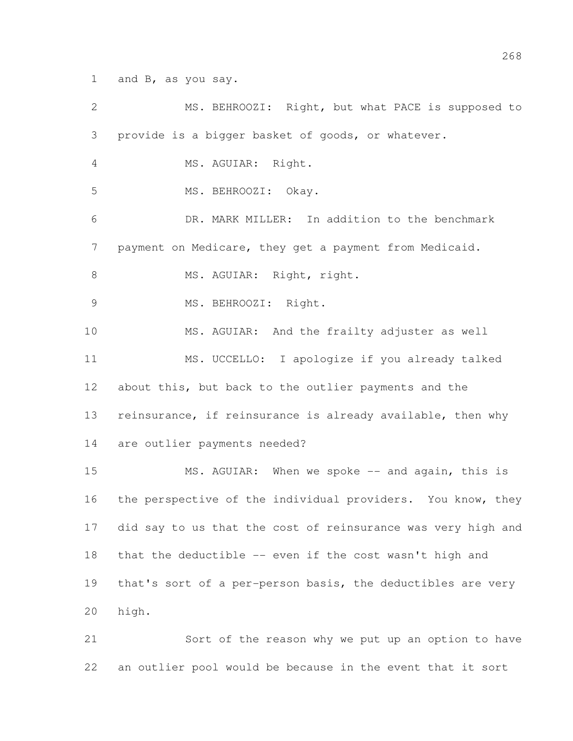and B, as you say.

MS. BEHROOZI: Right, but what PACE is supposed to provide is a bigger basket of goods, or whatever.

MS. AGUIAR: Right.

MS. BEHROOZI: Okay.

DR. MARK MILLER: In addition to the benchmark payment on Medicare, they get a payment from Medicaid.

MS. AGUIAR: Right, right.

MS. BEHROOZI: Right.

MS. AGUIAR: And the frailty adjuster as well

MS. UCCELLO: I apologize if you already talked about this, but back to the outlier payments and the reinsurance, if reinsurance is already available, then why are outlier payments needed?

MS. AGUIAR: When we spoke -- and again, this is the perspective of the individual providers. You know, they did say to us that the cost of reinsurance was very high and that the deductible -- even if the cost wasn't high and that's sort of a per-person basis, the deductibles are very high.

Sort of the reason why we put up an option to have an outlier pool would be because in the event that it sort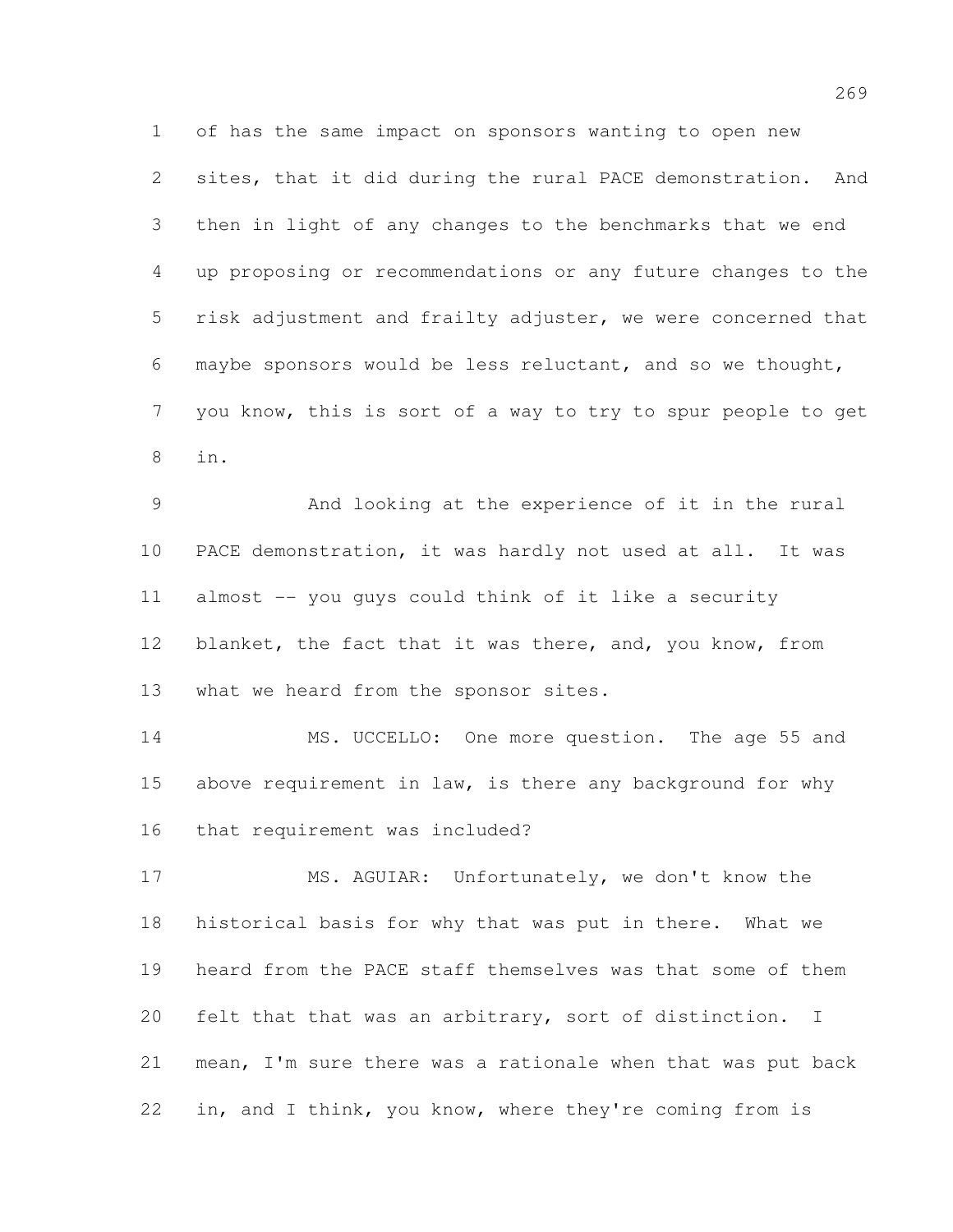of has the same impact on sponsors wanting to open new sites, that it did during the rural PACE demonstration. And then in light of any changes to the benchmarks that we end up proposing or recommendations or any future changes to the risk adjustment and frailty adjuster, we were concerned that maybe sponsors would be less reluctant, and so we thought, you know, this is sort of a way to try to spur people to get in.

And looking at the experience of it in the rural PACE demonstration, it was hardly not used at all. It was almost -- you guys could think of it like a security blanket, the fact that it was there, and, you know, from what we heard from the sponsor sites.

MS. UCCELLO: One more question. The age 55 and above requirement in law, is there any background for why that requirement was included?

MS. AGUIAR: Unfortunately, we don't know the historical basis for why that was put in there. What we heard from the PACE staff themselves was that some of them felt that that was an arbitrary, sort of distinction. I mean, I'm sure there was a rationale when that was put back in, and I think, you know, where they're coming from is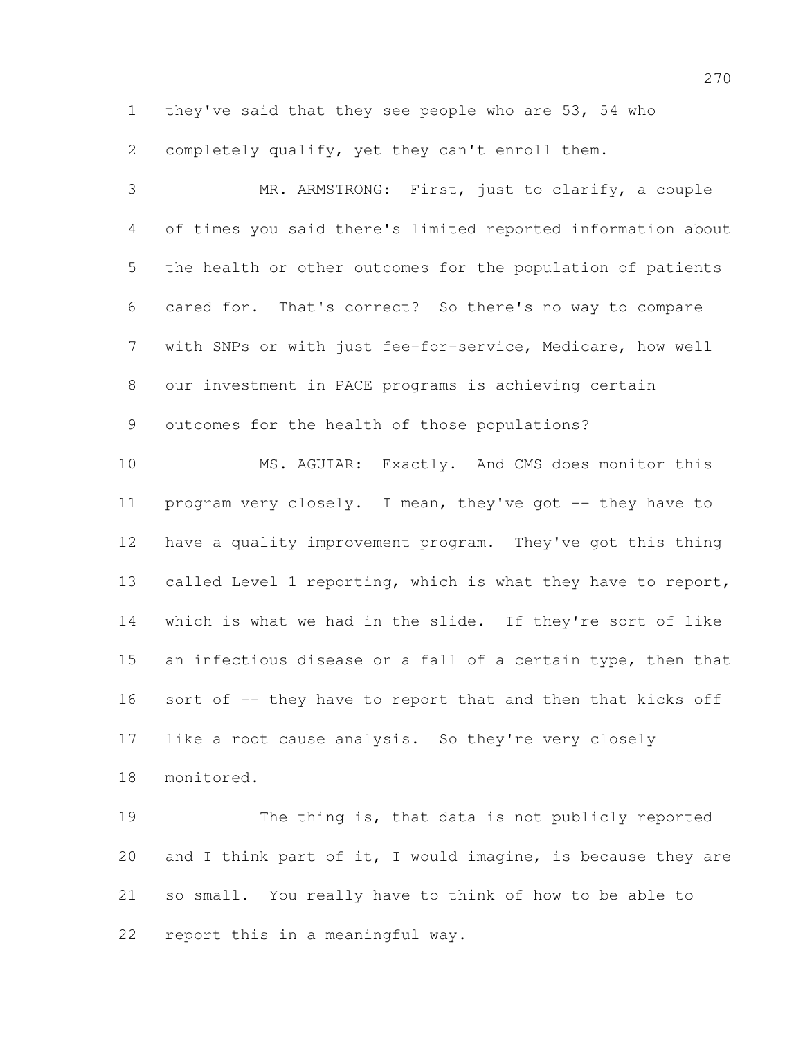they've said that they see people who are 53, 54 who completely qualify, yet they can't enroll them.

MR. ARMSTRONG: First, just to clarify, a couple of times you said there's limited reported information about the health or other outcomes for the population of patients cared for. That's correct? So there's no way to compare with SNPs or with just fee-for-service, Medicare, how well our investment in PACE programs is achieving certain outcomes for the health of those populations?

MS. AGUIAR: Exactly. And CMS does monitor this program very closely. I mean, they've got -- they have to have a quality improvement program. They've got this thing called Level 1 reporting, which is what they have to report, which is what we had in the slide. If they're sort of like an infectious disease or a fall of a certain type, then that sort of -- they have to report that and then that kicks off like a root cause analysis. So they're very closely monitored.

The thing is, that data is not publicly reported and I think part of it, I would imagine, is because they are so small. You really have to think of how to be able to report this in a meaningful way.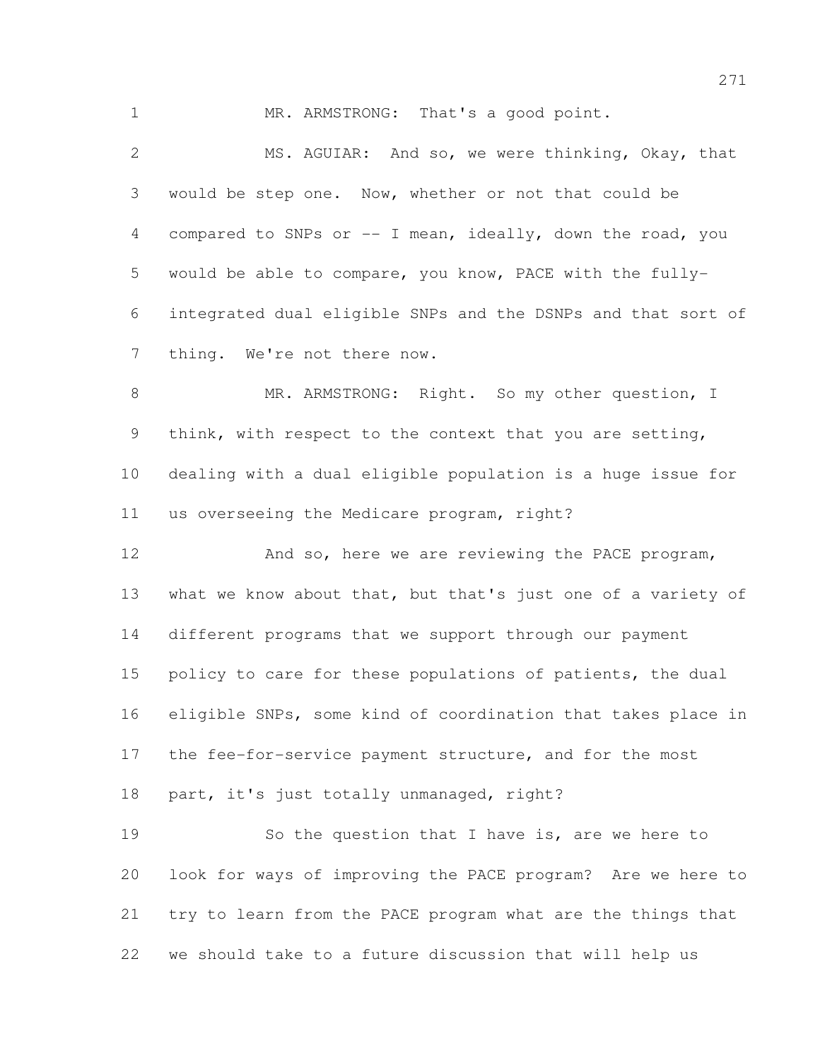MR. ARMSTRONG: That's a good point.

MS. AGUIAR: And so, we were thinking, Okay, that would be step one. Now, whether or not that could be compared to SNPs or -- I mean, ideally, down the road, you would be able to compare, you know, PACE with the fully-integrated dual eligible SNPs and the DSNPs and that sort of thing. We're not there now.

MR. ARMSTRONG: Right. So my other question, I think, with respect to the context that you are setting, dealing with a dual eligible population is a huge issue for us overseeing the Medicare program, right?

And so, here we are reviewing the PACE program, what we know about that, but that's just one of a variety of different programs that we support through our payment policy to care for these populations of patients, the dual eligible SNPs, some kind of coordination that takes place in the fee-for-service payment structure, and for the most part, it's just totally unmanaged, right?

So the question that I have is, are we here to look for ways of improving the PACE program? Are we here to try to learn from the PACE program what are the things that we should take to a future discussion that will help us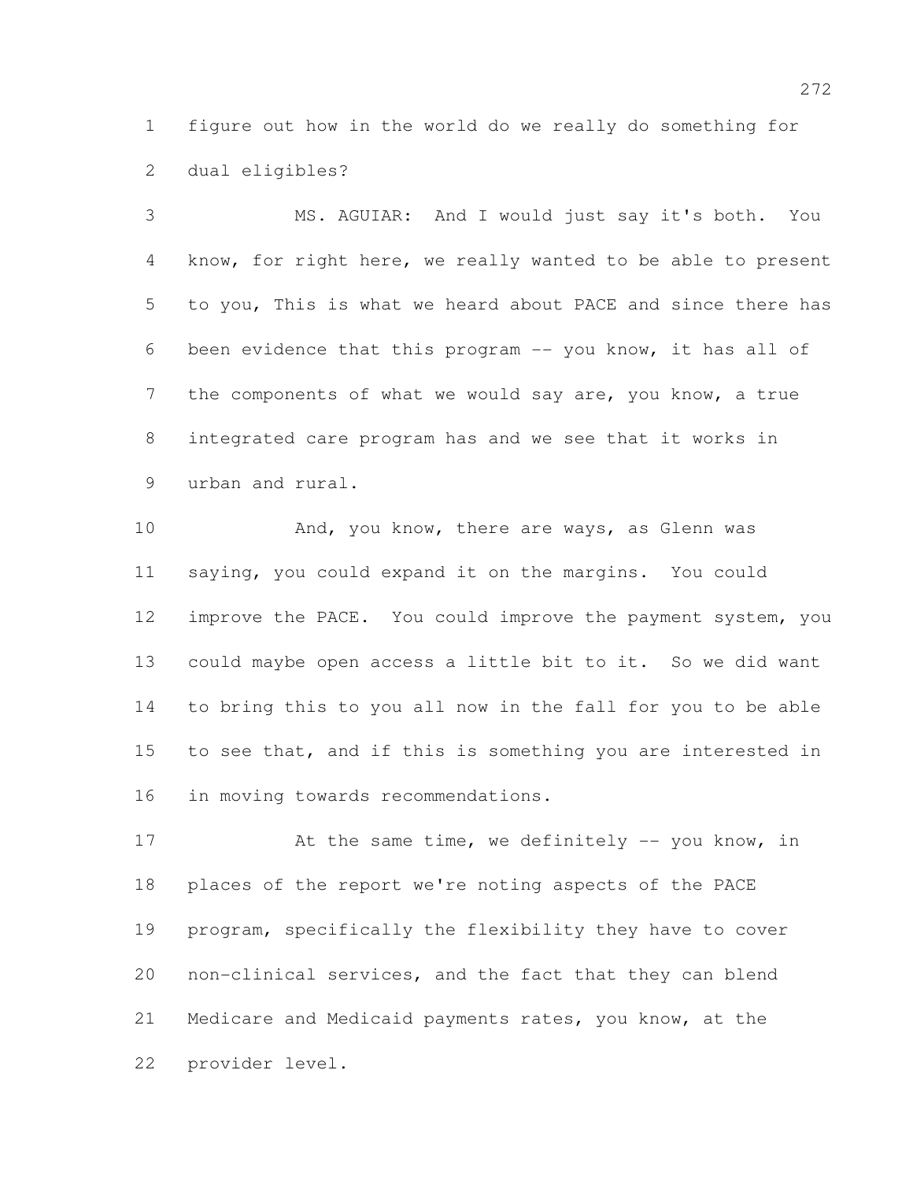figure out how in the world do we really do something for dual eligibles?

MS. AGUIAR: And I would just say it's both. You know, for right here, we really wanted to be able to present to you, This is what we heard about PACE and since there has been evidence that this program -- you know, it has all of the components of what we would say are, you know, a true integrated care program has and we see that it works in urban and rural.

And, you know, there are ways, as Glenn was saying, you could expand it on the margins. You could improve the PACE. You could improve the payment system, you could maybe open access a little bit to it. So we did want to bring this to you all now in the fall for you to be able to see that, and if this is something you are interested in in moving towards recommendations.

At the same time, we definitely -- you know, in places of the report we're noting aspects of the PACE program, specifically the flexibility they have to cover non-clinical services, and the fact that they can blend Medicare and Medicaid payments rates, you know, at the provider level.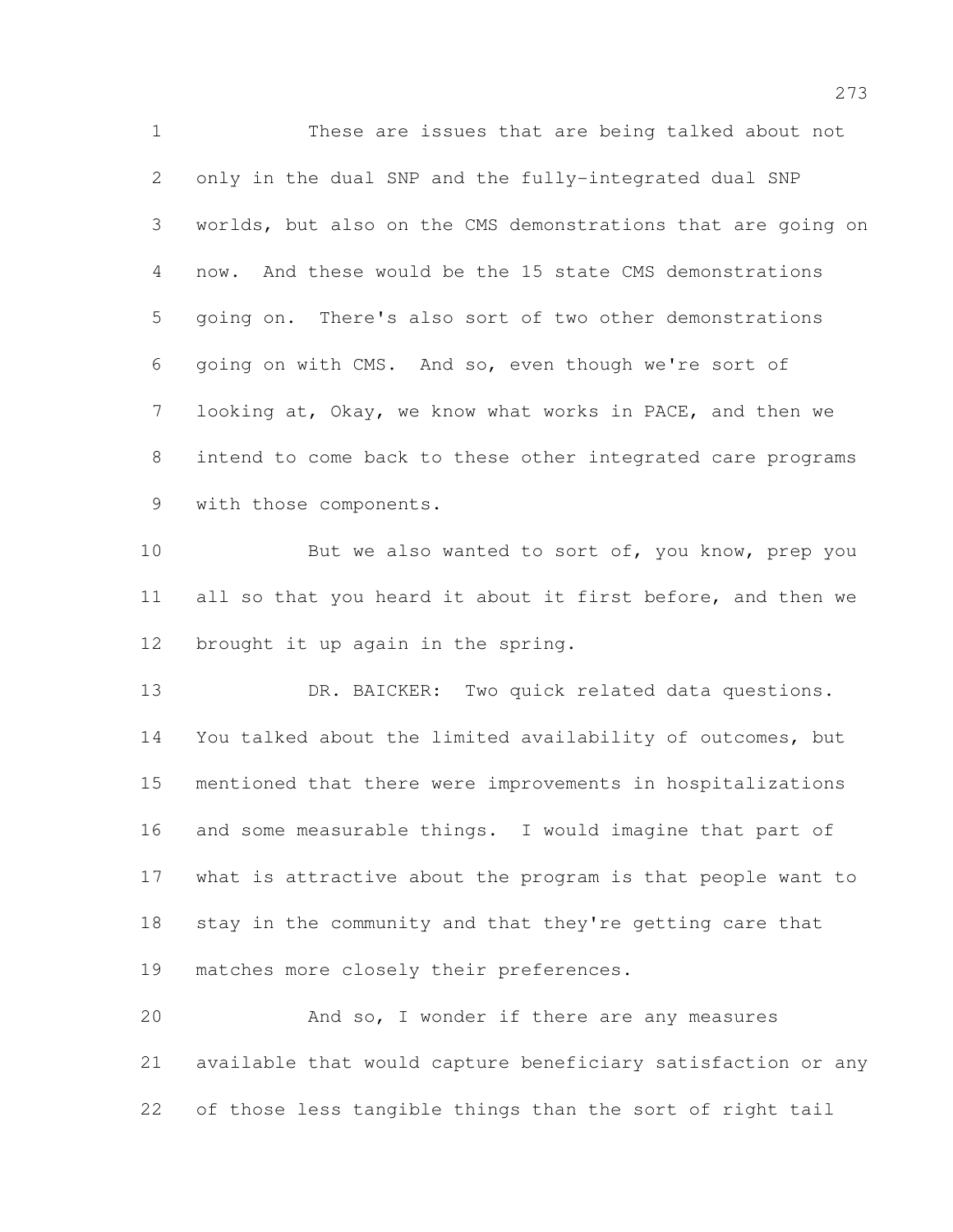These are issues that are being talked about not only in the dual SNP and the fully-integrated dual SNP worlds, but also on the CMS demonstrations that are going on now. And these would be the 15 state CMS demonstrations going on. There's also sort of two other demonstrations going on with CMS. And so, even though we're sort of looking at, Okay, we know what works in PACE, and then we intend to come back to these other integrated care programs with those components.

But we also wanted to sort of, you know, prep you all so that you heard it about it first before, and then we brought it up again in the spring.

DR. BAICKER: Two quick related data questions. You talked about the limited availability of outcomes, but mentioned that there were improvements in hospitalizations and some measurable things. I would imagine that part of what is attractive about the program is that people want to stay in the community and that they're getting care that matches more closely their preferences.

And so, I wonder if there are any measures available that would capture beneficiary satisfaction or any of those less tangible things than the sort of right tail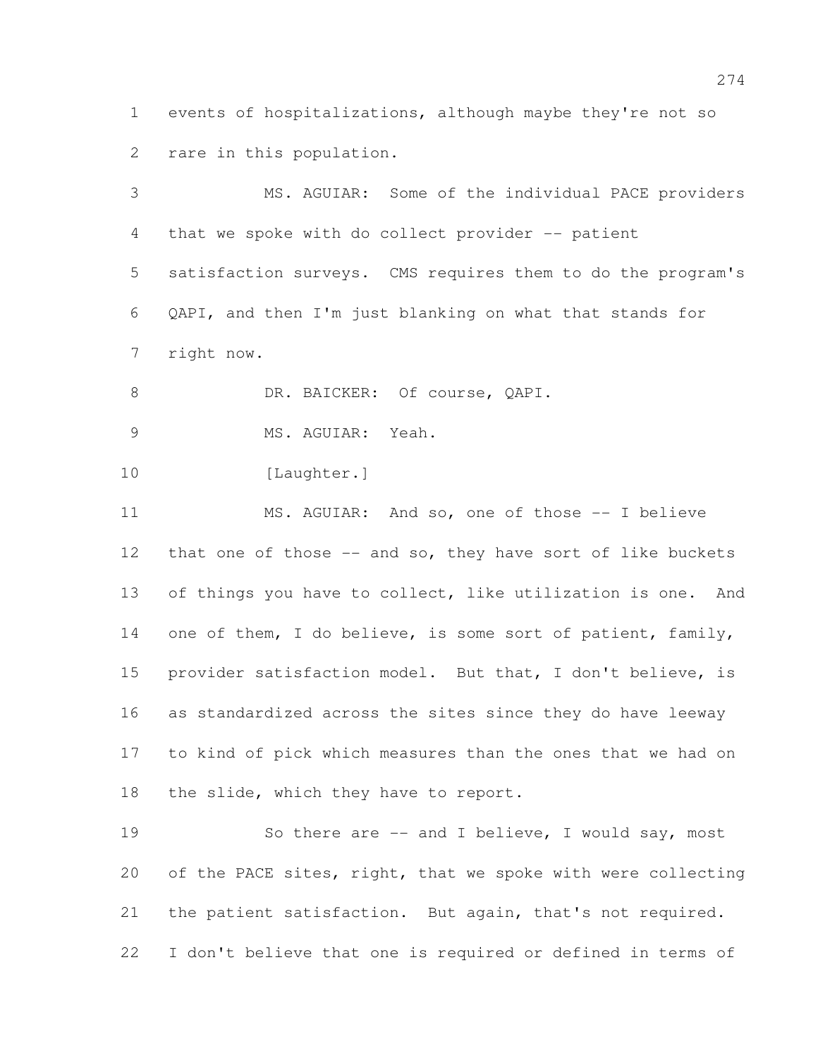events of hospitalizations, although maybe they're not so rare in this population.

MS. AGUIAR: Some of the individual PACE providers that we spoke with do collect provider -- patient satisfaction surveys. CMS requires them to do the program's QAPI, and then I'm just blanking on what that stands for right now.

DR. BAICKER: Of course, QAPI.

MS. AGUIAR: Yeah.

[Laughter.]

MS. AGUIAR: And so, one of those -- I believe that one of those -- and so, they have sort of like buckets of things you have to collect, like utilization is one. And one of them, I do believe, is some sort of patient, family, provider satisfaction model. But that, I don't believe, is as standardized across the sites since they do have leeway to kind of pick which measures than the ones that we had on the slide, which they have to report.

So there are -- and I believe, I would say, most of the PACE sites, right, that we spoke with were collecting the patient satisfaction. But again, that's not required. I don't believe that one is required or defined in terms of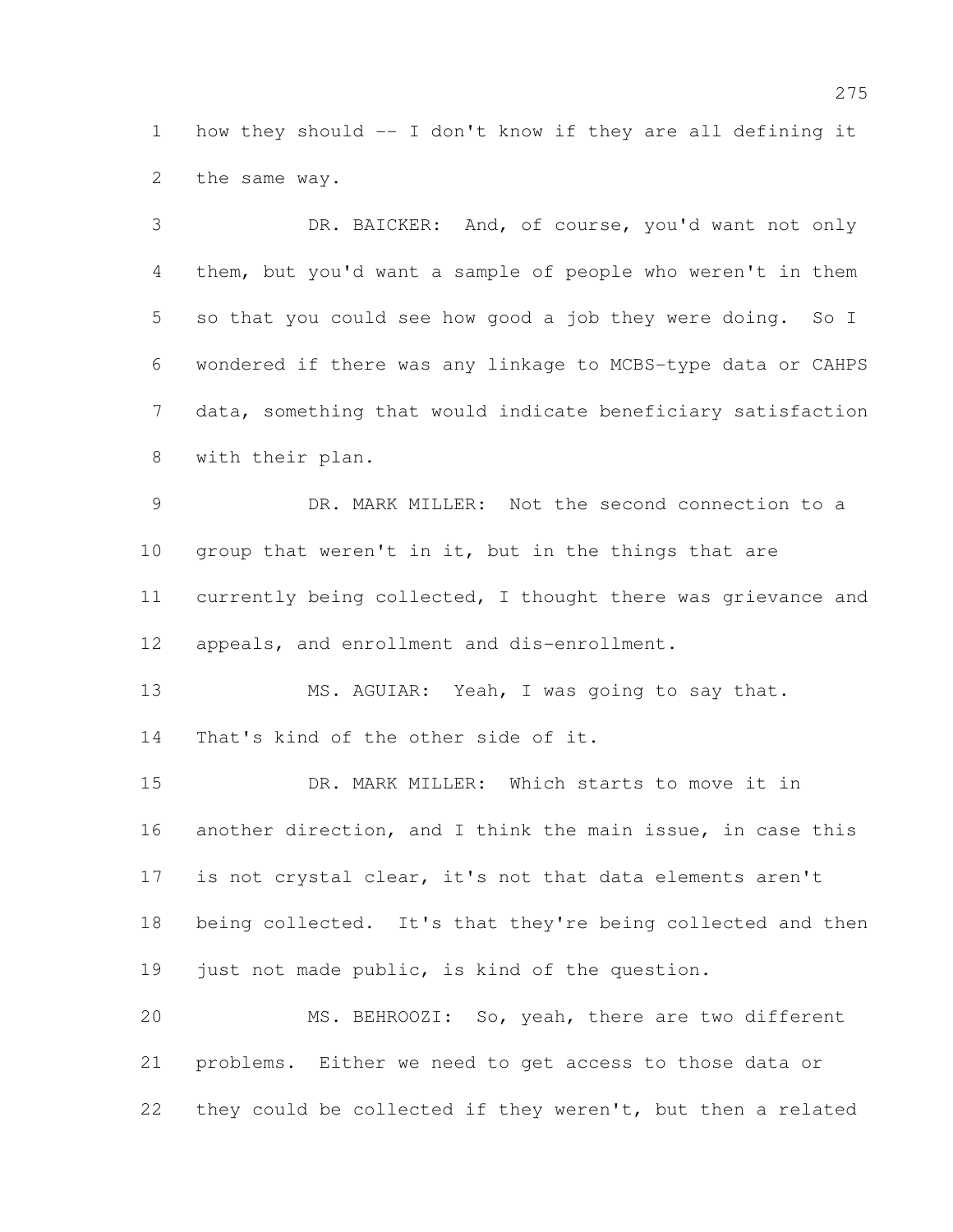how they should -- I don't know if they are all defining it the same way.

DR. BAICKER: And, of course, you'd want not only them, but you'd want a sample of people who weren't in them so that you could see how good a job they were doing. So I wondered if there was any linkage to MCBS-type data or CAHPS data, something that would indicate beneficiary satisfaction with their plan.

DR. MARK MILLER: Not the second connection to a group that weren't in it, but in the things that are currently being collected, I thought there was grievance and appeals, and enrollment and dis-enrollment.

MS. AGUIAR: Yeah, I was going to say that. That's kind of the other side of it.

DR. MARK MILLER: Which starts to move it in another direction, and I think the main issue, in case this is not crystal clear, it's not that data elements aren't being collected. It's that they're being collected and then just not made public, is kind of the question.

MS. BEHROOZI: So, yeah, there are two different problems. Either we need to get access to those data or they could be collected if they weren't, but then a related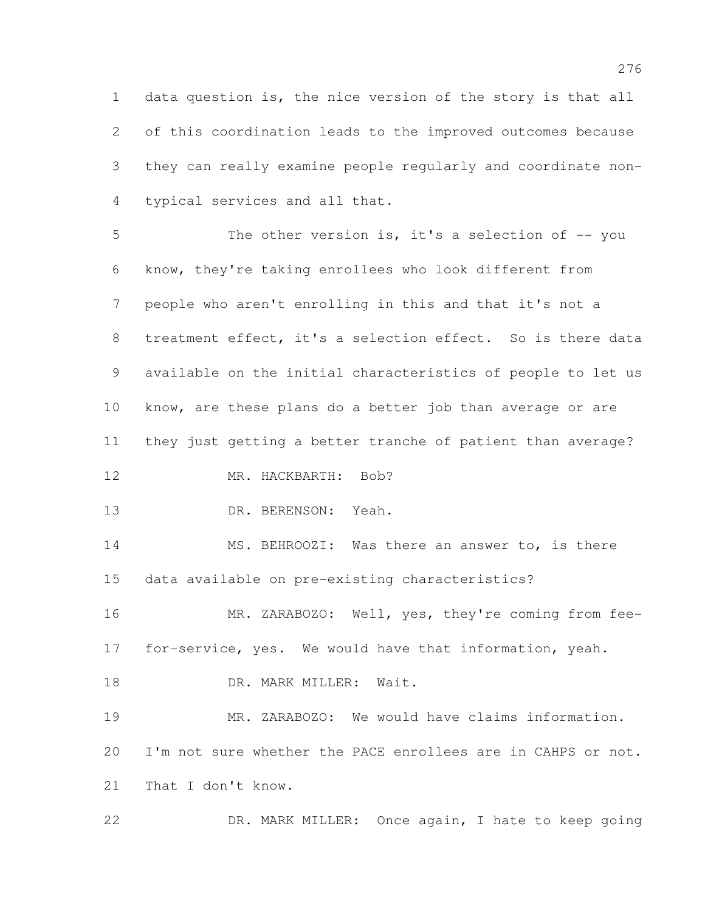data question is, the nice version of the story is that all of this coordination leads to the improved outcomes because they can really examine people regularly and coordinate non-typical services and all that.

The other version is, it's a selection of -- you know, they're taking enrollees who look different from people who aren't enrolling in this and that it's not a treatment effect, it's a selection effect. So is there data available on the initial characteristics of people to let us know, are these plans do a better job than average or are they just getting a better tranche of patient than average?

MR. HACKBARTH: Bob?

DR. BERENSON: Yeah.

MS. BEHROOZI: Was there an answer to, is there data available on pre-existing characteristics?

MR. ZARABOZO: Well, yes, they're coming from fee-for-service, yes. We would have that information, yeah.

DR. MARK MILLER: Wait.

MR. ZARABOZO: We would have claims information. I'm not sure whether the PACE enrollees are in CAHPS or not. That I don't know.

DR. MARK MILLER: Once again, I hate to keep going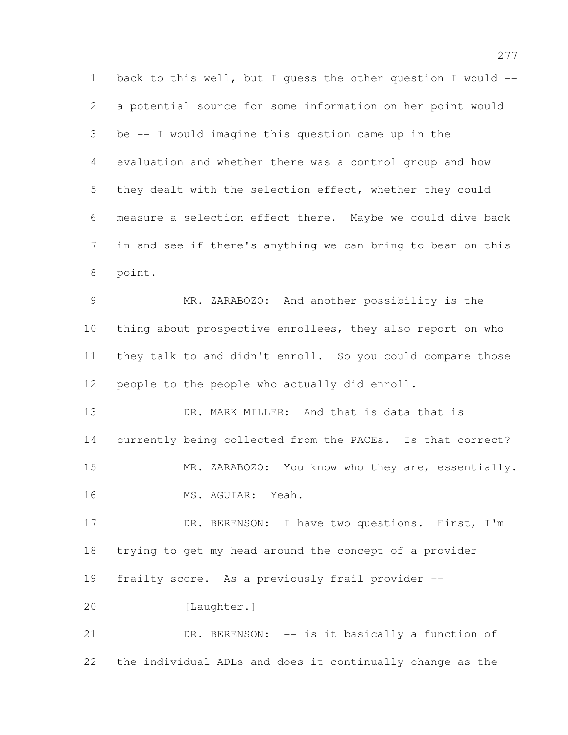back to this well, but I guess the other question I would -- a potential source for some information on her point would be -- I would imagine this question came up in the evaluation and whether there was a control group and how they dealt with the selection effect, whether they could measure a selection effect there. Maybe we could dive back in and see if there's anything we can bring to bear on this point.

MR. ZARABOZO: And another possibility is the thing about prospective enrollees, they also report on who they talk to and didn't enroll. So you could compare those people to the people who actually did enroll.

DR. MARK MILLER: And that is data that is currently being collected from the PACEs. Is that correct?

MR. ZARABOZO: You know who they are, essentially.

MS. AGUIAR: Yeah.

DR. BERENSON: I have two questions. First, I'm trying to get my head around the concept of a provider frailty score. As a previously frail provider --

[Laughter.]

DR. BERENSON: -- is it basically a function of the individual ADLs and does it continually change as the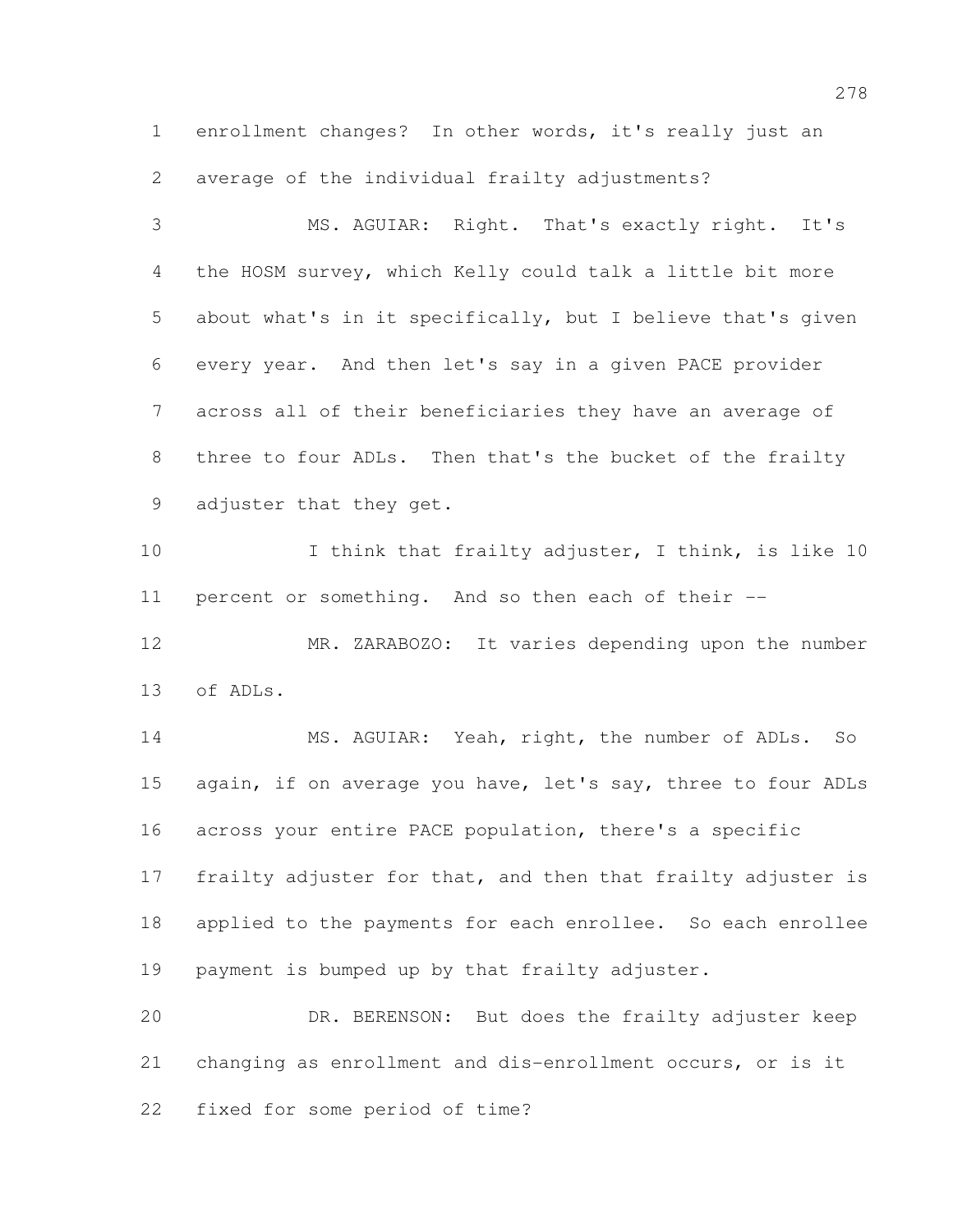enrollment changes? In other words, it's really just an average of the individual frailty adjustments?

MS. AGUIAR: Right. That's exactly right. It's the HOSM survey, which Kelly could talk a little bit more about what's in it specifically, but I believe that's given every year. And then let's say in a given PACE provider across all of their beneficiaries they have an average of three to four ADLs. Then that's the bucket of the frailty adjuster that they get.

I think that frailty adjuster, I think, is like 10 percent or something. And so then each of their --

MR. ZARABOZO: It varies depending upon the number of ADLs.

MS. AGUIAR: Yeah, right, the number of ADLs. So again, if on average you have, let's say, three to four ADLs across your entire PACE population, there's a specific frailty adjuster for that, and then that frailty adjuster is applied to the payments for each enrollee. So each enrollee payment is bumped up by that frailty adjuster.

DR. BERENSON: But does the frailty adjuster keep changing as enrollment and dis-enrollment occurs, or is it fixed for some period of time?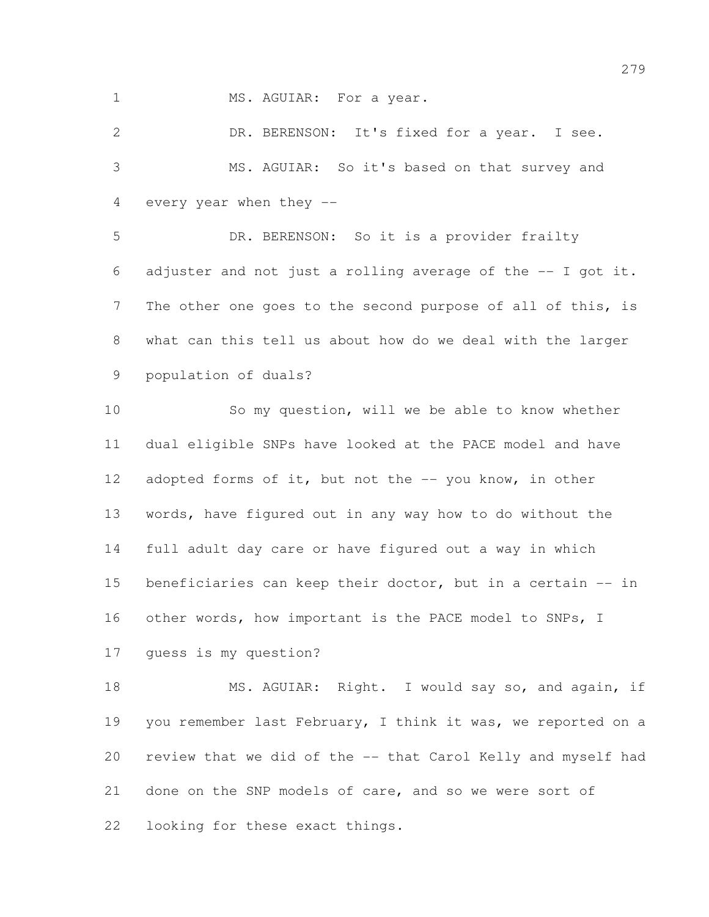MS. AGUIAR: For a year.

DR. BERENSON: It's fixed for a year. I see.

MS. AGUIAR: So it's based on that survey and every year when they --

DR. BERENSON: So it is a provider frailty adjuster and not just a rolling average of the -- I got it. The other one goes to the second purpose of all of this, is what can this tell us about how do we deal with the larger population of duals?

So my question, will we be able to know whether dual eligible SNPs have looked at the PACE model and have adopted forms of it, but not the -- you know, in other words, have figured out in any way how to do without the full adult day care or have figured out a way in which beneficiaries can keep their doctor, but in a certain -- in other words, how important is the PACE model to SNPs, I guess is my question?

MS. AGUIAR: Right. I would say so, and again, if you remember last February, I think it was, we reported on a review that we did of the -- that Carol Kelly and myself had done on the SNP models of care, and so we were sort of looking for these exact things.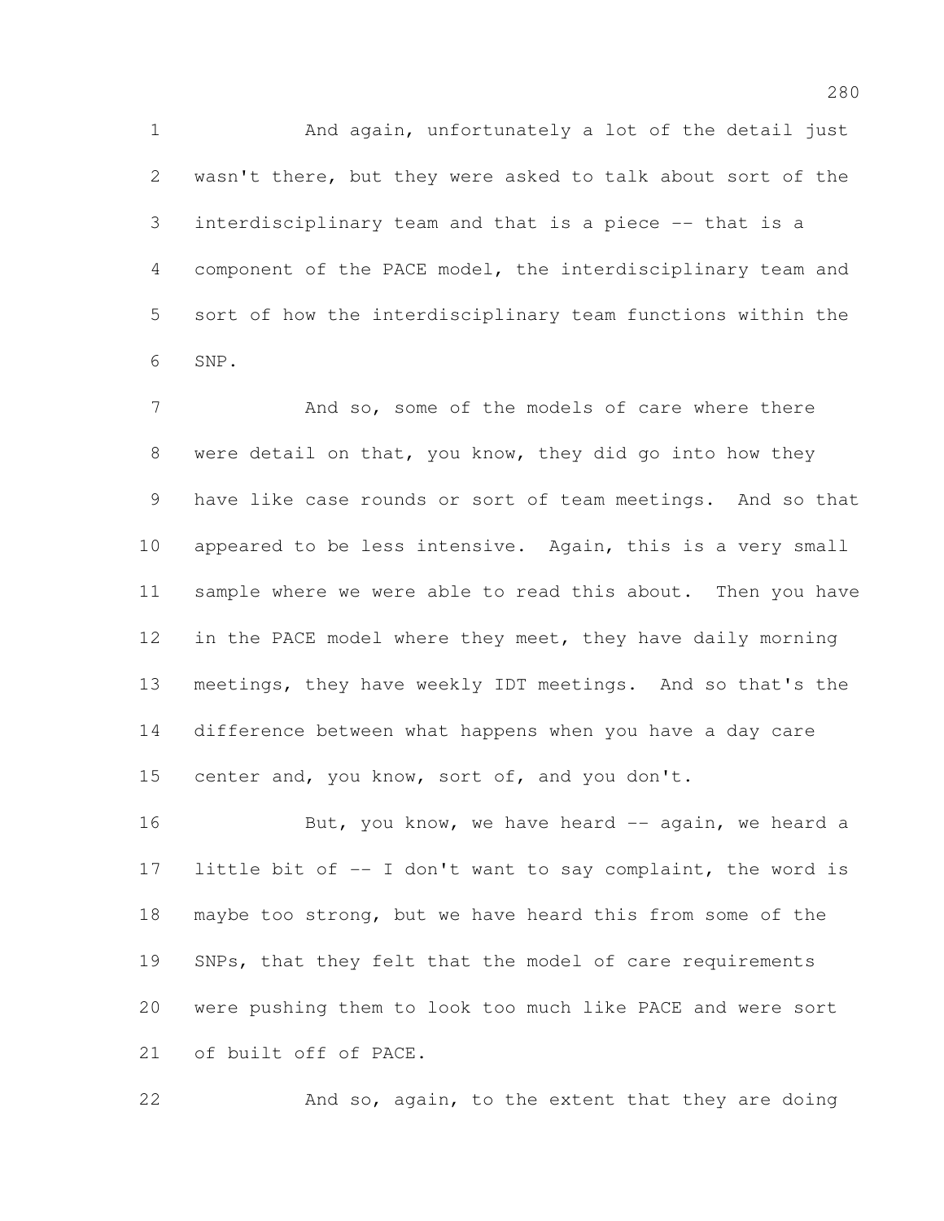And again, unfortunately a lot of the detail just wasn't there, but they were asked to talk about sort of the interdisciplinary team and that is a piece -- that is a component of the PACE model, the interdisciplinary team and sort of how the interdisciplinary team functions within the SNP.

And so, some of the models of care where there were detail on that, you know, they did go into how they have like case rounds or sort of team meetings. And so that appeared to be less intensive. Again, this is a very small sample where we were able to read this about. Then you have in the PACE model where they meet, they have daily morning meetings, they have weekly IDT meetings. And so that's the difference between what happens when you have a day care center and, you know, sort of, and you don't.

But, you know, we have heard -- again, we heard a little bit of -- I don't want to say complaint, the word is maybe too strong, but we have heard this from some of the SNPs, that they felt that the model of care requirements were pushing them to look too much like PACE and were sort of built off of PACE.

And so, again, to the extent that they are doing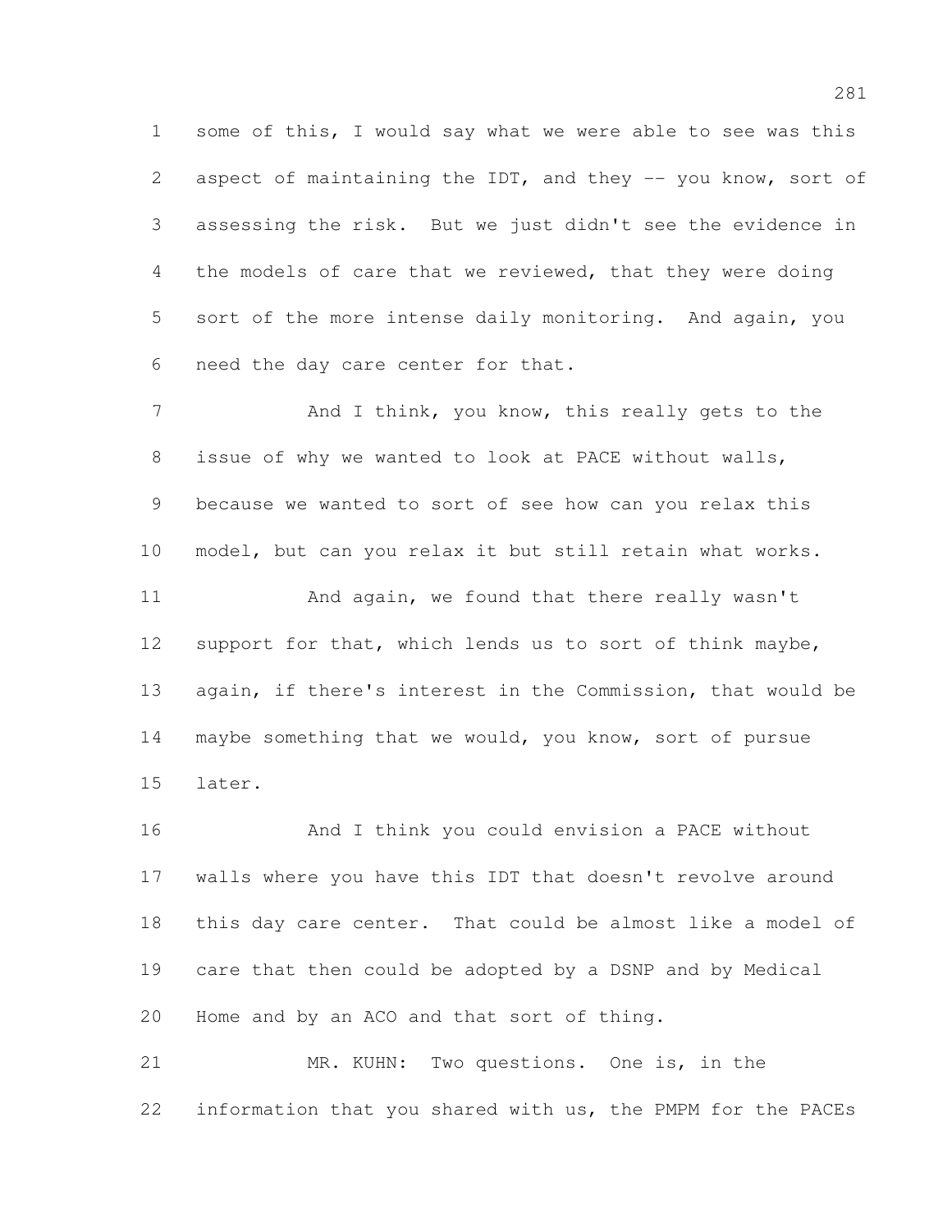some of this, I would say what we were able to see was this aspect of maintaining the IDT, and they -- you know, sort of assessing the risk. But we just didn't see the evidence in the models of care that we reviewed, that they were doing sort of the more intense daily monitoring. And again, you need the day care center for that.

And I think, you know, this really gets to the issue of why we wanted to look at PACE without walls, because we wanted to sort of see how can you relax this model, but can you relax it but still retain what works.

And again, we found that there really wasn't support for that, which lends us to sort of think maybe, again, if there's interest in the Commission, that would be maybe something that we would, you know, sort of pursue later.

And I think you could envision a PACE without walls where you have this IDT that doesn't revolve around this day care center. That could be almost like a model of care that then could be adopted by a DSNP and by Medical Home and by an ACO and that sort of thing.

MR. KUHN: Two questions. One is, in the information that you shared with us, the PMPM for the PACEs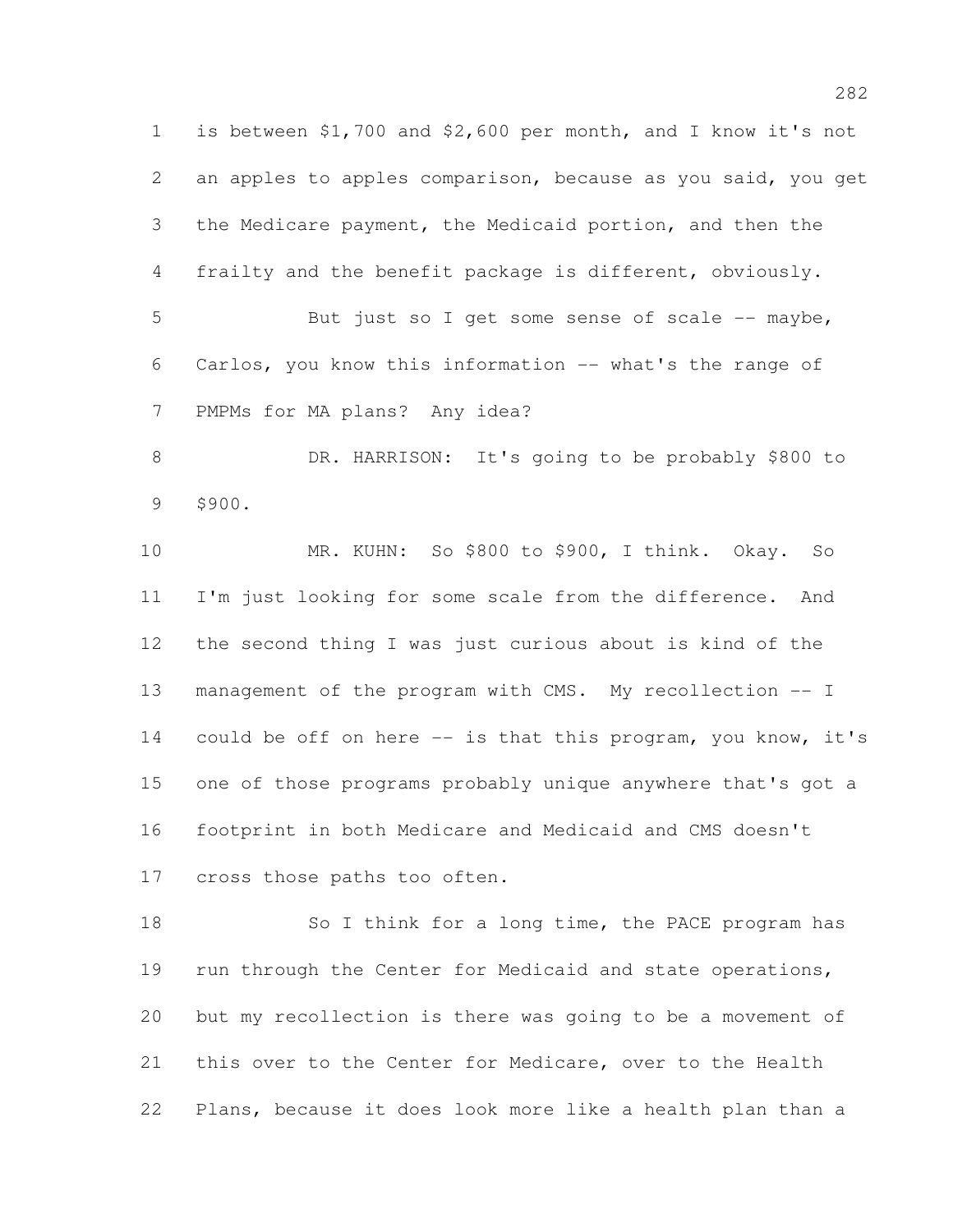is between $1,700 and $2,600 per month, and I know it's not an apples to apples comparison, because as you said, you get the Medicare payment, the Medicaid portion, and then the frailty and the benefit package is different, obviously.

But just so I get some sense of scale -- maybe, Carlos, you know this information -- what's the range of PMPMs for MA plans? Any idea?

DR. HARRISON: It's going to be probably $800 to $900.

MR. KUHN: So $800 to $900, I think. Okay. So I'm just looking for some scale from the difference. And the second thing I was just curious about is kind of the management of the program with CMS. My recollection -- I could be off on here -- is that this program, you know, it's one of those programs probably unique anywhere that's got a footprint in both Medicare and Medicaid and CMS doesn't cross those paths too often.

So I think for a long time, the PACE program has run through the Center for Medicaid and state operations, but my recollection is there was going to be a movement of this over to the Center for Medicare, over to the Health Plans, because it does look more like a health plan than a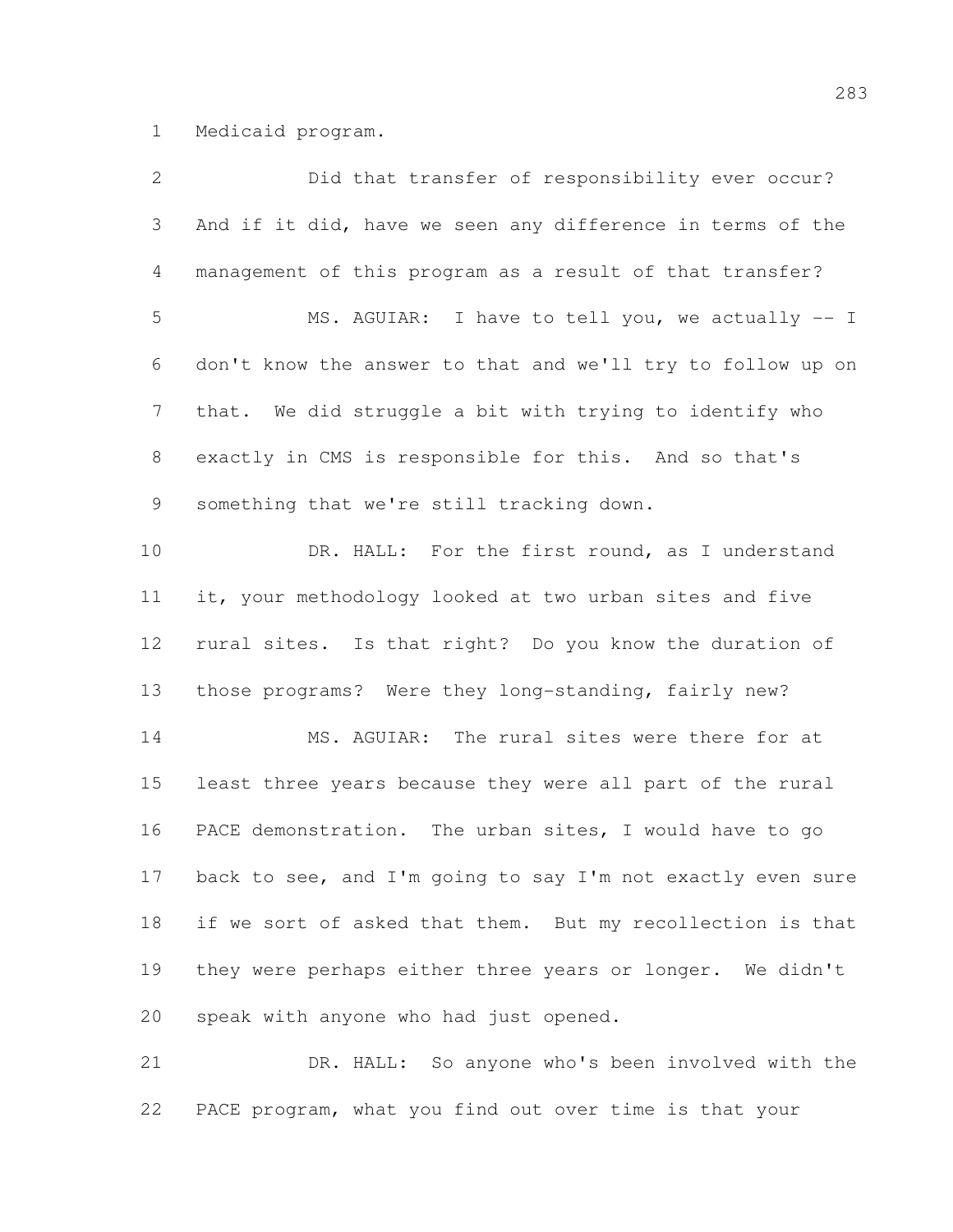Medicaid program.

Did that transfer of responsibility ever occur? And if it did, have we seen any difference in terms of the management of this program as a result of that transfer?

MS. AGUIAR: I have to tell you, we actually -- I don't know the answer to that and we'll try to follow up on that. We did struggle a bit with trying to identify who exactly in CMS is responsible for this. And so that's something that we're still tracking down.

DR. HALL: For the first round, as I understand it, your methodology looked at two urban sites and five rural sites. Is that right? Do you know the duration of those programs? Were they long-standing, fairly new?

MS. AGUIAR: The rural sites were there for at least three years because they were all part of the rural PACE demonstration. The urban sites, I would have to go back to see, and I'm going to say I'm not exactly even sure if we sort of asked that them. But my recollection is that they were perhaps either three years or longer. We didn't speak with anyone who had just opened.

DR. HALL: So anyone who's been involved with the PACE program, what you find out over time is that your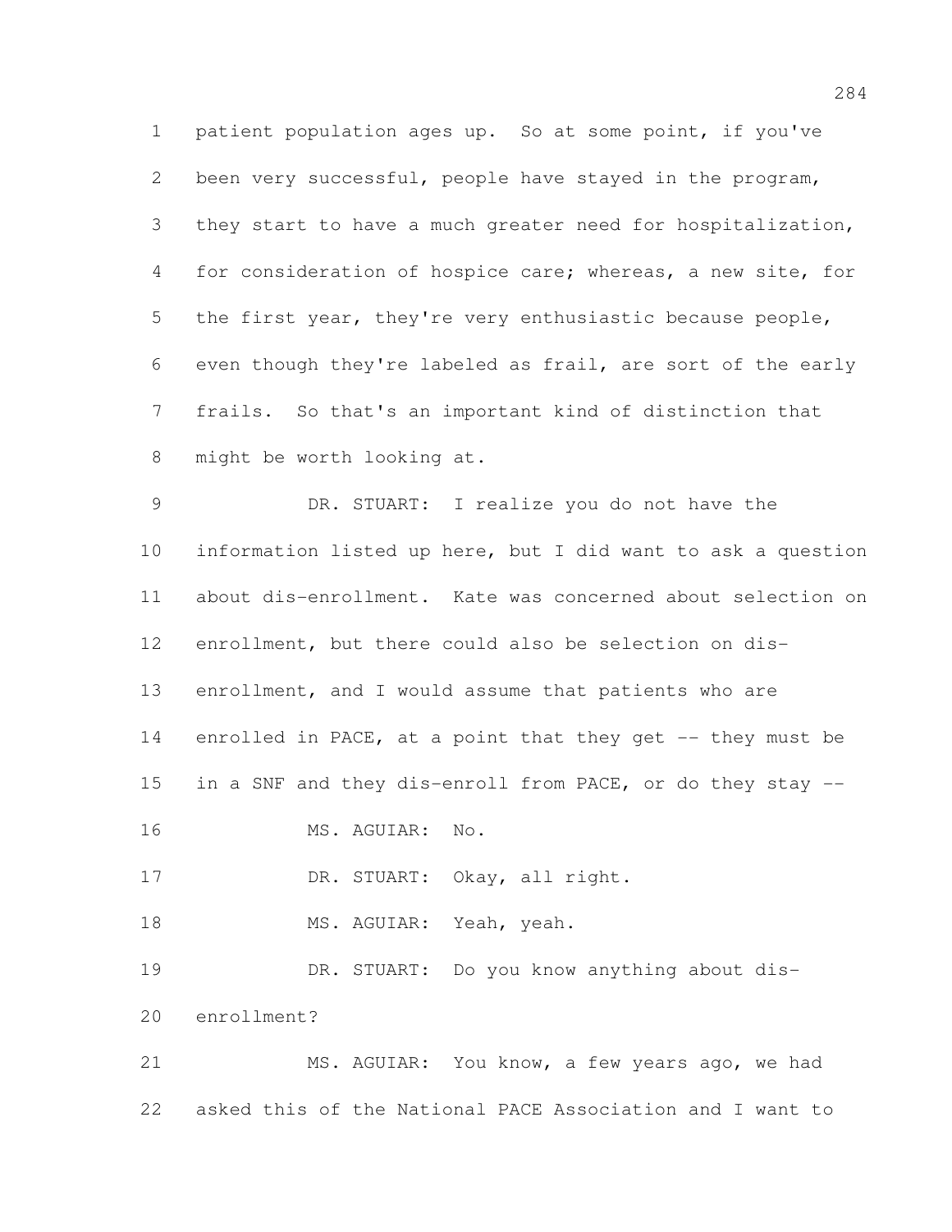patient population ages up. So at some point, if you've been very successful, people have stayed in the program, they start to have a much greater need for hospitalization, for consideration of hospice care; whereas, a new site, for the first year, they're very enthusiastic because people, even though they're labeled as frail, are sort of the early frails. So that's an important kind of distinction that might be worth looking at.

DR. STUART: I realize you do not have the information listed up here, but I did want to ask a question about dis-enrollment. Kate was concerned about selection on enrollment, but there could also be selection on dis-enrollment, and I would assume that patients who are enrolled in PACE, at a point that they get -- they must be in a SNF and they dis-enroll from PACE, or do they stay --

MS. AGUIAR: No.

DR. STUART: Okay, all right.

MS. AGUIAR: Yeah, yeah.

DR. STUART: Do you know anything about dis-enrollment?

MS. AGUIAR: You know, a few years ago, we had asked this of the National PACE Association and I want to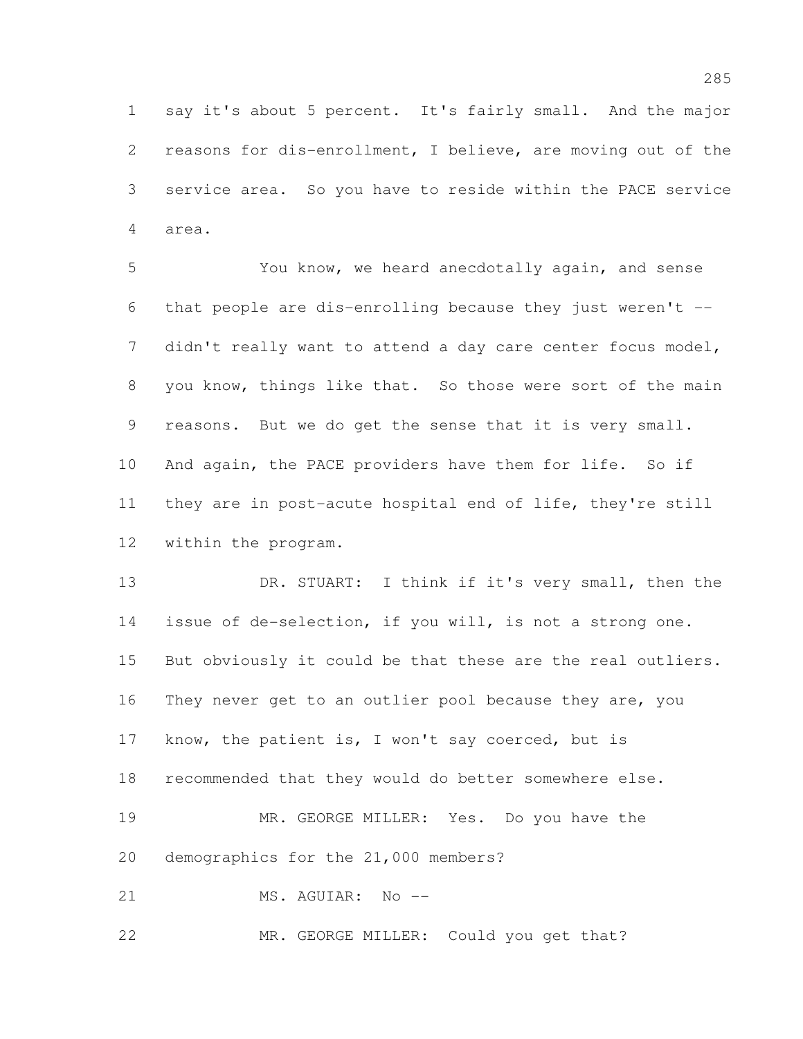say it's about 5 percent. It's fairly small. And the major reasons for dis-enrollment, I believe, are moving out of the service area. So you have to reside within the PACE service area.

You know, we heard anecdotally again, and sense that people are dis-enrolling because they just weren't -- didn't really want to attend a day care center focus model, you know, things like that. So those were sort of the main reasons. But we do get the sense that it is very small. And again, the PACE providers have them for life. So if they are in post-acute hospital end of life, they're still within the program.

DR. STUART: I think if it's very small, then the issue of de-selection, if you will, is not a strong one. But obviously it could be that these are the real outliers. They never get to an outlier pool because they are, you know, the patient is, I won't say coerced, but is recommended that they would do better somewhere else.

MR. GEORGE MILLER: Yes. Do you have the demographics for the 21,000 members?

MS. AGUIAR: No --

MR. GEORGE MILLER: Could you get that?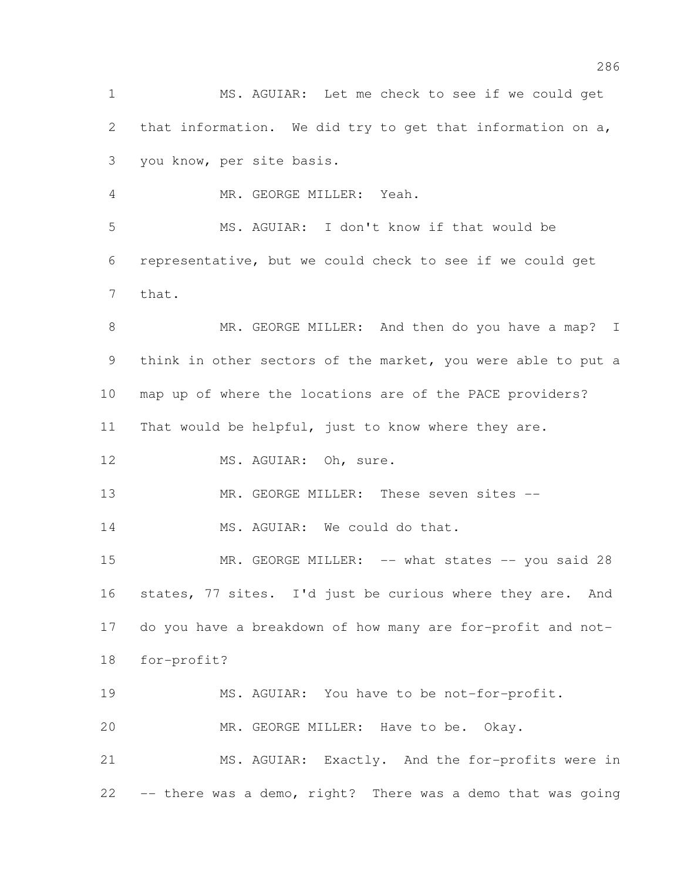MS. AGUIAR: Let me check to see if we could get that information. We did try to get that information on a, you know, per site basis.

MR. GEORGE MILLER: Yeah.

MS. AGUIAR: I don't know if that would be representative, but we could check to see if we could get that.

MR. GEORGE MILLER: And then do you have a map? I think in other sectors of the market, you were able to put a map up of where the locations are of the PACE providers? That would be helpful, just to know where they are.

MS. AGUIAR: Oh, sure.

MR. GEORGE MILLER: These seven sites --

MS. AGUIAR: We could do that.

MR. GEORGE MILLER: -- what states -- you said 28 states, 77 sites. I'd just be curious where they are. And do you have a breakdown of how many are for-profit and not-for-profit?

MS. AGUIAR: You have to be not-for-profit.

MR. GEORGE MILLER: Have to be. Okay.

MS. AGUIAR: Exactly. And the for-profits were in -- there was a demo, right? There was a demo that was going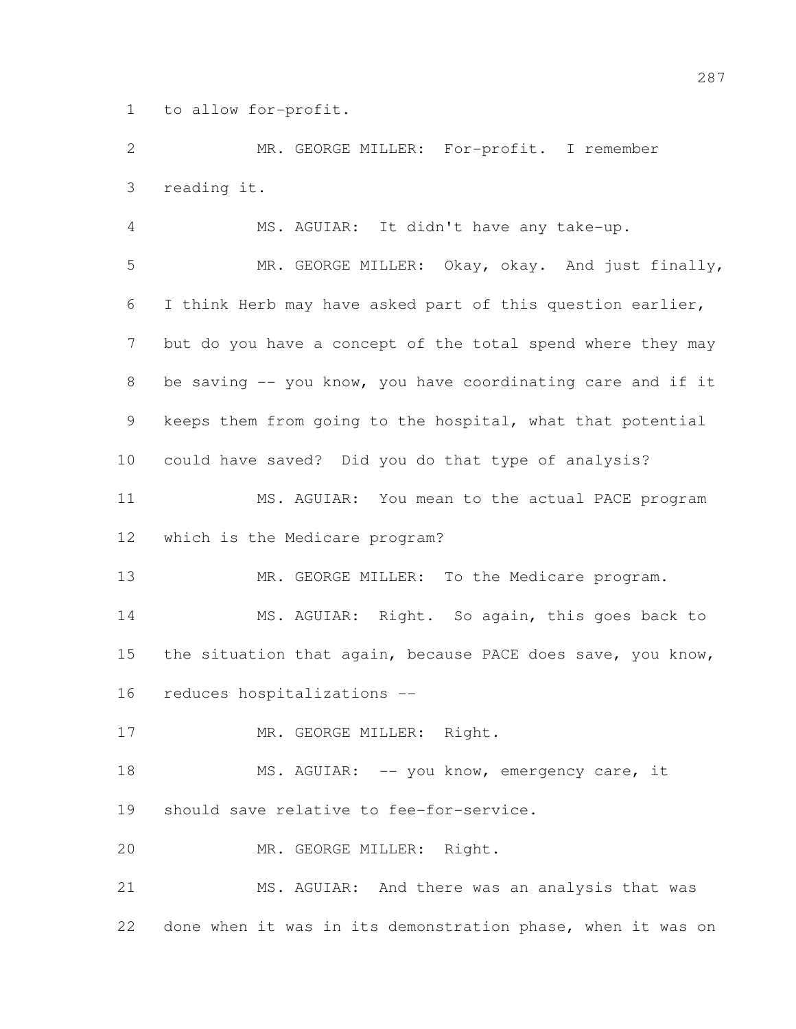to allow for-profit.

MR. GEORGE MILLER: For-profit. I remember reading it.

MS. AGUIAR: It didn't have any take-up.

MR. GEORGE MILLER: Okay, okay. And just finally, I think Herb may have asked part of this question earlier, but do you have a concept of the total spend where they may be saving -- you know, you have coordinating care and if it keeps them from going to the hospital, what that potential could have saved? Did you do that type of analysis?

MS. AGUIAR: You mean to the actual PACE program which is the Medicare program?

MR. GEORGE MILLER: To the Medicare program.

MS. AGUIAR: Right. So again, this goes back to the situation that again, because PACE does save, you know, reduces hospitalizations --

MR. GEORGE MILLER: Right.

MS. AGUIAR: -- you know, emergency care, it should save relative to fee-for-service.

MR. GEORGE MILLER: Right.

MS. AGUIAR: And there was an analysis that was done when it was in its demonstration phase, when it was on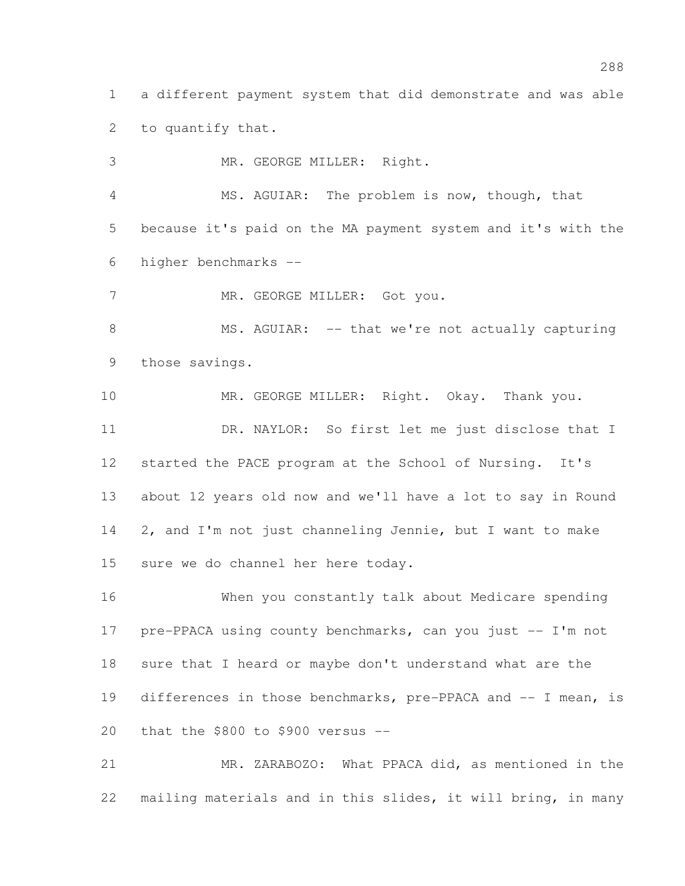a different payment system that did demonstrate and was able to quantify that.

MR. GEORGE MILLER: Right.

MS. AGUIAR: The problem is now, though, that because it's paid on the MA payment system and it's with the higher benchmarks --

MR. GEORGE MILLER: Got you.

MS. AGUIAR: -- that we're not actually capturing those savings.

MR. GEORGE MILLER: Right. Okay. Thank you.

DR. NAYLOR: So first let me just disclose that I started the PACE program at the School of Nursing. It's about 12 years old now and we'll have a lot to say in Round 2, and I'm not just channeling Jennie, but I want to make sure we do channel her here today.

When you constantly talk about Medicare spending pre-PPACA using county benchmarks, can you just -- I'm not sure that I heard or maybe don't understand what are the differences in those benchmarks, pre-PPACA and -- I mean, is that the $800 to $900 versus --

MR. ZARABOZO: What PPACA did, as mentioned in the mailing materials and in this slides, it will bring, in many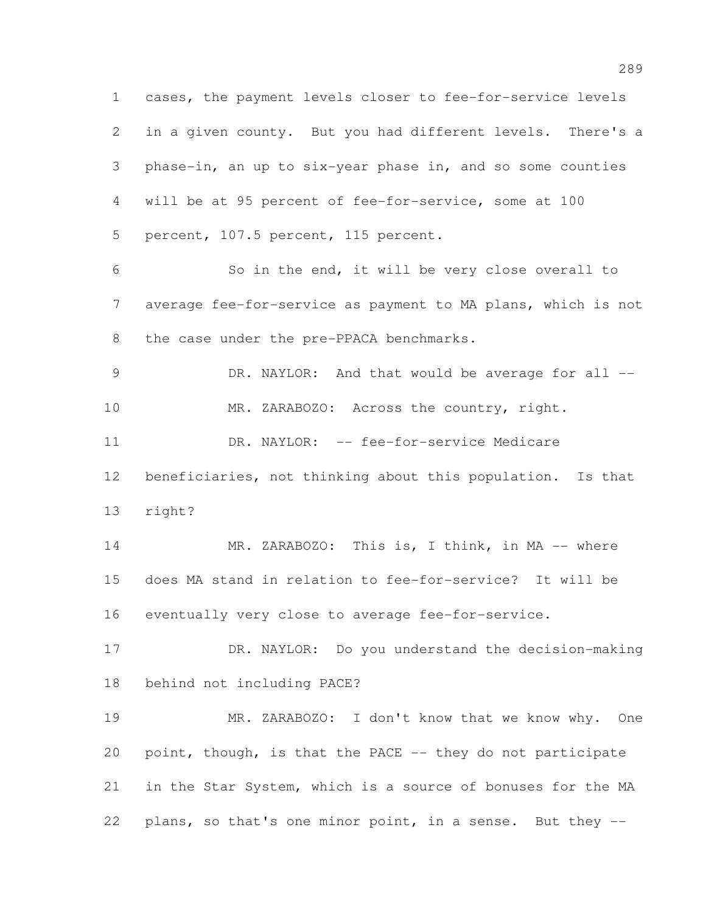cases, the payment levels closer to fee-for-service levels in a given county. But you had different levels. There's a phase-in, an up to six-year phase in, and so some counties will be at 95 percent of fee-for-service, some at 100 percent, 107.5 percent, 115 percent.

So in the end, it will be very close overall to average fee-for-service as payment to MA plans, which is not the case under the pre-PPACA benchmarks.

DR. NAYLOR: And that would be average for all --

MR. ZARABOZO: Across the country, right.

DR. NAYLOR: -- fee-for-service Medicare beneficiaries, not thinking about this population. Is that right?

MR. ZARABOZO: This is, I think, in MA -- where does MA stand in relation to fee-for-service? It will be eventually very close to average fee-for-service.

DR. NAYLOR: Do you understand the decision-making behind not including PACE?

MR. ZARABOZO: I don't know that we know why. One point, though, is that the PACE -- they do not participate in the Star System, which is a source of bonuses for the MA plans, so that's one minor point, in a sense. But they --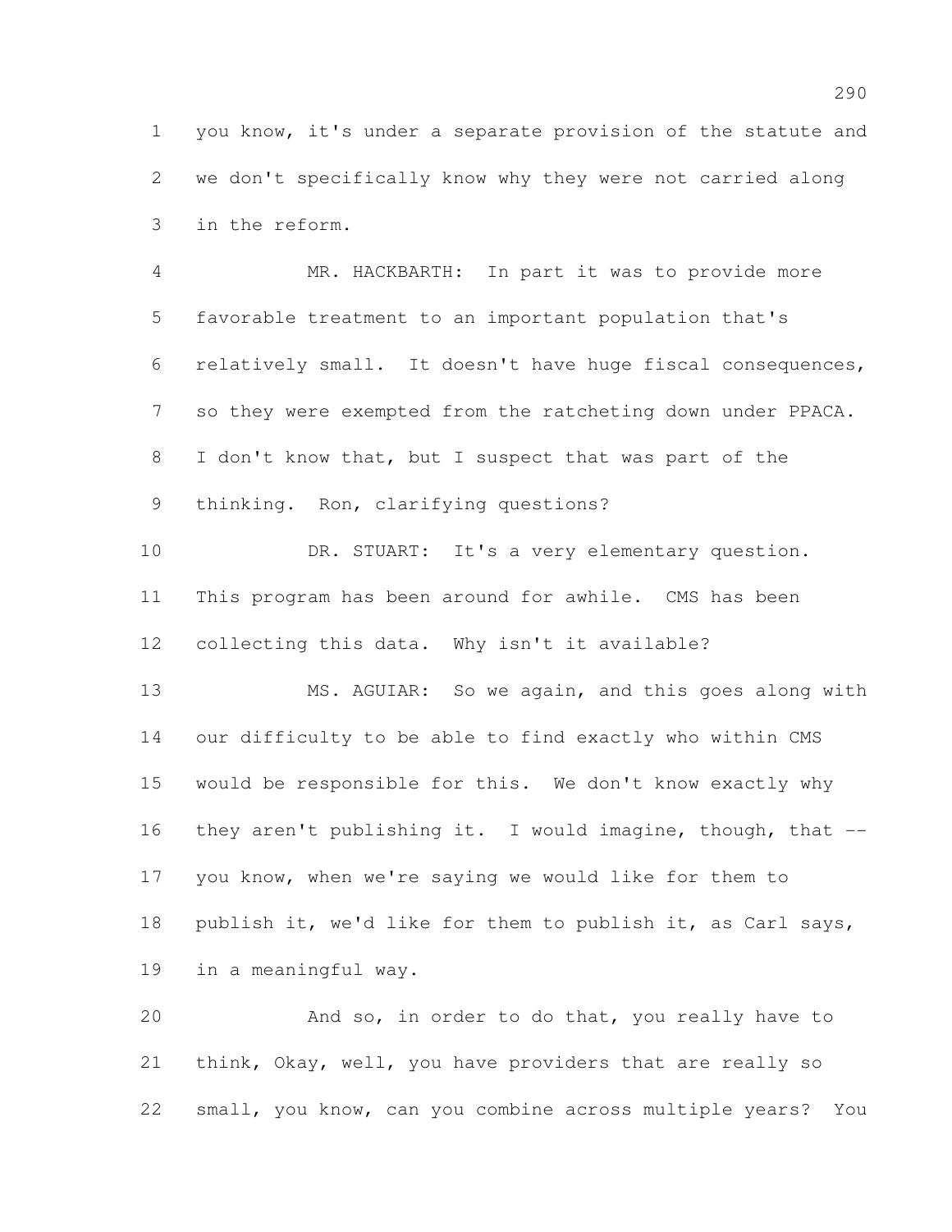you know, it's under a separate provision of the statute and we don't specifically know why they were not carried along in the reform.

MR. HACKBARTH: In part it was to provide more favorable treatment to an important population that's relatively small. It doesn't have huge fiscal consequences, so they were exempted from the ratcheting down under PPACA. I don't know that, but I suspect that was part of the thinking. Ron, clarifying questions?

DR. STUART: It's a very elementary question. This program has been around for awhile. CMS has been collecting this data. Why isn't it available?

MS. AGUIAR: So we again, and this goes along with our difficulty to be able to find exactly who within CMS would be responsible for this. We don't know exactly why they aren't publishing it. I would imagine, though, that -- you know, when we're saying we would like for them to publish it, we'd like for them to publish it, as Carl says, in a meaningful way.

And so, in order to do that, you really have to think, Okay, well, you have providers that are really so small, you know, can you combine across multiple years? You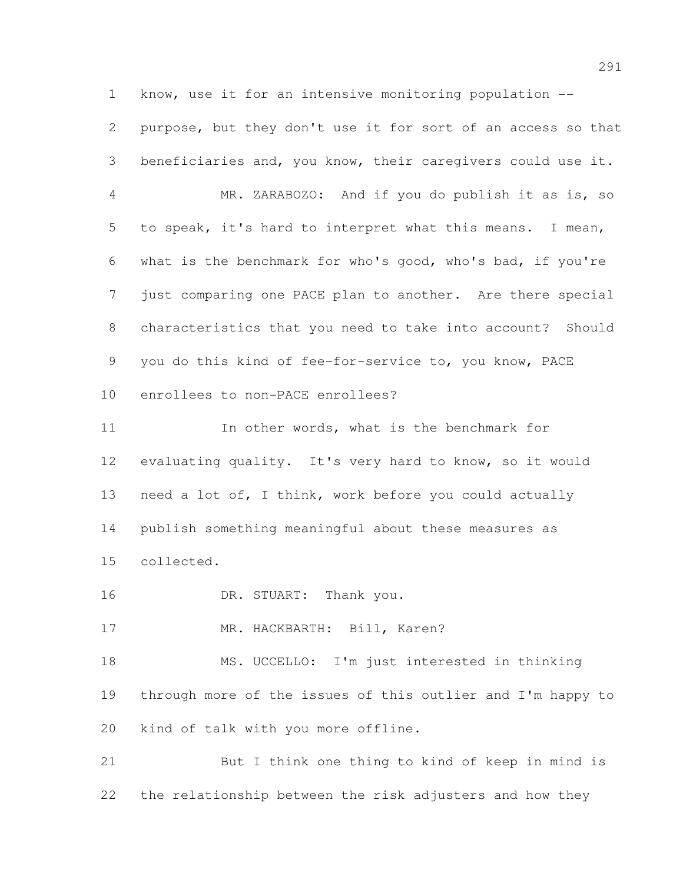know, use it for an intensive monitoring population -- purpose, but they don't use it for sort of an access so that beneficiaries and, you know, their caregivers could use it.

MR. ZARABOZO: And if you do publish it as is, so to speak, it's hard to interpret what this means. I mean, what is the benchmark for who's good, who's bad, if you're just comparing one PACE plan to another. Are there special characteristics that you need to take into account? Should you do this kind of fee-for-service to, you know, PACE enrollees to non-PACE enrollees?

In other words, what is the benchmark for evaluating quality. It's very hard to know, so it would need a lot of, I think, work before you could actually publish something meaningful about these measures as collected.

DR. STUART: Thank you.

MR. HACKBARTH: Bill, Karen?

MS. UCCELLO: I'm just interested in thinking through more of the issues of this outlier and I'm happy to kind of talk with you more offline.

But I think one thing to kind of keep in mind is the relationship between the risk adjusters and how they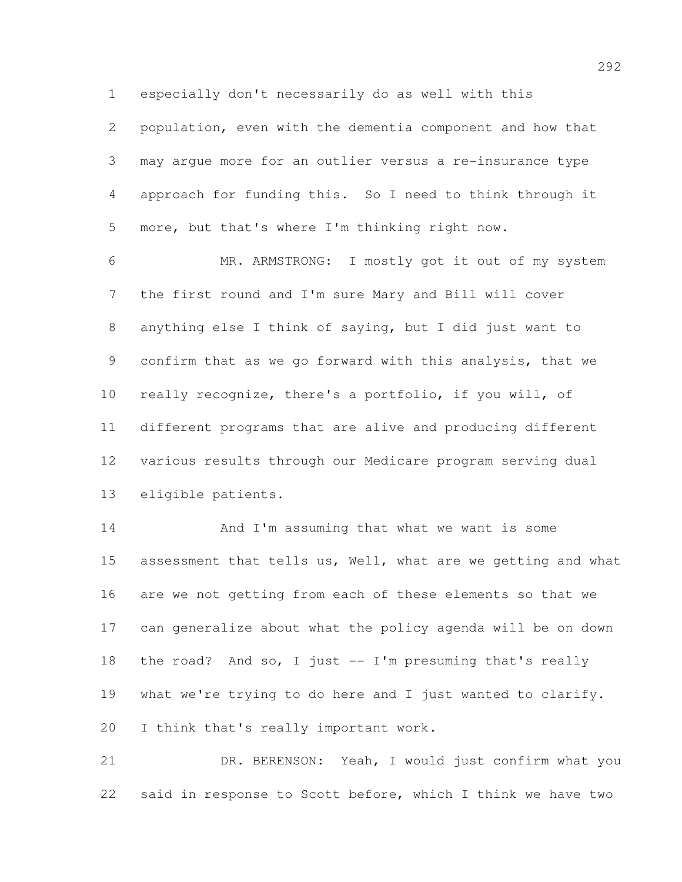especially don't necessarily do as well with this population, even with the dementia component and how that may argue more for an outlier versus a re-insurance type approach for funding this. So I need to think through it more, but that's where I'm thinking right now.

MR. ARMSTRONG: I mostly got it out of my system the first round and I'm sure Mary and Bill will cover anything else I think of saying, but I did just want to confirm that as we go forward with this analysis, that we really recognize, there's a portfolio, if you will, of different programs that are alive and producing different various results through our Medicare program serving dual eligible patients.

And I'm assuming that what we want is some assessment that tells us, Well, what are we getting and what are we not getting from each of these elements so that we can generalize about what the policy agenda will be on down the road? And so, I just -- I'm presuming that's really what we're trying to do here and I just wanted to clarify. I think that's really important work.

DR. BERENSON: Yeah, I would just confirm what you said in response to Scott before, which I think we have two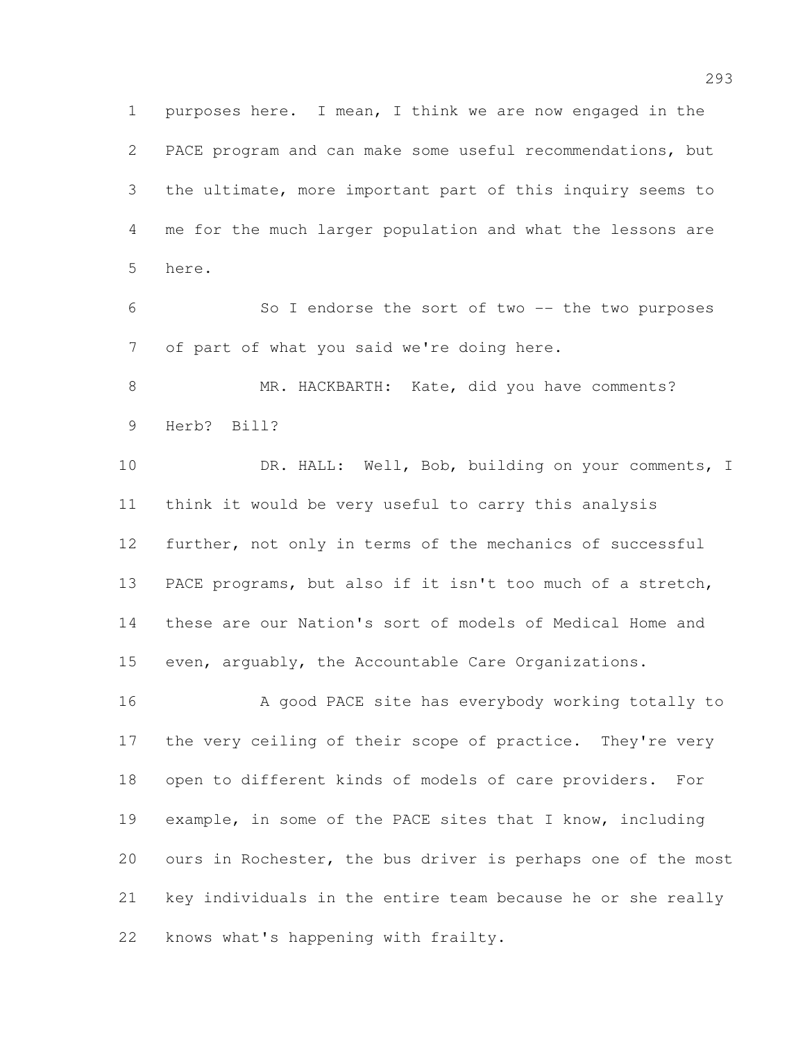purposes here. I mean, I think we are now engaged in the PACE program and can make some useful recommendations, but the ultimate, more important part of this inquiry seems to me for the much larger population and what the lessons are here.

So I endorse the sort of two -- the two purposes of part of what you said we're doing here.

MR. HACKBARTH: Kate, did you have comments? Herb? Bill?

DR. HALL: Well, Bob, building on your comments, I think it would be very useful to carry this analysis further, not only in terms of the mechanics of successful PACE programs, but also if it isn't too much of a stretch, these are our Nation's sort of models of Medical Home and even, arguably, the Accountable Care Organizations.

A good PACE site has everybody working totally to the very ceiling of their scope of practice. They're very open to different kinds of models of care providers. For example, in some of the PACE sites that I know, including ours in Rochester, the bus driver is perhaps one of the most key individuals in the entire team because he or she really knows what's happening with frailty.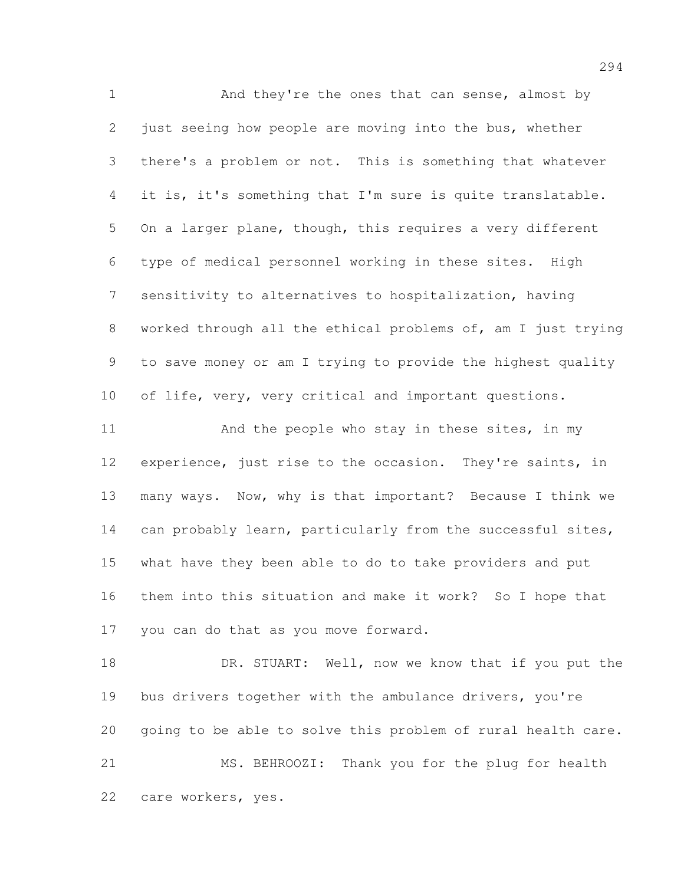And they're the ones that can sense, almost by just seeing how people are moving into the bus, whether there's a problem or not. This is something that whatever it is, it's something that I'm sure is quite translatable. On a larger plane, though, this requires a very different type of medical personnel working in these sites. High sensitivity to alternatives to hospitalization, having worked through all the ethical problems of, am I just trying to save money or am I trying to provide the highest quality of life, very, very critical and important questions.

And the people who stay in these sites, in my experience, just rise to the occasion. They're saints, in many ways. Now, why is that important? Because I think we can probably learn, particularly from the successful sites, what have they been able to do to take providers and put them into this situation and make it work? So I hope that you can do that as you move forward.

DR. STUART: Well, now we know that if you put the bus drivers together with the ambulance drivers, you're going to be able to solve this problem of rural health care.

MS. BEHROOZI: Thank you for the plug for health care workers, yes.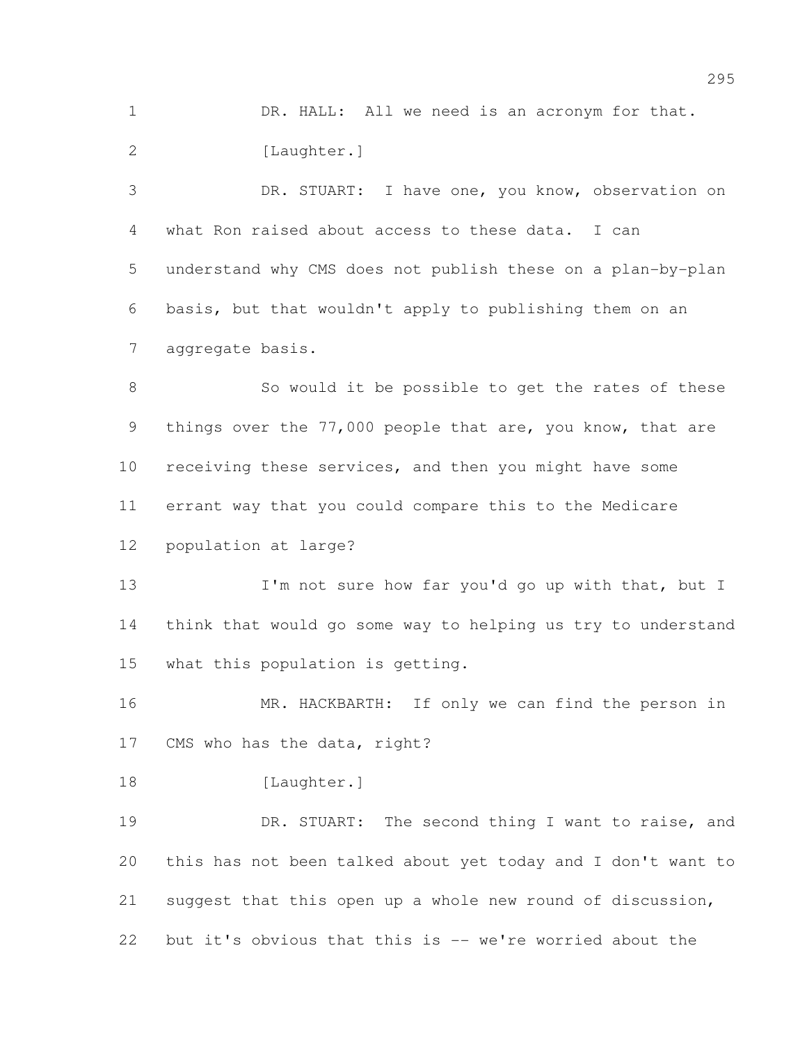DR. HALL: All we need is an acronym for that.

[Laughter.]

DR. STUART: I have one, you know, observation on what Ron raised about access to these data. I can understand why CMS does not publish these on a plan-by-plan basis, but that wouldn't apply to publishing them on an aggregate basis.

So would it be possible to get the rates of these things over the 77,000 people that are, you know, that are receiving these services, and then you might have some errant way that you could compare this to the Medicare population at large?

I'm not sure how far you'd go up with that, but I think that would go some way to helping us try to understand what this population is getting.

MR. HACKBARTH: If only we can find the person in CMS who has the data, right?

[Laughter.]

DR. STUART: The second thing I want to raise, and this has not been talked about yet today and I don't want to suggest that this open up a whole new round of discussion, but it's obvious that this is -- we're worried about the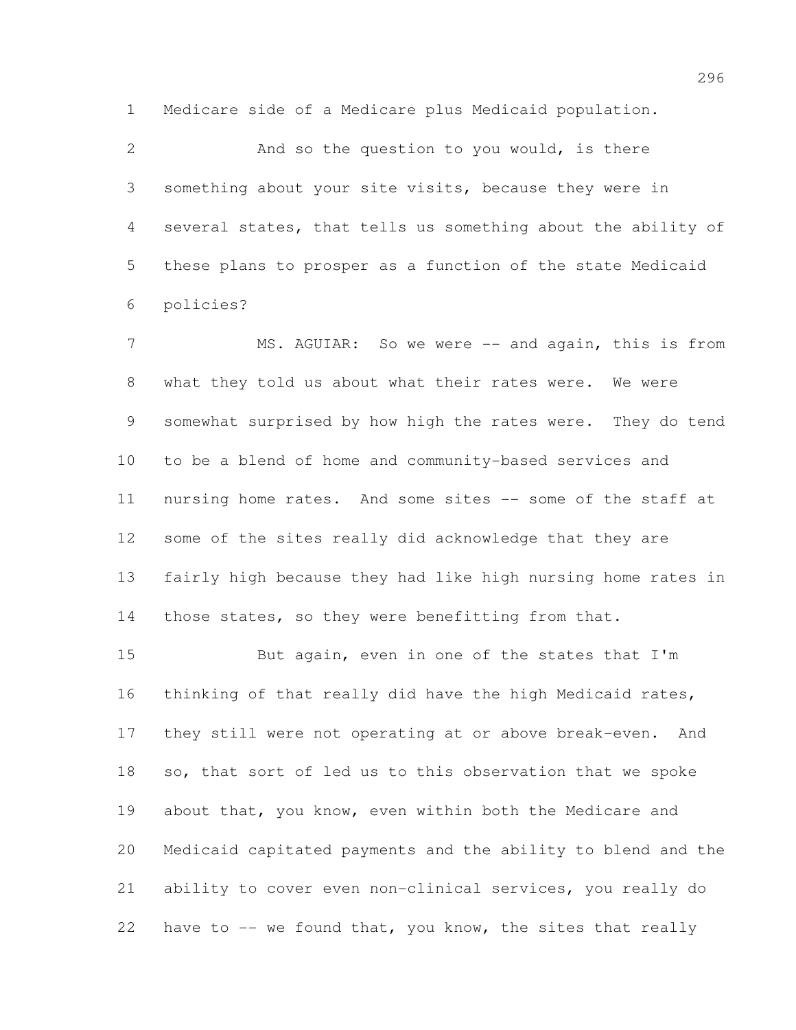Medicare side of a Medicare plus Medicaid population.

And so the question to you would, is there something about your site visits, because they were in several states, that tells us something about the ability of these plans to prosper as a function of the state Medicaid policies?

MS. AGUIAR: So we were -- and again, this is from what they told us about what their rates were. We were somewhat surprised by how high the rates were. They do tend to be a blend of home and community-based services and nursing home rates. And some sites -- some of the staff at some of the sites really did acknowledge that they are fairly high because they had like high nursing home rates in those states, so they were benefitting from that.

But again, even in one of the states that I'm thinking of that really did have the high Medicaid rates, they still were not operating at or above break-even. And so, that sort of led us to this observation that we spoke about that, you know, even within both the Medicare and Medicaid capitated payments and the ability to blend and the ability to cover even non-clinical services, you really do have to -- we found that, you know, the sites that really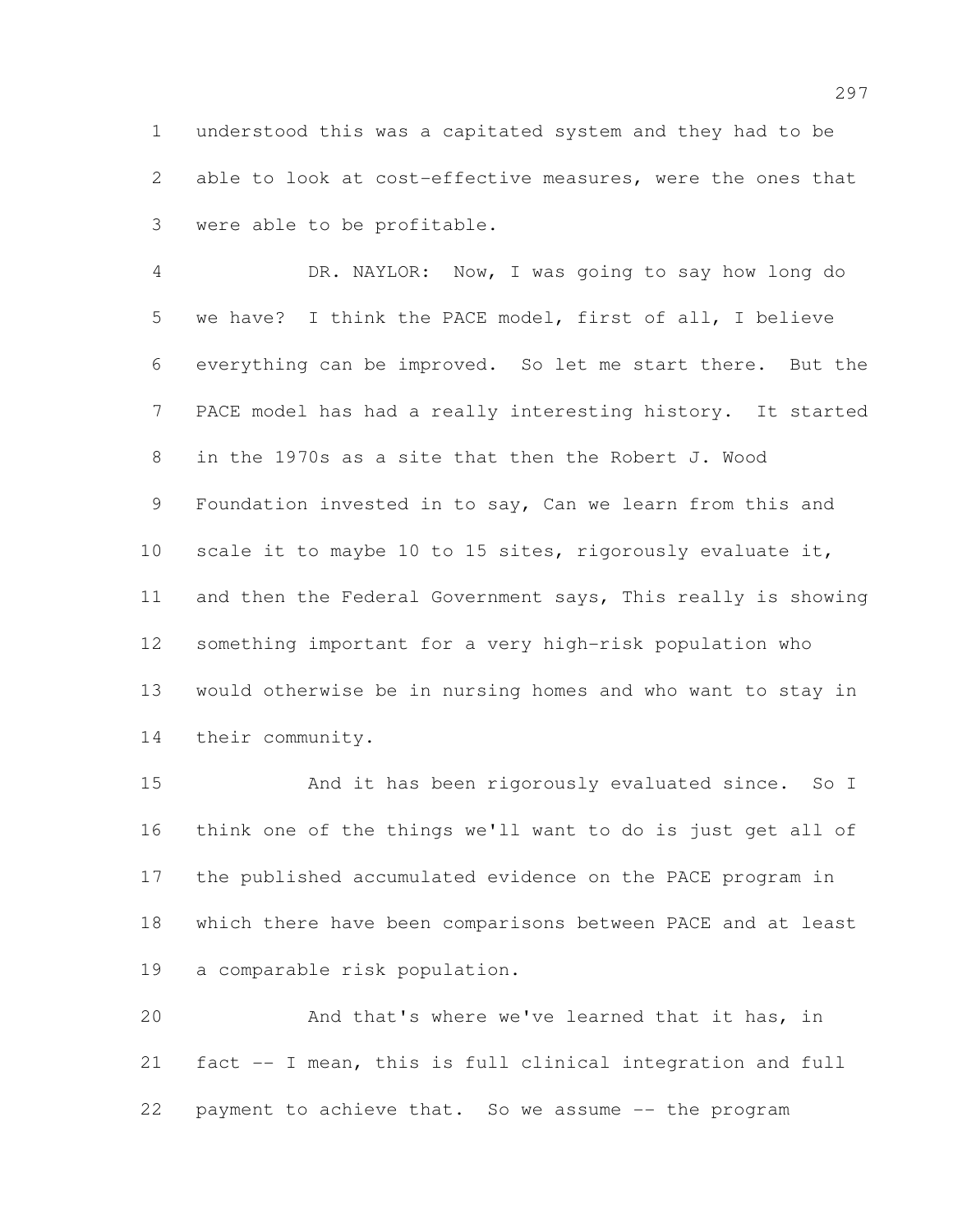understood this was a capitated system and they had to be able to look at cost-effective measures, were the ones that were able to be profitable.

DR. NAYLOR: Now, I was going to say how long do we have? I think the PACE model, first of all, I believe everything can be improved. So let me start there. But the PACE model has had a really interesting history. It started in the 1970s as a site that then the Robert J. Wood Foundation invested in to say, Can we learn from this and scale it to maybe 10 to 15 sites, rigorously evaluate it, and then the Federal Government says, This really is showing something important for a very high-risk population who would otherwise be in nursing homes and who want to stay in their community.

And it has been rigorously evaluated since. So I think one of the things we'll want to do is just get all of the published accumulated evidence on the PACE program in which there have been comparisons between PACE and at least a comparable risk population.

And that's where we've learned that it has, in fact -- I mean, this is full clinical integration and full payment to achieve that. So we assume -- the program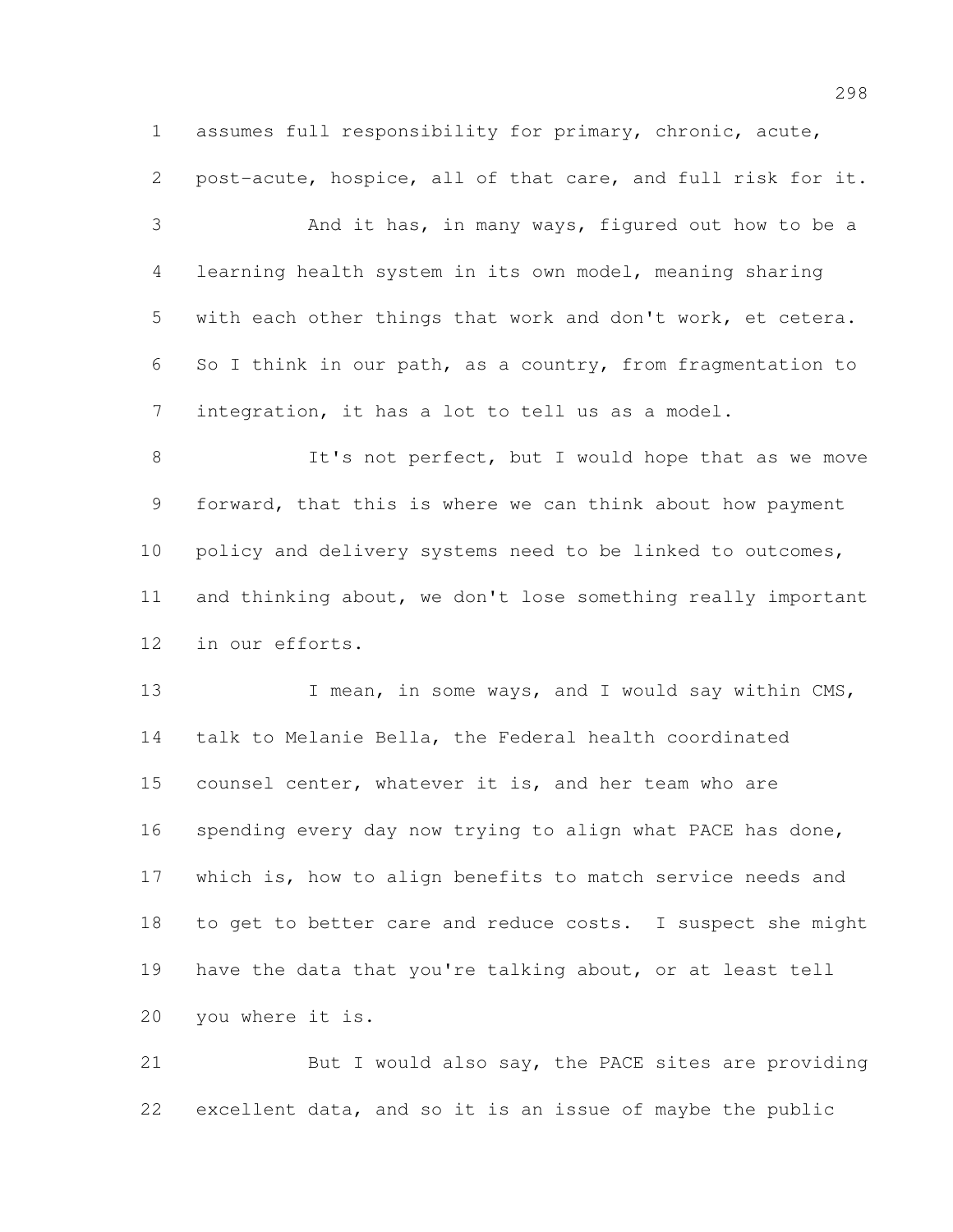assumes full responsibility for primary, chronic, acute, post-acute, hospice, all of that care, and full risk for it.

And it has, in many ways, figured out how to be a learning health system in its own model, meaning sharing with each other things that work and don't work, et cetera. So I think in our path, as a country, from fragmentation to integration, it has a lot to tell us as a model.

It's not perfect, but I would hope that as we move forward, that this is where we can think about how payment policy and delivery systems need to be linked to outcomes, and thinking about, we don't lose something really important in our efforts.

I mean, in some ways, and I would say within CMS, talk to Melanie Bella, the Federal health coordinated counsel center, whatever it is, and her team who are spending every day now trying to align what PACE has done, which is, how to align benefits to match service needs and to get to better care and reduce costs. I suspect she might have the data that you're talking about, or at least tell you where it is.

But I would also say, the PACE sites are providing excellent data, and so it is an issue of maybe the public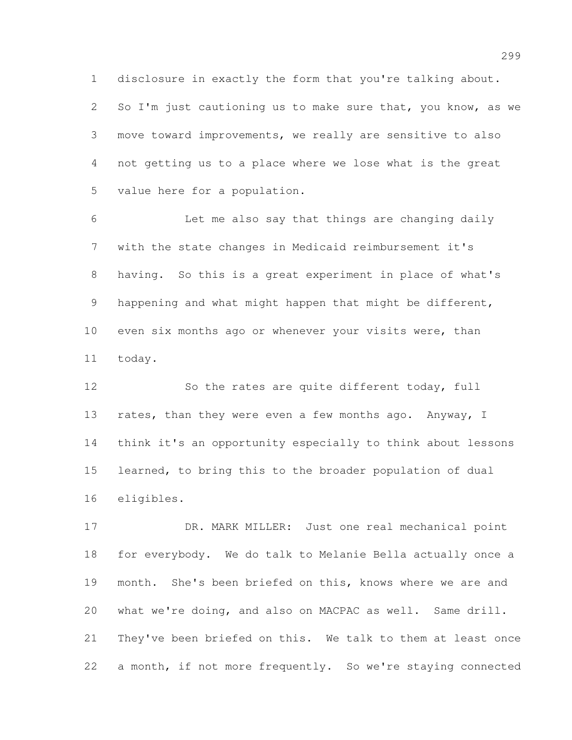disclosure in exactly the form that you're talking about. So I'm just cautioning us to make sure that, you know, as we move toward improvements, we really are sensitive to also not getting us to a place where we lose what is the great value here for a population.

Let me also say that things are changing daily with the state changes in Medicaid reimbursement it's having. So this is a great experiment in place of what's happening and what might happen that might be different, even six months ago or whenever your visits were, than today.

So the rates are quite different today, full rates, than they were even a few months ago. Anyway, I think it's an opportunity especially to think about lessons learned, to bring this to the broader population of dual eligibles.

DR. MARK MILLER: Just one real mechanical point for everybody. We do talk to Melanie Bella actually once a month. She's been briefed on this, knows where we are and what we're doing, and also on MACPAC as well. Same drill. They've been briefed on this. We talk to them at least once a month, if not more frequently. So we're staying connected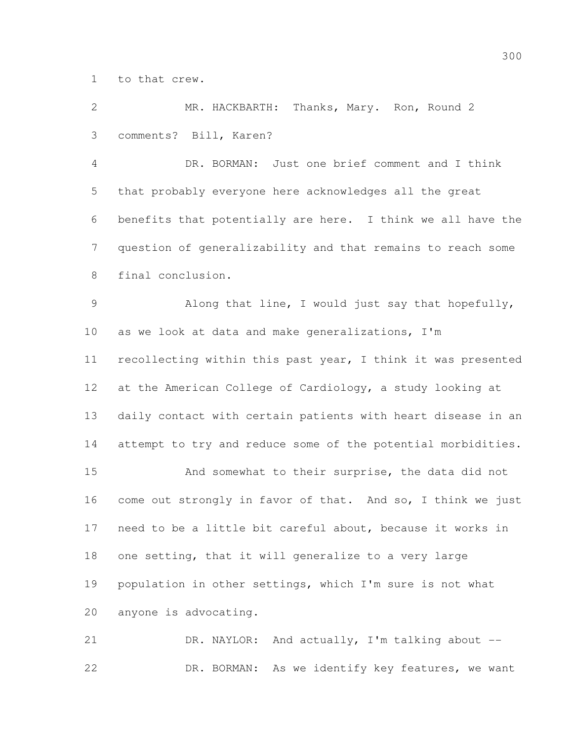to that crew.

MR. HACKBARTH: Thanks, Mary. Ron, Round 2 comments? Bill, Karen?

DR. BORMAN: Just one brief comment and I think that probably everyone here acknowledges all the great benefits that potentially are here. I think we all have the question of generalizability and that remains to reach some final conclusion.

Along that line, I would just say that hopefully, as we look at data and make generalizations, I'm recollecting within this past year, I think it was presented at the American College of Cardiology, a study looking at daily contact with certain patients with heart disease in an attempt to try and reduce some of the potential morbidities.

And somewhat to their surprise, the data did not come out strongly in favor of that. And so, I think we just need to be a little bit careful about, because it works in one setting, that it will generalize to a very large population in other settings, which I'm sure is not what anyone is advocating.

DR. NAYLOR: And actually, I'm talking about --

DR. BORMAN: As we identify key features, we want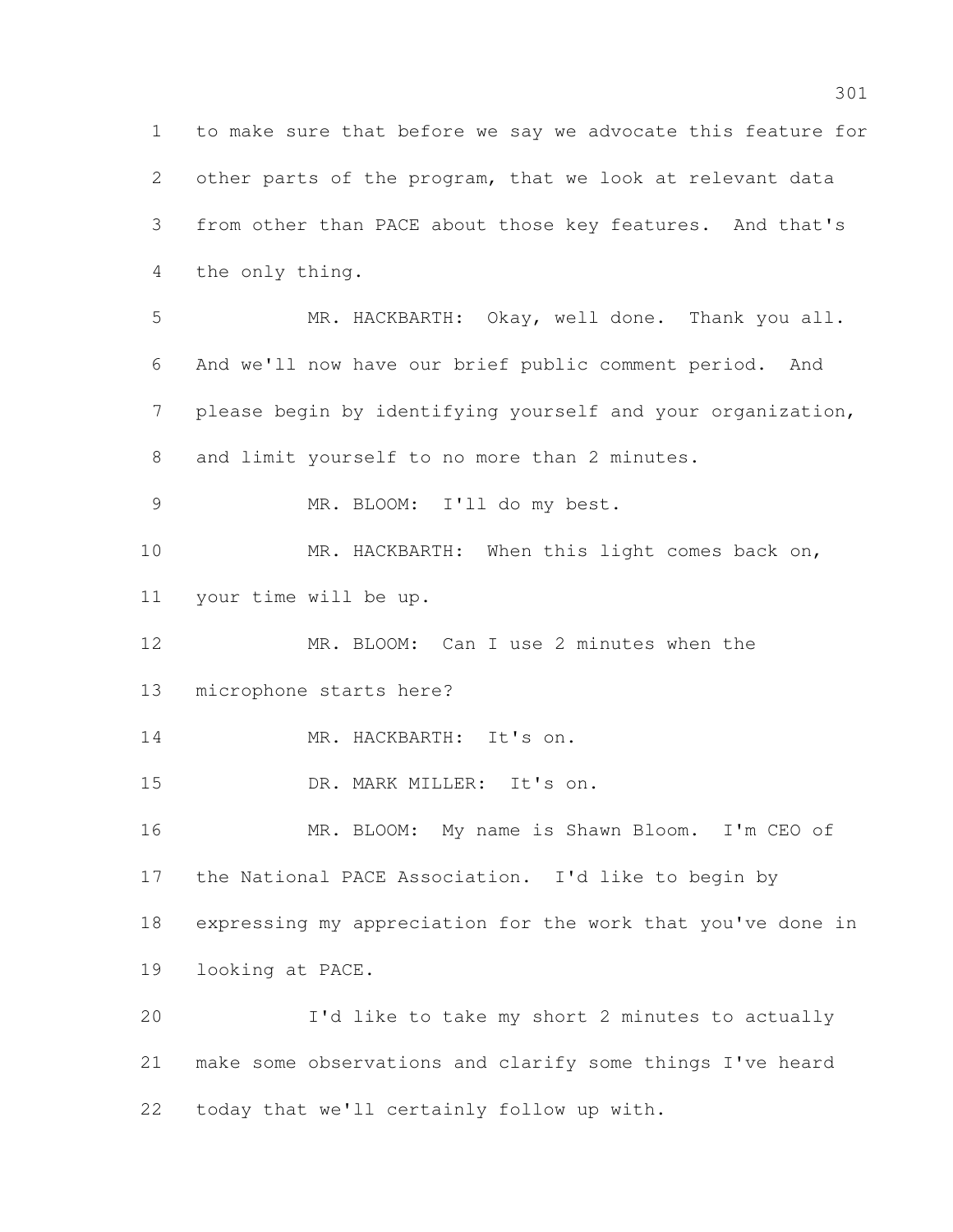to make sure that before we say we advocate this feature for other parts of the program, that we look at relevant data from other than PACE about those key features. And that's the only thing.

MR. HACKBARTH: Okay, well done. Thank you all. And we'll now have our brief public comment period. And please begin by identifying yourself and your organization, and limit yourself to no more than 2 minutes.

MR. BLOOM: I'll do my best.

MR. HACKBARTH: When this light comes back on, your time will be up.

MR. BLOOM: Can I use 2 minutes when the microphone starts here?

MR. HACKBARTH: It's on.

DR. MARK MILLER: It's on.

MR. BLOOM: My name is Shawn Bloom. I'm CEO of the National PACE Association. I'd like to begin by expressing my appreciation for the work that you've done in looking at PACE.

I'd like to take my short 2 minutes to actually make some observations and clarify some things I've heard today that we'll certainly follow up with.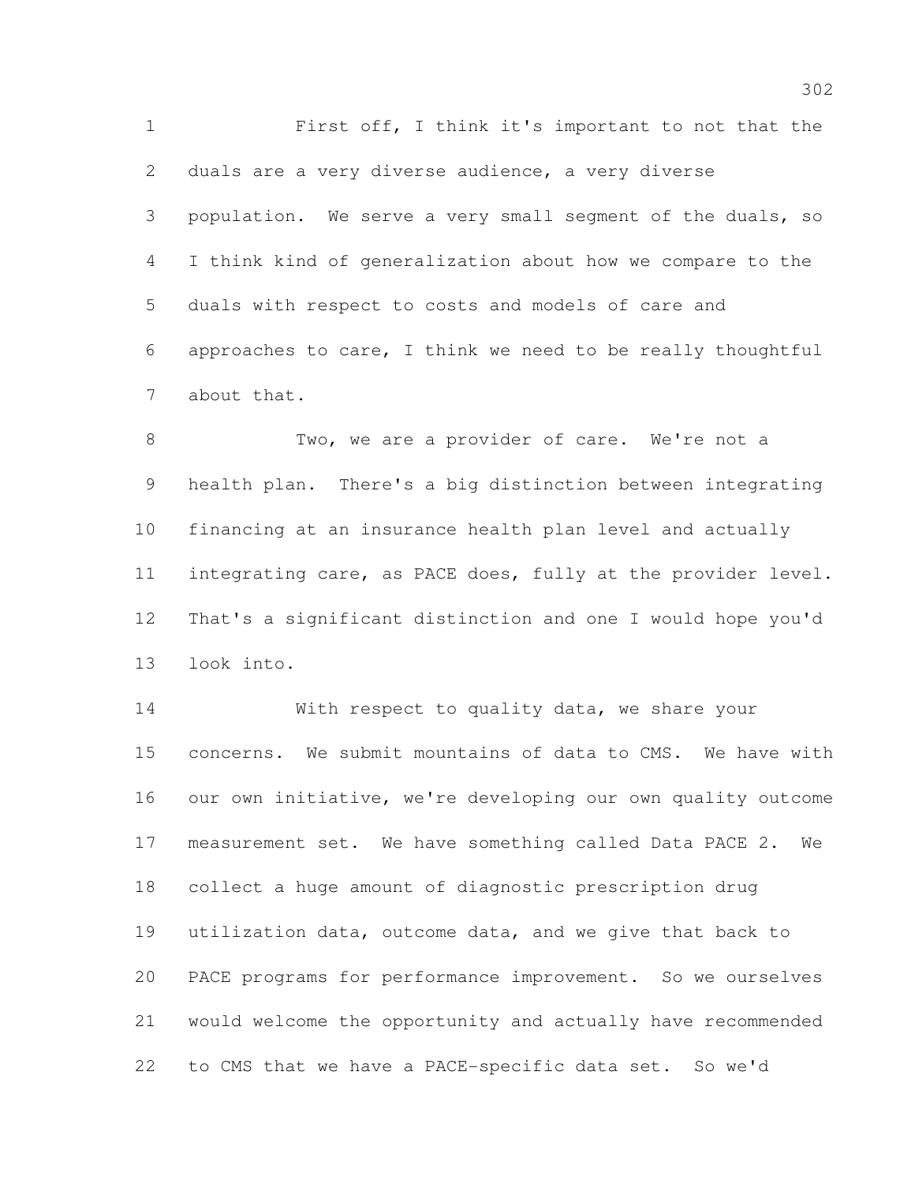First off, I think it's important to not that the duals are a very diverse audience, a very diverse population. We serve a very small segment of the duals, so I think kind of generalization about how we compare to the duals with respect to costs and models of care and approaches to care, I think we need to be really thoughtful about that.

Two, we are a provider of care. We're not a health plan. There's a big distinction between integrating financing at an insurance health plan level and actually integrating care, as PACE does, fully at the provider level. That's a significant distinction and one I would hope you'd look into.

With respect to quality data, we share your concerns. We submit mountains of data to CMS. We have with our own initiative, we're developing our own quality outcome measurement set. We have something called Data PACE 2. We collect a huge amount of diagnostic prescription drug utilization data, outcome data, and we give that back to PACE programs for performance improvement. So we ourselves would welcome the opportunity and actually have recommended to CMS that we have a PACE-specific data set. So we'd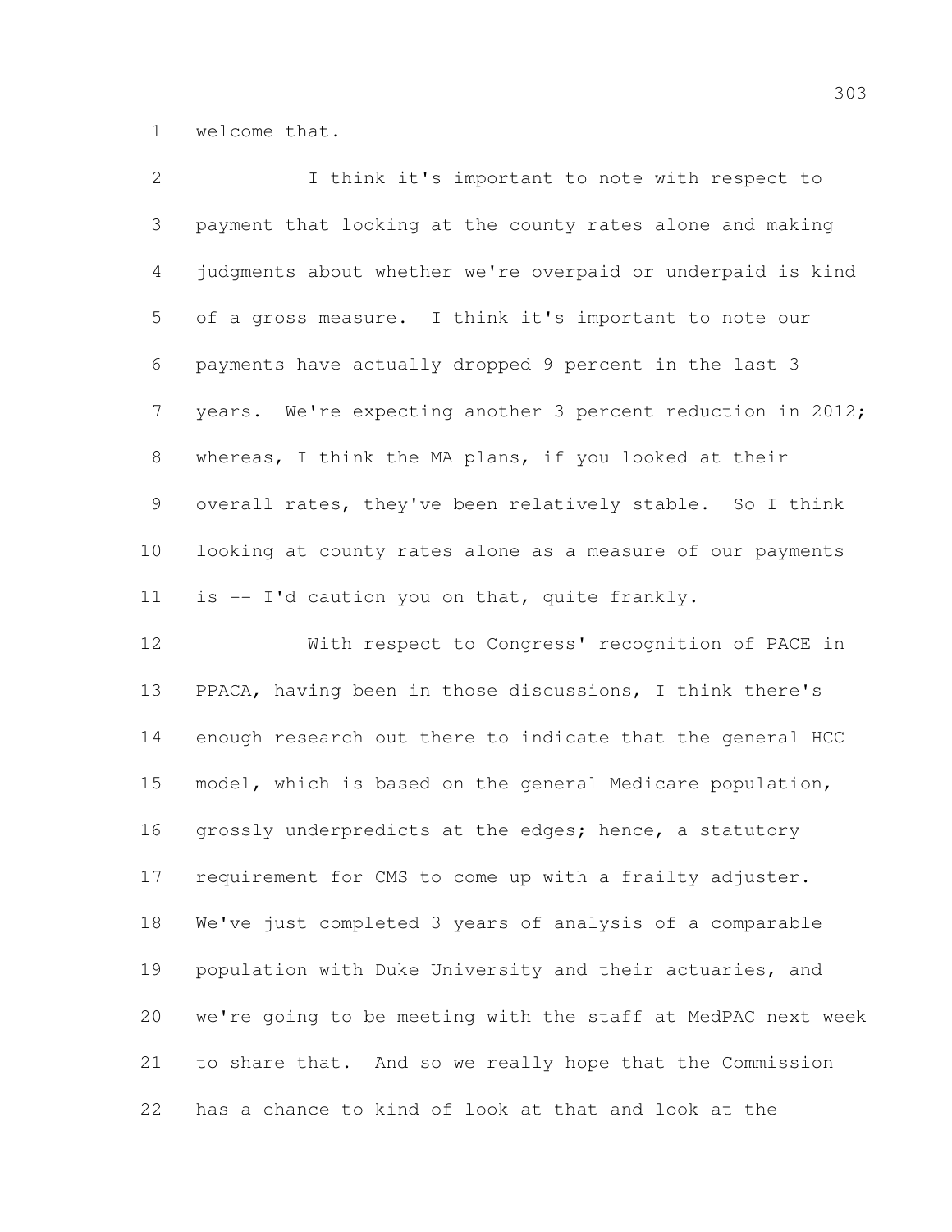welcome that.

I think it's important to note with respect to payment that looking at the county rates alone and making judgments about whether we're overpaid or underpaid is kind of a gross measure. I think it's important to note our payments have actually dropped 9 percent in the last 3 years. We're expecting another 3 percent reduction in 2012; whereas, I think the MA plans, if you looked at their overall rates, they've been relatively stable. So I think looking at county rates alone as a measure of our payments is -- I'd caution you on that, quite frankly.

With respect to Congress' recognition of PACE in PPACA, having been in those discussions, I think there's enough research out there to indicate that the general HCC model, which is based on the general Medicare population, grossly underpredicts at the edges; hence, a statutory requirement for CMS to come up with a frailty adjuster. We've just completed 3 years of analysis of a comparable population with Duke University and their actuaries, and we're going to be meeting with the staff at MedPAC next week to share that. And so we really hope that the Commission has a chance to kind of look at that and look at the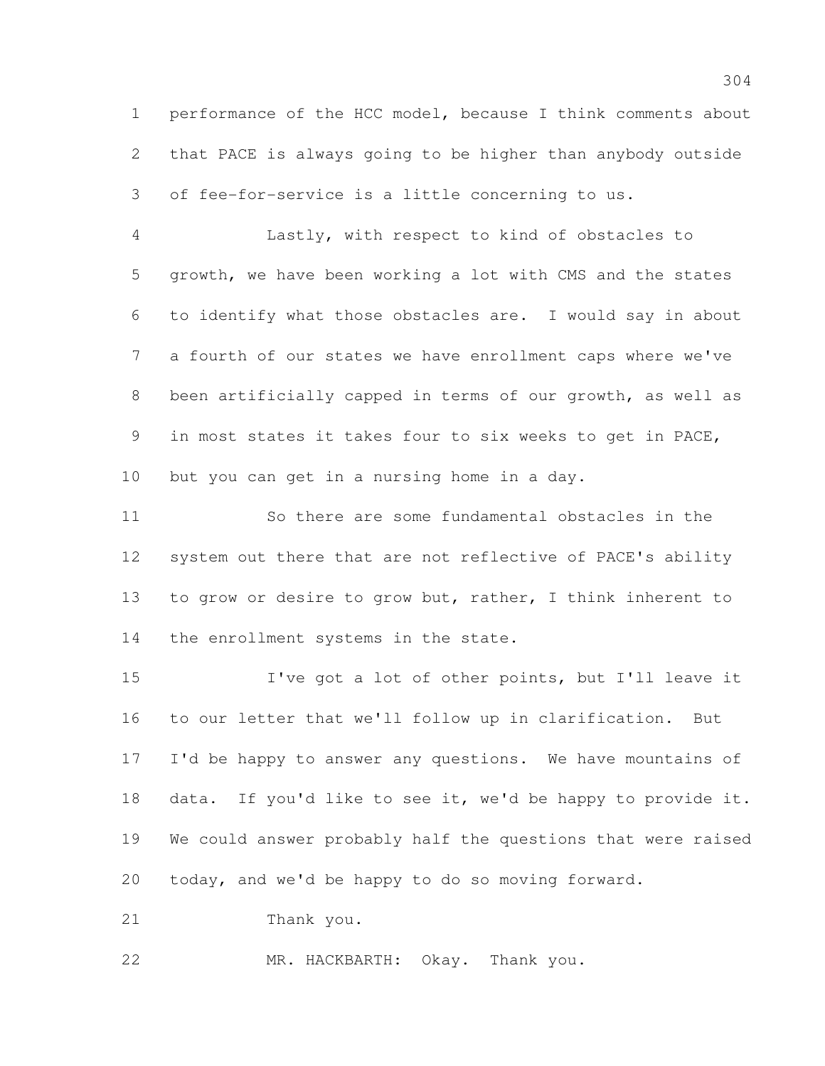performance of the HCC model, because I think comments about that PACE is always going to be higher than anybody outside of fee-for-service is a little concerning to us.

Lastly, with respect to kind of obstacles to growth, we have been working a lot with CMS and the states to identify what those obstacles are. I would say in about a fourth of our states we have enrollment caps where we've been artificially capped in terms of our growth, as well as in most states it takes four to six weeks to get in PACE, but you can get in a nursing home in a day.

So there are some fundamental obstacles in the system out there that are not reflective of PACE's ability to grow or desire to grow but, rather, I think inherent to the enrollment systems in the state.

I've got a lot of other points, but I'll leave it to our letter that we'll follow up in clarification. But I'd be happy to answer any questions. We have mountains of data. If you'd like to see it, we'd be happy to provide it. We could answer probably half the questions that were raised today, and we'd be happy to do so moving forward.

Thank you.

MR. HACKBARTH: Okay. Thank you.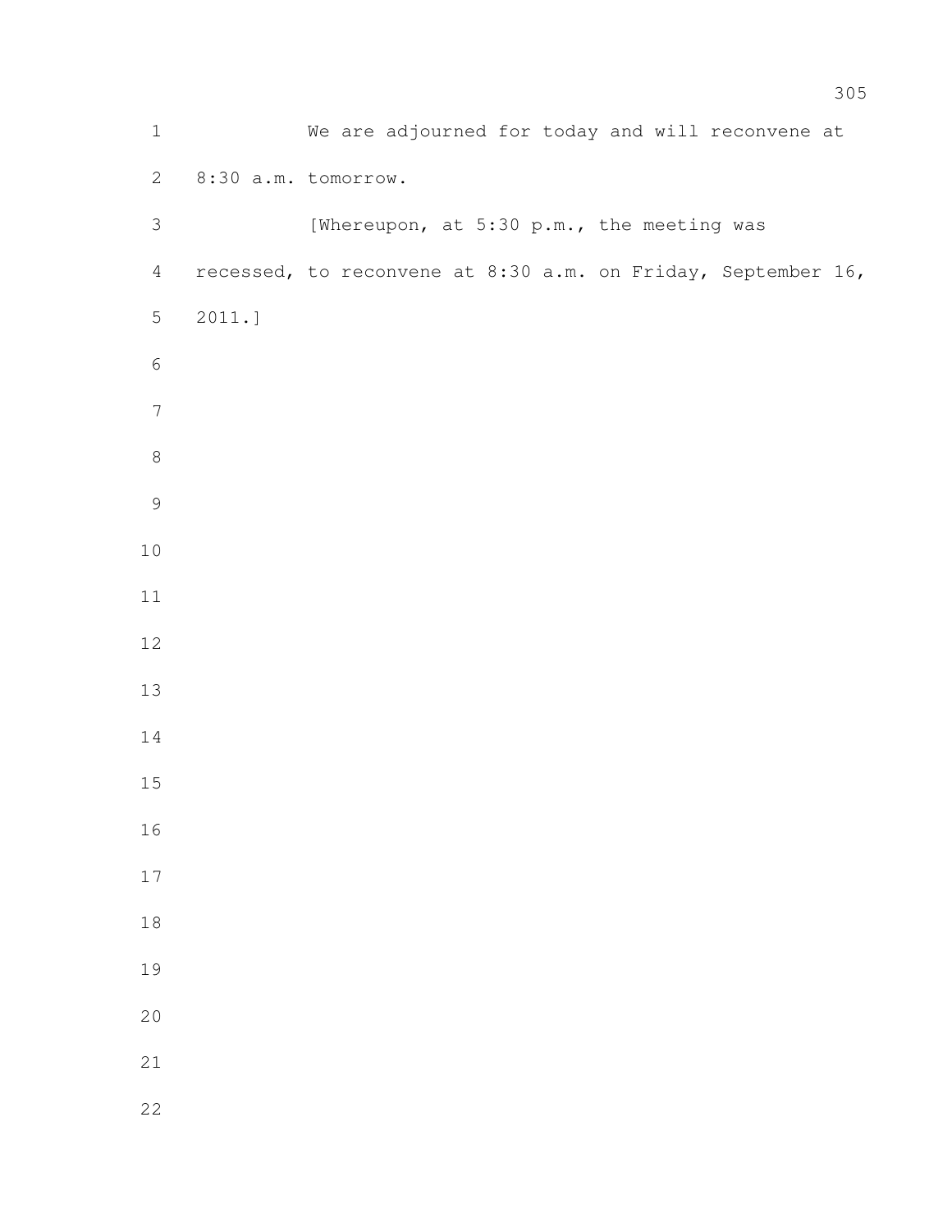We are adjourned for today and will reconvene at 8:30 a.m. tomorrow.

[Whereupon, at 5:30 p.m., the meeting was recessed, to reconvene at 8:30 a.m. on Friday, September 16, 2011.]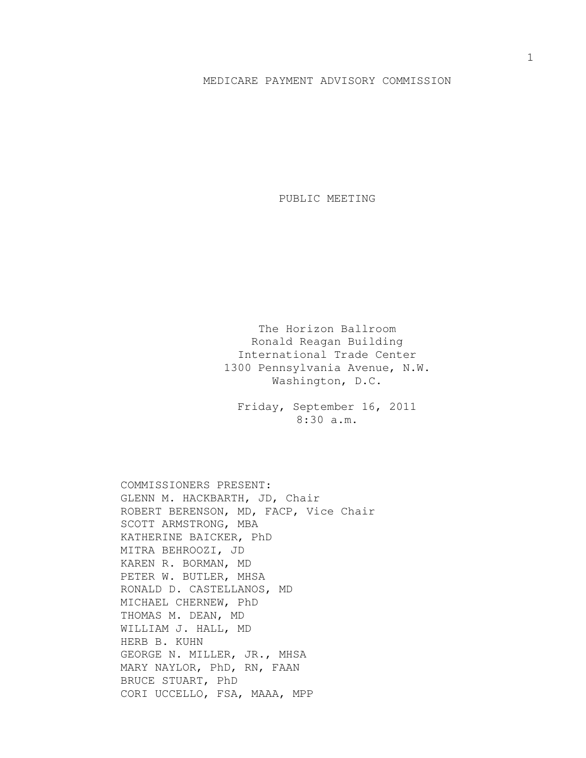MEDICARE PAYMENT ADVISORY COMMISSION

PUBLIC MEETING

The Horizon Ballroom
Ronald Reagan Building
International Trade Center
1300 Pennsylvania Avenue, N.W.
Washington, D.C.

Friday, September 16, 2011
8:30 a.m.

COMMISSIONERS PRESENT:
GLENN M. HACKBARTH, JD, Chair
ROBERT BERENSON, MD, FACP, Vice Chair
SCOTT ARMSTRONG, MBA
KATHERINE BAICKER, PhD
MITRA BEHROOZI, JD
KAREN R. BORMAN, MD
PETER W. BUTLER, MHSA
RONALD D. CASTELLANOS, MD
MICHAEL CHERNEW, PhD
THOMAS M. DEAN, MD
WILLIAM J. HALL, MD
HERB B. KUHN
GEORGE N. MILLER, JR., MHSA
MARY NAYLOR, PhD, RN, FAAN
BRUCE STUART, PhD
CORI UCCELLO, FSA, MAAA, MPP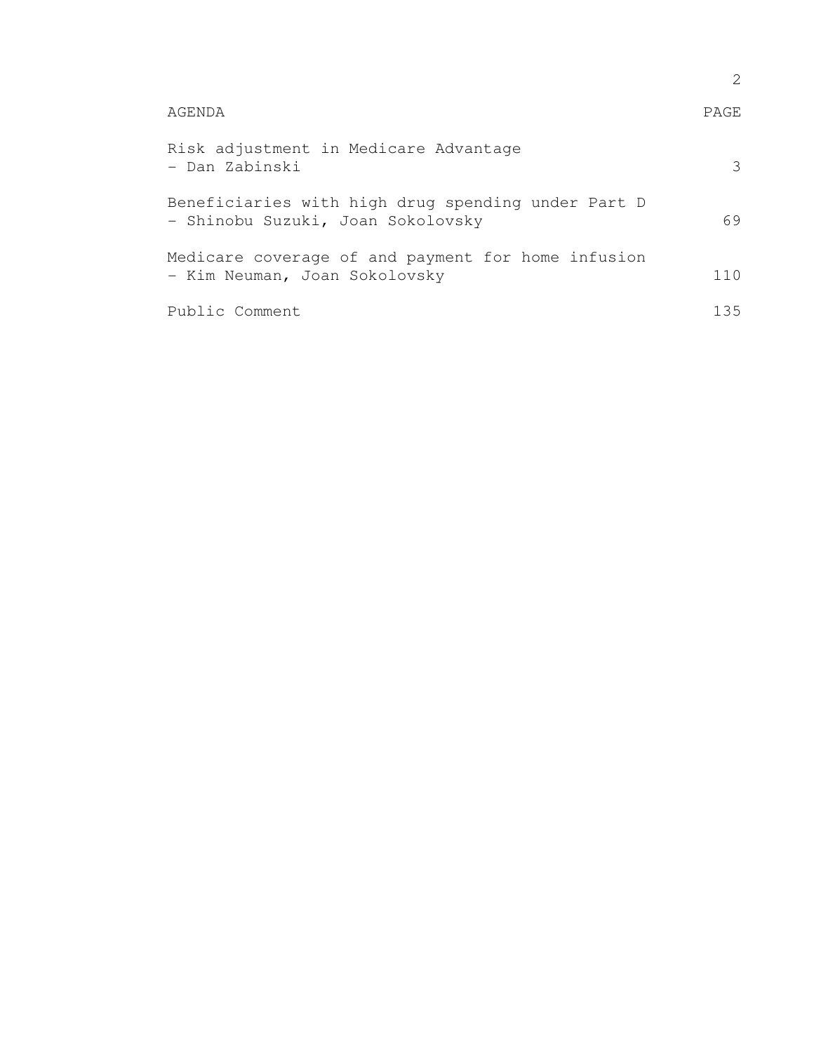| AGENDA | PAGE |
|---|---|
| Risk adjustment in Medicare Advantage<br>- Dan Zabinski | 3 |
| Beneficiaries with high drug spending under Part D<br>- Shinobu Suzuki, Joan Sokolovsky | 69 |
| Medicare coverage of and payment for home infusion<br>- Kim Neuman, Joan Sokolovsky | 110 |
| Public Comment | 135 |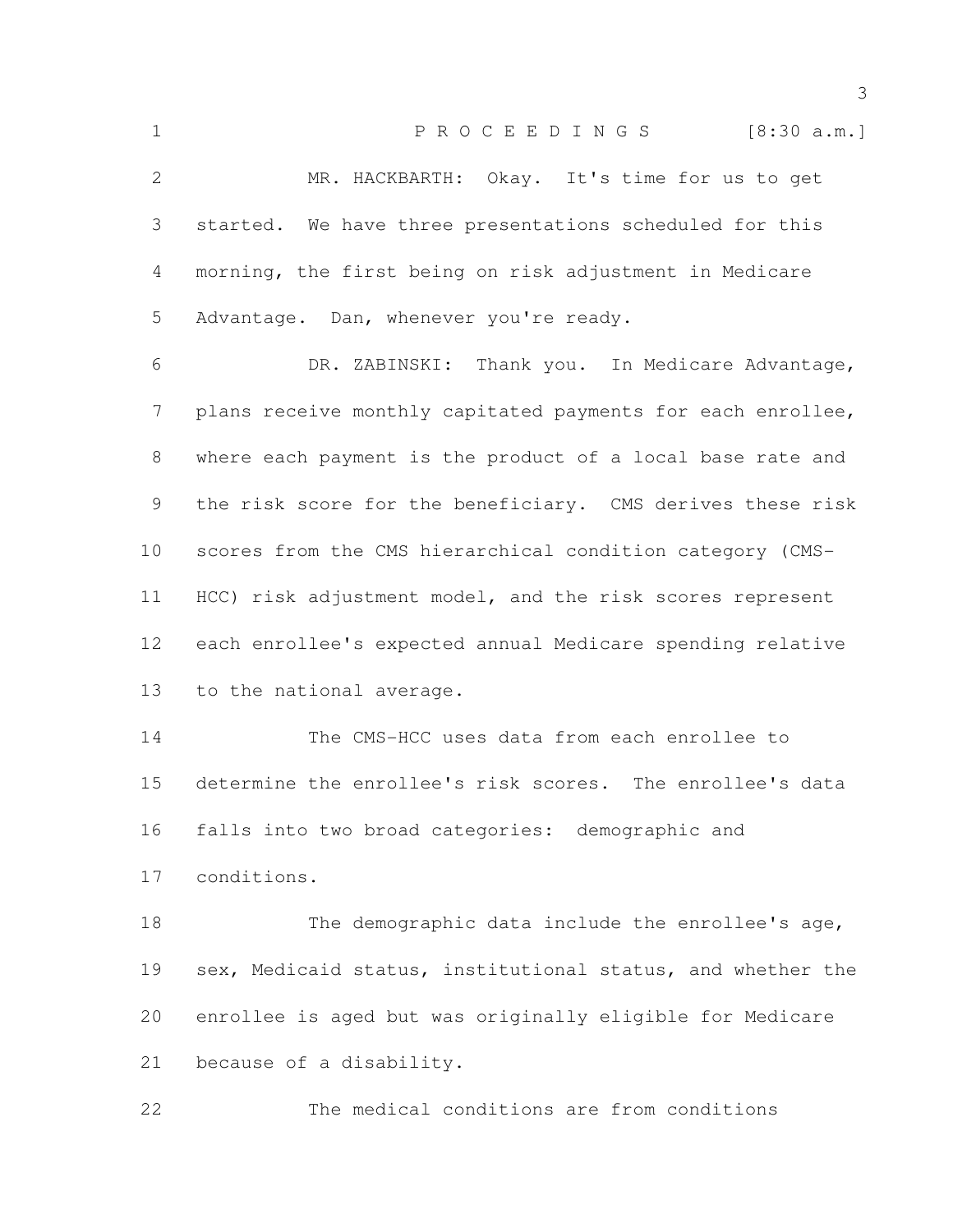P R O C E E D I N G S [8:30 a.m.]

MR. HACKBARTH: Okay. It's time for us to get started. We have three presentations scheduled for this morning, the first being on risk adjustment in Medicare Advantage. Dan, whenever you're ready.

DR. ZABINSKI: Thank you. In Medicare Advantage, plans receive monthly capitated payments for each enrollee, where each payment is the product of a local base rate and the risk score for the beneficiary. CMS derives these risk scores from the CMS hierarchical condition category (CMS-HCC) risk adjustment model, and the risk scores represent each enrollee's expected annual Medicare spending relative to the national average.

The CMS-HCC uses data from each enrollee to determine the enrollee's risk scores. The enrollee's data falls into two broad categories: demographic and conditions.

The demographic data include the enrollee's age, sex, Medicaid status, institutional status, and whether the enrollee is aged but was originally eligible for Medicare because of a disability.

The medical conditions are from conditions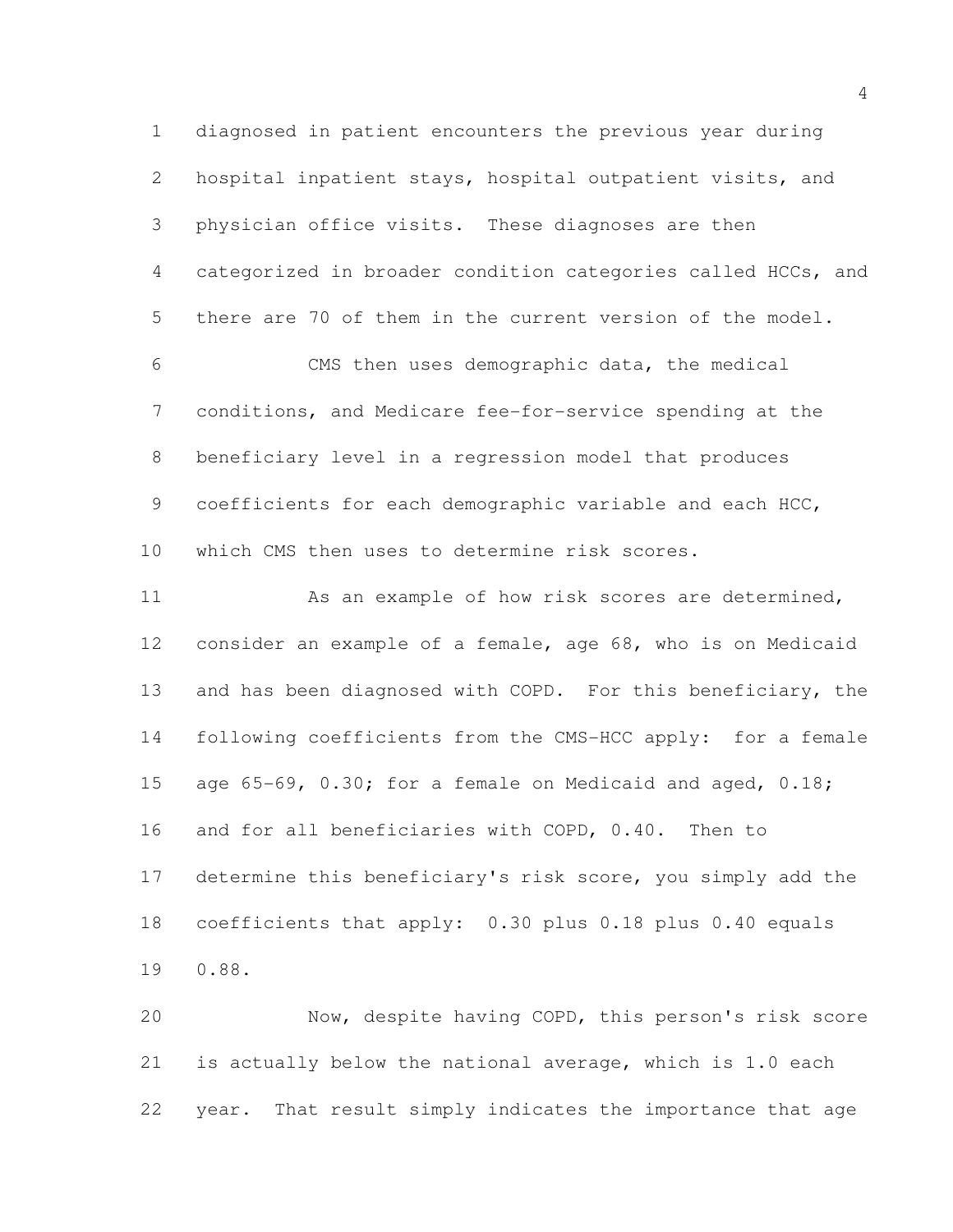diagnosed in patient encounters the previous year during hospital inpatient stays, hospital outpatient visits, and physician office visits. These diagnoses are then categorized in broader condition categories called HCCs, and there are 70 of them in the current version of the model.

CMS then uses demographic data, the medical conditions, and Medicare fee-for-service spending at the beneficiary level in a regression model that produces coefficients for each demographic variable and each HCC, which CMS then uses to determine risk scores.

As an example of how risk scores are determined, consider an example of a female, age 68, who is on Medicaid and has been diagnosed with COPD. For this beneficiary, the following coefficients from the CMS-HCC apply: for a female age 65-69, 0.30; for a female on Medicaid and aged, 0.18; and for all beneficiaries with COPD, 0.40. Then to determine this beneficiary's risk score, you simply add the coefficients that apply: 0.30 plus 0.18 plus 0.40 equals 0.88.

Now, despite having COPD, this person's risk score is actually below the national average, which is 1.0 each year. That result simply indicates the importance that age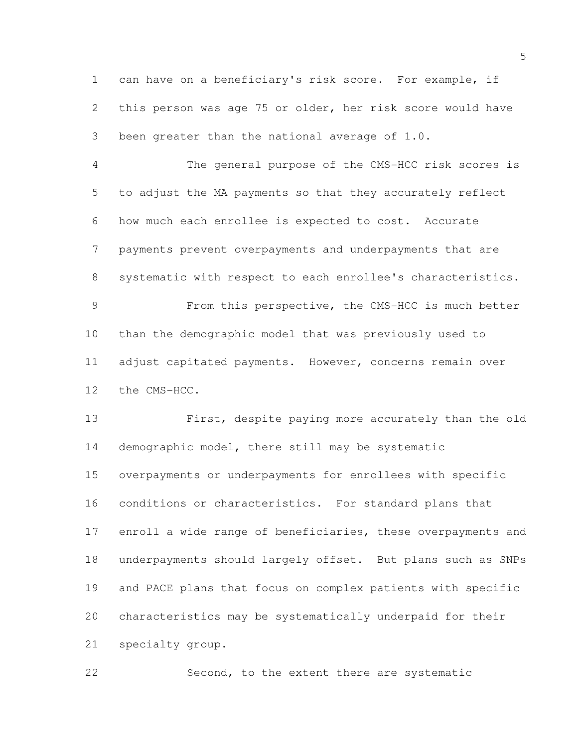can have on a beneficiary's risk score. For example, if this person was age 75 or older, her risk score would have been greater than the national average of 1.0.

The general purpose of the CMS-HCC risk scores is to adjust the MA payments so that they accurately reflect how much each enrollee is expected to cost. Accurate payments prevent overpayments and underpayments that are systematic with respect to each enrollee's characteristics.

From this perspective, the CMS-HCC is much better than the demographic model that was previously used to adjust capitated payments. However, concerns remain over the CMS-HCC.

First, despite paying more accurately than the old demographic model, there still may be systematic overpayments or underpayments for enrollees with specific conditions or characteristics. For standard plans that enroll a wide range of beneficiaries, these overpayments and underpayments should largely offset. But plans such as SNPs and PACE plans that focus on complex patients with specific characteristics may be systematically underpaid for their specialty group.

Second, to the extent there are systematic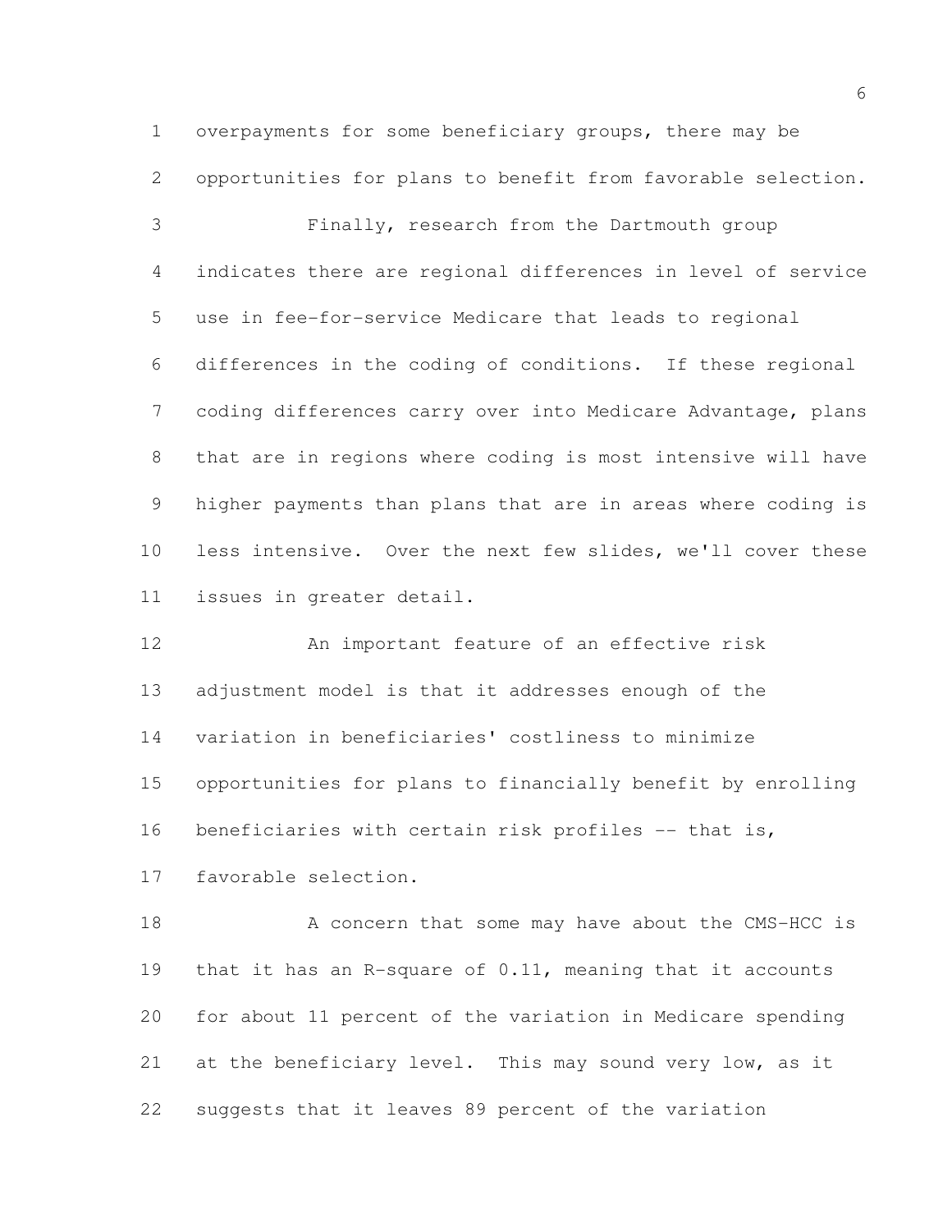overpayments for some beneficiary groups, there may be opportunities for plans to benefit from favorable selection.

Finally, research from the Dartmouth group indicates there are regional differences in level of service use in fee-for-service Medicare that leads to regional differences in the coding of conditions. If these regional coding differences carry over into Medicare Advantage, plans that are in regions where coding is most intensive will have higher payments than plans that are in areas where coding is less intensive. Over the next few slides, we'll cover these issues in greater detail.

An important feature of an effective risk adjustment model is that it addresses enough of the variation in beneficiaries' costliness to minimize opportunities for plans to financially benefit by enrolling beneficiaries with certain risk profiles -- that is, favorable selection.

A concern that some may have about the CMS-HCC is that it has an R-square of 0.11, meaning that it accounts for about 11 percent of the variation in Medicare spending at the beneficiary level. This may sound very low, as it suggests that it leaves 89 percent of the variation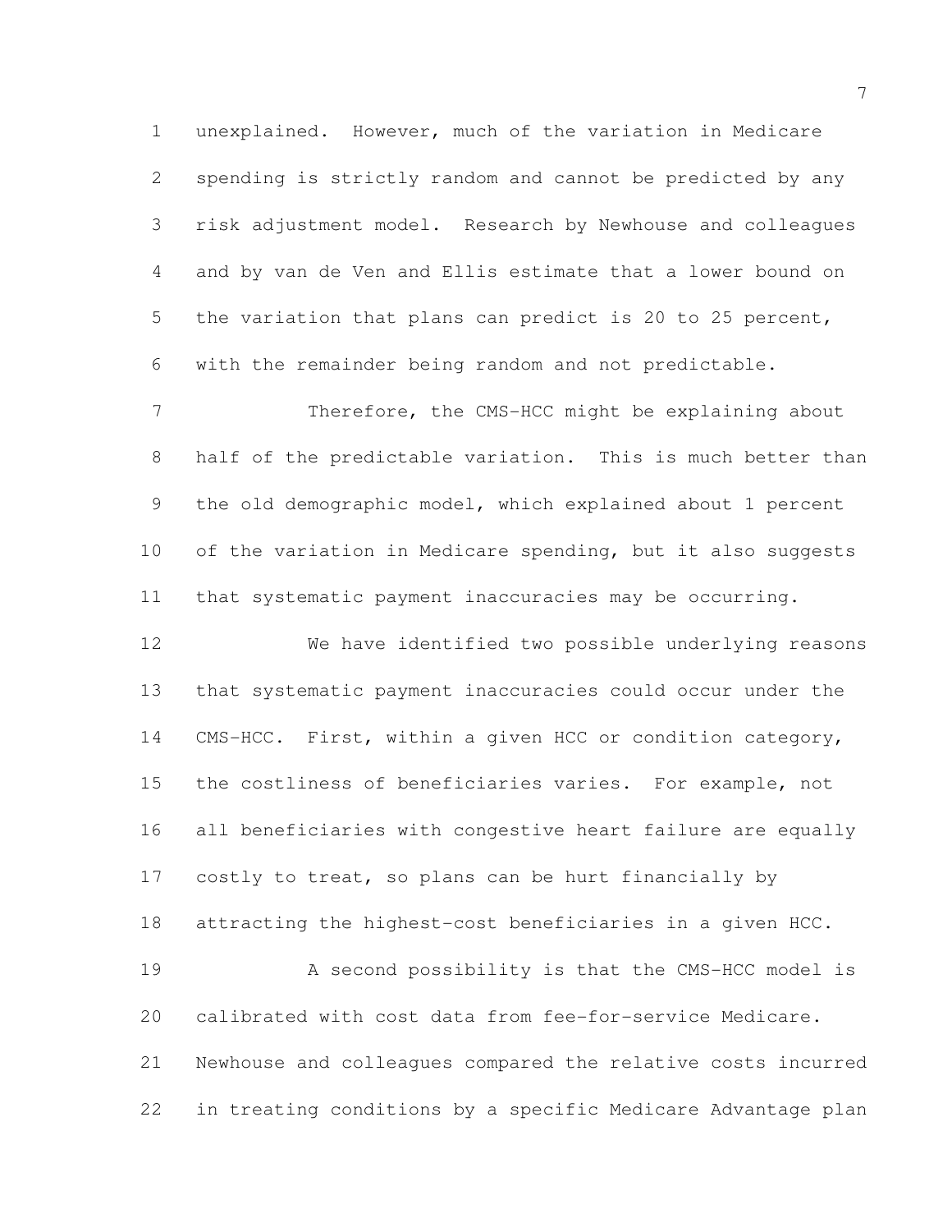unexplained. However, much of the variation in Medicare spending is strictly random and cannot be predicted by any risk adjustment model. Research by Newhouse and colleagues and by van de Ven and Ellis estimate that a lower bound on the variation that plans can predict is 20 to 25 percent, with the remainder being random and not predictable.

Therefore, the CMS-HCC might be explaining about half of the predictable variation. This is much better than the old demographic model, which explained about 1 percent of the variation in Medicare spending, but it also suggests that systematic payment inaccuracies may be occurring.

We have identified two possible underlying reasons that systematic payment inaccuracies could occur under the CMS-HCC. First, within a given HCC or condition category, the costliness of beneficiaries varies. For example, not all beneficiaries with congestive heart failure are equally costly to treat, so plans can be hurt financially by attracting the highest-cost beneficiaries in a given HCC.

A second possibility is that the CMS-HCC model is calibrated with cost data from fee-for-service Medicare. Newhouse and colleagues compared the relative costs incurred in treating conditions by a specific Medicare Advantage plan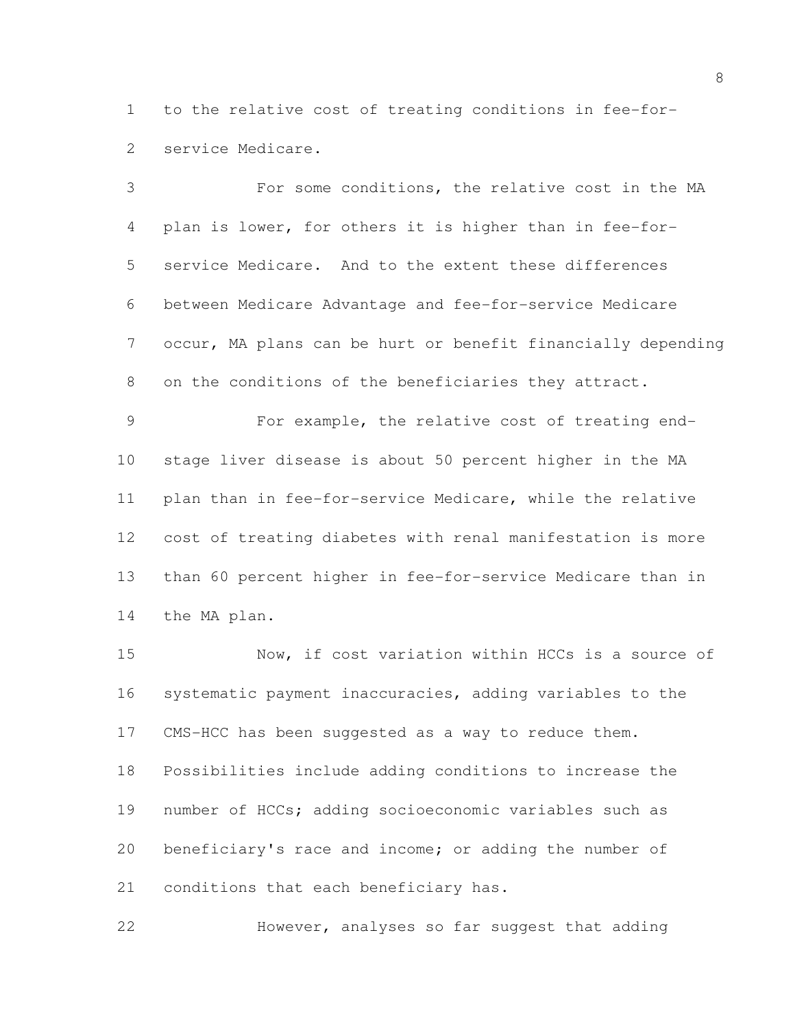to the relative cost of treating conditions in fee-for-service Medicare.

For some conditions, the relative cost in the MA plan is lower, for others it is higher than in fee-for-service Medicare. And to the extent these differences between Medicare Advantage and fee-for-service Medicare occur, MA plans can be hurt or benefit financially depending on the conditions of the beneficiaries they attract.

For example, the relative cost of treating end-stage liver disease is about 50 percent higher in the MA plan than in fee-for-service Medicare, while the relative cost of treating diabetes with renal manifestation is more than 60 percent higher in fee-for-service Medicare than in the MA plan.

Now, if cost variation within HCCs is a source of systematic payment inaccuracies, adding variables to the CMS-HCC has been suggested as a way to reduce them. Possibilities include adding conditions to increase the number of HCCs; adding socioeconomic variables such as beneficiary's race and income; or adding the number of conditions that each beneficiary has.

However, analyses so far suggest that adding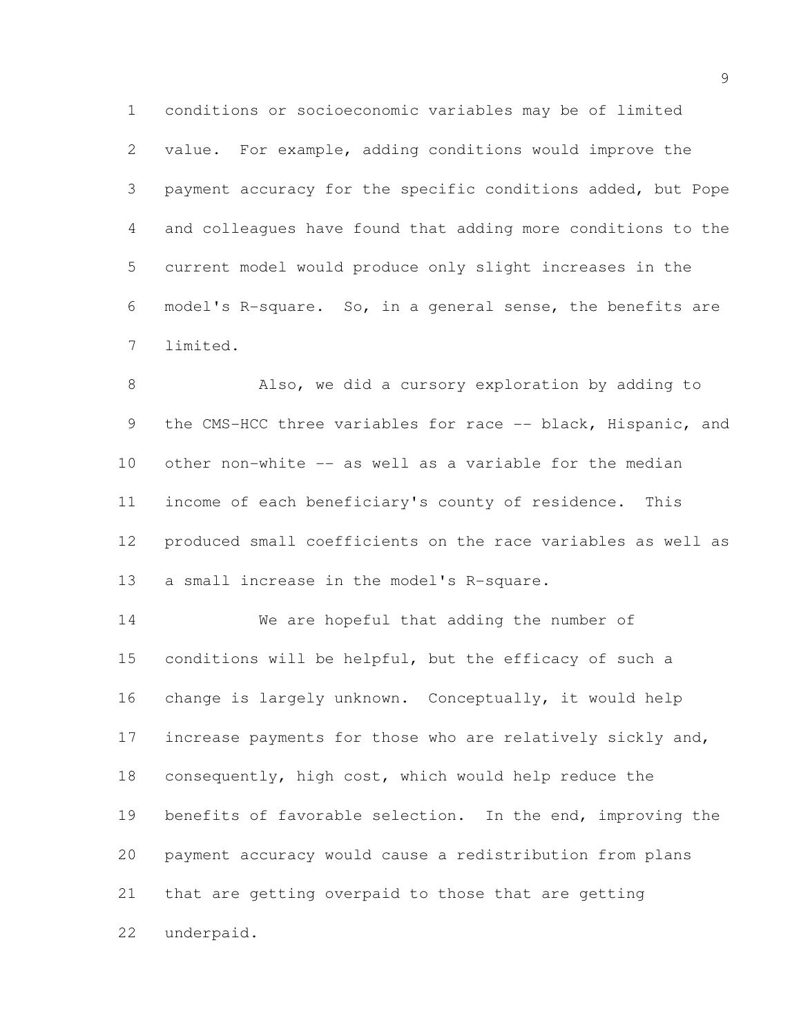conditions or socioeconomic variables may be of limited value. For example, adding conditions would improve the payment accuracy for the specific conditions added, but Pope and colleagues have found that adding more conditions to the current model would produce only slight increases in the model's R-square. So, in a general sense, the benefits are limited.

Also, we did a cursory exploration by adding to the CMS-HCC three variables for race -- black, Hispanic, and other non-white -- as well as a variable for the median income of each beneficiary's county of residence. This produced small coefficients on the race variables as well as a small increase in the model's R-square.

We are hopeful that adding the number of conditions will be helpful, but the efficacy of such a change is largely unknown. Conceptually, it would help increase payments for those who are relatively sickly and, consequently, high cost, which would help reduce the benefits of favorable selection. In the end, improving the payment accuracy would cause a redistribution from plans that are getting overpaid to those that are getting underpaid.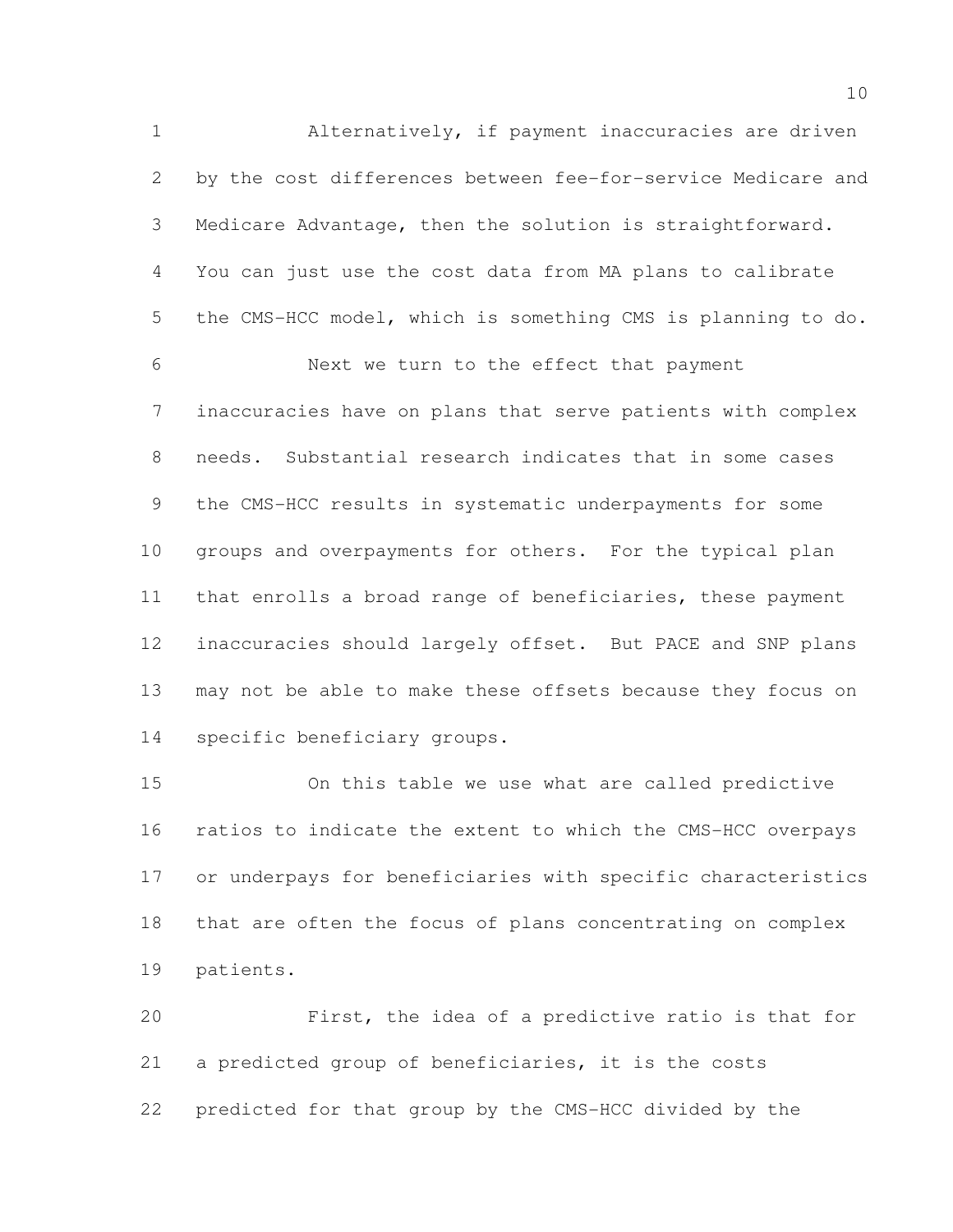Alternatively, if payment inaccuracies are driven by the cost differences between fee-for-service Medicare and Medicare Advantage, then the solution is straightforward. You can just use the cost data from MA plans to calibrate the CMS-HCC model, which is something CMS is planning to do.

Next we turn to the effect that payment inaccuracies have on plans that serve patients with complex needs. Substantial research indicates that in some cases the CMS-HCC results in systematic underpayments for some groups and overpayments for others. For the typical plan that enrolls a broad range of beneficiaries, these payment inaccuracies should largely offset. But PACE and SNP plans may not be able to make these offsets because they focus on specific beneficiary groups.

On this table we use what are called predictive ratios to indicate the extent to which the CMS-HCC overpays or underpays for beneficiaries with specific characteristics that are often the focus of plans concentrating on complex patients.

First, the idea of a predictive ratio is that for a predicted group of beneficiaries, it is the costs predicted for that group by the CMS-HCC divided by the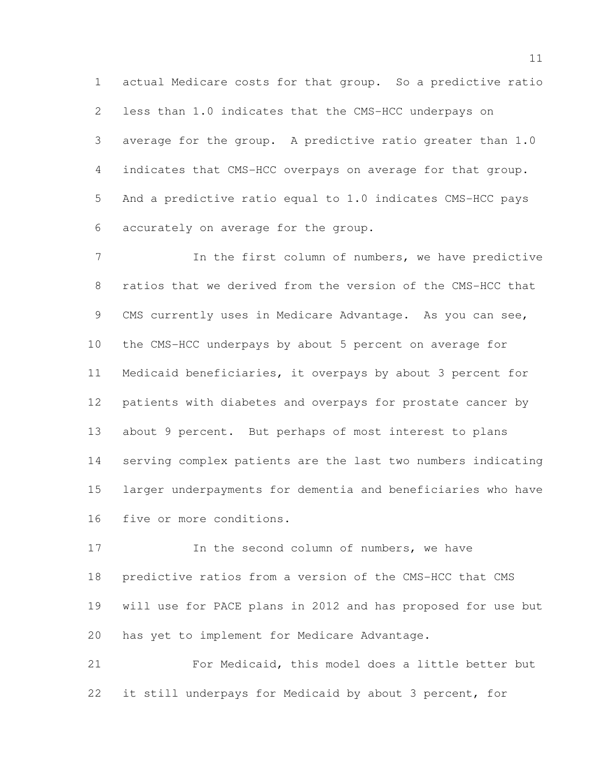actual Medicare costs for that group. So a predictive ratio less than 1.0 indicates that the CMS-HCC underpays on average for the group. A predictive ratio greater than 1.0 indicates that CMS-HCC overpays on average for that group. And a predictive ratio equal to 1.0 indicates CMS-HCC pays accurately on average for the group.

In the first column of numbers, we have predictive ratios that we derived from the version of the CMS-HCC that CMS currently uses in Medicare Advantage. As you can see, the CMS-HCC underpays by about 5 percent on average for Medicaid beneficiaries, it overpays by about 3 percent for patients with diabetes and overpays for prostate cancer by about 9 percent. But perhaps of most interest to plans serving complex patients are the last two numbers indicating larger underpayments for dementia and beneficiaries who have five or more conditions.

In the second column of numbers, we have predictive ratios from a version of the CMS-HCC that CMS will use for PACE plans in 2012 and has proposed for use but has yet to implement for Medicare Advantage.

For Medicaid, this model does a little better but it still underpays for Medicaid by about 3 percent, for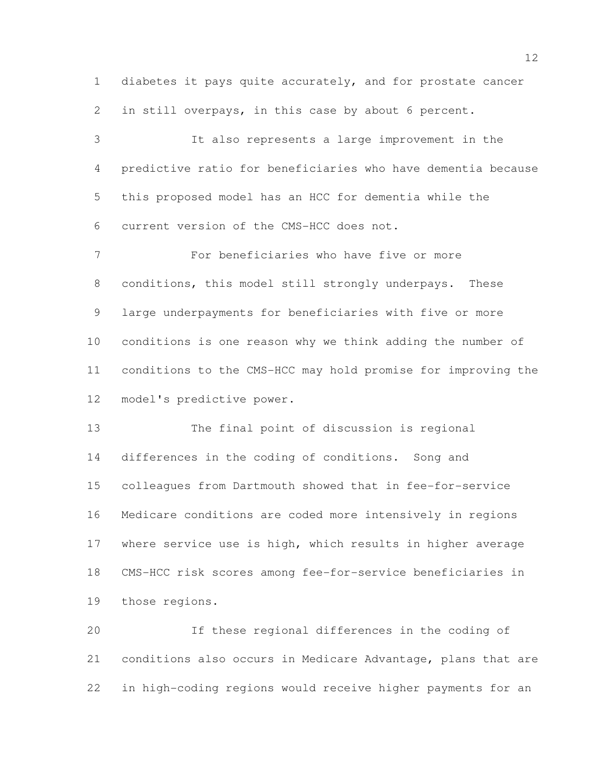diabetes it pays quite accurately, and for prostate cancer in still overpays, in this case by about 6 percent.

It also represents a large improvement in the predictive ratio for beneficiaries who have dementia because this proposed model has an HCC for dementia while the current version of the CMS-HCC does not.

For beneficiaries who have five or more conditions, this model still strongly underpays. These large underpayments for beneficiaries with five or more conditions is one reason why we think adding the number of conditions to the CMS-HCC may hold promise for improving the model's predictive power.

The final point of discussion is regional differences in the coding of conditions. Song and colleagues from Dartmouth showed that in fee-for-service Medicare conditions are coded more intensively in regions where service use is high, which results in higher average CMS-HCC risk scores among fee-for-service beneficiaries in those regions.

If these regional differences in the coding of conditions also occurs in Medicare Advantage, plans that are in high-coding regions would receive higher payments for an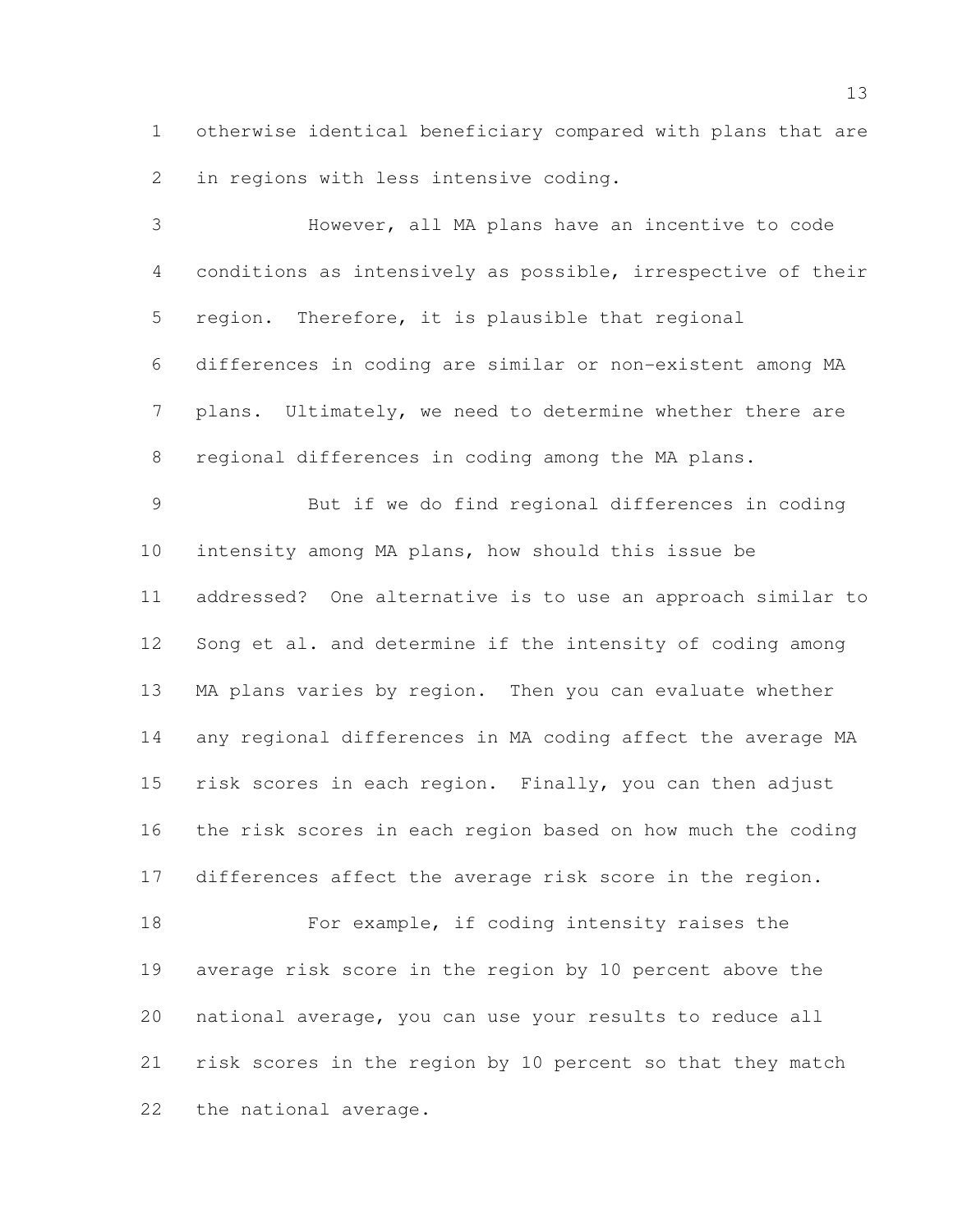otherwise identical beneficiary compared with plans that are in regions with less intensive coding.

However, all MA plans have an incentive to code conditions as intensively as possible, irrespective of their region. Therefore, it is plausible that regional differences in coding are similar or non-existent among MA plans. Ultimately, we need to determine whether there are regional differences in coding among the MA plans.

But if we do find regional differences in coding intensity among MA plans, how should this issue be addressed? One alternative is to use an approach similar to Song et al. and determine if the intensity of coding among MA plans varies by region. Then you can evaluate whether any regional differences in MA coding affect the average MA risk scores in each region. Finally, you can then adjust the risk scores in each region based on how much the coding differences affect the average risk score in the region.

For example, if coding intensity raises the average risk score in the region by 10 percent above the national average, you can use your results to reduce all risk scores in the region by 10 percent so that they match the national average.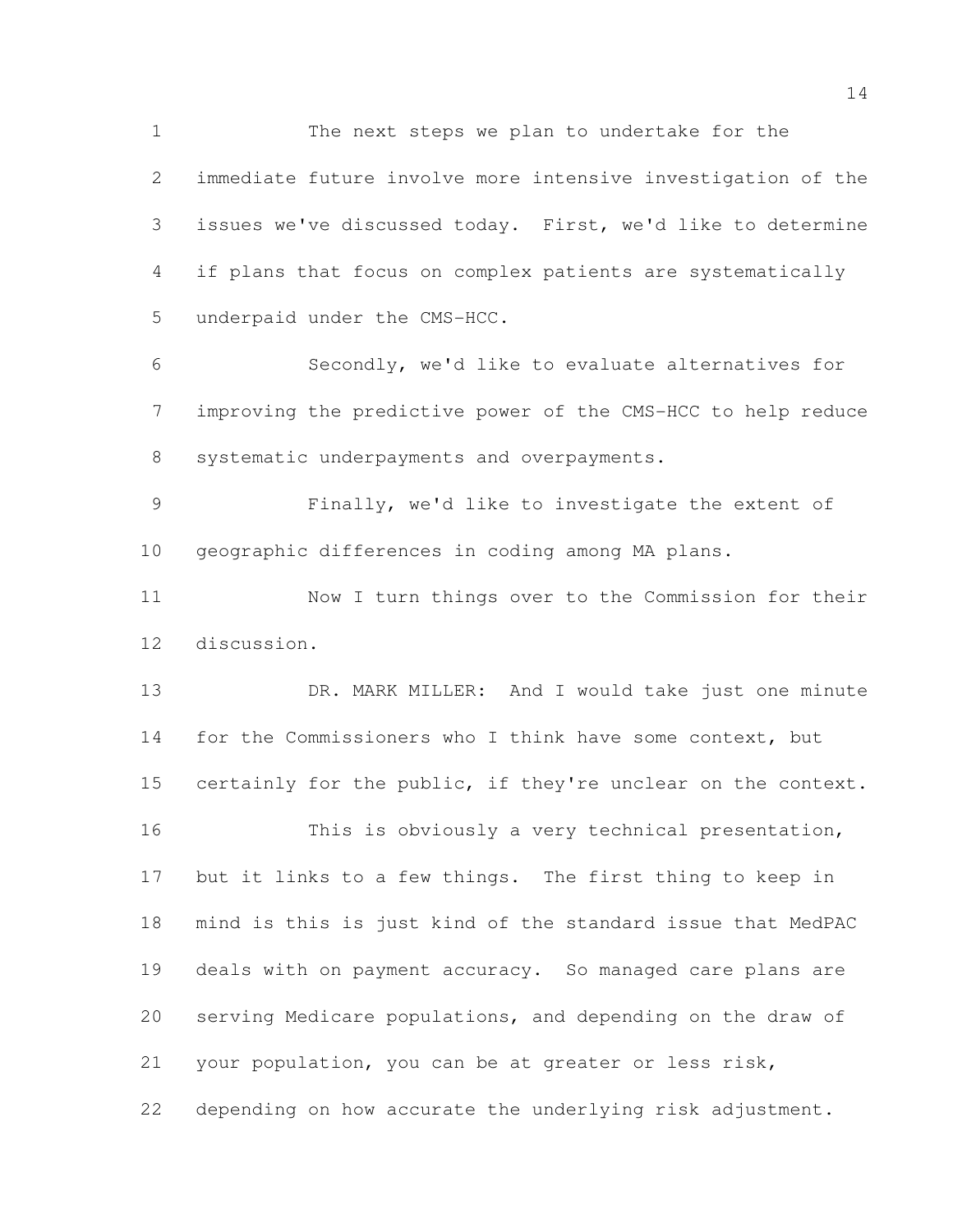The next steps we plan to undertake for the immediate future involve more intensive investigation of the issues we've discussed today. First, we'd like to determine if plans that focus on complex patients are systematically underpaid under the CMS-HCC.

Secondly, we'd like to evaluate alternatives for improving the predictive power of the CMS-HCC to help reduce systematic underpayments and overpayments.

Finally, we'd like to investigate the extent of geographic differences in coding among MA plans.

Now I turn things over to the Commission for their discussion.

DR. MARK MILLER: And I would take just one minute for the Commissioners who I think have some context, but certainly for the public, if they're unclear on the context.

This is obviously a very technical presentation, but it links to a few things. The first thing to keep in mind is this is just kind of the standard issue that MedPAC deals with on payment accuracy. So managed care plans are serving Medicare populations, and depending on the draw of your population, you can be at greater or less risk, depending on how accurate the underlying risk adjustment.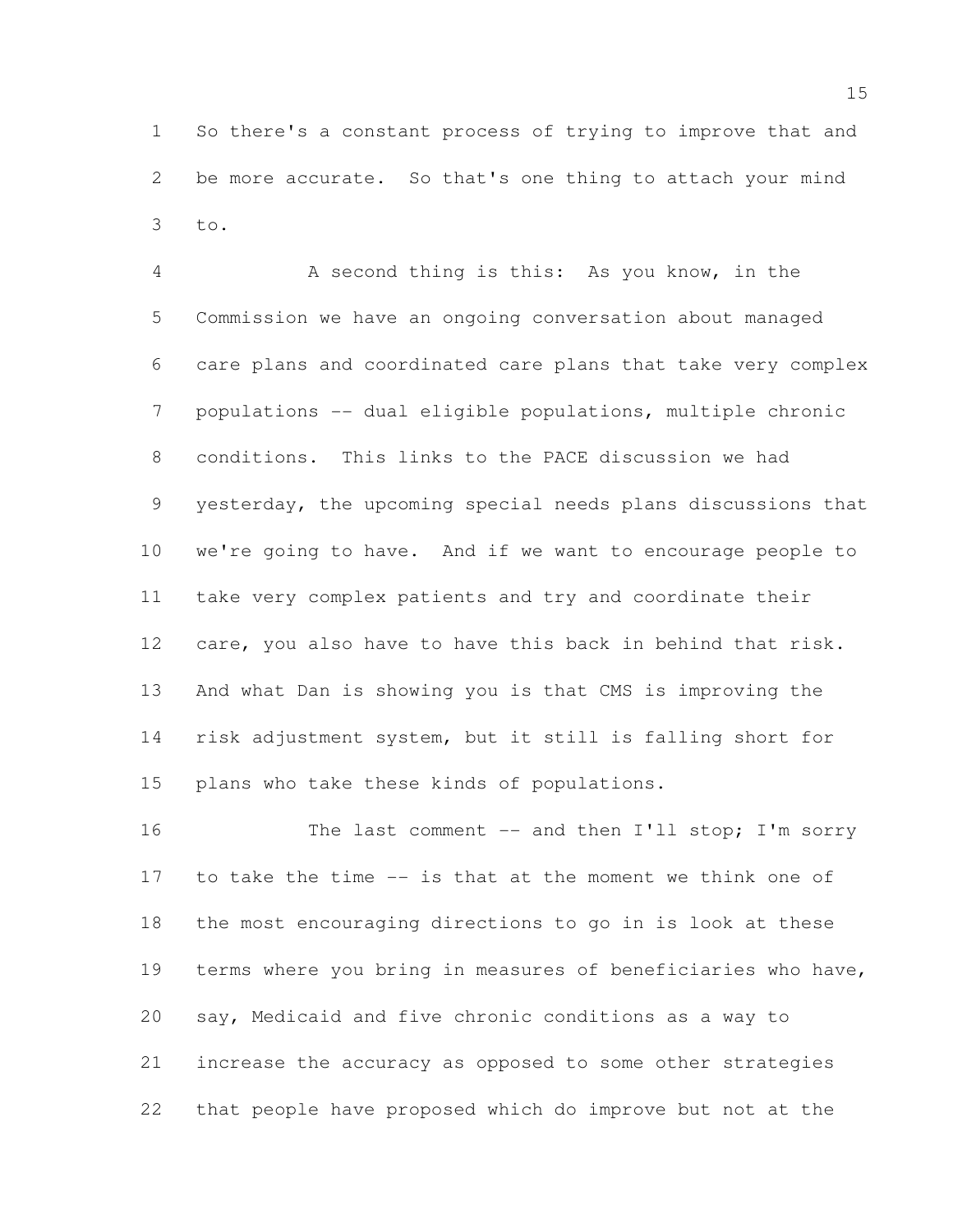So there's a constant process of trying to improve that and be more accurate. So that's one thing to attach your mind to.

A second thing is this: As you know, in the Commission we have an ongoing conversation about managed care plans and coordinated care plans that take very complex populations -- dual eligible populations, multiple chronic conditions. This links to the PACE discussion we had yesterday, the upcoming special needs plans discussions that we're going to have. And if we want to encourage people to take very complex patients and try and coordinate their care, you also have to have this back in behind that risk. And what Dan is showing you is that CMS is improving the risk adjustment system, but it still is falling short for plans who take these kinds of populations.

The last comment -- and then I'll stop; I'm sorry to take the time -- is that at the moment we think one of the most encouraging directions to go in is look at these terms where you bring in measures of beneficiaries who have, say, Medicaid and five chronic conditions as a way to increase the accuracy as opposed to some other strategies that people have proposed which do improve but not at the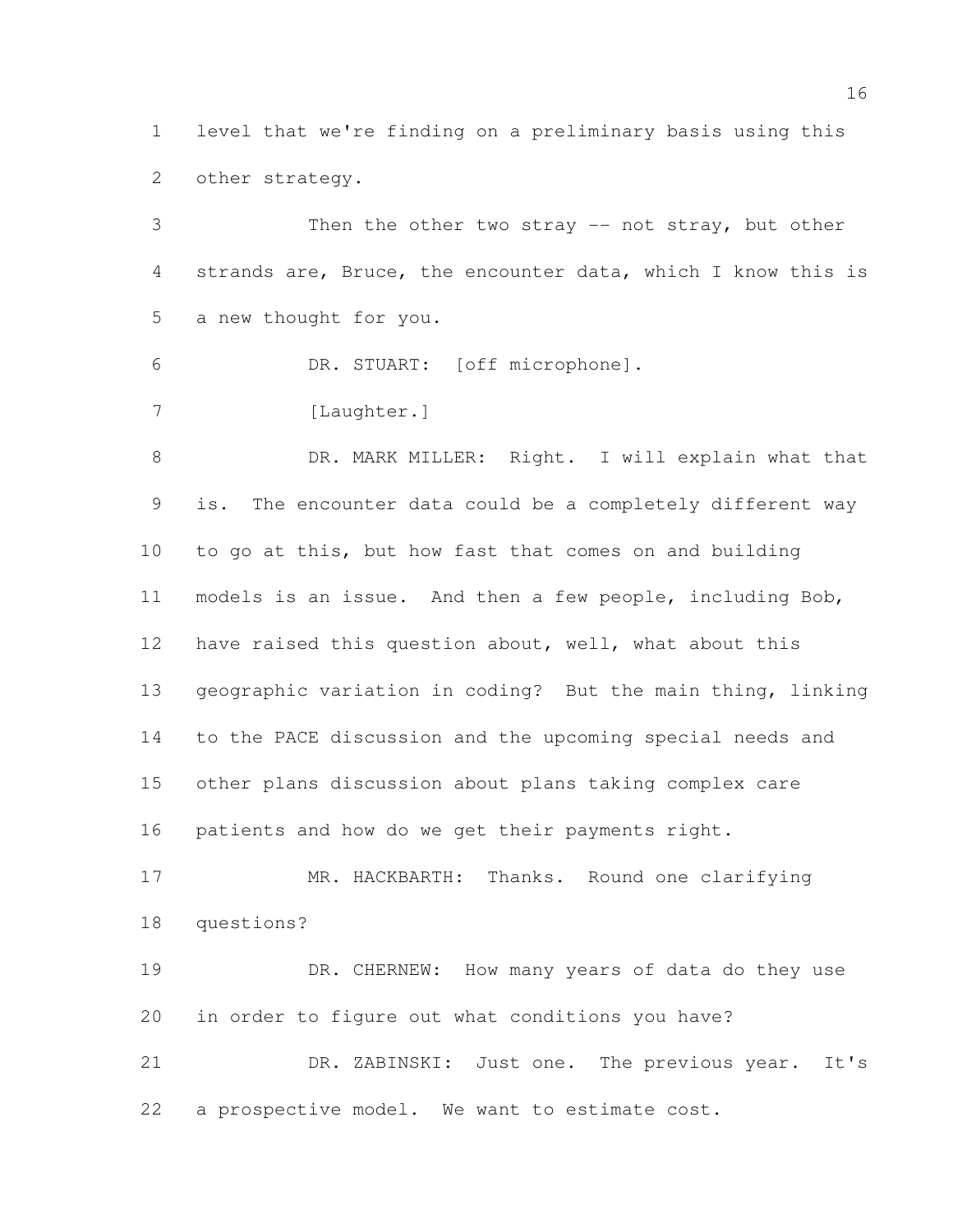level that we're finding on a preliminary basis using this other strategy.

Then the other two stray -- not stray, but other strands are, Bruce, the encounter data, which I know this is a new thought for you.

DR. STUART: [off microphone].

[Laughter.]

DR. MARK MILLER: Right. I will explain what that is. The encounter data could be a completely different way to go at this, but how fast that comes on and building models is an issue. And then a few people, including Bob, have raised this question about, well, what about this geographic variation in coding? But the main thing, linking to the PACE discussion and the upcoming special needs and other plans discussion about plans taking complex care patients and how do we get their payments right.

MR. HACKBARTH: Thanks. Round one clarifying questions?

DR. CHERNEW: How many years of data do they use in order to figure out what conditions you have?

DR. ZABINSKI: Just one. The previous year. It's a prospective model. We want to estimate cost.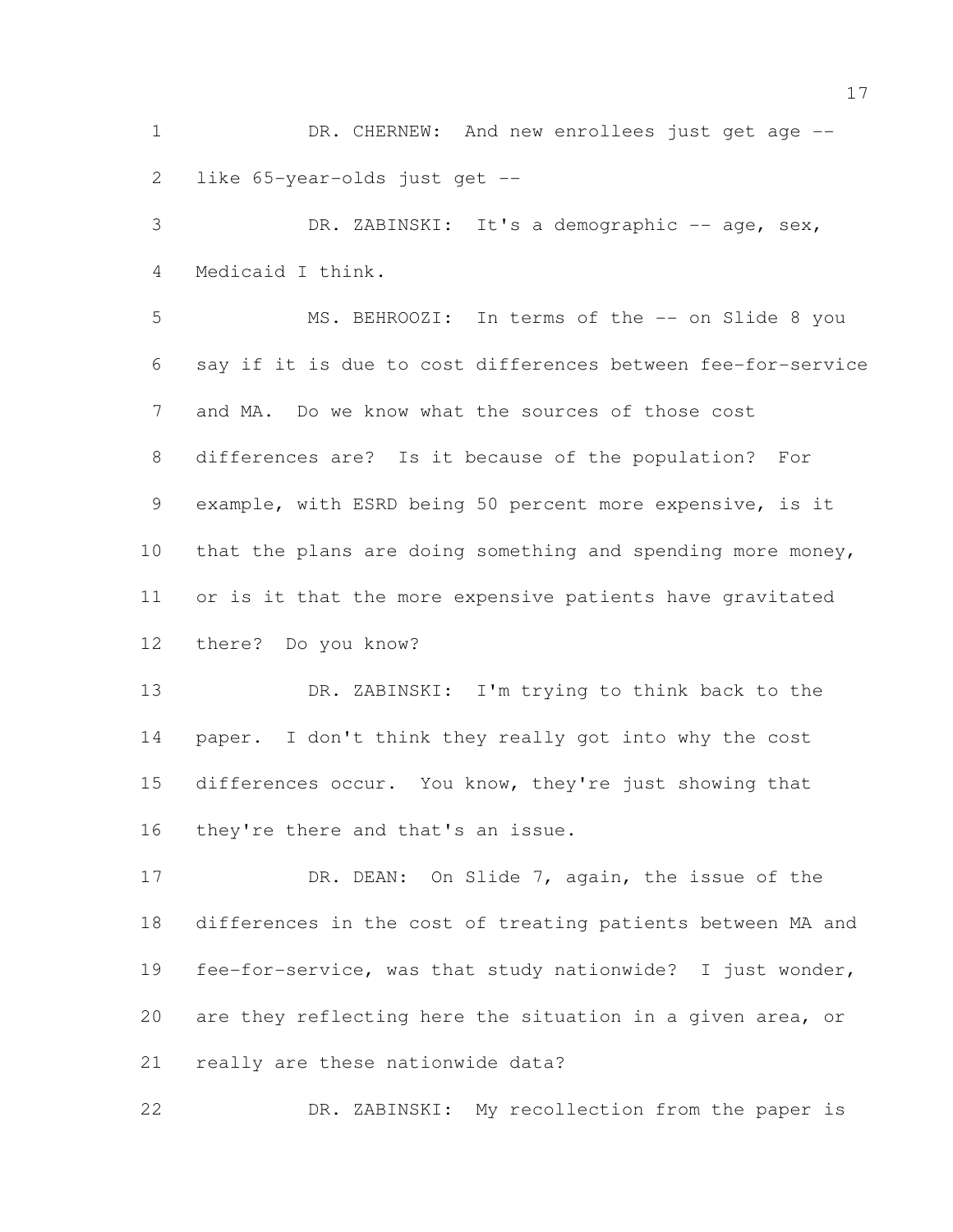DR. CHERNEW: And new enrollees just get age -- like 65-year-olds just get --

DR. ZABINSKI: It's a demographic -- age, sex, Medicaid I think.

MS. BEHROOZI: In terms of the -- on Slide 8 you say if it is due to cost differences between fee-for-service and MA. Do we know what the sources of those cost differences are? Is it because of the population? For example, with ESRD being 50 percent more expensive, is it that the plans are doing something and spending more money, or is it that the more expensive patients have gravitated there? Do you know?

DR. ZABINSKI: I'm trying to think back to the paper. I don't think they really got into why the cost differences occur. You know, they're just showing that they're there and that's an issue.

DR. DEAN: On Slide 7, again, the issue of the differences in the cost of treating patients between MA and fee-for-service, was that study nationwide? I just wonder, are they reflecting here the situation in a given area, or really are these nationwide data?

DR. ZABINSKI: My recollection from the paper is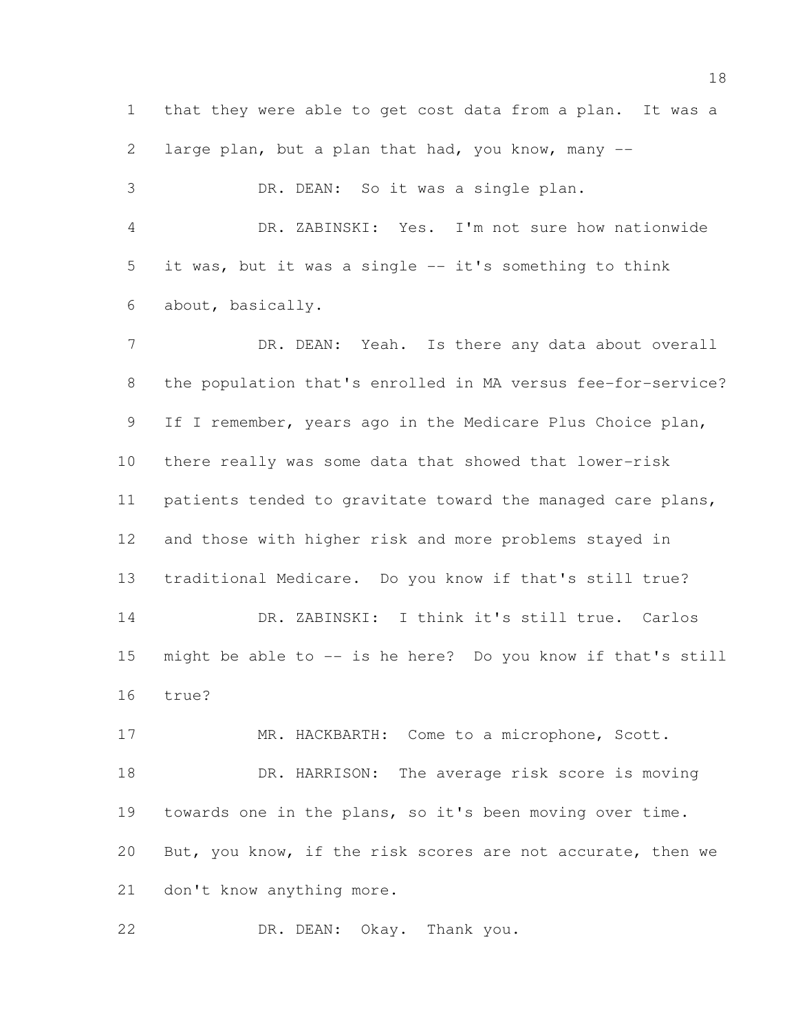that they were able to get cost data from a plan. It was a large plan, but a plan that had, you know, many --

DR. DEAN: So it was a single plan.

DR. ZABINSKI: Yes. I'm not sure how nationwide it was, but it was a single -- it's something to think about, basically.

DR. DEAN: Yeah. Is there any data about overall the population that's enrolled in MA versus fee-for-service? If I remember, years ago in the Medicare Plus Choice plan, there really was some data that showed that lower-risk patients tended to gravitate toward the managed care plans, and those with higher risk and more problems stayed in traditional Medicare. Do you know if that's still true?

DR. ZABINSKI: I think it's still true. Carlos might be able to -- is he here? Do you know if that's still true?

MR. HACKBARTH: Come to a microphone, Scott.

DR. HARRISON: The average risk score is moving towards one in the plans, so it's been moving over time. But, you know, if the risk scores are not accurate, then we don't know anything more.

DR. DEAN: Okay. Thank you.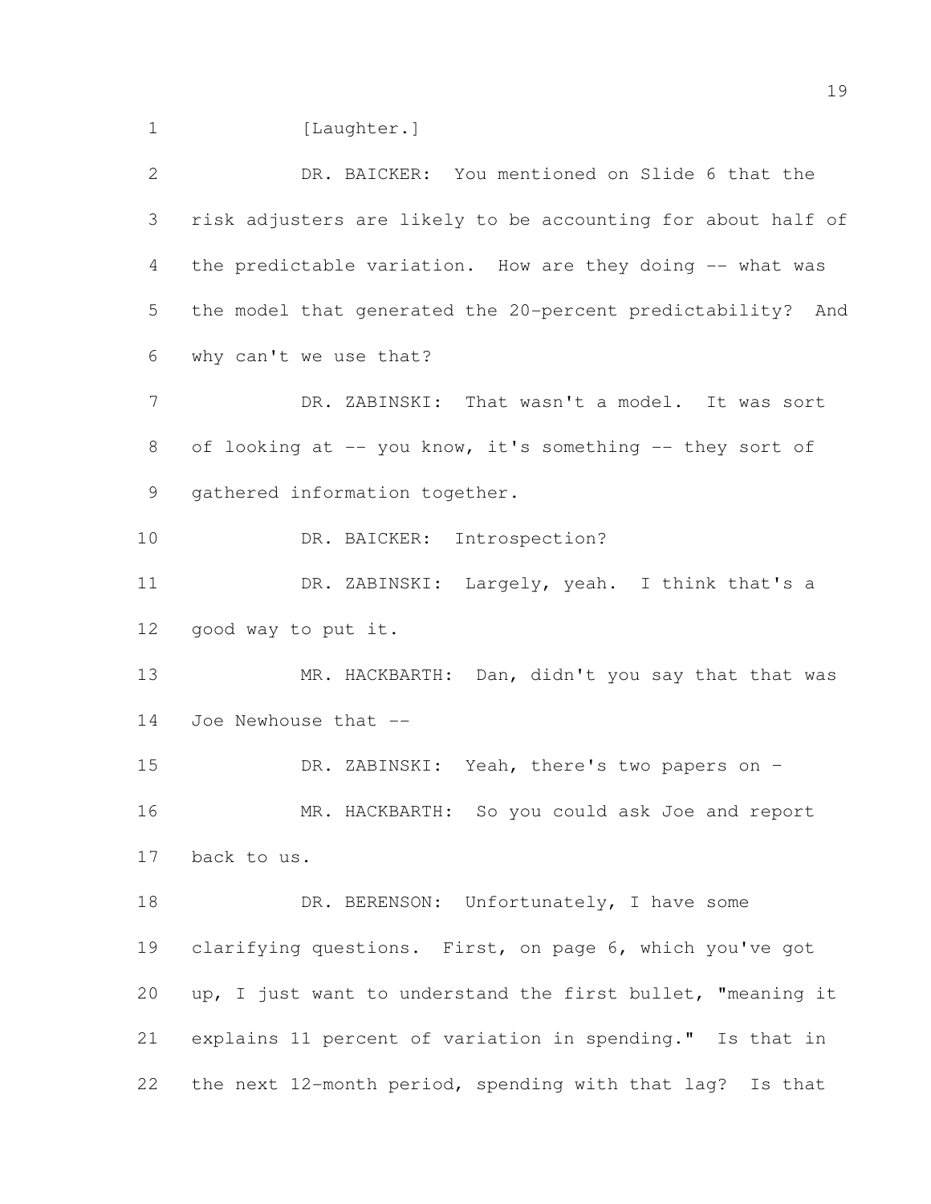[Laughter.]

DR. BAICKER: You mentioned on Slide 6 that the risk adjusters are likely to be accounting for about half of the predictable variation. How are they doing -- what was the model that generated the 20-percent predictability? And why can't we use that?

DR. ZABINSKI: That wasn't a model. It was sort of looking at -- you know, it's something -- they sort of gathered information together.

DR. BAICKER: Introspection?

DR. ZABINSKI: Largely, yeah. I think that's a good way to put it.

MR. HACKBARTH: Dan, didn't you say that that was Joe Newhouse that --

DR. ZABINSKI: Yeah, there's two papers on -

MR. HACKBARTH: So you could ask Joe and report back to us.

DR. BERENSON: Unfortunately, I have some clarifying questions. First, on page 6, which you've got up, I just want to understand the first bullet, "meaning it explains 11 percent of variation in spending." Is that in the next 12-month period, spending with that lag? Is that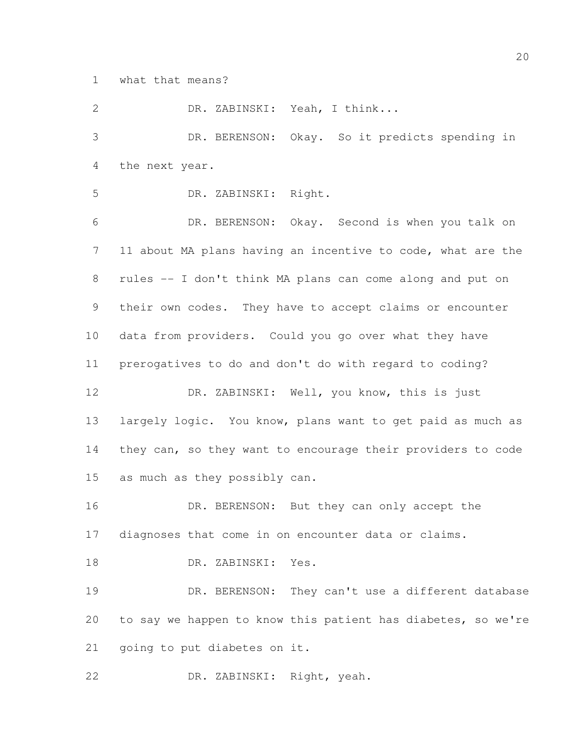what that means?

DR. ZABINSKI: Yeah, I think...

DR. BERENSON: Okay. So it predicts spending in the next year.

DR. ZABINSKI: Right.

DR. BERENSON: Okay. Second is when you talk on 11 about MA plans having an incentive to code, what are the rules -- I don't think MA plans can come along and put on their own codes. They have to accept claims or encounter data from providers. Could you go over what they have prerogatives to do and don't do with regard to coding?

DR. ZABINSKI: Well, you know, this is just largely logic. You know, plans want to get paid as much as they can, so they want to encourage their providers to code as much as they possibly can.

DR. BERENSON: But they can only accept the diagnoses that come in on encounter data or claims.

DR. ZABINSKI: Yes.

DR. BERENSON: They can't use a different database to say we happen to know this patient has diabetes, so we're going to put diabetes on it.

DR. ZABINSKI: Right, yeah.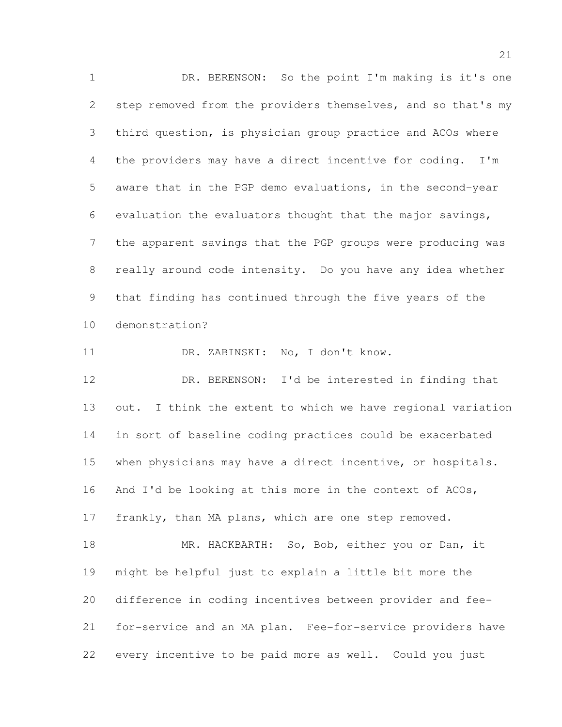DR. BERENSON: So the point I'm making is it's one step removed from the providers themselves, and so that's my third question, is physician group practice and ACOs where the providers may have a direct incentive for coding. I'm aware that in the PGP demo evaluations, in the second-year evaluation the evaluators thought that the major savings, the apparent savings that the PGP groups were producing was really around code intensity. Do you have any idea whether that finding has continued through the five years of the demonstration?

DR. ZABINSKI: No, I don't know.

DR. BERENSON: I'd be interested in finding that out. I think the extent to which we have regional variation in sort of baseline coding practices could be exacerbated when physicians may have a direct incentive, or hospitals. And I'd be looking at this more in the context of ACOs, frankly, than MA plans, which are one step removed.

MR. HACKBARTH: So, Bob, either you or Dan, it might be helpful just to explain a little bit more the difference in coding incentives between provider and fee-for-service and an MA plan. Fee-for-service providers have every incentive to be paid more as well. Could you just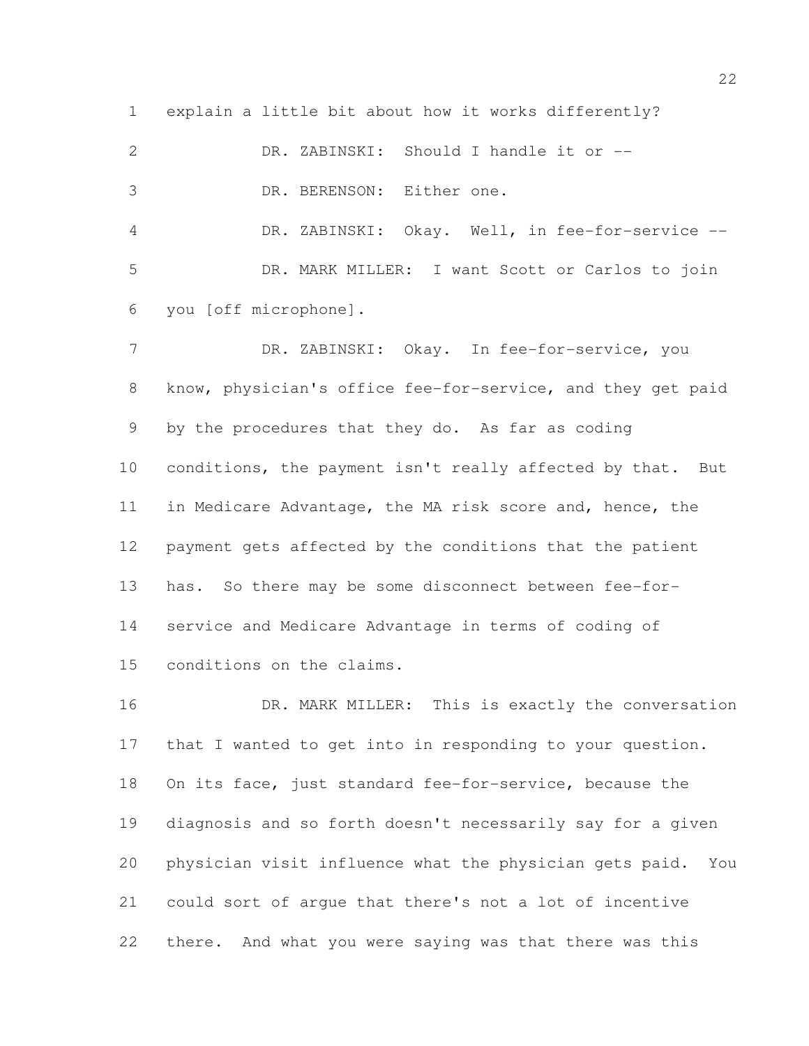explain a little bit about how it works differently?

DR. ZABINSKI: Should I handle it or --

DR. BERENSON: Either one.

DR. ZABINSKI: Okay. Well, in fee-for-service --

DR. MARK MILLER: I want Scott or Carlos to join you [off microphone].

DR. ZABINSKI: Okay. In fee-for-service, you know, physician's office fee-for-service, and they get paid by the procedures that they do. As far as coding conditions, the payment isn't really affected by that. But in Medicare Advantage, the MA risk score and, hence, the payment gets affected by the conditions that the patient has. So there may be some disconnect between fee-for-service and Medicare Advantage in terms of coding of conditions on the claims.

DR. MARK MILLER: This is exactly the conversation that I wanted to get into in responding to your question. On its face, just standard fee-for-service, because the diagnosis and so forth doesn't necessarily say for a given physician visit influence what the physician gets paid. You could sort of argue that there's not a lot of incentive there. And what you were saying was that there was this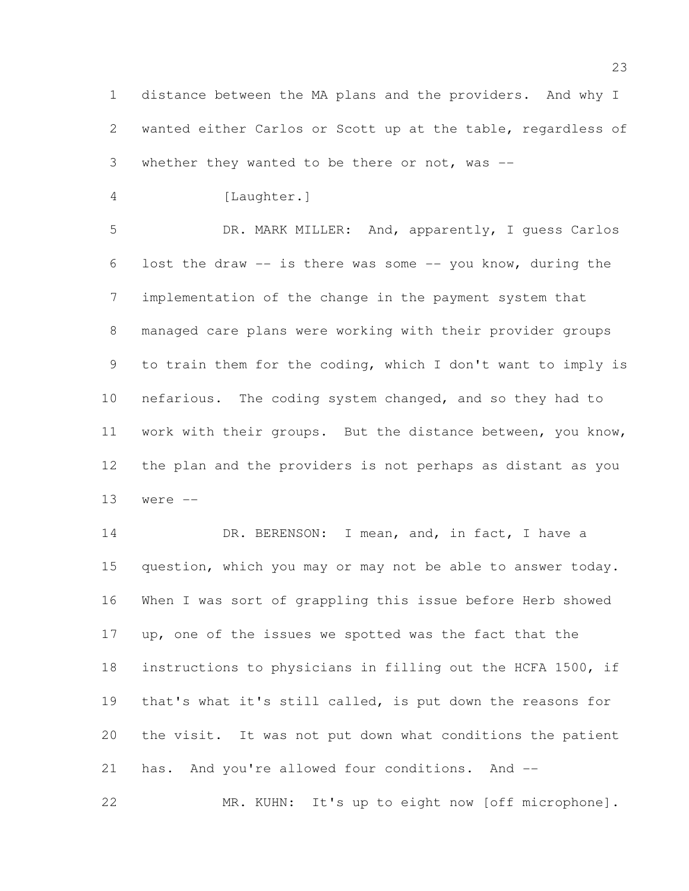distance between the MA plans and the providers. And why I wanted either Carlos or Scott up at the table, regardless of whether they wanted to be there or not, was --

[Laughter.]

DR. MARK MILLER: And, apparently, I guess Carlos lost the draw -- is there was some -- you know, during the implementation of the change in the payment system that managed care plans were working with their provider groups to train them for the coding, which I don't want to imply is nefarious. The coding system changed, and so they had to work with their groups. But the distance between, you know, the plan and the providers is not perhaps as distant as you were --

DR. BERENSON: I mean, and, in fact, I have a question, which you may or may not be able to answer today. When I was sort of grappling this issue before Herb showed up, one of the issues we spotted was the fact that the instructions to physicians in filling out the HCFA 1500, if that's what it's still called, is put down the reasons for the visit. It was not put down what conditions the patient has. And you're allowed four conditions. And --

MR. KUHN: It's up to eight now [off microphone].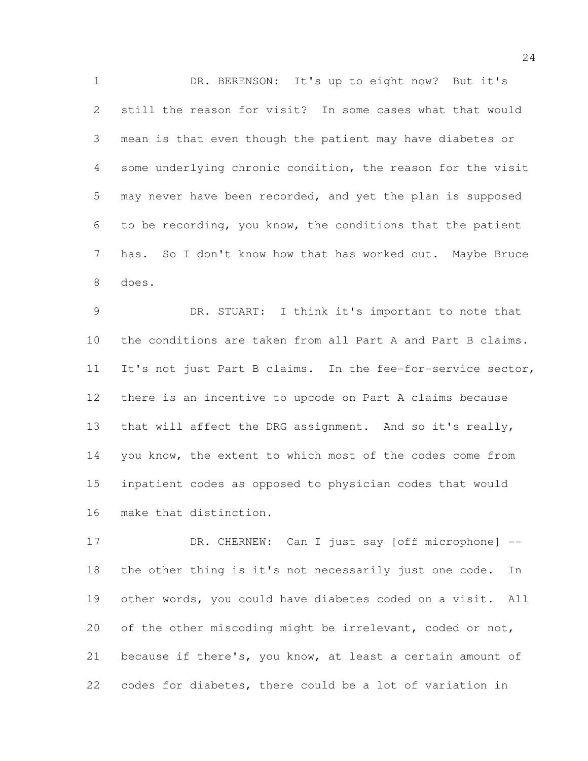DR. BERENSON: It's up to eight now? But it's still the reason for visit? In some cases what that would mean is that even though the patient may have diabetes or some underlying chronic condition, the reason for the visit may never have been recorded, and yet the plan is supposed to be recording, you know, the conditions that the patient has. So I don't know how that has worked out. Maybe Bruce does.

DR. STUART: I think it's important to note that the conditions are taken from all Part A and Part B claims. It's not just Part B claims. In the fee-for-service sector, there is an incentive to upcode on Part A claims because that will affect the DRG assignment. And so it's really, you know, the extent to which most of the codes come from inpatient codes as opposed to physician codes that would make that distinction.

DR. CHERNEW: Can I just say [off microphone] -- the other thing is it's not necessarily just one code. In other words, you could have diabetes coded on a visit. All of the other miscoding might be irrelevant, coded or not, because if there's, you know, at least a certain amount of codes for diabetes, there could be a lot of variation in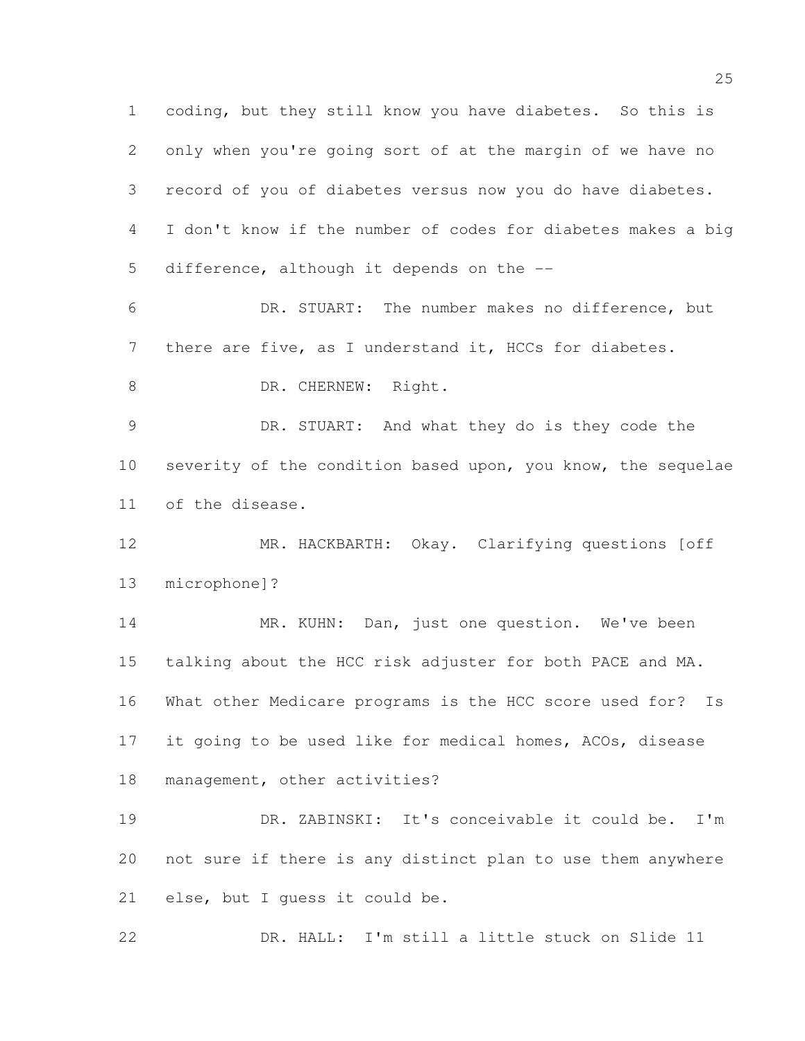coding, but they still know you have diabetes. So this is only when you're going sort of at the margin of we have no record of you of diabetes versus now you do have diabetes. I don't know if the number of codes for diabetes makes a big difference, although it depends on the --

DR. STUART: The number makes no difference, but there are five, as I understand it, HCCs for diabetes.

DR. CHERNEW: Right.

DR. STUART: And what they do is they code the severity of the condition based upon, you know, the sequelae of the disease.

MR. HACKBARTH: Okay. Clarifying questions [off microphone]?

MR. KUHN: Dan, just one question. We've been talking about the HCC risk adjuster for both PACE and MA. What other Medicare programs is the HCC score used for? Is it going to be used like for medical homes, ACOs, disease management, other activities?

DR. ZABINSKI: It's conceivable it could be. I'm not sure if there is any distinct plan to use them anywhere else, but I guess it could be.

DR. HALL: I'm still a little stuck on Slide 11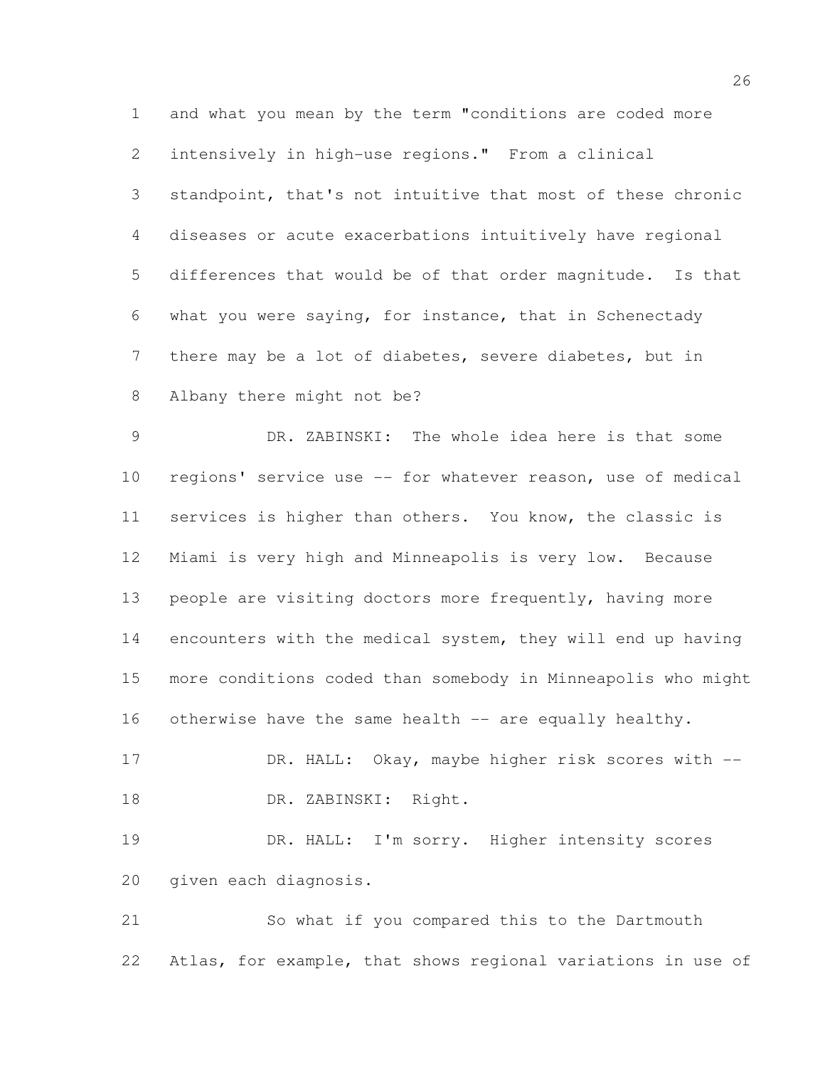and what you mean by the term "conditions are coded more intensively in high-use regions." From a clinical standpoint, that's not intuitive that most of these chronic diseases or acute exacerbations intuitively have regional differences that would be of that order magnitude. Is that what you were saying, for instance, that in Schenectady there may be a lot of diabetes, severe diabetes, but in Albany there might not be?

DR. ZABINSKI: The whole idea here is that some regions' service use -- for whatever reason, use of medical services is higher than others. You know, the classic is Miami is very high and Minneapolis is very low. Because people are visiting doctors more frequently, having more encounters with the medical system, they will end up having more conditions coded than somebody in Minneapolis who might otherwise have the same health -- are equally healthy.

DR. HALL: Okay, maybe higher risk scores with --

DR. ZABINSKI: Right.

DR. HALL: I'm sorry. Higher intensity scores given each diagnosis.

So what if you compared this to the Dartmouth Atlas, for example, that shows regional variations in use of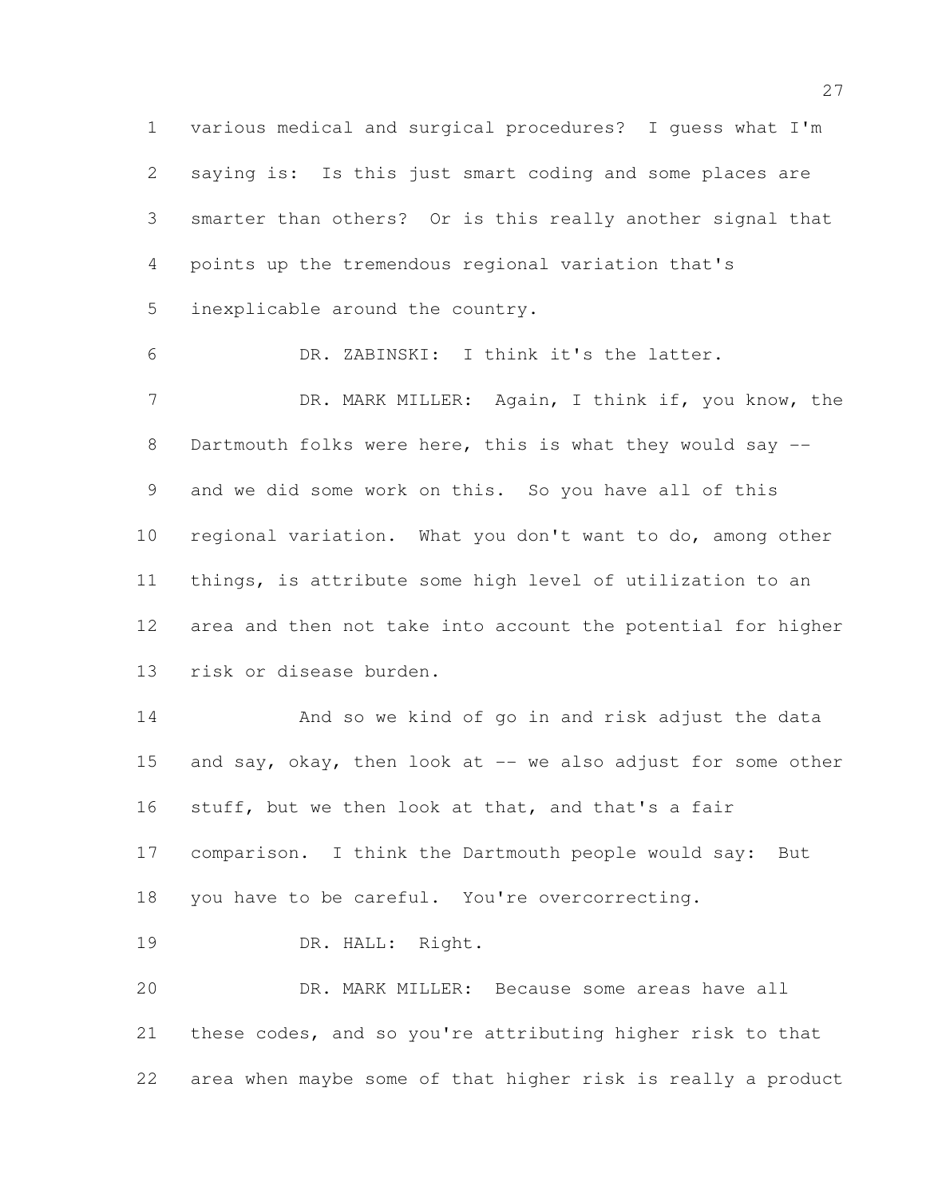various medical and surgical procedures? I guess what I'm saying is: Is this just smart coding and some places are smarter than others? Or is this really another signal that points up the tremendous regional variation that's inexplicable around the country.

DR. ZABINSKI: I think it's the latter.

DR. MARK MILLER: Again, I think if, you know, the Dartmouth folks were here, this is what they would say -- and we did some work on this. So you have all of this regional variation. What you don't want to do, among other things, is attribute some high level of utilization to an area and then not take into account the potential for higher risk or disease burden.

And so we kind of go in and risk adjust the data and say, okay, then look at -- we also adjust for some other stuff, but we then look at that, and that's a fair comparison. I think the Dartmouth people would say: But you have to be careful. You're overcorrecting.

DR. HALL: Right.

DR. MARK MILLER: Because some areas have all these codes, and so you're attributing higher risk to that area when maybe some of that higher risk is really a product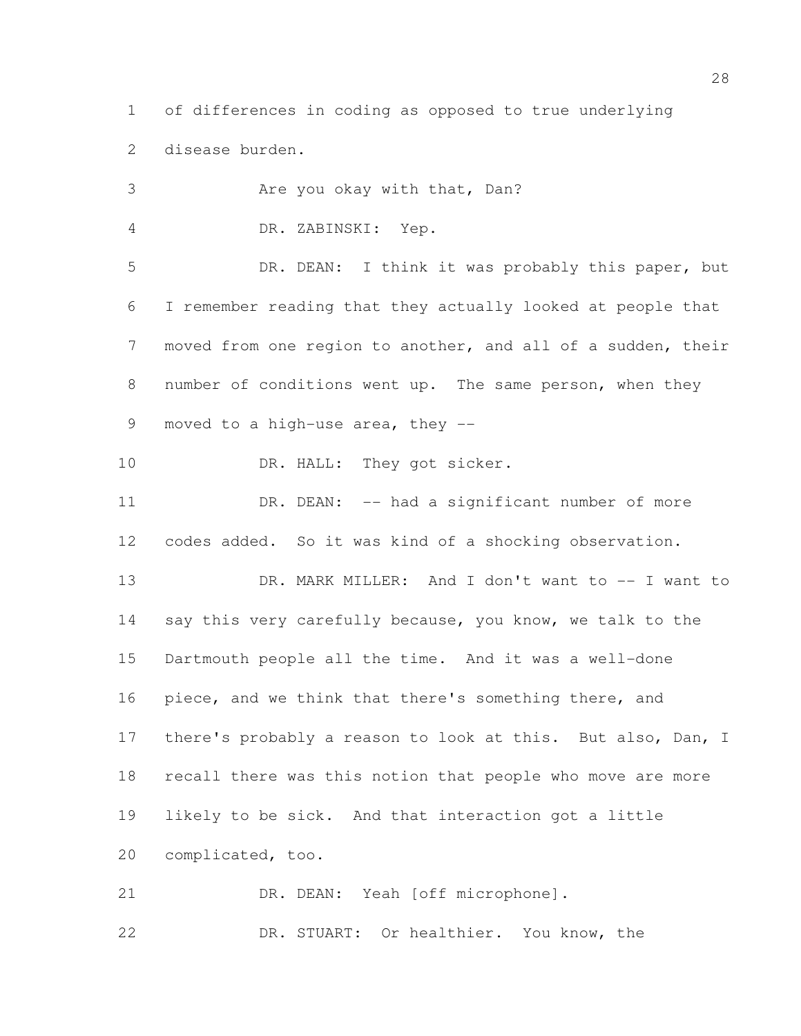of differences in coding as opposed to true underlying disease burden.

Are you okay with that, Dan?

DR. ZABINSKI: Yep.

DR. DEAN: I think it was probably this paper, but I remember reading that they actually looked at people that moved from one region to another, and all of a sudden, their number of conditions went up. The same person, when they moved to a high-use area, they --

DR. HALL: They got sicker.

DR. DEAN: -- had a significant number of more codes added. So it was kind of a shocking observation.

DR. MARK MILLER: And I don't want to -- I want to say this very carefully because, you know, we talk to the Dartmouth people all the time. And it was a well-done piece, and we think that there's something there, and there's probably a reason to look at this. But also, Dan, I recall there was this notion that people who move are more likely to be sick. And that interaction got a little complicated, too.

DR. DEAN: Yeah [off microphone].

DR. STUART: Or healthier. You know, the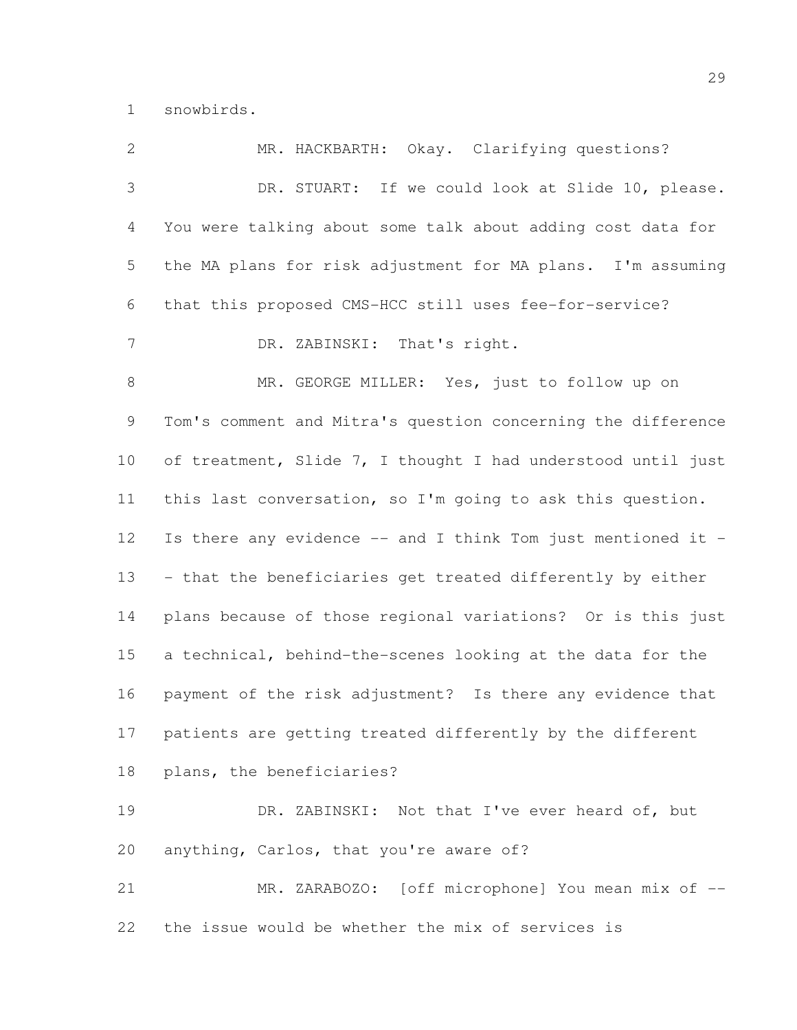snowbirds.

MR. HACKBARTH: Okay. Clarifying questions?

DR. STUART: If we could look at Slide 10, please. You were talking about some talk about adding cost data for the MA plans for risk adjustment for MA plans. I'm assuming that this proposed CMS-HCC still uses fee-for-service?

DR. ZABINSKI: That's right.

MR. GEORGE MILLER: Yes, just to follow up on Tom's comment and Mitra's question concerning the difference of treatment, Slide 7, I thought I had understood until just this last conversation, so I'm going to ask this question. Is there any evidence -- and I think Tom just mentioned it -- that the beneficiaries get treated differently by either plans because of those regional variations? Or is this just a technical, behind-the-scenes looking at the data for the payment of the risk adjustment? Is there any evidence that patients are getting treated differently by the different plans, the beneficiaries?

DR. ZABINSKI: Not that I've ever heard of, but anything, Carlos, that you're aware of?

MR. ZARABOZO: [off microphone] You mean mix of -- the issue would be whether the mix of services is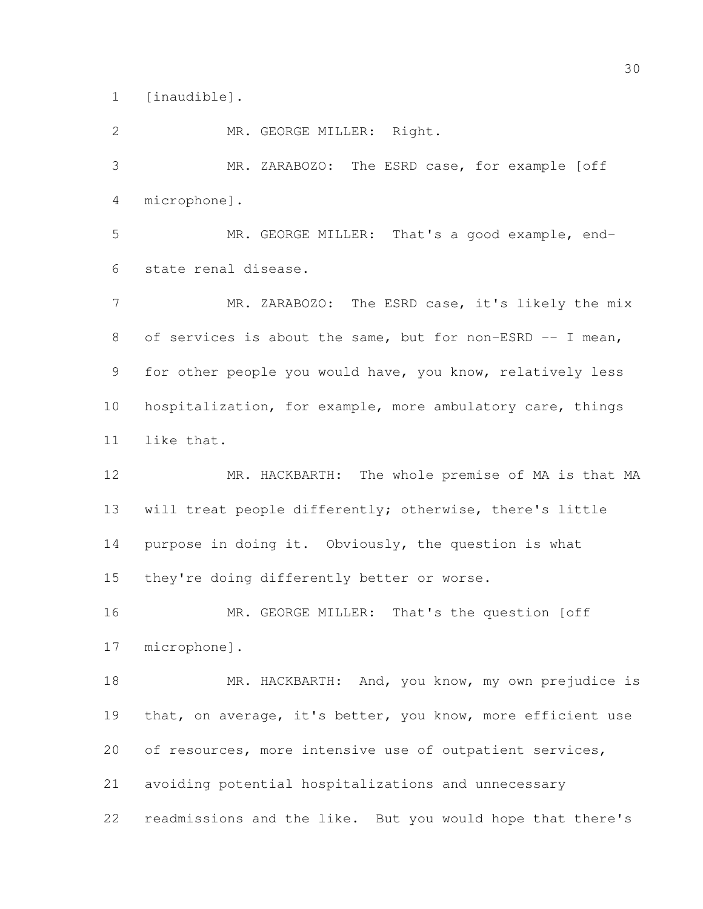[inaudible].

MR. GEORGE MILLER: Right.

MR. ZARABOZO: The ESRD case, for example [off microphone].

MR. GEORGE MILLER: That's a good example, end-state renal disease.

MR. ZARABOZO: The ESRD case, it's likely the mix of services is about the same, but for non-ESRD -- I mean, for other people you would have, you know, relatively less hospitalization, for example, more ambulatory care, things like that.

MR. HACKBARTH: The whole premise of MA is that MA will treat people differently; otherwise, there's little purpose in doing it. Obviously, the question is what they're doing differently better or worse.

MR. GEORGE MILLER: That's the question [off microphone].

MR. HACKBARTH: And, you know, my own prejudice is that, on average, it's better, you know, more efficient use of resources, more intensive use of outpatient services, avoiding potential hospitalizations and unnecessary readmissions and the like. But you would hope that there's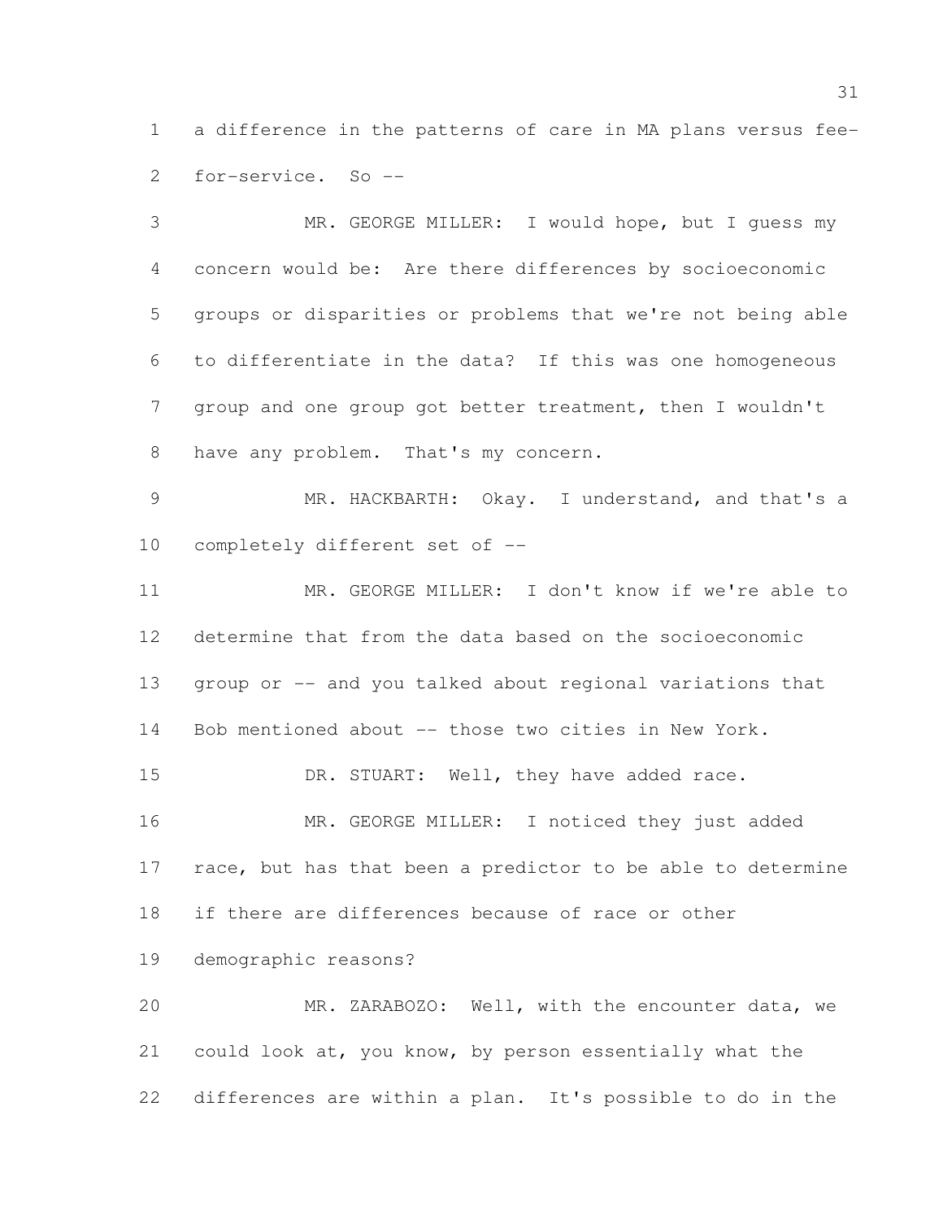a difference in the patterns of care in MA plans versus fee-for-service. So --

MR. GEORGE MILLER: I would hope, but I guess my concern would be: Are there differences by socioeconomic groups or disparities or problems that we're not being able to differentiate in the data? If this was one homogeneous group and one group got better treatment, then I wouldn't have any problem. That's my concern.

MR. HACKBARTH: Okay. I understand, and that's a completely different set of --

MR. GEORGE MILLER: I don't know if we're able to determine that from the data based on the socioeconomic group or -- and you talked about regional variations that Bob mentioned about -- those two cities in New York.

DR. STUART: Well, they have added race.

MR. GEORGE MILLER: I noticed they just added race, but has that been a predictor to be able to determine if there are differences because of race or other demographic reasons?

MR. ZARABOZO: Well, with the encounter data, we could look at, you know, by person essentially what the differences are within a plan. It's possible to do in the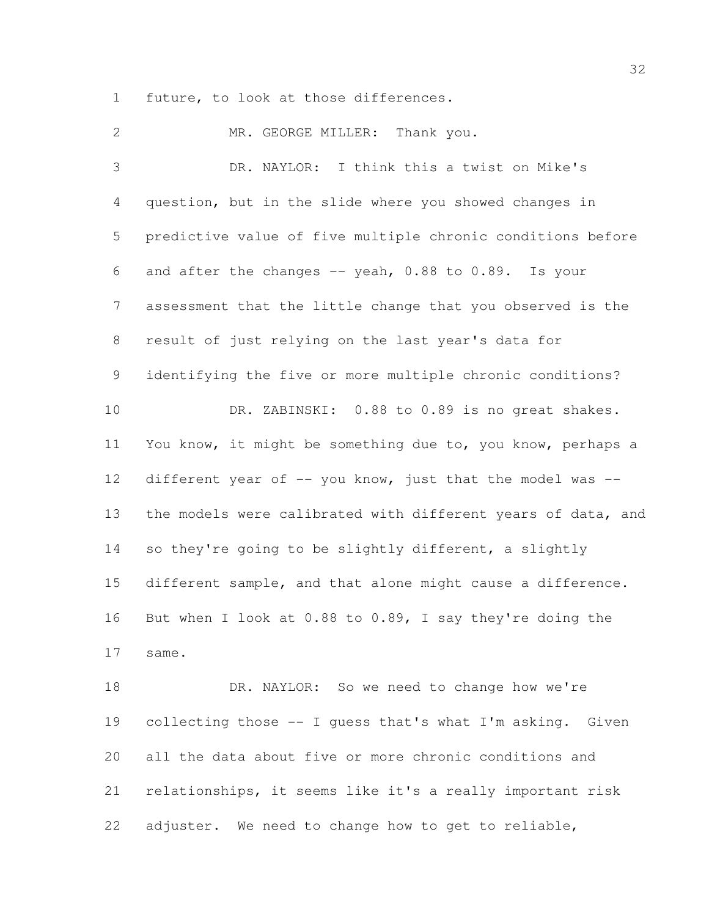future, to look at those differences.

MR. GEORGE MILLER: Thank you.

DR. NAYLOR: I think this a twist on Mike's question, but in the slide where you showed changes in predictive value of five multiple chronic conditions before and after the changes -- yeah, 0.88 to 0.89. Is your assessment that the little change that you observed is the result of just relying on the last year's data for identifying the five or more multiple chronic conditions?

DR. ZABINSKI: 0.88 to 0.89 is no great shakes. You know, it might be something due to, you know, perhaps a different year of -- you know, just that the model was -- the models were calibrated with different years of data, and so they're going to be slightly different, a slightly different sample, and that alone might cause a difference. But when I look at 0.88 to 0.89, I say they're doing the same.

DR. NAYLOR: So we need to change how we're collecting those -- I guess that's what I'm asking. Given all the data about five or more chronic conditions and relationships, it seems like it's a really important risk adjuster. We need to change how to get to reliable,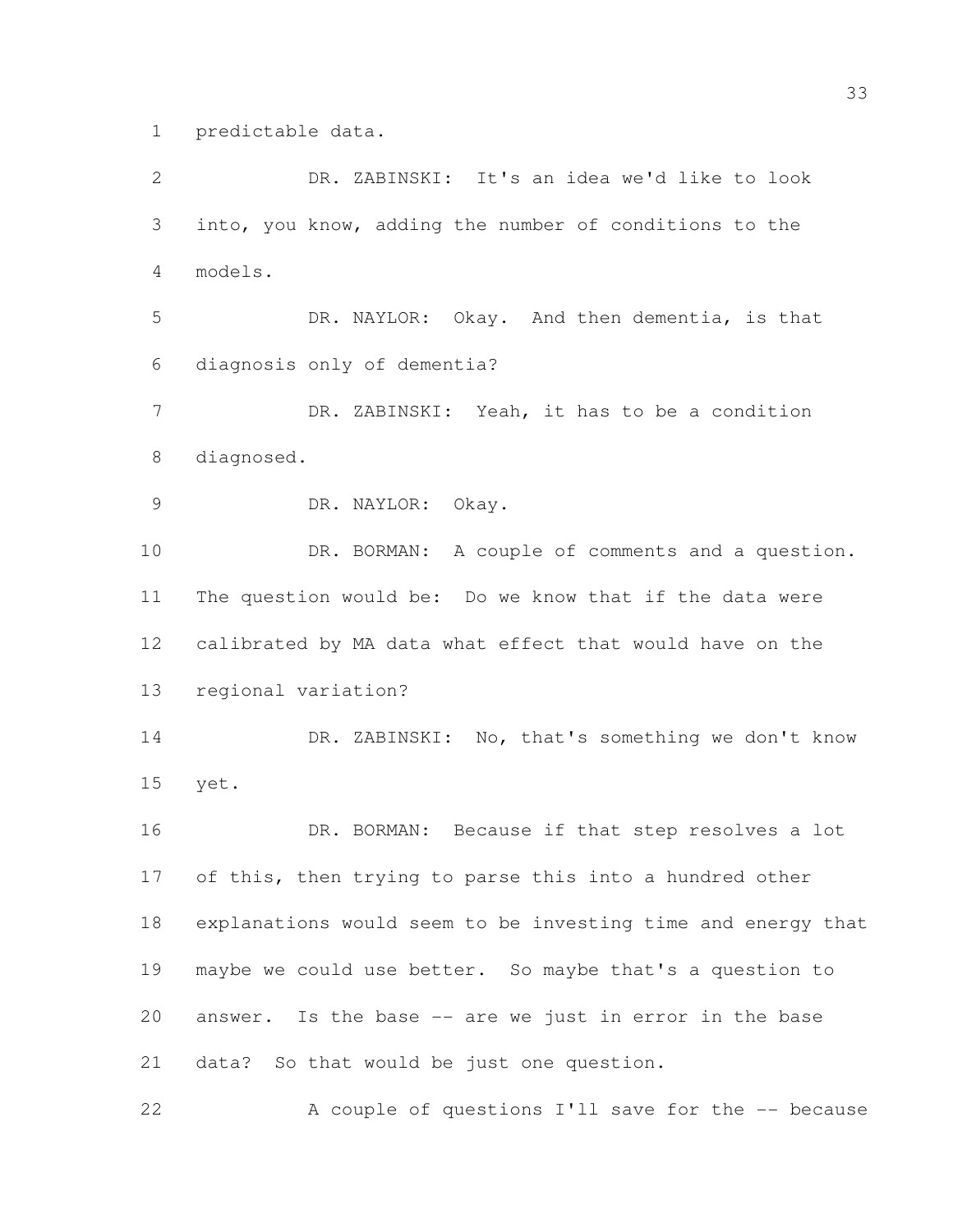predictable data.

DR. ZABINSKI: It's an idea we'd like to look into, you know, adding the number of conditions to the models.

DR. NAYLOR: Okay. And then dementia, is that diagnosis only of dementia?

DR. ZABINSKI: Yeah, it has to be a condition diagnosed.

DR. NAYLOR: Okay.

DR. BORMAN: A couple of comments and a question. The question would be: Do we know that if the data were calibrated by MA data what effect that would have on the regional variation?

DR. ZABINSKI: No, that's something we don't know yet.

DR. BORMAN: Because if that step resolves a lot of this, then trying to parse this into a hundred other explanations would seem to be investing time and energy that maybe we could use better. So maybe that's a question to answer. Is the base -- are we just in error in the base data? So that would be just one question.

A couple of questions I'll save for the -- because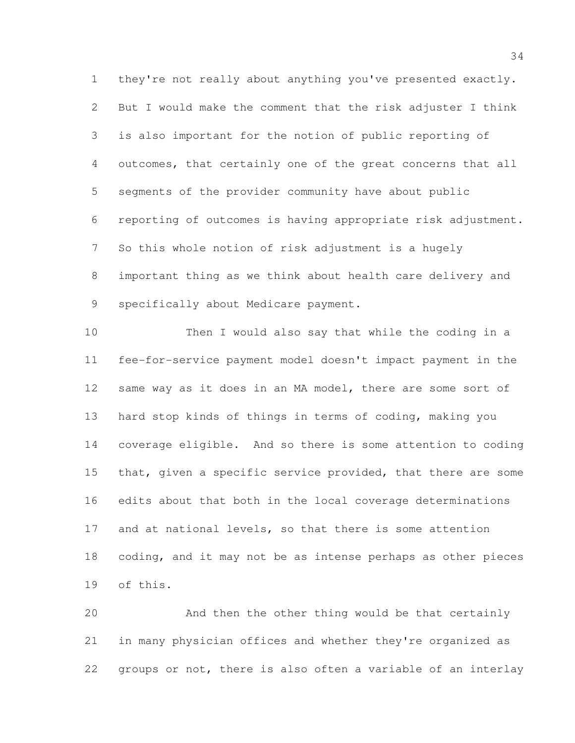they're not really about anything you've presented exactly. But I would make the comment that the risk adjuster I think is also important for the notion of public reporting of outcomes, that certainly one of the great concerns that all segments of the provider community have about public reporting of outcomes is having appropriate risk adjustment. So this whole notion of risk adjustment is a hugely important thing as we think about health care delivery and specifically about Medicare payment.

Then I would also say that while the coding in a fee-for-service payment model doesn't impact payment in the same way as it does in an MA model, there are some sort of hard stop kinds of things in terms of coding, making you coverage eligible. And so there is some attention to coding that, given a specific service provided, that there are some edits about that both in the local coverage determinations and at national levels, so that there is some attention coding, and it may not be as intense perhaps as other pieces of this.

And then the other thing would be that certainly in many physician offices and whether they're organized as groups or not, there is also often a variable of an interlay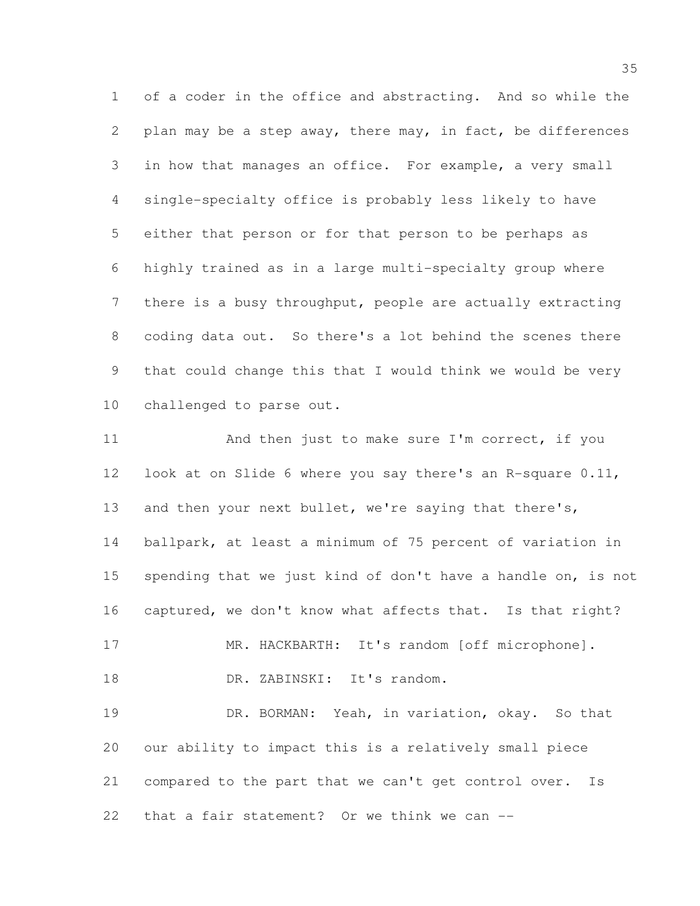of a coder in the office and abstracting. And so while the plan may be a step away, there may, in fact, be differences in how that manages an office. For example, a very small single-specialty office is probably less likely to have either that person or for that person to be perhaps as highly trained as in a large multi-specialty group where there is a busy throughput, people are actually extracting coding data out. So there's a lot behind the scenes there that could change this that I would think we would be very challenged to parse out.

And then just to make sure I'm correct, if you look at on Slide 6 where you say there's an R-square 0.11, and then your next bullet, we're saying that there's, ballpark, at least a minimum of 75 percent of variation in spending that we just kind of don't have a handle on, is not captured, we don't know what affects that. Is that right?

MR. HACKBARTH: It's random [off microphone].

DR. ZABINSKI: It's random.

DR. BORMAN: Yeah, in variation, okay. So that our ability to impact this is a relatively small piece compared to the part that we can't get control over. Is that a fair statement? Or we think we can --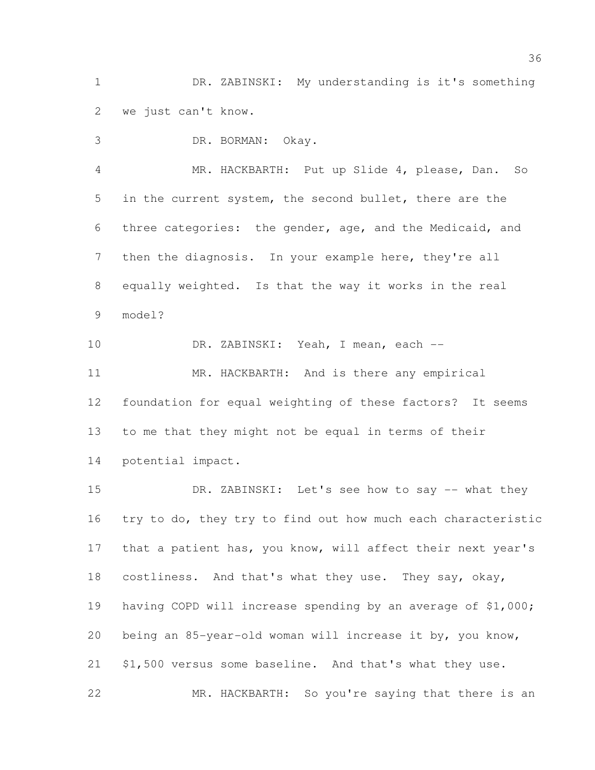DR. ZABINSKI: My understanding is it's something we just can't know.

DR. BORMAN: Okay.

MR. HACKBARTH: Put up Slide 4, please, Dan. So in the current system, the second bullet, there are the three categories: the gender, age, and the Medicaid, and then the diagnosis. In your example here, they're all equally weighted. Is that the way it works in the real model?

DR. ZABINSKI: Yeah, I mean, each --

MR. HACKBARTH: And is there any empirical foundation for equal weighting of these factors? It seems to me that they might not be equal in terms of their potential impact.

DR. ZABINSKI: Let's see how to say -- what they try to do, they try to find out how much each characteristic that a patient has, you know, will affect their next year's costliness. And that's what they use. They say, okay, having COPD will increase spending by an average of $1,000; being an 85-year-old woman will increase it by, you know, $1,500 versus some baseline. And that's what they use.

MR. HACKBARTH: So you're saying that there is an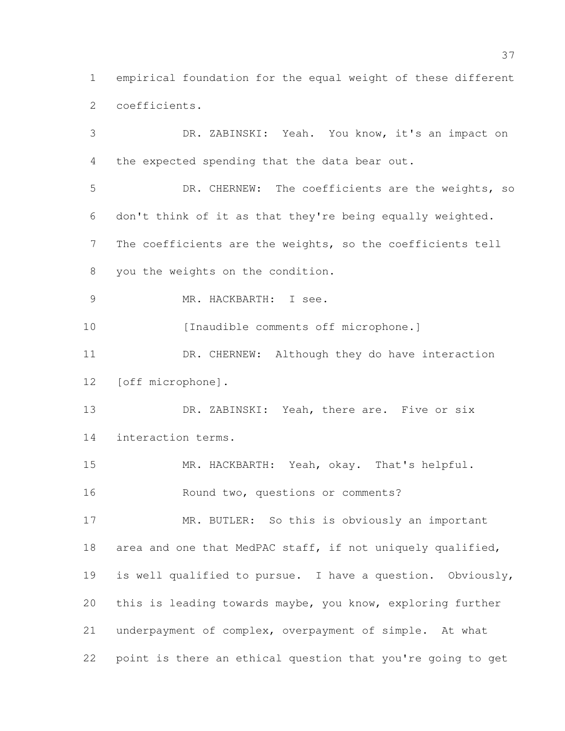empirical foundation for the equal weight of these different coefficients.

DR. ZABINSKI: Yeah. You know, it's an impact on the expected spending that the data bear out.

DR. CHERNEW: The coefficients are the weights, so don't think of it as that they're being equally weighted. The coefficients are the weights, so the coefficients tell you the weights on the condition.

MR. HACKBARTH: I see.

[Inaudible comments off microphone.]

DR. CHERNEW: Although they do have interaction [off microphone].

DR. ZABINSKI: Yeah, there are. Five or six interaction terms.

MR. HACKBARTH: Yeah, okay. That's helpful.

Round two, questions or comments?

MR. BUTLER: So this is obviously an important area and one that MedPAC staff, if not uniquely qualified, is well qualified to pursue. I have a question. Obviously, this is leading towards maybe, you know, exploring further underpayment of complex, overpayment of simple. At what point is there an ethical question that you're going to get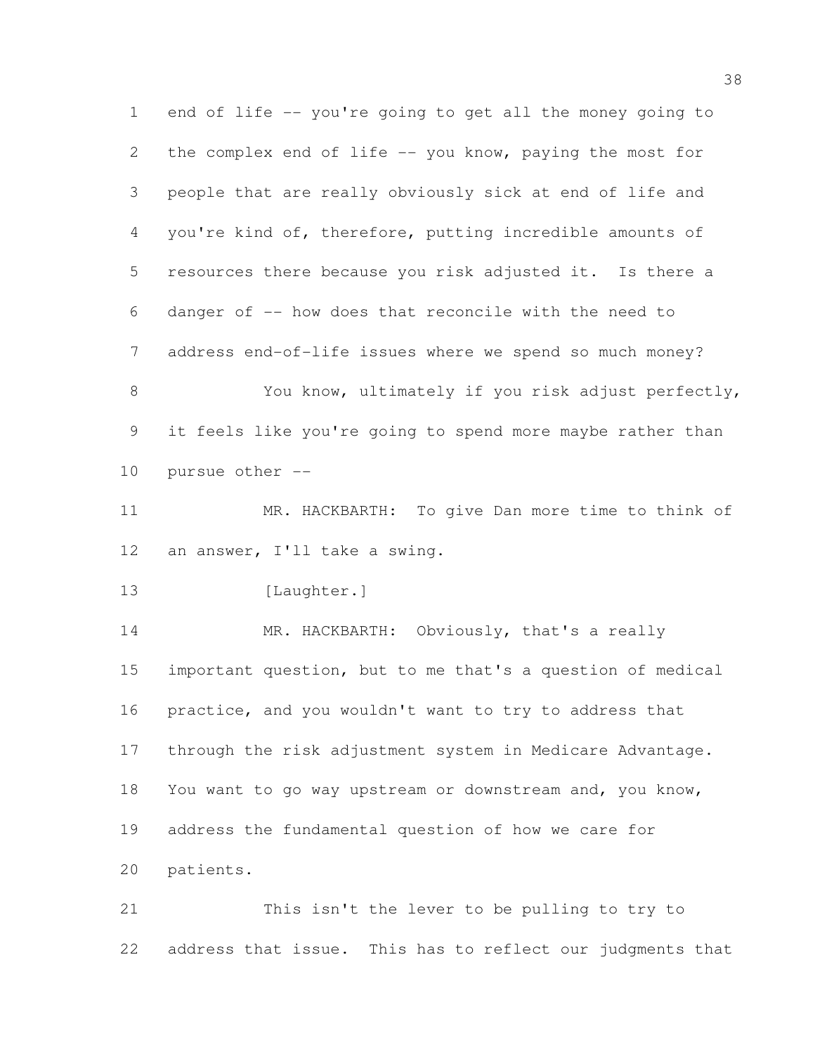end of life -- you're going to get all the money going to the complex end of life -- you know, paying the most for people that are really obviously sick at end of life and you're kind of, therefore, putting incredible amounts of resources there because you risk adjusted it. Is there a danger of -- how does that reconcile with the need to address end-of-life issues where we spend so much money?

You know, ultimately if you risk adjust perfectly, it feels like you're going to spend more maybe rather than pursue other --

MR. HACKBARTH: To give Dan more time to think of an answer, I'll take a swing.

[Laughter.]

MR. HACKBARTH: Obviously, that's a really important question, but to me that's a question of medical practice, and you wouldn't want to try to address that through the risk adjustment system in Medicare Advantage. You want to go way upstream or downstream and, you know, address the fundamental question of how we care for patients.

This isn't the lever to be pulling to try to address that issue. This has to reflect our judgments that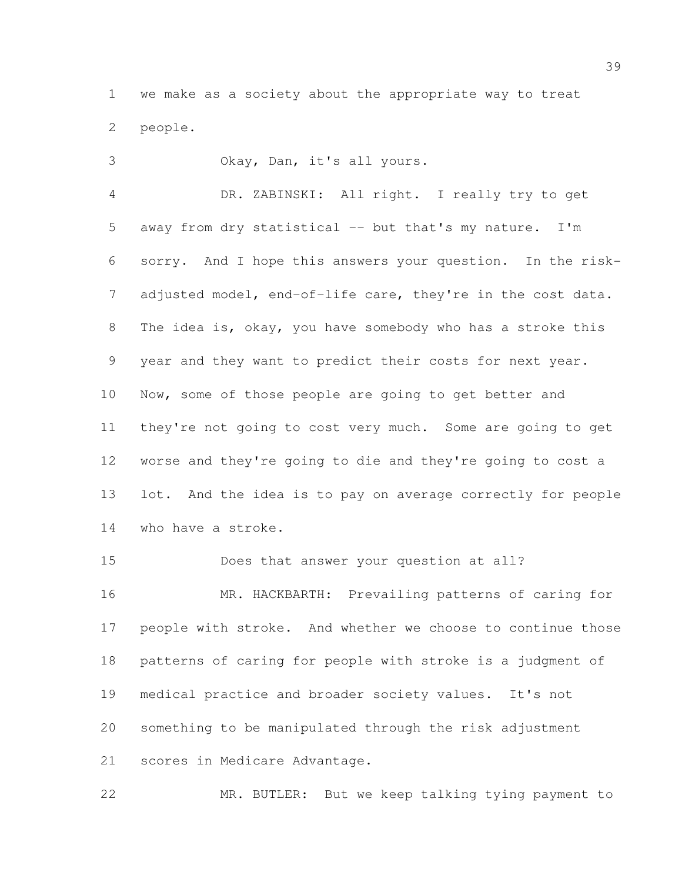we make as a society about the appropriate way to treat people.

Okay, Dan, it's all yours.

DR. ZABINSKI: All right. I really try to get away from dry statistical -- but that's my nature. I'm sorry. And I hope this answers your question. In the risk-adjusted model, end-of-life care, they're in the cost data. The idea is, okay, you have somebody who has a stroke this year and they want to predict their costs for next year. Now, some of those people are going to get better and they're not going to cost very much. Some are going to get worse and they're going to die and they're going to cost a lot. And the idea is to pay on average correctly for people who have a stroke.

Does that answer your question at all?

MR. HACKBARTH: Prevailing patterns of caring for people with stroke. And whether we choose to continue those patterns of caring for people with stroke is a judgment of medical practice and broader society values. It's not something to be manipulated through the risk adjustment scores in Medicare Advantage.

MR. BUTLER: But we keep talking tying payment to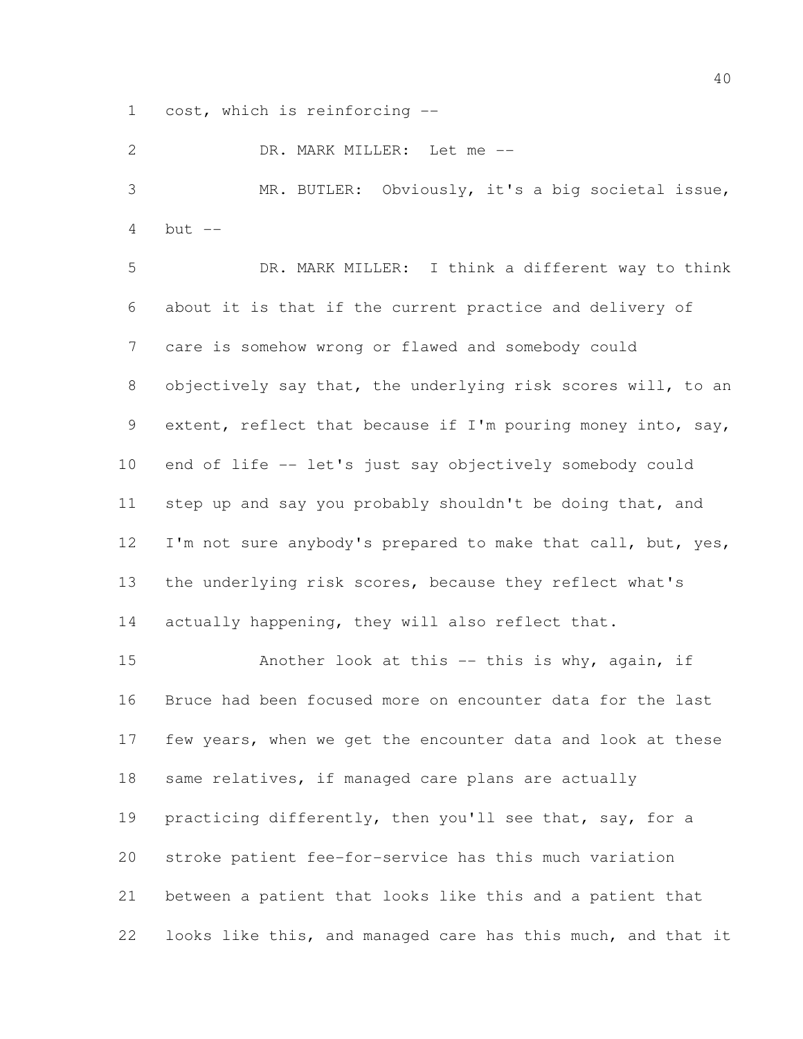cost, which is reinforcing --

DR. MARK MILLER: Let me --

MR. BUTLER: Obviously, it's a big societal issue, but --

DR. MARK MILLER: I think a different way to think about it is that if the current practice and delivery of care is somehow wrong or flawed and somebody could objectively say that, the underlying risk scores will, to an extent, reflect that because if I'm pouring money into, say, end of life -- let's just say objectively somebody could step up and say you probably shouldn't be doing that, and I'm not sure anybody's prepared to make that call, but, yes, the underlying risk scores, because they reflect what's actually happening, they will also reflect that.

Another look at this -- this is why, again, if Bruce had been focused more on encounter data for the last few years, when we get the encounter data and look at these same relatives, if managed care plans are actually practicing differently, then you'll see that, say, for a stroke patient fee-for-service has this much variation between a patient that looks like this and a patient that looks like this, and managed care has this much, and that it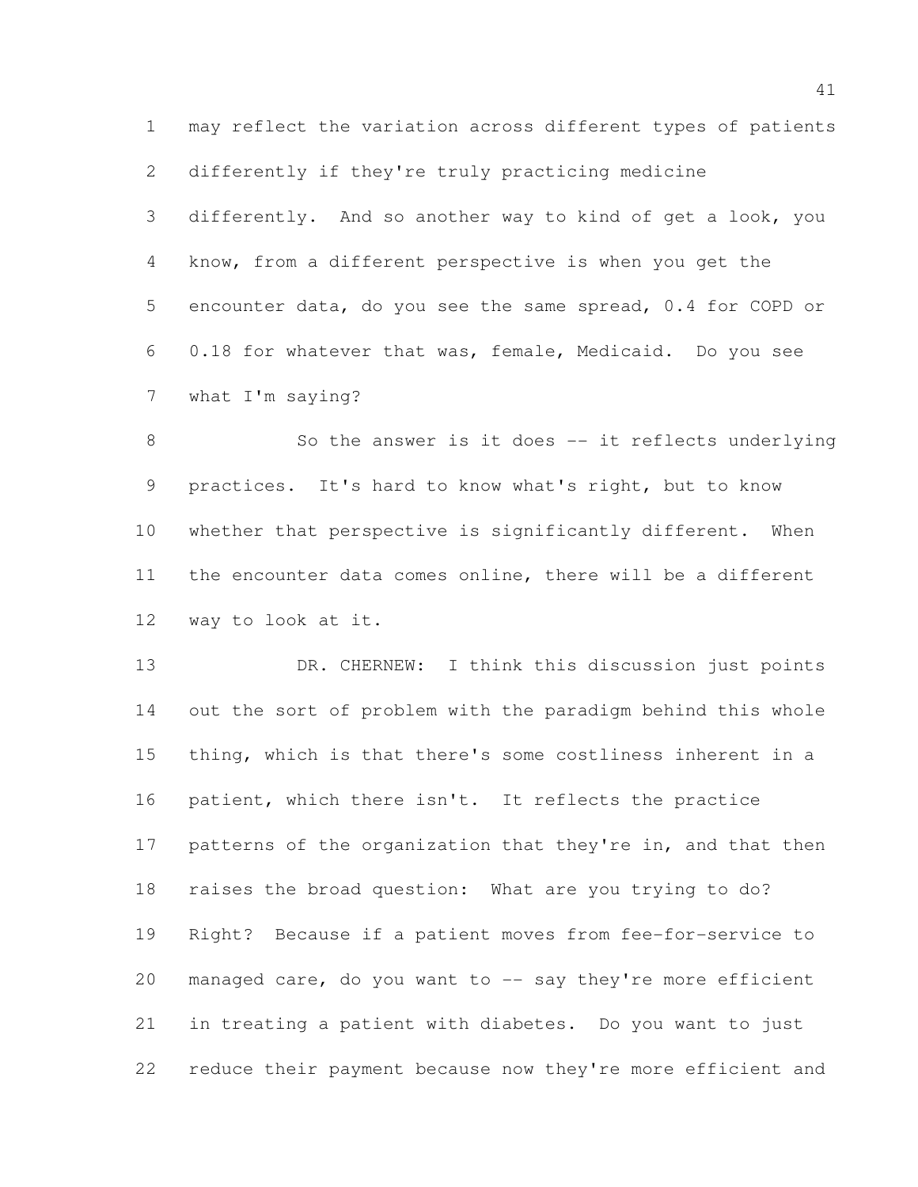may reflect the variation across different types of patients differently if they're truly practicing medicine differently. And so another way to kind of get a look, you know, from a different perspective is when you get the encounter data, do you see the same spread, 0.4 for COPD or 0.18 for whatever that was, female, Medicaid. Do you see what I'm saying?

So the answer is it does -- it reflects underlying practices. It's hard to know what's right, but to know whether that perspective is significantly different. When the encounter data comes online, there will be a different way to look at it.

DR. CHERNEW: I think this discussion just points out the sort of problem with the paradigm behind this whole thing, which is that there's some costliness inherent in a patient, which there isn't. It reflects the practice patterns of the organization that they're in, and that then raises the broad question: What are you trying to do? Right? Because if a patient moves from fee-for-service to managed care, do you want to -- say they're more efficient in treating a patient with diabetes. Do you want to just reduce their payment because now they're more efficient and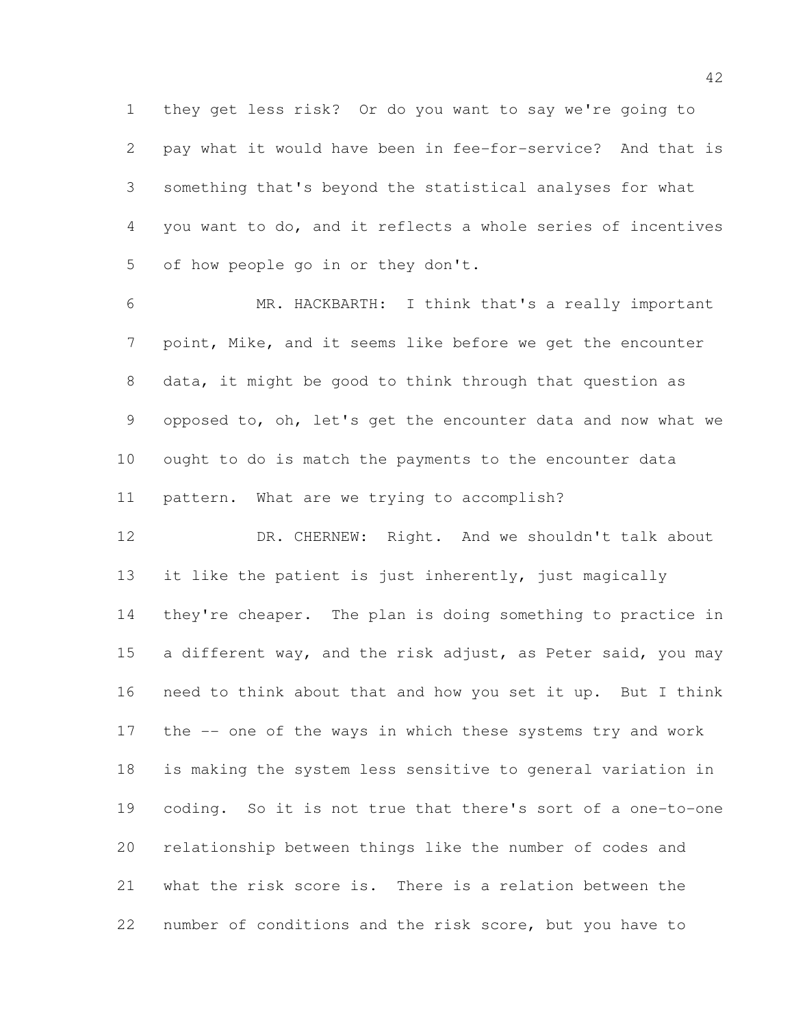they get less risk? Or do you want to say we're going to pay what it would have been in fee-for-service? And that is something that's beyond the statistical analyses for what you want to do, and it reflects a whole series of incentives of how people go in or they don't.

MR. HACKBARTH: I think that's a really important point, Mike, and it seems like before we get the encounter data, it might be good to think through that question as opposed to, oh, let's get the encounter data and now what we ought to do is match the payments to the encounter data pattern. What are we trying to accomplish?

DR. CHERNEW: Right. And we shouldn't talk about it like the patient is just inherently, just magically they're cheaper. The plan is doing something to practice in a different way, and the risk adjust, as Peter said, you may need to think about that and how you set it up. But I think the -- one of the ways in which these systems try and work is making the system less sensitive to general variation in coding. So it is not true that there's sort of a one-to-one relationship between things like the number of codes and what the risk score is. There is a relation between the number of conditions and the risk score, but you have to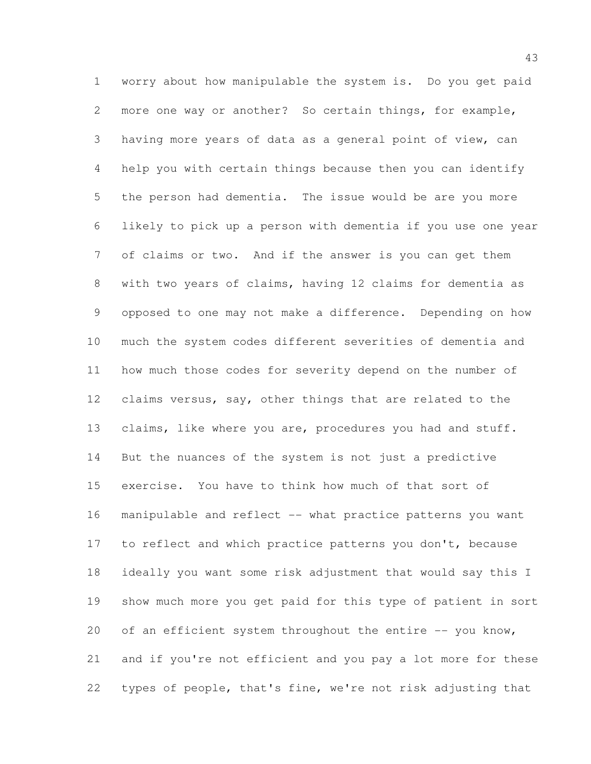worry about how manipulable the system is. Do you get paid more one way or another? So certain things, for example, having more years of data as a general point of view, can help you with certain things because then you can identify the person had dementia. The issue would be are you more likely to pick up a person with dementia if you use one year of claims or two. And if the answer is you can get them with two years of claims, having 12 claims for dementia as opposed to one may not make a difference. Depending on how much the system codes different severities of dementia and how much those codes for severity depend on the number of claims versus, say, other things that are related to the claims, like where you are, procedures you had and stuff. But the nuances of the system is not just a predictive exercise. You have to think how much of that sort of manipulable and reflect -- what practice patterns you want to reflect and which practice patterns you don't, because ideally you want some risk adjustment that would say this I show much more you get paid for this type of patient in sort of an efficient system throughout the entire -- you know, and if you're not efficient and you pay a lot more for these types of people, that's fine, we're not risk adjusting that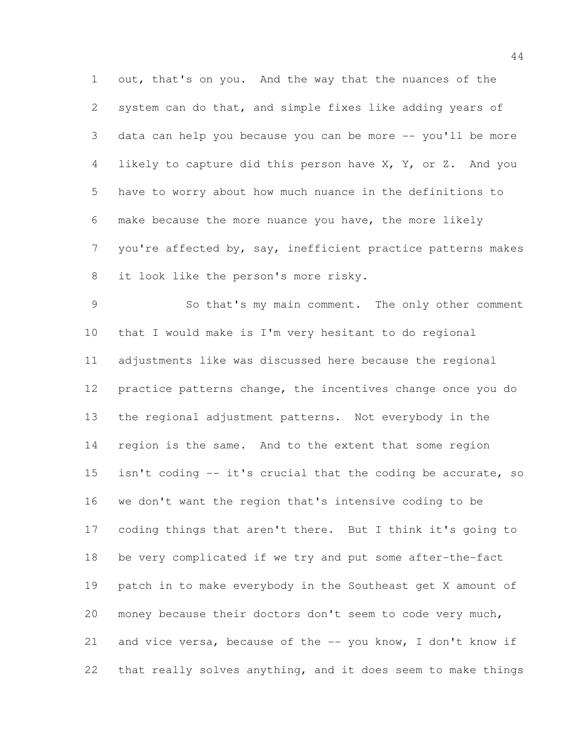out, that's on you. And the way that the nuances of the system can do that, and simple fixes like adding years of data can help you because you can be more -- you'll be more likely to capture did this person have X, Y, or Z. And you have to worry about how much nuance in the definitions to make because the more nuance you have, the more likely you're affected by, say, inefficient practice patterns makes it look like the person's more risky.

So that's my main comment. The only other comment that I would make is I'm very hesitant to do regional adjustments like was discussed here because the regional practice patterns change, the incentives change once you do the regional adjustment patterns. Not everybody in the region is the same. And to the extent that some region isn't coding -- it's crucial that the coding be accurate, so we don't want the region that's intensive coding to be coding things that aren't there. But I think it's going to be very complicated if we try and put some after-the-fact patch in to make everybody in the Southeast get X amount of money because their doctors don't seem to code very much, and vice versa, because of the -- you know, I don't know if that really solves anything, and it does seem to make things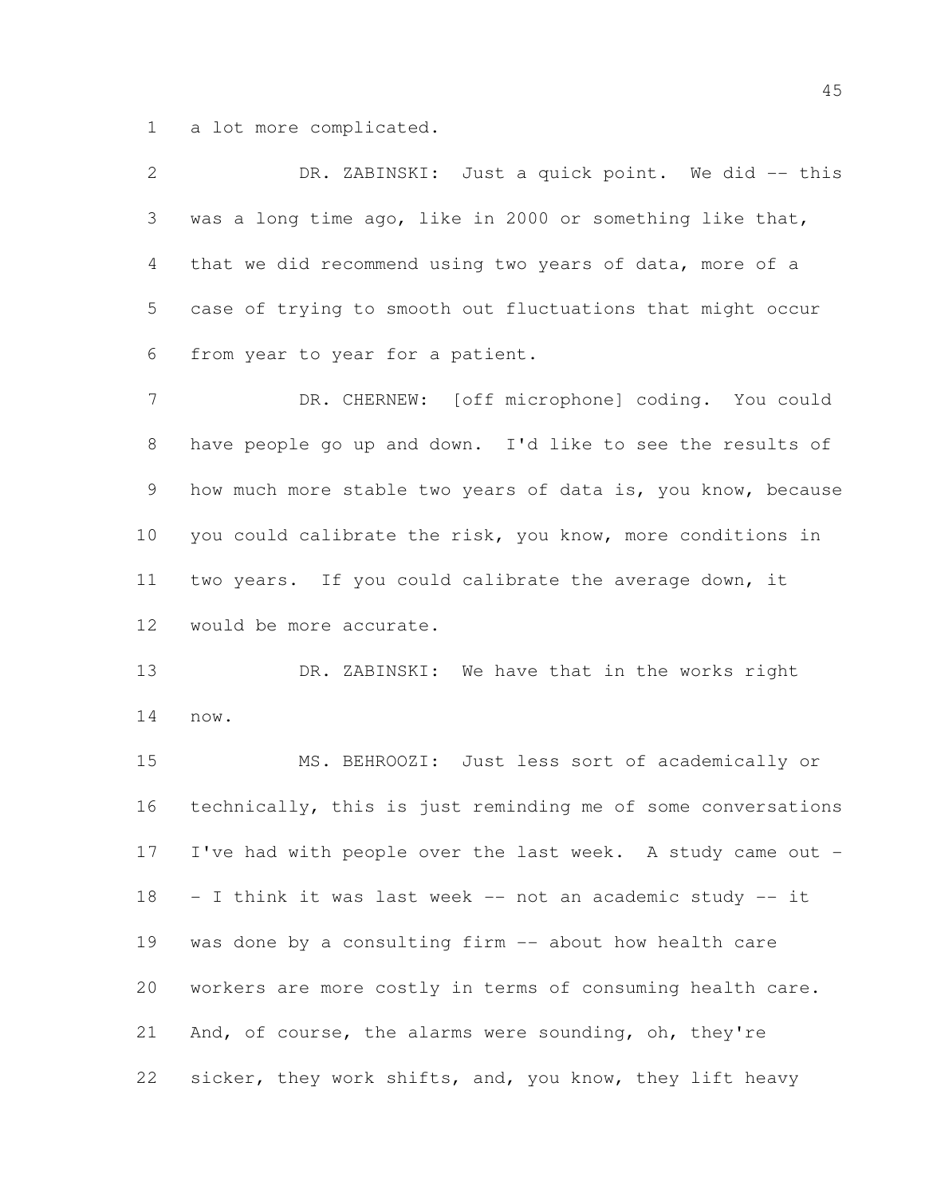a lot more complicated.

DR. ZABINSKI: Just a quick point. We did -- this was a long time ago, like in 2000 or something like that, that we did recommend using two years of data, more of a case of trying to smooth out fluctuations that might occur from year to year for a patient.

DR. CHERNEW: [off microphone] coding. You could have people go up and down. I'd like to see the results of how much more stable two years of data is, you know, because you could calibrate the risk, you know, more conditions in two years. If you could calibrate the average down, it would be more accurate.

DR. ZABINSKI: We have that in the works right now.

MS. BEHROOZI: Just less sort of academically or technically, this is just reminding me of some conversations I've had with people over the last week. A study came out -- I think it was last week -- not an academic study -- it was done by a consulting firm -- about how health care workers are more costly in terms of consuming health care. And, of course, the alarms were sounding, oh, they're sicker, they work shifts, and, you know, they lift heavy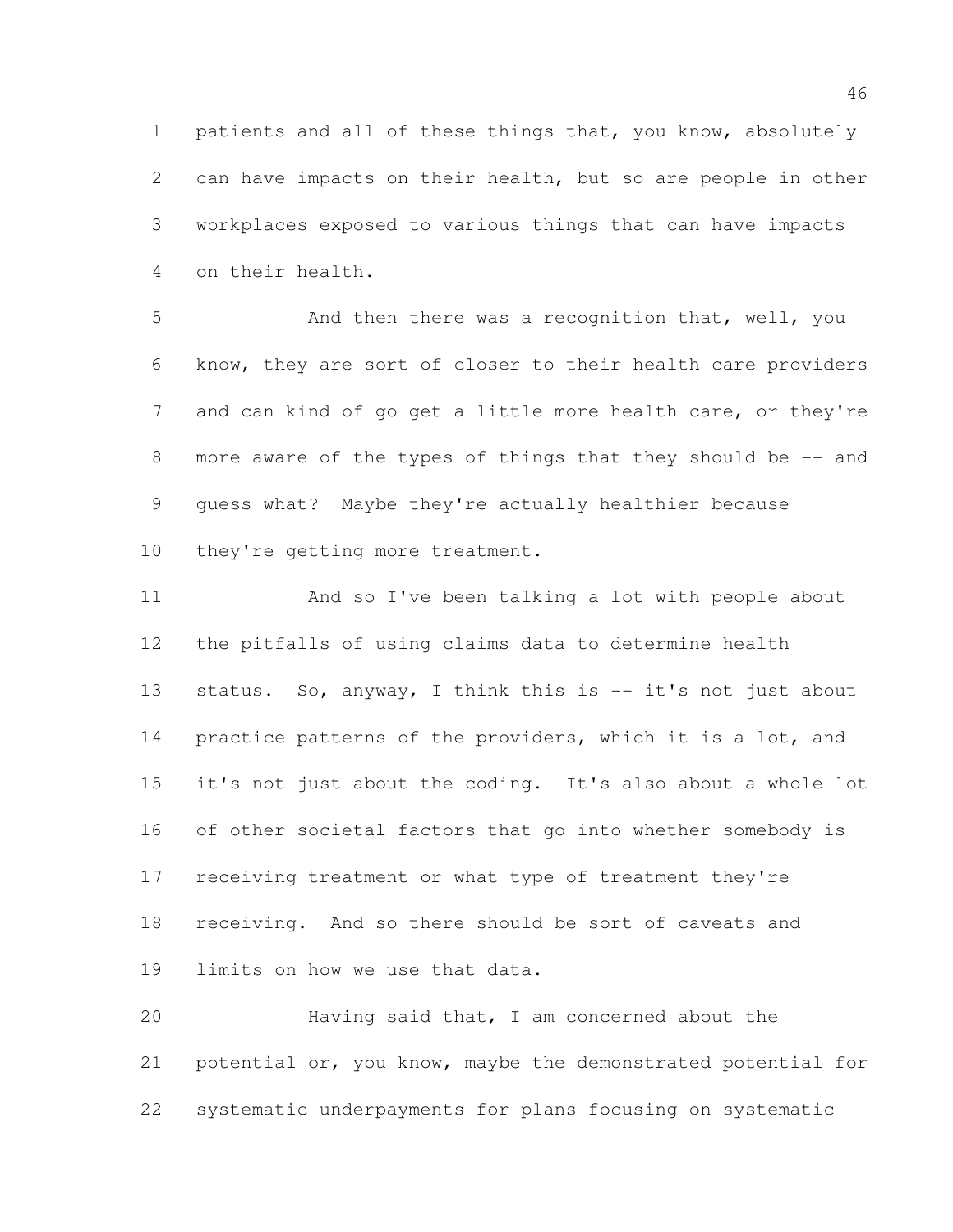patients and all of these things that, you know, absolutely can have impacts on their health, but so are people in other workplaces exposed to various things that can have impacts on their health.

And then there was a recognition that, well, you know, they are sort of closer to their health care providers and can kind of go get a little more health care, or they're more aware of the types of things that they should be -- and guess what? Maybe they're actually healthier because they're getting more treatment.

And so I've been talking a lot with people about the pitfalls of using claims data to determine health status. So, anyway, I think this is -- it's not just about practice patterns of the providers, which it is a lot, and it's not just about the coding. It's also about a whole lot of other societal factors that go into whether somebody is receiving treatment or what type of treatment they're receiving. And so there should be sort of caveats and limits on how we use that data.

Having said that, I am concerned about the potential or, you know, maybe the demonstrated potential for systematic underpayments for plans focusing on systematic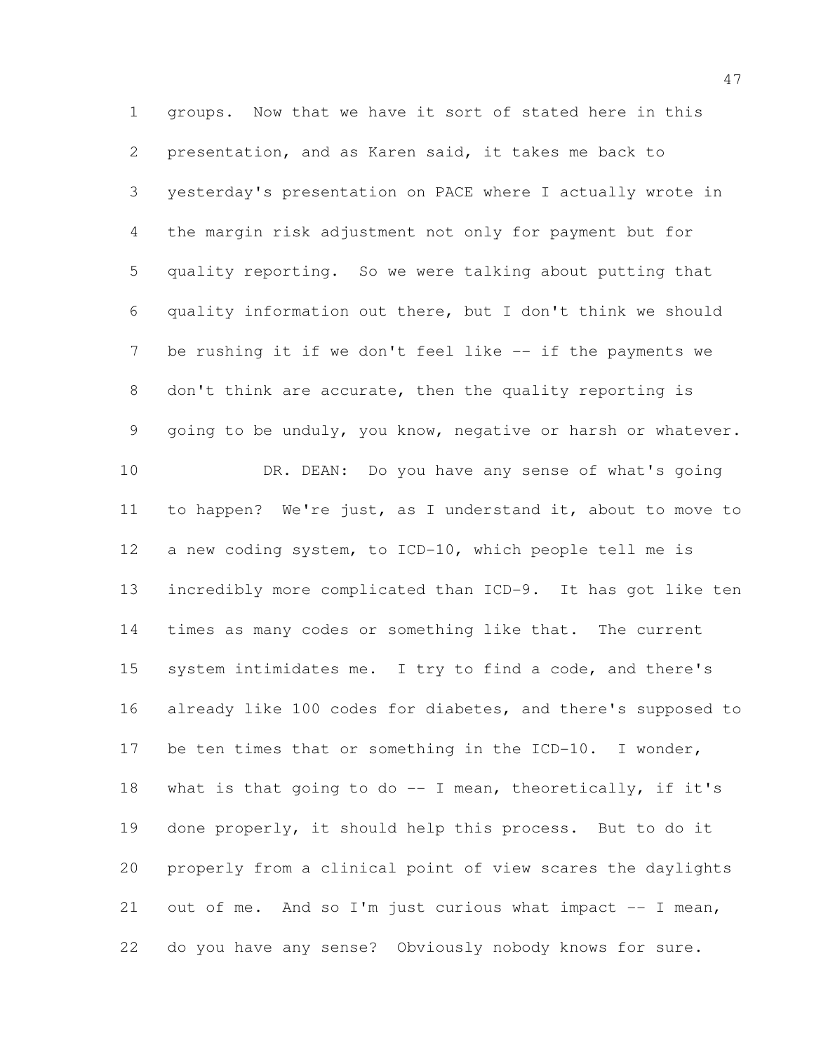groups. Now that we have it sort of stated here in this presentation, and as Karen said, it takes me back to yesterday's presentation on PACE where I actually wrote in the margin risk adjustment not only for payment but for quality reporting. So we were talking about putting that quality information out there, but I don't think we should be rushing it if we don't feel like -- if the payments we don't think are accurate, then the quality reporting is going to be unduly, you know, negative or harsh or whatever.

DR. DEAN: Do you have any sense of what's going to happen? We're just, as I understand it, about to move to a new coding system, to ICD-10, which people tell me is incredibly more complicated than ICD-9. It has got like ten times as many codes or something like that. The current system intimidates me. I try to find a code, and there's already like 100 codes for diabetes, and there's supposed to be ten times that or something in the ICD-10. I wonder, what is that going to do -- I mean, theoretically, if it's done properly, it should help this process. But to do it properly from a clinical point of view scares the daylights out of me. And so I'm just curious what impact -- I mean, do you have any sense? Obviously nobody knows for sure.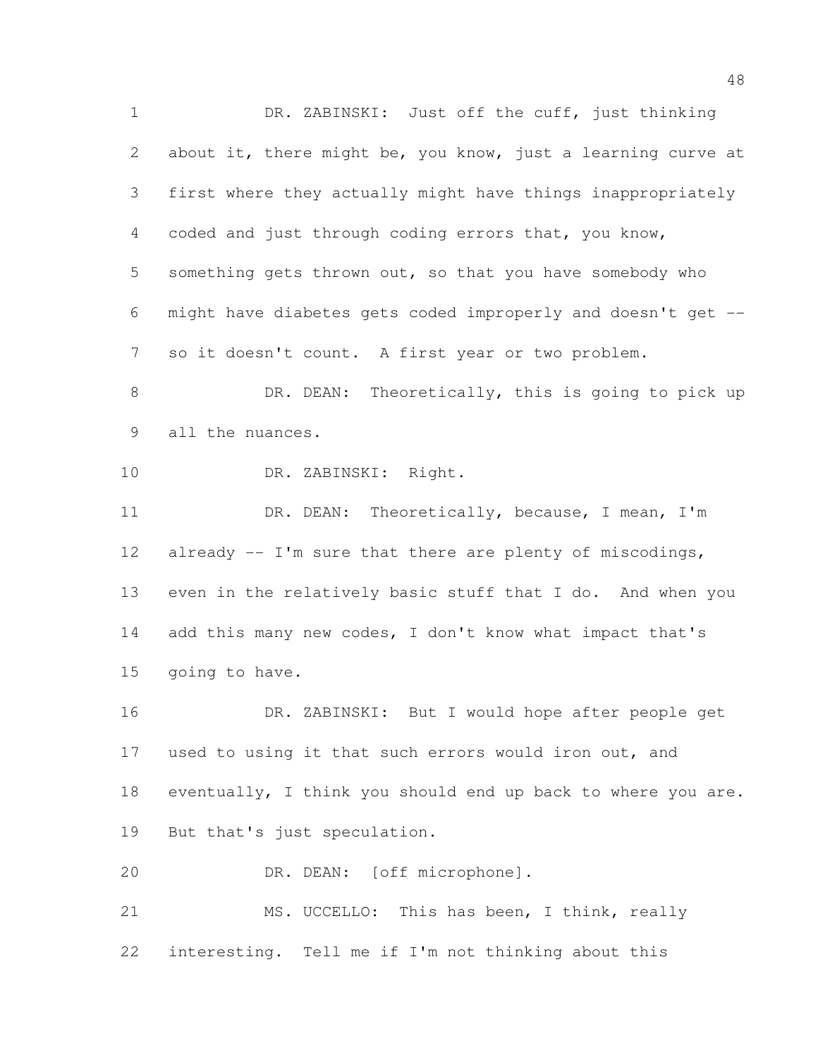DR. ZABINSKI: Just off the cuff, just thinking about it, there might be, you know, just a learning curve at first where they actually might have things inappropriately coded and just through coding errors that, you know, something gets thrown out, so that you have somebody who might have diabetes gets coded improperly and doesn't get -- so it doesn't count. A first year or two problem.

DR. DEAN: Theoretically, this is going to pick up all the nuances.

DR. ZABINSKI: Right.

DR. DEAN: Theoretically, because, I mean, I'm already -- I'm sure that there are plenty of miscodings, even in the relatively basic stuff that I do. And when you add this many new codes, I don't know what impact that's going to have.

DR. ZABINSKI: But I would hope after people get used to using it that such errors would iron out, and eventually, I think you should end up back to where you are. But that's just speculation.

DR. DEAN: [off microphone].

MS. UCCELLO: This has been, I think, really interesting. Tell me if I'm not thinking about this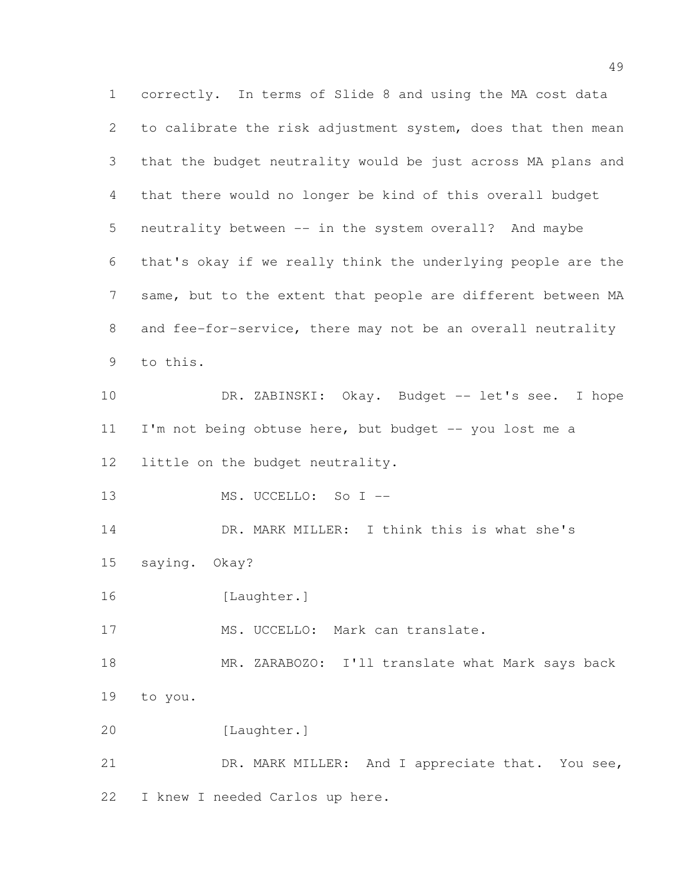correctly. In terms of Slide 8 and using the MA cost data to calibrate the risk adjustment system, does that then mean that the budget neutrality would be just across MA plans and that there would no longer be kind of this overall budget neutrality between -- in the system overall? And maybe that's okay if we really think the underlying people are the same, but to the extent that people are different between MA and fee-for-service, there may not be an overall neutrality to this.

DR. ZABINSKI: Okay. Budget -- let's see. I hope I'm not being obtuse here, but budget -- you lost me a little on the budget neutrality.

MS. UCCELLO: So I --

DR. MARK MILLER: I think this is what she's saying. Okay?

[Laughter.]

MS. UCCELLO: Mark can translate.

MR. ZARABOZO: I'll translate what Mark says back to you.

[Laughter.]

DR. MARK MILLER: And I appreciate that. You see, I knew I needed Carlos up here.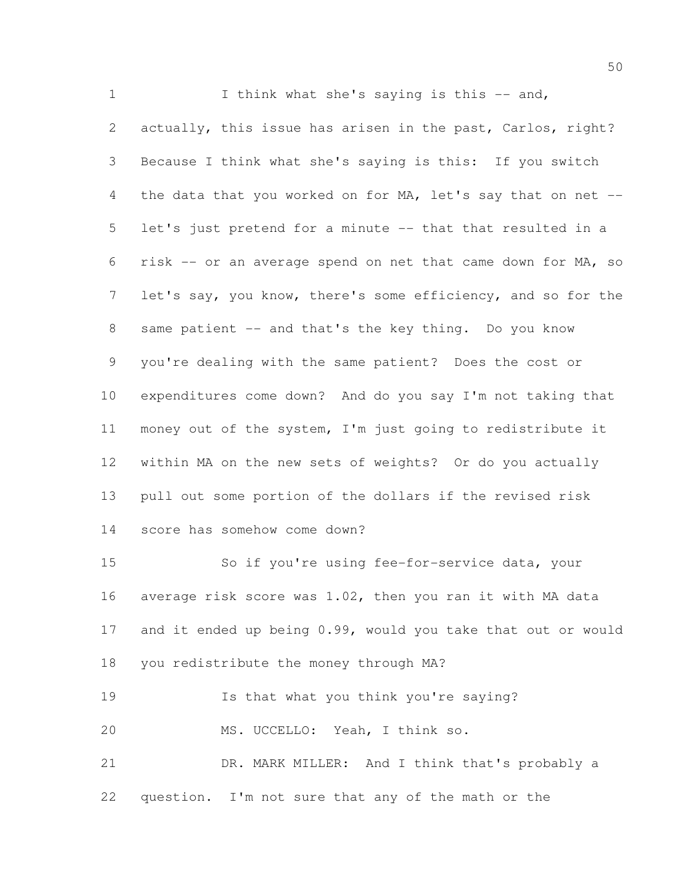I think what she's saying is this -- and, actually, this issue has arisen in the past, Carlos, right? Because I think what she's saying is this: If you switch the data that you worked on for MA, let's say that on net -- let's just pretend for a minute -- that that resulted in a risk -- or an average spend on net that came down for MA, so let's say, you know, there's some efficiency, and so for the same patient -- and that's the key thing. Do you know you're dealing with the same patient? Does the cost or expenditures come down? And do you say I'm not taking that money out of the system, I'm just going to redistribute it within MA on the new sets of weights? Or do you actually pull out some portion of the dollars if the revised risk score has somehow come down?

So if you're using fee-for-service data, your average risk score was 1.02, then you ran it with MA data and it ended up being 0.99, would you take that out or would you redistribute the money through MA?

Is that what you think you're saying?

MS. UCCELLO: Yeah, I think so.

DR. MARK MILLER: And I think that's probably a question. I'm not sure that any of the math or the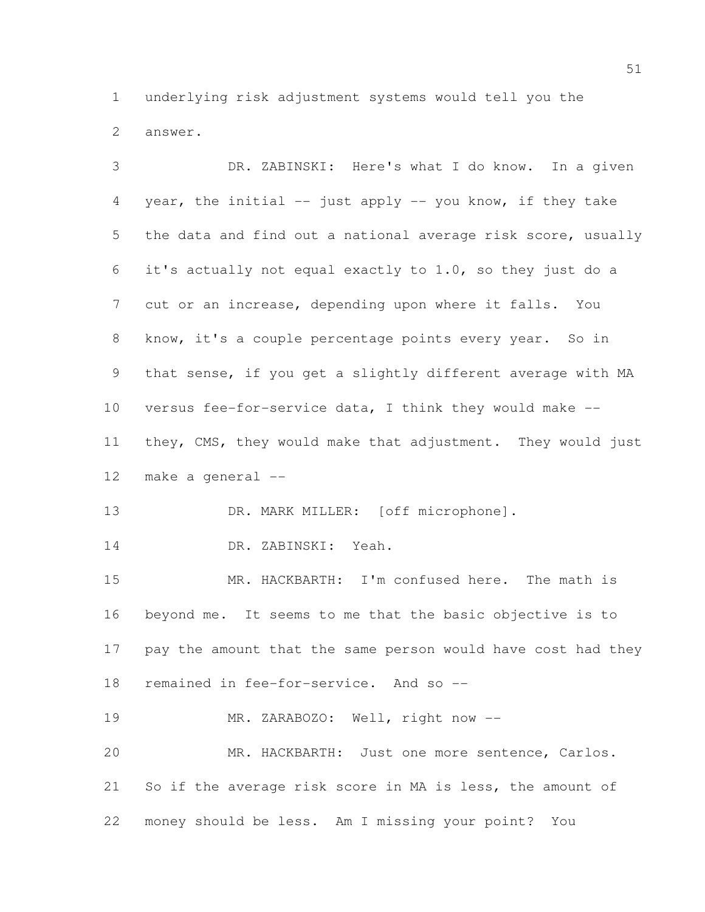underlying risk adjustment systems would tell you the answer.

DR. ZABINSKI: Here's what I do know. In a given year, the initial -- just apply -- you know, if they take the data and find out a national average risk score, usually it's actually not equal exactly to 1.0, so they just do a cut or an increase, depending upon where it falls. You know, it's a couple percentage points every year. So in that sense, if you get a slightly different average with MA versus fee-for-service data, I think they would make -- they, CMS, they would make that adjustment. They would just make a general --

DR. MARK MILLER: [off microphone].

DR. ZABINSKI: Yeah.

MR. HACKBARTH: I'm confused here. The math is beyond me. It seems to me that the basic objective is to pay the amount that the same person would have cost had they remained in fee-for-service. And so --

MR. ZARABOZO: Well, right now --

MR. HACKBARTH: Just one more sentence, Carlos. So if the average risk score in MA is less, the amount of money should be less. Am I missing your point? You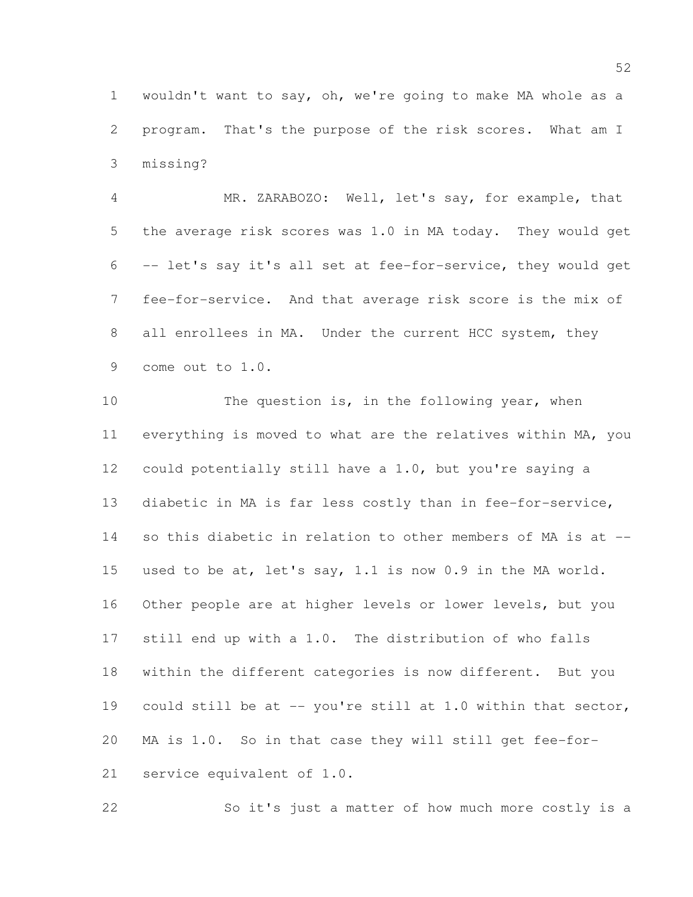wouldn't want to say, oh, we're going to make MA whole as a program. That's the purpose of the risk scores. What am I missing?

MR. ZARABOZO: Well, let's say, for example, that the average risk scores was 1.0 in MA today. They would get -- let's say it's all set at fee-for-service, they would get fee-for-service. And that average risk score is the mix of all enrollees in MA. Under the current HCC system, they come out to 1.0.

The question is, in the following year, when everything is moved to what are the relatives within MA, you could potentially still have a 1.0, but you're saying a diabetic in MA is far less costly than in fee-for-service, so this diabetic in relation to other members of MA is at -- used to be at, let's say, 1.1 is now 0.9 in the MA world. Other people are at higher levels or lower levels, but you still end up with a 1.0. The distribution of who falls within the different categories is now different. But you could still be at -- you're still at 1.0 within that sector, MA is 1.0. So in that case they will still get fee-for-service equivalent of 1.0.

So it's just a matter of how much more costly is a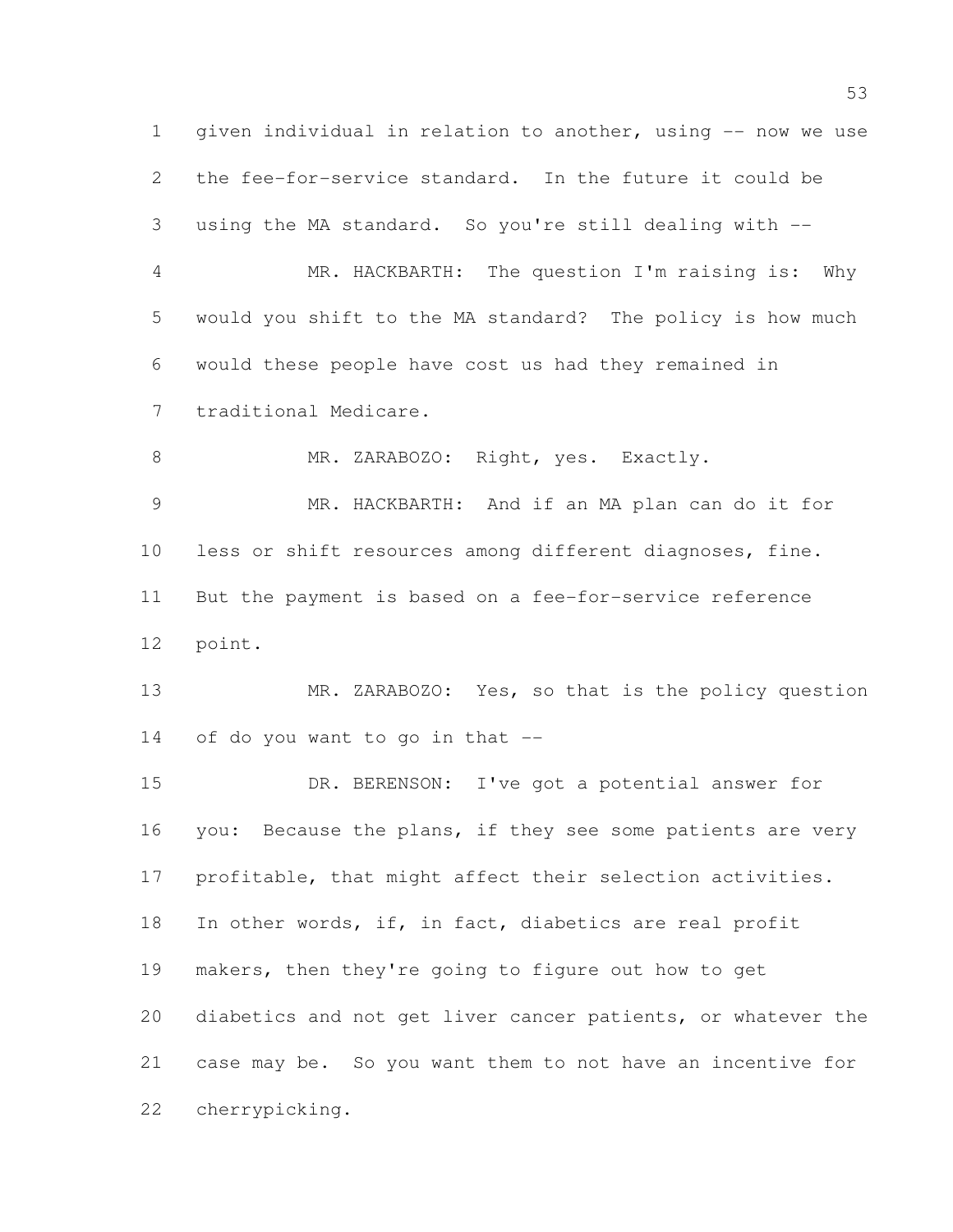given individual in relation to another, using -- now we use the fee-for-service standard. In the future it could be using the MA standard. So you're still dealing with --

MR. HACKBARTH: The question I'm raising is: Why would you shift to the MA standard? The policy is how much would these people have cost us had they remained in traditional Medicare.

MR. ZARABOZO: Right, yes. Exactly.

MR. HACKBARTH: And if an MA plan can do it for less or shift resources among different diagnoses, fine. But the payment is based on a fee-for-service reference point.

MR. ZARABOZO: Yes, so that is the policy question of do you want to go in that --

DR. BERENSON: I've got a potential answer for you: Because the plans, if they see some patients are very profitable, that might affect their selection activities. In other words, if, in fact, diabetics are real profit makers, then they're going to figure out how to get diabetics and not get liver cancer patients, or whatever the case may be. So you want them to not have an incentive for cherrypicking.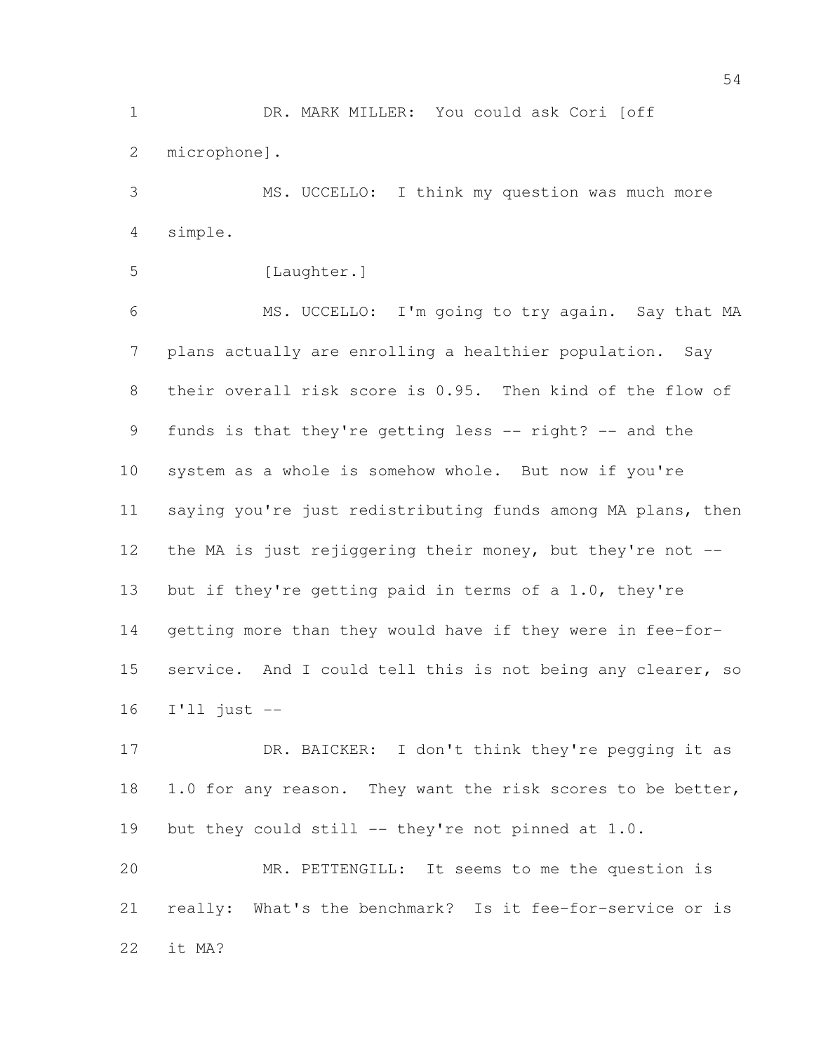DR. MARK MILLER: You could ask Cori [off microphone].

MS. UCCELLO: I think my question was much more simple.

[Laughter.]

MS. UCCELLO: I'm going to try again. Say that MA plans actually are enrolling a healthier population. Say their overall risk score is 0.95. Then kind of the flow of funds is that they're getting less -- right? -- and the system as a whole is somehow whole. But now if you're saying you're just redistributing funds among MA plans, then the MA is just rejiggering their money, but they're not -- but if they're getting paid in terms of a 1.0, they're getting more than they would have if they were in fee-for-service. And I could tell this is not being any clearer, so I'll just --

DR. BAICKER: I don't think they're pegging it as 1.0 for any reason. They want the risk scores to be better, but they could still -- they're not pinned at 1.0.

MR. PETTENGILL: It seems to me the question is really: What's the benchmark? Is it fee-for-service or is it MA?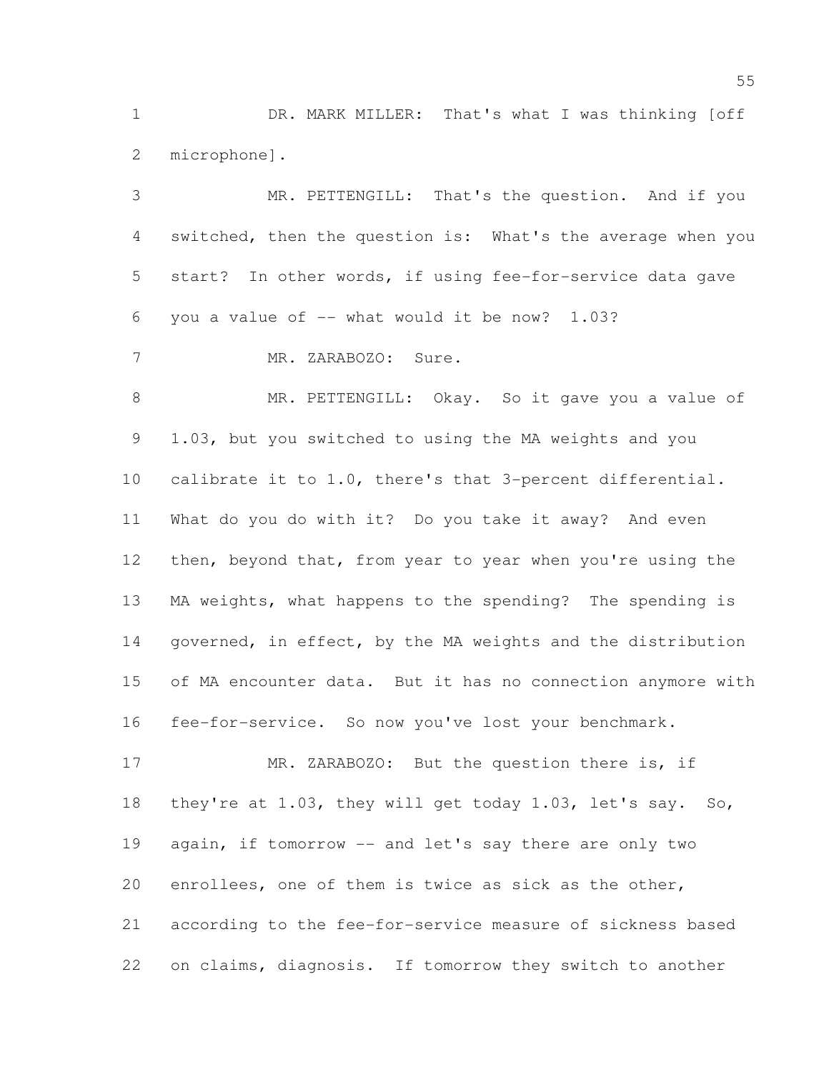DR. MARK MILLER: That's what I was thinking [off microphone].

MR. PETTENGILL: That's the question. And if you switched, then the question is: What's the average when you start? In other words, if using fee-for-service data gave you a value of -- what would it be now? 1.03?

MR. ZARABOZO: Sure.

MR. PETTENGILL: Okay. So it gave you a value of 1.03, but you switched to using the MA weights and you calibrate it to 1.0, there's that 3-percent differential. What do you do with it? Do you take it away? And even then, beyond that, from year to year when you're using the MA weights, what happens to the spending? The spending is governed, in effect, by the MA weights and the distribution of MA encounter data. But it has no connection anymore with fee-for-service. So now you've lost your benchmark.

MR. ZARABOZO: But the question there is, if they're at 1.03, they will get today 1.03, let's say. So, again, if tomorrow -- and let's say there are only two enrollees, one of them is twice as sick as the other, according to the fee-for-service measure of sickness based on claims, diagnosis. If tomorrow they switch to another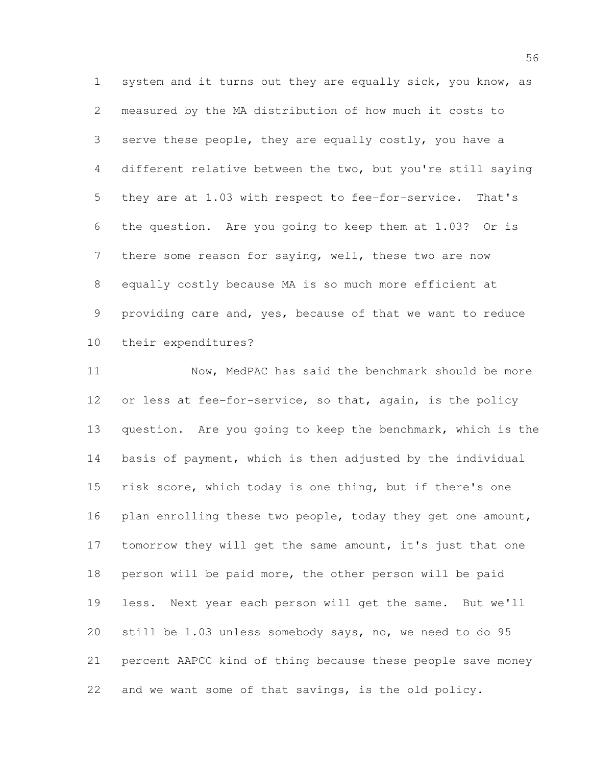system and it turns out they are equally sick, you know, as measured by the MA distribution of how much it costs to serve these people, they are equally costly, you have a different relative between the two, but you're still saying they are at 1.03 with respect to fee-for-service. That's the question. Are you going to keep them at 1.03? Or is there some reason for saying, well, these two are now equally costly because MA is so much more efficient at providing care and, yes, because of that we want to reduce their expenditures?

Now, MedPAC has said the benchmark should be more or less at fee-for-service, so that, again, is the policy question. Are you going to keep the benchmark, which is the basis of payment, which is then adjusted by the individual risk score, which today is one thing, but if there's one plan enrolling these two people, today they get one amount, tomorrow they will get the same amount, it's just that one person will be paid more, the other person will be paid less. Next year each person will get the same. But we'll still be 1.03 unless somebody says, no, we need to do 95 percent AAPCC kind of thing because these people save money and we want some of that savings, is the old policy.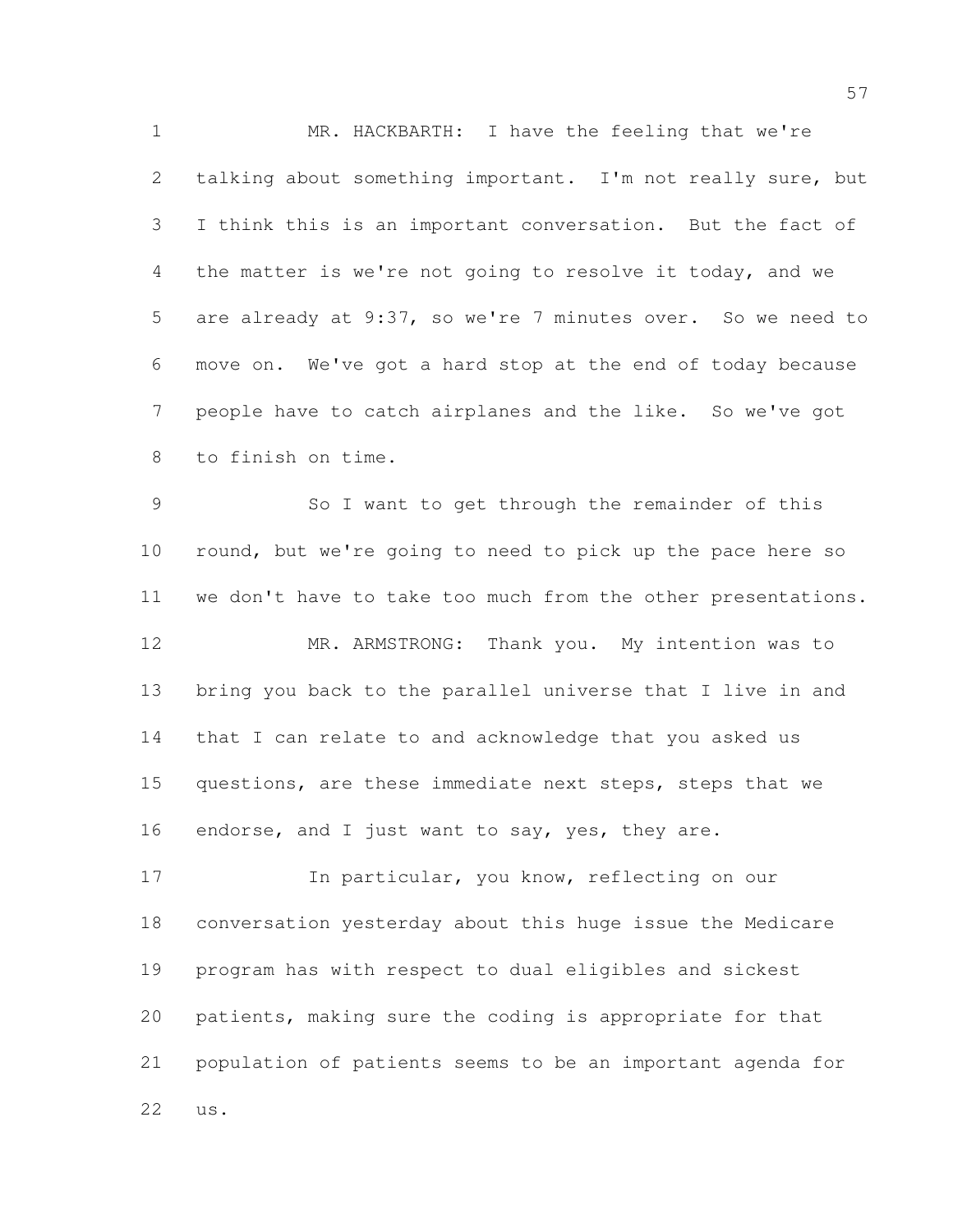MR. HACKBARTH: I have the feeling that we're talking about something important. I'm not really sure, but I think this is an important conversation. But the fact of the matter is we're not going to resolve it today, and we are already at 9:37, so we're 7 minutes over. So we need to move on. We've got a hard stop at the end of today because people have to catch airplanes and the like. So we've got to finish on time.

So I want to get through the remainder of this round, but we're going to need to pick up the pace here so we don't have to take too much from the other presentations.

MR. ARMSTRONG: Thank you. My intention was to bring you back to the parallel universe that I live in and that I can relate to and acknowledge that you asked us questions, are these immediate next steps, steps that we endorse, and I just want to say, yes, they are.

In particular, you know, reflecting on our conversation yesterday about this huge issue the Medicare program has with respect to dual eligibles and sickest patients, making sure the coding is appropriate for that population of patients seems to be an important agenda for us.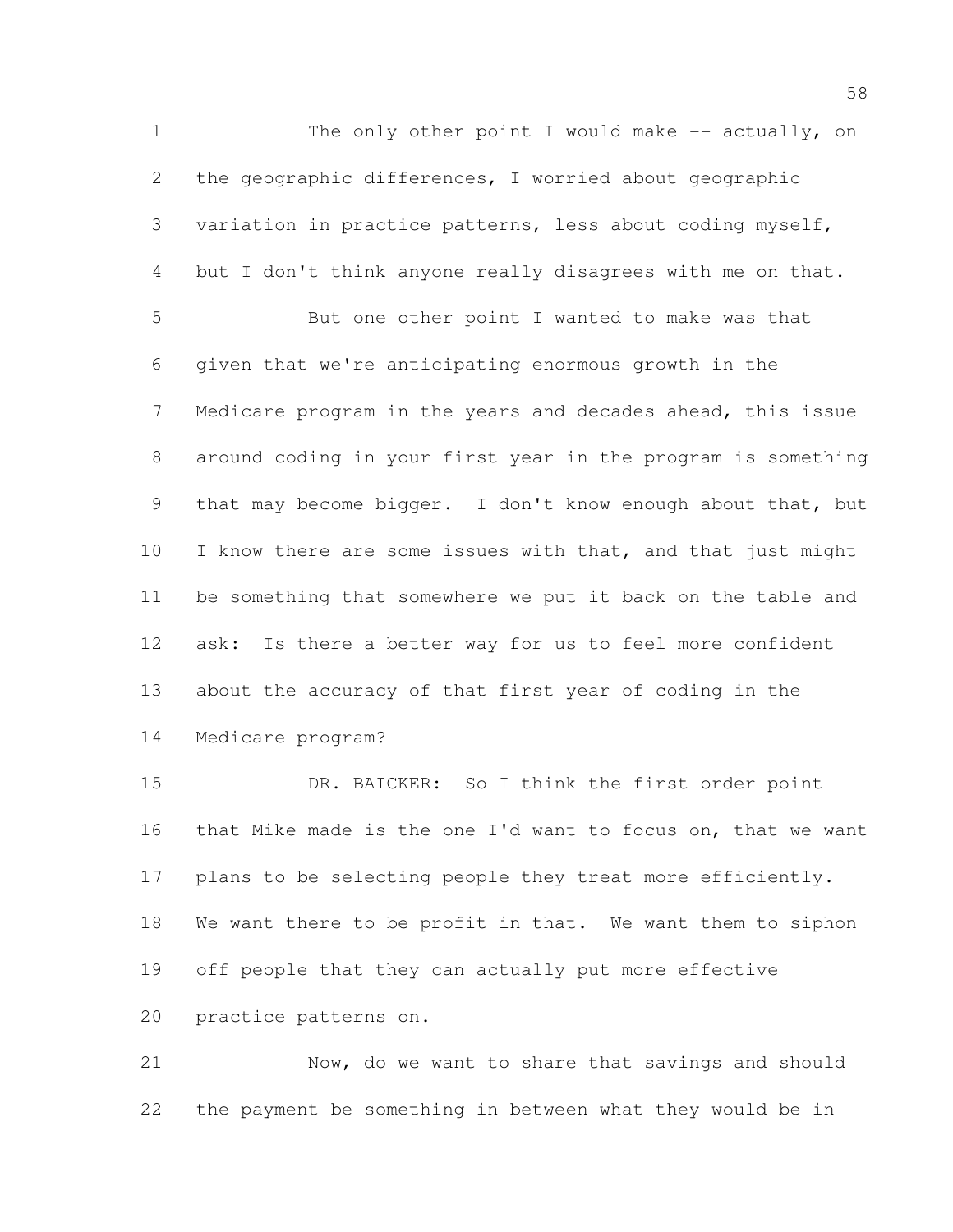The only other point I would make -- actually, on the geographic differences, I worried about geographic variation in practice patterns, less about coding myself, but I don't think anyone really disagrees with me on that.

But one other point I wanted to make was that given that we're anticipating enormous growth in the Medicare program in the years and decades ahead, this issue around coding in your first year in the program is something that may become bigger. I don't know enough about that, but I know there are some issues with that, and that just might be something that somewhere we put it back on the table and ask: Is there a better way for us to feel more confident about the accuracy of that first year of coding in the Medicare program?

DR. BAICKER: So I think the first order point that Mike made is the one I'd want to focus on, that we want plans to be selecting people they treat more efficiently. We want there to be profit in that. We want them to siphon off people that they can actually put more effective practice patterns on.

Now, do we want to share that savings and should the payment be something in between what they would be in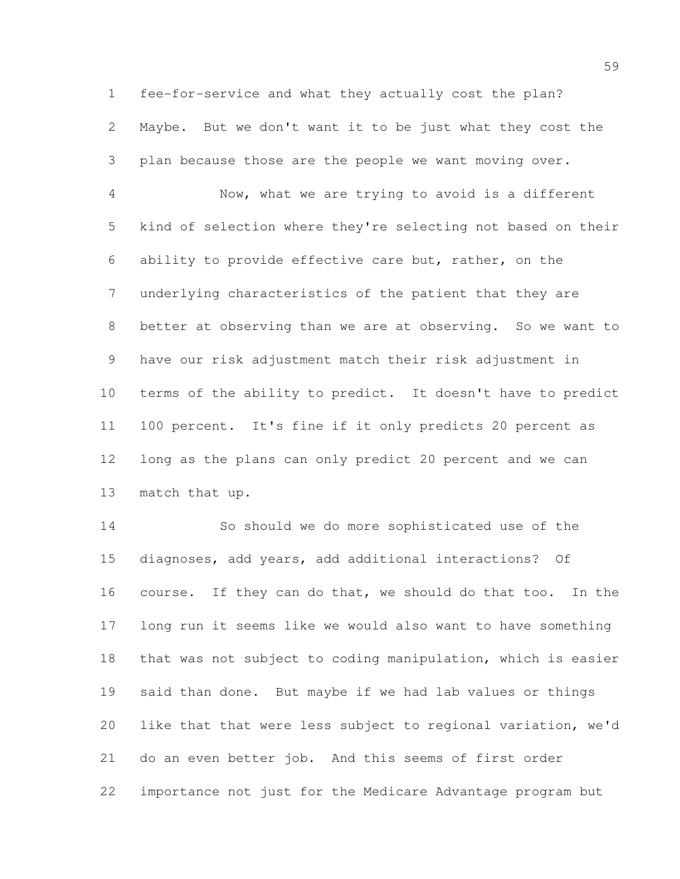fee-for-service and what they actually cost the plan? Maybe. But we don't want it to be just what they cost the plan because those are the people we want moving over.

Now, what we are trying to avoid is a different kind of selection where they're selecting not based on their ability to provide effective care but, rather, on the underlying characteristics of the patient that they are better at observing than we are at observing. So we want to have our risk adjustment match their risk adjustment in terms of the ability to predict. It doesn't have to predict 100 percent. It's fine if it only predicts 20 percent as long as the plans can only predict 20 percent and we can match that up.

So should we do more sophisticated use of the diagnoses, add years, add additional interactions? Of course. If they can do that, we should do that too. In the long run it seems like we would also want to have something that was not subject to coding manipulation, which is easier said than done. But maybe if we had lab values or things like that that were less subject to regional variation, we'd do an even better job. And this seems of first order importance not just for the Medicare Advantage program but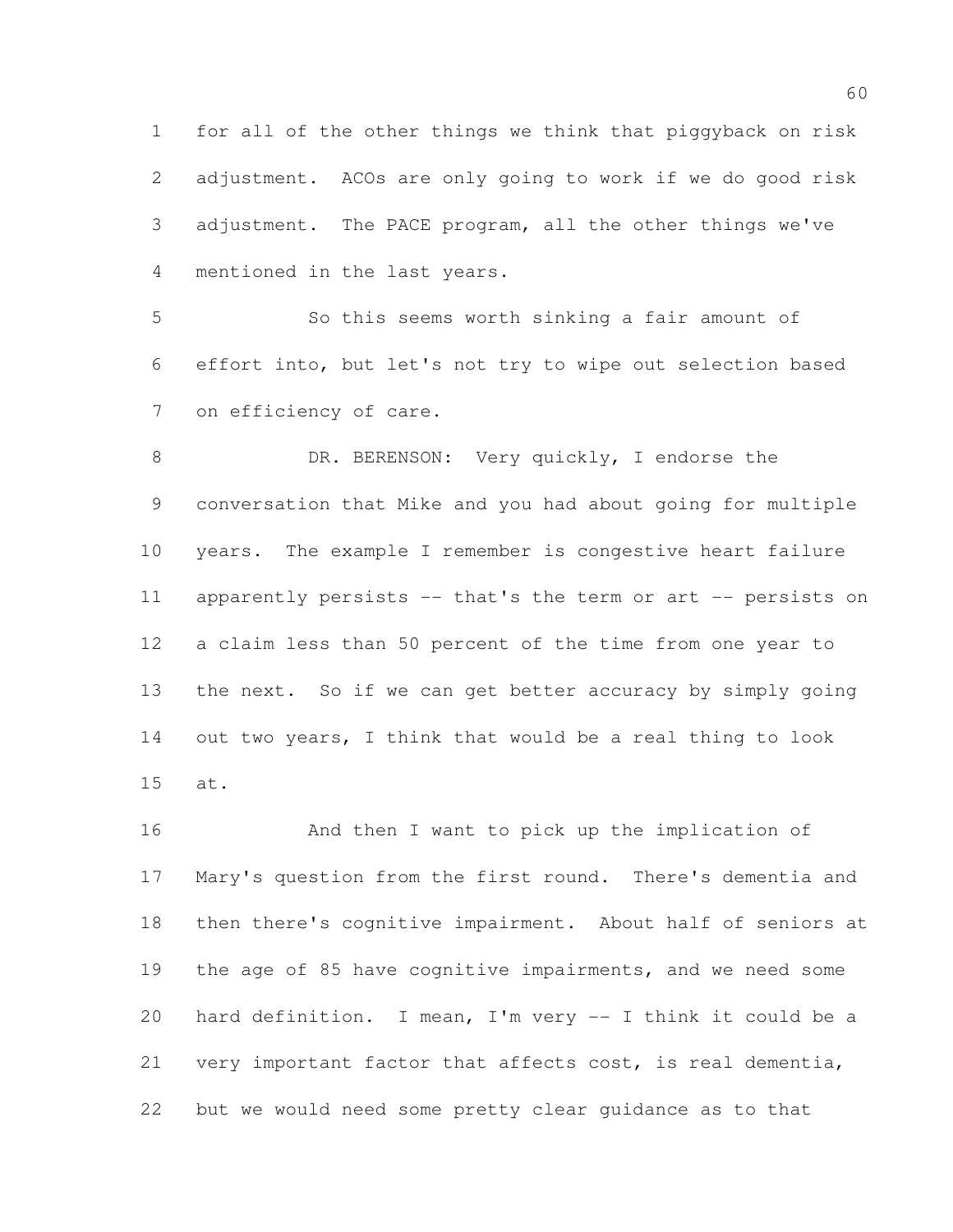for all of the other things we think that piggyback on risk adjustment. ACOs are only going to work if we do good risk adjustment. The PACE program, all the other things we've mentioned in the last years.

So this seems worth sinking a fair amount of effort into, but let's not try to wipe out selection based on efficiency of care.

DR. BERENSON: Very quickly, I endorse the conversation that Mike and you had about going for multiple years. The example I remember is congestive heart failure apparently persists -- that's the term or art -- persists on a claim less than 50 percent of the time from one year to the next. So if we can get better accuracy by simply going out two years, I think that would be a real thing to look at.

And then I want to pick up the implication of Mary's question from the first round. There's dementia and then there's cognitive impairment. About half of seniors at the age of 85 have cognitive impairments, and we need some hard definition. I mean, I'm very -- I think it could be a very important factor that affects cost, is real dementia, but we would need some pretty clear guidance as to that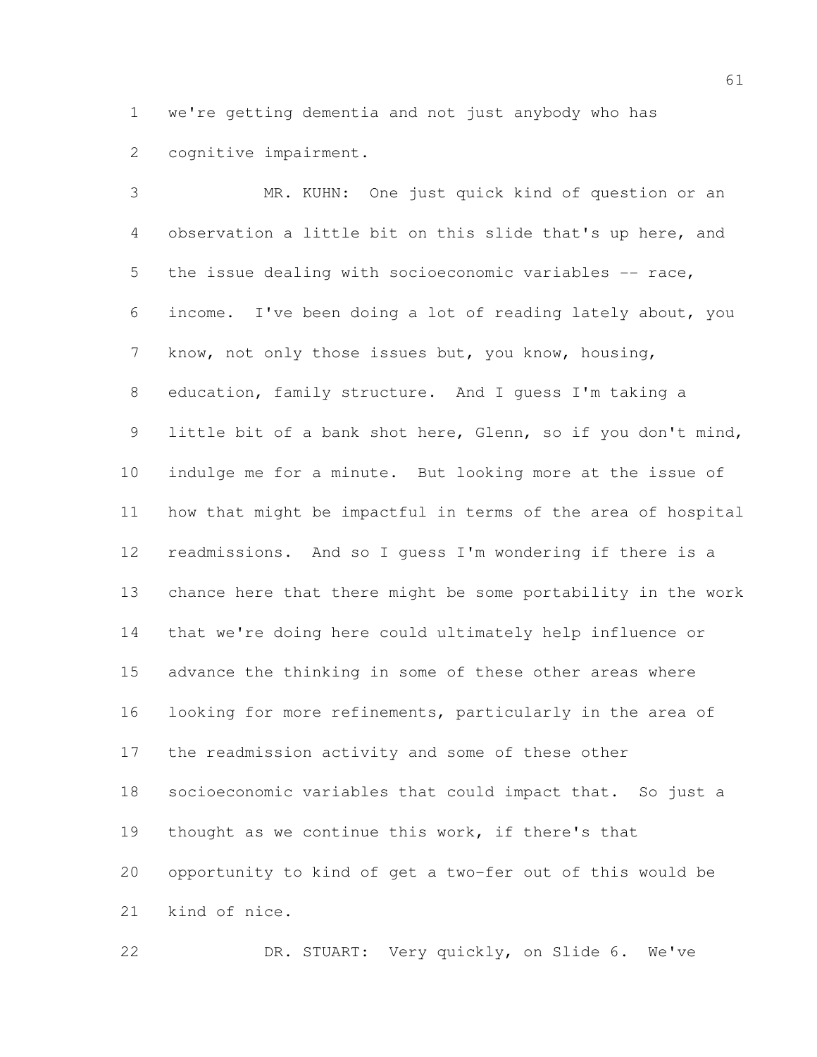we're getting dementia and not just anybody who has cognitive impairment.

MR. KUHN: One just quick kind of question or an observation a little bit on this slide that's up here, and the issue dealing with socioeconomic variables -- race, income. I've been doing a lot of reading lately about, you know, not only those issues but, you know, housing, education, family structure. And I guess I'm taking a little bit of a bank shot here, Glenn, so if you don't mind, indulge me for a minute. But looking more at the issue of how that might be impactful in terms of the area of hospital readmissions. And so I guess I'm wondering if there is a chance here that there might be some portability in the work that we're doing here could ultimately help influence or advance the thinking in some of these other areas where looking for more refinements, particularly in the area of the readmission activity and some of these other socioeconomic variables that could impact that. So just a thought as we continue this work, if there's that opportunity to kind of get a two-fer out of this would be kind of nice.

DR. STUART: Very quickly, on Slide 6. We've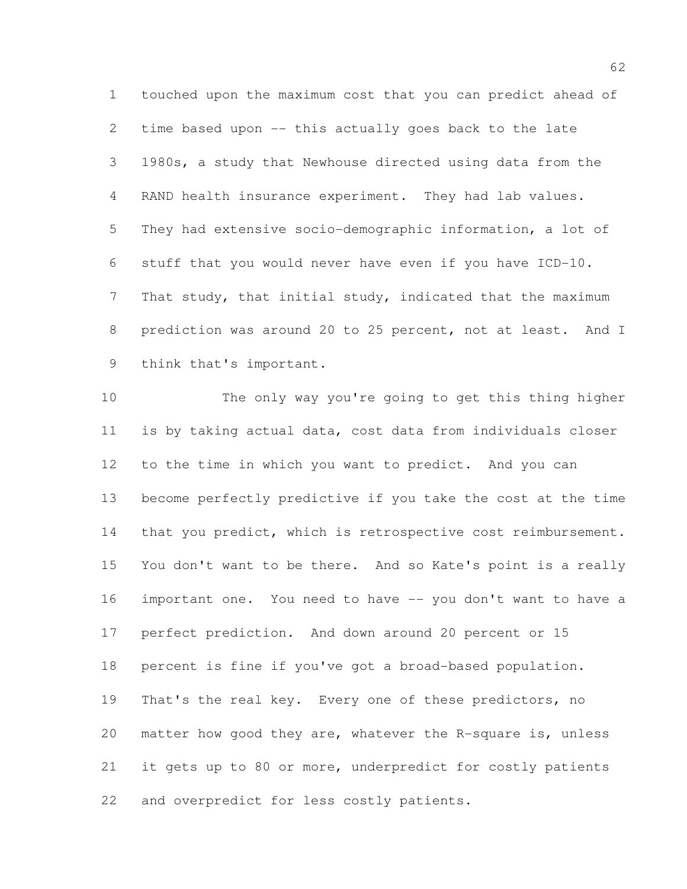touched upon the maximum cost that you can predict ahead of time based upon -- this actually goes back to the late 1980s, a study that Newhouse directed using data from the RAND health insurance experiment. They had lab values. They had extensive socio-demographic information, a lot of stuff that you would never have even if you have ICD-10. That study, that initial study, indicated that the maximum prediction was around 20 to 25 percent, not at least. And I think that's important.

The only way you're going to get this thing higher is by taking actual data, cost data from individuals closer to the time in which you want to predict. And you can become perfectly predictive if you take the cost at the time that you predict, which is retrospective cost reimbursement. You don't want to be there. And so Kate's point is a really important one. You need to have -- you don't want to have a perfect prediction. And down around 20 percent or 15 percent is fine if you've got a broad-based population. That's the real key. Every one of these predictors, no matter how good they are, whatever the R-square is, unless it gets up to 80 or more, underpredict for costly patients and overpredict for less costly patients.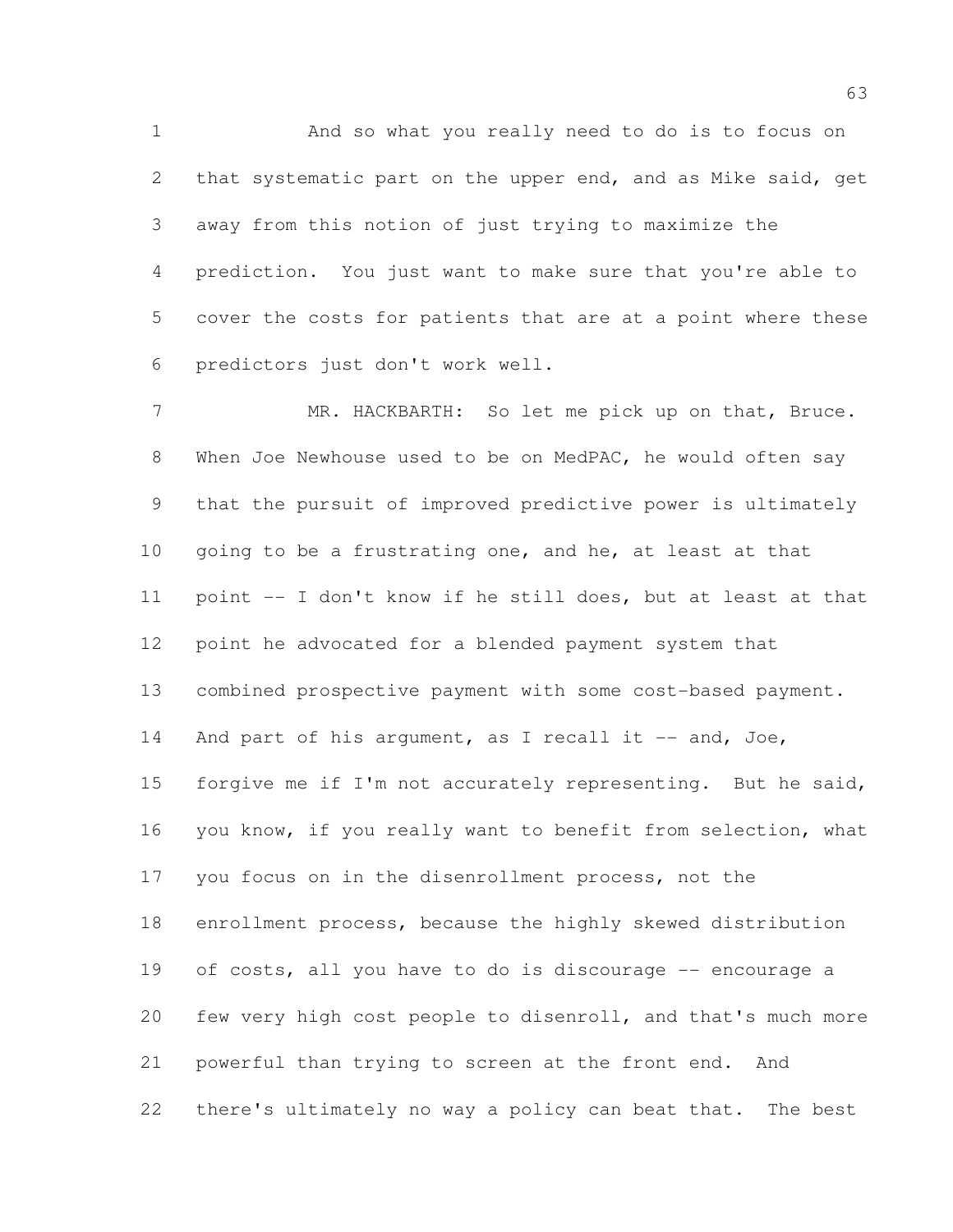And so what you really need to do is to focus on that systematic part on the upper end, and as Mike said, get away from this notion of just trying to maximize the prediction. You just want to make sure that you're able to cover the costs for patients that are at a point where these predictors just don't work well.

MR. HACKBARTH: So let me pick up on that, Bruce. When Joe Newhouse used to be on MedPAC, he would often say that the pursuit of improved predictive power is ultimately going to be a frustrating one, and he, at least at that point -- I don't know if he still does, but at least at that point he advocated for a blended payment system that combined prospective payment with some cost-based payment. And part of his argument, as I recall it -- and, Joe, forgive me if I'm not accurately representing. But he said, you know, if you really want to benefit from selection, what you focus on in the disenrollment process, not the enrollment process, because the highly skewed distribution of costs, all you have to do is discourage -- encourage a few very high cost people to disenroll, and that's much more powerful than trying to screen at the front end. And there's ultimately no way a policy can beat that. The best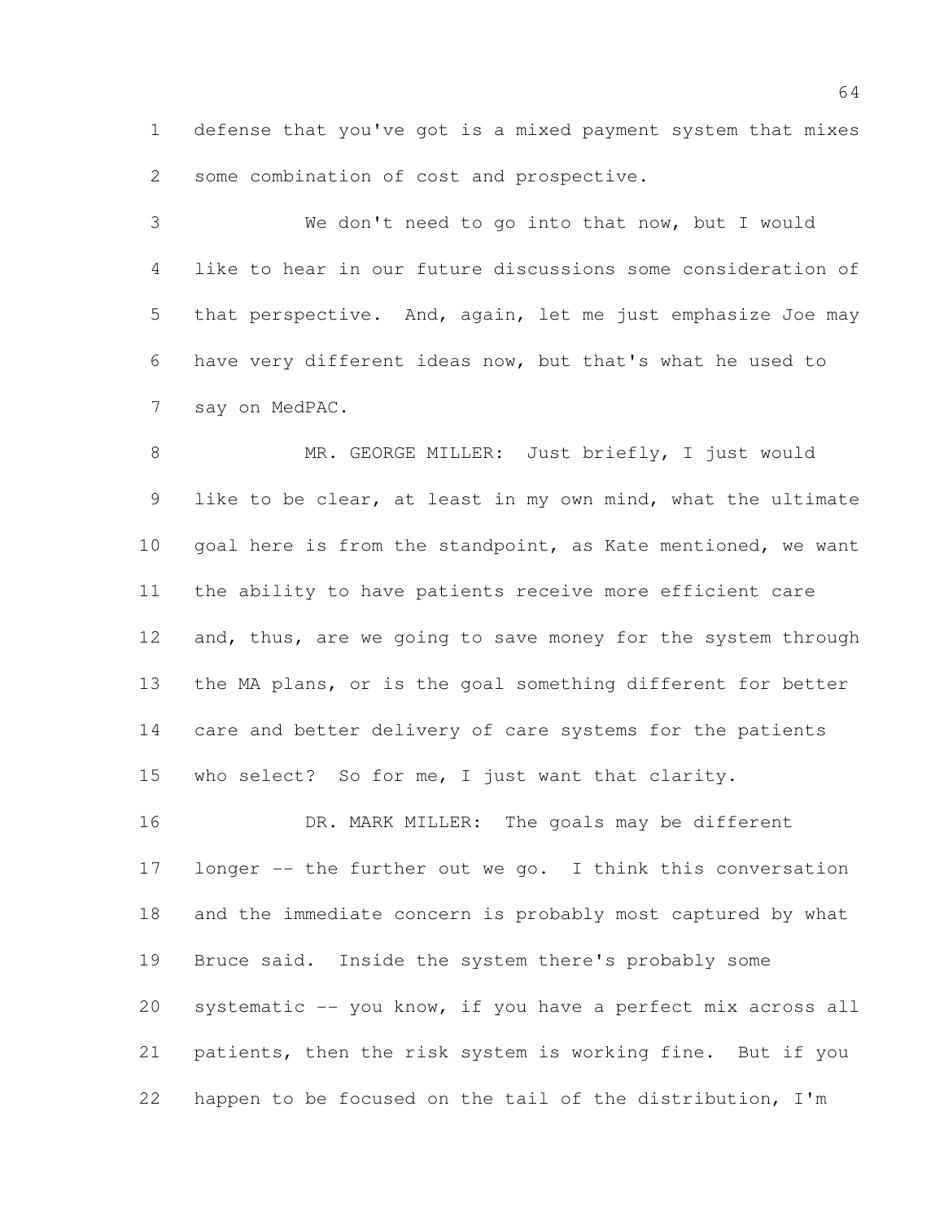defense that you've got is a mixed payment system that mixes some combination of cost and prospective.

We don't need to go into that now, but I would like to hear in our future discussions some consideration of that perspective. And, again, let me just emphasize Joe may have very different ideas now, but that's what he used to say on MedPAC.

MR. GEORGE MILLER: Just briefly, I just would like to be clear, at least in my own mind, what the ultimate goal here is from the standpoint, as Kate mentioned, we want the ability to have patients receive more efficient care and, thus, are we going to save money for the system through the MA plans, or is the goal something different for better care and better delivery of care systems for the patients who select? So for me, I just want that clarity.

DR. MARK MILLER: The goals may be different longer -- the further out we go. I think this conversation and the immediate concern is probably most captured by what Bruce said. Inside the system there's probably some systematic -- you know, if you have a perfect mix across all patients, then the risk system is working fine. But if you happen to be focused on the tail of the distribution, I'm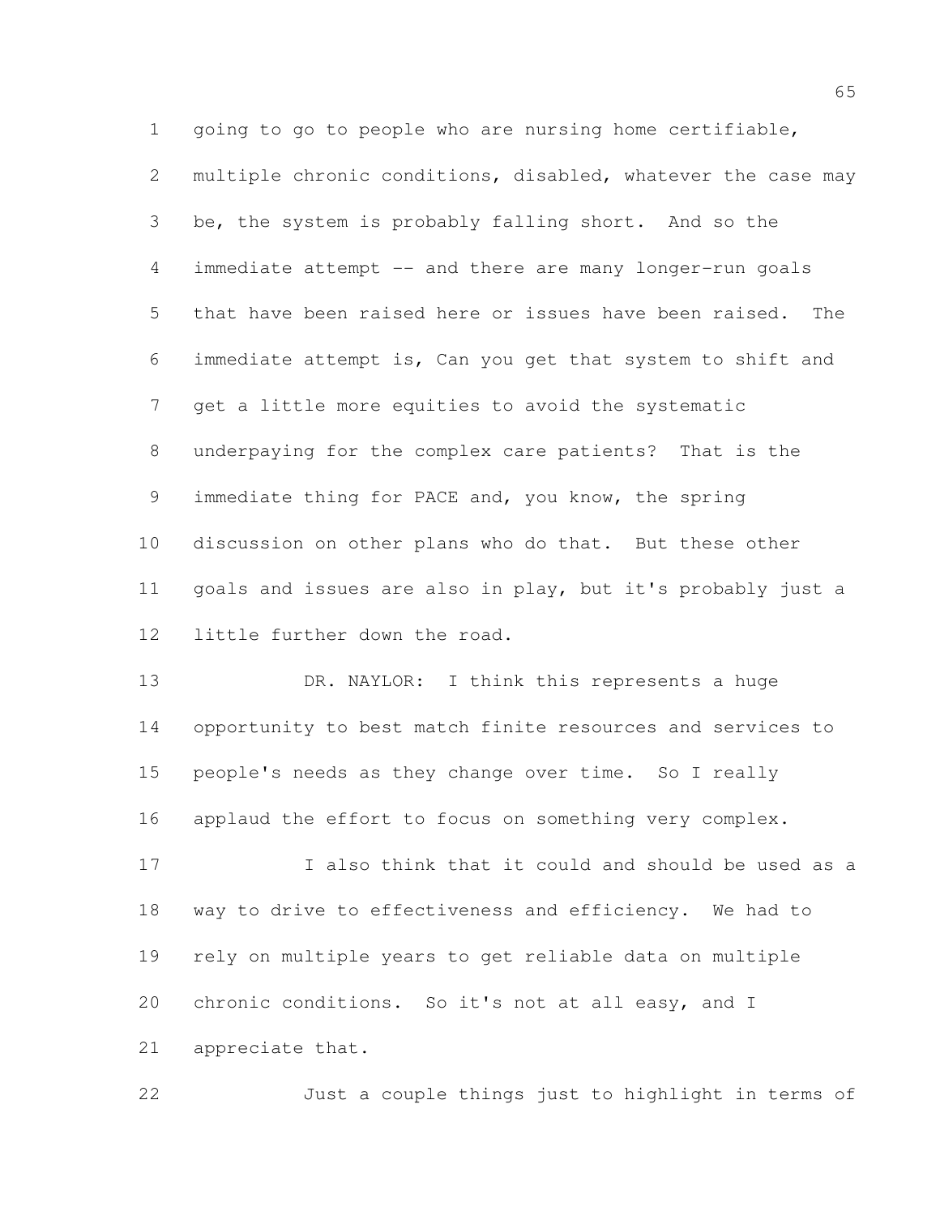going to go to people who are nursing home certifiable, multiple chronic conditions, disabled, whatever the case may be, the system is probably falling short. And so the immediate attempt -- and there are many longer-run goals that have been raised here or issues have been raised. The immediate attempt is, Can you get that system to shift and get a little more equities to avoid the systematic underpaying for the complex care patients? That is the immediate thing for PACE and, you know, the spring discussion on other plans who do that. But these other goals and issues are also in play, but it's probably just a little further down the road.

DR. NAYLOR: I think this represents a huge opportunity to best match finite resources and services to people's needs as they change over time. So I really applaud the effort to focus on something very complex.

I also think that it could and should be used as a way to drive to effectiveness and efficiency. We had to rely on multiple years to get reliable data on multiple chronic conditions. So it's not at all easy, and I appreciate that.

Just a couple things just to highlight in terms of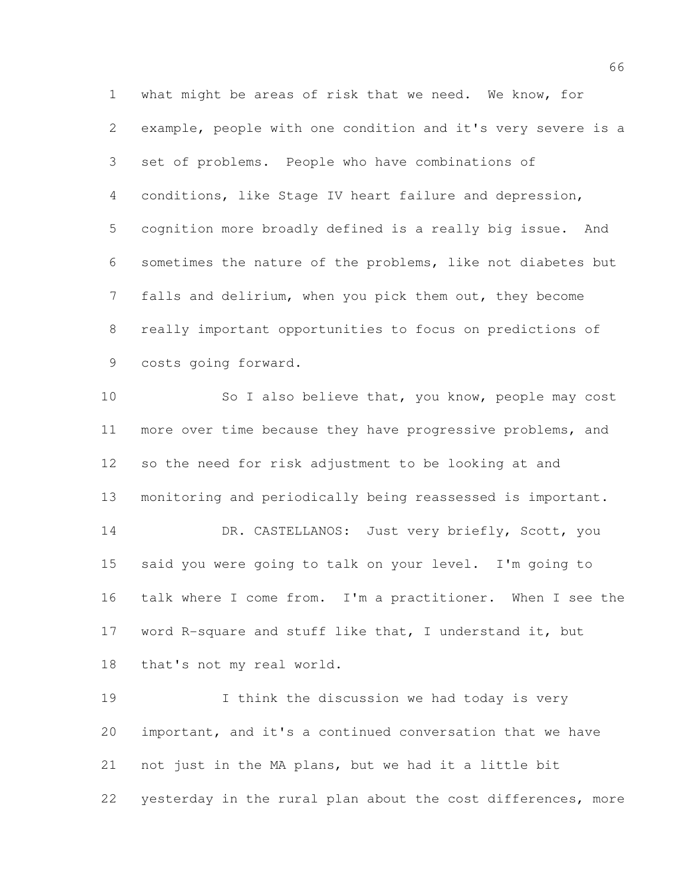what might be areas of risk that we need. We know, for example, people with one condition and it's very severe is a set of problems. People who have combinations of conditions, like Stage IV heart failure and depression, cognition more broadly defined is a really big issue. And sometimes the nature of the problems, like not diabetes but falls and delirium, when you pick them out, they become really important opportunities to focus on predictions of costs going forward.

So I also believe that, you know, people may cost more over time because they have progressive problems, and so the need for risk adjustment to be looking at and monitoring and periodically being reassessed is important.

DR. CASTELLANOS: Just very briefly, Scott, you said you were going to talk on your level. I'm going to talk where I come from. I'm a practitioner. When I see the word R-square and stuff like that, I understand it, but that's not my real world.

I think the discussion we had today is very important, and it's a continued conversation that we have not just in the MA plans, but we had it a little bit yesterday in the rural plan about the cost differences, more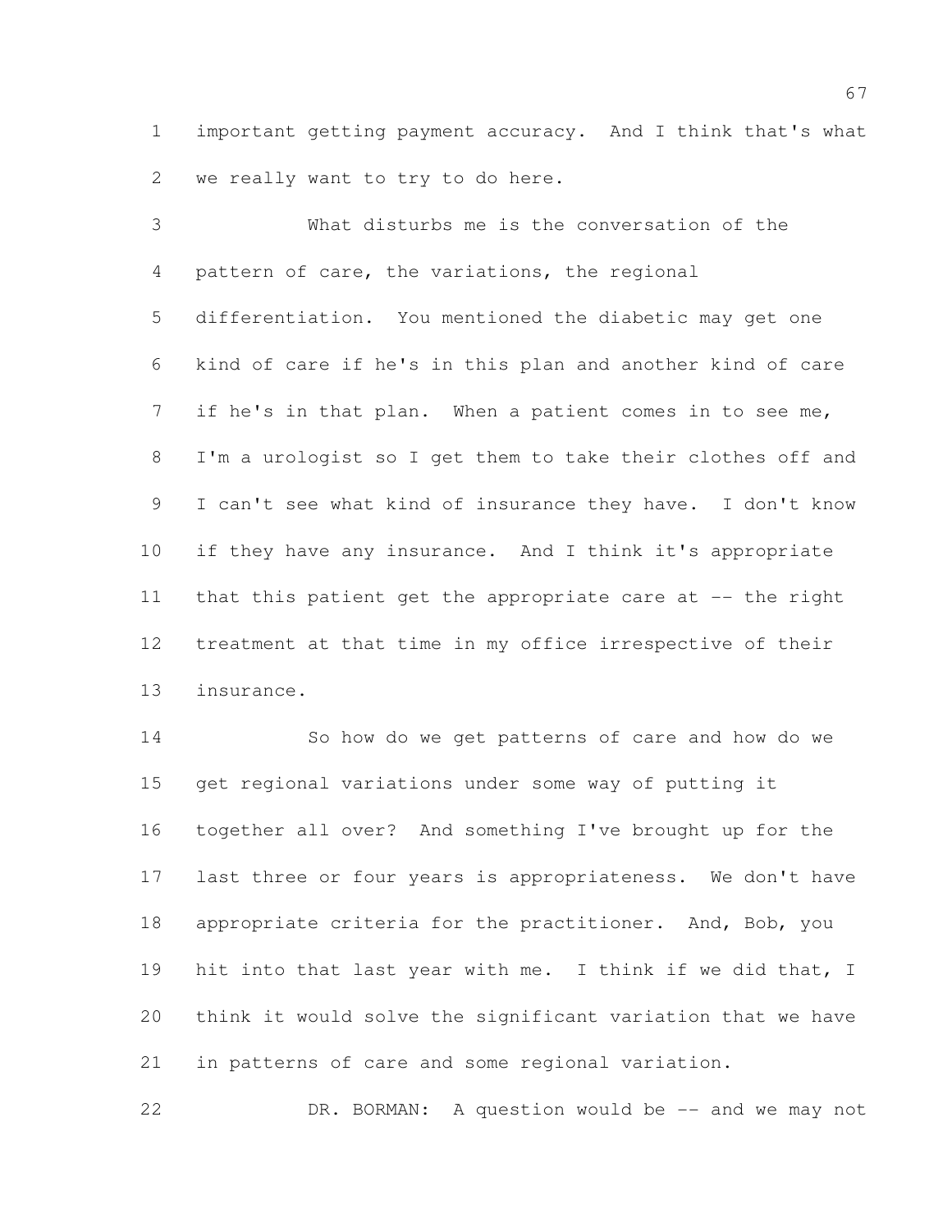important getting payment accuracy. And I think that's what we really want to try to do here.

What disturbs me is the conversation of the pattern of care, the variations, the regional differentiation. You mentioned the diabetic may get one kind of care if he's in this plan and another kind of care if he's in that plan. When a patient comes in to see me, I'm a urologist so I get them to take their clothes off and I can't see what kind of insurance they have. I don't know if they have any insurance. And I think it's appropriate that this patient get the appropriate care at -- the right treatment at that time in my office irrespective of their insurance.

So how do we get patterns of care and how do we get regional variations under some way of putting it together all over? And something I've brought up for the last three or four years is appropriateness. We don't have appropriate criteria for the practitioner. And, Bob, you hit into that last year with me. I think if we did that, I think it would solve the significant variation that we have in patterns of care and some regional variation.

DR. BORMAN: A question would be -- and we may not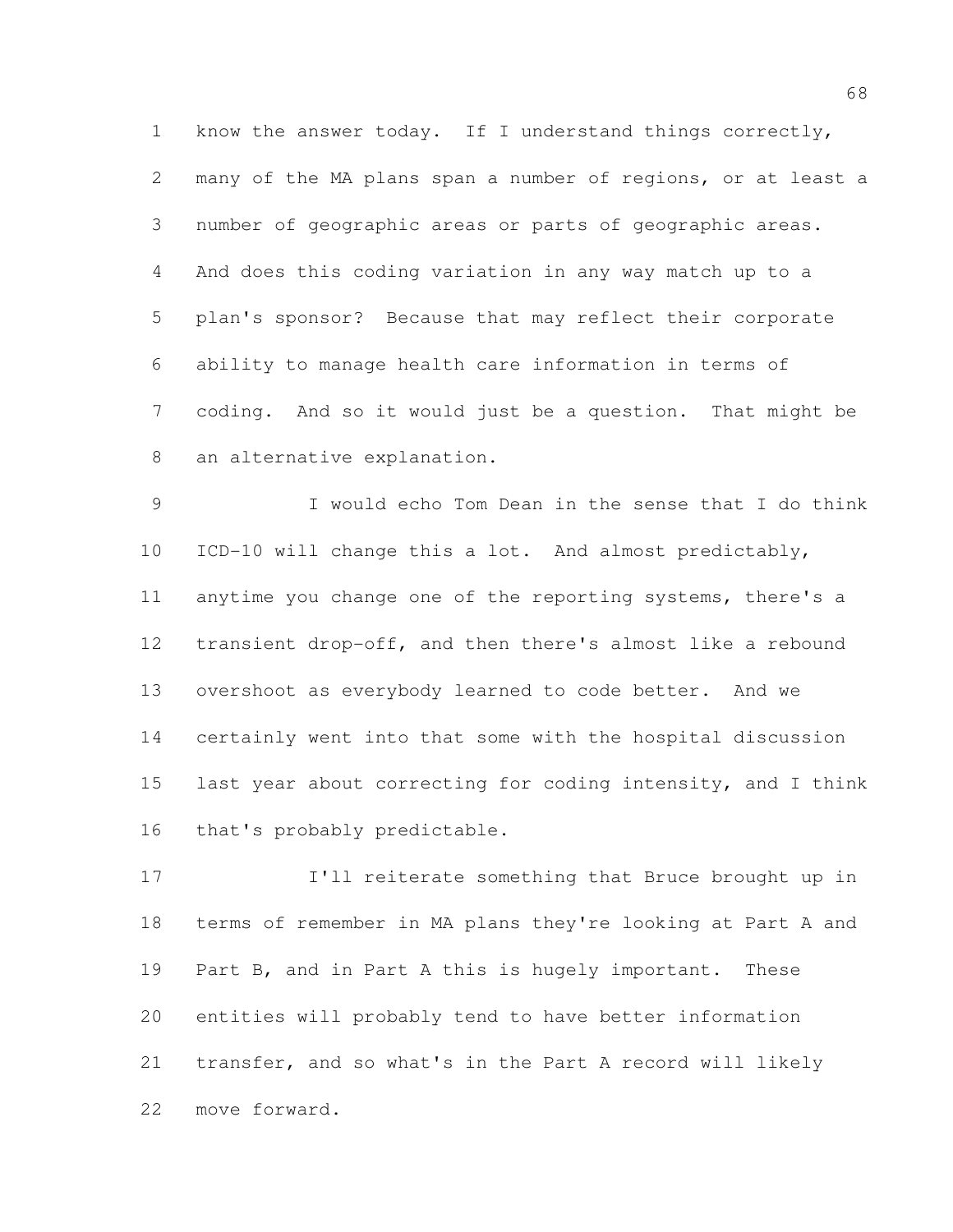know the answer today. If I understand things correctly, many of the MA plans span a number of regions, or at least a number of geographic areas or parts of geographic areas. And does this coding variation in any way match up to a plan's sponsor? Because that may reflect their corporate ability to manage health care information in terms of coding. And so it would just be a question. That might be an alternative explanation.

I would echo Tom Dean in the sense that I do think ICD-10 will change this a lot. And almost predictably, anytime you change one of the reporting systems, there's a transient drop-off, and then there's almost like a rebound overshoot as everybody learned to code better. And we certainly went into that some with the hospital discussion last year about correcting for coding intensity, and I think that's probably predictable.

I'll reiterate something that Bruce brought up in terms of remember in MA plans they're looking at Part A and Part B, and in Part A this is hugely important. These entities will probably tend to have better information transfer, and so what's in the Part A record will likely move forward.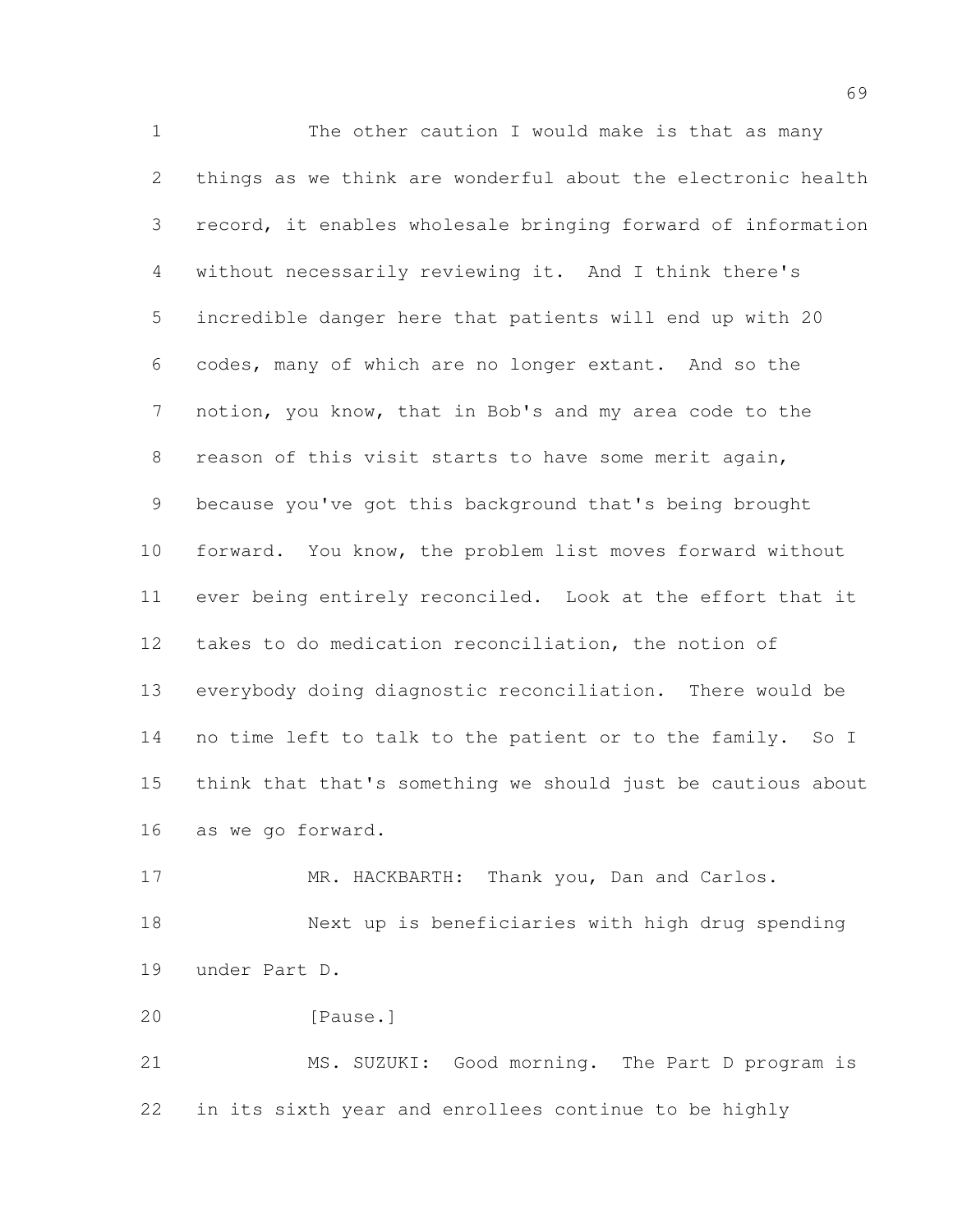The other caution I would make is that as many things as we think are wonderful about the electronic health record, it enables wholesale bringing forward of information without necessarily reviewing it. And I think there's incredible danger here that patients will end up with 20 codes, many of which are no longer extant. And so the notion, you know, that in Bob's and my area code to the reason of this visit starts to have some merit again, because you've got this background that's being brought forward. You know, the problem list moves forward without ever being entirely reconciled. Look at the effort that it takes to do medication reconciliation, the notion of everybody doing diagnostic reconciliation. There would be no time left to talk to the patient or to the family. So I think that that's something we should just be cautious about as we go forward.

MR. HACKBARTH: Thank you, Dan and Carlos.

Next up is beneficiaries with high drug spending under Part D.

[Pause.]

MS. SUZUKI: Good morning. The Part D program is in its sixth year and enrollees continue to be highly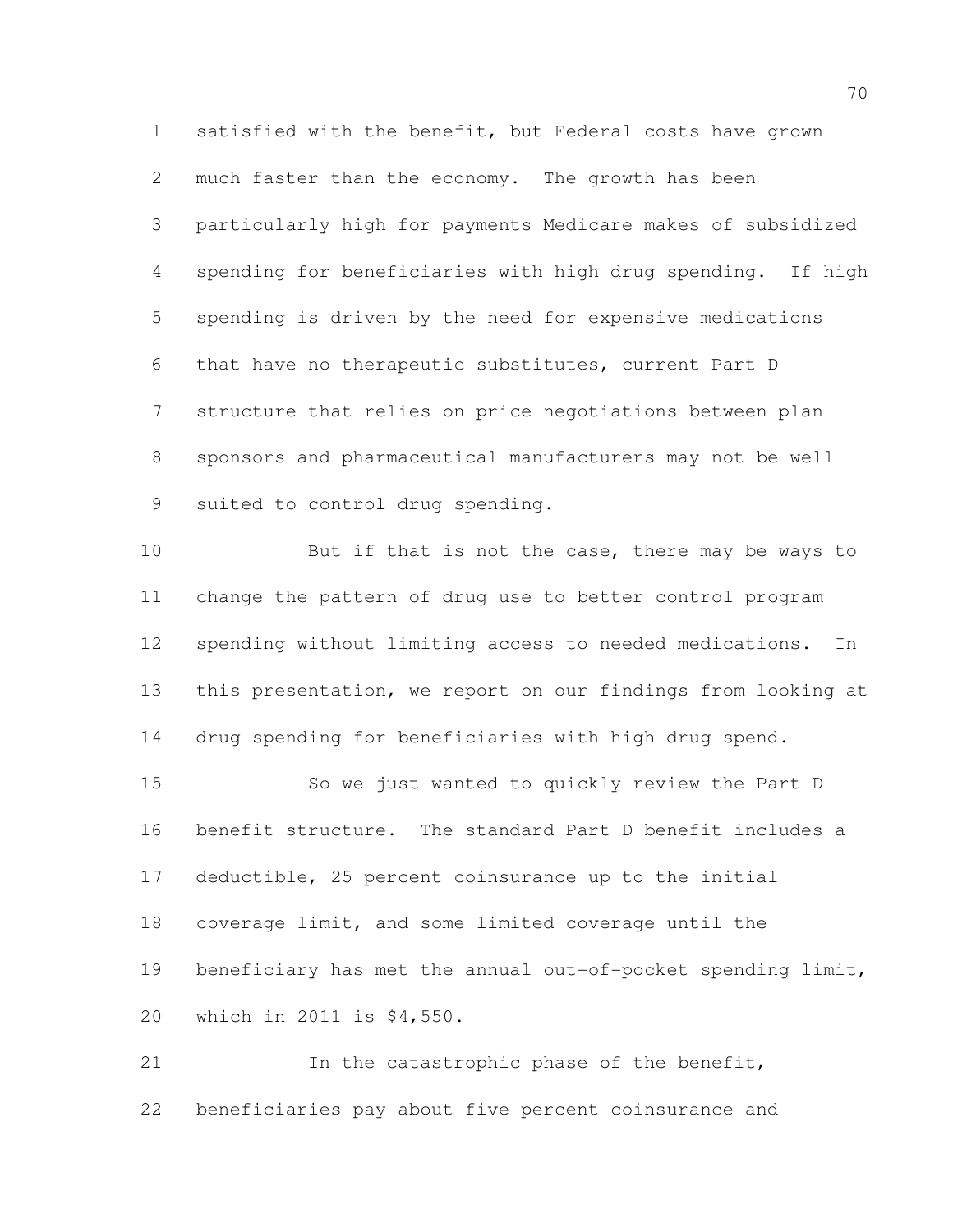satisfied with the benefit, but Federal costs have grown much faster than the economy. The growth has been particularly high for payments Medicare makes of subsidized spending for beneficiaries with high drug spending. If high spending is driven by the need for expensive medications that have no therapeutic substitutes, current Part D structure that relies on price negotiations between plan sponsors and pharmaceutical manufacturers may not be well suited to control drug spending.

But if that is not the case, there may be ways to change the pattern of drug use to better control program spending without limiting access to needed medications. In this presentation, we report on our findings from looking at drug spending for beneficiaries with high drug spend.

So we just wanted to quickly review the Part D benefit structure. The standard Part D benefit includes a deductible, 25 percent coinsurance up to the initial coverage limit, and some limited coverage until the beneficiary has met the annual out-of-pocket spending limit, which in 2011 is $4,550.

In the catastrophic phase of the benefit, beneficiaries pay about five percent coinsurance and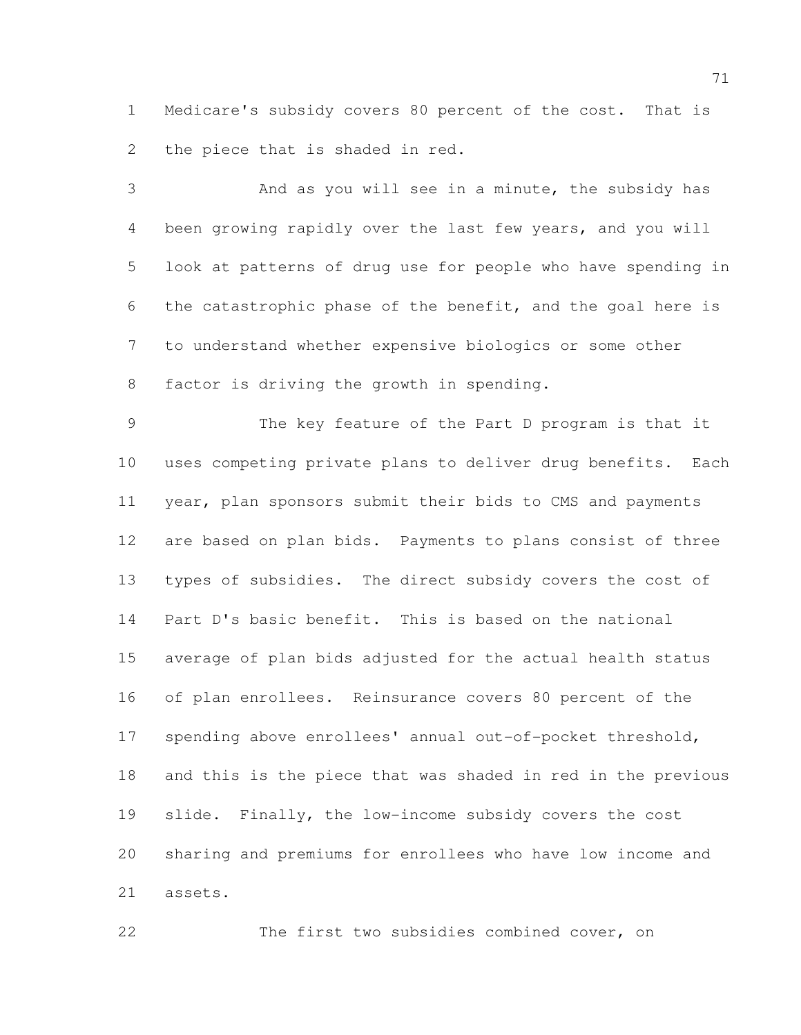Medicare's subsidy covers 80 percent of the cost. That is the piece that is shaded in red.

And as you will see in a minute, the subsidy has been growing rapidly over the last few years, and you will look at patterns of drug use for people who have spending in the catastrophic phase of the benefit, and the goal here is to understand whether expensive biologics or some other factor is driving the growth in spending.

The key feature of the Part D program is that it uses competing private plans to deliver drug benefits. Each year, plan sponsors submit their bids to CMS and payments are based on plan bids. Payments to plans consist of three types of subsidies. The direct subsidy covers the cost of Part D's basic benefit. This is based on the national average of plan bids adjusted for the actual health status of plan enrollees. Reinsurance covers 80 percent of the spending above enrollees' annual out-of-pocket threshold, and this is the piece that was shaded in red in the previous slide. Finally, the low-income subsidy covers the cost sharing and premiums for enrollees who have low income and assets.

The first two subsidies combined cover, on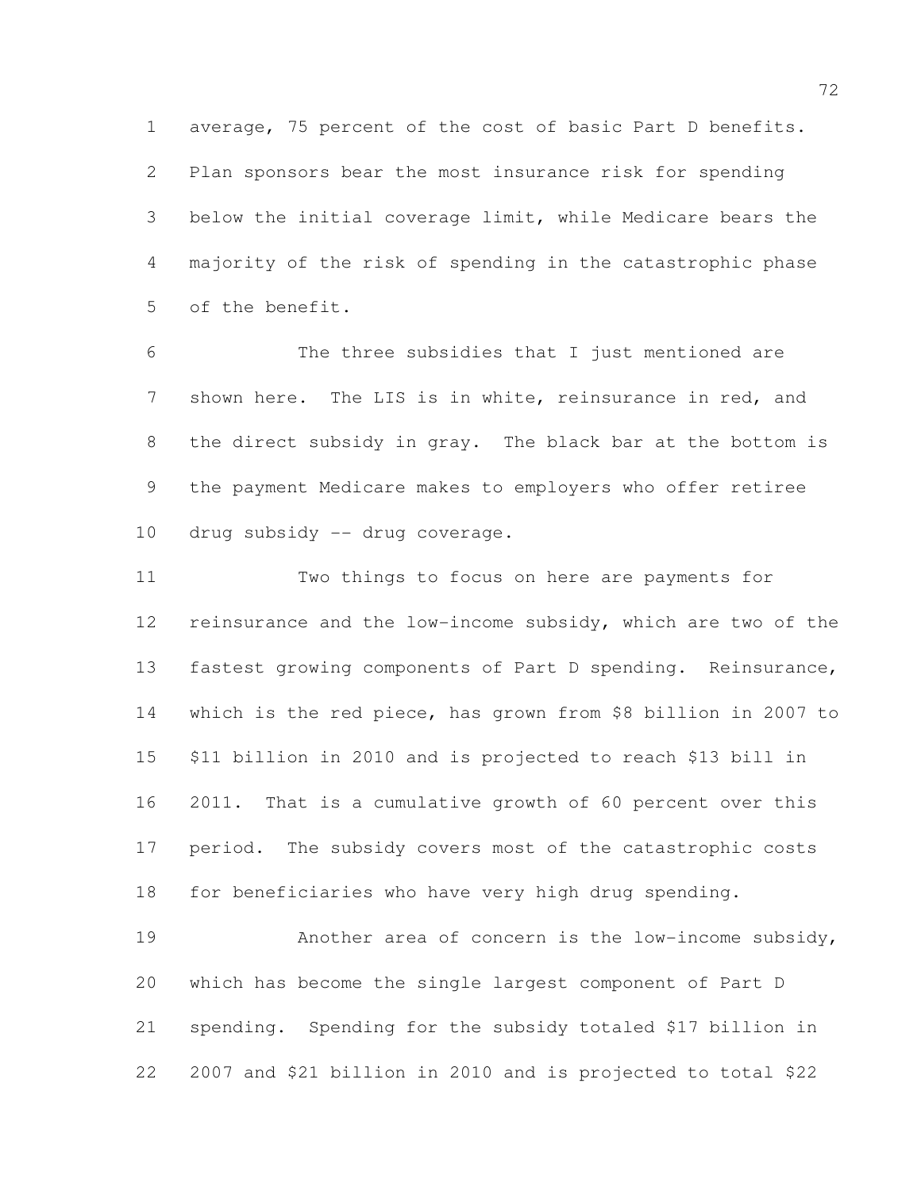average, 75 percent of the cost of basic Part D benefits. Plan sponsors bear the most insurance risk for spending below the initial coverage limit, while Medicare bears the majority of the risk of spending in the catastrophic phase of the benefit.

The three subsidies that I just mentioned are shown here. The LIS is in white, reinsurance in red, and the direct subsidy in gray. The black bar at the bottom is the payment Medicare makes to employers who offer retiree drug subsidy -- drug coverage.

Two things to focus on here are payments for reinsurance and the low-income subsidy, which are two of the fastest growing components of Part D spending. Reinsurance, which is the red piece, has grown from $8 billion in 2007 to $11 billion in 2010 and is projected to reach $13 bill in 2011. That is a cumulative growth of 60 percent over this period. The subsidy covers most of the catastrophic costs for beneficiaries who have very high drug spending.

Another area of concern is the low-income subsidy, which has become the single largest component of Part D spending. Spending for the subsidy totaled $17 billion in 2007 and $21 billion in 2010 and is projected to total $22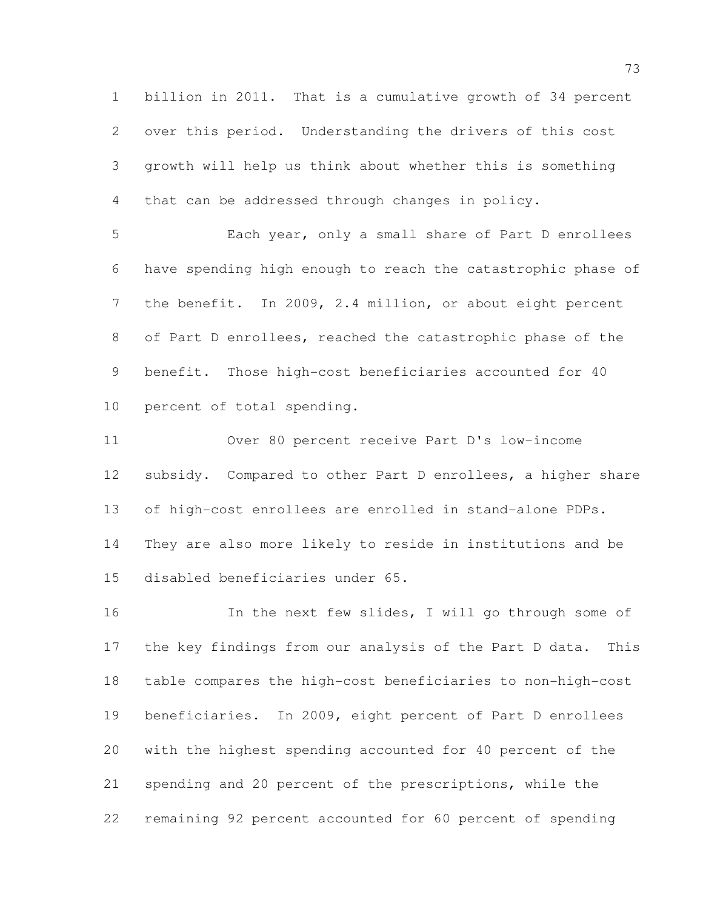billion in 2011. That is a cumulative growth of 34 percent over this period. Understanding the drivers of this cost growth will help us think about whether this is something that can be addressed through changes in policy.

Each year, only a small share of Part D enrollees have spending high enough to reach the catastrophic phase of the benefit. In 2009, 2.4 million, or about eight percent of Part D enrollees, reached the catastrophic phase of the benefit. Those high-cost beneficiaries accounted for 40 percent of total spending.

Over 80 percent receive Part D's low-income subsidy. Compared to other Part D enrollees, a higher share of high-cost enrollees are enrolled in stand-alone PDPs. They are also more likely to reside in institutions and be disabled beneficiaries under 65.

In the next few slides, I will go through some of the key findings from our analysis of the Part D data. This table compares the high-cost beneficiaries to non-high-cost beneficiaries. In 2009, eight percent of Part D enrollees with the highest spending accounted for 40 percent of the spending and 20 percent of the prescriptions, while the remaining 92 percent accounted for 60 percent of spending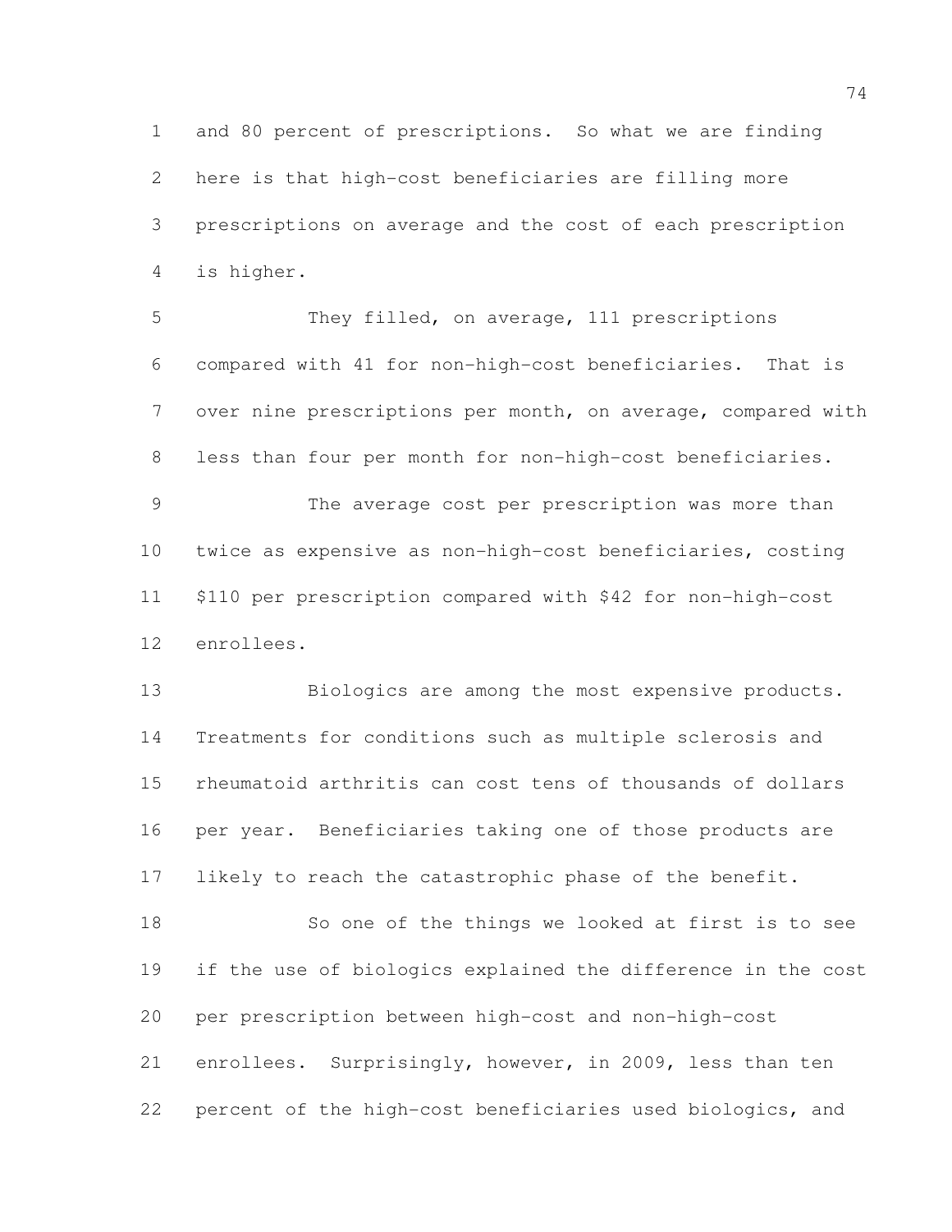and 80 percent of prescriptions. So what we are finding here is that high-cost beneficiaries are filling more prescriptions on average and the cost of each prescription is higher.

They filled, on average, 111 prescriptions compared with 41 for non-high-cost beneficiaries. That is over nine prescriptions per month, on average, compared with less than four per month for non-high-cost beneficiaries.

The average cost per prescription was more than twice as expensive as non-high-cost beneficiaries, costing $110 per prescription compared with $42 for non-high-cost enrollees.

Biologics are among the most expensive products. Treatments for conditions such as multiple sclerosis and rheumatoid arthritis can cost tens of thousands of dollars per year. Beneficiaries taking one of those products are likely to reach the catastrophic phase of the benefit.

So one of the things we looked at first is to see if the use of biologics explained the difference in the cost per prescription between high-cost and non-high-cost enrollees. Surprisingly, however, in 2009, less than ten percent of the high-cost beneficiaries used biologics, and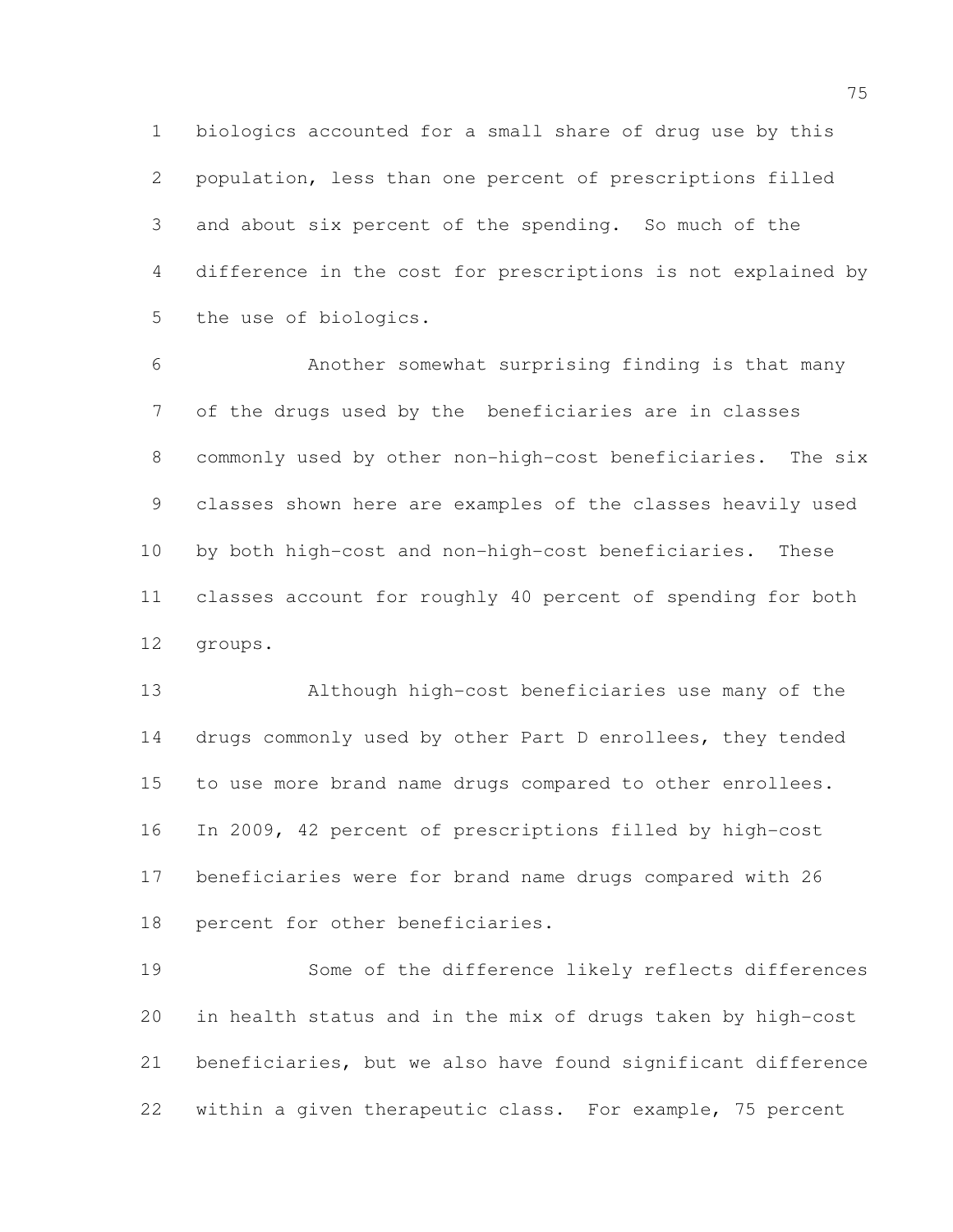biologics accounted for a small share of drug use by this population, less than one percent of prescriptions filled and about six percent of the spending. So much of the difference in the cost for prescriptions is not explained by the use of biologics.

Another somewhat surprising finding is that many of the drugs used by the beneficiaries are in classes commonly used by other non-high-cost beneficiaries. The six classes shown here are examples of the classes heavily used by both high-cost and non-high-cost beneficiaries. These classes account for roughly 40 percent of spending for both groups.

Although high-cost beneficiaries use many of the drugs commonly used by other Part D enrollees, they tended to use more brand name drugs compared to other enrollees. In 2009, 42 percent of prescriptions filled by high-cost beneficiaries were for brand name drugs compared with 26 percent for other beneficiaries.

Some of the difference likely reflects differences in health status and in the mix of drugs taken by high-cost beneficiaries, but we also have found significant difference within a given therapeutic class. For example, 75 percent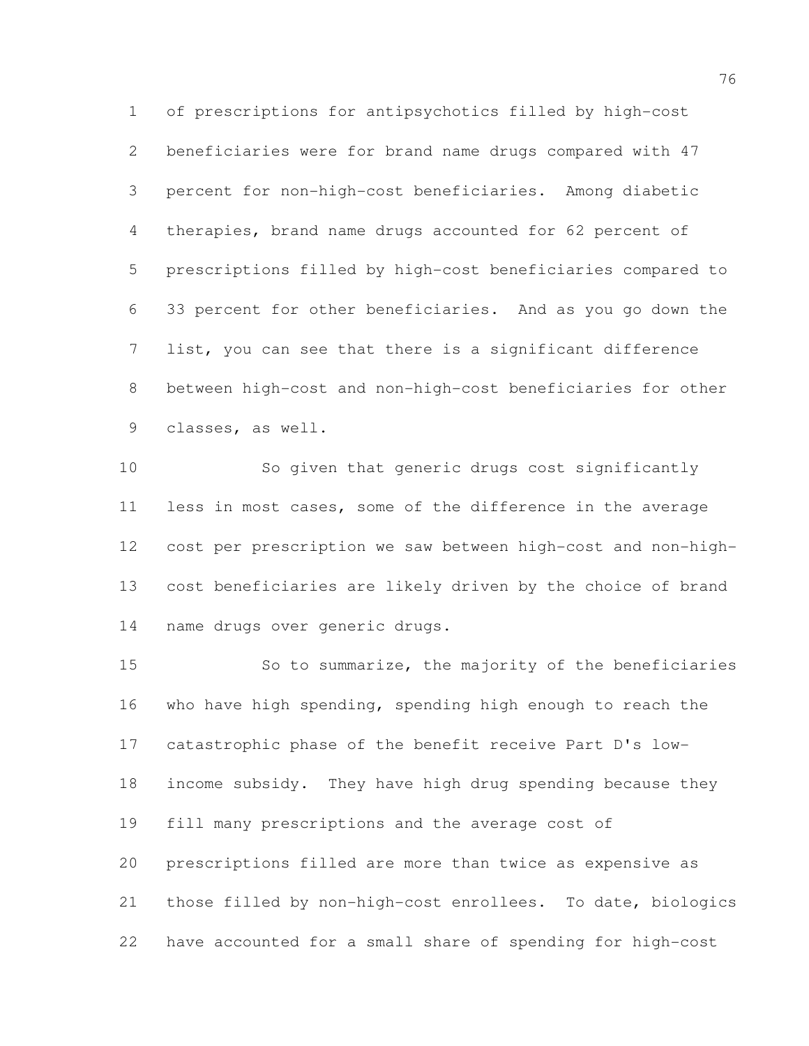of prescriptions for antipsychotics filled by high-cost beneficiaries were for brand name drugs compared with 47 percent for non-high-cost beneficiaries. Among diabetic therapies, brand name drugs accounted for 62 percent of prescriptions filled by high-cost beneficiaries compared to 33 percent for other beneficiaries. And as you go down the list, you can see that there is a significant difference between high-cost and non-high-cost beneficiaries for other classes, as well.

So given that generic drugs cost significantly less in most cases, some of the difference in the average cost per prescription we saw between high-cost and non-high-cost beneficiaries are likely driven by the choice of brand name drugs over generic drugs.

So to summarize, the majority of the beneficiaries who have high spending, spending high enough to reach the catastrophic phase of the benefit receive Part D's low-income subsidy. They have high drug spending because they fill many prescriptions and the average cost of prescriptions filled are more than twice as expensive as those filled by non-high-cost enrollees. To date, biologics have accounted for a small share of spending for high-cost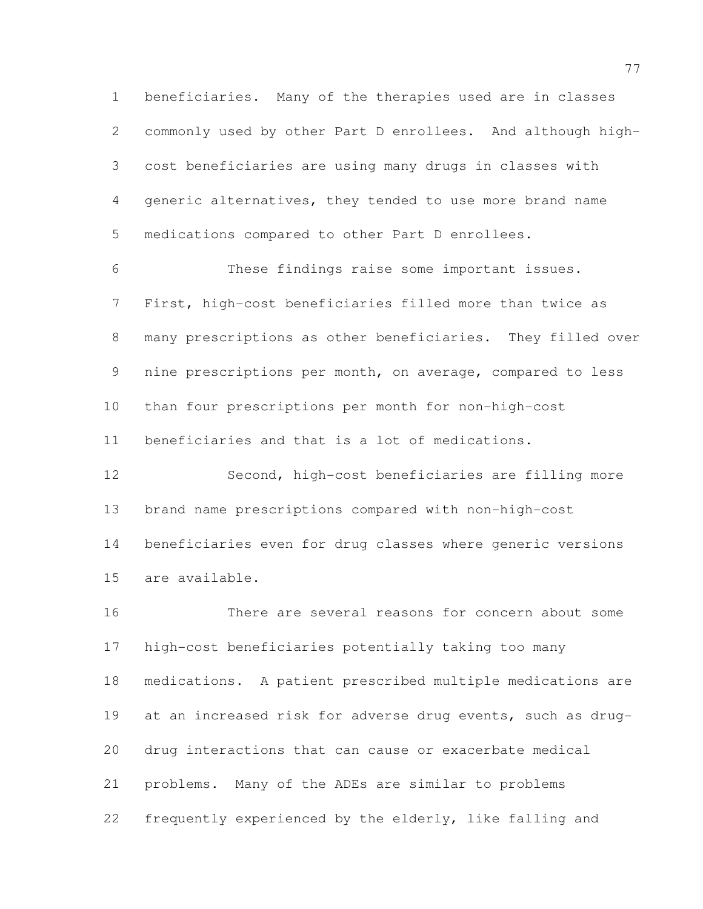beneficiaries. Many of the therapies used are in classes commonly used by other Part D enrollees. And although high-cost beneficiaries are using many drugs in classes with generic alternatives, they tended to use more brand name medications compared to other Part D enrollees.

These findings raise some important issues. First, high-cost beneficiaries filled more than twice as many prescriptions as other beneficiaries. They filled over nine prescriptions per month, on average, compared to less than four prescriptions per month for non-high-cost beneficiaries and that is a lot of medications.

Second, high-cost beneficiaries are filling more brand name prescriptions compared with non-high-cost beneficiaries even for drug classes where generic versions are available.

There are several reasons for concern about some high-cost beneficiaries potentially taking too many medications. A patient prescribed multiple medications are at an increased risk for adverse drug events, such as drug-drug interactions that can cause or exacerbate medical problems. Many of the ADEs are similar to problems frequently experienced by the elderly, like falling and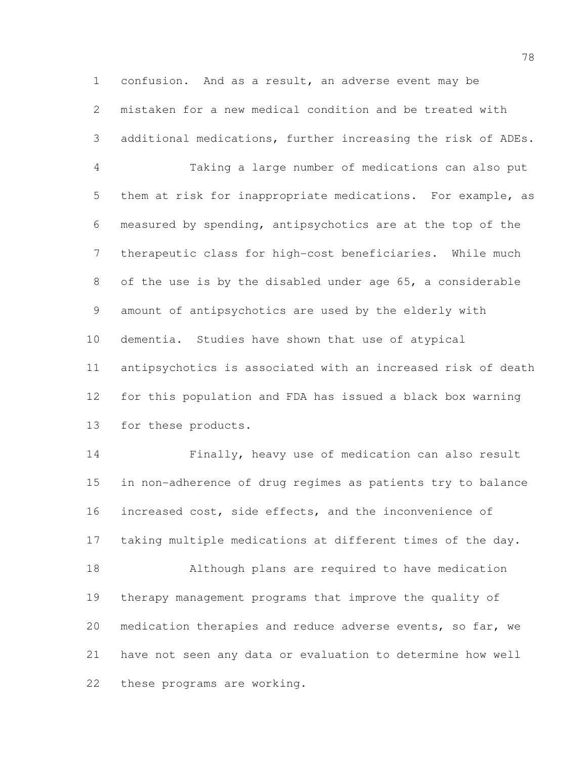confusion. And as a result, an adverse event may be mistaken for a new medical condition and be treated with additional medications, further increasing the risk of ADEs.

Taking a large number of medications can also put them at risk for inappropriate medications. For example, as measured by spending, antipsychotics are at the top of the therapeutic class for high-cost beneficiaries. While much of the use is by the disabled under age 65, a considerable amount of antipsychotics are used by the elderly with dementia. Studies have shown that use of atypical antipsychotics is associated with an increased risk of death for this population and FDA has issued a black box warning for these products.

Finally, heavy use of medication can also result in non-adherence of drug regimes as patients try to balance increased cost, side effects, and the inconvenience of taking multiple medications at different times of the day.

Although plans are required to have medication therapy management programs that improve the quality of medication therapies and reduce adverse events, so far, we have not seen any data or evaluation to determine how well these programs are working.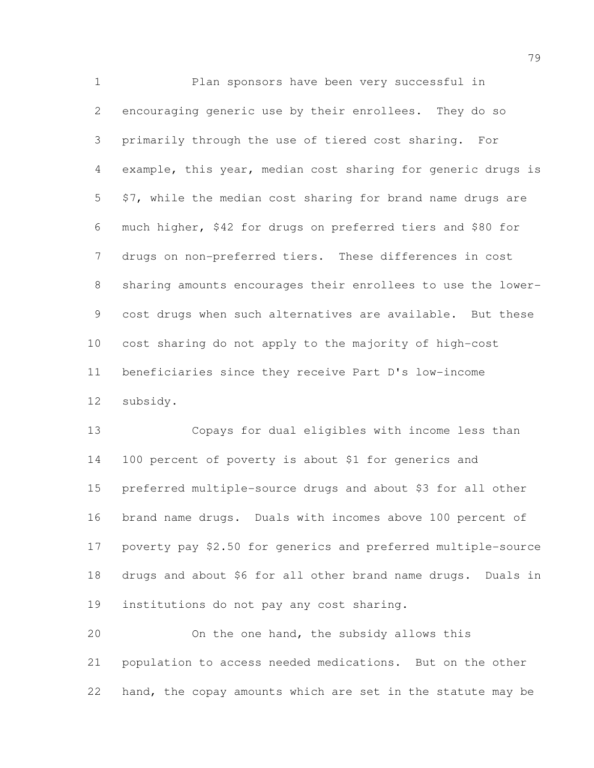Plan sponsors have been very successful in encouraging generic use by their enrollees. They do so primarily through the use of tiered cost sharing. For example, this year, median cost sharing for generic drugs is $7, while the median cost sharing for brand name drugs are much higher, $42 for drugs on preferred tiers and $80 for drugs on non-preferred tiers. These differences in cost sharing amounts encourages their enrollees to use the lower-cost drugs when such alternatives are available. But these cost sharing do not apply to the majority of high-cost beneficiaries since they receive Part D's low-income subsidy.

Copays for dual eligibles with income less than 100 percent of poverty is about $1 for generics and preferred multiple-source drugs and about $3 for all other brand name drugs. Duals with incomes above 100 percent of poverty pay $2.50 for generics and preferred multiple-source drugs and about $6 for all other brand name drugs. Duals in institutions do not pay any cost sharing.

On the one hand, the subsidy allows this population to access needed medications. But on the other hand, the copay amounts which are set in the statute may be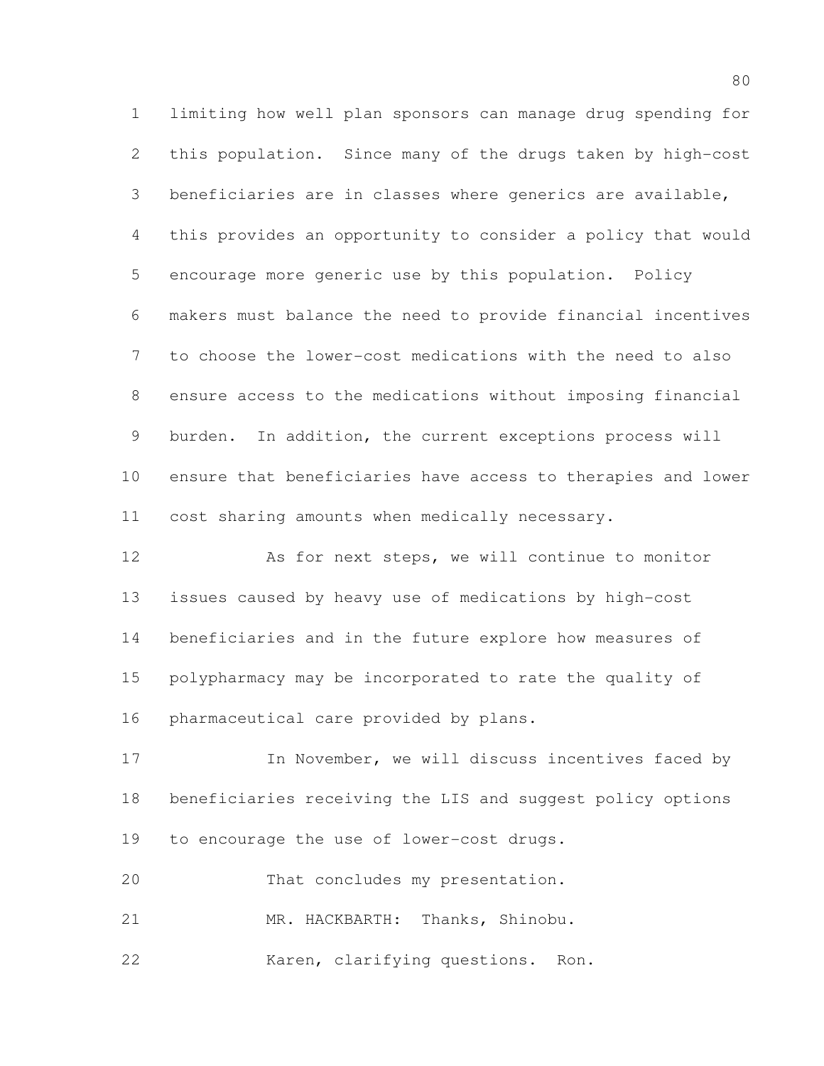limiting how well plan sponsors can manage drug spending for this population. Since many of the drugs taken by high-cost beneficiaries are in classes where generics are available, this provides an opportunity to consider a policy that would encourage more generic use by this population. Policy makers must balance the need to provide financial incentives to choose the lower-cost medications with the need to also ensure access to the medications without imposing financial burden. In addition, the current exceptions process will ensure that beneficiaries have access to therapies and lower cost sharing amounts when medically necessary.

As for next steps, we will continue to monitor issues caused by heavy use of medications by high-cost beneficiaries and in the future explore how measures of polypharmacy may be incorporated to rate the quality of pharmaceutical care provided by plans.

In November, we will discuss incentives faced by beneficiaries receiving the LIS and suggest policy options to encourage the use of lower-cost drugs.

That concludes my presentation.

MR. HACKBARTH: Thanks, Shinobu.

Karen, clarifying questions. Ron.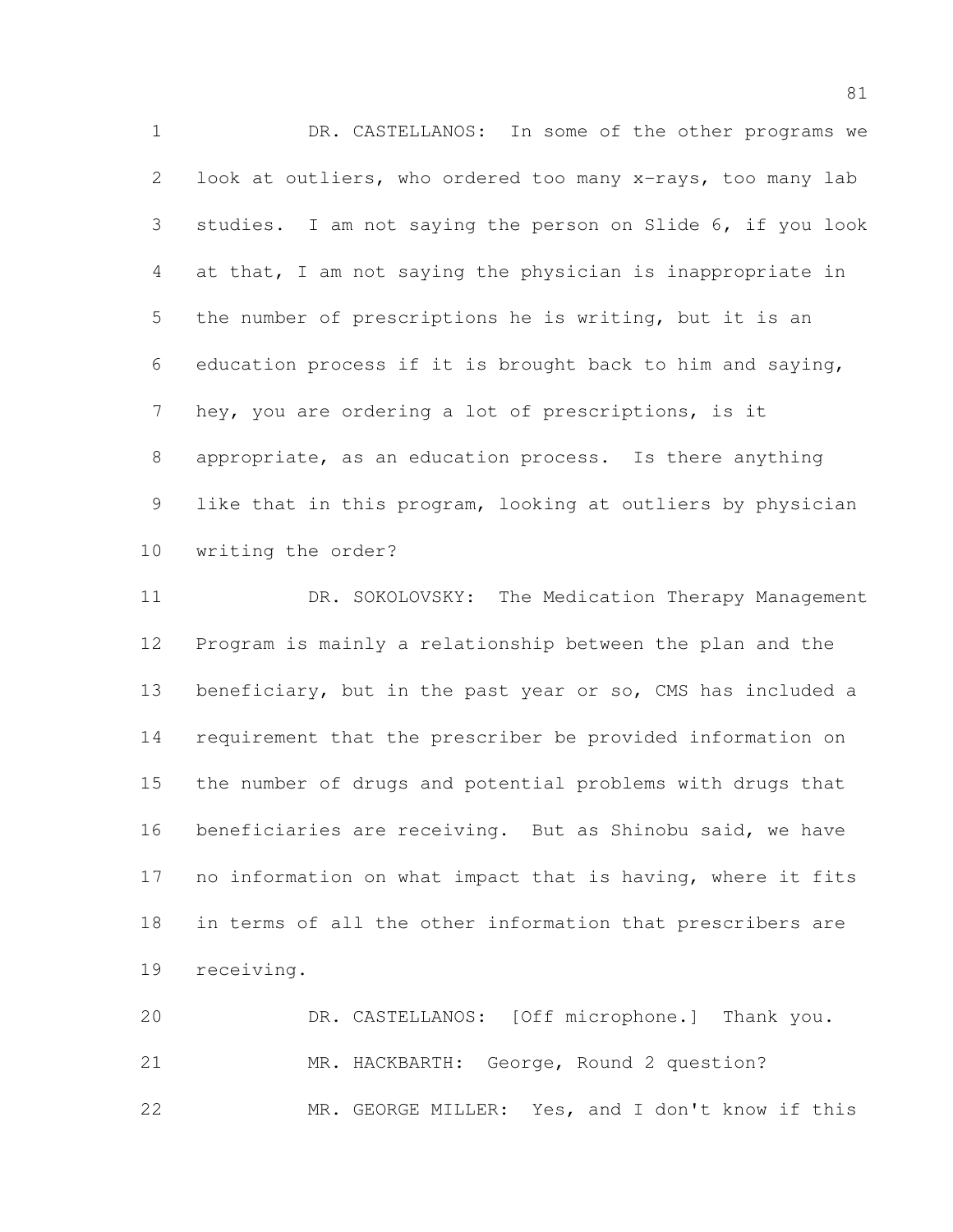DR. CASTELLANOS: In some of the other programs we look at outliers, who ordered too many x-rays, too many lab studies. I am not saying the person on Slide 6, if you look at that, I am not saying the physician is inappropriate in the number of prescriptions he is writing, but it is an education process if it is brought back to him and saying, hey, you are ordering a lot of prescriptions, is it appropriate, as an education process. Is there anything like that in this program, looking at outliers by physician writing the order?

DR. SOKOLOVSKY: The Medication Therapy Management Program is mainly a relationship between the plan and the beneficiary, but in the past year or so, CMS has included a requirement that the prescriber be provided information on the number of drugs and potential problems with drugs that beneficiaries are receiving. But as Shinobu said, we have no information on what impact that is having, where it fits in terms of all the other information that prescribers are receiving.

DR. CASTELLANOS: [Off microphone.] Thank you.

MR. HACKBARTH: George, Round 2 question?

MR. GEORGE MILLER: Yes, and I don't know if this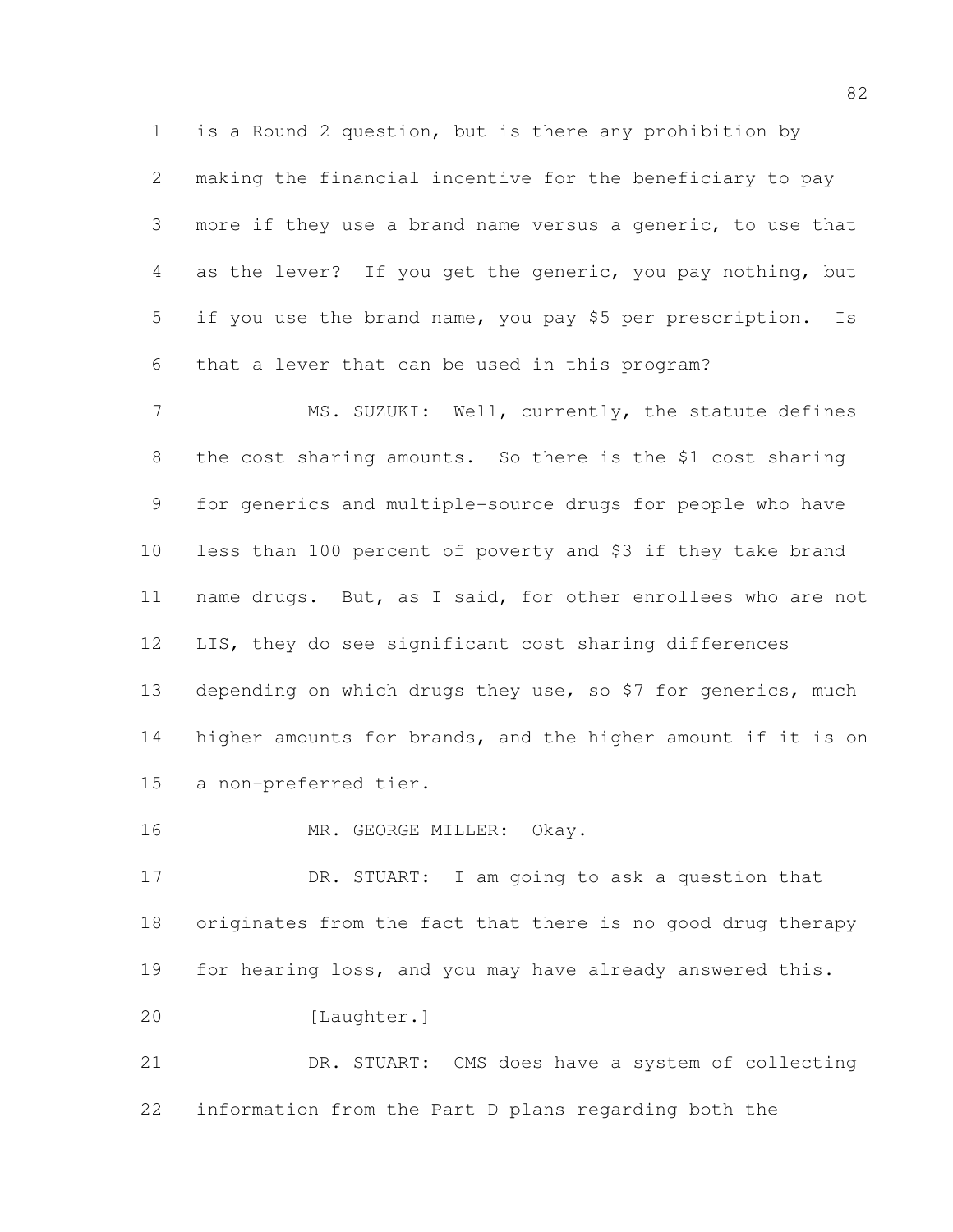is a Round 2 question, but is there any prohibition by making the financial incentive for the beneficiary to pay more if they use a brand name versus a generic, to use that as the lever? If you get the generic, you pay nothing, but if you use the brand name, you pay $5 per prescription. Is that a lever that can be used in this program?

MS. SUZUKI: Well, currently, the statute defines the cost sharing amounts. So there is the $1 cost sharing for generics and multiple-source drugs for people who have less than 100 percent of poverty and $3 if they take brand name drugs. But, as I said, for other enrollees who are not LIS, they do see significant cost sharing differences depending on which drugs they use, so $7 for generics, much higher amounts for brands, and the higher amount if it is on a non-preferred tier.

MR. GEORGE MILLER: Okay.

DR. STUART: I am going to ask a question that originates from the fact that there is no good drug therapy for hearing loss, and you may have already answered this.

[Laughter.]

DR. STUART: CMS does have a system of collecting information from the Part D plans regarding both the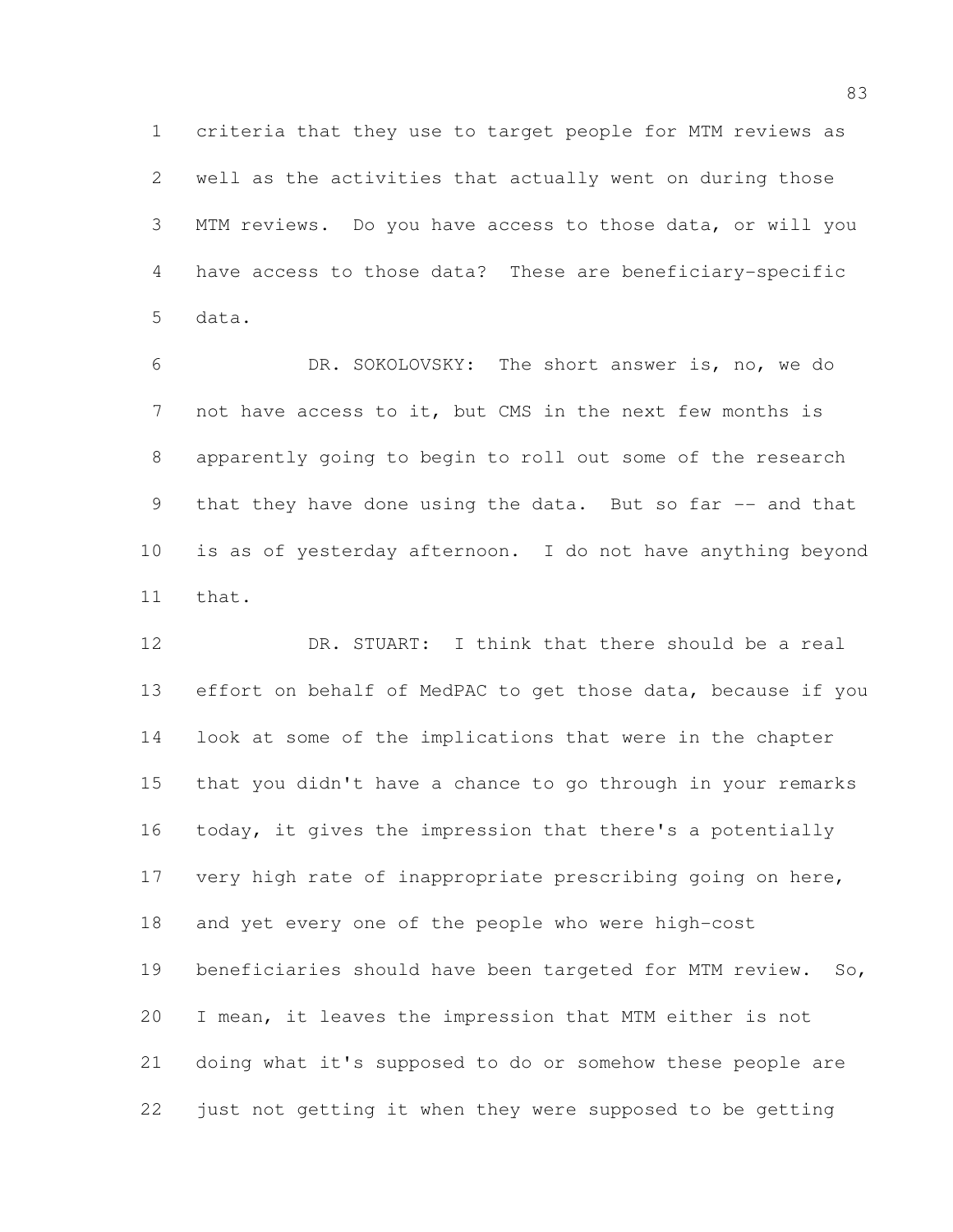criteria that they use to target people for MTM reviews as well as the activities that actually went on during those MTM reviews. Do you have access to those data, or will you have access to those data? These are beneficiary-specific data.

DR. SOKOLOVSKY: The short answer is, no, we do not have access to it, but CMS in the next few months is apparently going to begin to roll out some of the research that they have done using the data. But so far -- and that is as of yesterday afternoon. I do not have anything beyond that.

DR. STUART: I think that there should be a real effort on behalf of MedPAC to get those data, because if you look at some of the implications that were in the chapter that you didn't have a chance to go through in your remarks today, it gives the impression that there's a potentially very high rate of inappropriate prescribing going on here, and yet every one of the people who were high-cost beneficiaries should have been targeted for MTM review. So, I mean, it leaves the impression that MTM either is not doing what it's supposed to do or somehow these people are just not getting it when they were supposed to be getting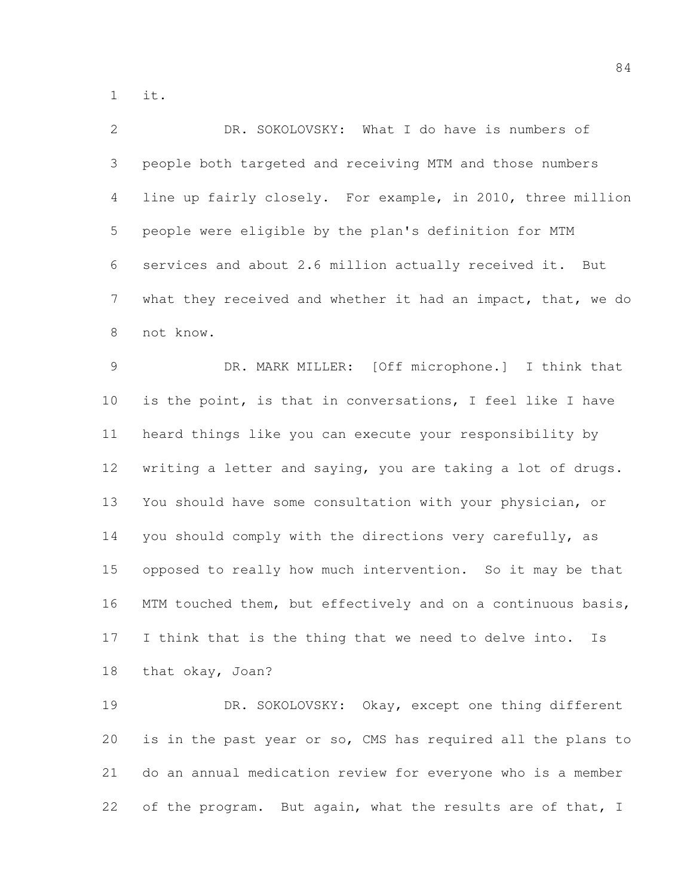it.

DR. SOKOLOVSKY: What I do have is numbers of people both targeted and receiving MTM and those numbers line up fairly closely. For example, in 2010, three million people were eligible by the plan's definition for MTM services and about 2.6 million actually received it. But what they received and whether it had an impact, that, we do not know.

DR. MARK MILLER: [Off microphone.] I think that is the point, is that in conversations, I feel like I have heard things like you can execute your responsibility by writing a letter and saying, you are taking a lot of drugs. You should have some consultation with your physician, or you should comply with the directions very carefully, as opposed to really how much intervention. So it may be that MTM touched them, but effectively and on a continuous basis, I think that is the thing that we need to delve into. Is that okay, Joan?

DR. SOKOLOVSKY: Okay, except one thing different is in the past year or so, CMS has required all the plans to do an annual medication review for everyone who is a member of the program. But again, what the results are of that, I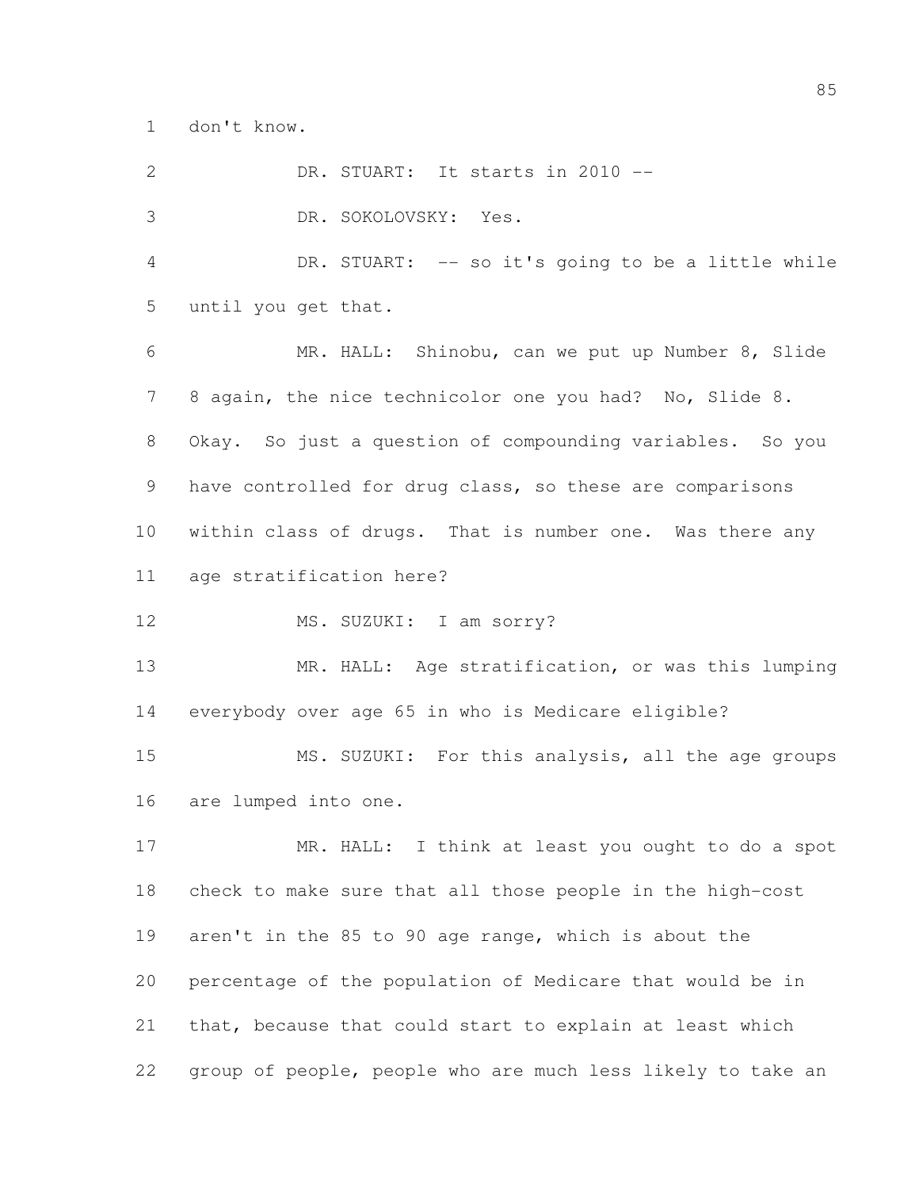don't know.

DR. STUART: It starts in 2010 --

DR. SOKOLOVSKY: Yes.

DR. STUART: -- so it's going to be a little while until you get that.

MR. HALL: Shinobu, can we put up Number 8, Slide 8 again, the nice technicolor one you had? No, Slide 8. Okay. So just a question of compounding variables. So you have controlled for drug class, so these are comparisons within class of drugs. That is number one. Was there any age stratification here?

MS. SUZUKI: I am sorry?

MR. HALL: Age stratification, or was this lumping everybody over age 65 in who is Medicare eligible?

MS. SUZUKI: For this analysis, all the age groups are lumped into one.

MR. HALL: I think at least you ought to do a spot check to make sure that all those people in the high-cost aren't in the 85 to 90 age range, which is about the percentage of the population of Medicare that would be in that, because that could start to explain at least which group of people, people who are much less likely to take an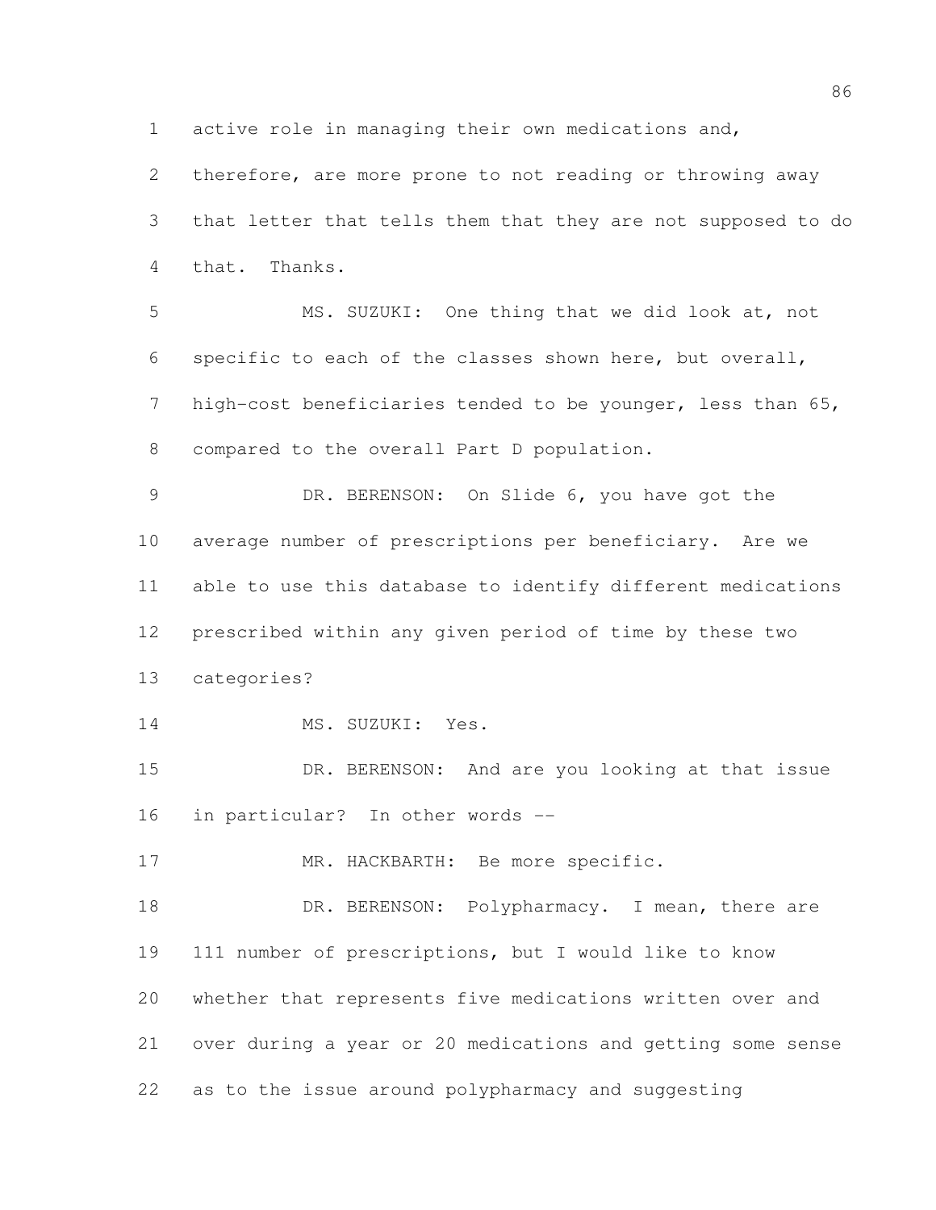active role in managing their own medications and, therefore, are more prone to not reading or throwing away that letter that tells them that they are not supposed to do that. Thanks.

MS. SUZUKI: One thing that we did look at, not specific to each of the classes shown here, but overall, high-cost beneficiaries tended to be younger, less than 65, compared to the overall Part D population.

DR. BERENSON: On Slide 6, you have got the average number of prescriptions per beneficiary. Are we able to use this database to identify different medications prescribed within any given period of time by these two categories?

MS. SUZUKI: Yes.

DR. BERENSON: And are you looking at that issue in particular? In other words --

MR. HACKBARTH: Be more specific.

DR. BERENSON: Polypharmacy. I mean, there are 111 number of prescriptions, but I would like to know whether that represents five medications written over and over during a year or 20 medications and getting some sense as to the issue around polypharmacy and suggesting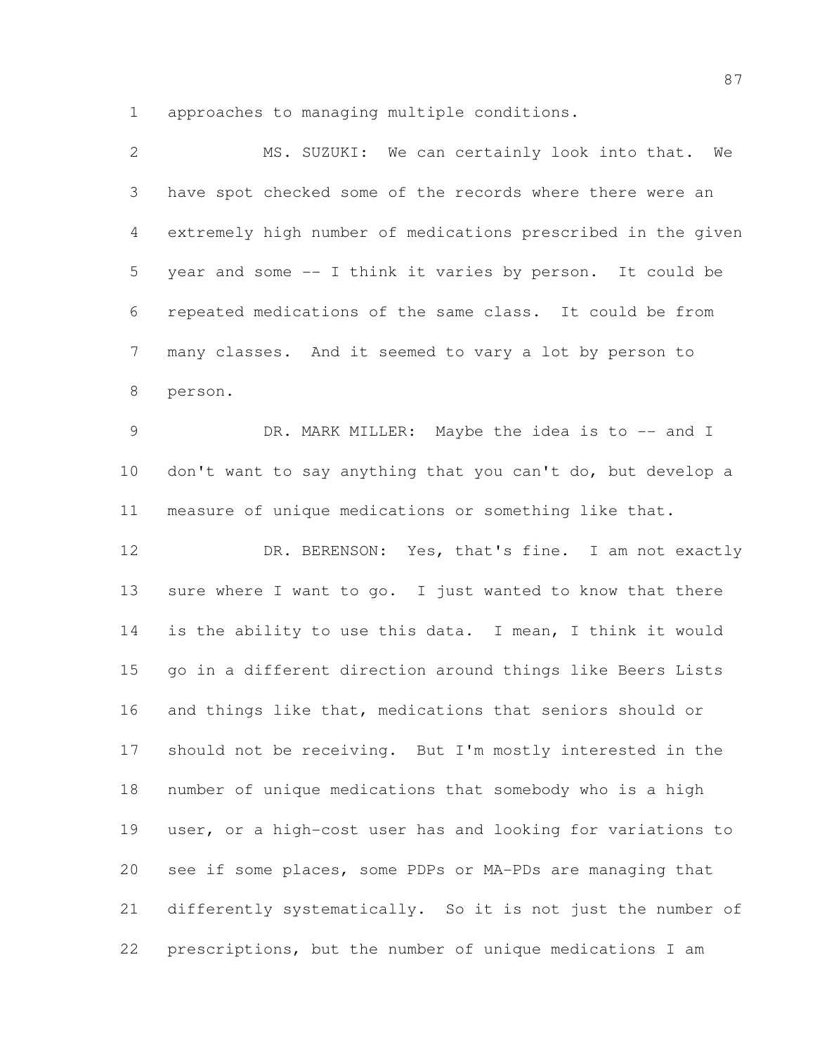approaches to managing multiple conditions.

MS. SUZUKI: We can certainly look into that. We have spot checked some of the records where there were an extremely high number of medications prescribed in the given year and some -- I think it varies by person. It could be repeated medications of the same class. It could be from many classes. And it seemed to vary a lot by person to person.

DR. MARK MILLER: Maybe the idea is to -- and I don't want to say anything that you can't do, but develop a measure of unique medications or something like that.

DR. BERENSON: Yes, that's fine. I am not exactly sure where I want to go. I just wanted to know that there is the ability to use this data. I mean, I think it would go in a different direction around things like Beers Lists and things like that, medications that seniors should or should not be receiving. But I'm mostly interested in the number of unique medications that somebody who is a high user, or a high-cost user has and looking for variations to see if some places, some PDPs or MA-PDs are managing that differently systematically. So it is not just the number of prescriptions, but the number of unique medications I am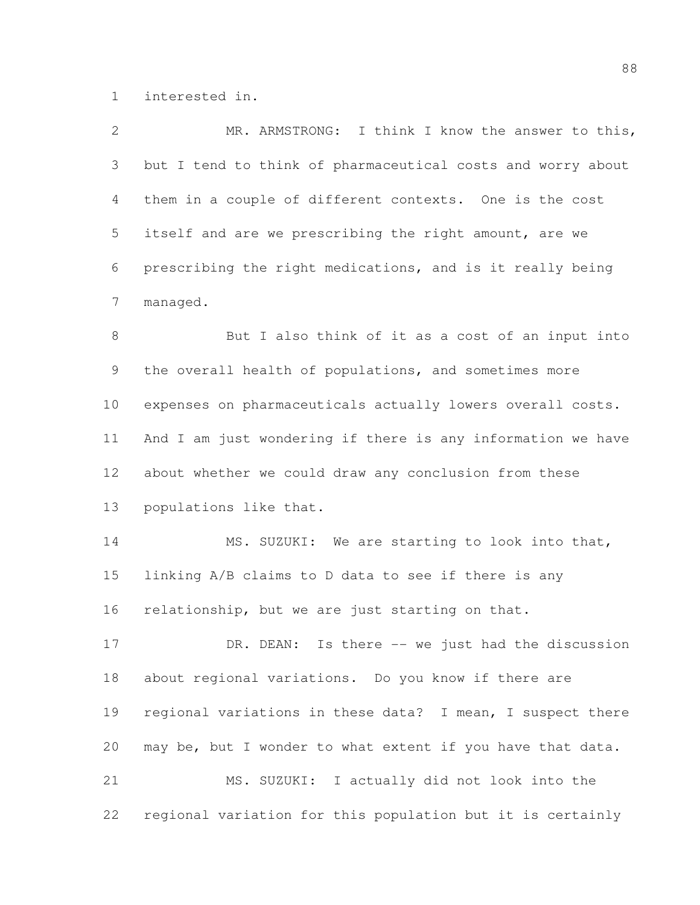interested in.

MR. ARMSTRONG: I think I know the answer to this, but I tend to think of pharmaceutical costs and worry about them in a couple of different contexts. One is the cost itself and are we prescribing the right amount, are we prescribing the right medications, and is it really being managed.

But I also think of it as a cost of an input into the overall health of populations, and sometimes more expenses on pharmaceuticals actually lowers overall costs. And I am just wondering if there is any information we have about whether we could draw any conclusion from these populations like that.

MS. SUZUKI: We are starting to look into that, linking A/B claims to D data to see if there is any relationship, but we are just starting on that.

DR. DEAN: Is there -- we just had the discussion about regional variations. Do you know if there are regional variations in these data? I mean, I suspect there may be, but I wonder to what extent if you have that data.

MS. SUZUKI: I actually did not look into the regional variation for this population but it is certainly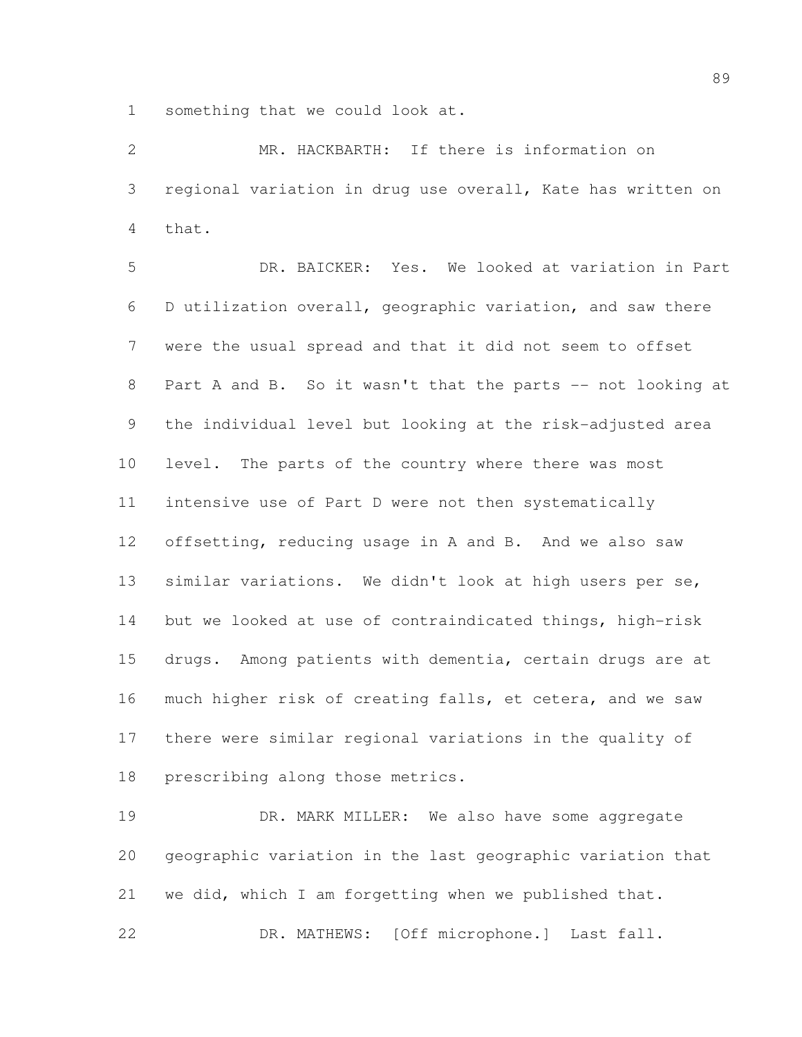something that we could look at.

MR. HACKBARTH: If there is information on regional variation in drug use overall, Kate has written on that.

DR. BAICKER: Yes. We looked at variation in Part D utilization overall, geographic variation, and saw there were the usual spread and that it did not seem to offset Part A and B. So it wasn't that the parts -- not looking at the individual level but looking at the risk-adjusted area level. The parts of the country where there was most intensive use of Part D were not then systematically offsetting, reducing usage in A and B. And we also saw similar variations. We didn't look at high users per se, but we looked at use of contraindicated things, high-risk drugs. Among patients with dementia, certain drugs are at much higher risk of creating falls, et cetera, and we saw there were similar regional variations in the quality of prescribing along those metrics.

DR. MARK MILLER: We also have some aggregate geographic variation in the last geographic variation that we did, which I am forgetting when we published that.

DR. MATHEWS: [Off microphone.] Last fall.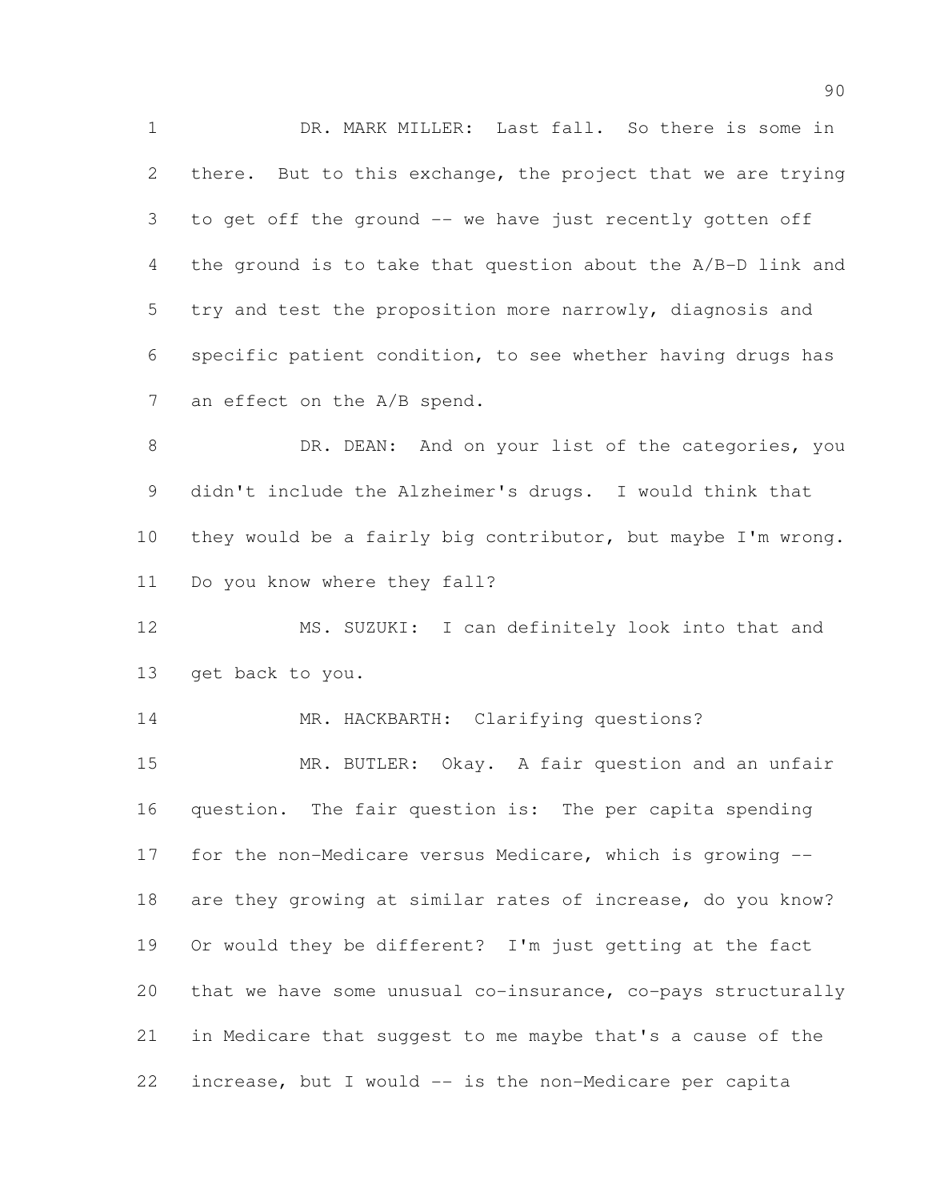DR. MARK MILLER: Last fall. So there is some in there. But to this exchange, the project that we are trying to get off the ground -- we have just recently gotten off the ground is to take that question about the A/B-D link and try and test the proposition more narrowly, diagnosis and specific patient condition, to see whether having drugs has an effect on the A/B spend.

DR. DEAN: And on your list of the categories, you didn't include the Alzheimer's drugs. I would think that they would be a fairly big contributor, but maybe I'm wrong. Do you know where they fall?

MS. SUZUKI: I can definitely look into that and get back to you.

MR. HACKBARTH: Clarifying questions?

MR. BUTLER: Okay. A fair question and an unfair question. The fair question is: The per capita spending for the non-Medicare versus Medicare, which is growing -- are they growing at similar rates of increase, do you know? Or would they be different? I'm just getting at the fact that we have some unusual co-insurance, co-pays structurally in Medicare that suggest to me maybe that's a cause of the increase, but I would -- is the non-Medicare per capita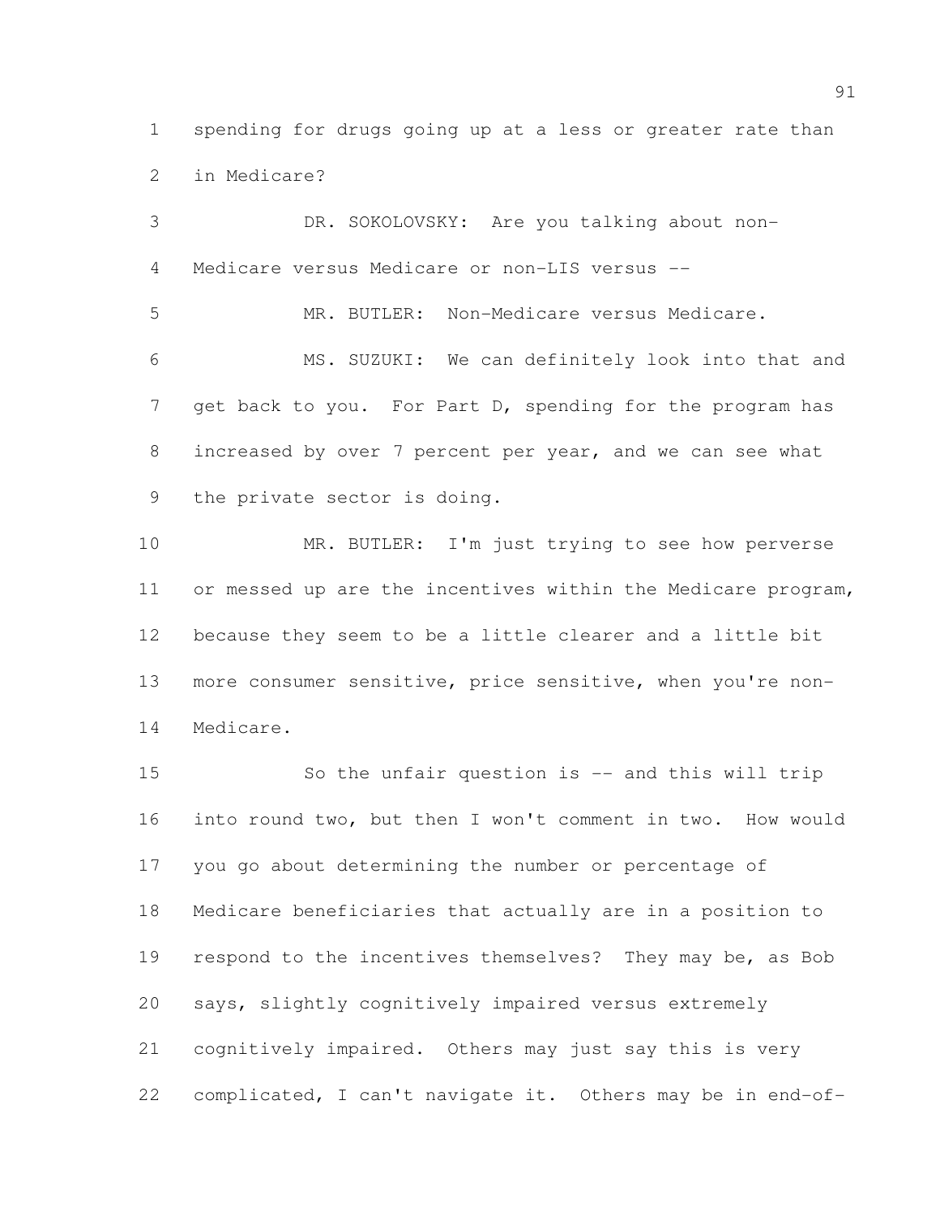spending for drugs going up at a less or greater rate than in Medicare?

DR. SOKOLOVSKY: Are you talking about non-Medicare versus Medicare or non-LIS versus --

MR. BUTLER: Non-Medicare versus Medicare.

MS. SUZUKI: We can definitely look into that and get back to you. For Part D, spending for the program has increased by over 7 percent per year, and we can see what the private sector is doing.

MR. BUTLER: I'm just trying to see how perverse or messed up are the incentives within the Medicare program, because they seem to be a little clearer and a little bit more consumer sensitive, price sensitive, when you're non-Medicare.

So the unfair question is -- and this will trip into round two, but then I won't comment in two. How would you go about determining the number or percentage of Medicare beneficiaries that actually are in a position to respond to the incentives themselves? They may be, as Bob says, slightly cognitively impaired versus extremely cognitively impaired. Others may just say this is very complicated, I can't navigate it. Others may be in end-of-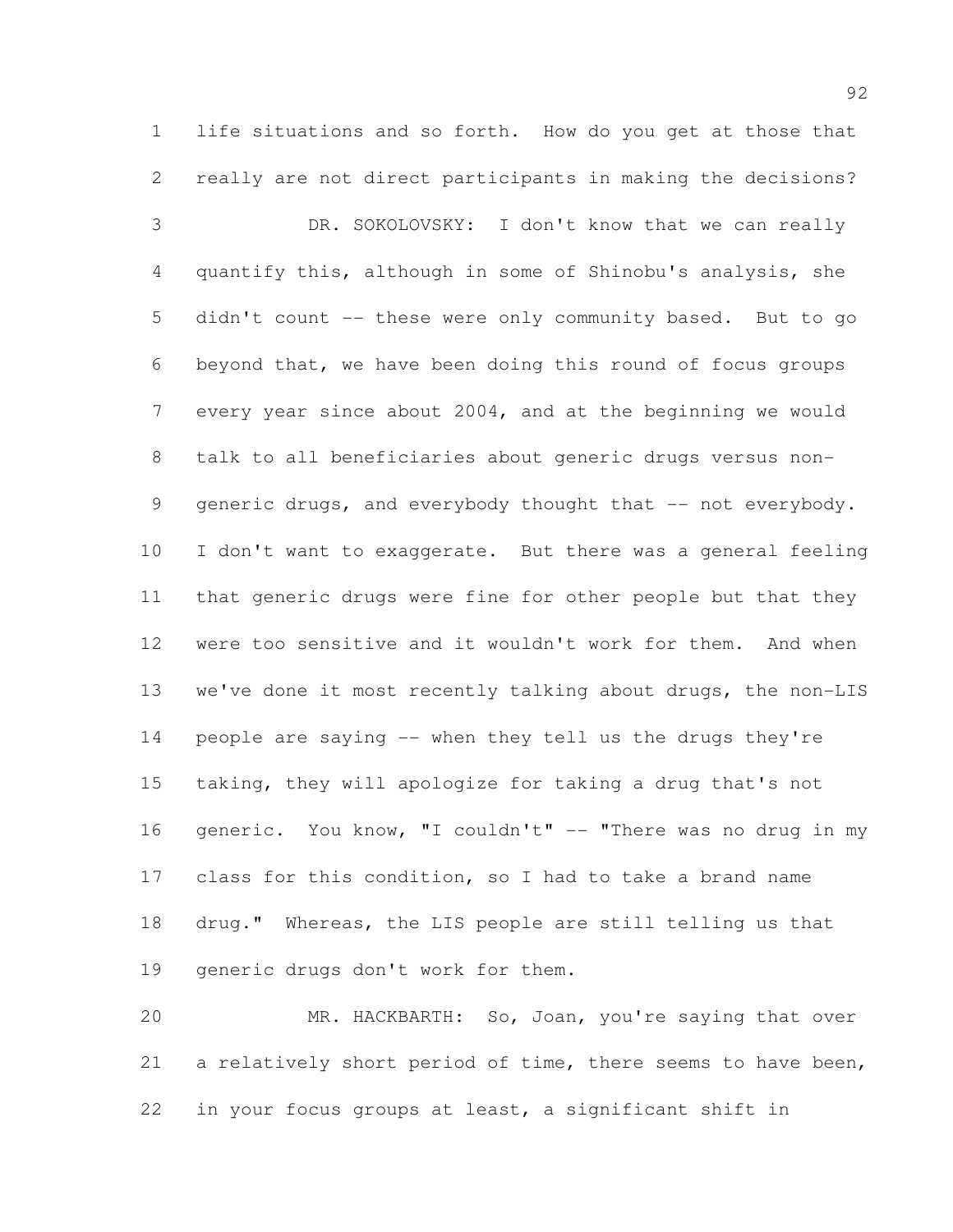life situations and so forth. How do you get at those that really are not direct participants in making the decisions?

DR. SOKOLOVSKY: I don't know that we can really quantify this, although in some of Shinobu's analysis, she didn't count -- these were only community based. But to go beyond that, we have been doing this round of focus groups every year since about 2004, and at the beginning we would talk to all beneficiaries about generic drugs versus non-generic drugs, and everybody thought that -- not everybody. I don't want to exaggerate. But there was a general feeling that generic drugs were fine for other people but that they were too sensitive and it wouldn't work for them. And when we've done it most recently talking about drugs, the non-LIS people are saying -- when they tell us the drugs they're taking, they will apologize for taking a drug that's not generic. You know, "I couldn't" -- "There was no drug in my class for this condition, so I had to take a brand name drug." Whereas, the LIS people are still telling us that generic drugs don't work for them.

MR. HACKBARTH: So, Joan, you're saying that over a relatively short period of time, there seems to have been, in your focus groups at least, a significant shift in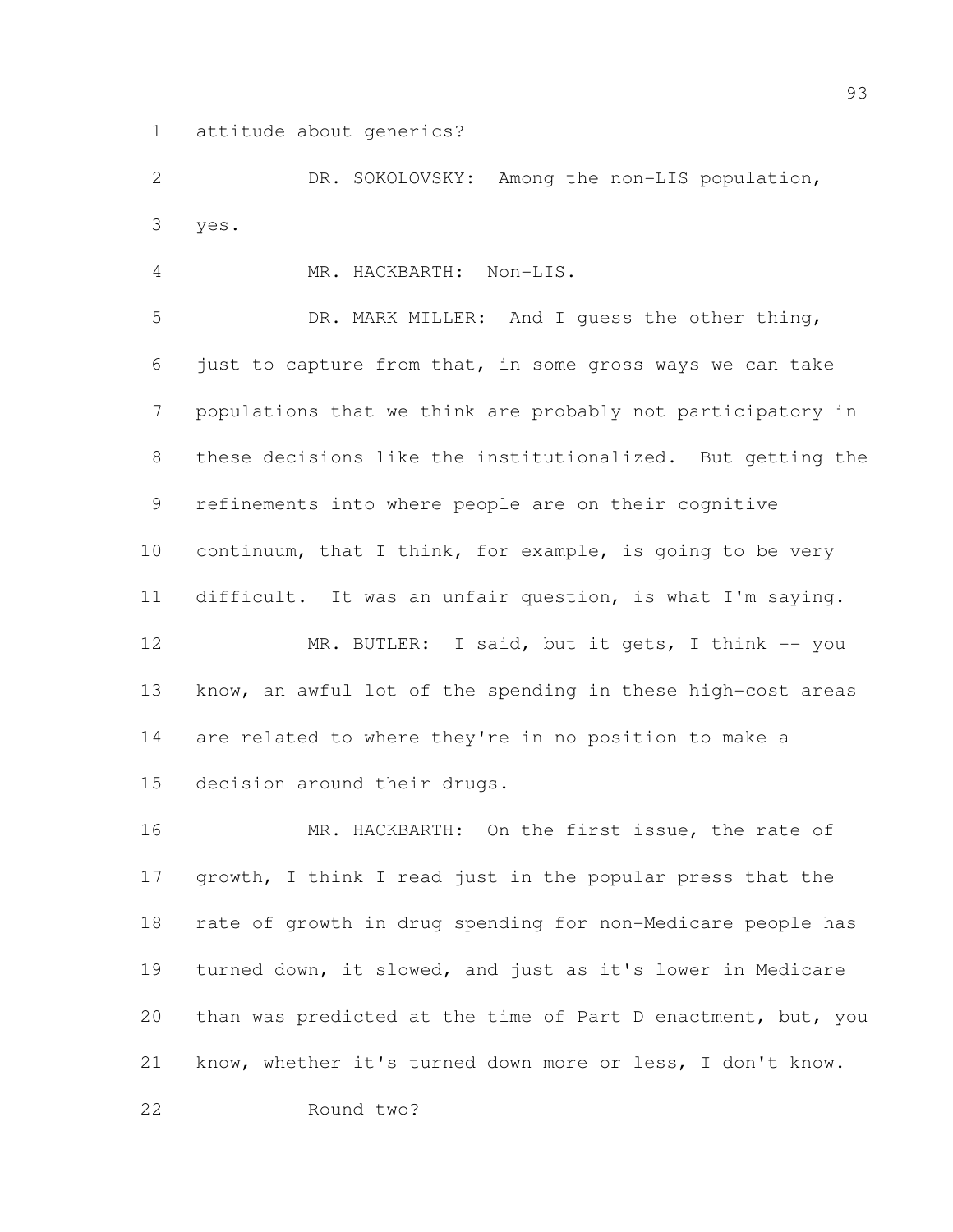attitude about generics?

DR. SOKOLOVSKY: Among the non-LIS population, yes.

MR. HACKBARTH: Non-LIS.

DR. MARK MILLER: And I guess the other thing, just to capture from that, in some gross ways we can take populations that we think are probably not participatory in these decisions like the institutionalized. But getting the refinements into where people are on their cognitive continuum, that I think, for example, is going to be very difficult. It was an unfair question, is what I'm saying.

MR. BUTLER: I said, but it gets, I think -- you know, an awful lot of the spending in these high-cost areas are related to where they're in no position to make a decision around their drugs.

MR. HACKBARTH: On the first issue, the rate of growth, I think I read just in the popular press that the rate of growth in drug spending for non-Medicare people has turned down, it slowed, and just as it's lower in Medicare than was predicted at the time of Part D enactment, but, you know, whether it's turned down more or less, I don't know.

Round two?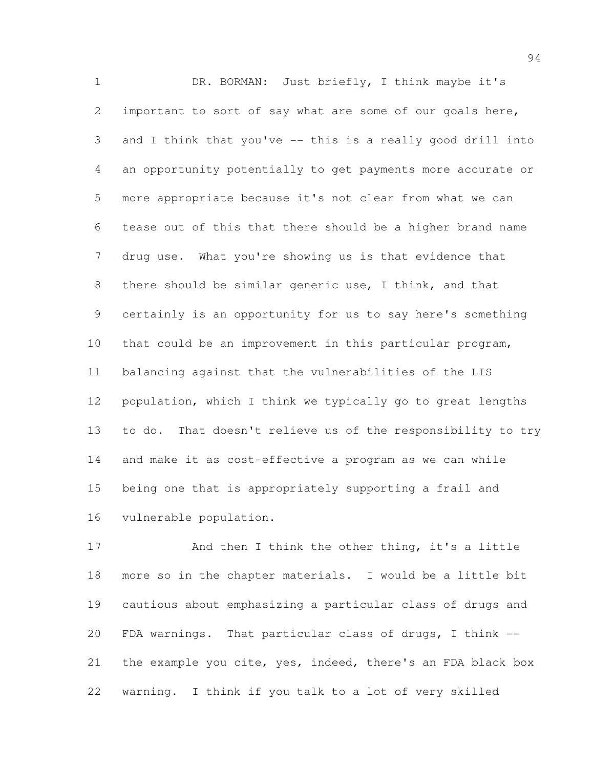DR. BORMAN: Just briefly, I think maybe it's important to sort of say what are some of our goals here, and I think that you've -- this is a really good drill into an opportunity potentially to get payments more accurate or more appropriate because it's not clear from what we can tease out of this that there should be a higher brand name drug use. What you're showing us is that evidence that there should be similar generic use, I think, and that certainly is an opportunity for us to say here's something that could be an improvement in this particular program, balancing against that the vulnerabilities of the LIS population, which I think we typically go to great lengths to do. That doesn't relieve us of the responsibility to try and make it as cost-effective a program as we can while being one that is appropriately supporting a frail and vulnerable population.

And then I think the other thing, it's a little more so in the chapter materials. I would be a little bit cautious about emphasizing a particular class of drugs and FDA warnings. That particular class of drugs, I think -- the example you cite, yes, indeed, there's an FDA black box warning. I think if you talk to a lot of very skilled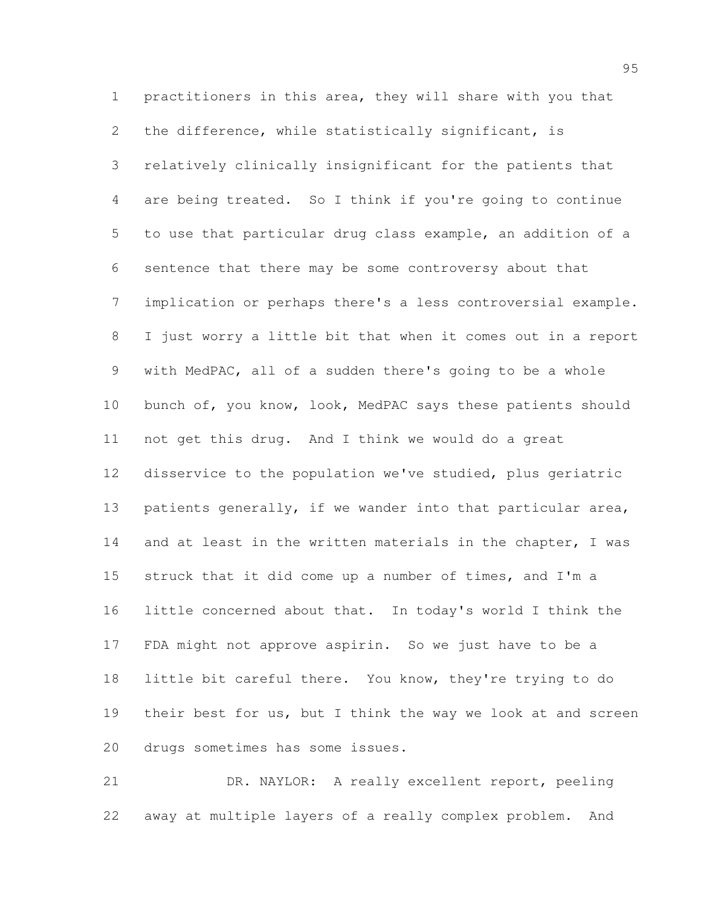practitioners in this area, they will share with you that the difference, while statistically significant, is relatively clinically insignificant for the patients that are being treated. So I think if you're going to continue to use that particular drug class example, an addition of a sentence that there may be some controversy about that implication or perhaps there's a less controversial example. I just worry a little bit that when it comes out in a report with MedPAC, all of a sudden there's going to be a whole bunch of, you know, look, MedPAC says these patients should not get this drug. And I think we would do a great disservice to the population we've studied, plus geriatric patients generally, if we wander into that particular area, and at least in the written materials in the chapter, I was struck that it did come up a number of times, and I'm a little concerned about that. In today's world I think the FDA might not approve aspirin. So we just have to be a little bit careful there. You know, they're trying to do their best for us, but I think the way we look at and screen drugs sometimes has some issues.

DR. NAYLOR: A really excellent report, peeling away at multiple layers of a really complex problem. And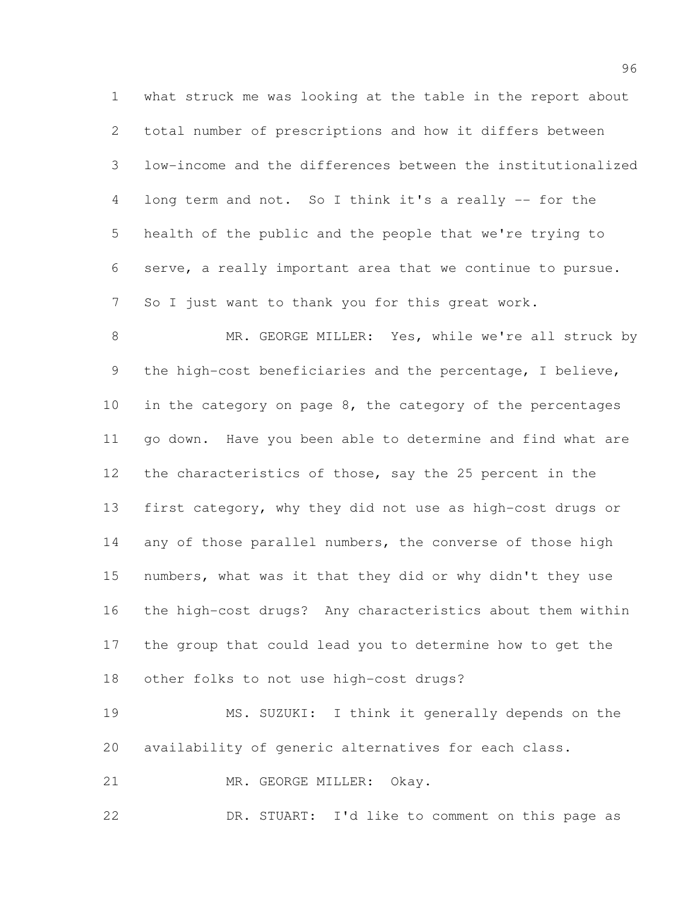what struck me was looking at the table in the report about total number of prescriptions and how it differs between low-income and the differences between the institutionalized long term and not. So I think it's a really -- for the health of the public and the people that we're trying to serve, a really important area that we continue to pursue. So I just want to thank you for this great work.

MR. GEORGE MILLER: Yes, while we're all struck by the high-cost beneficiaries and the percentage, I believe, in the category on page 8, the category of the percentages go down. Have you been able to determine and find what are the characteristics of those, say the 25 percent in the first category, why they did not use as high-cost drugs or any of those parallel numbers, the converse of those high numbers, what was it that they did or why didn't they use the high-cost drugs? Any characteristics about them within the group that could lead you to determine how to get the other folks to not use high-cost drugs?

MS. SUZUKI: I think it generally depends on the availability of generic alternatives for each class.

MR. GEORGE MILLER: Okay.

DR. STUART: I'd like to comment on this page as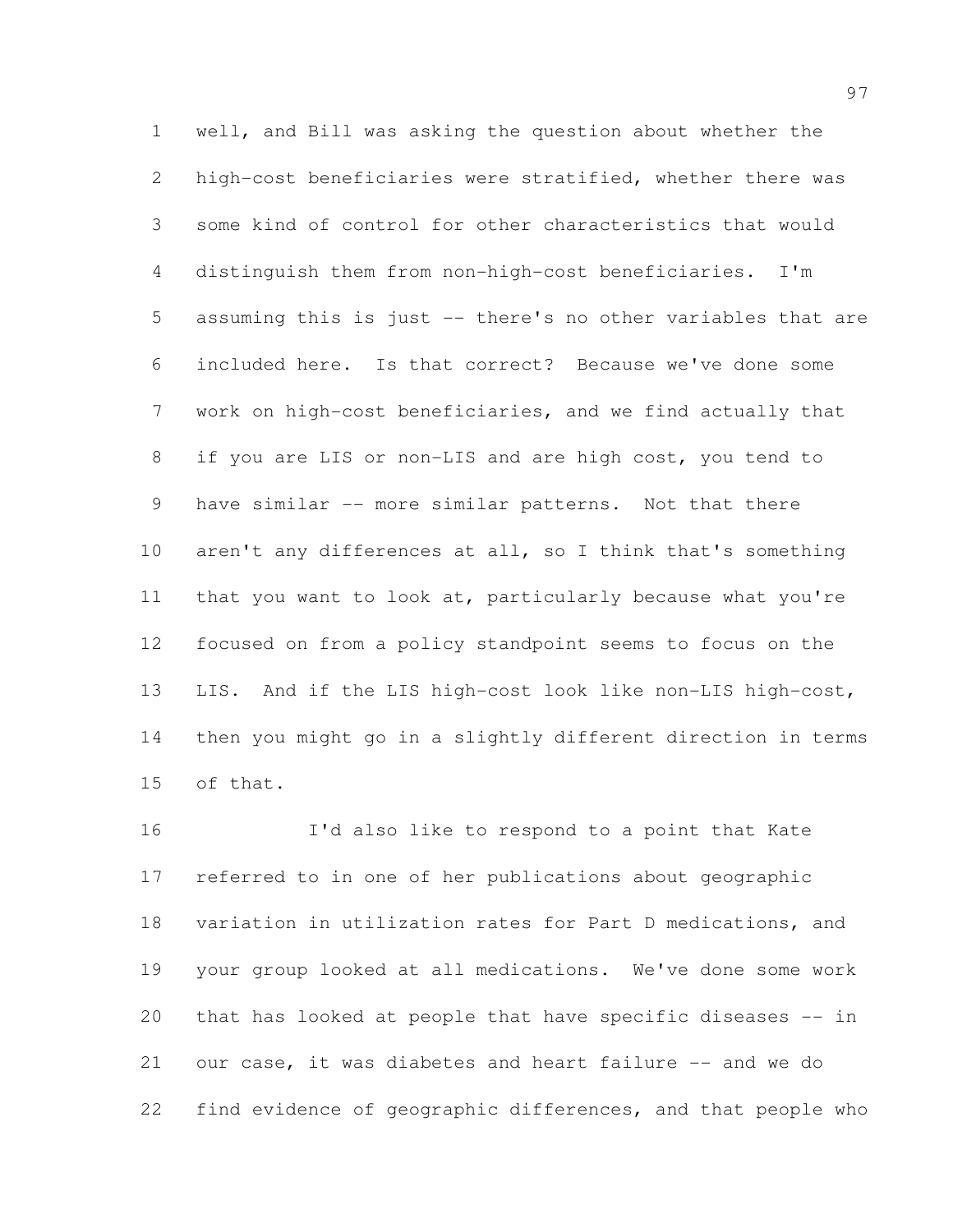well, and Bill was asking the question about whether the high-cost beneficiaries were stratified, whether there was some kind of control for other characteristics that would distinguish them from non-high-cost beneficiaries. I'm assuming this is just -- there's no other variables that are included here. Is that correct? Because we've done some work on high-cost beneficiaries, and we find actually that if you are LIS or non-LIS and are high cost, you tend to have similar -- more similar patterns. Not that there aren't any differences at all, so I think that's something that you want to look at, particularly because what you're focused on from a policy standpoint seems to focus on the LIS. And if the LIS high-cost look like non-LIS high-cost, then you might go in a slightly different direction in terms of that.

I'd also like to respond to a point that Kate referred to in one of her publications about geographic variation in utilization rates for Part D medications, and your group looked at all medications. We've done some work that has looked at people that have specific diseases -- in our case, it was diabetes and heart failure -- and we do find evidence of geographic differences, and that people who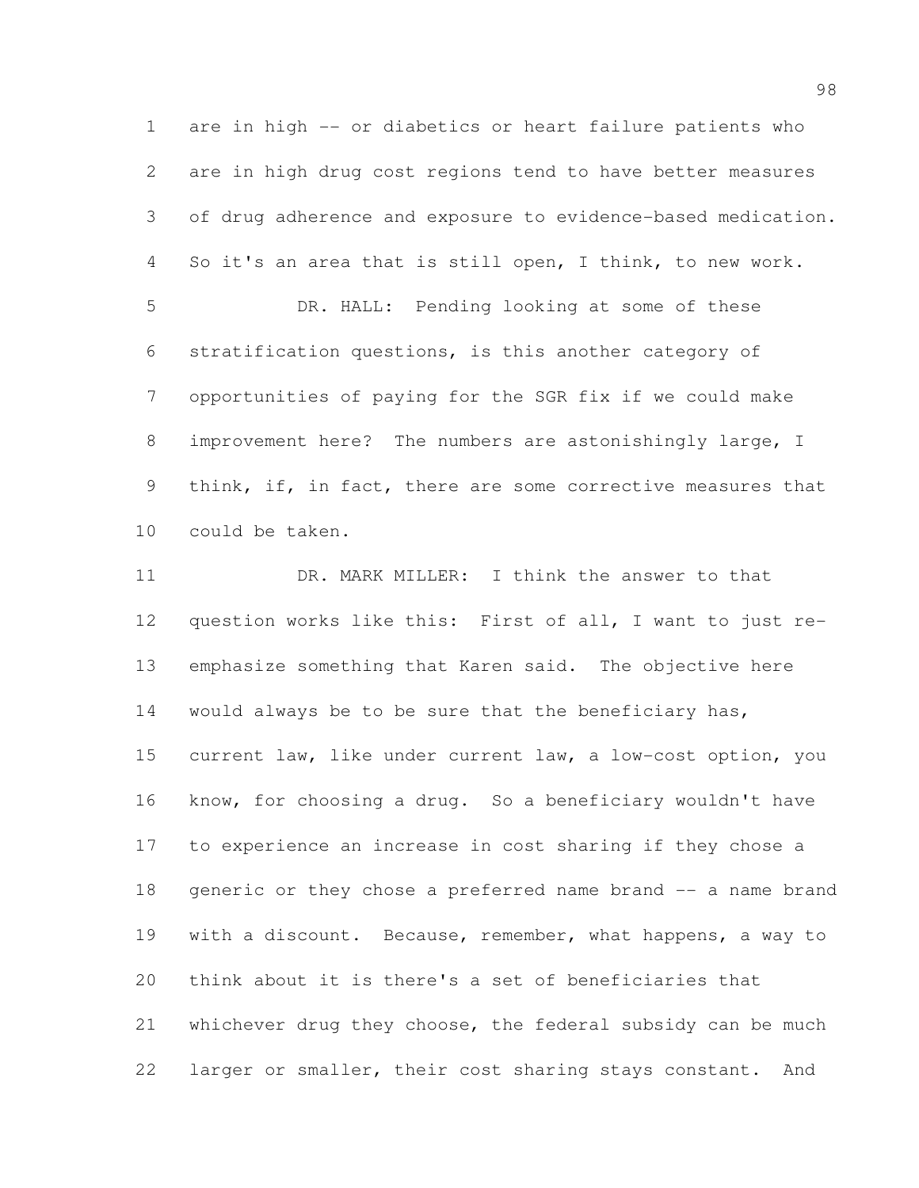are in high -- or diabetics or heart failure patients who are in high drug cost regions tend to have better measures of drug adherence and exposure to evidence-based medication. So it's an area that is still open, I think, to new work.

DR. HALL: Pending looking at some of these stratification questions, is this another category of opportunities of paying for the SGR fix if we could make improvement here? The numbers are astonishingly large, I think, if, in fact, there are some corrective measures that could be taken.

DR. MARK MILLER: I think the answer to that question works like this: First of all, I want to just re-emphasize something that Karen said. The objective here would always be to be sure that the beneficiary has, current law, like under current law, a low-cost option, you know, for choosing a drug. So a beneficiary wouldn't have to experience an increase in cost sharing if they chose a generic or they chose a preferred name brand -- a name brand with a discount. Because, remember, what happens, a way to think about it is there's a set of beneficiaries that whichever drug they choose, the federal subsidy can be much larger or smaller, their cost sharing stays constant. And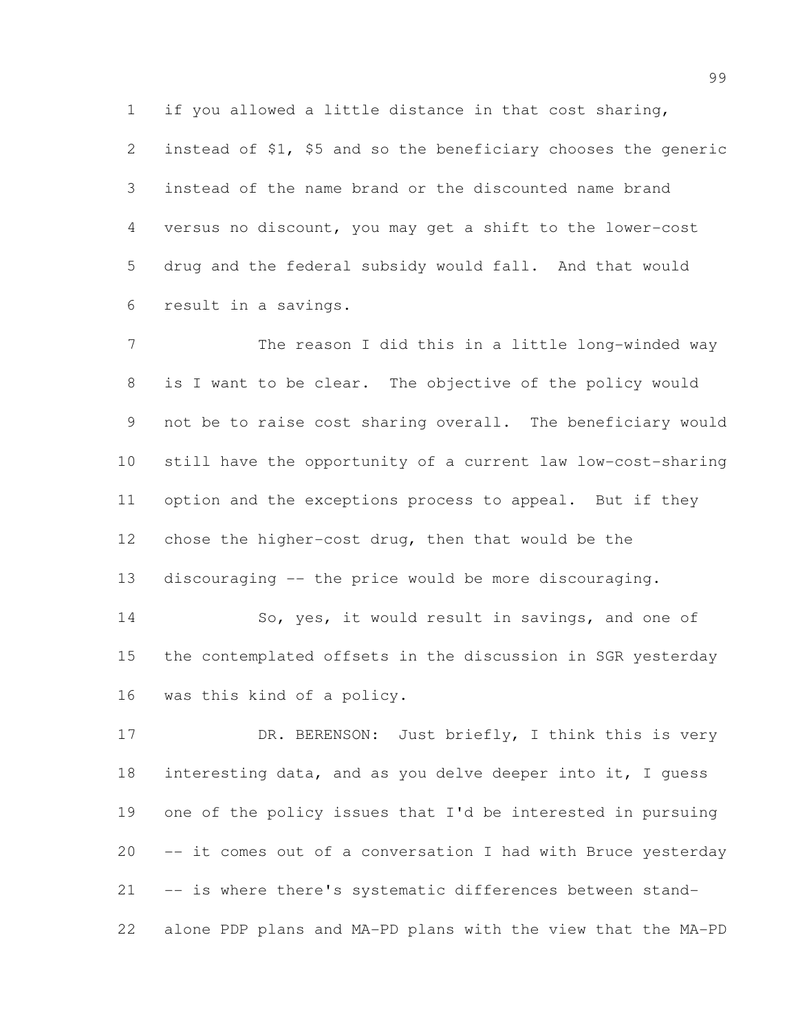if you allowed a little distance in that cost sharing, instead of $1, $5 and so the beneficiary chooses the generic instead of the name brand or the discounted name brand versus no discount, you may get a shift to the lower-cost drug and the federal subsidy would fall. And that would result in a savings.

The reason I did this in a little long-winded way is I want to be clear. The objective of the policy would not be to raise cost sharing overall. The beneficiary would still have the opportunity of a current law low-cost-sharing option and the exceptions process to appeal. But if they chose the higher-cost drug, then that would be the discouraging -- the price would be more discouraging.

So, yes, it would result in savings, and one of the contemplated offsets in the discussion in SGR yesterday was this kind of a policy.

DR. BERENSON: Just briefly, I think this is very interesting data, and as you delve deeper into it, I guess one of the policy issues that I'd be interested in pursuing -- it comes out of a conversation I had with Bruce yesterday -- is where there's systematic differences between stand-alone PDP plans and MA-PD plans with the view that the MA-PD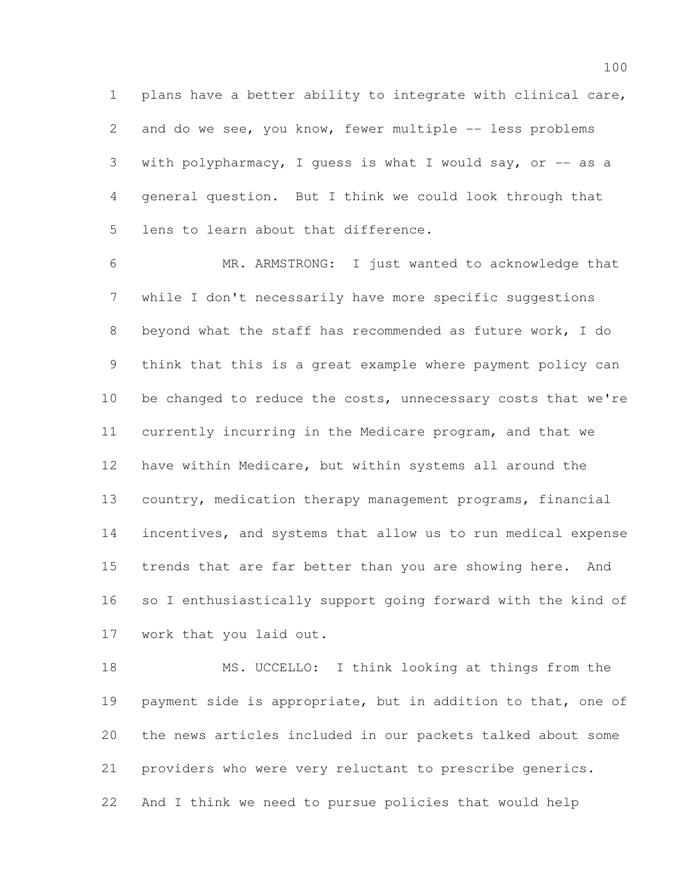plans have a better ability to integrate with clinical care, and do we see, you know, fewer multiple -- less problems with polypharmacy, I guess is what I would say, or -- as a general question. But I think we could look through that lens to learn about that difference.

MR. ARMSTRONG: I just wanted to acknowledge that while I don't necessarily have more specific suggestions beyond what the staff has recommended as future work, I do think that this is a great example where payment policy can be changed to reduce the costs, unnecessary costs that we're currently incurring in the Medicare program, and that we have within Medicare, but within systems all around the country, medication therapy management programs, financial incentives, and systems that allow us to run medical expense trends that are far better than you are showing here. And so I enthusiastically support going forward with the kind of work that you laid out.

MS. UCCELLO: I think looking at things from the payment side is appropriate, but in addition to that, one of the news articles included in our packets talked about some providers who were very reluctant to prescribe generics. And I think we need to pursue policies that would help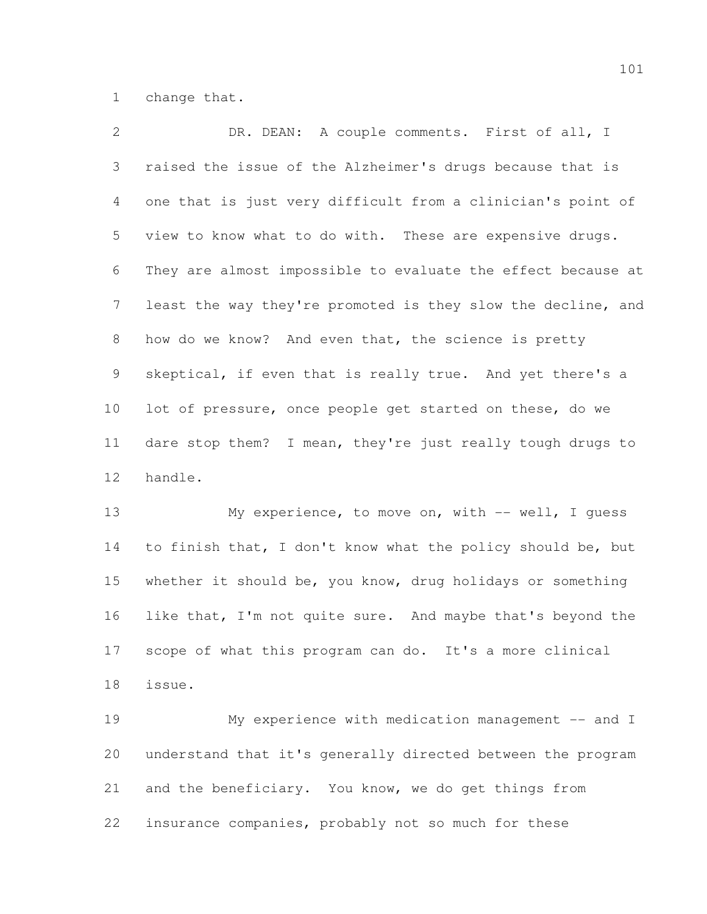change that.

DR. DEAN: A couple comments. First of all, I raised the issue of the Alzheimer's drugs because that is one that is just very difficult from a clinician's point of view to know what to do with. These are expensive drugs. They are almost impossible to evaluate the effect because at least the way they're promoted is they slow the decline, and how do we know? And even that, the science is pretty skeptical, if even that is really true. And yet there's a lot of pressure, once people get started on these, do we dare stop them? I mean, they're just really tough drugs to handle.

My experience, to move on, with -- well, I guess to finish that, I don't know what the policy should be, but whether it should be, you know, drug holidays or something like that, I'm not quite sure. And maybe that's beyond the scope of what this program can do. It's a more clinical issue.

My experience with medication management -- and I understand that it's generally directed between the program and the beneficiary. You know, we do get things from insurance companies, probably not so much for these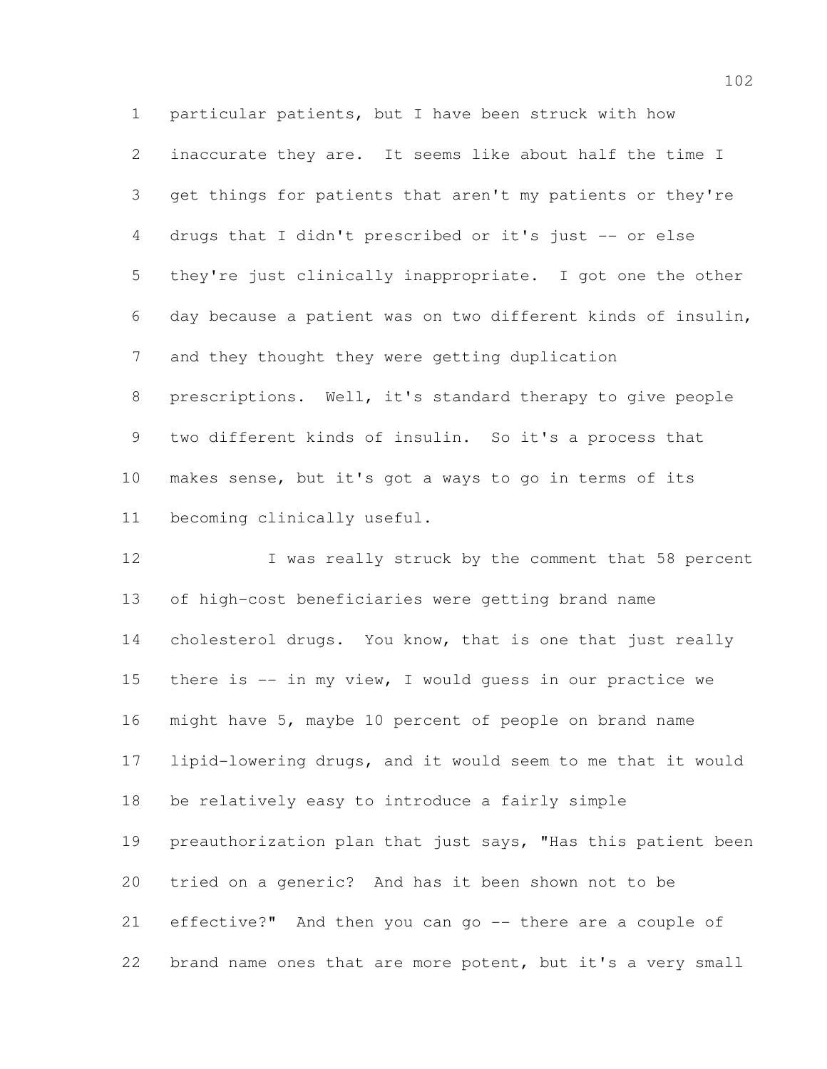particular patients, but I have been struck with how inaccurate they are. It seems like about half the time I get things for patients that aren't my patients or they're drugs that I didn't prescribed or it's just -- or else they're just clinically inappropriate. I got one the other day because a patient was on two different kinds of insulin, and they thought they were getting duplication prescriptions. Well, it's standard therapy to give people two different kinds of insulin. So it's a process that makes sense, but it's got a ways to go in terms of its becoming clinically useful.

I was really struck by the comment that 58 percent of high-cost beneficiaries were getting brand name cholesterol drugs. You know, that is one that just really there is -- in my view, I would guess in our practice we might have 5, maybe 10 percent of people on brand name lipid-lowering drugs, and it would seem to me that it would be relatively easy to introduce a fairly simple preauthorization plan that just says, "Has this patient been tried on a generic? And has it been shown not to be effective?" And then you can go -- there are a couple of brand name ones that are more potent, but it's a very small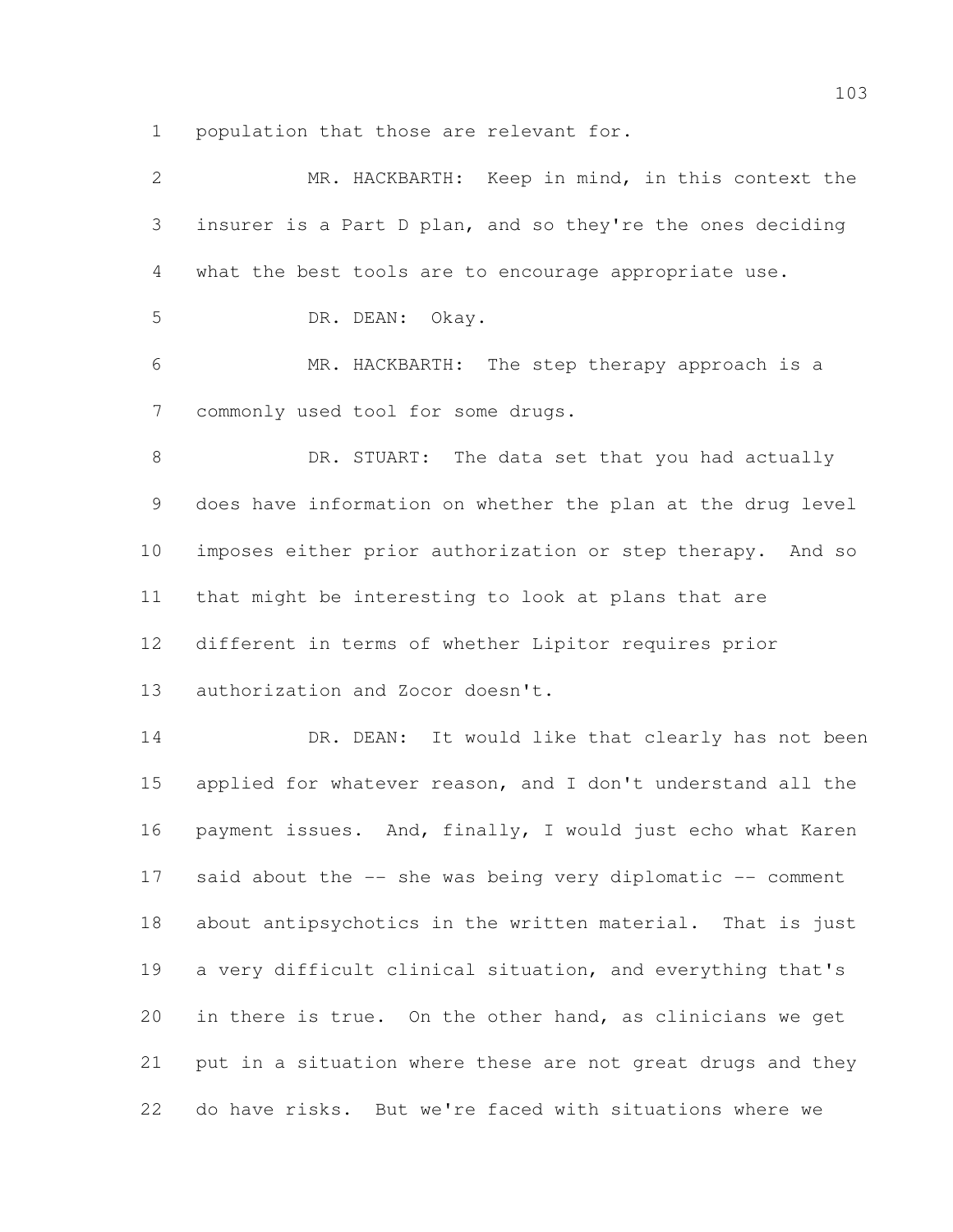population that those are relevant for.

MR. HACKBARTH: Keep in mind, in this context the insurer is a Part D plan, and so they're the ones deciding what the best tools are to encourage appropriate use.

DR. DEAN: Okay.

MR. HACKBARTH: The step therapy approach is a commonly used tool for some drugs.

DR. STUART: The data set that you had actually does have information on whether the plan at the drug level imposes either prior authorization or step therapy. And so that might be interesting to look at plans that are different in terms of whether Lipitor requires prior authorization and Zocor doesn't.

DR. DEAN: It would like that clearly has not been applied for whatever reason, and I don't understand all the payment issues. And, finally, I would just echo what Karen said about the -- she was being very diplomatic -- comment about antipsychotics in the written material. That is just a very difficult clinical situation, and everything that's in there is true. On the other hand, as clinicians we get put in a situation where these are not great drugs and they do have risks. But we're faced with situations where we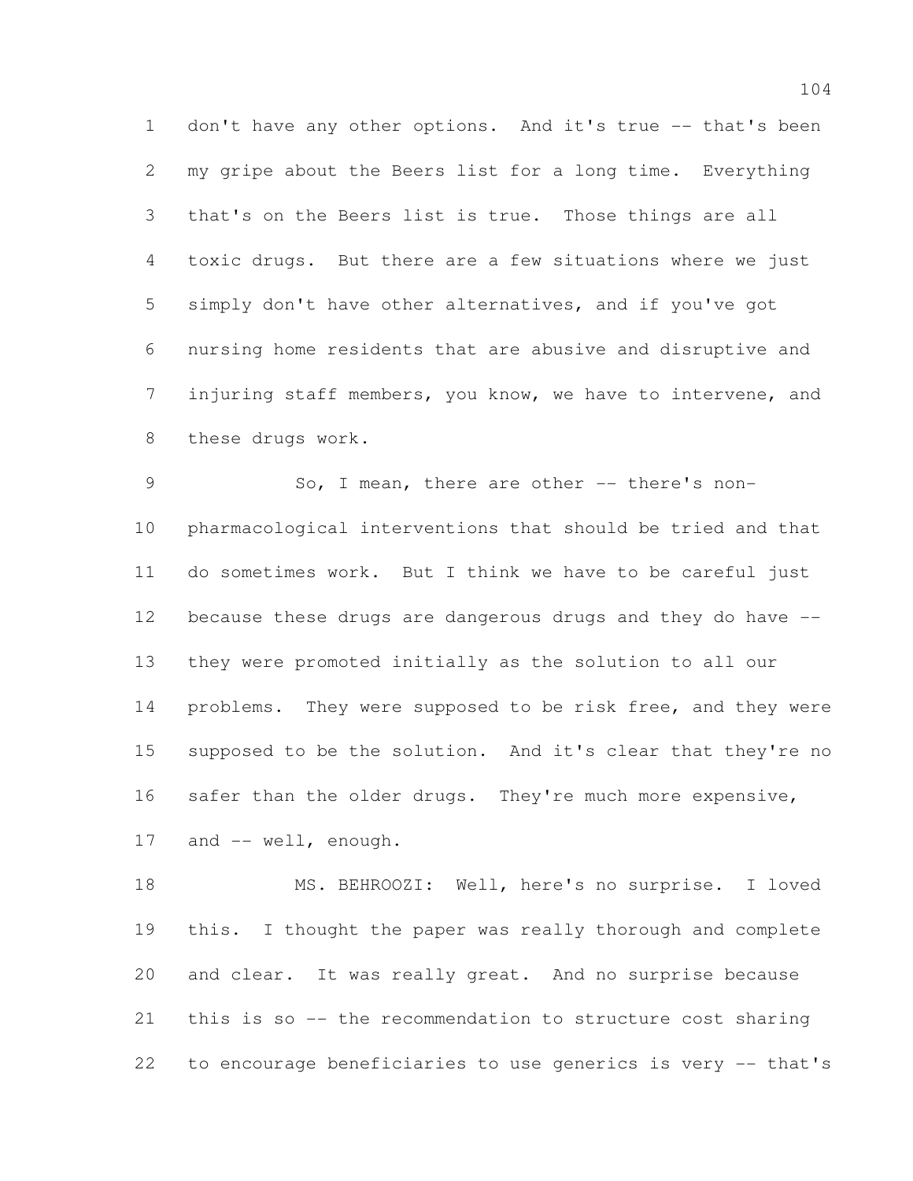don't have any other options. And it's true -- that's been my gripe about the Beers list for a long time. Everything that's on the Beers list is true. Those things are all toxic drugs. But there are a few situations where we just simply don't have other alternatives, and if you've got nursing home residents that are abusive and disruptive and injuring staff members, you know, we have to intervene, and these drugs work.

So, I mean, there are other -- there's non-pharmacological interventions that should be tried and that do sometimes work. But I think we have to be careful just because these drugs are dangerous drugs and they do have -- they were promoted initially as the solution to all our problems. They were supposed to be risk free, and they were supposed to be the solution. And it's clear that they're no safer than the older drugs. They're much more expensive, and -- well, enough.

MS. BEHROOZI: Well, here's no surprise. I loved this. I thought the paper was really thorough and complete and clear. It was really great. And no surprise because this is so -- the recommendation to structure cost sharing to encourage beneficiaries to use generics is very -- that's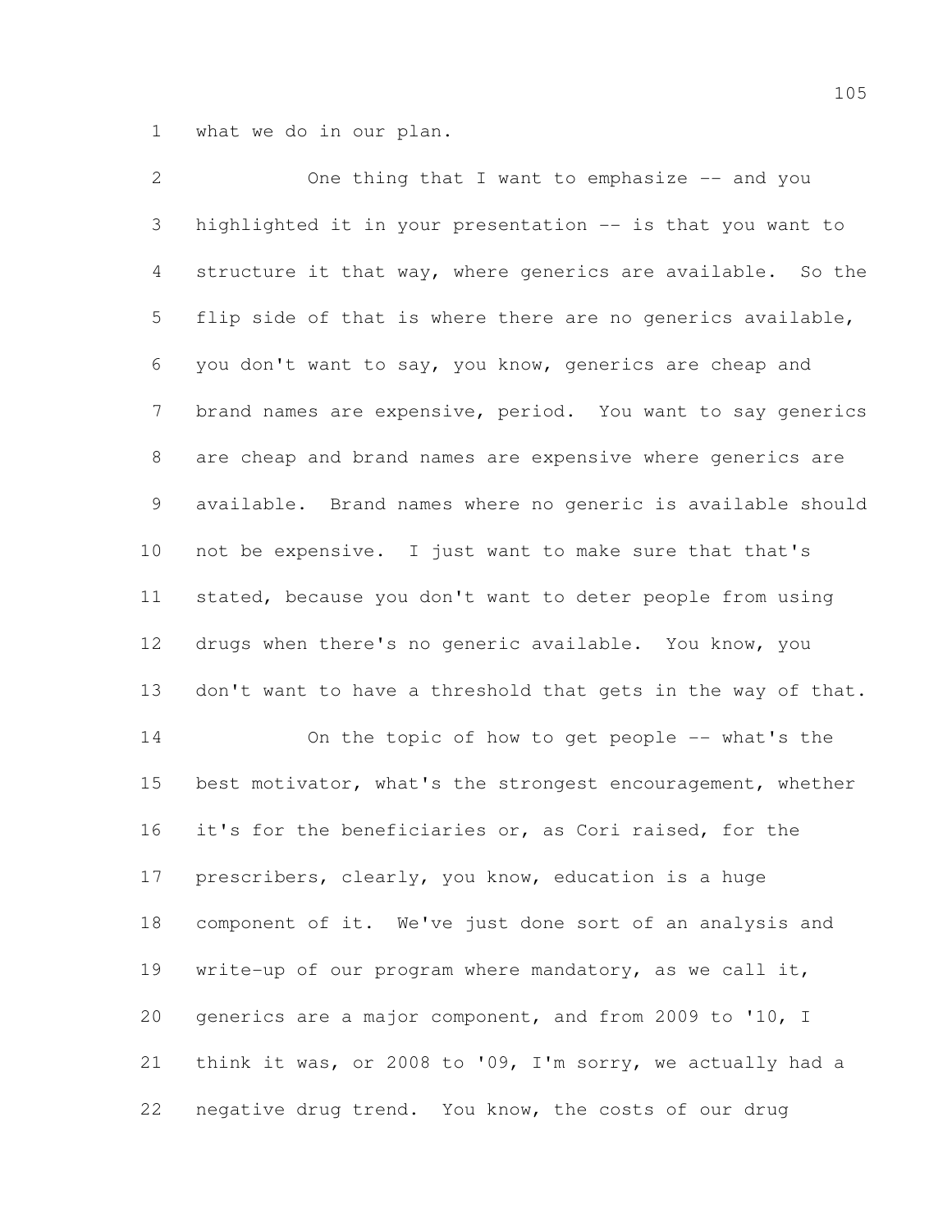what we do in our plan.

One thing that I want to emphasize -- and you highlighted it in your presentation -- is that you want to structure it that way, where generics are available. So the flip side of that is where there are no generics available, you don't want to say, you know, generics are cheap and brand names are expensive, period. You want to say generics are cheap and brand names are expensive where generics are available. Brand names where no generic is available should not be expensive. I just want to make sure that that's stated, because you don't want to deter people from using drugs when there's no generic available. You know, you don't want to have a threshold that gets in the way of that.

On the topic of how to get people -- what's the best motivator, what's the strongest encouragement, whether it's for the beneficiaries or, as Cori raised, for the prescribers, clearly, you know, education is a huge component of it. We've just done sort of an analysis and write-up of our program where mandatory, as we call it, generics are a major component, and from 2009 to '10, I think it was, or 2008 to '09, I'm sorry, we actually had a negative drug trend. You know, the costs of our drug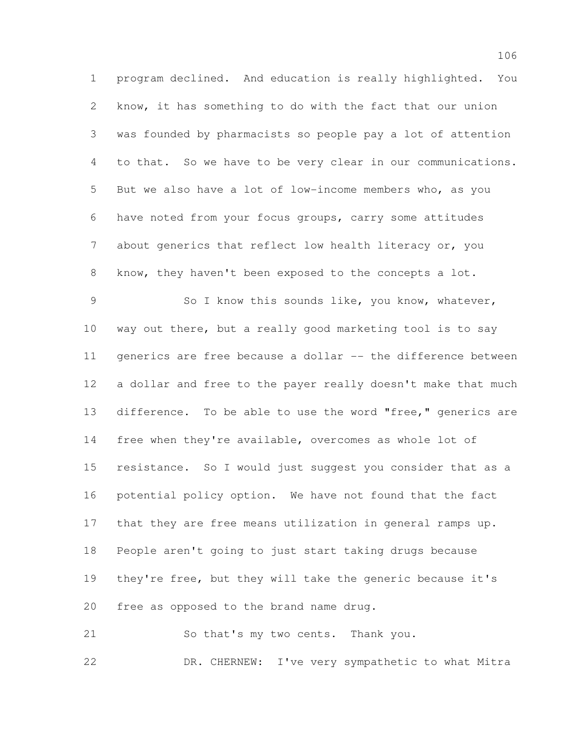program declined. And education is really highlighted. You know, it has something to do with the fact that our union was founded by pharmacists so people pay a lot of attention to that. So we have to be very clear in our communications. But we also have a lot of low-income members who, as you have noted from your focus groups, carry some attitudes about generics that reflect low health literacy or, you know, they haven't been exposed to the concepts a lot.

So I know this sounds like, you know, whatever, way out there, but a really good marketing tool is to say generics are free because a dollar -- the difference between a dollar and free to the payer really doesn't make that much difference. To be able to use the word "free," generics are free when they're available, overcomes as whole lot of resistance. So I would just suggest you consider that as a potential policy option. We have not found that the fact that they are free means utilization in general ramps up. People aren't going to just start taking drugs because they're free, but they will take the generic because it's free as opposed to the brand name drug.

So that's my two cents. Thank you.

DR. CHERNEW: I've very sympathetic to what Mitra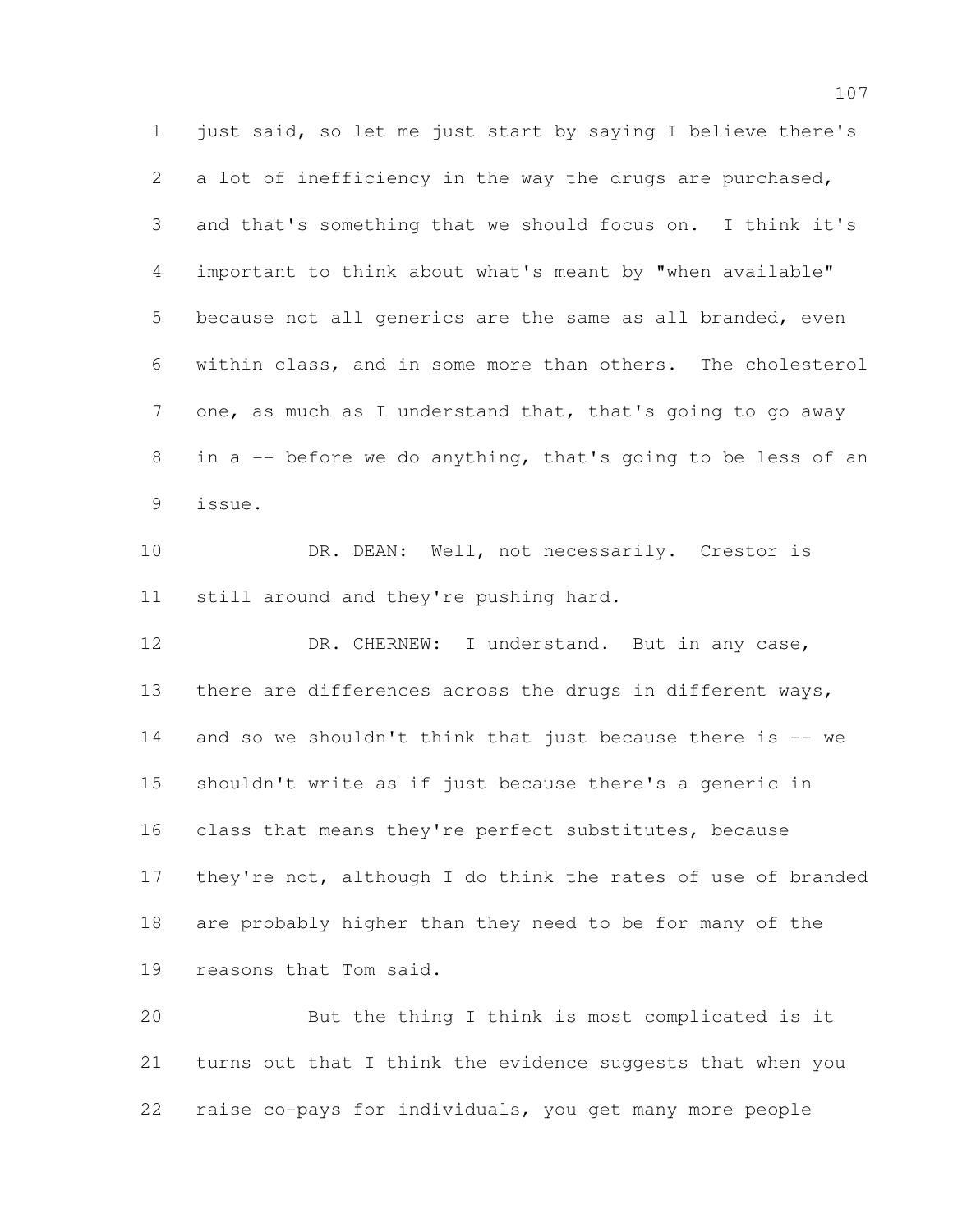just said, so let me just start by saying I believe there's a lot of inefficiency in the way the drugs are purchased, and that's something that we should focus on. I think it's important to think about what's meant by "when available" because not all generics are the same as all branded, even within class, and in some more than others. The cholesterol one, as much as I understand that, that's going to go away in a -- before we do anything, that's going to be less of an issue.

DR. DEAN: Well, not necessarily. Crestor is still around and they're pushing hard.

DR. CHERNEW: I understand. But in any case, there are differences across the drugs in different ways, and so we shouldn't think that just because there is -- we shouldn't write as if just because there's a generic in class that means they're perfect substitutes, because they're not, although I do think the rates of use of branded are probably higher than they need to be for many of the reasons that Tom said.

But the thing I think is most complicated is it turns out that I think the evidence suggests that when you raise co-pays for individuals, you get many more people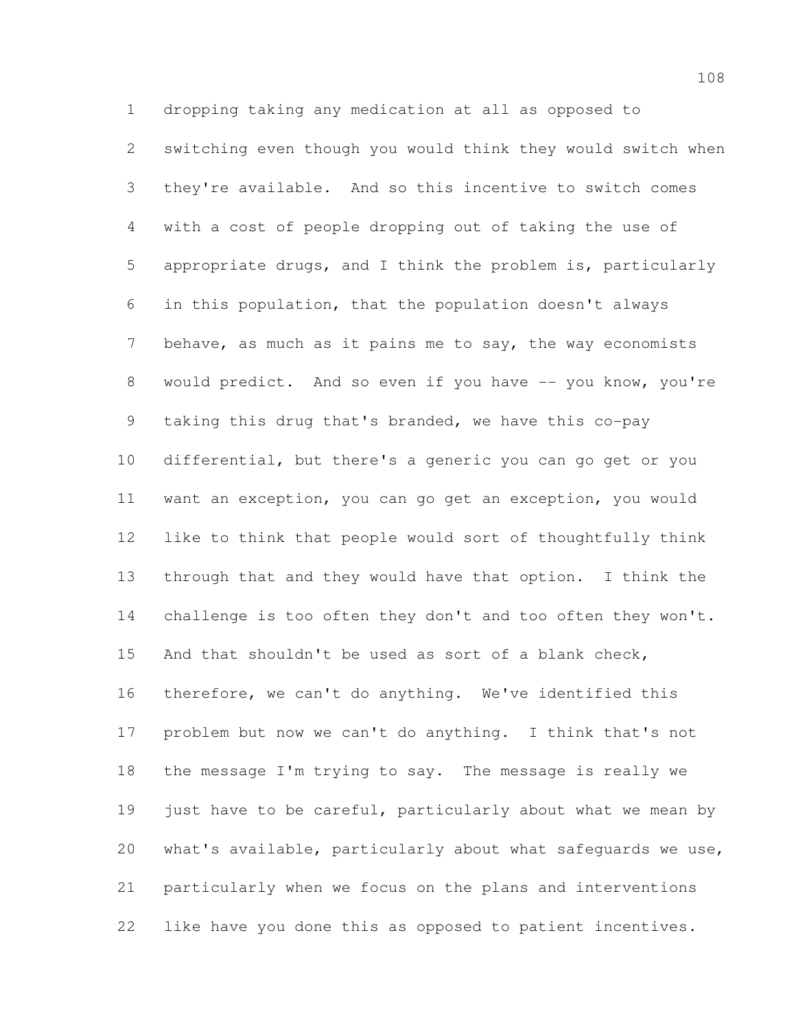dropping taking any medication at all as opposed to switching even though you would think they would switch when they're available. And so this incentive to switch comes with a cost of people dropping out of taking the use of appropriate drugs, and I think the problem is, particularly in this population, that the population doesn't always behave, as much as it pains me to say, the way economists would predict. And so even if you have -- you know, you're taking this drug that's branded, we have this co-pay differential, but there's a generic you can go get or you want an exception, you can go get an exception, you would like to think that people would sort of thoughtfully think through that and they would have that option. I think the challenge is too often they don't and too often they won't. And that shouldn't be used as sort of a blank check, therefore, we can't do anything. We've identified this problem but now we can't do anything. I think that's not the message I'm trying to say. The message is really we just have to be careful, particularly about what we mean by what's available, particularly about what safeguards we use, particularly when we focus on the plans and interventions like have you done this as opposed to patient incentives.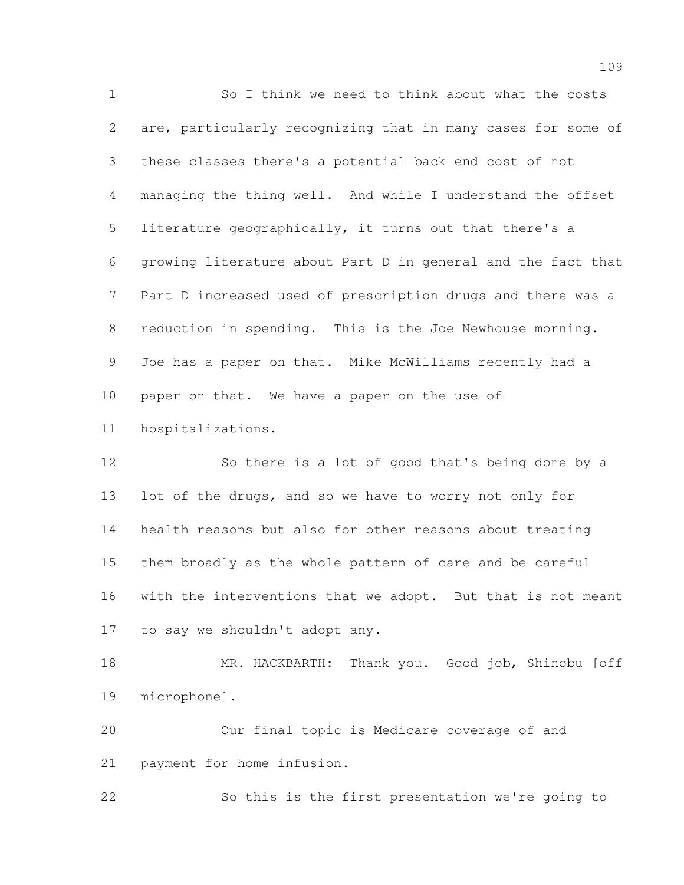So I think we need to think about what the costs are, particularly recognizing that in many cases for some of these classes there's a potential back end cost of not managing the thing well. And while I understand the offset literature geographically, it turns out that there's a growing literature about Part D in general and the fact that Part D increased used of prescription drugs and there was a reduction in spending. This is the Joe Newhouse morning. Joe has a paper on that. Mike McWilliams recently had a paper on that. We have a paper on the use of hospitalizations.

So there is a lot of good that's being done by a lot of the drugs, and so we have to worry not only for health reasons but also for other reasons about treating them broadly as the whole pattern of care and be careful with the interventions that we adopt. But that is not meant to say we shouldn't adopt any.

MR. HACKBARTH: Thank you. Good job, Shinobu [off microphone].

Our final topic is Medicare coverage of and payment for home infusion.

So this is the first presentation we're going to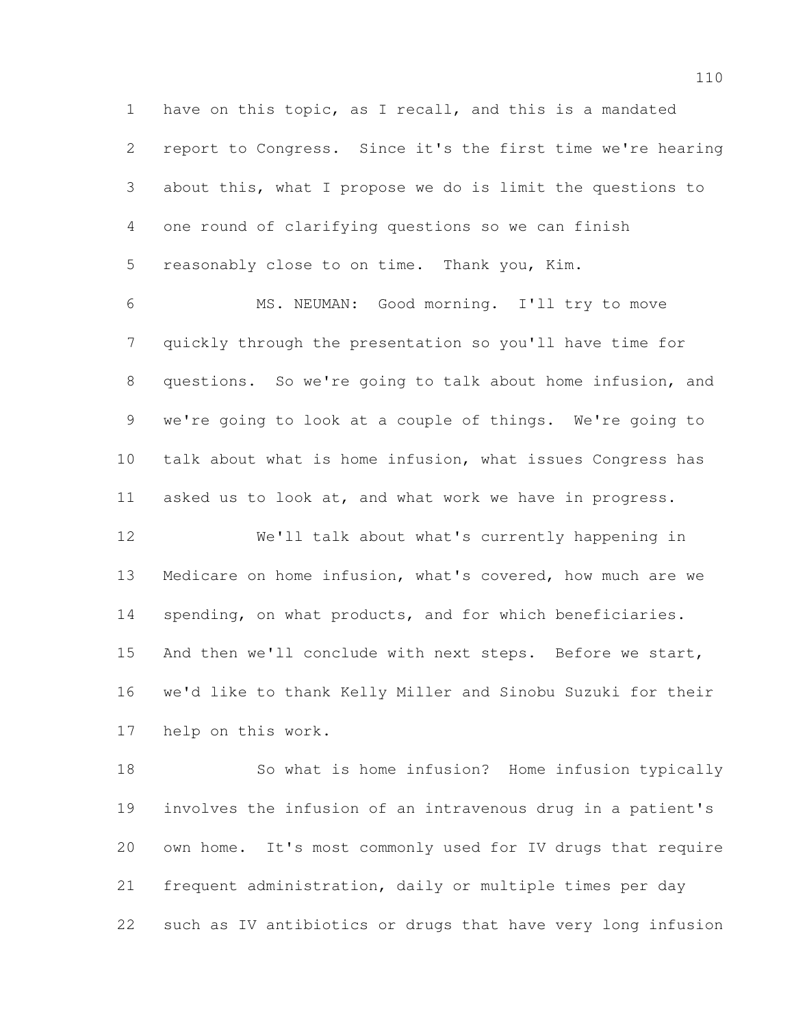have on this topic, as I recall, and this is a mandated report to Congress. Since it's the first time we're hearing about this, what I propose we do is limit the questions to one round of clarifying questions so we can finish reasonably close to on time. Thank you, Kim.

MS. NEUMAN: Good morning. I'll try to move quickly through the presentation so you'll have time for questions. So we're going to talk about home infusion, and we're going to look at a couple of things. We're going to talk about what is home infusion, what issues Congress has asked us to look at, and what work we have in progress.

We'll talk about what's currently happening in Medicare on home infusion, what's covered, how much are we spending, on what products, and for which beneficiaries. And then we'll conclude with next steps. Before we start, we'd like to thank Kelly Miller and Sinobu Suzuki for their help on this work.

So what is home infusion? Home infusion typically involves the infusion of an intravenous drug in a patient's own home. It's most commonly used for IV drugs that require frequent administration, daily or multiple times per day such as IV antibiotics or drugs that have very long infusion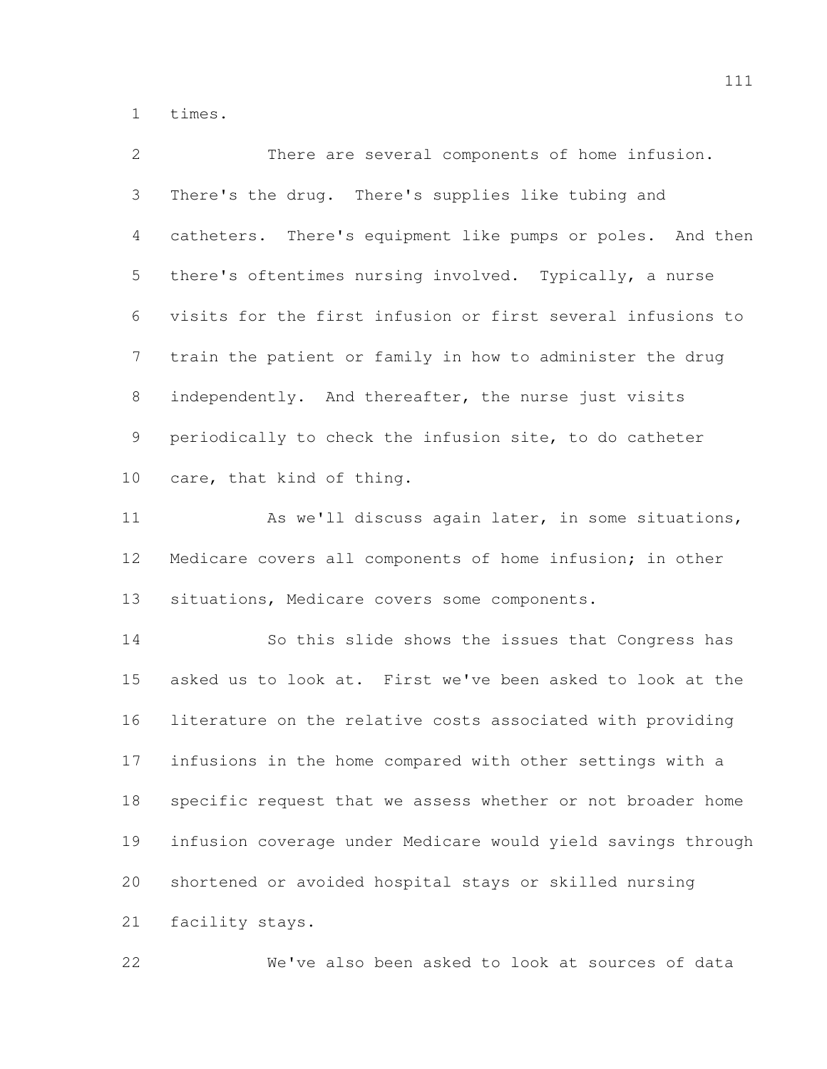times.

There are several components of home infusion. There's the drug. There's supplies like tubing and catheters. There's equipment like pumps or poles. And then there's oftentimes nursing involved. Typically, a nurse visits for the first infusion or first several infusions to train the patient or family in how to administer the drug independently. And thereafter, the nurse just visits periodically to check the infusion site, to do catheter care, that kind of thing.

As we'll discuss again later, in some situations, Medicare covers all components of home infusion; in other situations, Medicare covers some components.

So this slide shows the issues that Congress has asked us to look at. First we've been asked to look at the literature on the relative costs associated with providing infusions in the home compared with other settings with a specific request that we assess whether or not broader home infusion coverage under Medicare would yield savings through shortened or avoided hospital stays or skilled nursing facility stays.

We've also been asked to look at sources of data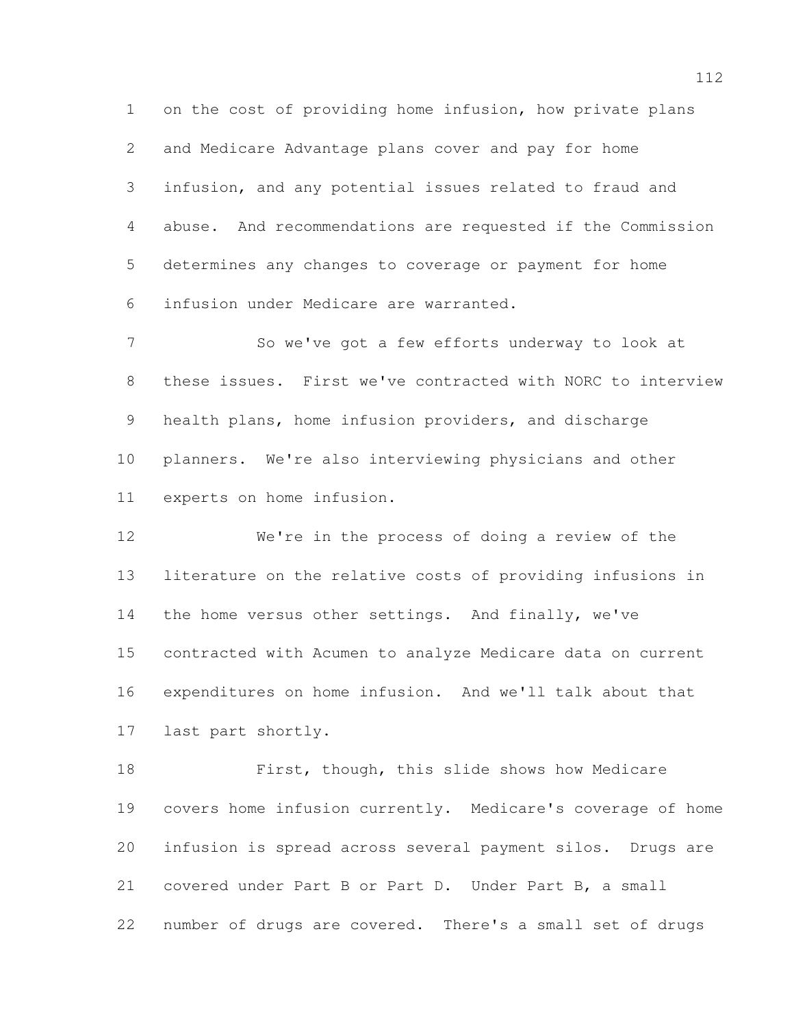on the cost of providing home infusion, how private plans and Medicare Advantage plans cover and pay for home infusion, and any potential issues related to fraud and abuse. And recommendations are requested if the Commission determines any changes to coverage or payment for home infusion under Medicare are warranted.

So we've got a few efforts underway to look at these issues. First we've contracted with NORC to interview health plans, home infusion providers, and discharge planners. We're also interviewing physicians and other experts on home infusion.

We're in the process of doing a review of the literature on the relative costs of providing infusions in the home versus other settings. And finally, we've contracted with Acumen to analyze Medicare data on current expenditures on home infusion. And we'll talk about that last part shortly.

First, though, this slide shows how Medicare covers home infusion currently. Medicare's coverage of home infusion is spread across several payment silos. Drugs are covered under Part B or Part D. Under Part B, a small number of drugs are covered. There's a small set of drugs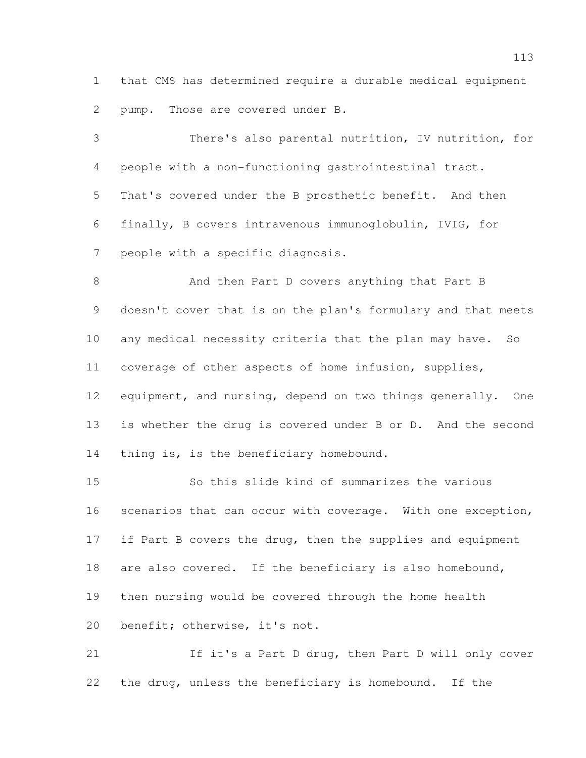that CMS has determined require a durable medical equipment pump. Those are covered under B.

There's also parental nutrition, IV nutrition, for people with a non-functioning gastrointestinal tract. That's covered under the B prosthetic benefit. And then finally, B covers intravenous immunoglobulin, IVIG, for people with a specific diagnosis.

And then Part D covers anything that Part B doesn't cover that is on the plan's formulary and that meets any medical necessity criteria that the plan may have. So coverage of other aspects of home infusion, supplies, equipment, and nursing, depend on two things generally. One is whether the drug is covered under B or D. And the second thing is, is the beneficiary homebound.

So this slide kind of summarizes the various scenarios that can occur with coverage. With one exception, if Part B covers the drug, then the supplies and equipment are also covered. If the beneficiary is also homebound, then nursing would be covered through the home health benefit; otherwise, it's not.

If it's a Part D drug, then Part D will only cover the drug, unless the beneficiary is homebound. If the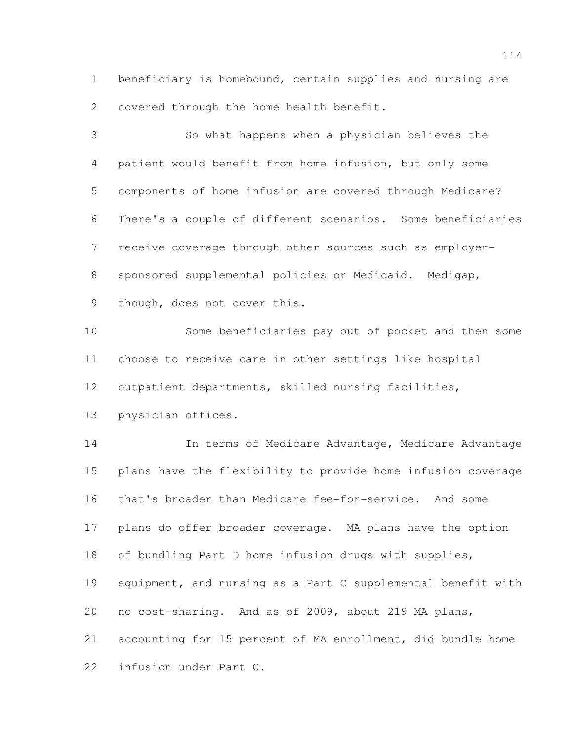beneficiary is homebound, certain supplies and nursing are covered through the home health benefit.

So what happens when a physician believes the patient would benefit from home infusion, but only some components of home infusion are covered through Medicare? There's a couple of different scenarios. Some beneficiaries receive coverage through other sources such as employer-sponsored supplemental policies or Medicaid. Medigap, though, does not cover this.

Some beneficiaries pay out of pocket and then some choose to receive care in other settings like hospital outpatient departments, skilled nursing facilities, physician offices.

In terms of Medicare Advantage, Medicare Advantage plans have the flexibility to provide home infusion coverage that's broader than Medicare fee-for-service. And some plans do offer broader coverage. MA plans have the option of bundling Part D home infusion drugs with supplies, equipment, and nursing as a Part C supplemental benefit with no cost-sharing. And as of 2009, about 219 MA plans, accounting for 15 percent of MA enrollment, did bundle home infusion under Part C.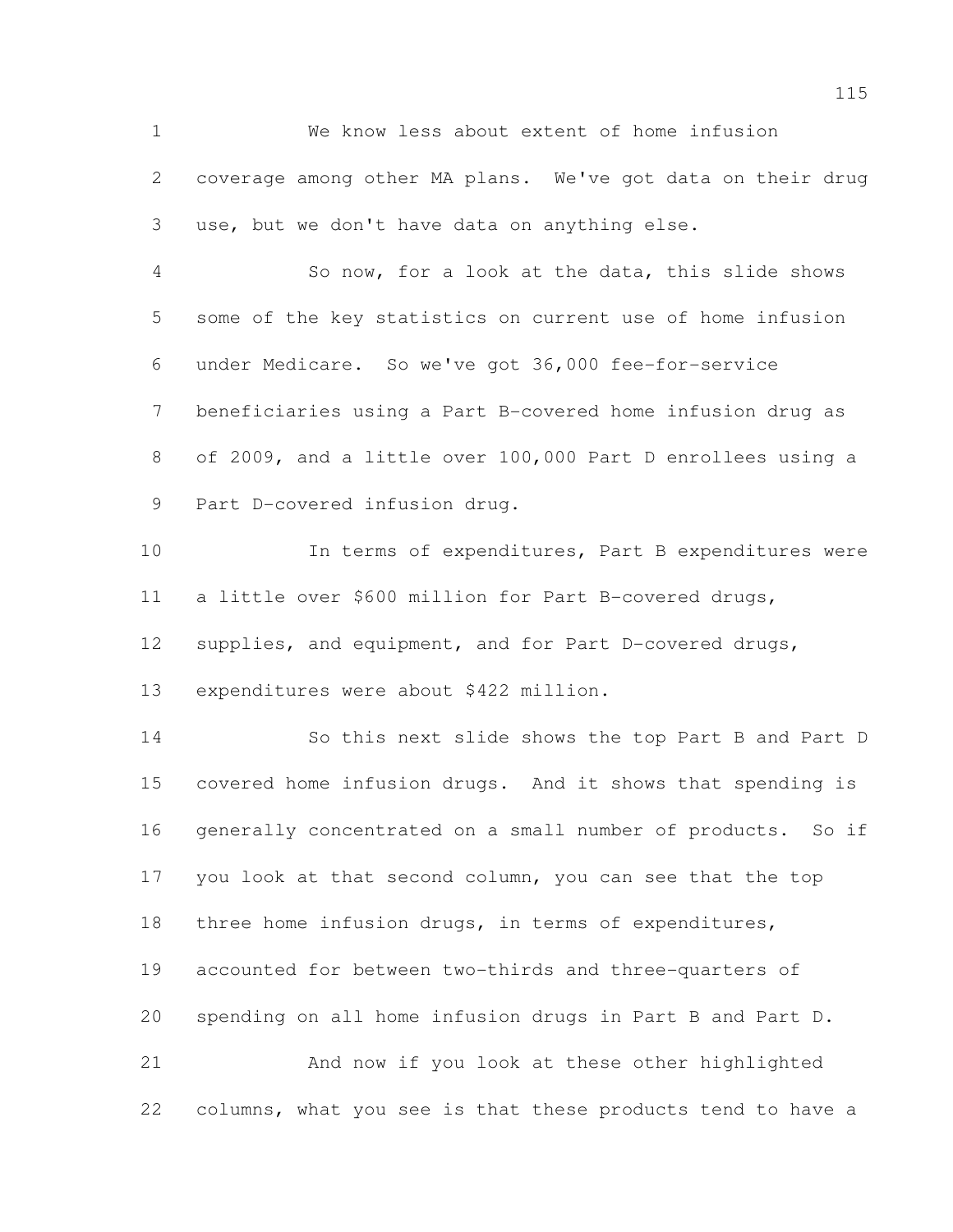We know less about extent of home infusion coverage among other MA plans. We've got data on their drug use, but we don't have data on anything else.

So now, for a look at the data, this slide shows some of the key statistics on current use of home infusion under Medicare. So we've got 36,000 fee-for-service beneficiaries using a Part B-covered home infusion drug as of 2009, and a little over 100,000 Part D enrollees using a Part D-covered infusion drug.

In terms of expenditures, Part B expenditures were a little over $600 million for Part B-covered drugs, supplies, and equipment, and for Part D-covered drugs, expenditures were about $422 million.

So this next slide shows the top Part B and Part D covered home infusion drugs. And it shows that spending is generally concentrated on a small number of products. So if you look at that second column, you can see that the top three home infusion drugs, in terms of expenditures, accounted for between two-thirds and three-quarters of spending on all home infusion drugs in Part B and Part D.

And now if you look at these other highlighted columns, what you see is that these products tend to have a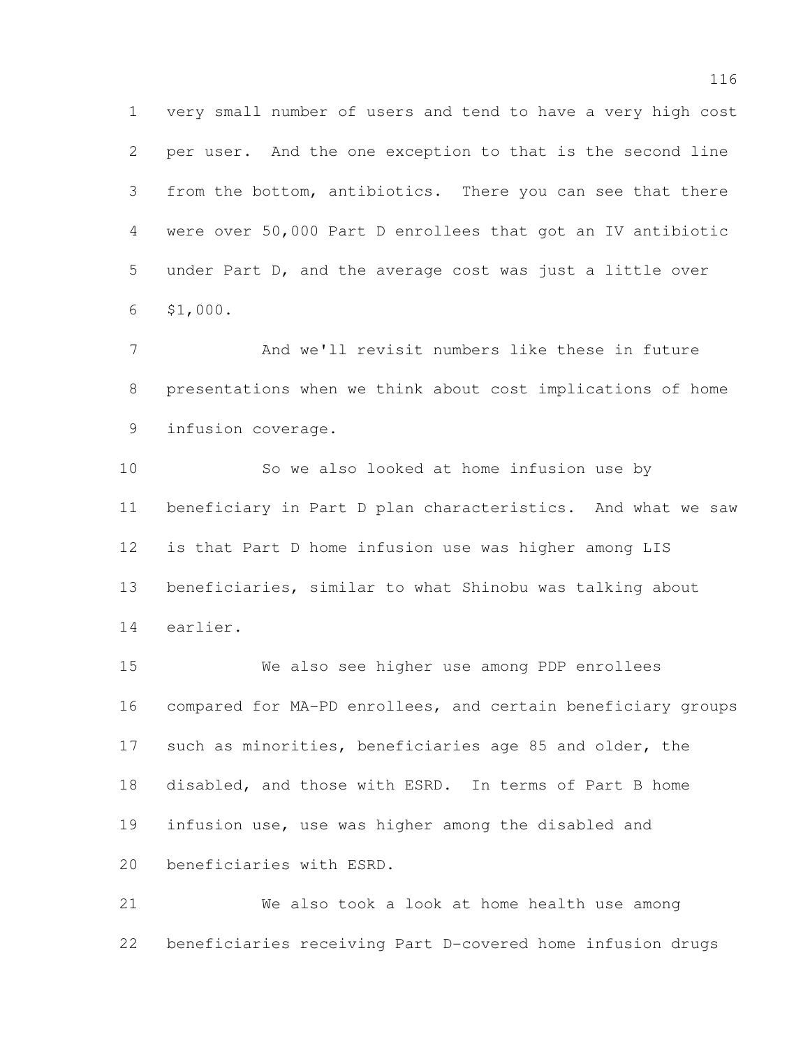very small number of users and tend to have a very high cost per user. And the one exception to that is the second line from the bottom, antibiotics. There you can see that there were over 50,000 Part D enrollees that got an IV antibiotic under Part D, and the average cost was just a little over $1,000.

And we'll revisit numbers like these in future presentations when we think about cost implications of home infusion coverage.

So we also looked at home infusion use by beneficiary in Part D plan characteristics. And what we saw is that Part D home infusion use was higher among LIS beneficiaries, similar to what Shinobu was talking about earlier.

We also see higher use among PDP enrollees compared for MA-PD enrollees, and certain beneficiary groups such as minorities, beneficiaries age 85 and older, the disabled, and those with ESRD. In terms of Part B home infusion use, use was higher among the disabled and beneficiaries with ESRD.

We also took a look at home health use among beneficiaries receiving Part D-covered home infusion drugs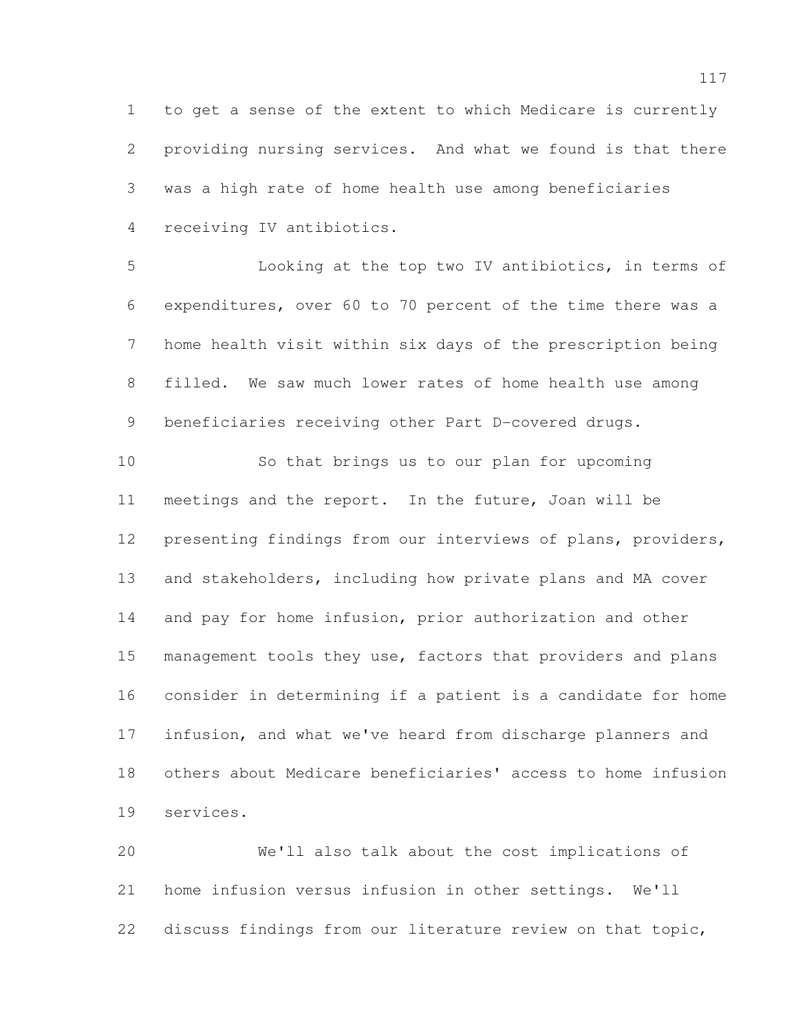to get a sense of the extent to which Medicare is currently providing nursing services. And what we found is that there was a high rate of home health use among beneficiaries receiving IV antibiotics.

Looking at the top two IV antibiotics, in terms of expenditures, over 60 to 70 percent of the time there was a home health visit within six days of the prescription being filled. We saw much lower rates of home health use among beneficiaries receiving other Part D-covered drugs.

So that brings us to our plan for upcoming meetings and the report. In the future, Joan will be presenting findings from our interviews of plans, providers, and stakeholders, including how private plans and MA cover and pay for home infusion, prior authorization and other management tools they use, factors that providers and plans consider in determining if a patient is a candidate for home infusion, and what we've heard from discharge planners and others about Medicare beneficiaries' access to home infusion services.

We'll also talk about the cost implications of home infusion versus infusion in other settings. We'll discuss findings from our literature review on that topic,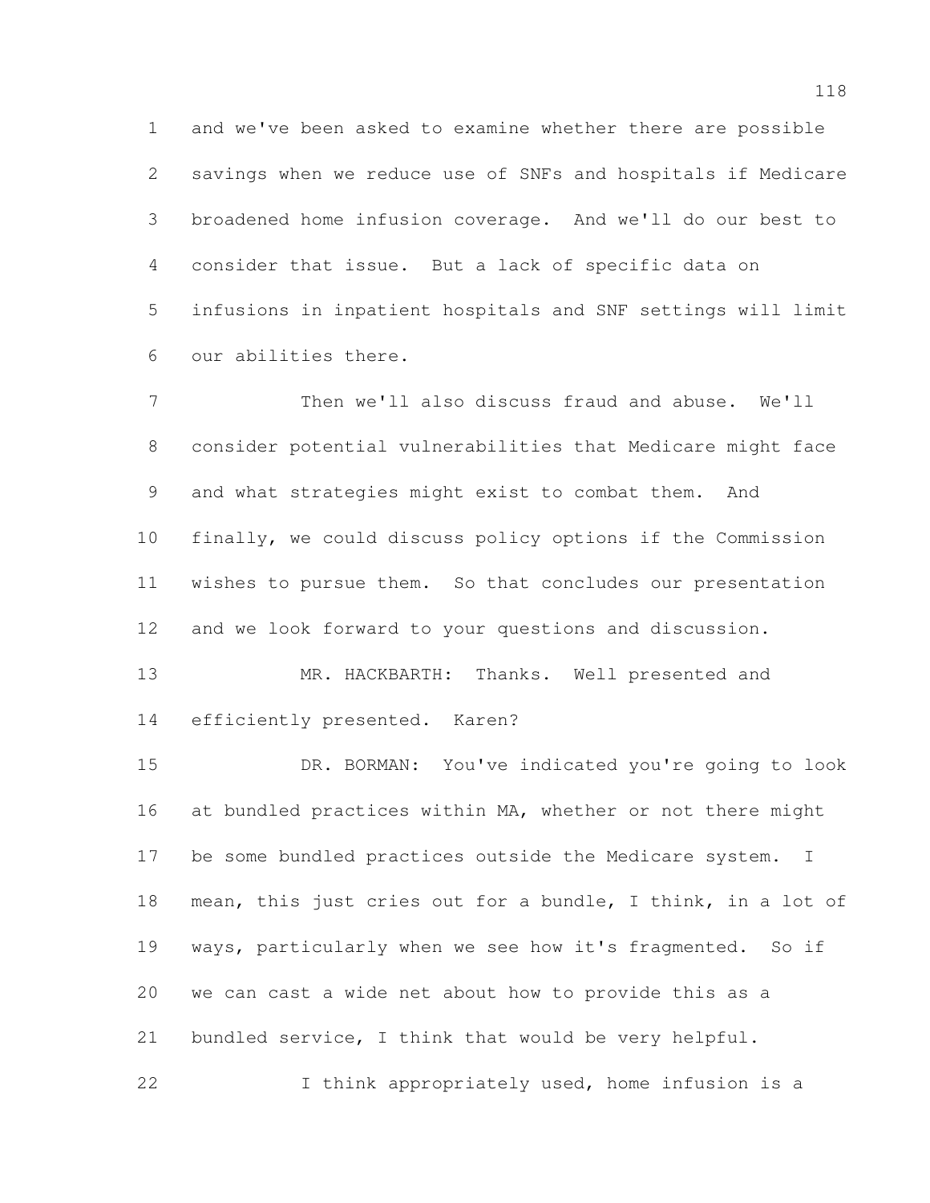and we've been asked to examine whether there are possible savings when we reduce use of SNFs and hospitals if Medicare broadened home infusion coverage. And we'll do our best to consider that issue. But a lack of specific data on infusions in inpatient hospitals and SNF settings will limit our abilities there.

Then we'll also discuss fraud and abuse. We'll consider potential vulnerabilities that Medicare might face and what strategies might exist to combat them. And finally, we could discuss policy options if the Commission wishes to pursue them. So that concludes our presentation and we look forward to your questions and discussion.

MR. HACKBARTH: Thanks. Well presented and efficiently presented. Karen?

DR. BORMAN: You've indicated you're going to look at bundled practices within MA, whether or not there might be some bundled practices outside the Medicare system. I mean, this just cries out for a bundle, I think, in a lot of ways, particularly when we see how it's fragmented. So if we can cast a wide net about how to provide this as a bundled service, I think that would be very helpful.

I think appropriately used, home infusion is a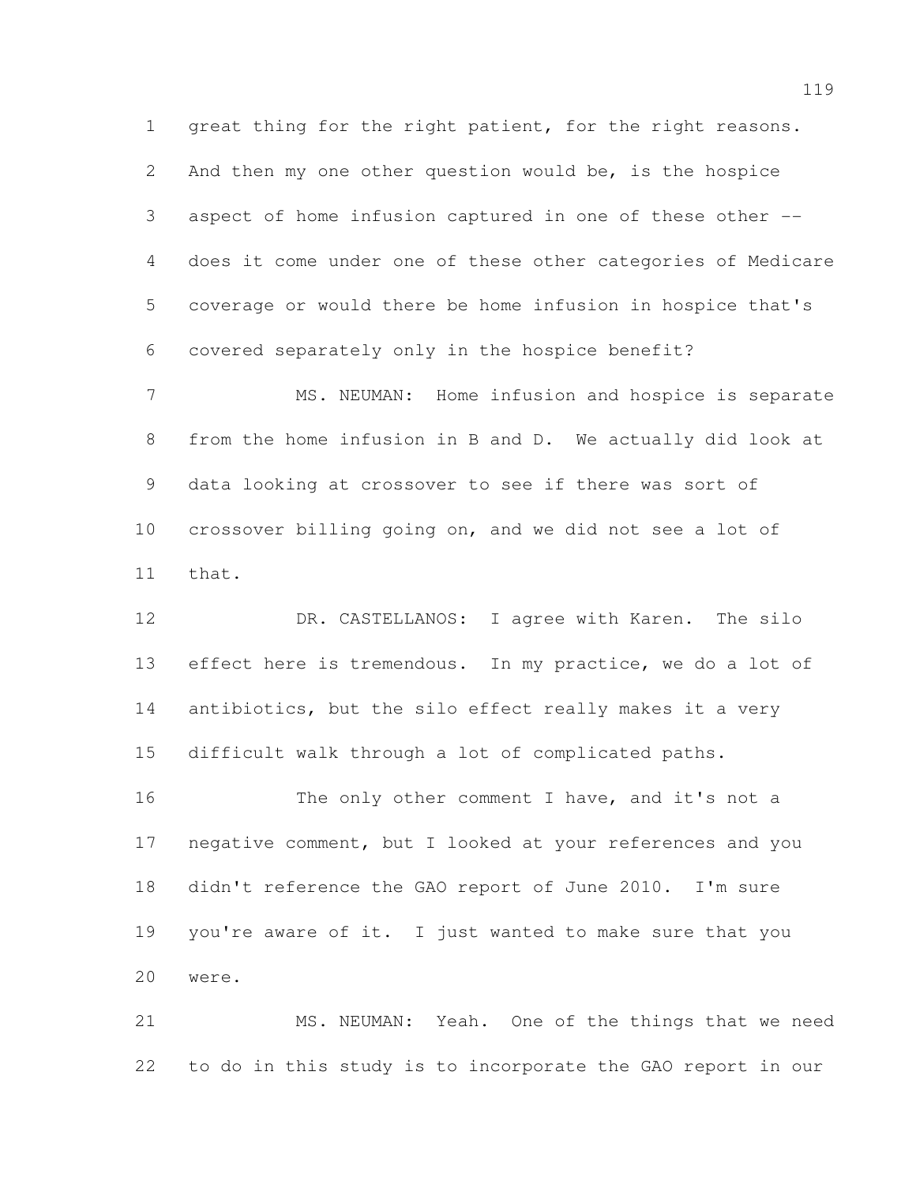great thing for the right patient, for the right reasons. And then my one other question would be, is the hospice aspect of home infusion captured in one of these other -- does it come under one of these other categories of Medicare coverage or would there be home infusion in hospice that's covered separately only in the hospice benefit?

MS. NEUMAN: Home infusion and hospice is separate from the home infusion in B and D. We actually did look at data looking at crossover to see if there was sort of crossover billing going on, and we did not see a lot of that.

DR. CASTELLANOS: I agree with Karen. The silo effect here is tremendous. In my practice, we do a lot of antibiotics, but the silo effect really makes it a very difficult walk through a lot of complicated paths.

The only other comment I have, and it's not a negative comment, but I looked at your references and you didn't reference the GAO report of June 2010. I'm sure you're aware of it. I just wanted to make sure that you were.

MS. NEUMAN: Yeah. One of the things that we need to do in this study is to incorporate the GAO report in our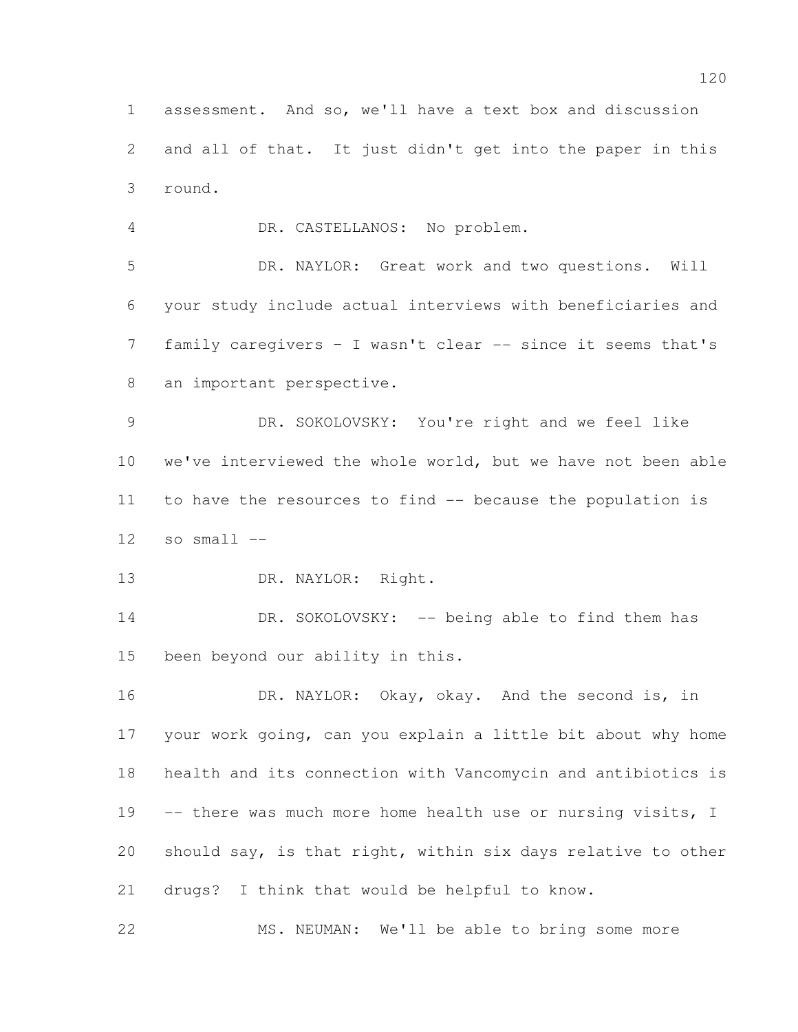assessment. And so, we'll have a text box and discussion and all of that. It just didn't get into the paper in this round.

DR. CASTELLANOS: No problem.

DR. NAYLOR: Great work and two questions. Will your study include actual interviews with beneficiaries and family caregivers - I wasn't clear -- since it seems that's an important perspective.

DR. SOKOLOVSKY: You're right and we feel like we've interviewed the whole world, but we have not been able to have the resources to find -- because the population is so small --

DR. NAYLOR: Right.

DR. SOKOLOVSKY: -- being able to find them has been beyond our ability in this.

DR. NAYLOR: Okay, okay. And the second is, in your work going, can you explain a little bit about why home health and its connection with Vancomycin and antibiotics is -- there was much more home health use or nursing visits, I should say, is that right, within six days relative to other drugs? I think that would be helpful to know.

MS. NEUMAN: We'll be able to bring some more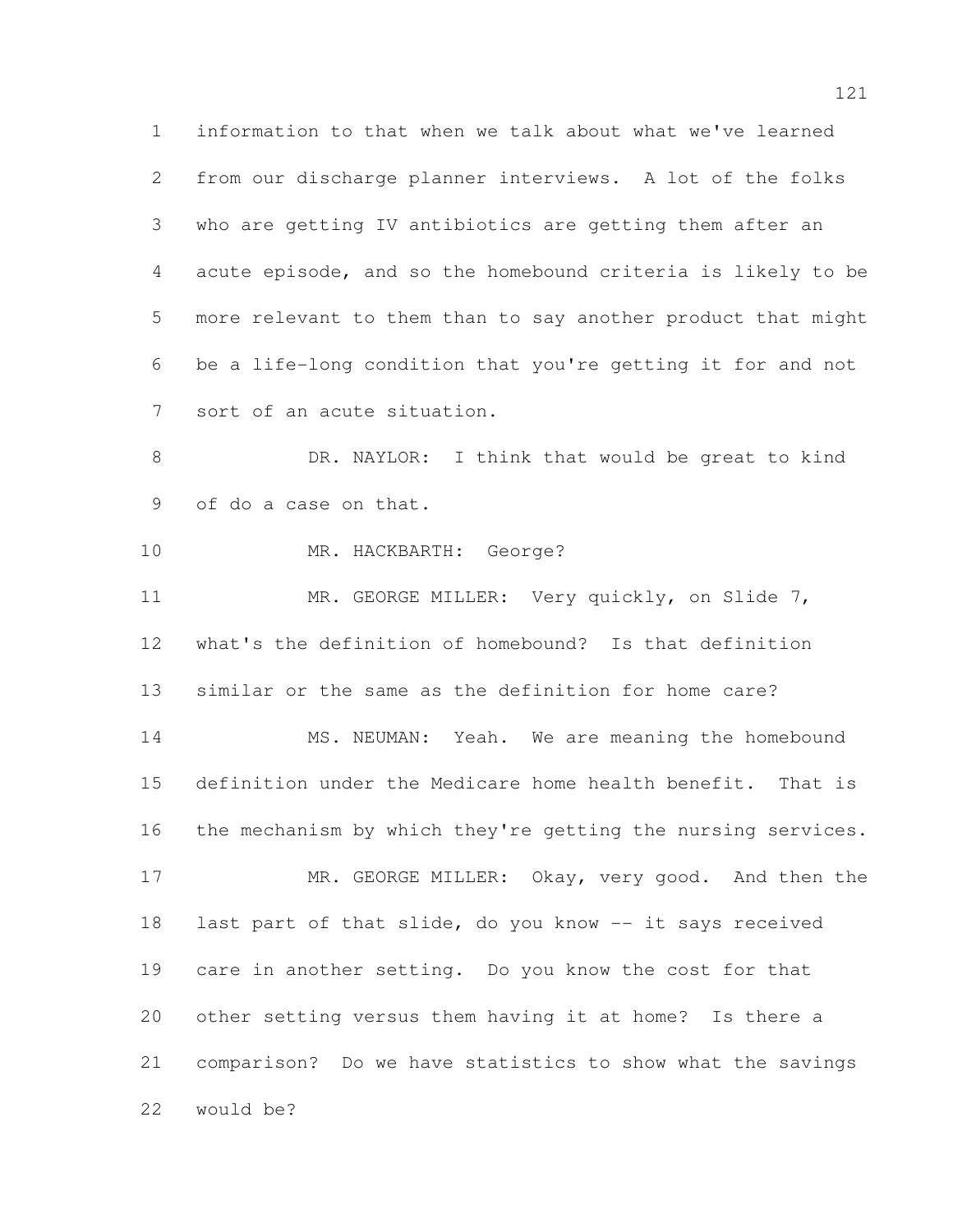information to that when we talk about what we've learned from our discharge planner interviews. A lot of the folks who are getting IV antibiotics are getting them after an acute episode, and so the homebound criteria is likely to be more relevant to them than to say another product that might be a life-long condition that you're getting it for and not sort of an acute situation.

DR. NAYLOR: I think that would be great to kind of do a case on that.

MR. HACKBARTH: George?

MR. GEORGE MILLER: Very quickly, on Slide 7, what's the definition of homebound? Is that definition similar or the same as the definition for home care?

MS. NEUMAN: Yeah. We are meaning the homebound definition under the Medicare home health benefit. That is the mechanism by which they're getting the nursing services.

MR. GEORGE MILLER: Okay, very good. And then the last part of that slide, do you know -- it says received care in another setting. Do you know the cost for that other setting versus them having it at home? Is there a comparison? Do we have statistics to show what the savings would be?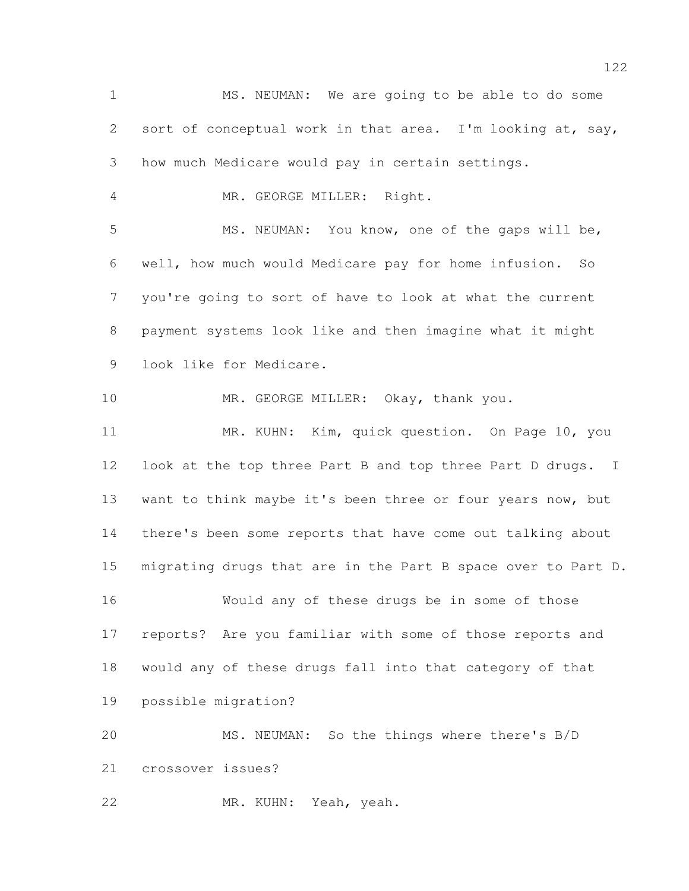MS. NEUMAN: We are going to be able to do some sort of conceptual work in that area. I'm looking at, say, how much Medicare would pay in certain settings.

MR. GEORGE MILLER: Right.

MS. NEUMAN: You know, one of the gaps will be, well, how much would Medicare pay for home infusion. So you're going to sort of have to look at what the current payment systems look like and then imagine what it might look like for Medicare.

MR. GEORGE MILLER: Okay, thank you.

MR. KUHN: Kim, quick question. On Page 10, you look at the top three Part B and top three Part D drugs. I want to think maybe it's been three or four years now, but there's been some reports that have come out talking about migrating drugs that are in the Part B space over to Part D.

Would any of these drugs be in some of those reports? Are you familiar with some of those reports and would any of these drugs fall into that category of that possible migration?

MS. NEUMAN: So the things where there's B/D crossover issues?

MR. KUHN: Yeah, yeah.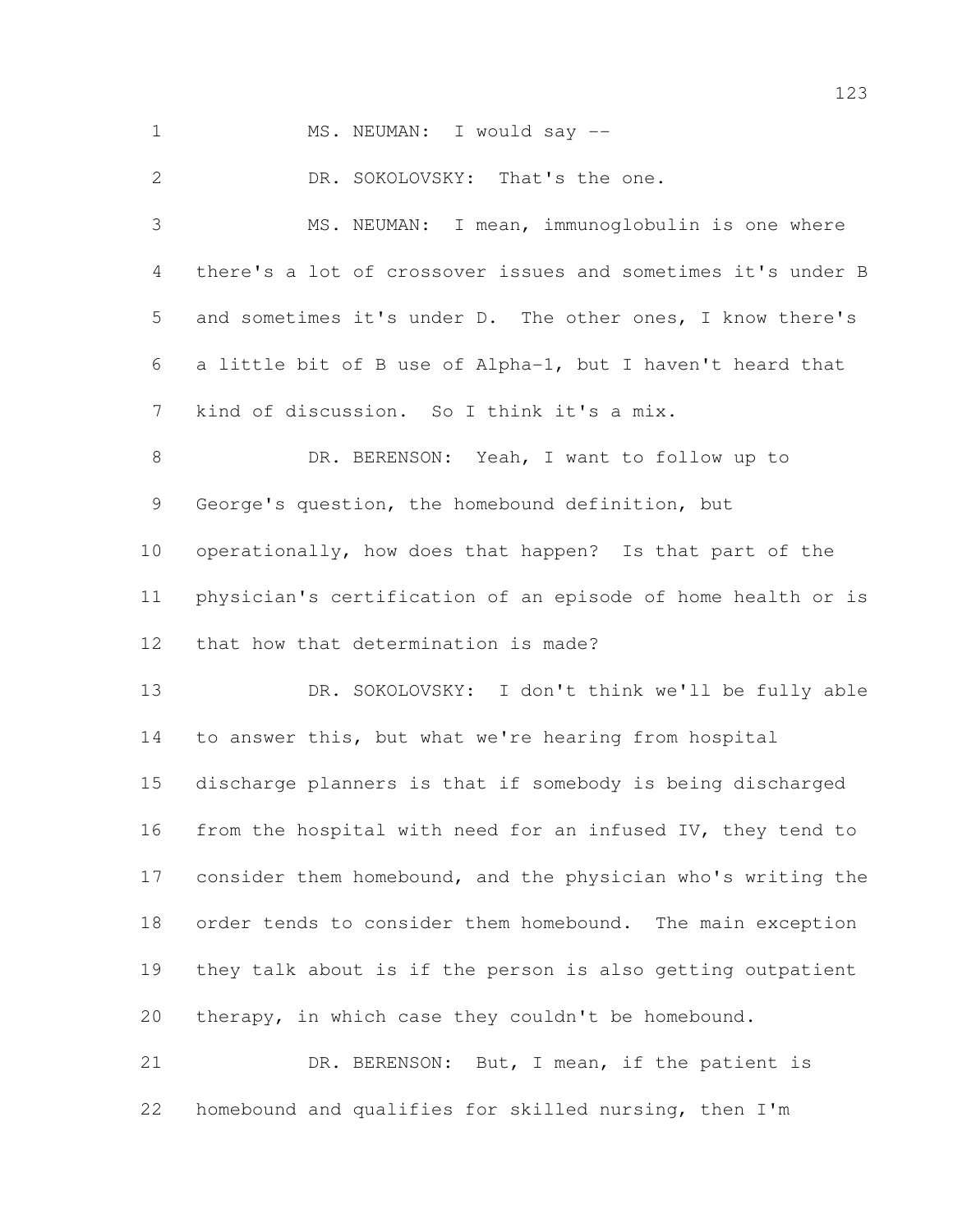MS. NEUMAN: I would say --

DR. SOKOLOVSKY: That's the one.

MS. NEUMAN: I mean, immunoglobulin is one where there's a lot of crossover issues and sometimes it's under B and sometimes it's under D. The other ones, I know there's a little bit of B use of Alpha-1, but I haven't heard that kind of discussion. So I think it's a mix.

DR. BERENSON: Yeah, I want to follow up to George's question, the homebound definition, but operationally, how does that happen? Is that part of the physician's certification of an episode of home health or is that how that determination is made?

DR. SOKOLOVSKY: I don't think we'll be fully able to answer this, but what we're hearing from hospital discharge planners is that if somebody is being discharged from the hospital with need for an infused IV, they tend to consider them homebound, and the physician who's writing the order tends to consider them homebound. The main exception they talk about is if the person is also getting outpatient therapy, in which case they couldn't be homebound.

DR. BERENSON: But, I mean, if the patient is homebound and qualifies for skilled nursing, then I'm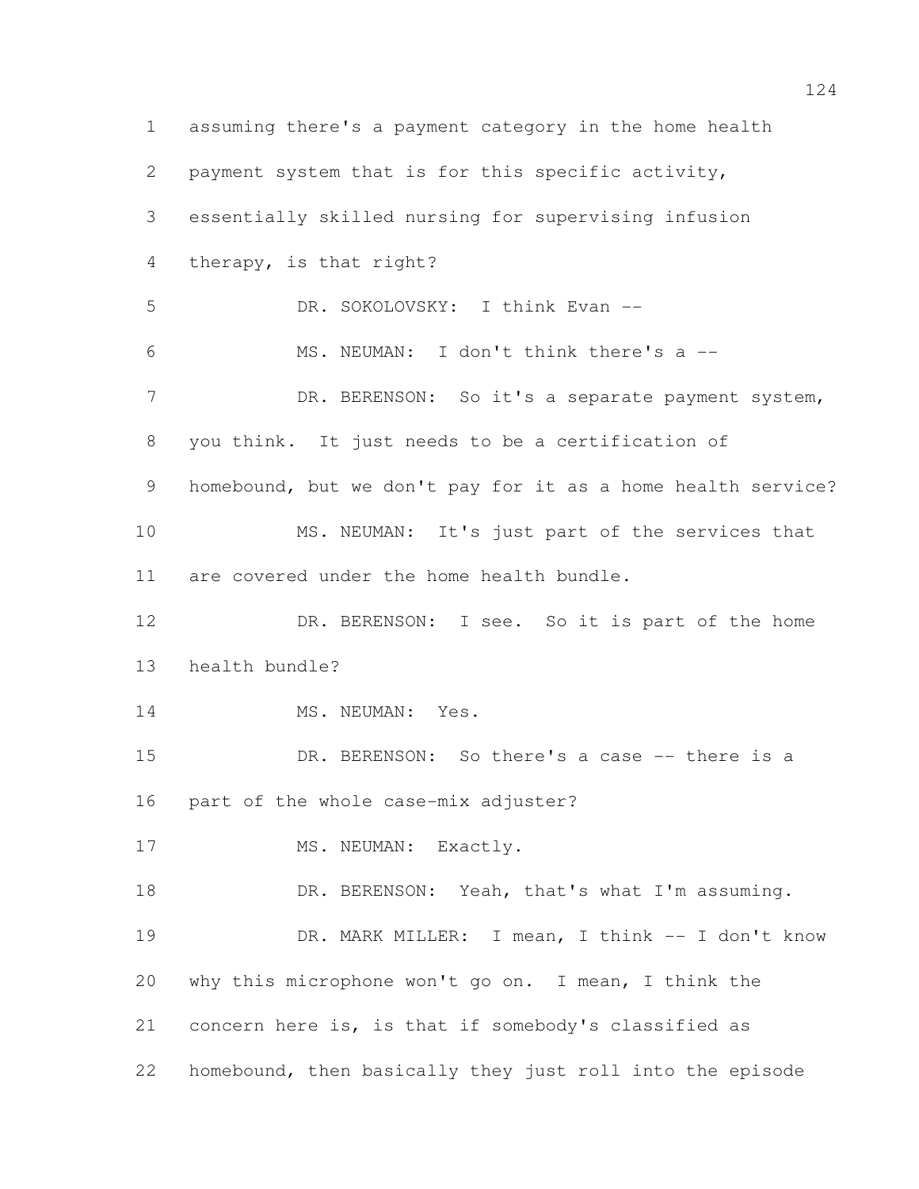assuming there's a payment category in the home health payment system that is for this specific activity, essentially skilled nursing for supervising infusion therapy, is that right?

DR. SOKOLOVSKY: I think Evan --

MS. NEUMAN: I don't think there's a --

DR. BERENSON: So it's a separate payment system, you think. It just needs to be a certification of homebound, but we don't pay for it as a home health service?

MS. NEUMAN: It's just part of the services that are covered under the home health bundle.

DR. BERENSON: I see. So it is part of the home health bundle?

MS. NEUMAN: Yes.

DR. BERENSON: So there's a case -- there is a part of the whole case-mix adjuster?

MS. NEUMAN: Exactly.

DR. BERENSON: Yeah, that's what I'm assuming.

DR. MARK MILLER: I mean, I think -- I don't know why this microphone won't go on. I mean, I think the concern here is, is that if somebody's classified as homebound, then basically they just roll into the episode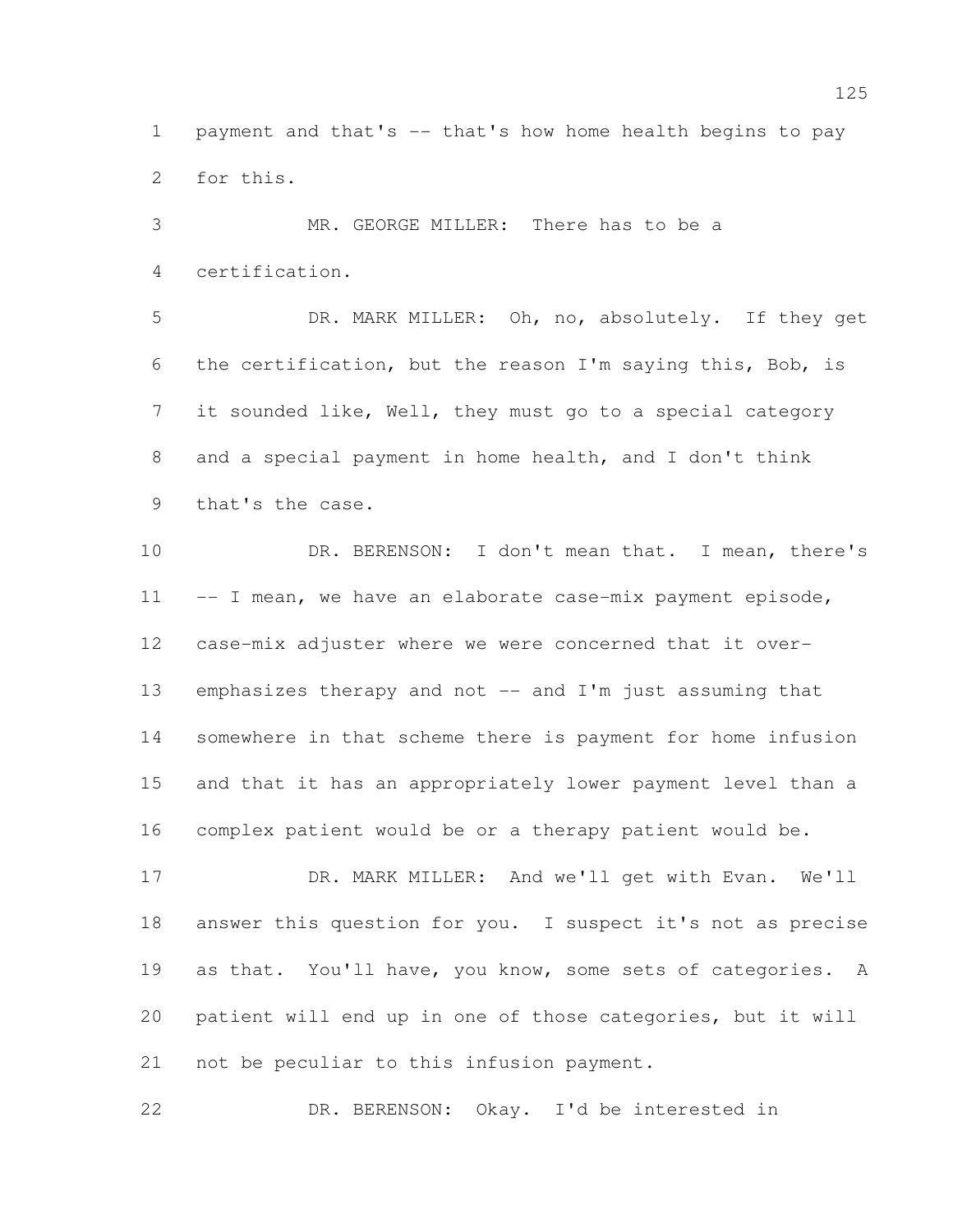payment and that's -- that's how home health begins to pay for this.

MR. GEORGE MILLER: There has to be a certification.

DR. MARK MILLER: Oh, no, absolutely. If they get the certification, but the reason I'm saying this, Bob, is it sounded like, Well, they must go to a special category and a special payment in home health, and I don't think that's the case.

DR. BERENSON: I don't mean that. I mean, there's -- I mean, we have an elaborate case-mix payment episode, case-mix adjuster where we were concerned that it over-emphasizes therapy and not -- and I'm just assuming that somewhere in that scheme there is payment for home infusion and that it has an appropriately lower payment level than a complex patient would be or a therapy patient would be.

DR. MARK MILLER: And we'll get with Evan. We'll answer this question for you. I suspect it's not as precise as that. You'll have, you know, some sets of categories. A patient will end up in one of those categories, but it will not be peculiar to this infusion payment.

DR. BERENSON: Okay. I'd be interested in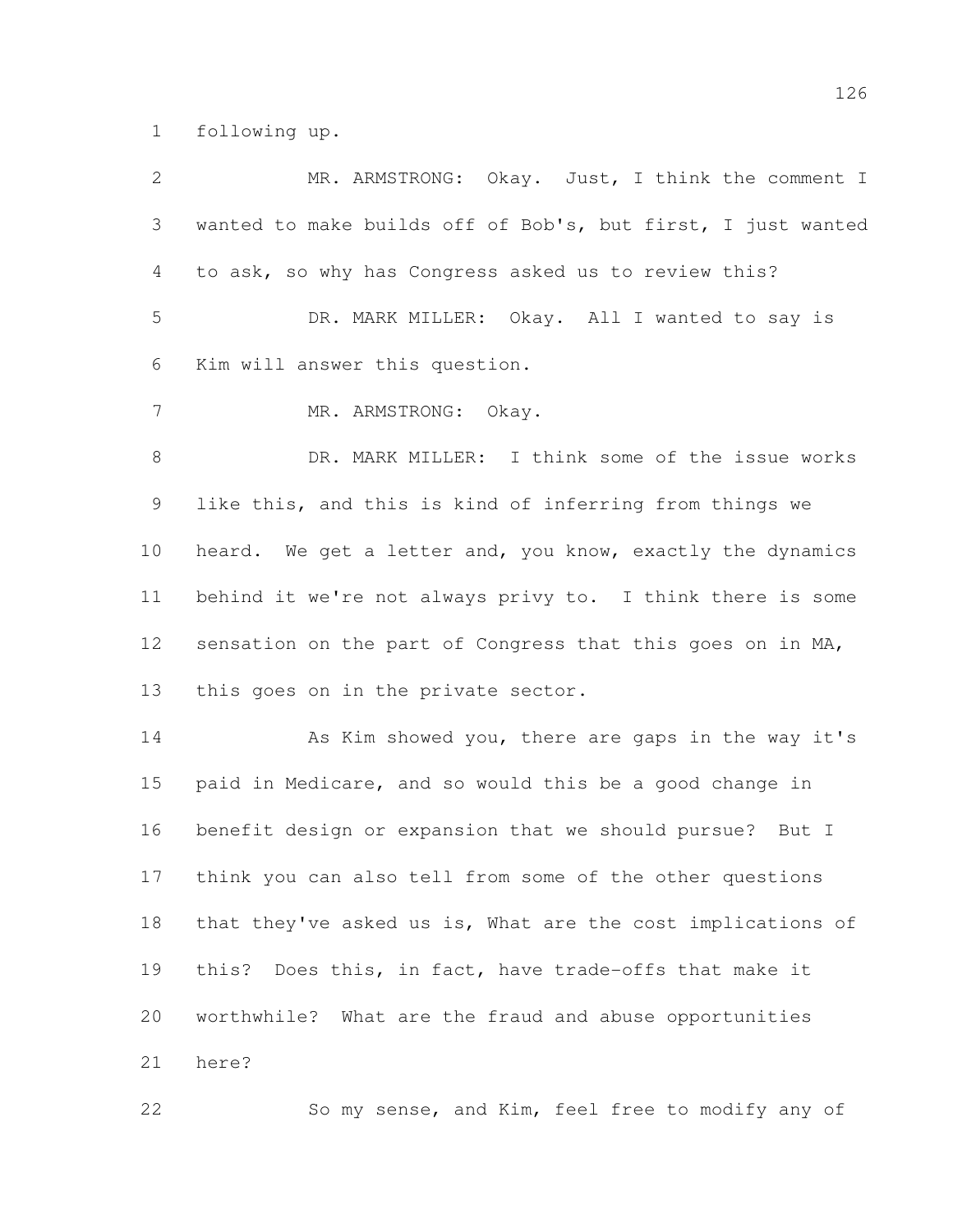following up.

MR. ARMSTRONG: Okay. Just, I think the comment I wanted to make builds off of Bob's, but first, I just wanted to ask, so why has Congress asked us to review this?

DR. MARK MILLER: Okay. All I wanted to say is Kim will answer this question.

MR. ARMSTRONG: Okay.

DR. MARK MILLER: I think some of the issue works like this, and this is kind of inferring from things we heard. We get a letter and, you know, exactly the dynamics behind it we're not always privy to. I think there is some sensation on the part of Congress that this goes on in MA, this goes on in the private sector.

As Kim showed you, there are gaps in the way it's paid in Medicare, and so would this be a good change in benefit design or expansion that we should pursue? But I think you can also tell from some of the other questions that they've asked us is, What are the cost implications of this? Does this, in fact, have trade-offs that make it worthwhile? What are the fraud and abuse opportunities here?

So my sense, and Kim, feel free to modify any of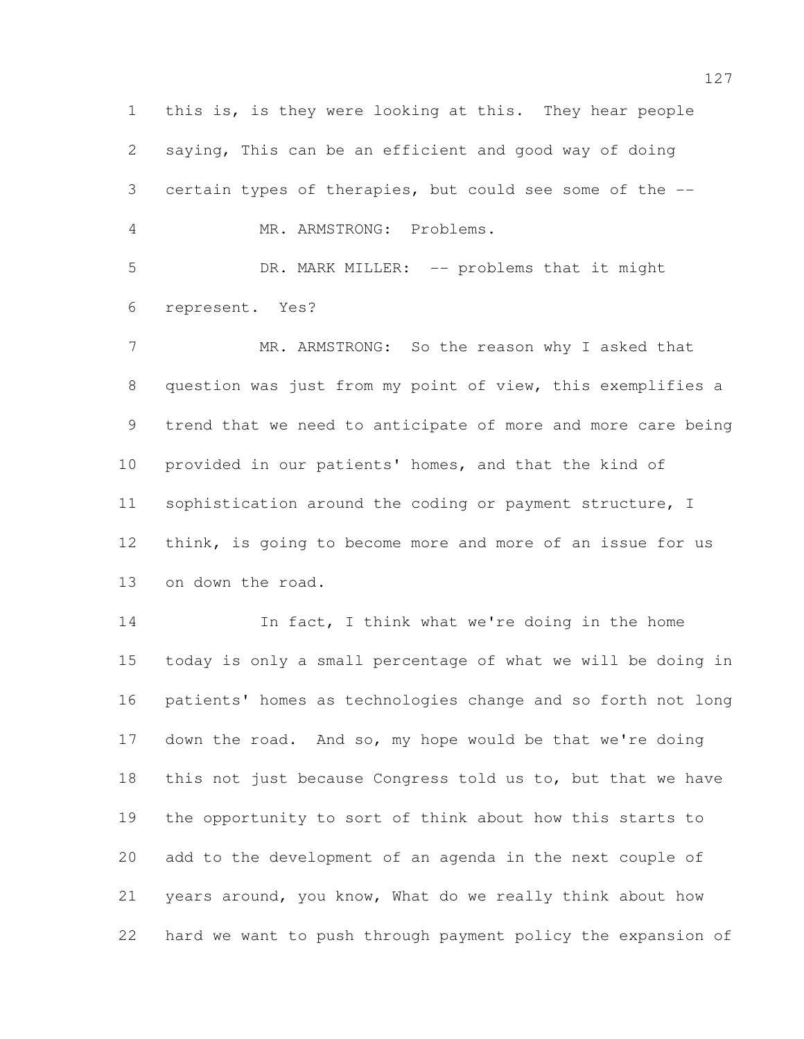this is, is they were looking at this. They hear people saying, This can be an efficient and good way of doing certain types of therapies, but could see some of the --

MR. ARMSTRONG: Problems.

DR. MARK MILLER: -- problems that it might represent. Yes?

MR. ARMSTRONG: So the reason why I asked that question was just from my point of view, this exemplifies a trend that we need to anticipate of more and more care being provided in our patients' homes, and that the kind of sophistication around the coding or payment structure, I think, is going to become more and more of an issue for us on down the road.

In fact, I think what we're doing in the home today is only a small percentage of what we will be doing in patients' homes as technologies change and so forth not long down the road. And so, my hope would be that we're doing this not just because Congress told us to, but that we have the opportunity to sort of think about how this starts to add to the development of an agenda in the next couple of years around, you know, What do we really think about how hard we want to push through payment policy the expansion of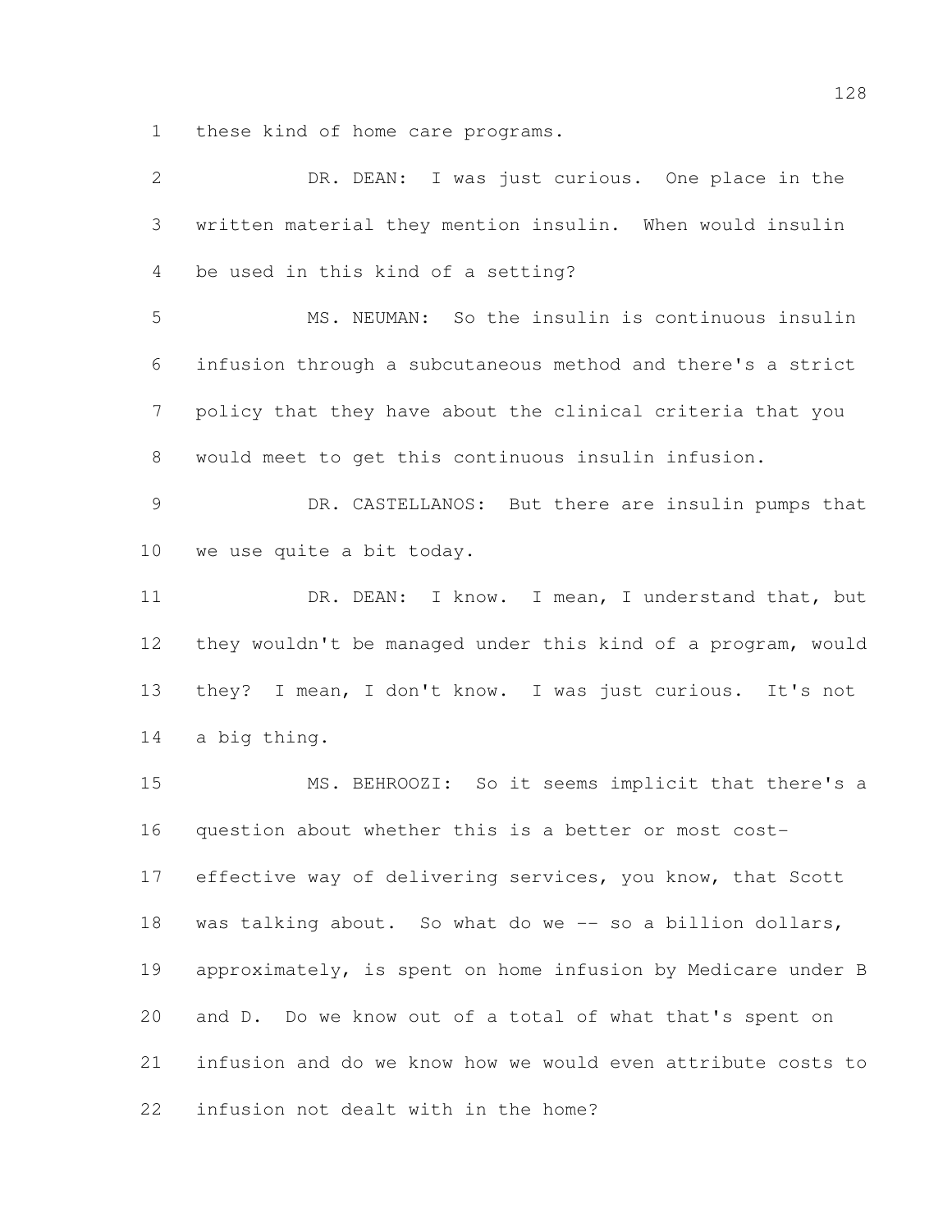these kind of home care programs.

DR. DEAN: I was just curious. One place in the written material they mention insulin. When would insulin be used in this kind of a setting?

MS. NEUMAN: So the insulin is continuous insulin infusion through a subcutaneous method and there's a strict policy that they have about the clinical criteria that you would meet to get this continuous insulin infusion.

DR. CASTELLANOS: But there are insulin pumps that we use quite a bit today.

DR. DEAN: I know. I mean, I understand that, but they wouldn't be managed under this kind of a program, would they? I mean, I don't know. I was just curious. It's not a big thing.

MS. BEHROOZI: So it seems implicit that there's a question about whether this is a better or most cost-effective way of delivering services, you know, that Scott was talking about. So what do we -- so a billion dollars, approximately, is spent on home infusion by Medicare under B and D. Do we know out of a total of what that's spent on infusion and do we know how we would even attribute costs to infusion not dealt with in the home?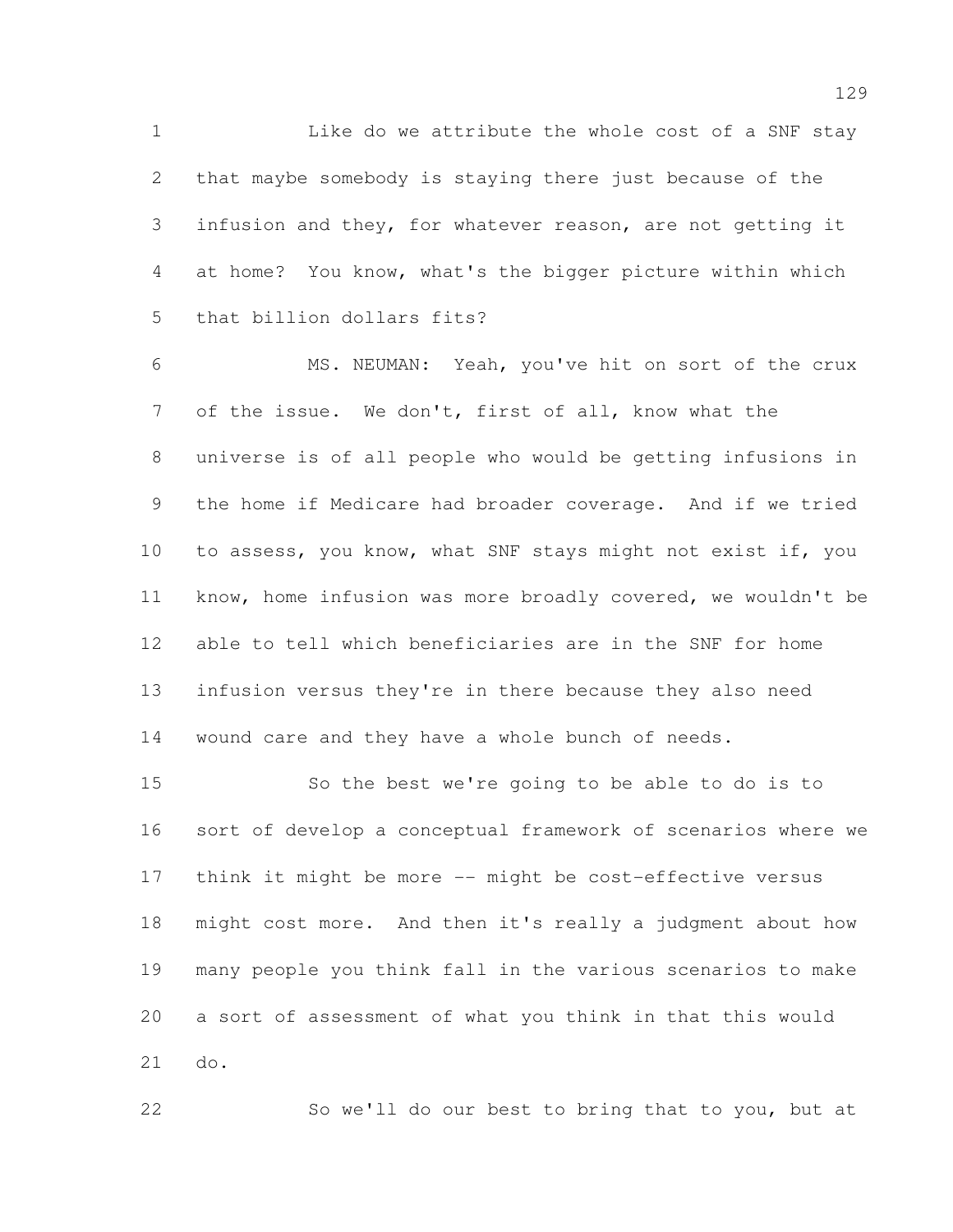Like do we attribute the whole cost of a SNF stay that maybe somebody is staying there just because of the infusion and they, for whatever reason, are not getting it at home? You know, what's the bigger picture within which that billion dollars fits?

MS. NEUMAN: Yeah, you've hit on sort of the crux of the issue. We don't, first of all, know what the universe is of all people who would be getting infusions in the home if Medicare had broader coverage. And if we tried to assess, you know, what SNF stays might not exist if, you know, home infusion was more broadly covered, we wouldn't be able to tell which beneficiaries are in the SNF for home infusion versus they're in there because they also need wound care and they have a whole bunch of needs.

So the best we're going to be able to do is to sort of develop a conceptual framework of scenarios where we think it might be more -- might be cost-effective versus might cost more. And then it's really a judgment about how many people you think fall in the various scenarios to make a sort of assessment of what you think in that this would do.

So we'll do our best to bring that to you, but at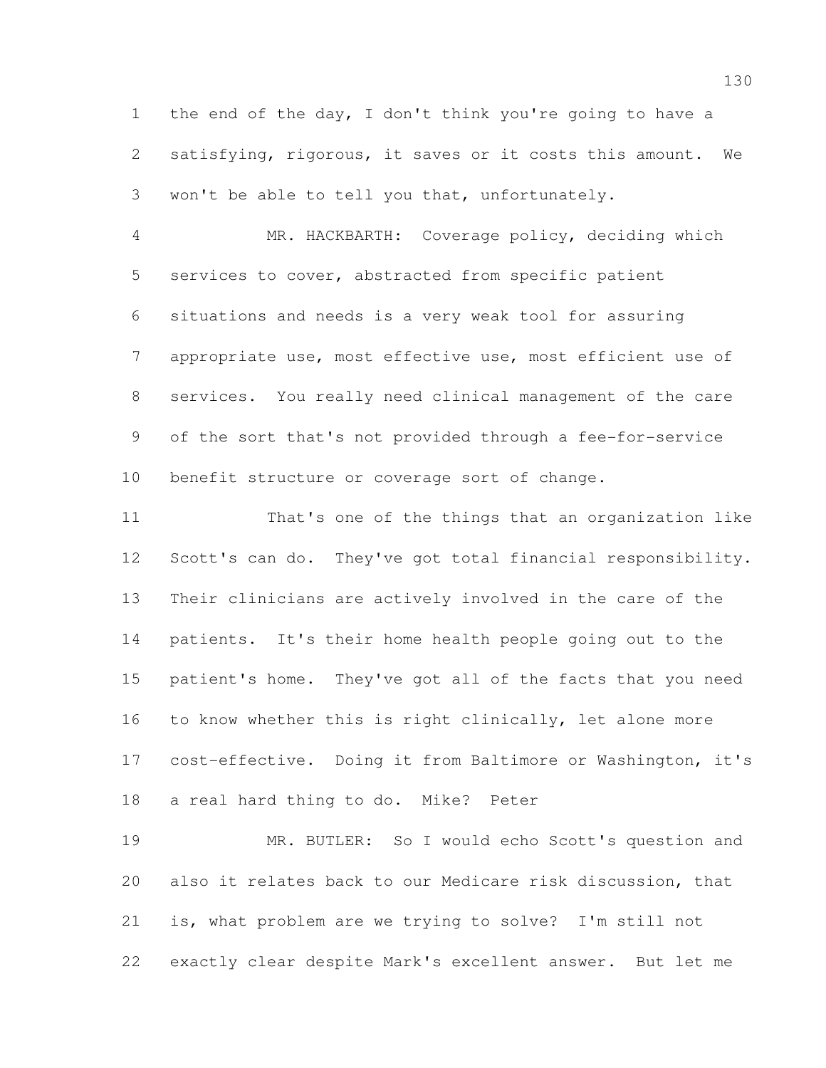the end of the day, I don't think you're going to have a satisfying, rigorous, it saves or it costs this amount. We won't be able to tell you that, unfortunately.

MR. HACKBARTH: Coverage policy, deciding which services to cover, abstracted from specific patient situations and needs is a very weak tool for assuring appropriate use, most effective use, most efficient use of services. You really need clinical management of the care of the sort that's not provided through a fee-for-service benefit structure or coverage sort of change.

That's one of the things that an organization like Scott's can do. They've got total financial responsibility. Their clinicians are actively involved in the care of the patients. It's their home health people going out to the patient's home. They've got all of the facts that you need to know whether this is right clinically, let alone more cost-effective. Doing it from Baltimore or Washington, it's a real hard thing to do. Mike? Peter

MR. BUTLER: So I would echo Scott's question and also it relates back to our Medicare risk discussion, that is, what problem are we trying to solve? I'm still not exactly clear despite Mark's excellent answer. But let me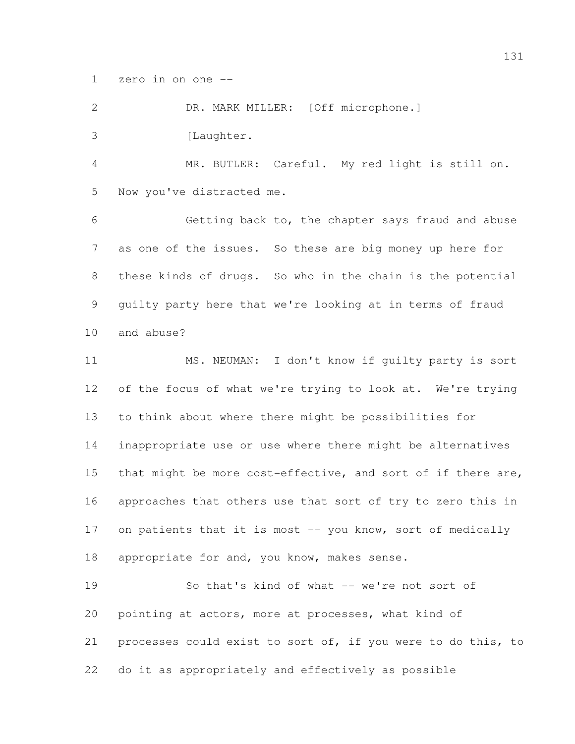zero in on one --

DR. MARK MILLER: [Off microphone.]

[Laughter.

MR. BUTLER: Careful. My red light is still on. Now you've distracted me.

Getting back to, the chapter says fraud and abuse as one of the issues. So these are big money up here for these kinds of drugs. So who in the chain is the potential guilty party here that we're looking at in terms of fraud and abuse?

MS. NEUMAN: I don't know if guilty party is sort of the focus of what we're trying to look at. We're trying to think about where there might be possibilities for inappropriate use or use where there might be alternatives that might be more cost-effective, and sort of if there are, approaches that others use that sort of try to zero this in on patients that it is most -- you know, sort of medically appropriate for and, you know, makes sense.

So that's kind of what -- we're not sort of pointing at actors, more at processes, what kind of processes could exist to sort of, if you were to do this, to do it as appropriately and effectively as possible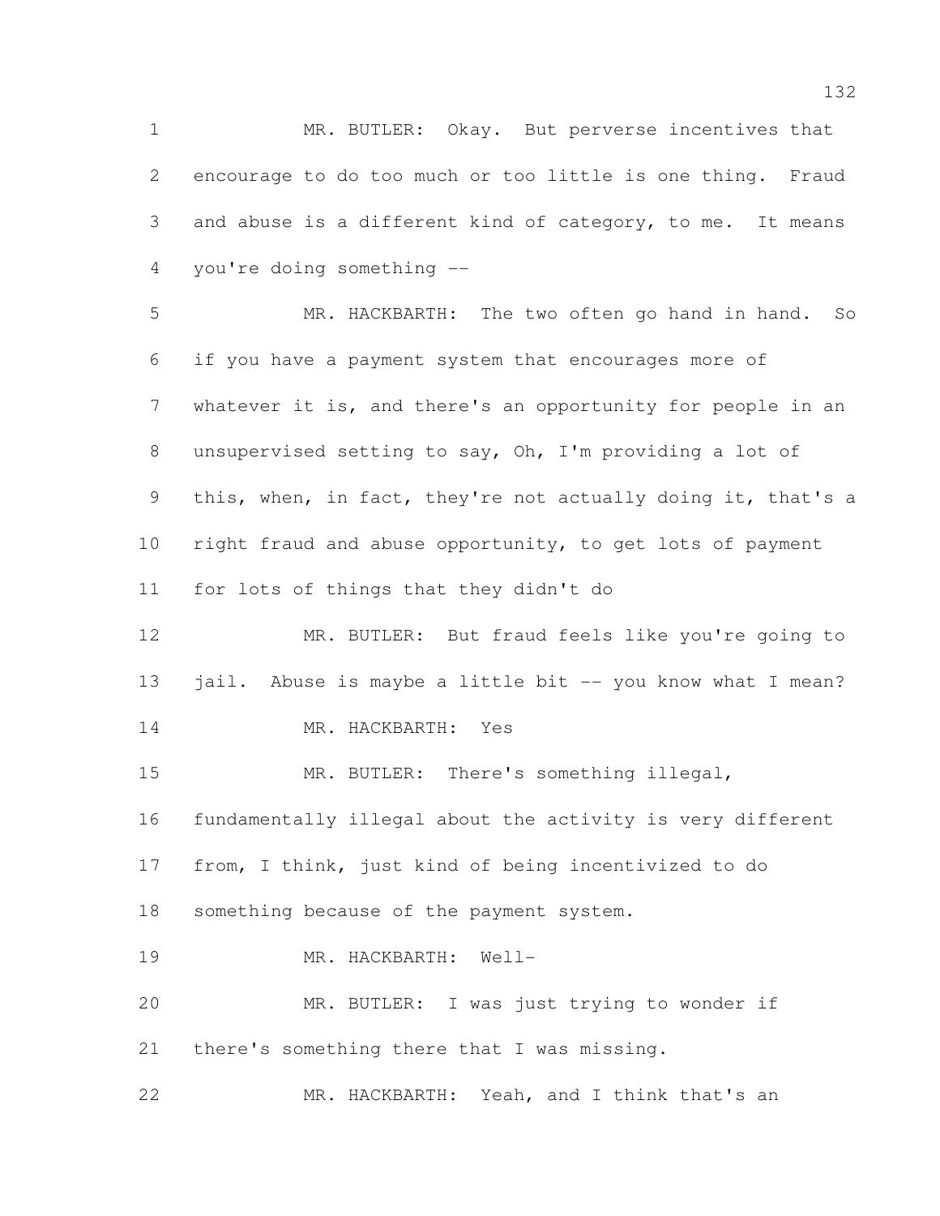MR. BUTLER: Okay. But perverse incentives that encourage to do too much or too little is one thing. Fraud and abuse is a different kind of category, to me. It means you're doing something --

MR. HACKBARTH: The two often go hand in hand. So if you have a payment system that encourages more of whatever it is, and there's an opportunity for people in an unsupervised setting to say, Oh, I'm providing a lot of this, when, in fact, they're not actually doing it, that's a right fraud and abuse opportunity, to get lots of payment for lots of things that they didn't do

MR. BUTLER: But fraud feels like you're going to jail. Abuse is maybe a little bit -- you know what I mean?

MR. HACKBARTH: Yes

MR. BUTLER: There's something illegal, fundamentally illegal about the activity is very different from, I think, just kind of being incentivized to do something because of the payment system.

MR. HACKBARTH: Well-

MR. BUTLER: I was just trying to wonder if there's something there that I was missing.

MR. HACKBARTH: Yeah, and I think that's an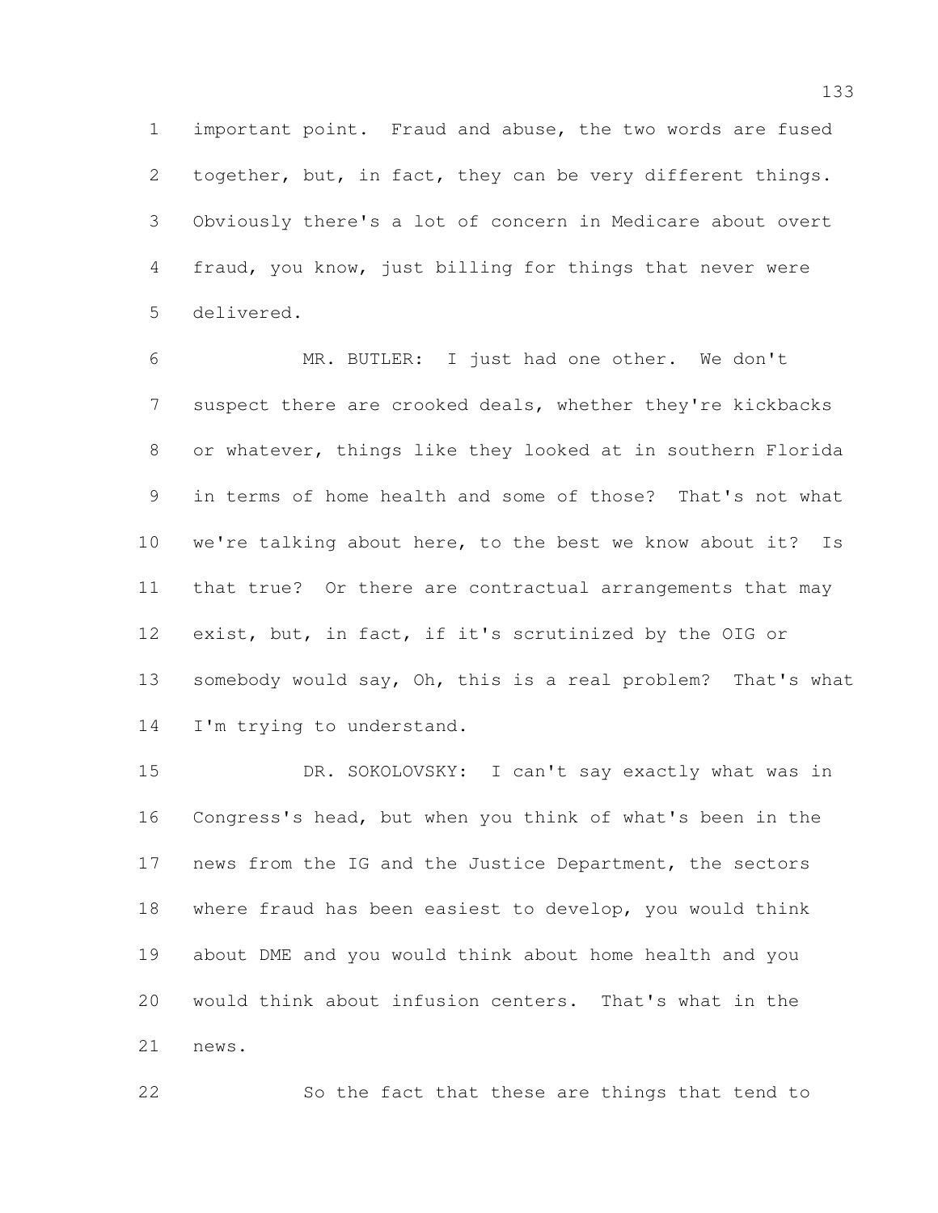important point. Fraud and abuse, the two words are fused together, but, in fact, they can be very different things. Obviously there's a lot of concern in Medicare about overt fraud, you know, just billing for things that never were delivered.

MR. BUTLER: I just had one other. We don't suspect there are crooked deals, whether they're kickbacks or whatever, things like they looked at in southern Florida in terms of home health and some of those? That's not what we're talking about here, to the best we know about it? Is that true? Or there are contractual arrangements that may exist, but, in fact, if it's scrutinized by the OIG or somebody would say, Oh, this is a real problem? That's what I'm trying to understand.

DR. SOKOLOVSKY: I can't say exactly what was in Congress's head, but when you think of what's been in the news from the IG and the Justice Department, the sectors where fraud has been easiest to develop, you would think about DME and you would think about home health and you would think about infusion centers. That's what in the news.

So the fact that these are things that tend to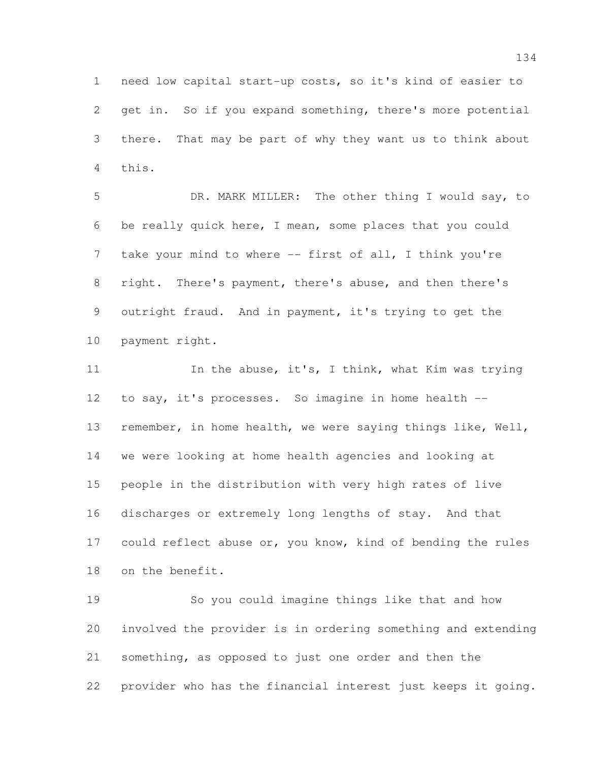need low capital start-up costs, so it's kind of easier to get in. So if you expand something, there's more potential there. That may be part of why they want us to think about this.

DR. MARK MILLER: The other thing I would say, to be really quick here, I mean, some places that you could take your mind to where -- first of all, I think you're right. There's payment, there's abuse, and then there's outright fraud. And in payment, it's trying to get the payment right.

In the abuse, it's, I think, what Kim was trying to say, it's processes. So imagine in home health -- remember, in home health, we were saying things like, Well, we were looking at home health agencies and looking at people in the distribution with very high rates of live discharges or extremely long lengths of stay. And that could reflect abuse or, you know, kind of bending the rules on the benefit.

So you could imagine things like that and how involved the provider is in ordering something and extending something, as opposed to just one order and then the provider who has the financial interest just keeps it going.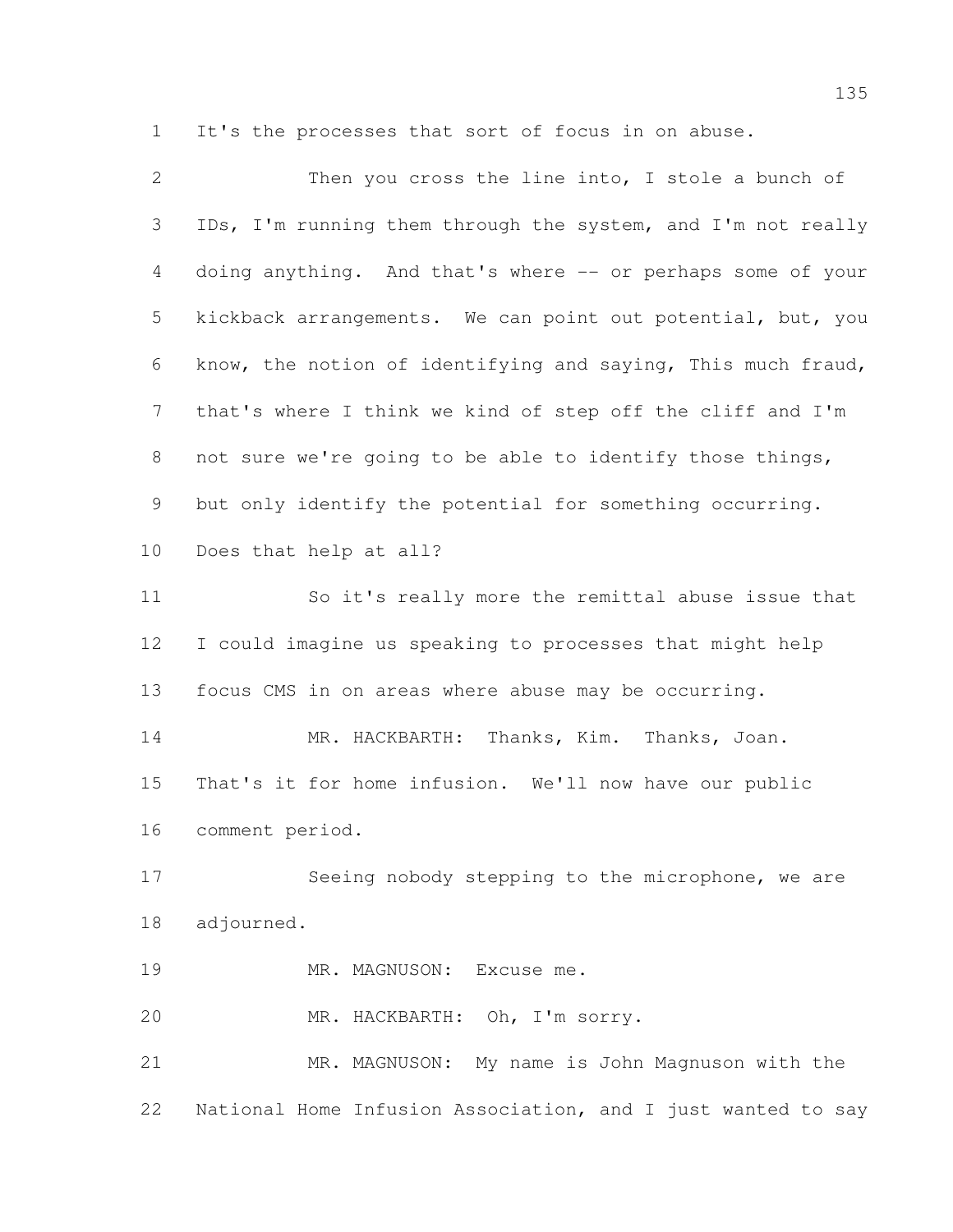It's the processes that sort of focus in on abuse.

Then you cross the line into, I stole a bunch of IDs, I'm running them through the system, and I'm not really doing anything. And that's where -- or perhaps some of your kickback arrangements. We can point out potential, but, you know, the notion of identifying and saying, This much fraud, that's where I think we kind of step off the cliff and I'm not sure we're going to be able to identify those things, but only identify the potential for something occurring. Does that help at all?

So it's really more the remittal abuse issue that I could imagine us speaking to processes that might help focus CMS in on areas where abuse may be occurring.

MR. HACKBARTH: Thanks, Kim. Thanks, Joan. That's it for home infusion. We'll now have our public comment period.

Seeing nobody stepping to the microphone, we are adjourned.

MR. MAGNUSON: Excuse me.

MR. HACKBARTH: Oh, I'm sorry.

MR. MAGNUSON: My name is John Magnuson with the National Home Infusion Association, and I just wanted to say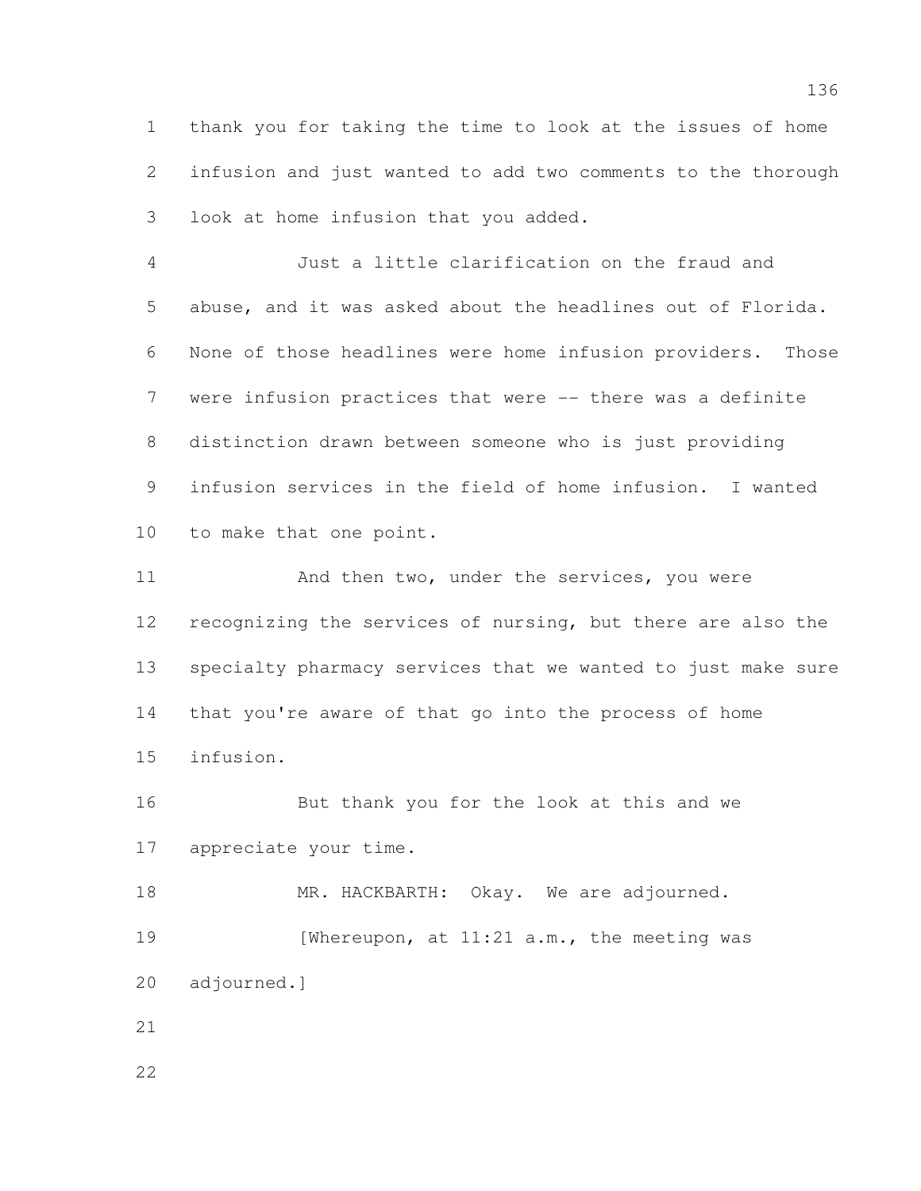thank you for taking the time to look at the issues of home infusion and just wanted to add two comments to the thorough look at home infusion that you added.

Just a little clarification on the fraud and abuse, and it was asked about the headlines out of Florida. None of those headlines were home infusion providers. Those were infusion practices that were -- there was a definite distinction drawn between someone who is just providing infusion services in the field of home infusion. I wanted to make that one point.

And then two, under the services, you were recognizing the services of nursing, but there are also the specialty pharmacy services that we wanted to just make sure that you're aware of that go into the process of home infusion.

But thank you for the look at this and we appreciate your time.

MR. HACKBARTH: Okay. We are adjourned.

[Whereupon, at 11:21 a.m., the meeting was adjourned.]